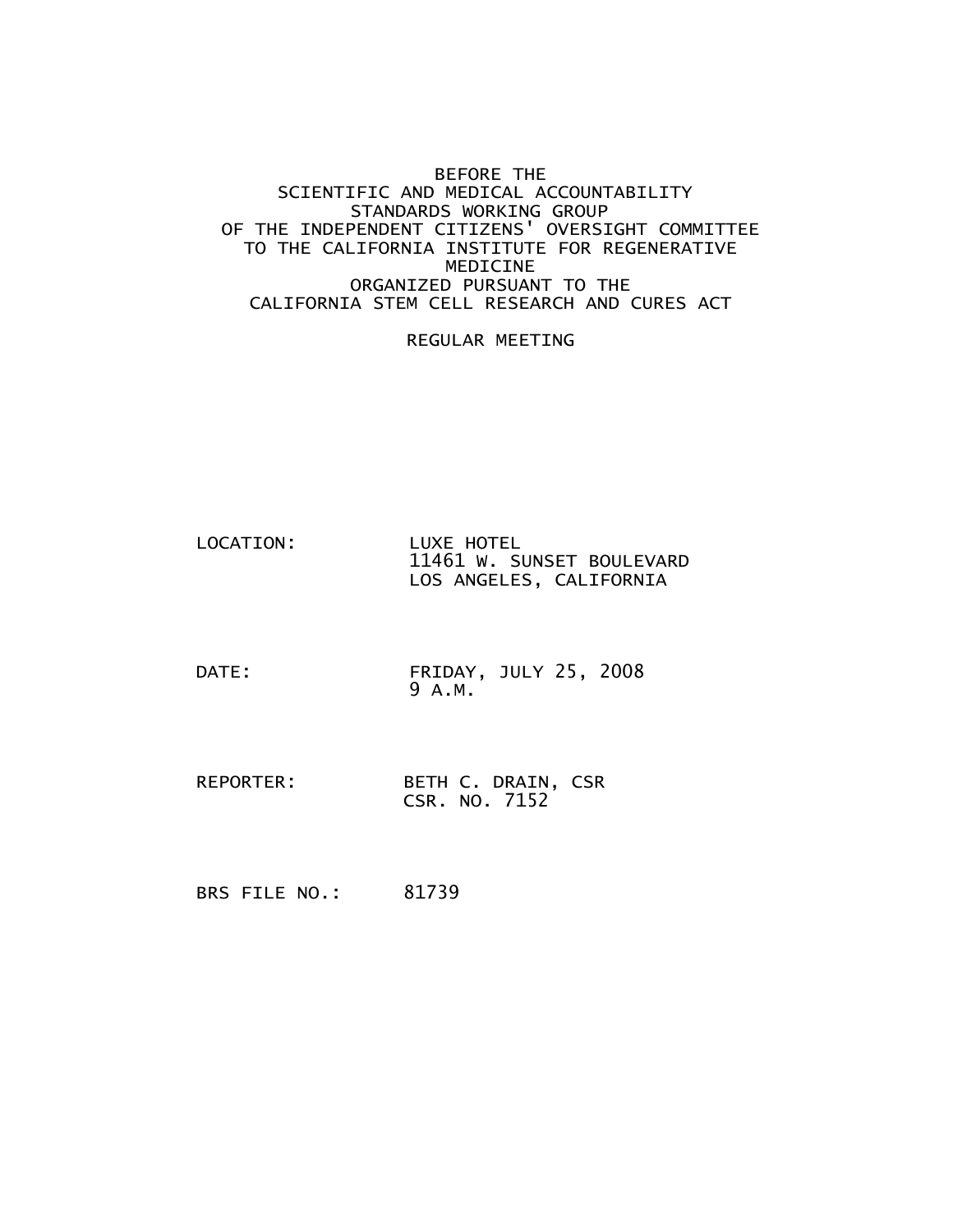BEFORE THE
SCIENTIFIC AND MEDICAL ACCOUNTABILITY
STANDARDS WORKING GROUP
OF THE INDEPENDENT CITIZENS' OVERSIGHT COMMITTEE
TO THE CALIFORNIA INSTITUTE FOR REGENERATIVE
MEDICINE
ORGANIZED PURSUANT TO THE
CALIFORNIA STEM CELL RESEARCH AND CURES ACT

REGULAR MEETING

LOCATION: LUXE HOTEL
11461 W. SUNSET BOULEVARD
LOS ANGELES, CALIFORNIA

DATE: FRIDAY, JULY 25, 2008
9 A.M.

REPORTER: BETH C. DRAIN, CSR
CSR. NO. 7152

BRS FILE NO.: 81739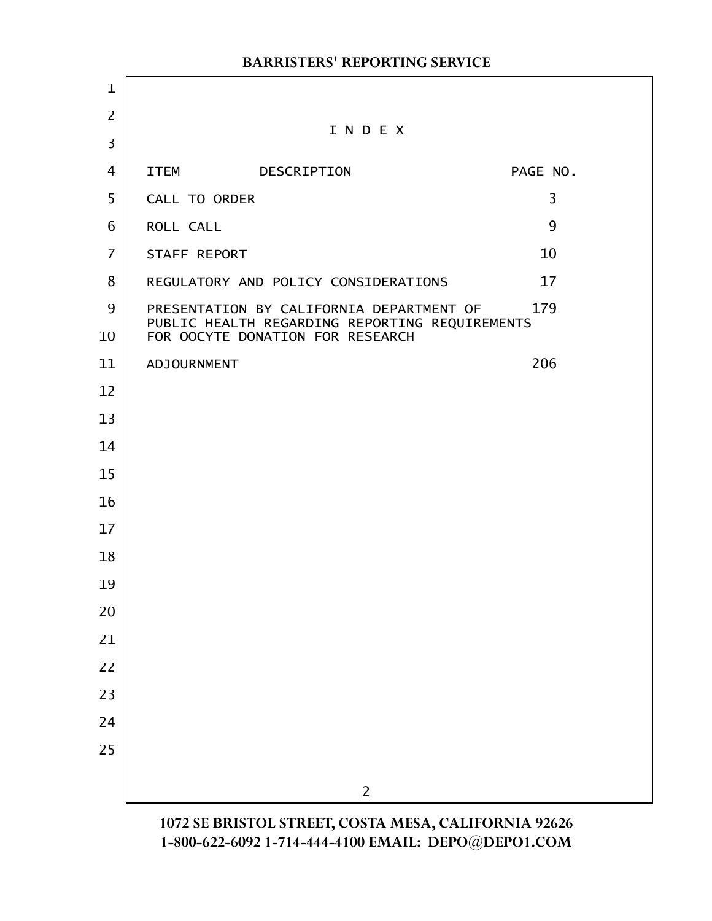# I N D E X

| ITEM DESCRIPTION | PAGE NO. |
|---|---|
| CALL TO ORDER | 3 |
| ROLL CALL | 9 |
| STAFF REPORT | 10 |
| REGULATORY AND POLICY CONSIDERATIONS | 17 |
| PRESENTATION BY CALIFORNIA DEPARTMENT OF PUBLIC HEALTH REGARDING REPORTING REQUIREMENTS FOR OOCYTE DONATION FOR RESEARCH | 179 |
| ADJOURNMENT | 206 |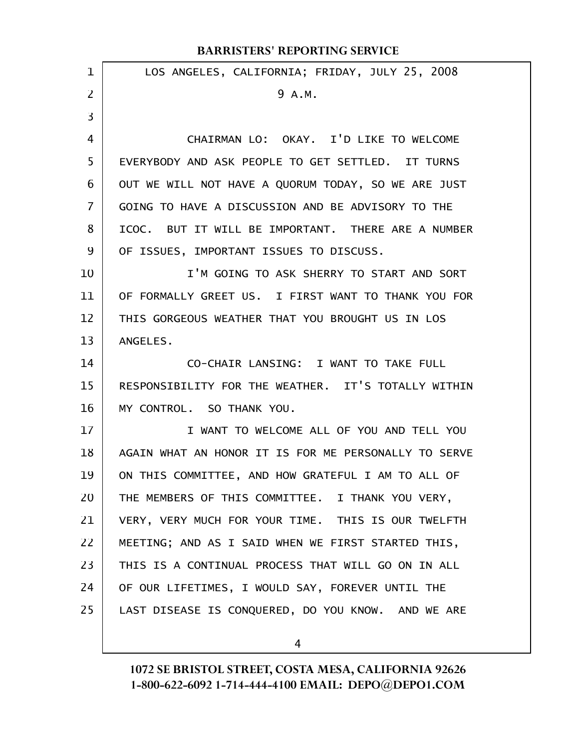LOS ANGELES, CALIFORNIA; FRIDAY, JULY 25, 2008

9 A.M.

CHAIRMAN LO: OKAY. I'D LIKE TO WELCOME EVERYBODY AND ASK PEOPLE TO GET SETTLED. IT TURNS OUT WE WILL NOT HAVE A QUORUM TODAY, SO WE ARE JUST GOING TO HAVE A DISCUSSION AND BE ADVISORY TO THE ICOC. BUT IT WILL BE IMPORTANT. THERE ARE A NUMBER OF ISSUES, IMPORTANT ISSUES TO DISCUSS.

I'M GOING TO ASK SHERRY TO START AND SORT OF FORMALLY GREET US. I FIRST WANT TO THANK YOU FOR THIS GORGEOUS WEATHER THAT YOU BROUGHT US IN LOS ANGELES.

CO-CHAIR LANSING: I WANT TO TAKE FULL RESPONSIBILITY FOR THE WEATHER. IT'S TOTALLY WITHIN MY CONTROL. SO THANK YOU.

I WANT TO WELCOME ALL OF YOU AND TELL YOU AGAIN WHAT AN HONOR IT IS FOR ME PERSONALLY TO SERVE ON THIS COMMITTEE, AND HOW GRATEFUL I AM TO ALL OF THE MEMBERS OF THIS COMMITTEE. I THANK YOU VERY, VERY, VERY MUCH FOR YOUR TIME. THIS IS OUR TWELFTH MEETING; AND AS I SAID WHEN WE FIRST STARTED THIS, THIS IS A CONTINUAL PROCESS THAT WILL GO ON IN ALL OF OUR LIFETIMES, I WOULD SAY, FOREVER UNTIL THE LAST DISEASE IS CONQUERED, DO YOU KNOW. AND WE ARE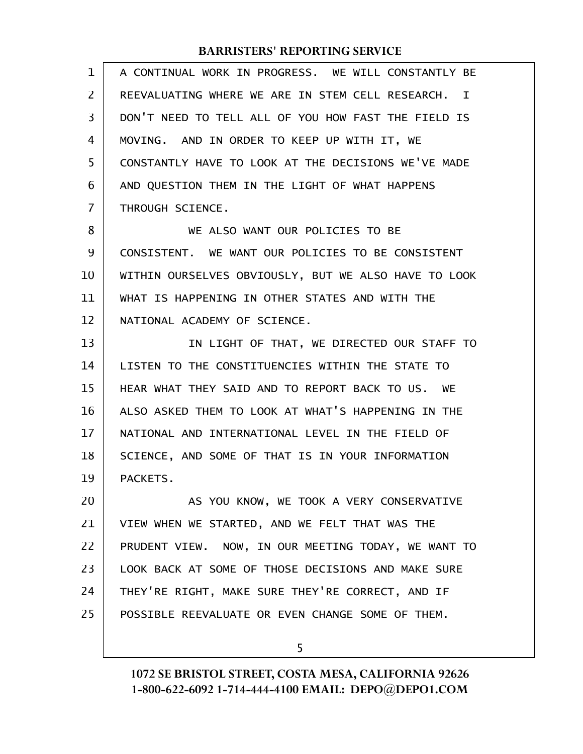A CONTINUAL WORK IN PROGRESS. WE WILL CONSTANTLY BE REEVALUATING WHERE WE ARE IN STEM CELL RESEARCH. I DON'T NEED TO TELL ALL OF YOU HOW FAST THE FIELD IS MOVING. AND IN ORDER TO KEEP UP WITH IT, WE CONSTANTLY HAVE TO LOOK AT THE DECISIONS WE'VE MADE AND QUESTION THEM IN THE LIGHT OF WHAT HAPPENS THROUGH SCIENCE.

WE ALSO WANT OUR POLICIES TO BE CONSISTENT. WE WANT OUR POLICIES TO BE CONSISTENT WITHIN OURSELVES OBVIOUSLY, BUT WE ALSO HAVE TO LOOK WHAT IS HAPPENING IN OTHER STATES AND WITH THE NATIONAL ACADEMY OF SCIENCE.

IN LIGHT OF THAT, WE DIRECTED OUR STAFF TO LISTEN TO THE CONSTITUENCIES WITHIN THE STATE TO HEAR WHAT THEY SAID AND TO REPORT BACK TO US. WE ALSO ASKED THEM TO LOOK AT WHAT'S HAPPENING IN THE NATIONAL AND INTERNATIONAL LEVEL IN THE FIELD OF SCIENCE, AND SOME OF THAT IS IN YOUR INFORMATION PACKETS.

AS YOU KNOW, WE TOOK A VERY CONSERVATIVE VIEW WHEN WE STARTED, AND WE FELT THAT WAS THE PRUDENT VIEW. NOW, IN OUR MEETING TODAY, WE WANT TO LOOK BACK AT SOME OF THOSE DECISIONS AND MAKE SURE THEY'RE RIGHT, MAKE SURE THEY'RE CORRECT, AND IF POSSIBLE REEVALUATE OR EVEN CHANGE SOME OF THEM.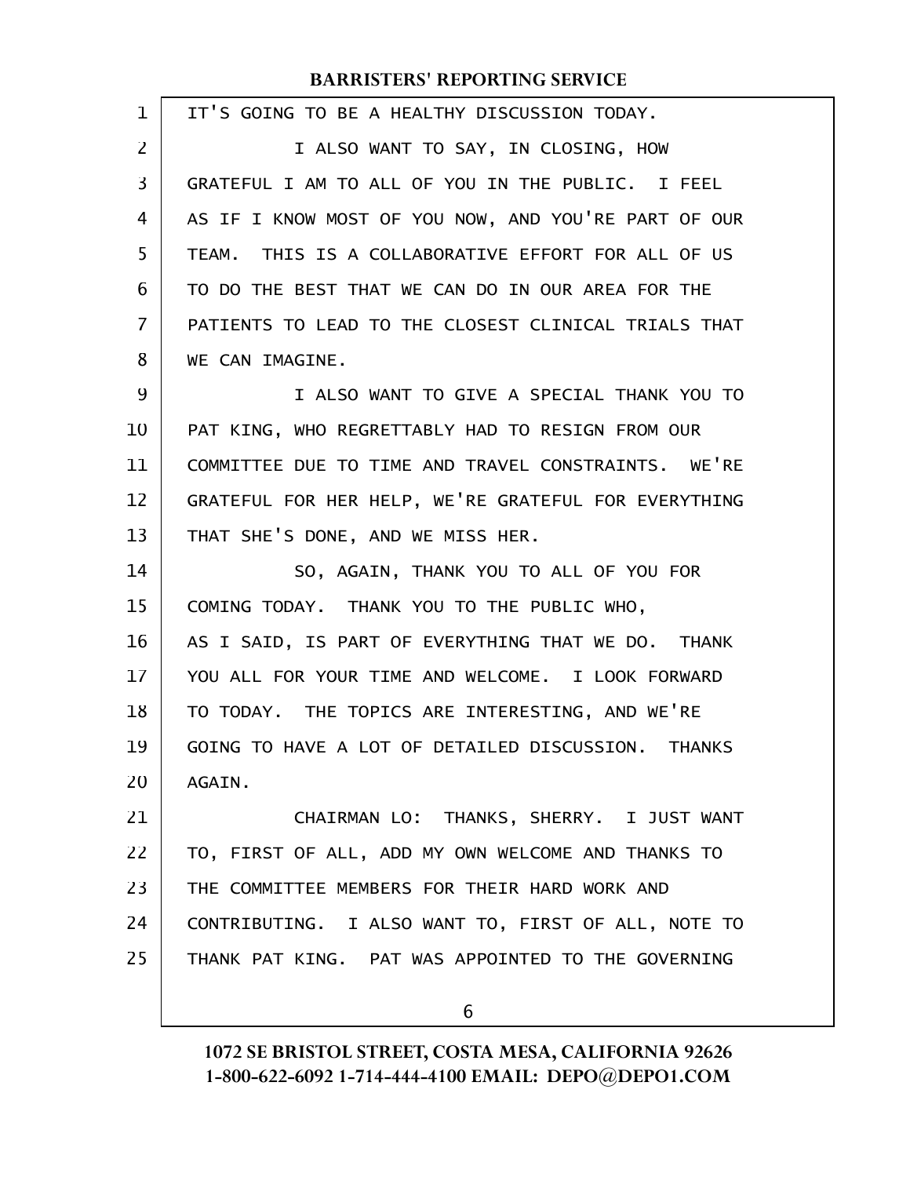IT'S GOING TO BE A HEALTHY DISCUSSION TODAY.

I ALSO WANT TO SAY, IN CLOSING, HOW GRATEFUL I AM TO ALL OF YOU IN THE PUBLIC. I FEEL AS IF I KNOW MOST OF YOU NOW, AND YOU'RE PART OF OUR TEAM. THIS IS A COLLABORATIVE EFFORT FOR ALL OF US TO DO THE BEST THAT WE CAN DO IN OUR AREA FOR THE PATIENTS TO LEAD TO THE CLOSEST CLINICAL TRIALS THAT WE CAN IMAGINE.

I ALSO WANT TO GIVE A SPECIAL THANK YOU TO PAT KING, WHO REGRETTABLY HAD TO RESIGN FROM OUR COMMITTEE DUE TO TIME AND TRAVEL CONSTRAINTS. WE'RE GRATEFUL FOR HER HELP, WE'RE GRATEFUL FOR EVERYTHING THAT SHE'S DONE, AND WE MISS HER.

SO, AGAIN, THANK YOU TO ALL OF YOU FOR COMING TODAY. THANK YOU TO THE PUBLIC WHO, AS I SAID, IS PART OF EVERYTHING THAT WE DO. THANK YOU ALL FOR YOUR TIME AND WELCOME. I LOOK FORWARD TO TODAY. THE TOPICS ARE INTERESTING, AND WE'RE GOING TO HAVE A LOT OF DETAILED DISCUSSION. THANKS AGAIN.

CHAIRMAN LO: THANKS, SHERRY. I JUST WANT TO, FIRST OF ALL, ADD MY OWN WELCOME AND THANKS TO THE COMMITTEE MEMBERS FOR THEIR HARD WORK AND CONTRIBUTING. I ALSO WANT TO, FIRST OF ALL, NOTE TO THANK PAT KING. PAT WAS APPOINTED TO THE GOVERNING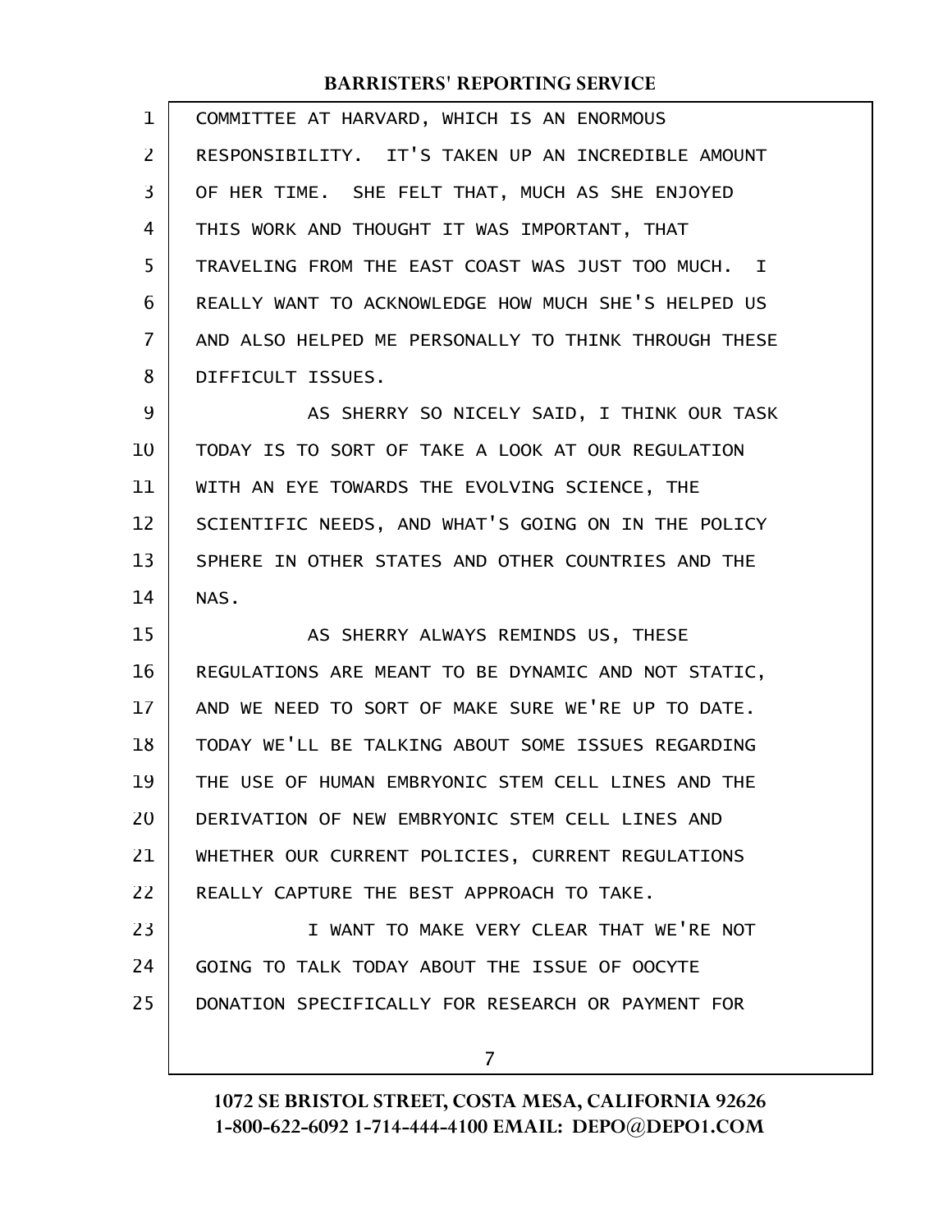COMMITTEE AT HARVARD, WHICH IS AN ENORMOUS RESPONSIBILITY. IT'S TAKEN UP AN INCREDIBLE AMOUNT OF HER TIME. SHE FELT THAT, MUCH AS SHE ENJOYED THIS WORK AND THOUGHT IT WAS IMPORTANT, THAT TRAVELING FROM THE EAST COAST WAS JUST TOO MUCH. I REALLY WANT TO ACKNOWLEDGE HOW MUCH SHE'S HELPED US AND ALSO HELPED ME PERSONALLY TO THINK THROUGH THESE DIFFICULT ISSUES.

AS SHERRY SO NICELY SAID, I THINK OUR TASK TODAY IS TO SORT OF TAKE A LOOK AT OUR REGULATION WITH AN EYE TOWARDS THE EVOLVING SCIENCE, THE SCIENTIFIC NEEDS, AND WHAT'S GOING ON IN THE POLICY SPHERE IN OTHER STATES AND OTHER COUNTRIES AND THE NAS.

AS SHERRY ALWAYS REMINDS US, THESE REGULATIONS ARE MEANT TO BE DYNAMIC AND NOT STATIC, AND WE NEED TO SORT OF MAKE SURE WE'RE UP TO DATE. TODAY WE'LL BE TALKING ABOUT SOME ISSUES REGARDING THE USE OF HUMAN EMBRYONIC STEM CELL LINES AND THE DERIVATION OF NEW EMBRYONIC STEM CELL LINES AND WHETHER OUR CURRENT POLICIES, CURRENT REGULATIONS REALLY CAPTURE THE BEST APPROACH TO TAKE.

I WANT TO MAKE VERY CLEAR THAT WE'RE NOT GOING TO TALK TODAY ABOUT THE ISSUE OF OOCYTE DONATION SPECIFICALLY FOR RESEARCH OR PAYMENT FOR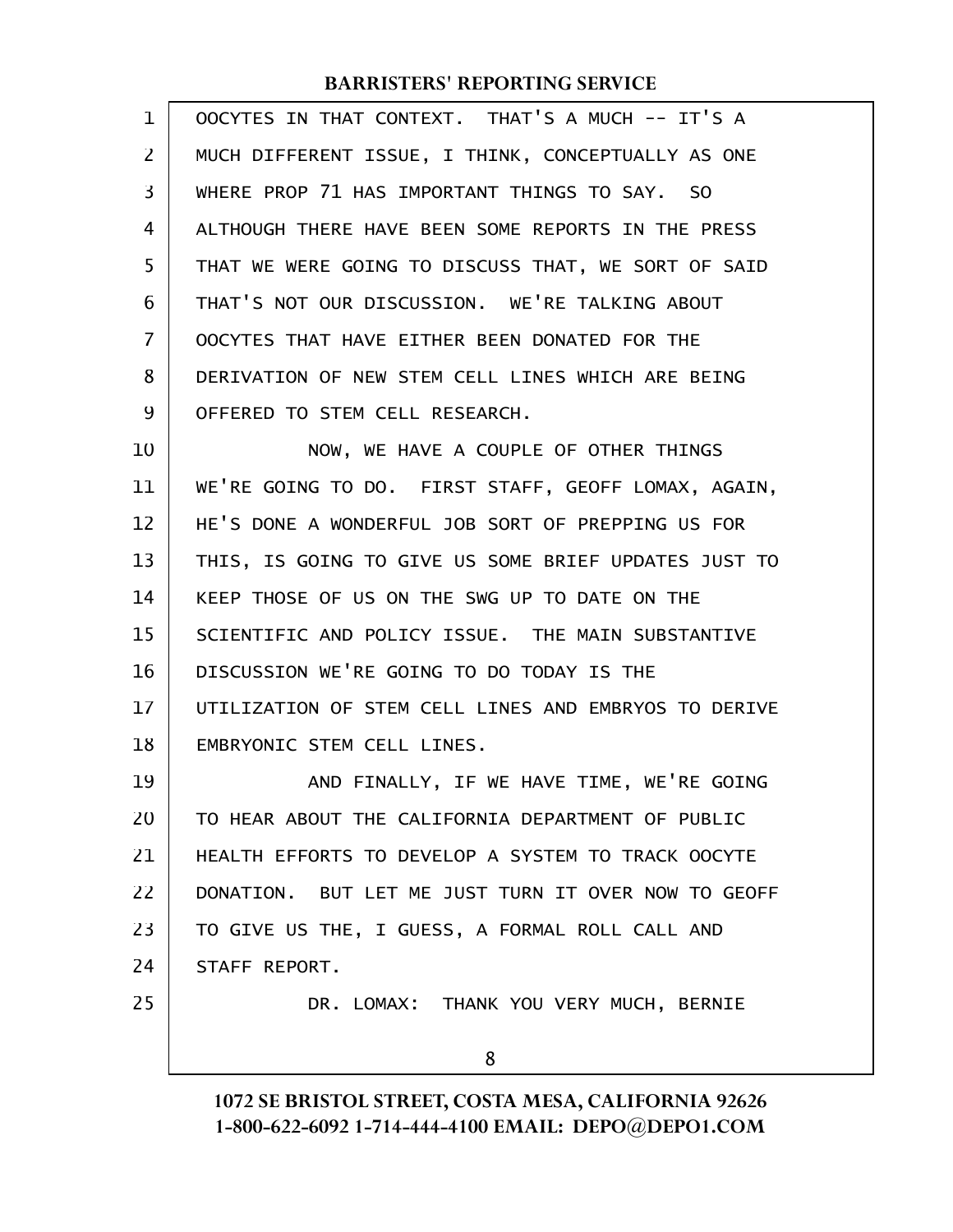OOCYTES IN THAT CONTEXT. THAT'S A MUCH -- IT'S A MUCH DIFFERENT ISSUE, I THINK, CONCEPTUALLY AS ONE WHERE PROP 71 HAS IMPORTANT THINGS TO SAY. SO ALTHOUGH THERE HAVE BEEN SOME REPORTS IN THE PRESS THAT WE WERE GOING TO DISCUSS THAT, WE SORT OF SAID THAT'S NOT OUR DISCUSSION. WE'RE TALKING ABOUT OOCYTES THAT HAVE EITHER BEEN DONATED FOR THE DERIVATION OF NEW STEM CELL LINES WHICH ARE BEING OFFERED TO STEM CELL RESEARCH.

NOW, WE HAVE A COUPLE OF OTHER THINGS WE'RE GOING TO DO. FIRST STAFF, GEOFF LOMAX, AGAIN, HE'S DONE A WONDERFUL JOB SORT OF PREPPING US FOR THIS, IS GOING TO GIVE US SOME BRIEF UPDATES JUST TO KEEP THOSE OF US ON THE SWG UP TO DATE ON THE SCIENTIFIC AND POLICY ISSUE. THE MAIN SUBSTANTIVE DISCUSSION WE'RE GOING TO DO TODAY IS THE UTILIZATION OF STEM CELL LINES AND EMBRYOS TO DERIVE EMBRYONIC STEM CELL LINES.

AND FINALLY, IF WE HAVE TIME, WE'RE GOING TO HEAR ABOUT THE CALIFORNIA DEPARTMENT OF PUBLIC HEALTH EFFORTS TO DEVELOP A SYSTEM TO TRACK OOCYTE DONATION. BUT LET ME JUST TURN IT OVER NOW TO GEOFF TO GIVE US THE, I GUESS, A FORMAL ROLL CALL AND STAFF REPORT.

DR. LOMAX: THANK YOU VERY MUCH, BERNIE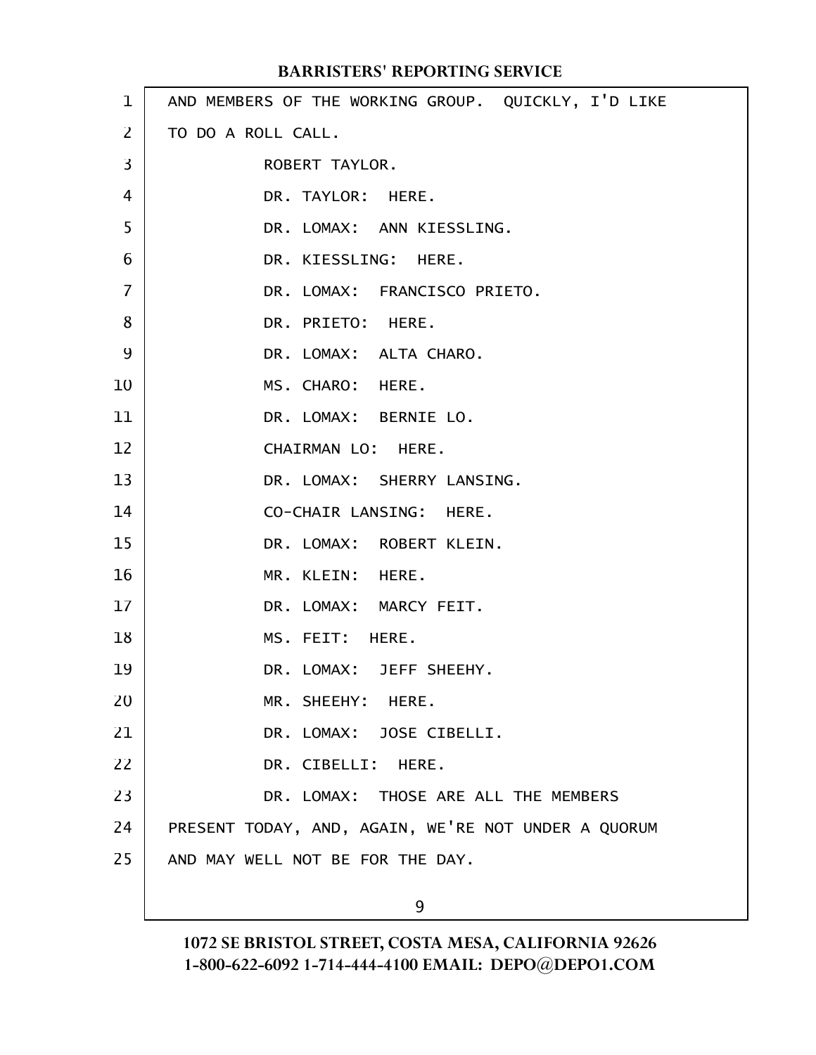AND MEMBERS OF THE WORKING GROUP. QUICKLY, I'D LIKE TO DO A ROLL CALL.

ROBERT TAYLOR.

DR. TAYLOR: HERE.

DR. LOMAX: ANN KIESSLING.

DR. KIESSLING: HERE.

DR. LOMAX: FRANCISCO PRIETO.

DR. PRIETO: HERE.

DR. LOMAX: ALTA CHARO.

MS. CHARO: HERE.

DR. LOMAX: BERNIE LO.

CHAIRMAN LO: HERE.

DR. LOMAX: SHERRY LANSING.

CO-CHAIR LANSING: HERE.

DR. LOMAX: ROBERT KLEIN.

MR. KLEIN: HERE.

DR. LOMAX: MARCY FEIT.

MS. FEIT: HERE.

DR. LOMAX: JEFF SHEEHY.

MR. SHEEHY: HERE.

DR. LOMAX: JOSE CIBELLI.

DR. CIBELLI: HERE.

DR. LOMAX: THOSE ARE ALL THE MEMBERS PRESENT TODAY, AND, AGAIN, WE'RE NOT UNDER A QUORUM AND MAY WELL NOT BE FOR THE DAY.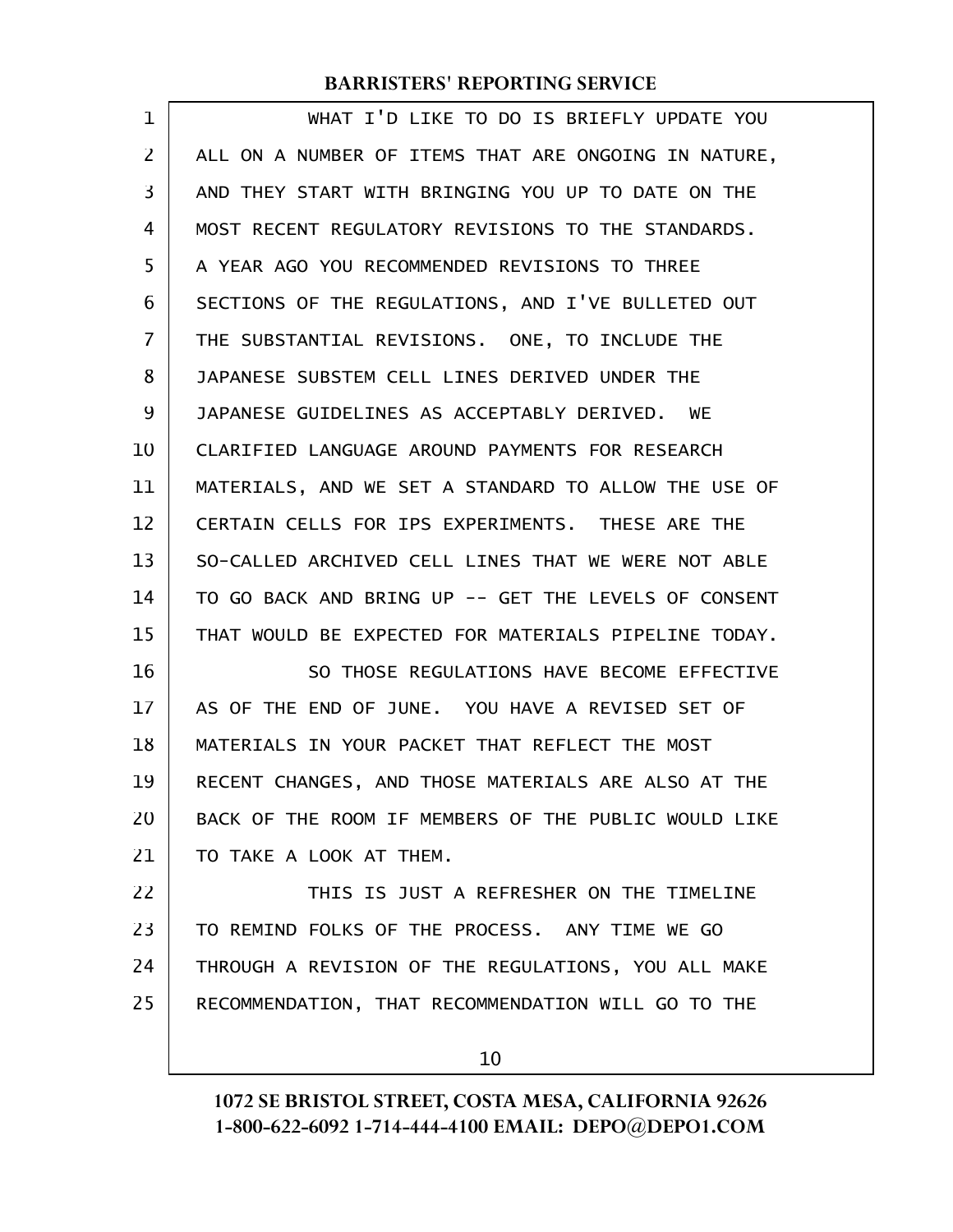WHAT I'D LIKE TO DO IS BRIEFLY UPDATE YOU ALL ON A NUMBER OF ITEMS THAT ARE ONGOING IN NATURE, AND THEY START WITH BRINGING YOU UP TO DATE ON THE MOST RECENT REGULATORY REVISIONS TO THE STANDARDS. A YEAR AGO YOU RECOMMENDED REVISIONS TO THREE SECTIONS OF THE REGULATIONS, AND I'VE BULLETED OUT THE SUBSTANTIAL REVISIONS. ONE, TO INCLUDE THE JAPANESE SUBSTEM CELL LINES DERIVED UNDER THE JAPANESE GUIDELINES AS ACCEPTABLY DERIVED. WE CLARIFIED LANGUAGE AROUND PAYMENTS FOR RESEARCH MATERIALS, AND WE SET A STANDARD TO ALLOW THE USE OF CERTAIN CELLS FOR IPS EXPERIMENTS. THESE ARE THE SO-CALLED ARCHIVED CELL LINES THAT WE WERE NOT ABLE TO GO BACK AND BRING UP -- GET THE LEVELS OF CONSENT THAT WOULD BE EXPECTED FOR MATERIALS PIPELINE TODAY.

SO THOSE REGULATIONS HAVE BECOME EFFECTIVE AS OF THE END OF JUNE. YOU HAVE A REVISED SET OF MATERIALS IN YOUR PACKET THAT REFLECT THE MOST RECENT CHANGES, AND THOSE MATERIALS ARE ALSO AT THE BACK OF THE ROOM IF MEMBERS OF THE PUBLIC WOULD LIKE TO TAKE A LOOK AT THEM.

THIS IS JUST A REFRESHER ON THE TIMELINE TO REMIND FOLKS OF THE PROCESS. ANY TIME WE GO THROUGH A REVISION OF THE REGULATIONS, YOU ALL MAKE RECOMMENDATION, THAT RECOMMENDATION WILL GO TO THE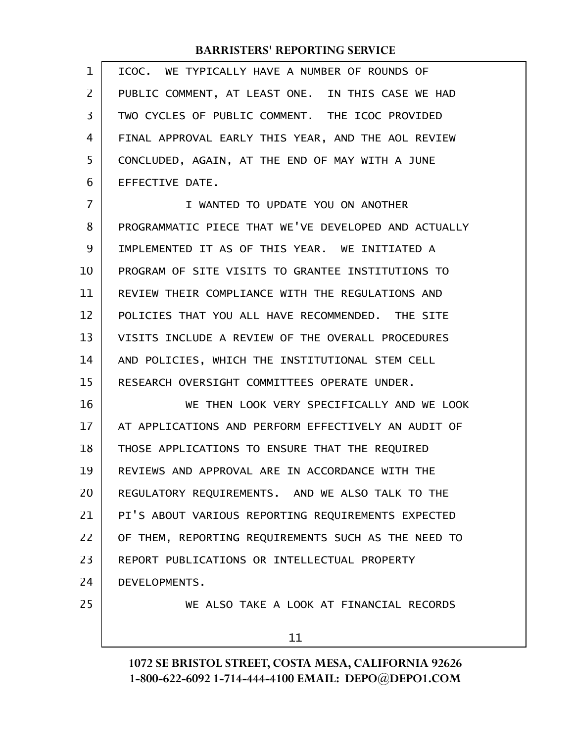ICOC. WE TYPICALLY HAVE A NUMBER OF ROUNDS OF PUBLIC COMMENT, AT LEAST ONE. IN THIS CASE WE HAD TWO CYCLES OF PUBLIC COMMENT. THE ICOC PROVIDED FINAL APPROVAL EARLY THIS YEAR, AND THE AOL REVIEW CONCLUDED, AGAIN, AT THE END OF MAY WITH A JUNE EFFECTIVE DATE.

I WANTED TO UPDATE YOU ON ANOTHER PROGRAMMATIC PIECE THAT WE'VE DEVELOPED AND ACTUALLY IMPLEMENTED IT AS OF THIS YEAR. WE INITIATED A PROGRAM OF SITE VISITS TO GRANTEE INSTITUTIONS TO REVIEW THEIR COMPLIANCE WITH THE REGULATIONS AND POLICIES THAT YOU ALL HAVE RECOMMENDED. THE SITE VISITS INCLUDE A REVIEW OF THE OVERALL PROCEDURES AND POLICIES, WHICH THE INSTITUTIONAL STEM CELL RESEARCH OVERSIGHT COMMITTEES OPERATE UNDER.

WE THEN LOOK VERY SPECIFICALLY AND WE LOOK AT APPLICATIONS AND PERFORM EFFECTIVELY AN AUDIT OF THOSE APPLICATIONS TO ENSURE THAT THE REQUIRED REVIEWS AND APPROVAL ARE IN ACCORDANCE WITH THE REGULATORY REQUIREMENTS. AND WE ALSO TALK TO THE PI'S ABOUT VARIOUS REPORTING REQUIREMENTS EXPECTED OF THEM, REPORTING REQUIREMENTS SUCH AS THE NEED TO REPORT PUBLICATIONS OR INTELLECTUAL PROPERTY DEVELOPMENTS.

WE ALSO TAKE A LOOK AT FINANCIAL RECORDS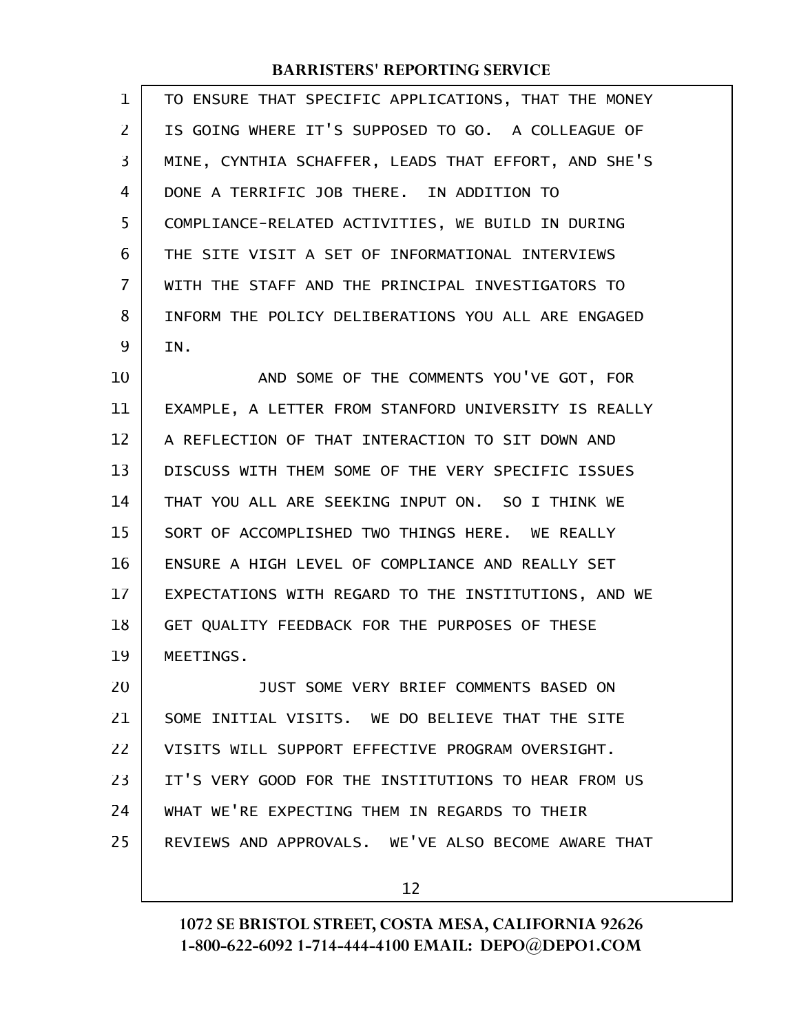TO ENSURE THAT SPECIFIC APPLICATIONS, THAT THE MONEY IS GOING WHERE IT'S SUPPOSED TO GO. A COLLEAGUE OF MINE, CYNTHIA SCHAFFER, LEADS THAT EFFORT, AND SHE'S DONE A TERRIFIC JOB THERE. IN ADDITION TO COMPLIANCE-RELATED ACTIVITIES, WE BUILD IN DURING THE SITE VISIT A SET OF INFORMATIONAL INTERVIEWS WITH THE STAFF AND THE PRINCIPAL INVESTIGATORS TO INFORM THE POLICY DELIBERATIONS YOU ALL ARE ENGAGED IN.

AND SOME OF THE COMMENTS YOU'VE GOT, FOR EXAMPLE, A LETTER FROM STANFORD UNIVERSITY IS REALLY A REFLECTION OF THAT INTERACTION TO SIT DOWN AND DISCUSS WITH THEM SOME OF THE VERY SPECIFIC ISSUES THAT YOU ALL ARE SEEKING INPUT ON. SO I THINK WE SORT OF ACCOMPLISHED TWO THINGS HERE. WE REALLY ENSURE A HIGH LEVEL OF COMPLIANCE AND REALLY SET EXPECTATIONS WITH REGARD TO THE INSTITUTIONS, AND WE GET QUALITY FEEDBACK FOR THE PURPOSES OF THESE MEETINGS.

JUST SOME VERY BRIEF COMMENTS BASED ON SOME INITIAL VISITS. WE DO BELIEVE THAT THE SITE VISITS WILL SUPPORT EFFECTIVE PROGRAM OVERSIGHT. IT'S VERY GOOD FOR THE INSTITUTIONS TO HEAR FROM US WHAT WE'RE EXPECTING THEM IN REGARDS TO THEIR REVIEWS AND APPROVALS. WE'VE ALSO BECOME AWARE THAT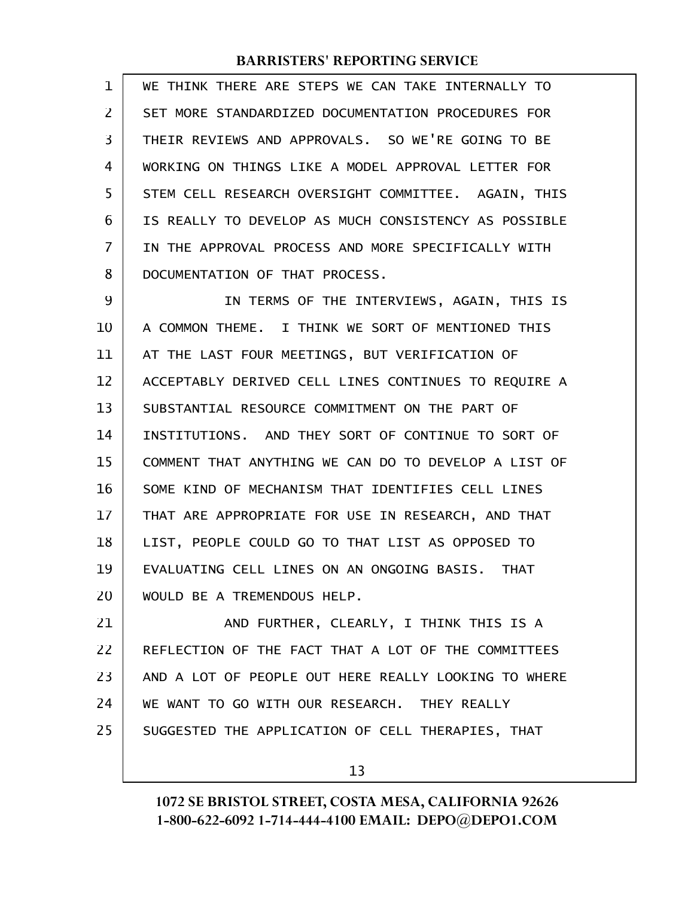WE THINK THERE ARE STEPS WE CAN TAKE INTERNALLY TO SET MORE STANDARDIZED DOCUMENTATION PROCEDURES FOR THEIR REVIEWS AND APPROVALS. SO WE'RE GOING TO BE WORKING ON THINGS LIKE A MODEL APPROVAL LETTER FOR STEM CELL RESEARCH OVERSIGHT COMMITTEE. AGAIN, THIS IS REALLY TO DEVELOP AS MUCH CONSISTENCY AS POSSIBLE IN THE APPROVAL PROCESS AND MORE SPECIFICALLY WITH DOCUMENTATION OF THAT PROCESS.

IN TERMS OF THE INTERVIEWS, AGAIN, THIS IS A COMMON THEME. I THINK WE SORT OF MENTIONED THIS AT THE LAST FOUR MEETINGS, BUT VERIFICATION OF ACCEPTABLY DERIVED CELL LINES CONTINUES TO REQUIRE A SUBSTANTIAL RESOURCE COMMITMENT ON THE PART OF INSTITUTIONS. AND THEY SORT OF CONTINUE TO SORT OF COMMENT THAT ANYTHING WE CAN DO TO DEVELOP A LIST OF SOME KIND OF MECHANISM THAT IDENTIFIES CELL LINES THAT ARE APPROPRIATE FOR USE IN RESEARCH, AND THAT LIST, PEOPLE COULD GO TO THAT LIST AS OPPOSED TO EVALUATING CELL LINES ON AN ONGOING BASIS. THAT WOULD BE A TREMENDOUS HELP.

AND FURTHER, CLEARLY, I THINK THIS IS A REFLECTION OF THE FACT THAT A LOT OF THE COMMITTEES AND A LOT OF PEOPLE OUT HERE REALLY LOOKING TO WHERE WE WANT TO GO WITH OUR RESEARCH. THEY REALLY SUGGESTED THE APPLICATION OF CELL THERAPIES, THAT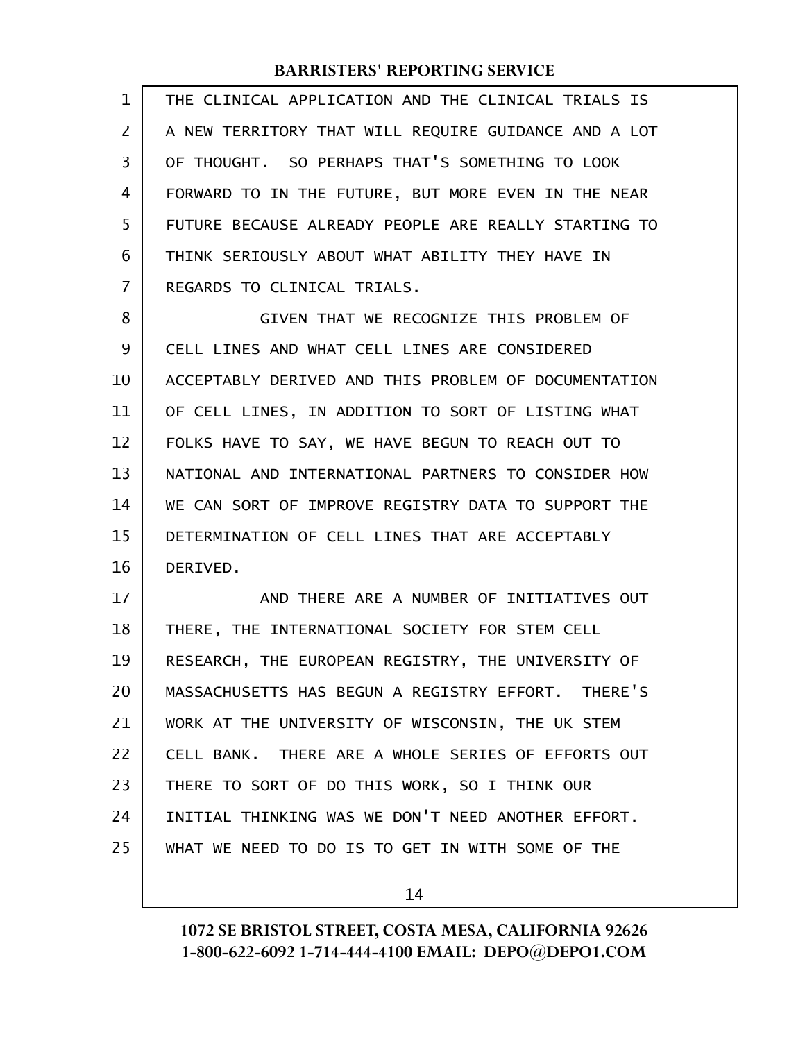THE CLINICAL APPLICATION AND THE CLINICAL TRIALS IS A NEW TERRITORY THAT WILL REQUIRE GUIDANCE AND A LOT OF THOUGHT. SO PERHAPS THAT'S SOMETHING TO LOOK FORWARD TO IN THE FUTURE, BUT MORE EVEN IN THE NEAR FUTURE BECAUSE ALREADY PEOPLE ARE REALLY STARTING TO THINK SERIOUSLY ABOUT WHAT ABILITY THEY HAVE IN REGARDS TO CLINICAL TRIALS.

GIVEN THAT WE RECOGNIZE THIS PROBLEM OF CELL LINES AND WHAT CELL LINES ARE CONSIDERED ACCEPTABLY DERIVED AND THIS PROBLEM OF DOCUMENTATION OF CELL LINES, IN ADDITION TO SORT OF LISTING WHAT FOLKS HAVE TO SAY, WE HAVE BEGUN TO REACH OUT TO NATIONAL AND INTERNATIONAL PARTNERS TO CONSIDER HOW WE CAN SORT OF IMPROVE REGISTRY DATA TO SUPPORT THE DETERMINATION OF CELL LINES THAT ARE ACCEPTABLY DERIVED.

AND THERE ARE A NUMBER OF INITIATIVES OUT THERE, THE INTERNATIONAL SOCIETY FOR STEM CELL RESEARCH, THE EUROPEAN REGISTRY, THE UNIVERSITY OF MASSACHUSETTS HAS BEGUN A REGISTRY EFFORT. THERE'S WORK AT THE UNIVERSITY OF WISCONSIN, THE UK STEM CELL BANK. THERE ARE A WHOLE SERIES OF EFFORTS OUT THERE TO SORT OF DO THIS WORK, SO I THINK OUR INITIAL THINKING WAS WE DON'T NEED ANOTHER EFFORT. WHAT WE NEED TO DO IS TO GET IN WITH SOME OF THE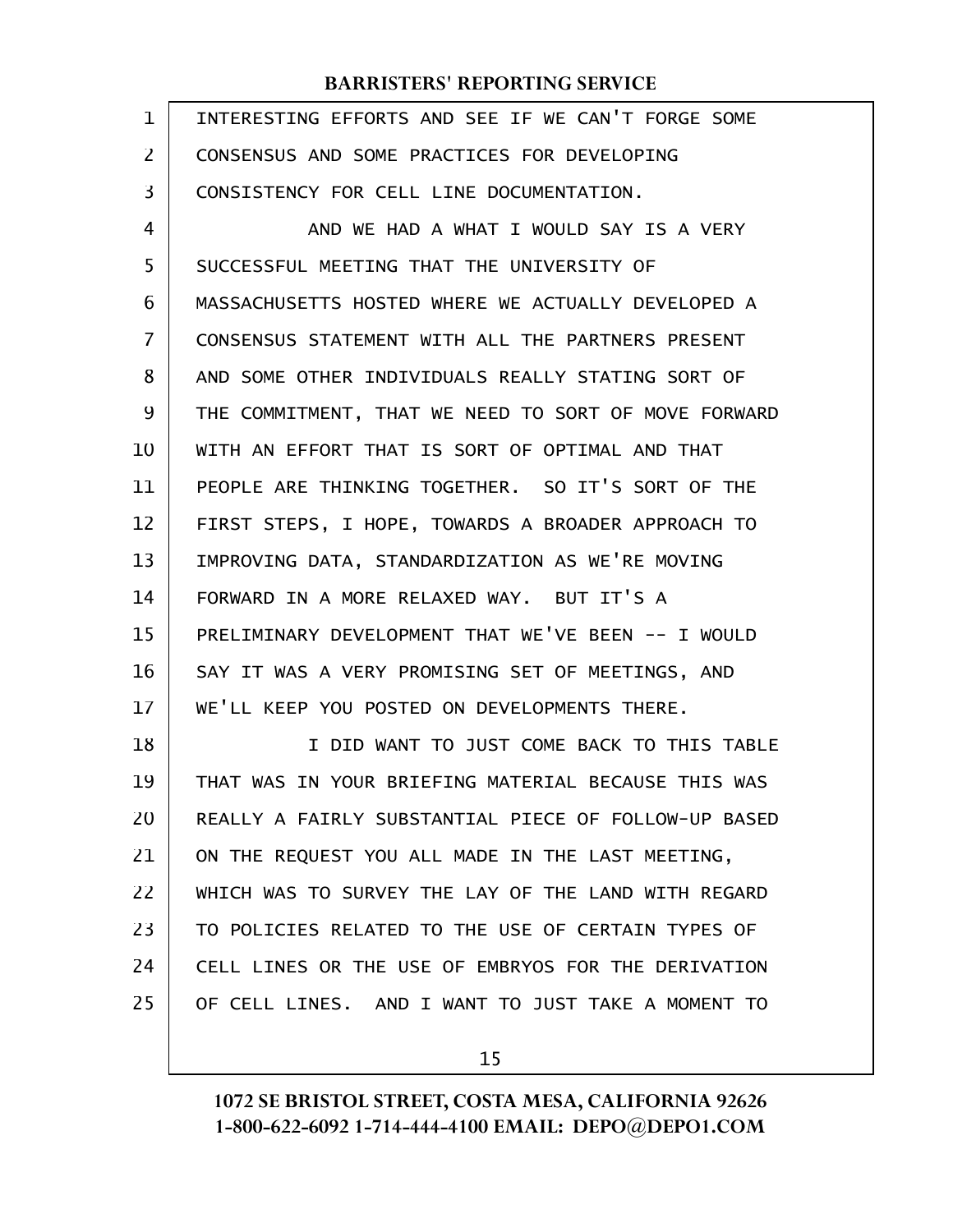INTERESTING EFFORTS AND SEE IF WE CAN'T FORGE SOME CONSENSUS AND SOME PRACTICES FOR DEVELOPING CONSISTENCY FOR CELL LINE DOCUMENTATION.

AND WE HAD A WHAT I WOULD SAY IS A VERY SUCCESSFUL MEETING THAT THE UNIVERSITY OF MASSACHUSETTS HOSTED WHERE WE ACTUALLY DEVELOPED A CONSENSUS STATEMENT WITH ALL THE PARTNERS PRESENT AND SOME OTHER INDIVIDUALS REALLY STATING SORT OF THE COMMITMENT, THAT WE NEED TO SORT OF MOVE FORWARD WITH AN EFFORT THAT IS SORT OF OPTIMAL AND THAT PEOPLE ARE THINKING TOGETHER. SO IT'S SORT OF THE FIRST STEPS, I HOPE, TOWARDS A BROADER APPROACH TO IMPROVING DATA, STANDARDIZATION AS WE'RE MOVING FORWARD IN A MORE RELAXED WAY. BUT IT'S A PRELIMINARY DEVELOPMENT THAT WE'VE BEEN -- I WOULD SAY IT WAS A VERY PROMISING SET OF MEETINGS, AND WE'LL KEEP YOU POSTED ON DEVELOPMENTS THERE.

I DID WANT TO JUST COME BACK TO THIS TABLE THAT WAS IN YOUR BRIEFING MATERIAL BECAUSE THIS WAS REALLY A FAIRLY SUBSTANTIAL PIECE OF FOLLOW-UP BASED ON THE REQUEST YOU ALL MADE IN THE LAST MEETING, WHICH WAS TO SURVEY THE LAY OF THE LAND WITH REGARD TO POLICIES RELATED TO THE USE OF CERTAIN TYPES OF CELL LINES OR THE USE OF EMBRYOS FOR THE DERIVATION OF CELL LINES. AND I WANT TO JUST TAKE A MOMENT TO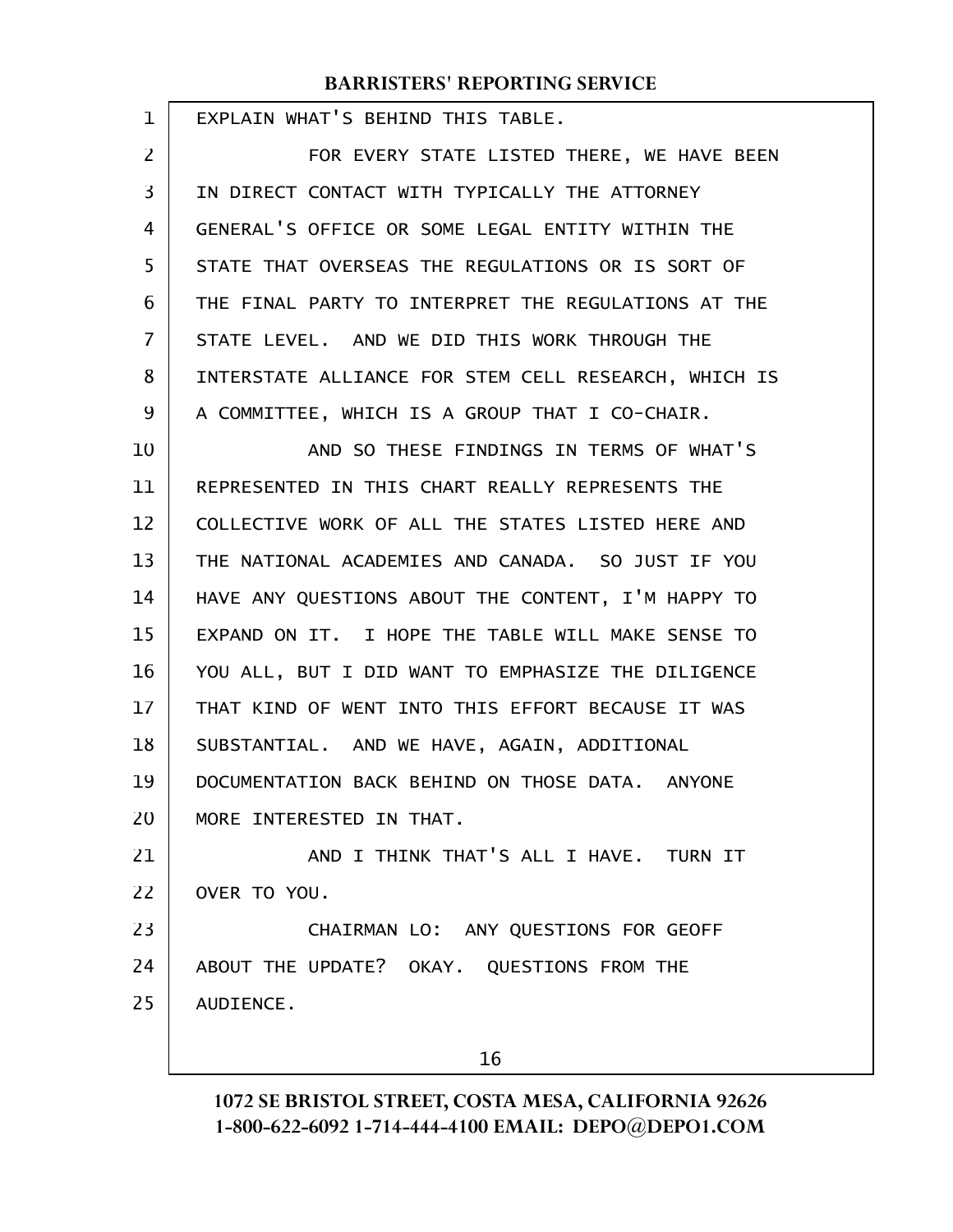EXPLAIN WHAT'S BEHIND THIS TABLE.

FOR EVERY STATE LISTED THERE, WE HAVE BEEN IN DIRECT CONTACT WITH TYPICALLY THE ATTORNEY GENERAL'S OFFICE OR SOME LEGAL ENTITY WITHIN THE STATE THAT OVERSEAS THE REGULATIONS OR IS SORT OF THE FINAL PARTY TO INTERPRET THE REGULATIONS AT THE STATE LEVEL. AND WE DID THIS WORK THROUGH THE INTERSTATE ALLIANCE FOR STEM CELL RESEARCH, WHICH IS A COMMITTEE, WHICH IS A GROUP THAT I CO-CHAIR.

AND SO THESE FINDINGS IN TERMS OF WHAT'S REPRESENTED IN THIS CHART REALLY REPRESENTS THE COLLECTIVE WORK OF ALL THE STATES LISTED HERE AND THE NATIONAL ACADEMIES AND CANADA. SO JUST IF YOU HAVE ANY QUESTIONS ABOUT THE CONTENT, I'M HAPPY TO EXPAND ON IT. I HOPE THE TABLE WILL MAKE SENSE TO YOU ALL, BUT I DID WANT TO EMPHASIZE THE DILIGENCE THAT KIND OF WENT INTO THIS EFFORT BECAUSE IT WAS SUBSTANTIAL. AND WE HAVE, AGAIN, ADDITIONAL DOCUMENTATION BACK BEHIND ON THOSE DATA. ANYONE MORE INTERESTED IN THAT.

AND I THINK THAT'S ALL I HAVE. TURN IT OVER TO YOU.

CHAIRMAN LO: ANY QUESTIONS FOR GEOFF ABOUT THE UPDATE? OKAY. QUESTIONS FROM THE AUDIENCE.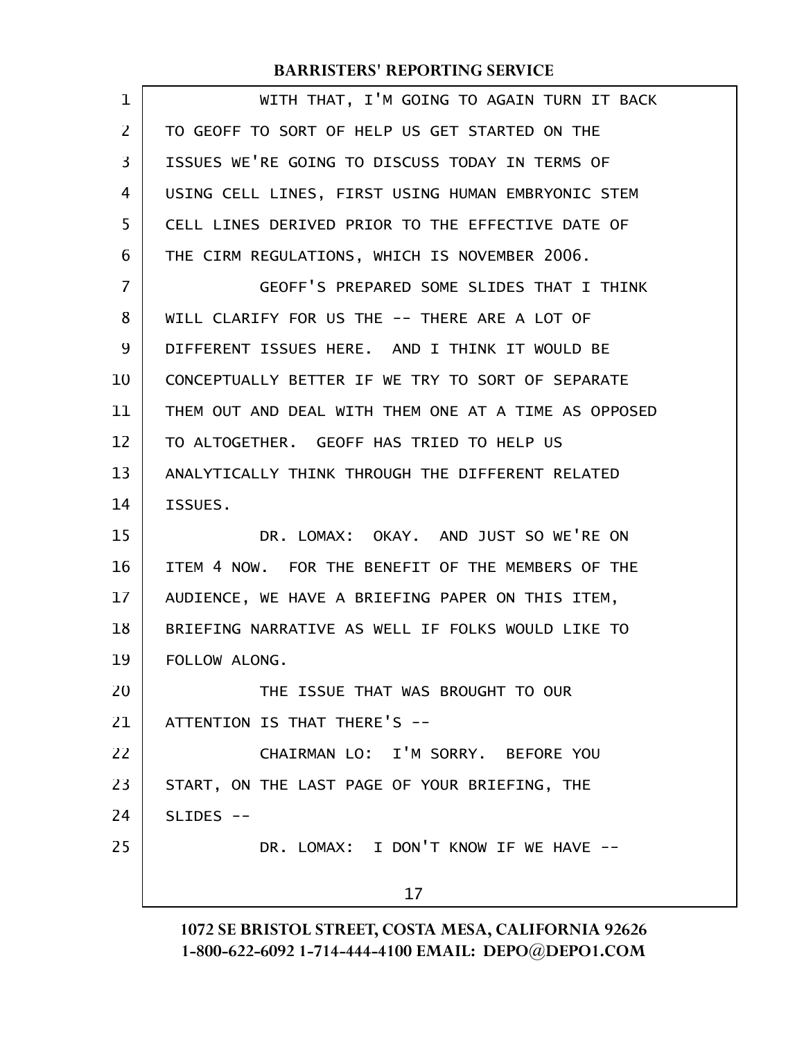WITH THAT, I'M GOING TO AGAIN TURN IT BACK TO GEOFF TO SORT OF HELP US GET STARTED ON THE ISSUES WE'RE GOING TO DISCUSS TODAY IN TERMS OF USING CELL LINES, FIRST USING HUMAN EMBRYONIC STEM CELL LINES DERIVED PRIOR TO THE EFFECTIVE DATE OF THE CIRM REGULATIONS, WHICH IS NOVEMBER 2006.

GEOFF'S PREPARED SOME SLIDES THAT I THINK WILL CLARIFY FOR US THE -- THERE ARE A LOT OF DIFFERENT ISSUES HERE. AND I THINK IT WOULD BE CONCEPTUALLY BETTER IF WE TRY TO SORT OF SEPARATE THEM OUT AND DEAL WITH THEM ONE AT A TIME AS OPPOSED TO ALTOGETHER. GEOFF HAS TRIED TO HELP US ANALYTICALLY THINK THROUGH THE DIFFERENT RELATED ISSUES.

DR. LOMAX: OKAY. AND JUST SO WE'RE ON ITEM 4 NOW. FOR THE BENEFIT OF THE MEMBERS OF THE AUDIENCE, WE HAVE A BRIEFING PAPER ON THIS ITEM, BRIEFING NARRATIVE AS WELL IF FOLKS WOULD LIKE TO FOLLOW ALONG.

THE ISSUE THAT WAS BROUGHT TO OUR ATTENTION IS THAT THERE'S --

CHAIRMAN LO: I'M SORRY. BEFORE YOU START, ON THE LAST PAGE OF YOUR BRIEFING, THE SLIDES --

DR. LOMAX: I DON'T KNOW IF WE HAVE --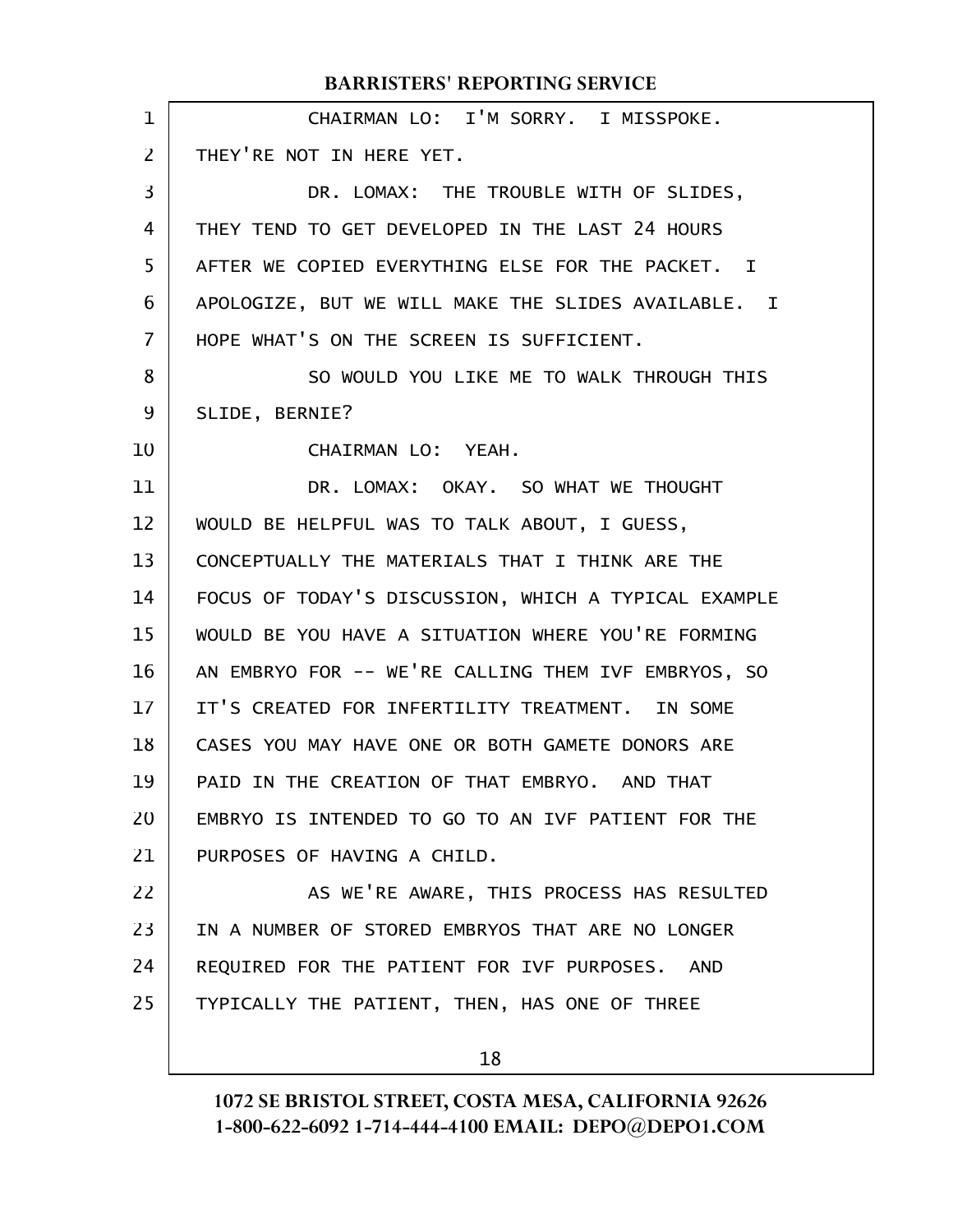CHAIRMAN LO: I'M SORRY. I MISSPOKE. THEY'RE NOT IN HERE YET.

DR. LOMAX: THE TROUBLE WITH OF SLIDES, THEY TEND TO GET DEVELOPED IN THE LAST 24 HOURS AFTER WE COPIED EVERYTHING ELSE FOR THE PACKET. I APOLOGIZE, BUT WE WILL MAKE THE SLIDES AVAILABLE. I HOPE WHAT'S ON THE SCREEN IS SUFFICIENT.

SO WOULD YOU LIKE ME TO WALK THROUGH THIS SLIDE, BERNIE?

CHAIRMAN LO: YEAH.

DR. LOMAX: OKAY. SO WHAT WE THOUGHT WOULD BE HELPFUL WAS TO TALK ABOUT, I GUESS, CONCEPTUALLY THE MATERIALS THAT I THINK ARE THE FOCUS OF TODAY'S DISCUSSION, WHICH A TYPICAL EXAMPLE WOULD BE YOU HAVE A SITUATION WHERE YOU'RE FORMING AN EMBRYO FOR -- WE'RE CALLING THEM IVF EMBRYOS, SO IT'S CREATED FOR INFERTILITY TREATMENT. IN SOME CASES YOU MAY HAVE ONE OR BOTH GAMETE DONORS ARE PAID IN THE CREATION OF THAT EMBRYO. AND THAT EMBRYO IS INTENDED TO GO TO AN IVF PATIENT FOR THE PURPOSES OF HAVING A CHILD.

AS WE'RE AWARE, THIS PROCESS HAS RESULTED IN A NUMBER OF STORED EMBRYOS THAT ARE NO LONGER REQUIRED FOR THE PATIENT FOR IVF PURPOSES. AND TYPICALLY THE PATIENT, THEN, HAS ONE OF THREE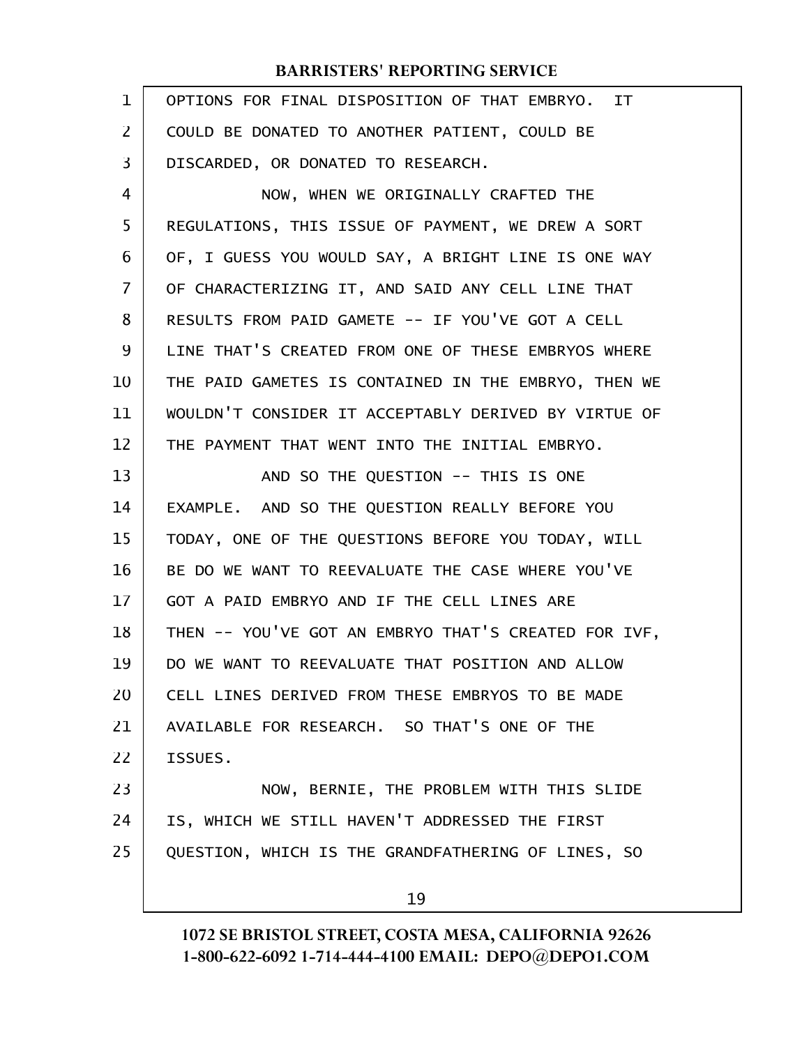OPTIONS FOR FINAL DISPOSITION OF THAT EMBRYO. IT COULD BE DONATED TO ANOTHER PATIENT, COULD BE DISCARDED, OR DONATED TO RESEARCH.

NOW, WHEN WE ORIGINALLY CRAFTED THE REGULATIONS, THIS ISSUE OF PAYMENT, WE DREW A SORT OF, I GUESS YOU WOULD SAY, A BRIGHT LINE IS ONE WAY OF CHARACTERIZING IT, AND SAID ANY CELL LINE THAT RESULTS FROM PAID GAMETE -- IF YOU'VE GOT A CELL LINE THAT'S CREATED FROM ONE OF THESE EMBRYOS WHERE THE PAID GAMETES IS CONTAINED IN THE EMBRYO, THEN WE WOULDN'T CONSIDER IT ACCEPTABLY DERIVED BY VIRTUE OF THE PAYMENT THAT WENT INTO THE INITIAL EMBRYO.

AND SO THE QUESTION -- THIS IS ONE EXAMPLE. AND SO THE QUESTION REALLY BEFORE YOU TODAY, ONE OF THE QUESTIONS BEFORE YOU TODAY, WILL BE DO WE WANT TO REEVALUATE THE CASE WHERE YOU'VE GOT A PAID EMBRYO AND IF THE CELL LINES ARE THEN -- YOU'VE GOT AN EMBRYO THAT'S CREATED FOR IVF, DO WE WANT TO REEVALUATE THAT POSITION AND ALLOW CELL LINES DERIVED FROM THESE EMBRYOS TO BE MADE AVAILABLE FOR RESEARCH. SO THAT'S ONE OF THE ISSUES.

NOW, BERNIE, THE PROBLEM WITH THIS SLIDE IS, WHICH WE STILL HAVEN'T ADDRESSED THE FIRST QUESTION, WHICH IS THE GRANDFATHERING OF LINES, SO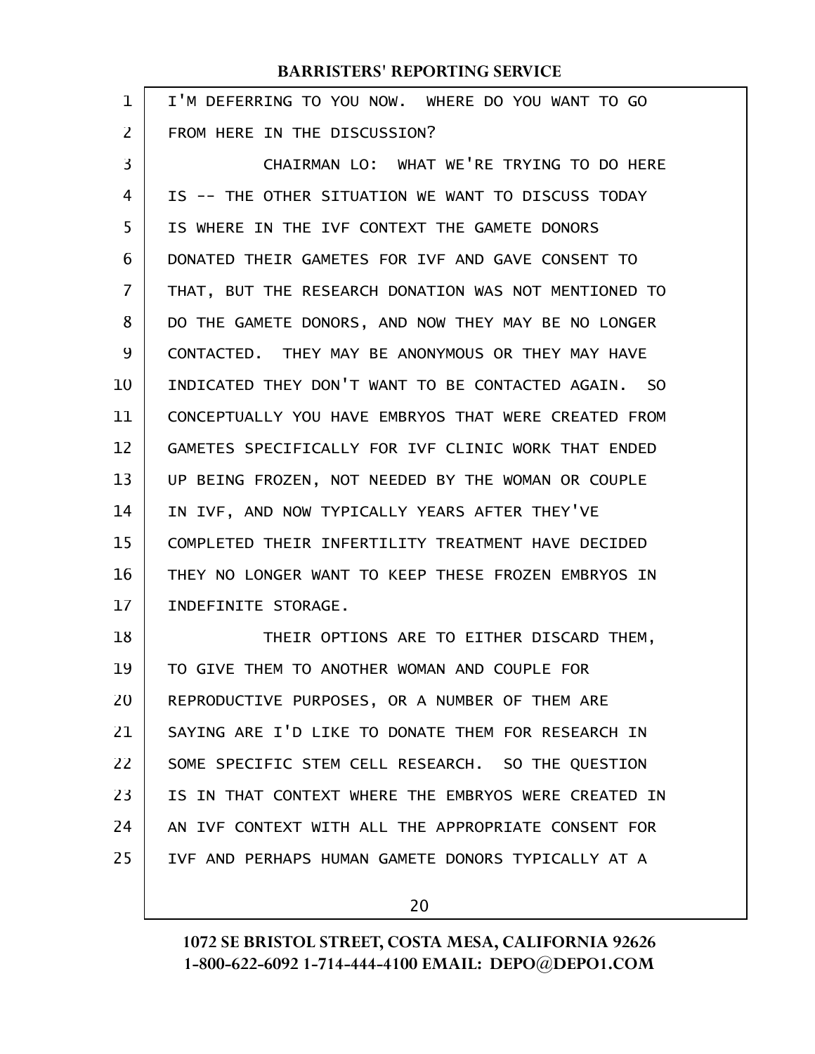I'M DEFERRING TO YOU NOW. WHERE DO YOU WANT TO GO FROM HERE IN THE DISCUSSION?

CHAIRMAN LO: WHAT WE'RE TRYING TO DO HERE IS -- THE OTHER SITUATION WE WANT TO DISCUSS TODAY IS WHERE IN THE IVF CONTEXT THE GAMETE DONORS DONATED THEIR GAMETES FOR IVF AND GAVE CONSENT TO THAT, BUT THE RESEARCH DONATION WAS NOT MENTIONED TO DO THE GAMETE DONORS, AND NOW THEY MAY BE NO LONGER CONTACTED. THEY MAY BE ANONYMOUS OR THEY MAY HAVE INDICATED THEY DON'T WANT TO BE CONTACTED AGAIN. SO CONCEPTUALLY YOU HAVE EMBRYOS THAT WERE CREATED FROM GAMETES SPECIFICALLY FOR IVF CLINIC WORK THAT ENDED UP BEING FROZEN, NOT NEEDED BY THE WOMAN OR COUPLE IN IVF, AND NOW TYPICALLY YEARS AFTER THEY'VE COMPLETED THEIR INFERTILITY TREATMENT HAVE DECIDED THEY NO LONGER WANT TO KEEP THESE FROZEN EMBRYOS IN INDEFINITE STORAGE.

THEIR OPTIONS ARE TO EITHER DISCARD THEM, TO GIVE THEM TO ANOTHER WOMAN AND COUPLE FOR REPRODUCTIVE PURPOSES, OR A NUMBER OF THEM ARE SAYING ARE I'D LIKE TO DONATE THEM FOR RESEARCH IN SOME SPECIFIC STEM CELL RESEARCH. SO THE QUESTION IS IN THAT CONTEXT WHERE THE EMBRYOS WERE CREATED IN AN IVF CONTEXT WITH ALL THE APPROPRIATE CONSENT FOR IVF AND PERHAPS HUMAN GAMETE DONORS TYPICALLY AT A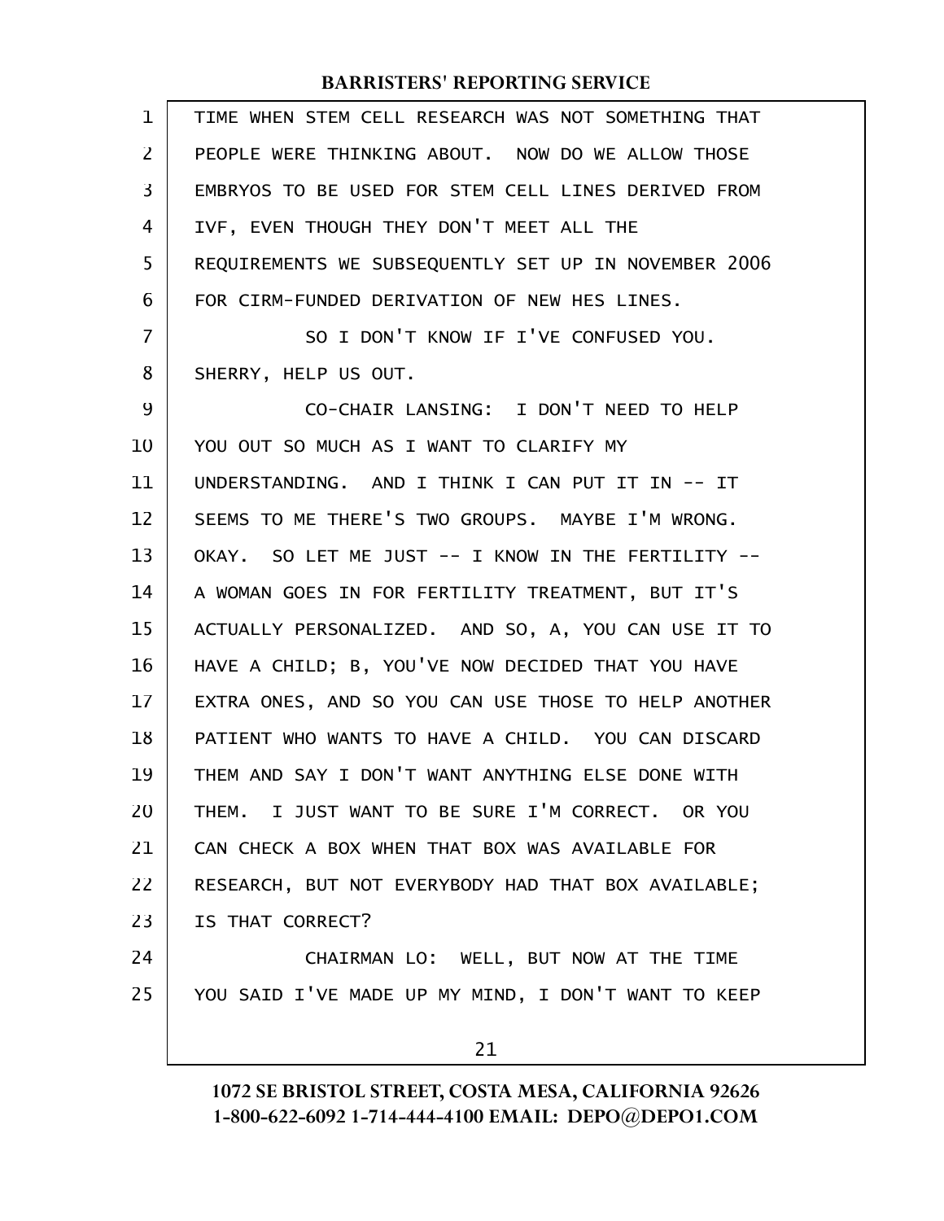TIME WHEN STEM CELL RESEARCH WAS NOT SOMETHING THAT PEOPLE WERE THINKING ABOUT. NOW DO WE ALLOW THOSE EMBRYOS TO BE USED FOR STEM CELL LINES DERIVED FROM IVF, EVEN THOUGH THEY DON'T MEET ALL THE REQUIREMENTS WE SUBSEQUENTLY SET UP IN NOVEMBER 2006 FOR CIRM-FUNDED DERIVATION OF NEW HES LINES.

SO I DON'T KNOW IF I'VE CONFUSED YOU. SHERRY, HELP US OUT.

CO-CHAIR LANSING: I DON'T NEED TO HELP YOU OUT SO MUCH AS I WANT TO CLARIFY MY UNDERSTANDING. AND I THINK I CAN PUT IT IN -- IT SEEMS TO ME THERE'S TWO GROUPS. MAYBE I'M WRONG. OKAY. SO LET ME JUST -- I KNOW IN THE FERTILITY -- A WOMAN GOES IN FOR FERTILITY TREATMENT, BUT IT'S ACTUALLY PERSONALIZED. AND SO, A, YOU CAN USE IT TO HAVE A CHILD; B, YOU'VE NOW DECIDED THAT YOU HAVE EXTRA ONES, AND SO YOU CAN USE THOSE TO HELP ANOTHER PATIENT WHO WANTS TO HAVE A CHILD. YOU CAN DISCARD THEM AND SAY I DON'T WANT ANYTHING ELSE DONE WITH THEM. I JUST WANT TO BE SURE I'M CORRECT. OR YOU CAN CHECK A BOX WHEN THAT BOX WAS AVAILABLE FOR RESEARCH, BUT NOT EVERYBODY HAD THAT BOX AVAILABLE; IS THAT CORRECT?

CHAIRMAN LO: WELL, BUT NOW AT THE TIME YOU SAID I'VE MADE UP MY MIND, I DON'T WANT TO KEEP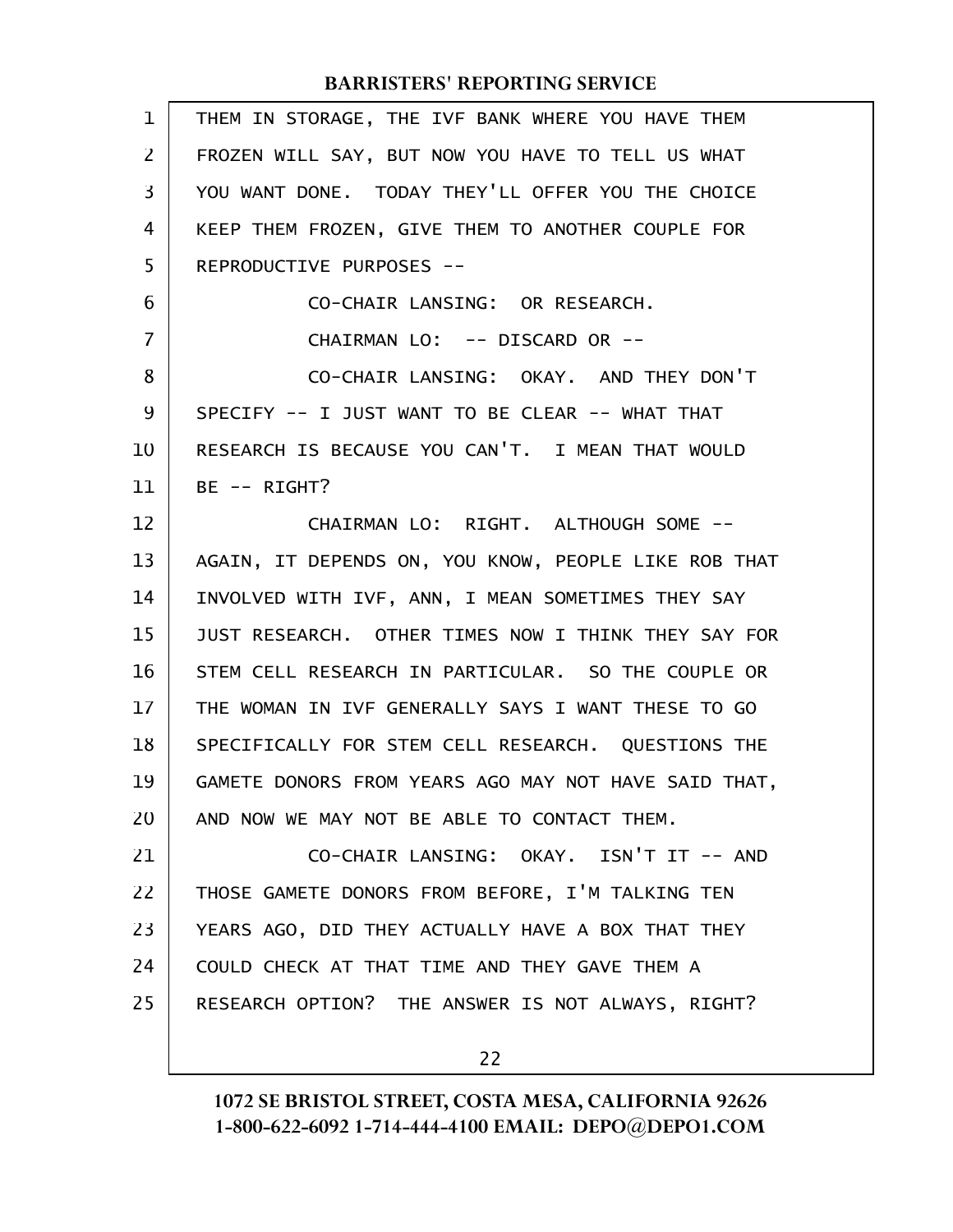THEM IN STORAGE, THE IVF BANK WHERE YOU HAVE THEM FROZEN WILL SAY, BUT NOW YOU HAVE TO TELL US WHAT YOU WANT DONE. TODAY THEY'LL OFFER YOU THE CHOICE KEEP THEM FROZEN, GIVE THEM TO ANOTHER COUPLE FOR REPRODUCTIVE PURPOSES --

CO-CHAIR LANSING: OR RESEARCH.

CHAIRMAN LO: -- DISCARD OR --

CO-CHAIR LANSING: OKAY. AND THEY DON'T SPECIFY -- I JUST WANT TO BE CLEAR -- WHAT THAT RESEARCH IS BECAUSE YOU CAN'T. I MEAN THAT WOULD BE -- RIGHT?

CHAIRMAN LO: RIGHT. ALTHOUGH SOME -- AGAIN, IT DEPENDS ON, YOU KNOW, PEOPLE LIKE ROB THAT INVOLVED WITH IVF, ANN, I MEAN SOMETIMES THEY SAY JUST RESEARCH. OTHER TIMES NOW I THINK THEY SAY FOR STEM CELL RESEARCH IN PARTICULAR. SO THE COUPLE OR THE WOMAN IN IVF GENERALLY SAYS I WANT THESE TO GO SPECIFICALLY FOR STEM CELL RESEARCH. QUESTIONS THE GAMETE DONORS FROM YEARS AGO MAY NOT HAVE SAID THAT, AND NOW WE MAY NOT BE ABLE TO CONTACT THEM.

CO-CHAIR LANSING: OKAY. ISN'T IT -- AND THOSE GAMETE DONORS FROM BEFORE, I'M TALKING TEN YEARS AGO, DID THEY ACTUALLY HAVE A BOX THAT THEY COULD CHECK AT THAT TIME AND THEY GAVE THEM A RESEARCH OPTION? THE ANSWER IS NOT ALWAYS, RIGHT?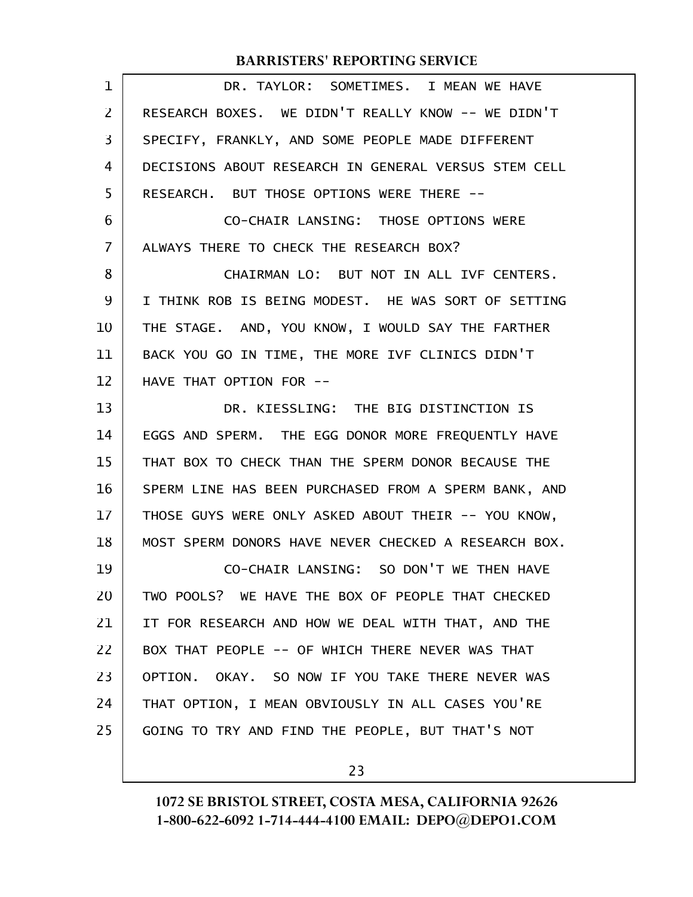DR. TAYLOR: SOMETIMES. I MEAN WE HAVE RESEARCH BOXES. WE DIDN'T REALLY KNOW -- WE DIDN'T SPECIFY, FRANKLY, AND SOME PEOPLE MADE DIFFERENT DECISIONS ABOUT RESEARCH IN GENERAL VERSUS STEM CELL RESEARCH. BUT THOSE OPTIONS WERE THERE --

CO-CHAIR LANSING: THOSE OPTIONS WERE ALWAYS THERE TO CHECK THE RESEARCH BOX?

CHAIRMAN LO: BUT NOT IN ALL IVF CENTERS. I THINK ROB IS BEING MODEST. HE WAS SORT OF SETTING THE STAGE. AND, YOU KNOW, I WOULD SAY THE FARTHER BACK YOU GO IN TIME, THE MORE IVF CLINICS DIDN'T HAVE THAT OPTION FOR --

DR. KIESSLING: THE BIG DISTINCTION IS EGGS AND SPERM. THE EGG DONOR MORE FREQUENTLY HAVE THAT BOX TO CHECK THAN THE SPERM DONOR BECAUSE THE SPERM LINE HAS BEEN PURCHASED FROM A SPERM BANK, AND THOSE GUYS WERE ONLY ASKED ABOUT THEIR -- YOU KNOW, MOST SPERM DONORS HAVE NEVER CHECKED A RESEARCH BOX.

CO-CHAIR LANSING: SO DON'T WE THEN HAVE TWO POOLS? WE HAVE THE BOX OF PEOPLE THAT CHECKED IT FOR RESEARCH AND HOW WE DEAL WITH THAT, AND THE BOX THAT PEOPLE -- OF WHICH THERE NEVER WAS THAT OPTION. OKAY. SO NOW IF YOU TAKE THERE NEVER WAS THAT OPTION, I MEAN OBVIOUSLY IN ALL CASES YOU'RE GOING TO TRY AND FIND THE PEOPLE, BUT THAT'S NOT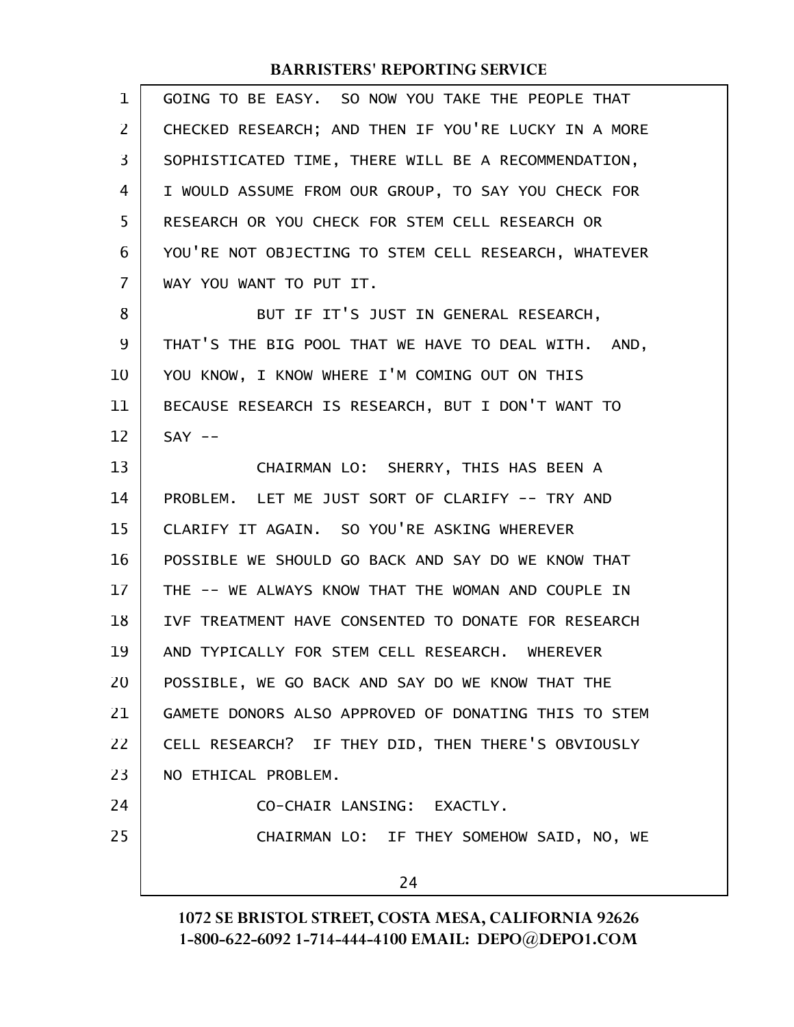GOING TO BE EASY. SO NOW YOU TAKE THE PEOPLE THAT CHECKED RESEARCH; AND THEN IF YOU'RE LUCKY IN A MORE SOPHISTICATED TIME, THERE WILL BE A RECOMMENDATION, I WOULD ASSUME FROM OUR GROUP, TO SAY YOU CHECK FOR RESEARCH OR YOU CHECK FOR STEM CELL RESEARCH OR YOU'RE NOT OBJECTING TO STEM CELL RESEARCH, WHATEVER WAY YOU WANT TO PUT IT.

BUT IF IT'S JUST IN GENERAL RESEARCH, THAT'S THE BIG POOL THAT WE HAVE TO DEAL WITH. AND, YOU KNOW, I KNOW WHERE I'M COMING OUT ON THIS BECAUSE RESEARCH IS RESEARCH, BUT I DON'T WANT TO SAY --

CHAIRMAN LO: SHERRY, THIS HAS BEEN A PROBLEM. LET ME JUST SORT OF CLARIFY -- TRY AND CLARIFY IT AGAIN. SO YOU'RE ASKING WHEREVER POSSIBLE WE SHOULD GO BACK AND SAY DO WE KNOW THAT THE -- WE ALWAYS KNOW THAT THE WOMAN AND COUPLE IN IVF TREATMENT HAVE CONSENTED TO DONATE FOR RESEARCH AND TYPICALLY FOR STEM CELL RESEARCH. WHEREVER POSSIBLE, WE GO BACK AND SAY DO WE KNOW THAT THE GAMETE DONORS ALSO APPROVED OF DONATING THIS TO STEM CELL RESEARCH? IF THEY DID, THEN THERE'S OBVIOUSLY NO ETHICAL PROBLEM.

CO-CHAIR LANSING: EXACTLY.

CHAIRMAN LO: IF THEY SOMEHOW SAID, NO, WE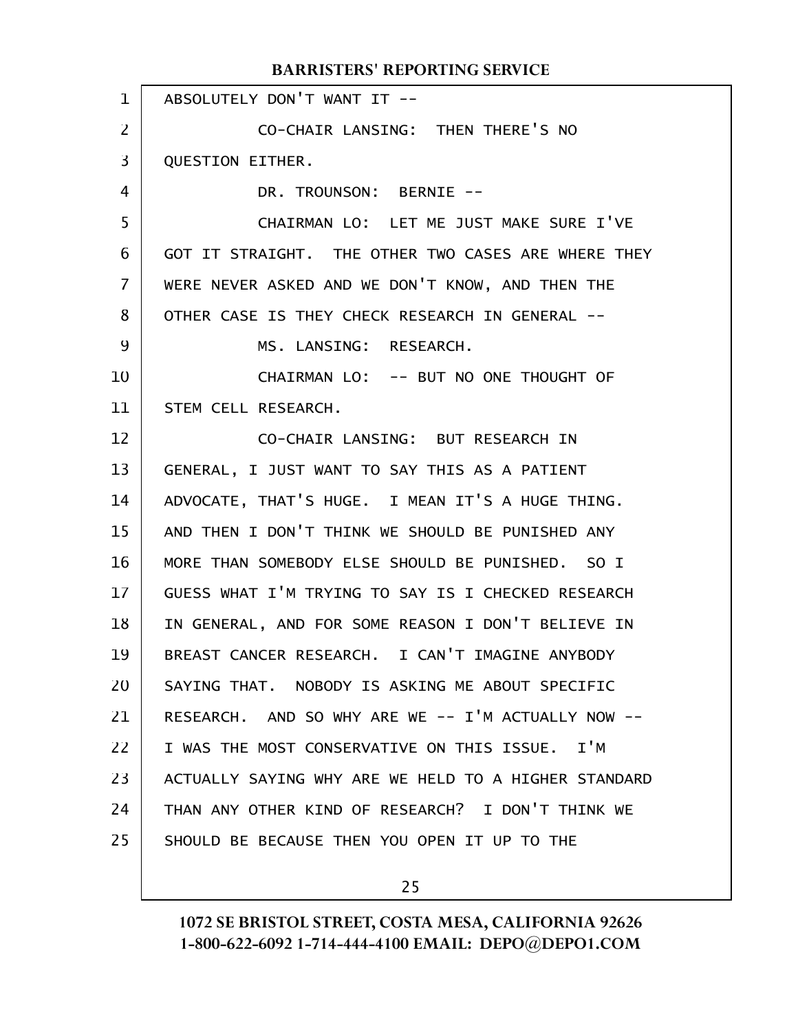ABSOLUTELY DON'T WANT IT --

CO-CHAIR LANSING: THEN THERE'S NO QUESTION EITHER.

DR. TROUNSON: BERNIE --

CHAIRMAN LO: LET ME JUST MAKE SURE I'VE GOT IT STRAIGHT. THE OTHER TWO CASES ARE WHERE THEY WERE NEVER ASKED AND WE DON'T KNOW, AND THEN THE OTHER CASE IS THEY CHECK RESEARCH IN GENERAL --

MS. LANSING: RESEARCH.

CHAIRMAN LO: -- BUT NO ONE THOUGHT OF STEM CELL RESEARCH.

CO-CHAIR LANSING: BUT RESEARCH IN GENERAL, I JUST WANT TO SAY THIS AS A PATIENT ADVOCATE, THAT'S HUGE. I MEAN IT'S A HUGE THING. AND THEN I DON'T THINK WE SHOULD BE PUNISHED ANY MORE THAN SOMEBODY ELSE SHOULD BE PUNISHED. SO I GUESS WHAT I'M TRYING TO SAY IS I CHECKED RESEARCH IN GENERAL, AND FOR SOME REASON I DON'T BELIEVE IN BREAST CANCER RESEARCH. I CAN'T IMAGINE ANYBODY SAYING THAT. NOBODY IS ASKING ME ABOUT SPECIFIC RESEARCH. AND SO WHY ARE WE -- I'M ACTUALLY NOW -- I WAS THE MOST CONSERVATIVE ON THIS ISSUE. I'M ACTUALLY SAYING WHY ARE WE HELD TO A HIGHER STANDARD THAN ANY OTHER KIND OF RESEARCH? I DON'T THINK WE SHOULD BE BECAUSE THEN YOU OPEN IT UP TO THE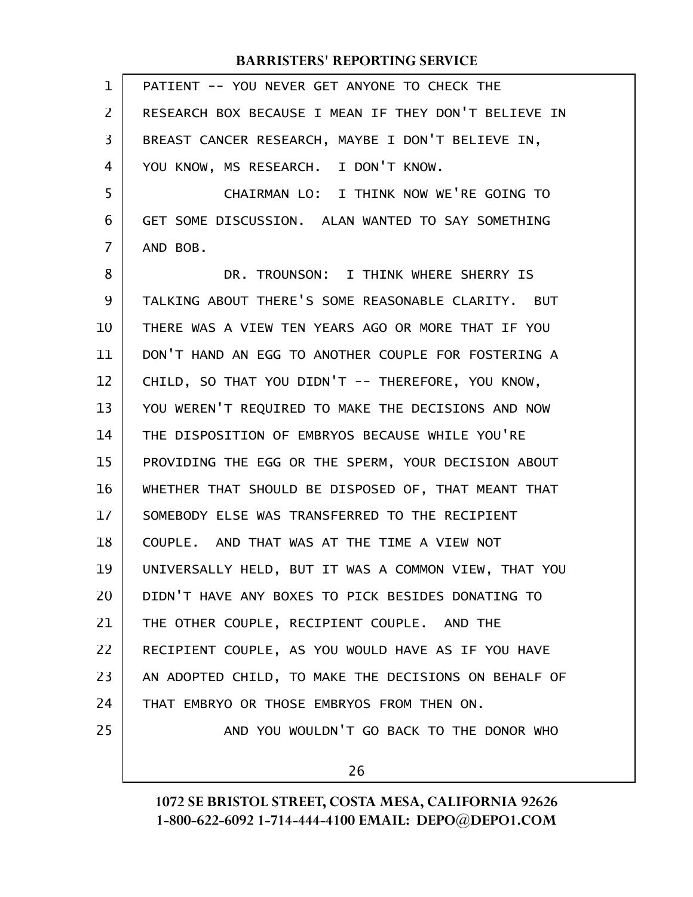PATIENT -- YOU NEVER GET ANYONE TO CHECK THE RESEARCH BOX BECAUSE I MEAN IF THEY DON'T BELIEVE IN BREAST CANCER RESEARCH, MAYBE I DON'T BELIEVE IN, YOU KNOW, MS RESEARCH. I DON'T KNOW.

CHAIRMAN LO: I THINK NOW WE'RE GOING TO GET SOME DISCUSSION. ALAN WANTED TO SAY SOMETHING AND BOB.

DR. TROUNSON: I THINK WHERE SHERRY IS TALKING ABOUT THERE'S SOME REASONABLE CLARITY. BUT THERE WAS A VIEW TEN YEARS AGO OR MORE THAT IF YOU DON'T HAND AN EGG TO ANOTHER COUPLE FOR FOSTERING A CHILD, SO THAT YOU DIDN'T -- THEREFORE, YOU KNOW, YOU WEREN'T REQUIRED TO MAKE THE DECISIONS AND NOW THE DISPOSITION OF EMBRYOS BECAUSE WHILE YOU'RE PROVIDING THE EGG OR THE SPERM, YOUR DECISION ABOUT WHETHER THAT SHOULD BE DISPOSED OF, THAT MEANT THAT SOMEBODY ELSE WAS TRANSFERRED TO THE RECIPIENT COUPLE. AND THAT WAS AT THE TIME A VIEW NOT UNIVERSALLY HELD, BUT IT WAS A COMMON VIEW, THAT YOU DIDN'T HAVE ANY BOXES TO PICK BESIDES DONATING TO THE OTHER COUPLE, RECIPIENT COUPLE. AND THE RECIPIENT COUPLE, AS YOU WOULD HAVE AS IF YOU HAVE AN ADOPTED CHILD, TO MAKE THE DECISIONS ON BEHALF OF THAT EMBRYO OR THOSE EMBRYOS FROM THEN ON.

AND YOU WOULDN'T GO BACK TO THE DONOR WHO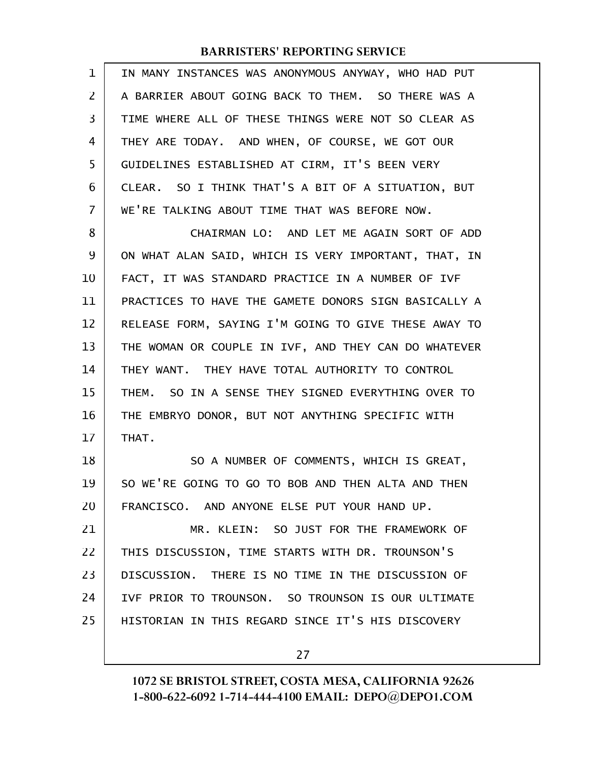IN MANY INSTANCES WAS ANONYMOUS ANYWAY, WHO HAD PUT A BARRIER ABOUT GOING BACK TO THEM. SO THERE WAS A TIME WHERE ALL OF THESE THINGS WERE NOT SO CLEAR AS THEY ARE TODAY. AND WHEN, OF COURSE, WE GOT OUR GUIDELINES ESTABLISHED AT CIRM, IT'S BEEN VERY CLEAR. SO I THINK THAT'S A BIT OF A SITUATION, BUT WE'RE TALKING ABOUT TIME THAT WAS BEFORE NOW.

CHAIRMAN LO: AND LET ME AGAIN SORT OF ADD ON WHAT ALAN SAID, WHICH IS VERY IMPORTANT, THAT, IN FACT, IT WAS STANDARD PRACTICE IN A NUMBER OF IVF PRACTICES TO HAVE THE GAMETE DONORS SIGN BASICALLY A RELEASE FORM, SAYING I'M GOING TO GIVE THESE AWAY TO THE WOMAN OR COUPLE IN IVF, AND THEY CAN DO WHATEVER THEY WANT. THEY HAVE TOTAL AUTHORITY TO CONTROL THEM. SO IN A SENSE THEY SIGNED EVERYTHING OVER TO THE EMBRYO DONOR, BUT NOT ANYTHING SPECIFIC WITH THAT.

SO A NUMBER OF COMMENTS, WHICH IS GREAT, SO WE'RE GOING TO GO TO BOB AND THEN ALTA AND THEN FRANCISCO. AND ANYONE ELSE PUT YOUR HAND UP.

MR. KLEIN: SO JUST FOR THE FRAMEWORK OF THIS DISCUSSION, TIME STARTS WITH DR. TROUNSON'S DISCUSSION. THERE IS NO TIME IN THE DISCUSSION OF IVF PRIOR TO TROUNSON. SO TROUNSON IS OUR ULTIMATE HISTORIAN IN THIS REGARD SINCE IT'S HIS DISCOVERY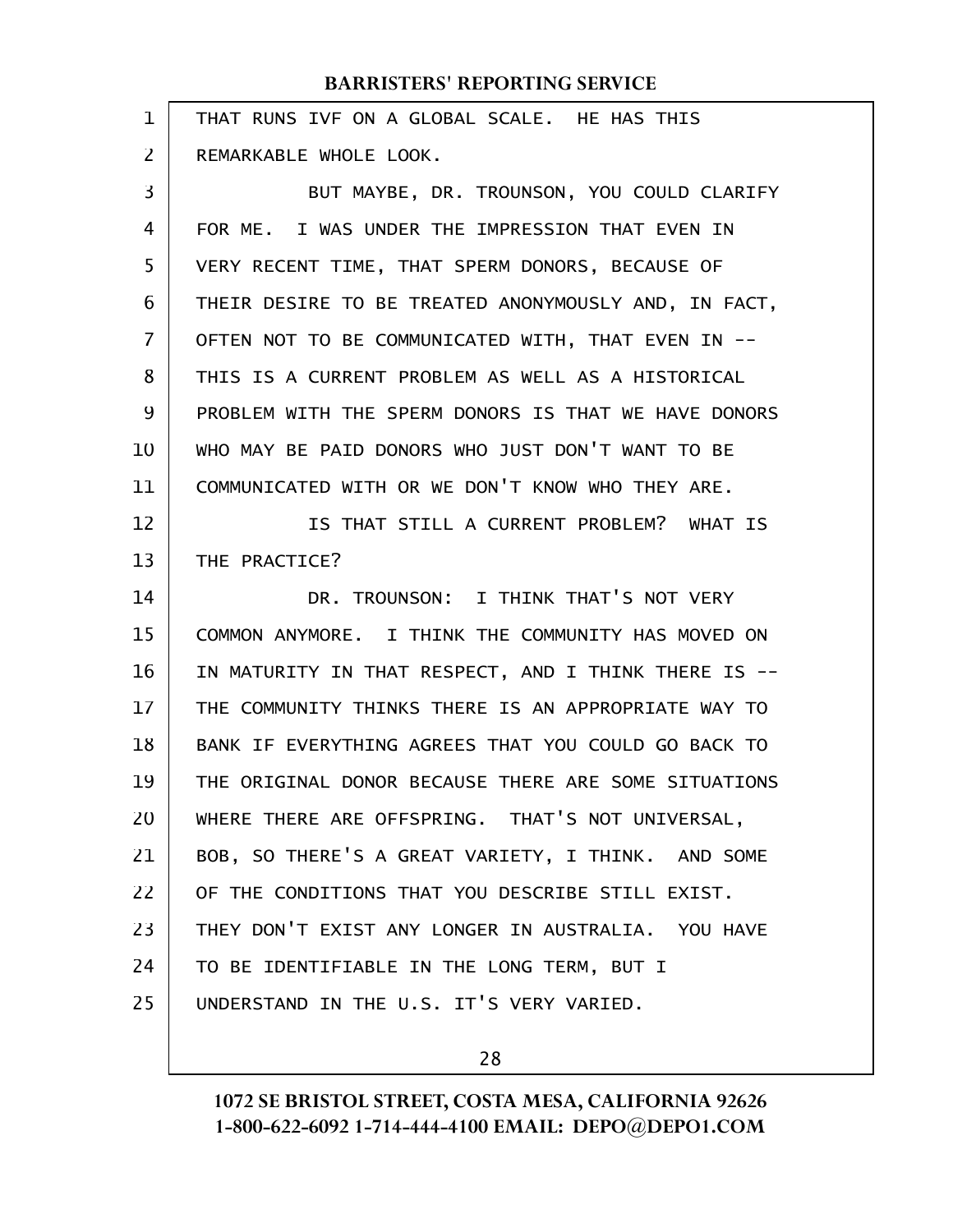THAT RUNS IVF ON A GLOBAL SCALE. HE HAS THIS REMARKABLE WHOLE LOOK.

BUT MAYBE, DR. TROUNSON, YOU COULD CLARIFY FOR ME. I WAS UNDER THE IMPRESSION THAT EVEN IN VERY RECENT TIME, THAT SPERM DONORS, BECAUSE OF THEIR DESIRE TO BE TREATED ANONYMOUSLY AND, IN FACT, OFTEN NOT TO BE COMMUNICATED WITH, THAT EVEN IN -- THIS IS A CURRENT PROBLEM AS WELL AS A HISTORICAL PROBLEM WITH THE SPERM DONORS IS THAT WE HAVE DONORS WHO MAY BE PAID DONORS WHO JUST DON'T WANT TO BE COMMUNICATED WITH OR WE DON'T KNOW WHO THEY ARE.

IS THAT STILL A CURRENT PROBLEM? WHAT IS THE PRACTICE?

DR. TROUNSON: I THINK THAT'S NOT VERY COMMON ANYMORE. I THINK THE COMMUNITY HAS MOVED ON IN MATURITY IN THAT RESPECT, AND I THINK THERE IS -- THE COMMUNITY THINKS THERE IS AN APPROPRIATE WAY TO BANK IF EVERYTHING AGREES THAT YOU COULD GO BACK TO THE ORIGINAL DONOR BECAUSE THERE ARE SOME SITUATIONS WHERE THERE ARE OFFSPRING. THAT'S NOT UNIVERSAL, BOB, SO THERE'S A GREAT VARIETY, I THINK. AND SOME OF THE CONDITIONS THAT YOU DESCRIBE STILL EXIST. THEY DON'T EXIST ANY LONGER IN AUSTRALIA. YOU HAVE TO BE IDENTIFIABLE IN THE LONG TERM, BUT I UNDERSTAND IN THE U.S. IT'S VERY VARIED.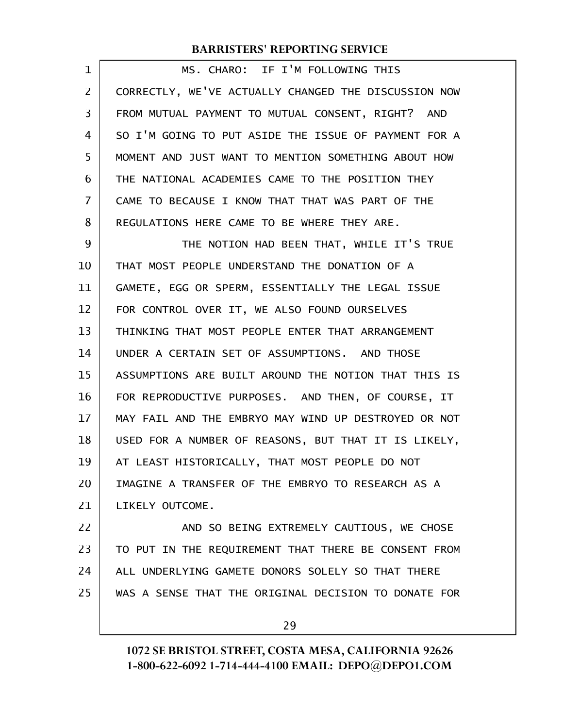MS. CHARO: IF I'M FOLLOWING THIS CORRECTLY, WE'VE ACTUALLY CHANGED THE DISCUSSION NOW FROM MUTUAL PAYMENT TO MUTUAL CONSENT, RIGHT? AND SO I'M GOING TO PUT ASIDE THE ISSUE OF PAYMENT FOR A MOMENT AND JUST WANT TO MENTION SOMETHING ABOUT HOW THE NATIONAL ACADEMIES CAME TO THE POSITION THEY CAME TO BECAUSE I KNOW THAT THAT WAS PART OF THE REGULATIONS HERE CAME TO BE WHERE THEY ARE.

THE NOTION HAD BEEN THAT, WHILE IT'S TRUE THAT MOST PEOPLE UNDERSTAND THE DONATION OF A GAMETE, EGG OR SPERM, ESSENTIALLY THE LEGAL ISSUE FOR CONTROL OVER IT, WE ALSO FOUND OURSELVES THINKING THAT MOST PEOPLE ENTER THAT ARRANGEMENT UNDER A CERTAIN SET OF ASSUMPTIONS. AND THOSE ASSUMPTIONS ARE BUILT AROUND THE NOTION THAT THIS IS FOR REPRODUCTIVE PURPOSES. AND THEN, OF COURSE, IT MAY FAIL AND THE EMBRYO MAY WIND UP DESTROYED OR NOT USED FOR A NUMBER OF REASONS, BUT THAT IT IS LIKELY, AT LEAST HISTORICALLY, THAT MOST PEOPLE DO NOT IMAGINE A TRANSFER OF THE EMBRYO TO RESEARCH AS A LIKELY OUTCOME.

AND SO BEING EXTREMELY CAUTIOUS, WE CHOSE TO PUT IN THE REQUIREMENT THAT THERE BE CONSENT FROM ALL UNDERLYING GAMETE DONORS SOLELY SO THAT THERE WAS A SENSE THAT THE ORIGINAL DECISION TO DONATE FOR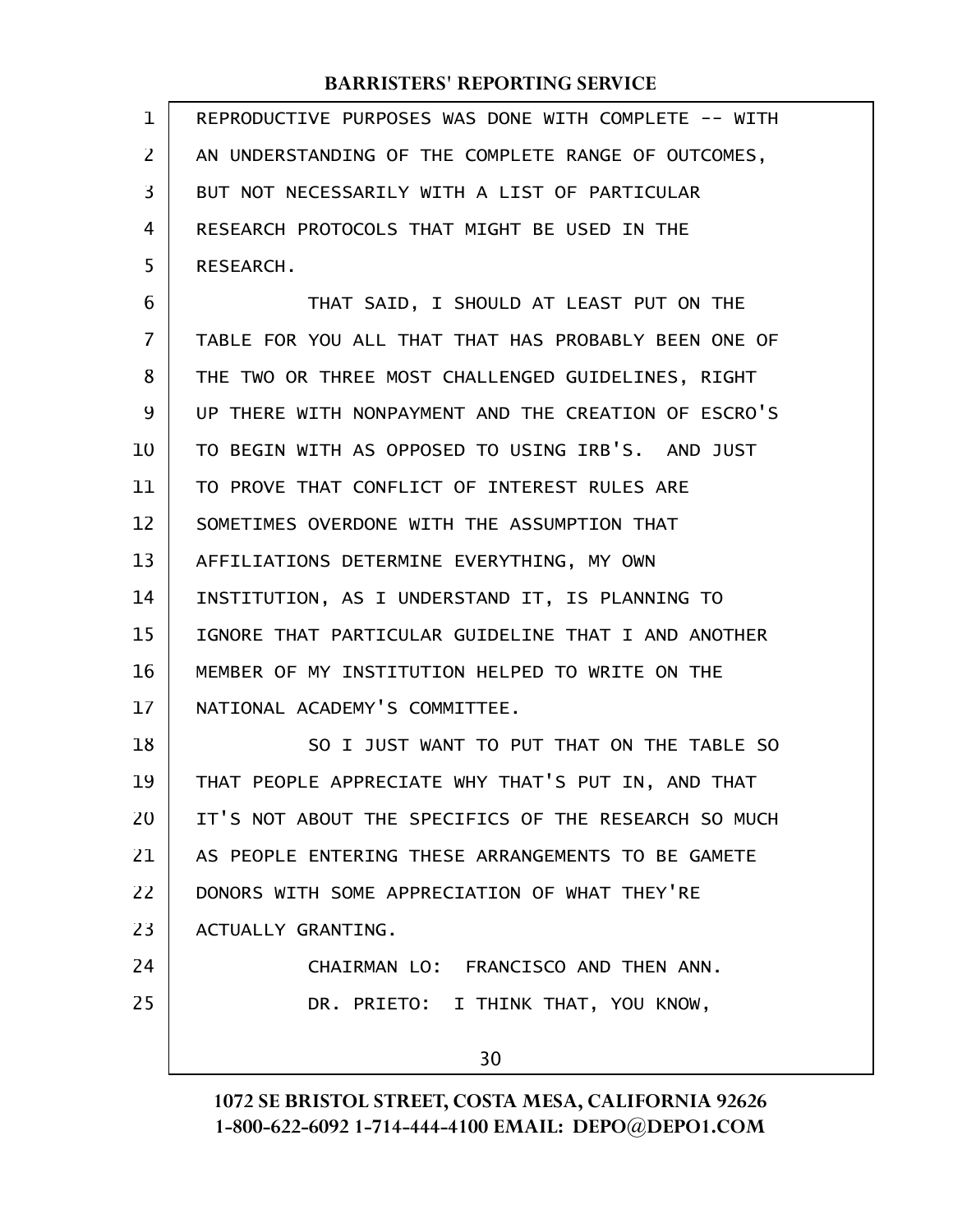REPRODUCTIVE PURPOSES WAS DONE WITH COMPLETE -- WITH AN UNDERSTANDING OF THE COMPLETE RANGE OF OUTCOMES, BUT NOT NECESSARILY WITH A LIST OF PARTICULAR RESEARCH PROTOCOLS THAT MIGHT BE USED IN THE RESEARCH.

THAT SAID, I SHOULD AT LEAST PUT ON THE TABLE FOR YOU ALL THAT THAT HAS PROBABLY BEEN ONE OF THE TWO OR THREE MOST CHALLENGED GUIDELINES, RIGHT UP THERE WITH NONPAYMENT AND THE CREATION OF ESCRO'S TO BEGIN WITH AS OPPOSED TO USING IRB'S. AND JUST TO PROVE THAT CONFLICT OF INTEREST RULES ARE SOMETIMES OVERDONE WITH THE ASSUMPTION THAT AFFILIATIONS DETERMINE EVERYTHING, MY OWN INSTITUTION, AS I UNDERSTAND IT, IS PLANNING TO IGNORE THAT PARTICULAR GUIDELINE THAT I AND ANOTHER MEMBER OF MY INSTITUTION HELPED TO WRITE ON THE NATIONAL ACADEMY'S COMMITTEE.

SO I JUST WANT TO PUT THAT ON THE TABLE SO THAT PEOPLE APPRECIATE WHY THAT'S PUT IN, AND THAT IT'S NOT ABOUT THE SPECIFICS OF THE RESEARCH SO MUCH AS PEOPLE ENTERING THESE ARRANGEMENTS TO BE GAMETE DONORS WITH SOME APPRECIATION OF WHAT THEY'RE ACTUALLY GRANTING.

CHAIRMAN LO: FRANCISCO AND THEN ANN.

DR. PRIETO: I THINK THAT, YOU KNOW,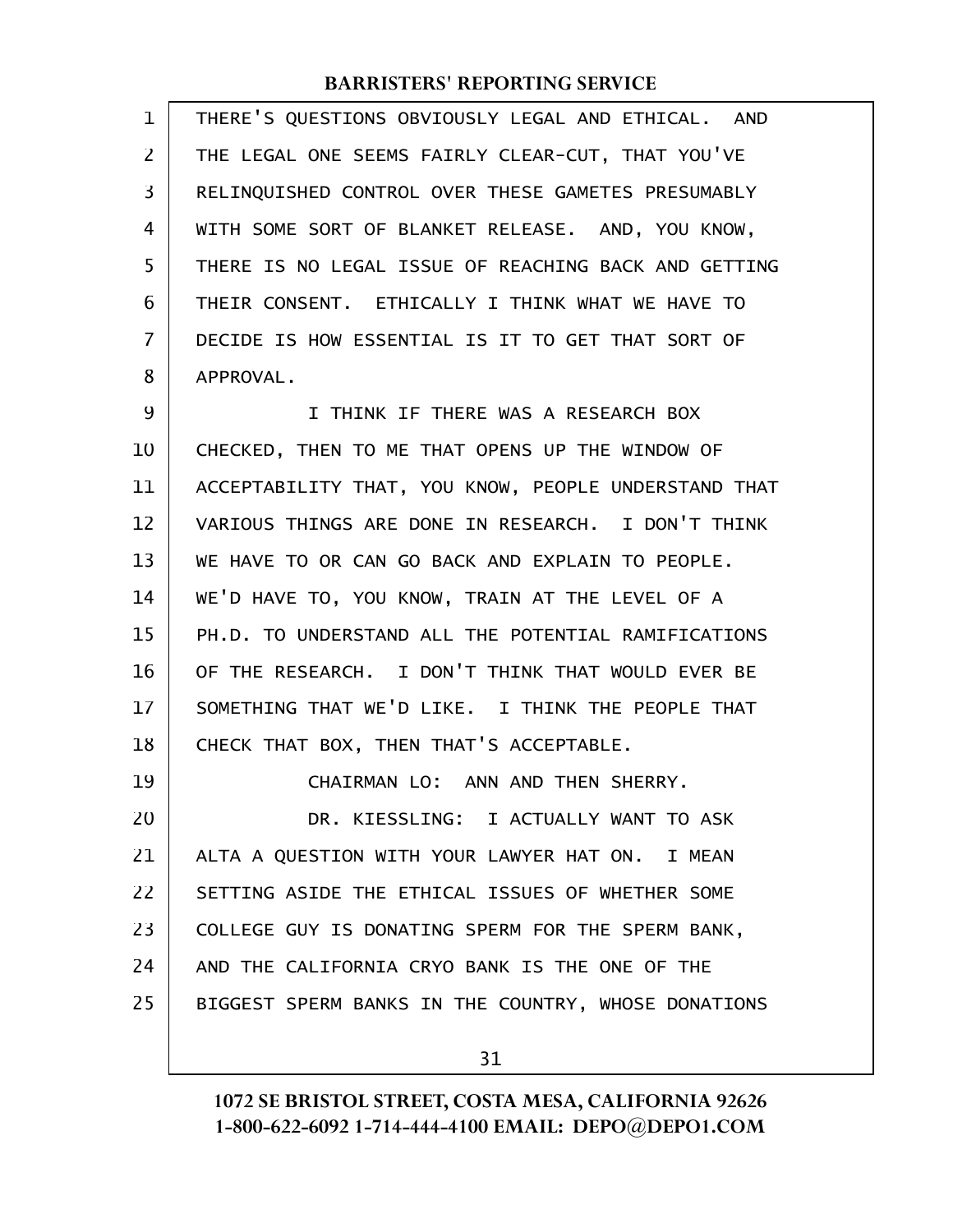THERE'S QUESTIONS OBVIOUSLY LEGAL AND ETHICAL. AND THE LEGAL ONE SEEMS FAIRLY CLEAR-CUT, THAT YOU'VE RELINQUISHED CONTROL OVER THESE GAMETES PRESUMABLY WITH SOME SORT OF BLANKET RELEASE. AND, YOU KNOW, THERE IS NO LEGAL ISSUE OF REACHING BACK AND GETTING THEIR CONSENT. ETHICALLY I THINK WHAT WE HAVE TO DECIDE IS HOW ESSENTIAL IS IT TO GET THAT SORT OF APPROVAL.

I THINK IF THERE WAS A RESEARCH BOX CHECKED, THEN TO ME THAT OPENS UP THE WINDOW OF ACCEPTABILITY THAT, YOU KNOW, PEOPLE UNDERSTAND THAT VARIOUS THINGS ARE DONE IN RESEARCH. I DON'T THINK WE HAVE TO OR CAN GO BACK AND EXPLAIN TO PEOPLE. WE'D HAVE TO, YOU KNOW, TRAIN AT THE LEVEL OF A PH.D. TO UNDERSTAND ALL THE POTENTIAL RAMIFICATIONS OF THE RESEARCH. I DON'T THINK THAT WOULD EVER BE SOMETHING THAT WE'D LIKE. I THINK THE PEOPLE THAT CHECK THAT BOX, THEN THAT'S ACCEPTABLE.

CHAIRMAN LO: ANN AND THEN SHERRY.

DR. KIESSLING: I ACTUALLY WANT TO ASK ALTA A QUESTION WITH YOUR LAWYER HAT ON. I MEAN SETTING ASIDE THE ETHICAL ISSUES OF WHETHER SOME COLLEGE GUY IS DONATING SPERM FOR THE SPERM BANK, AND THE CALIFORNIA CRYO BANK IS THE ONE OF THE BIGGEST SPERM BANKS IN THE COUNTRY, WHOSE DONATIONS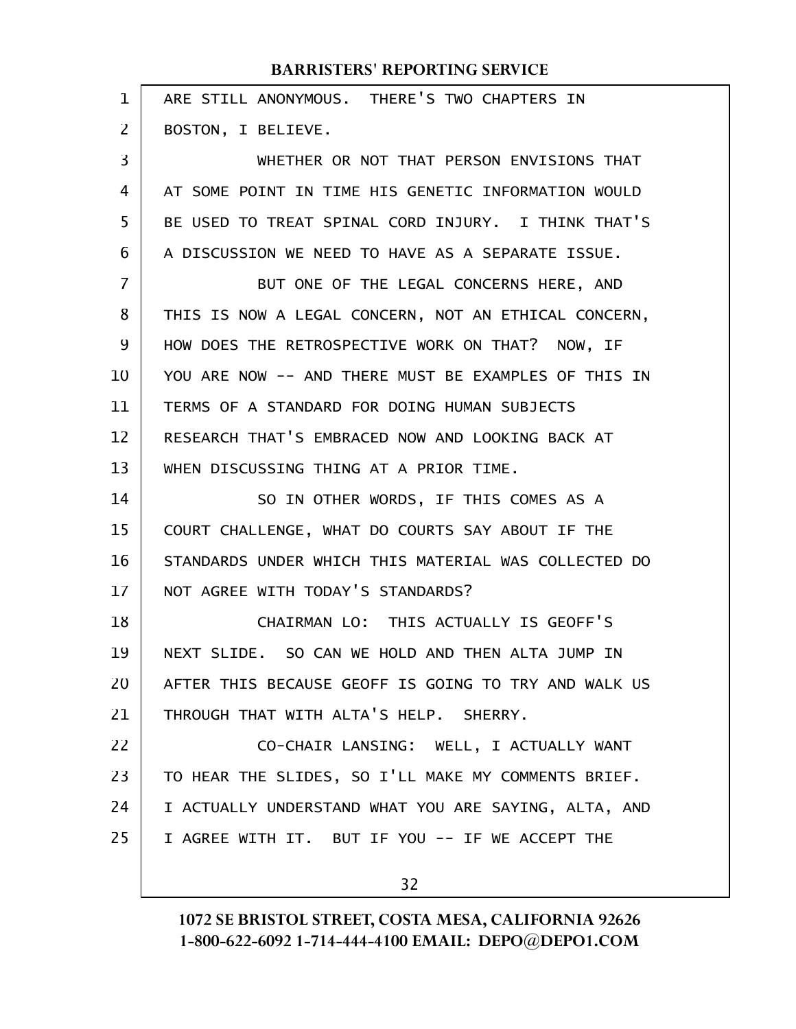ARE STILL ANONYMOUS. THERE'S TWO CHAPTERS IN BOSTON, I BELIEVE.

WHETHER OR NOT THAT PERSON ENVISIONS THAT AT SOME POINT IN TIME HIS GENETIC INFORMATION WOULD BE USED TO TREAT SPINAL CORD INJURY. I THINK THAT'S A DISCUSSION WE NEED TO HAVE AS A SEPARATE ISSUE.

BUT ONE OF THE LEGAL CONCERNS HERE, AND THIS IS NOW A LEGAL CONCERN, NOT AN ETHICAL CONCERN, HOW DOES THE RETROSPECTIVE WORK ON THAT? NOW, IF YOU ARE NOW -- AND THERE MUST BE EXAMPLES OF THIS IN TERMS OF A STANDARD FOR DOING HUMAN SUBJECTS RESEARCH THAT'S EMBRACED NOW AND LOOKING BACK AT WHEN DISCUSSING THING AT A PRIOR TIME.

SO IN OTHER WORDS, IF THIS COMES AS A COURT CHALLENGE, WHAT DO COURTS SAY ABOUT IF THE STANDARDS UNDER WHICH THIS MATERIAL WAS COLLECTED DO NOT AGREE WITH TODAY'S STANDARDS?

CHAIRMAN LO: THIS ACTUALLY IS GEOFF'S NEXT SLIDE. SO CAN WE HOLD AND THEN ALTA JUMP IN AFTER THIS BECAUSE GEOFF IS GOING TO TRY AND WALK US THROUGH THAT WITH ALTA'S HELP. SHERRY.

CO-CHAIR LANSING: WELL, I ACTUALLY WANT TO HEAR THE SLIDES, SO I'LL MAKE MY COMMENTS BRIEF. I ACTUALLY UNDERSTAND WHAT YOU ARE SAYING, ALTA, AND I AGREE WITH IT. BUT IF YOU -- IF WE ACCEPT THE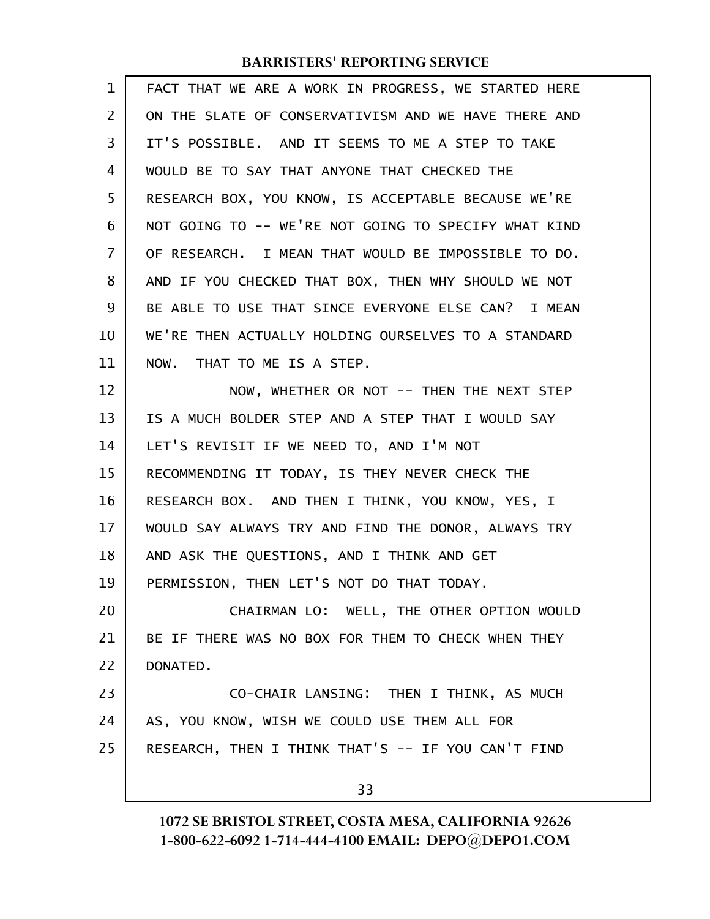FACT THAT WE ARE A WORK IN PROGRESS, WE STARTED HERE ON THE SLATE OF CONSERVATIVISM AND WE HAVE THERE AND IT'S POSSIBLE. AND IT SEEMS TO ME A STEP TO TAKE WOULD BE TO SAY THAT ANYONE THAT CHECKED THE RESEARCH BOX, YOU KNOW, IS ACCEPTABLE BECAUSE WE'RE NOT GOING TO -- WE'RE NOT GOING TO SPECIFY WHAT KIND OF RESEARCH. I MEAN THAT WOULD BE IMPOSSIBLE TO DO. AND IF YOU CHECKED THAT BOX, THEN WHY SHOULD WE NOT BE ABLE TO USE THAT SINCE EVERYONE ELSE CAN? I MEAN WE'RE THEN ACTUALLY HOLDING OURSELVES TO A STANDARD NOW. THAT TO ME IS A STEP.

NOW, WHETHER OR NOT -- THEN THE NEXT STEP IS A MUCH BOLDER STEP AND A STEP THAT I WOULD SAY LET'S REVISIT IF WE NEED TO, AND I'M NOT RECOMMENDING IT TODAY, IS THEY NEVER CHECK THE RESEARCH BOX. AND THEN I THINK, YOU KNOW, YES, I WOULD SAY ALWAYS TRY AND FIND THE DONOR, ALWAYS TRY AND ASK THE QUESTIONS, AND I THINK AND GET PERMISSION, THEN LET'S NOT DO THAT TODAY.

CHAIRMAN LO: WELL, THE OTHER OPTION WOULD BE IF THERE WAS NO BOX FOR THEM TO CHECK WHEN THEY DONATED.

CO-CHAIR LANSING: THEN I THINK, AS MUCH AS, YOU KNOW, WISH WE COULD USE THEM ALL FOR RESEARCH, THEN I THINK THAT'S -- IF YOU CAN'T FIND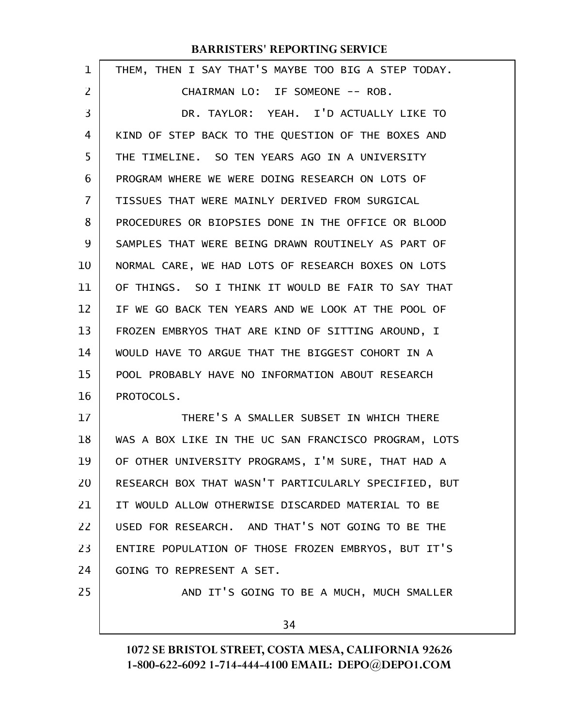THEM, THEN I SAY THAT'S MAYBE TOO BIG A STEP TODAY.

CHAIRMAN LO: IF SOMEONE -- ROB.

DR. TAYLOR: YEAH. I'D ACTUALLY LIKE TO KIND OF STEP BACK TO THE QUESTION OF THE BOXES AND THE TIMELINE. SO TEN YEARS AGO IN A UNIVERSITY PROGRAM WHERE WE WERE DOING RESEARCH ON LOTS OF TISSUES THAT WERE MAINLY DERIVED FROM SURGICAL PROCEDURES OR BIOPSIES DONE IN THE OFFICE OR BLOOD SAMPLES THAT WERE BEING DRAWN ROUTINELY AS PART OF NORMAL CARE, WE HAD LOTS OF RESEARCH BOXES ON LOTS OF THINGS. SO I THINK IT WOULD BE FAIR TO SAY THAT IF WE GO BACK TEN YEARS AND WE LOOK AT THE POOL OF FROZEN EMBRYOS THAT ARE KIND OF SITTING AROUND, I WOULD HAVE TO ARGUE THAT THE BIGGEST COHORT IN A POOL PROBABLY HAVE NO INFORMATION ABOUT RESEARCH PROTOCOLS.

THERE'S A SMALLER SUBSET IN WHICH THERE WAS A BOX LIKE IN THE UC SAN FRANCISCO PROGRAM, LOTS OF OTHER UNIVERSITY PROGRAMS, I'M SURE, THAT HAD A RESEARCH BOX THAT WASN'T PARTICULARLY SPECIFIED, BUT IT WOULD ALLOW OTHERWISE DISCARDED MATERIAL TO BE USED FOR RESEARCH. AND THAT'S NOT GOING TO BE THE ENTIRE POPULATION OF THOSE FROZEN EMBRYOS, BUT IT'S GOING TO REPRESENT A SET.

AND IT'S GOING TO BE A MUCH, MUCH SMALLER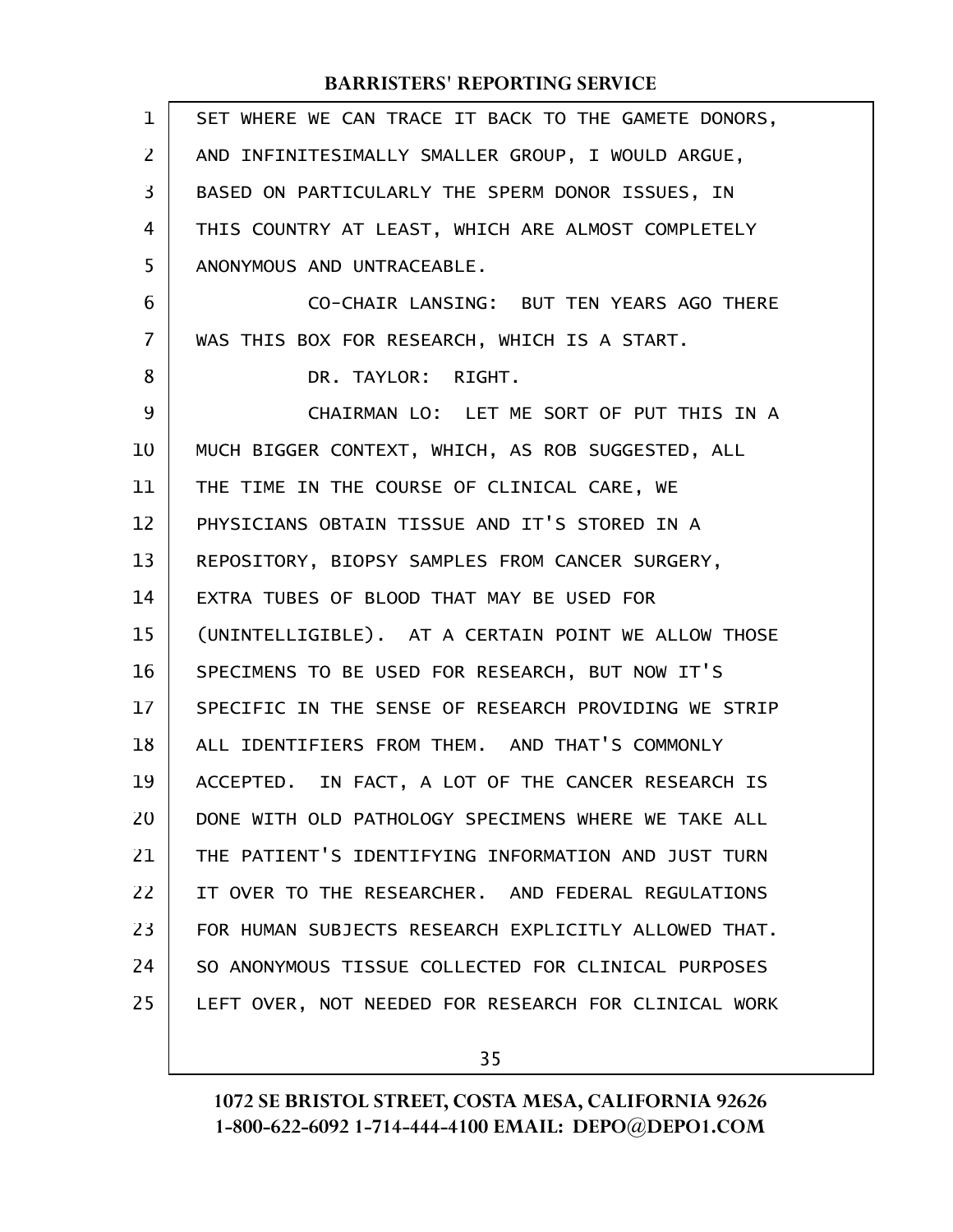SET WHERE WE CAN TRACE IT BACK TO THE GAMETE DONORS, AND INFINITESIMALLY SMALLER GROUP, I WOULD ARGUE, BASED ON PARTICULARLY THE SPERM DONOR ISSUES, IN THIS COUNTRY AT LEAST, WHICH ARE ALMOST COMPLETELY ANONYMOUS AND UNTRACEABLE.

CO-CHAIR LANSING: BUT TEN YEARS AGO THERE WAS THIS BOX FOR RESEARCH, WHICH IS A START.

DR. TAYLOR: RIGHT.

CHAIRMAN LO: LET ME SORT OF PUT THIS IN A MUCH BIGGER CONTEXT, WHICH, AS ROB SUGGESTED, ALL THE TIME IN THE COURSE OF CLINICAL CARE, WE PHYSICIANS OBTAIN TISSUE AND IT'S STORED IN A REPOSITORY, BIOPSY SAMPLES FROM CANCER SURGERY, EXTRA TUBES OF BLOOD THAT MAY BE USED FOR (UNINTELLIGIBLE). AT A CERTAIN POINT WE ALLOW THOSE SPECIMENS TO BE USED FOR RESEARCH, BUT NOW IT'S SPECIFIC IN THE SENSE OF RESEARCH PROVIDING WE STRIP ALL IDENTIFIERS FROM THEM. AND THAT'S COMMONLY ACCEPTED. IN FACT, A LOT OF THE CANCER RESEARCH IS DONE WITH OLD PATHOLOGY SPECIMENS WHERE WE TAKE ALL THE PATIENT'S IDENTIFYING INFORMATION AND JUST TURN IT OVER TO THE RESEARCHER. AND FEDERAL REGULATIONS FOR HUMAN SUBJECTS RESEARCH EXPLICITLY ALLOWED THAT. SO ANONYMOUS TISSUE COLLECTED FOR CLINICAL PURPOSES LEFT OVER, NOT NEEDED FOR RESEARCH FOR CLINICAL WORK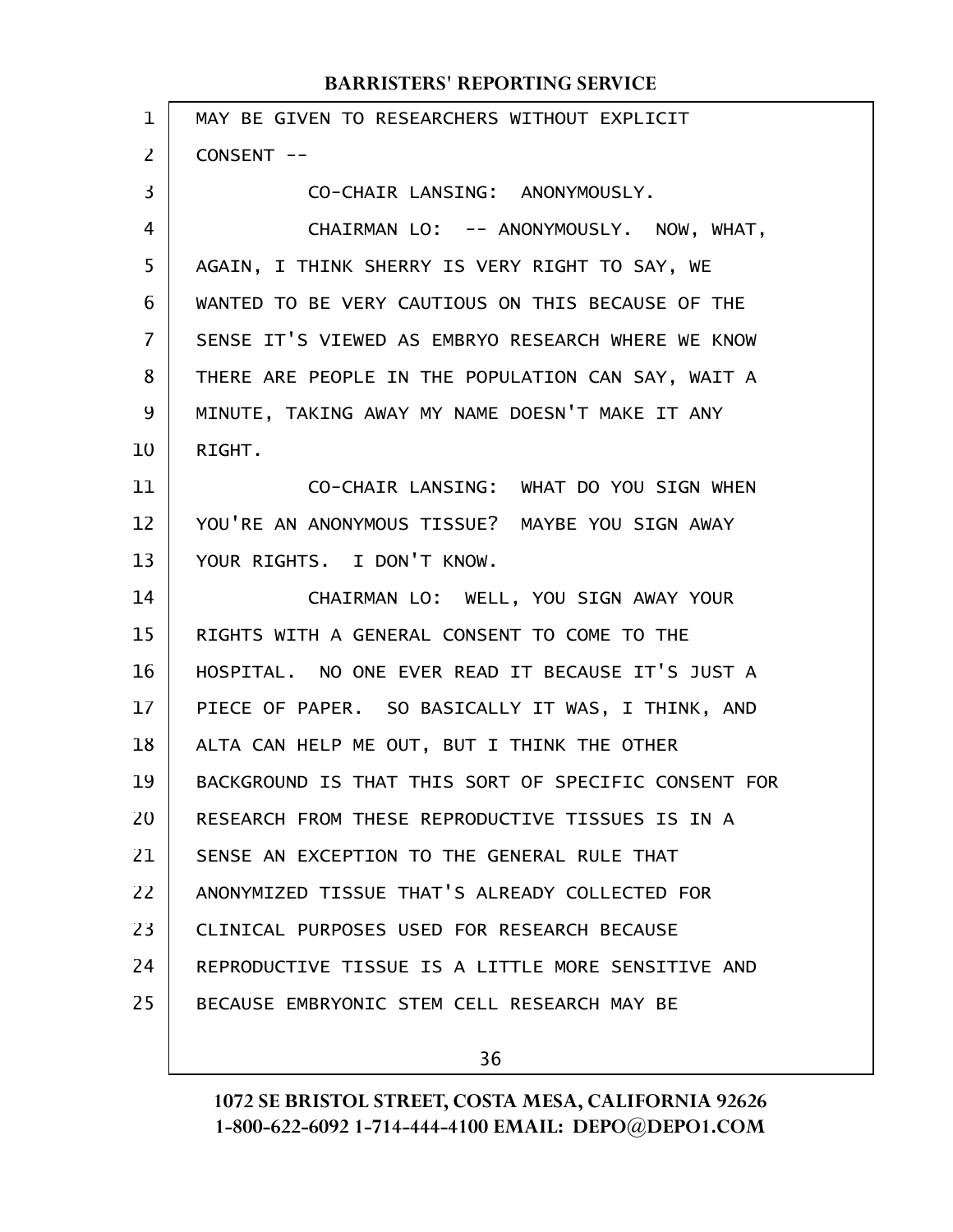MAY BE GIVEN TO RESEARCHERS WITHOUT EXPLICIT CONSENT --

CO-CHAIR LANSING: ANONYMOUSLY.

CHAIRMAN LO: -- ANONYMOUSLY. NOW, WHAT, AGAIN, I THINK SHERRY IS VERY RIGHT TO SAY, WE WANTED TO BE VERY CAUTIOUS ON THIS BECAUSE OF THE SENSE IT'S VIEWED AS EMBRYO RESEARCH WHERE WE KNOW THERE ARE PEOPLE IN THE POPULATION CAN SAY, WAIT A MINUTE, TAKING AWAY MY NAME DOESN'T MAKE IT ANY RIGHT.

CO-CHAIR LANSING: WHAT DO YOU SIGN WHEN YOU'RE AN ANONYMOUS TISSUE? MAYBE YOU SIGN AWAY YOUR RIGHTS. I DON'T KNOW.

CHAIRMAN LO: WELL, YOU SIGN AWAY YOUR RIGHTS WITH A GENERAL CONSENT TO COME TO THE HOSPITAL. NO ONE EVER READ IT BECAUSE IT'S JUST A PIECE OF PAPER. SO BASICALLY IT WAS, I THINK, AND ALTA CAN HELP ME OUT, BUT I THINK THE OTHER BACKGROUND IS THAT THIS SORT OF SPECIFIC CONSENT FOR RESEARCH FROM THESE REPRODUCTIVE TISSUES IS IN A SENSE AN EXCEPTION TO THE GENERAL RULE THAT ANONYMIZED TISSUE THAT'S ALREADY COLLECTED FOR CLINICAL PURPOSES USED FOR RESEARCH BECAUSE REPRODUCTIVE TISSUE IS A LITTLE MORE SENSITIVE AND BECAUSE EMBRYONIC STEM CELL RESEARCH MAY BE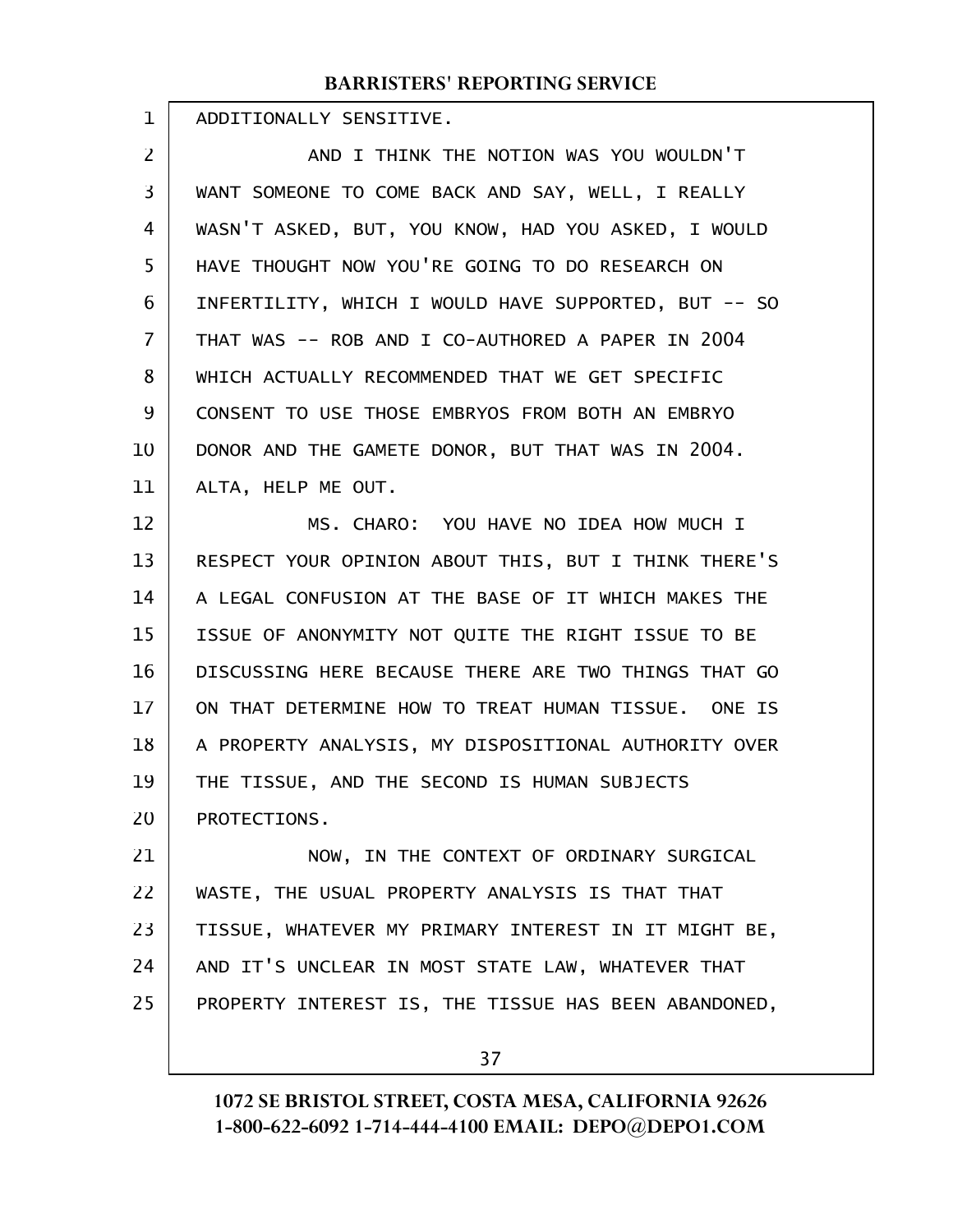ADDITIONALLY SENSITIVE.

AND I THINK THE NOTION WAS YOU WOULDN'T WANT SOMEONE TO COME BACK AND SAY, WELL, I REALLY WASN'T ASKED, BUT, YOU KNOW, HAD YOU ASKED, I WOULD HAVE THOUGHT NOW YOU'RE GOING TO DO RESEARCH ON INFERTILITY, WHICH I WOULD HAVE SUPPORTED, BUT -- SO THAT WAS -- ROB AND I CO-AUTHORED A PAPER IN 2004 WHICH ACTUALLY RECOMMENDED THAT WE GET SPECIFIC CONSENT TO USE THOSE EMBRYOS FROM BOTH AN EMBRYO DONOR AND THE GAMETE DONOR, BUT THAT WAS IN 2004. ALTA, HELP ME OUT.

MS. CHARO: YOU HAVE NO IDEA HOW MUCH I RESPECT YOUR OPINION ABOUT THIS, BUT I THINK THERE'S A LEGAL CONFUSION AT THE BASE OF IT WHICH MAKES THE ISSUE OF ANONYMITY NOT QUITE THE RIGHT ISSUE TO BE DISCUSSING HERE BECAUSE THERE ARE TWO THINGS THAT GO ON THAT DETERMINE HOW TO TREAT HUMAN TISSUE. ONE IS A PROPERTY ANALYSIS, MY DISPOSITIONAL AUTHORITY OVER THE TISSUE, AND THE SECOND IS HUMAN SUBJECTS PROTECTIONS.

NOW, IN THE CONTEXT OF ORDINARY SURGICAL WASTE, THE USUAL PROPERTY ANALYSIS IS THAT THAT TISSUE, WHATEVER MY PRIMARY INTEREST IN IT MIGHT BE, AND IT'S UNCLEAR IN MOST STATE LAW, WHATEVER THAT PROPERTY INTEREST IS, THE TISSUE HAS BEEN ABANDONED,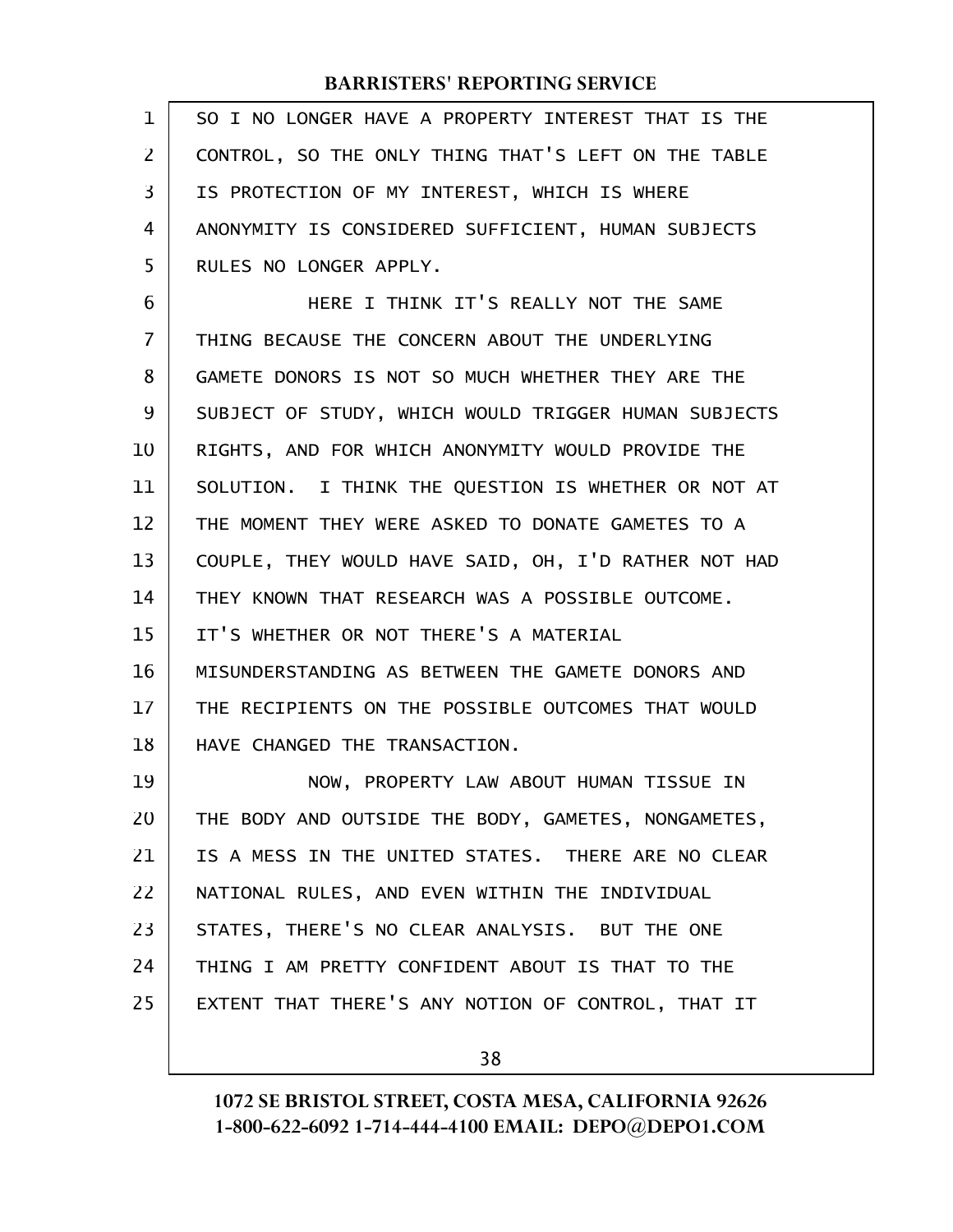SO I NO LONGER HAVE A PROPERTY INTEREST THAT IS THE CONTROL, SO THE ONLY THING THAT'S LEFT ON THE TABLE IS PROTECTION OF MY INTEREST, WHICH IS WHERE ANONYMITY IS CONSIDERED SUFFICIENT, HUMAN SUBJECTS RULES NO LONGER APPLY.

HERE I THINK IT'S REALLY NOT THE SAME THING BECAUSE THE CONCERN ABOUT THE UNDERLYING GAMETE DONORS IS NOT SO MUCH WHETHER THEY ARE THE SUBJECT OF STUDY, WHICH WOULD TRIGGER HUMAN SUBJECTS RIGHTS, AND FOR WHICH ANONYMITY WOULD PROVIDE THE SOLUTION. I THINK THE QUESTION IS WHETHER OR NOT AT THE MOMENT THEY WERE ASKED TO DONATE GAMETES TO A COUPLE, THEY WOULD HAVE SAID, OH, I'D RATHER NOT HAD THEY KNOWN THAT RESEARCH WAS A POSSIBLE OUTCOME. IT'S WHETHER OR NOT THERE'S A MATERIAL MISUNDERSTANDING AS BETWEEN THE GAMETE DONORS AND THE RECIPIENTS ON THE POSSIBLE OUTCOMES THAT WOULD HAVE CHANGED THE TRANSACTION.

NOW, PROPERTY LAW ABOUT HUMAN TISSUE IN THE BODY AND OUTSIDE THE BODY, GAMETES, NONGAMETES, IS A MESS IN THE UNITED STATES. THERE ARE NO CLEAR NATIONAL RULES, AND EVEN WITHIN THE INDIVIDUAL STATES, THERE'S NO CLEAR ANALYSIS. BUT THE ONE THING I AM PRETTY CONFIDENT ABOUT IS THAT TO THE EXTENT THAT THERE'S ANY NOTION OF CONTROL, THAT IT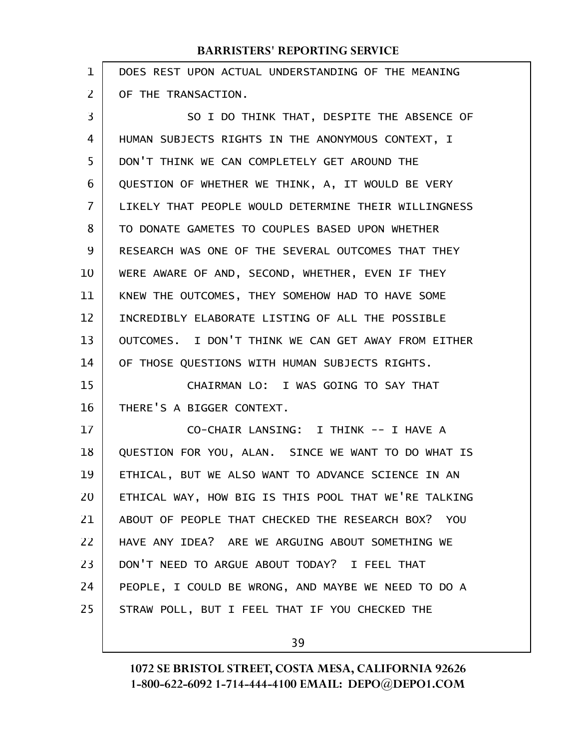DOES REST UPON ACTUAL UNDERSTANDING OF THE MEANING OF THE TRANSACTION.

SO I DO THINK THAT, DESPITE THE ABSENCE OF HUMAN SUBJECTS RIGHTS IN THE ANONYMOUS CONTEXT, I DON'T THINK WE CAN COMPLETELY GET AROUND THE QUESTION OF WHETHER WE THINK, A, IT WOULD BE VERY LIKELY THAT PEOPLE WOULD DETERMINE THEIR WILLINGNESS TO DONATE GAMETES TO COUPLES BASED UPON WHETHER RESEARCH WAS ONE OF THE SEVERAL OUTCOMES THAT THEY WERE AWARE OF AND, SECOND, WHETHER, EVEN IF THEY KNEW THE OUTCOMES, THEY SOMEHOW HAD TO HAVE SOME INCREDIBLY ELABORATE LISTING OF ALL THE POSSIBLE OUTCOMES. I DON'T THINK WE CAN GET AWAY FROM EITHER OF THOSE QUESTIONS WITH HUMAN SUBJECTS RIGHTS.

CHAIRMAN LO: I WAS GOING TO SAY THAT THERE'S A BIGGER CONTEXT.

CO-CHAIR LANSING: I THINK -- I HAVE A QUESTION FOR YOU, ALAN. SINCE WE WANT TO DO WHAT IS ETHICAL, BUT WE ALSO WANT TO ADVANCE SCIENCE IN AN ETHICAL WAY, HOW BIG IS THIS POOL THAT WE'RE TALKING ABOUT OF PEOPLE THAT CHECKED THE RESEARCH BOX? YOU HAVE ANY IDEA? ARE WE ARGUING ABOUT SOMETHING WE DON'T NEED TO ARGUE ABOUT TODAY? I FEEL THAT PEOPLE, I COULD BE WRONG, AND MAYBE WE NEED TO DO A STRAW POLL, BUT I FEEL THAT IF YOU CHECKED THE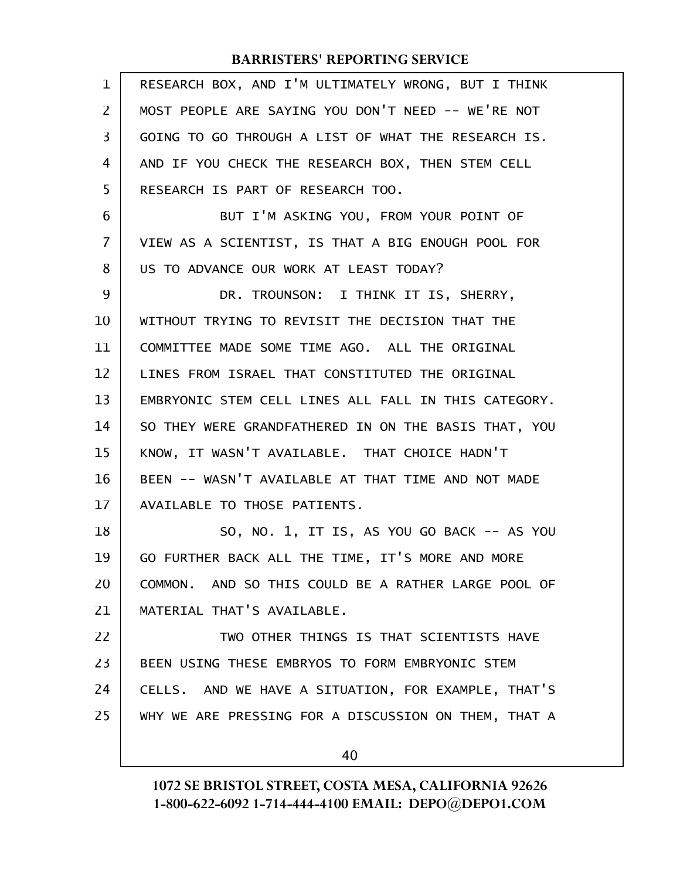RESEARCH BOX, AND I'M ULTIMATELY WRONG, BUT I THINK MOST PEOPLE ARE SAYING YOU DON'T NEED -- WE'RE NOT GOING TO GO THROUGH A LIST OF WHAT THE RESEARCH IS. AND IF YOU CHECK THE RESEARCH BOX, THEN STEM CELL RESEARCH IS PART OF RESEARCH TOO.

BUT I'M ASKING YOU, FROM YOUR POINT OF VIEW AS A SCIENTIST, IS THAT A BIG ENOUGH POOL FOR US TO ADVANCE OUR WORK AT LEAST TODAY?

DR. TROUNSON: I THINK IT IS, SHERRY, WITHOUT TRYING TO REVISIT THE DECISION THAT THE COMMITTEE MADE SOME TIME AGO. ALL THE ORIGINAL LINES FROM ISRAEL THAT CONSTITUTED THE ORIGINAL EMBRYONIC STEM CELL LINES ALL FALL IN THIS CATEGORY. SO THEY WERE GRANDFATHERED IN ON THE BASIS THAT, YOU KNOW, IT WASN'T AVAILABLE. THAT CHOICE HADN'T BEEN -- WASN'T AVAILABLE AT THAT TIME AND NOT MADE AVAILABLE TO THOSE PATIENTS.

SO, NO. 1, IT IS, AS YOU GO BACK -- AS YOU GO FURTHER BACK ALL THE TIME, IT'S MORE AND MORE COMMON. AND SO THIS COULD BE A RATHER LARGE POOL OF MATERIAL THAT'S AVAILABLE.

TWO OTHER THINGS IS THAT SCIENTISTS HAVE BEEN USING THESE EMBRYOS TO FORM EMBRYONIC STEM CELLS. AND WE HAVE A SITUATION, FOR EXAMPLE, THAT'S WHY WE ARE PRESSING FOR A DISCUSSION ON THEM, THAT A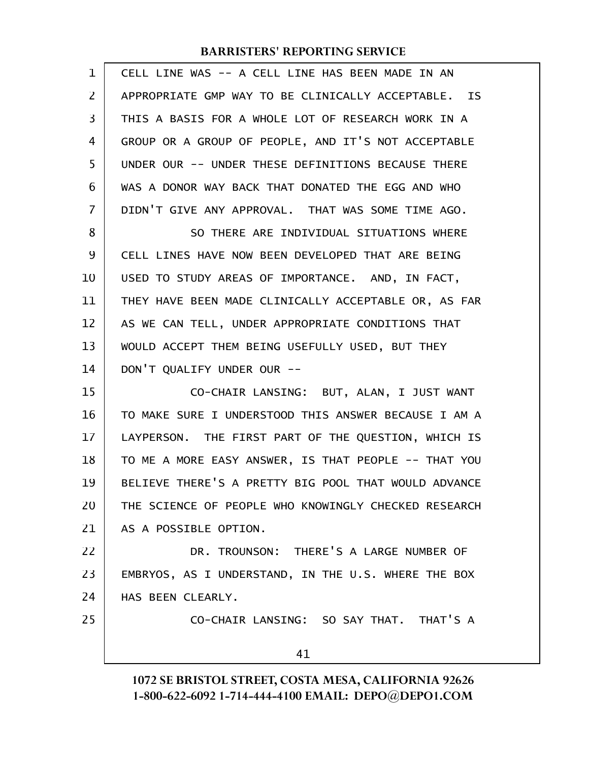CELL LINE WAS -- A CELL LINE HAS BEEN MADE IN AN APPROPRIATE GMP WAY TO BE CLINICALLY ACCEPTABLE. IS THIS A BASIS FOR A WHOLE LOT OF RESEARCH WORK IN A GROUP OR A GROUP OF PEOPLE, AND IT'S NOT ACCEPTABLE UNDER OUR -- UNDER THESE DEFINITIONS BECAUSE THERE WAS A DONOR WAY BACK THAT DONATED THE EGG AND WHO DIDN'T GIVE ANY APPROVAL. THAT WAS SOME TIME AGO.

SO THERE ARE INDIVIDUAL SITUATIONS WHERE CELL LINES HAVE NOW BEEN DEVELOPED THAT ARE BEING USED TO STUDY AREAS OF IMPORTANCE. AND, IN FACT, THEY HAVE BEEN MADE CLINICALLY ACCEPTABLE OR, AS FAR AS WE CAN TELL, UNDER APPROPRIATE CONDITIONS THAT WOULD ACCEPT THEM BEING USEFULLY USED, BUT THEY DON'T QUALIFY UNDER OUR --

CO-CHAIR LANSING: BUT, ALAN, I JUST WANT TO MAKE SURE I UNDERSTOOD THIS ANSWER BECAUSE I AM A LAYPERSON. THE FIRST PART OF THE QUESTION, WHICH IS TO ME A MORE EASY ANSWER, IS THAT PEOPLE -- THAT YOU BELIEVE THERE'S A PRETTY BIG POOL THAT WOULD ADVANCE THE SCIENCE OF PEOPLE WHO KNOWINGLY CHECKED RESEARCH AS A POSSIBLE OPTION.

DR. TROUNSON: THERE'S A LARGE NUMBER OF EMBRYOS, AS I UNDERSTAND, IN THE U.S. WHERE THE BOX HAS BEEN CLEARLY.

CO-CHAIR LANSING: SO SAY THAT. THAT'S A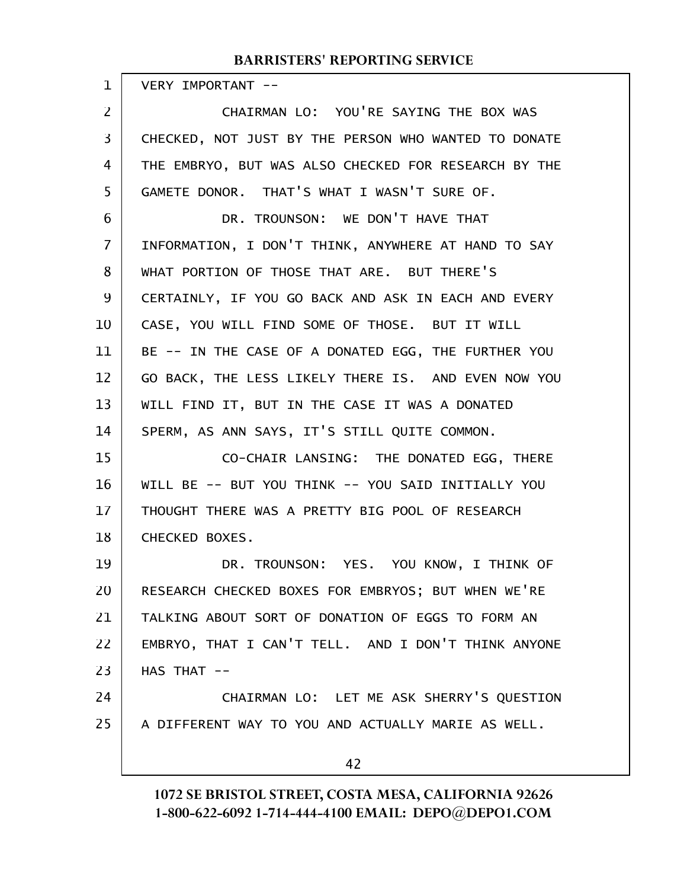VERY IMPORTANT --

CHAIRMAN LO: YOU'RE SAYING THE BOX WAS CHECKED, NOT JUST BY THE PERSON WHO WANTED TO DONATE THE EMBRYO, BUT WAS ALSO CHECKED FOR RESEARCH BY THE GAMETE DONOR. THAT'S WHAT I WASN'T SURE OF.

DR. TROUNSON: WE DON'T HAVE THAT INFORMATION, I DON'T THINK, ANYWHERE AT HAND TO SAY WHAT PORTION OF THOSE THAT ARE. BUT THERE'S CERTAINLY, IF YOU GO BACK AND ASK IN EACH AND EVERY CASE, YOU WILL FIND SOME OF THOSE. BUT IT WILL BE -- IN THE CASE OF A DONATED EGG, THE FURTHER YOU GO BACK, THE LESS LIKELY THERE IS. AND EVEN NOW YOU WILL FIND IT, BUT IN THE CASE IT WAS A DONATED SPERM, AS ANN SAYS, IT'S STILL QUITE COMMON.

CO-CHAIR LANSING: THE DONATED EGG, THERE WILL BE -- BUT YOU THINK -- YOU SAID INITIALLY YOU THOUGHT THERE WAS A PRETTY BIG POOL OF RESEARCH CHECKED BOXES.

DR. TROUNSON: YES. YOU KNOW, I THINK OF RESEARCH CHECKED BOXES FOR EMBRYOS; BUT WHEN WE'RE TALKING ABOUT SORT OF DONATION OF EGGS TO FORM AN EMBRYO, THAT I CAN'T TELL. AND I DON'T THINK ANYONE HAS THAT --

CHAIRMAN LO: LET ME ASK SHERRY'S QUESTION A DIFFERENT WAY TO YOU AND ACTUALLY MARIE AS WELL.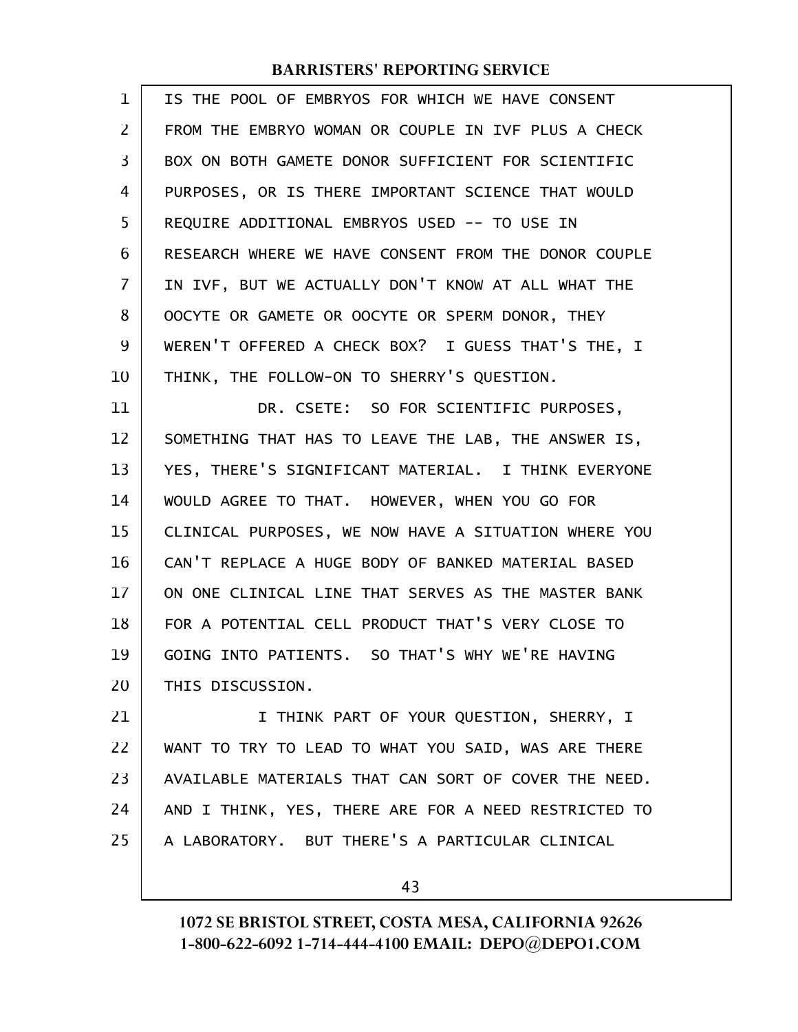IS THE POOL OF EMBRYOS FOR WHICH WE HAVE CONSENT FROM THE EMBRYO WOMAN OR COUPLE IN IVF PLUS A CHECK BOX ON BOTH GAMETE DONOR SUFFICIENT FOR SCIENTIFIC PURPOSES, OR IS THERE IMPORTANT SCIENCE THAT WOULD REQUIRE ADDITIONAL EMBRYOS USED -- TO USE IN RESEARCH WHERE WE HAVE CONSENT FROM THE DONOR COUPLE IN IVF, BUT WE ACTUALLY DON'T KNOW AT ALL WHAT THE OOCYTE OR GAMETE OR OOCYTE OR SPERM DONOR, THEY WEREN'T OFFERED A CHECK BOX? I GUESS THAT'S THE, I THINK, THE FOLLOW-ON TO SHERRY'S QUESTION.

DR. CSETE: SO FOR SCIENTIFIC PURPOSES, SOMETHING THAT HAS TO LEAVE THE LAB, THE ANSWER IS, YES, THERE'S SIGNIFICANT MATERIAL. I THINK EVERYONE WOULD AGREE TO THAT. HOWEVER, WHEN YOU GO FOR CLINICAL PURPOSES, WE NOW HAVE A SITUATION WHERE YOU CAN'T REPLACE A HUGE BODY OF BANKED MATERIAL BASED ON ONE CLINICAL LINE THAT SERVES AS THE MASTER BANK FOR A POTENTIAL CELL PRODUCT THAT'S VERY CLOSE TO GOING INTO PATIENTS. SO THAT'S WHY WE'RE HAVING THIS DISCUSSION.

I THINK PART OF YOUR QUESTION, SHERRY, I WANT TO TRY TO LEAD TO WHAT YOU SAID, WAS ARE THERE AVAILABLE MATERIALS THAT CAN SORT OF COVER THE NEED. AND I THINK, YES, THERE ARE FOR A NEED RESTRICTED TO A LABORATORY. BUT THERE'S A PARTICULAR CLINICAL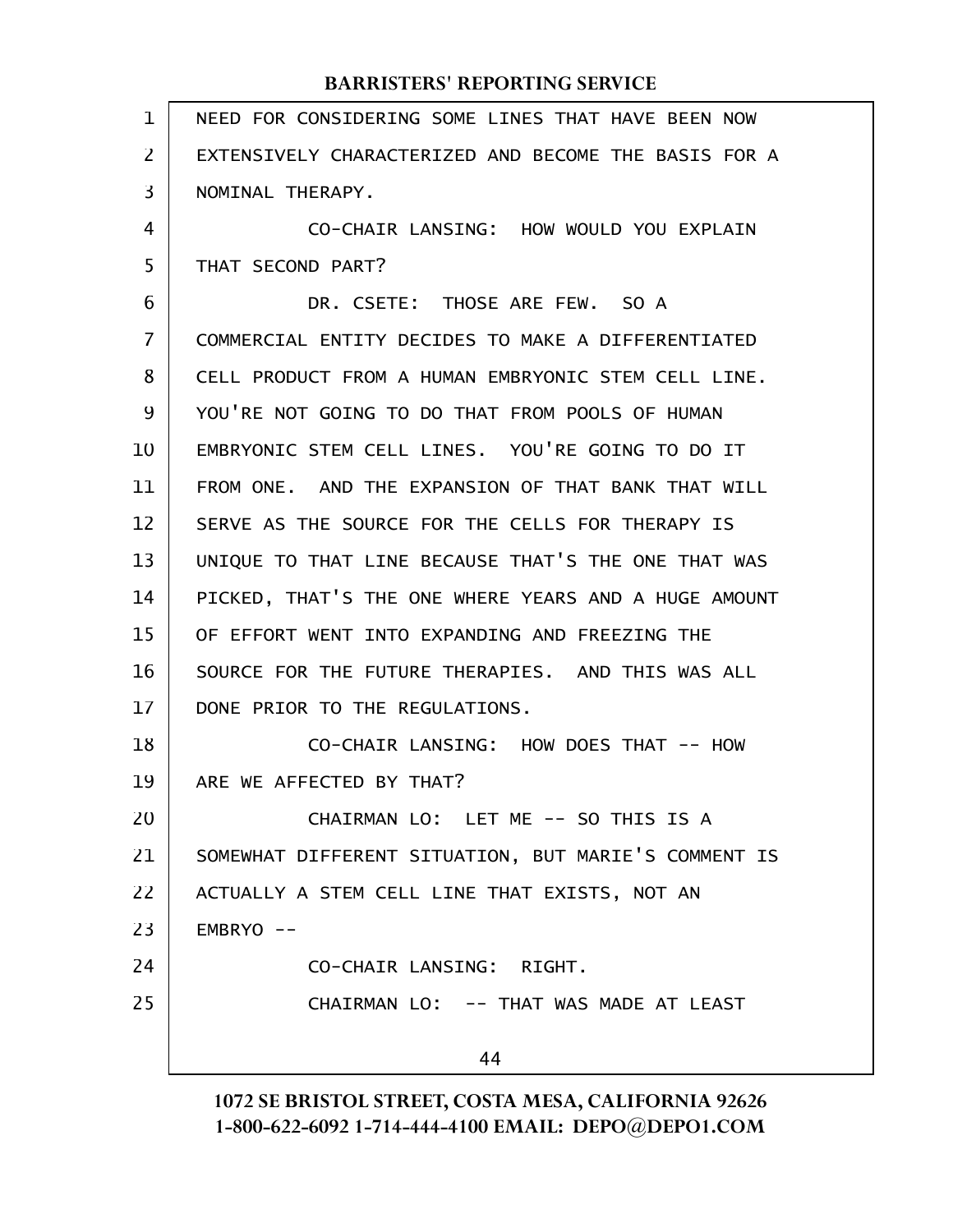NEED FOR CONSIDERING SOME LINES THAT HAVE BEEN NOW EXTENSIVELY CHARACTERIZED AND BECOME THE BASIS FOR A NOMINAL THERAPY.

CO-CHAIR LANSING: HOW WOULD YOU EXPLAIN THAT SECOND PART?

DR. CSETE: THOSE ARE FEW. SO A COMMERCIAL ENTITY DECIDES TO MAKE A DIFFERENTIATED CELL PRODUCT FROM A HUMAN EMBRYONIC STEM CELL LINE. YOU'RE NOT GOING TO DO THAT FROM POOLS OF HUMAN EMBRYONIC STEM CELL LINES. YOU'RE GOING TO DO IT FROM ONE. AND THE EXPANSION OF THAT BANK THAT WILL SERVE AS THE SOURCE FOR THE CELLS FOR THERAPY IS UNIQUE TO THAT LINE BECAUSE THAT'S THE ONE THAT WAS PICKED, THAT'S THE ONE WHERE YEARS AND A HUGE AMOUNT OF EFFORT WENT INTO EXPANDING AND FREEZING THE SOURCE FOR THE FUTURE THERAPIES. AND THIS WAS ALL DONE PRIOR TO THE REGULATIONS.

CO-CHAIR LANSING: HOW DOES THAT -- HOW ARE WE AFFECTED BY THAT?

CHAIRMAN LO: LET ME -- SO THIS IS A SOMEWHAT DIFFERENT SITUATION, BUT MARIE'S COMMENT IS ACTUALLY A STEM CELL LINE THAT EXISTS, NOT AN EMBRYO --

CO-CHAIR LANSING: RIGHT.

CHAIRMAN LO: -- THAT WAS MADE AT LEAST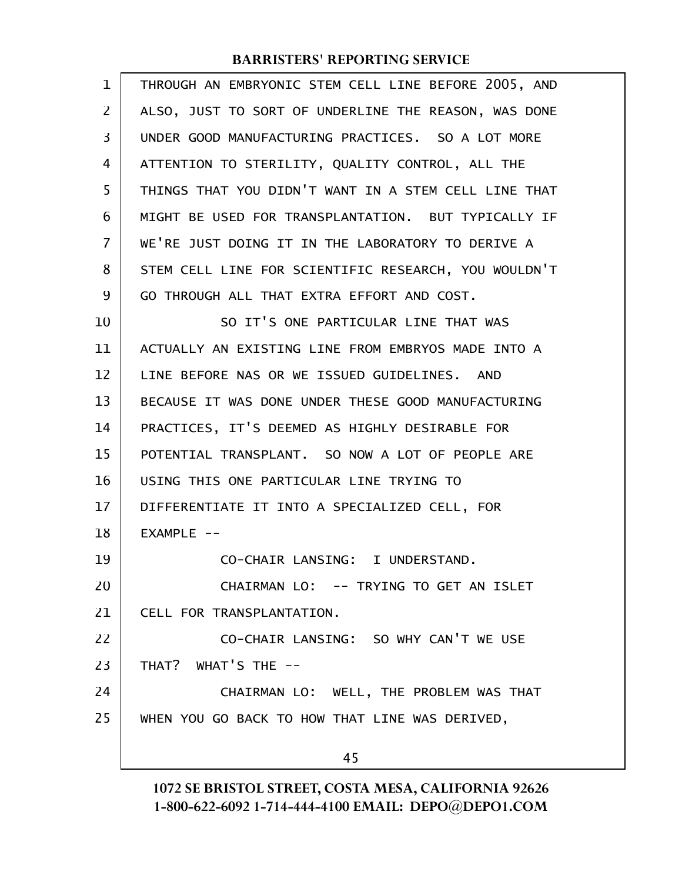THROUGH AN EMBRYONIC STEM CELL LINE BEFORE 2005, AND ALSO, JUST TO SORT OF UNDERLINE THE REASON, WAS DONE UNDER GOOD MANUFACTURING PRACTICES. SO A LOT MORE ATTENTION TO STERILITY, QUALITY CONTROL, ALL THE THINGS THAT YOU DIDN'T WANT IN A STEM CELL LINE THAT MIGHT BE USED FOR TRANSPLANTATION. BUT TYPICALLY IF WE'RE JUST DOING IT IN THE LABORATORY TO DERIVE A STEM CELL LINE FOR SCIENTIFIC RESEARCH, YOU WOULDN'T GO THROUGH ALL THAT EXTRA EFFORT AND COST.

SO IT'S ONE PARTICULAR LINE THAT WAS ACTUALLY AN EXISTING LINE FROM EMBRYOS MADE INTO A LINE BEFORE NAS OR WE ISSUED GUIDELINES. AND BECAUSE IT WAS DONE UNDER THESE GOOD MANUFACTURING PRACTICES, IT'S DEEMED AS HIGHLY DESIRABLE FOR POTENTIAL TRANSPLANT. SO NOW A LOT OF PEOPLE ARE USING THIS ONE PARTICULAR LINE TRYING TO DIFFERENTIATE IT INTO A SPECIALIZED CELL, FOR EXAMPLE --

CO-CHAIR LANSING: I UNDERSTAND.

CHAIRMAN LO: -- TRYING TO GET AN ISLET CELL FOR TRANSPLANTATION.

CO-CHAIR LANSING: SO WHY CAN'T WE USE THAT? WHAT'S THE --

CHAIRMAN LO: WELL, THE PROBLEM WAS THAT WHEN YOU GO BACK TO HOW THAT LINE WAS DERIVED,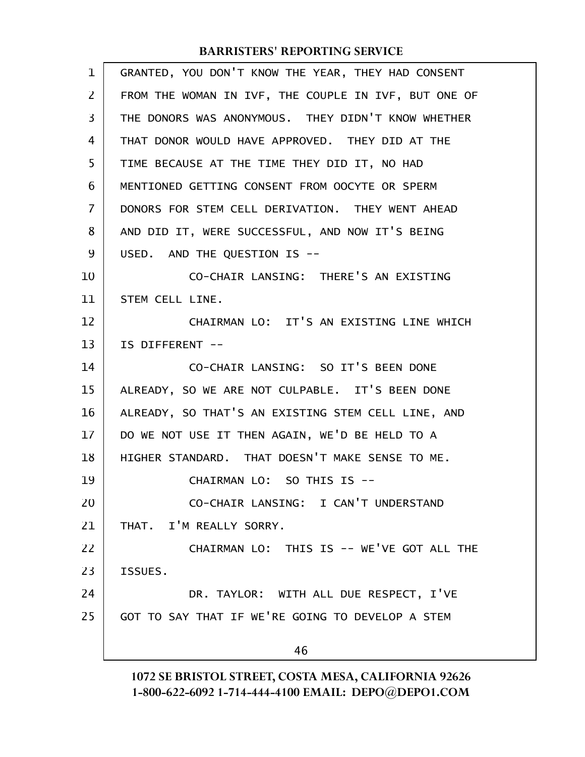GRANTED, YOU DON'T KNOW THE YEAR, THEY HAD CONSENT FROM THE WOMAN IN IVF, THE COUPLE IN IVF, BUT ONE OF THE DONORS WAS ANONYMOUS. THEY DIDN'T KNOW WHETHER THAT DONOR WOULD HAVE APPROVED. THEY DID AT THE TIME BECAUSE AT THE TIME THEY DID IT, NO HAD MENTIONED GETTING CONSENT FROM OOCYTE OR SPERM DONORS FOR STEM CELL DERIVATION. THEY WENT AHEAD AND DID IT, WERE SUCCESSFUL, AND NOW IT'S BEING USED. AND THE QUESTION IS --

CO-CHAIR LANSING: THERE'S AN EXISTING STEM CELL LINE.

CHAIRMAN LO: IT'S AN EXISTING LINE WHICH IS DIFFERENT --

CO-CHAIR LANSING: SO IT'S BEEN DONE ALREADY, SO WE ARE NOT CULPABLE. IT'S BEEN DONE ALREADY, SO THAT'S AN EXISTING STEM CELL LINE, AND DO WE NOT USE IT THEN AGAIN, WE'D BE HELD TO A HIGHER STANDARD. THAT DOESN'T MAKE SENSE TO ME.

CHAIRMAN LO: SO THIS IS --

CO-CHAIR LANSING: I CAN'T UNDERSTAND THAT. I'M REALLY SORRY.

CHAIRMAN LO: THIS IS -- WE'VE GOT ALL THE ISSUES.

DR. TAYLOR: WITH ALL DUE RESPECT, I'VE GOT TO SAY THAT IF WE'RE GOING TO DEVELOP A STEM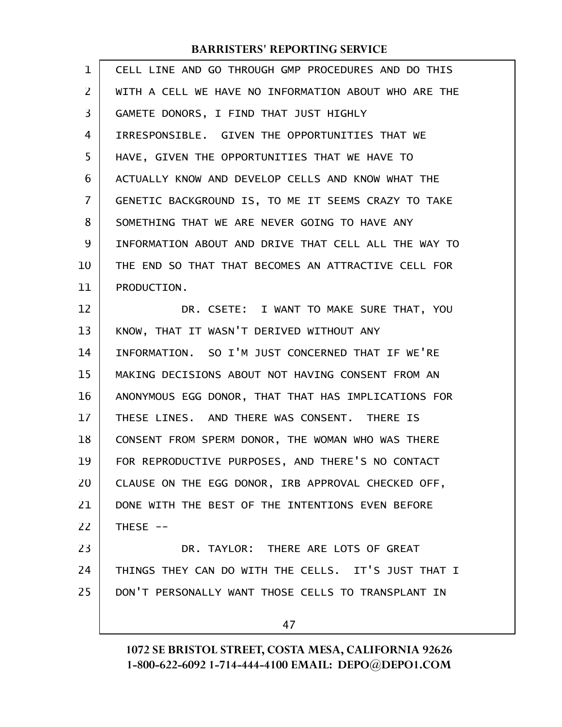CELL LINE AND GO THROUGH GMP PROCEDURES AND DO THIS WITH A CELL WE HAVE NO INFORMATION ABOUT WHO ARE THE GAMETE DONORS, I FIND THAT JUST HIGHLY IRRESPONSIBLE. GIVEN THE OPPORTUNITIES THAT WE HAVE, GIVEN THE OPPORTUNITIES THAT WE HAVE TO ACTUALLY KNOW AND DEVELOP CELLS AND KNOW WHAT THE GENETIC BACKGROUND IS, TO ME IT SEEMS CRAZY TO TAKE SOMETHING THAT WE ARE NEVER GOING TO HAVE ANY INFORMATION ABOUT AND DRIVE THAT CELL ALL THE WAY TO THE END SO THAT THAT BECOMES AN ATTRACTIVE CELL FOR PRODUCTION.

DR. CSETE: I WANT TO MAKE SURE THAT, YOU KNOW, THAT IT WASN'T DERIVED WITHOUT ANY INFORMATION. SO I'M JUST CONCERNED THAT IF WE'RE MAKING DECISIONS ABOUT NOT HAVING CONSENT FROM AN ANONYMOUS EGG DONOR, THAT THAT HAS IMPLICATIONS FOR THESE LINES. AND THERE WAS CONSENT. THERE IS CONSENT FROM SPERM DONOR, THE WOMAN WHO WAS THERE FOR REPRODUCTIVE PURPOSES, AND THERE'S NO CONTACT CLAUSE ON THE EGG DONOR, IRB APPROVAL CHECKED OFF, DONE WITH THE BEST OF THE INTENTIONS EVEN BEFORE THESE --

DR. TAYLOR: THERE ARE LOTS OF GREAT THINGS THEY CAN DO WITH THE CELLS. IT'S JUST THAT I DON'T PERSONALLY WANT THOSE CELLS TO TRANSPLANT IN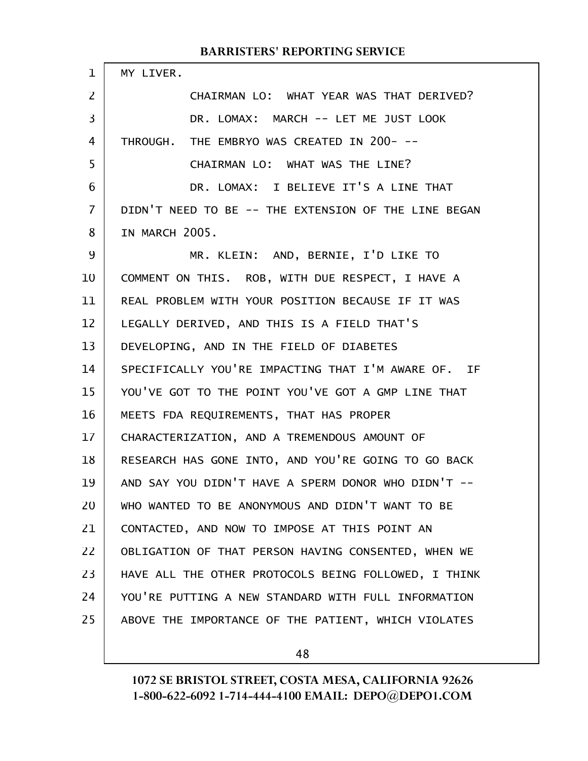MY LIVER.

CHAIRMAN LO: WHAT YEAR WAS THAT DERIVED?

DR. LOMAX: MARCH -- LET ME JUST LOOK THROUGH. THE EMBRYO WAS CREATED IN 200- --

CHAIRMAN LO: WHAT WAS THE LINE?

DR. LOMAX: I BELIEVE IT'S A LINE THAT DIDN'T NEED TO BE -- THE EXTENSION OF THE LINE BEGAN IN MARCH 2005.

MR. KLEIN: AND, BERNIE, I'D LIKE TO COMMENT ON THIS. ROB, WITH DUE RESPECT, I HAVE A REAL PROBLEM WITH YOUR POSITION BECAUSE IF IT WAS LEGALLY DERIVED, AND THIS IS A FIELD THAT'S DEVELOPING, AND IN THE FIELD OF DIABETES SPECIFICALLY YOU'RE IMPACTING THAT I'M AWARE OF. IF YOU'VE GOT TO THE POINT YOU'VE GOT A GMP LINE THAT MEETS FDA REQUIREMENTS, THAT HAS PROPER CHARACTERIZATION, AND A TREMENDOUS AMOUNT OF RESEARCH HAS GONE INTO, AND YOU'RE GOING TO GO BACK AND SAY YOU DIDN'T HAVE A SPERM DONOR WHO DIDN'T -- WHO WANTED TO BE ANONYMOUS AND DIDN'T WANT TO BE CONTACTED, AND NOW TO IMPOSE AT THIS POINT AN OBLIGATION OF THAT PERSON HAVING CONSENTED, WHEN WE HAVE ALL THE OTHER PROTOCOLS BEING FOLLOWED, I THINK YOU'RE PUTTING A NEW STANDARD WITH FULL INFORMATION ABOVE THE IMPORTANCE OF THE PATIENT, WHICH VIOLATES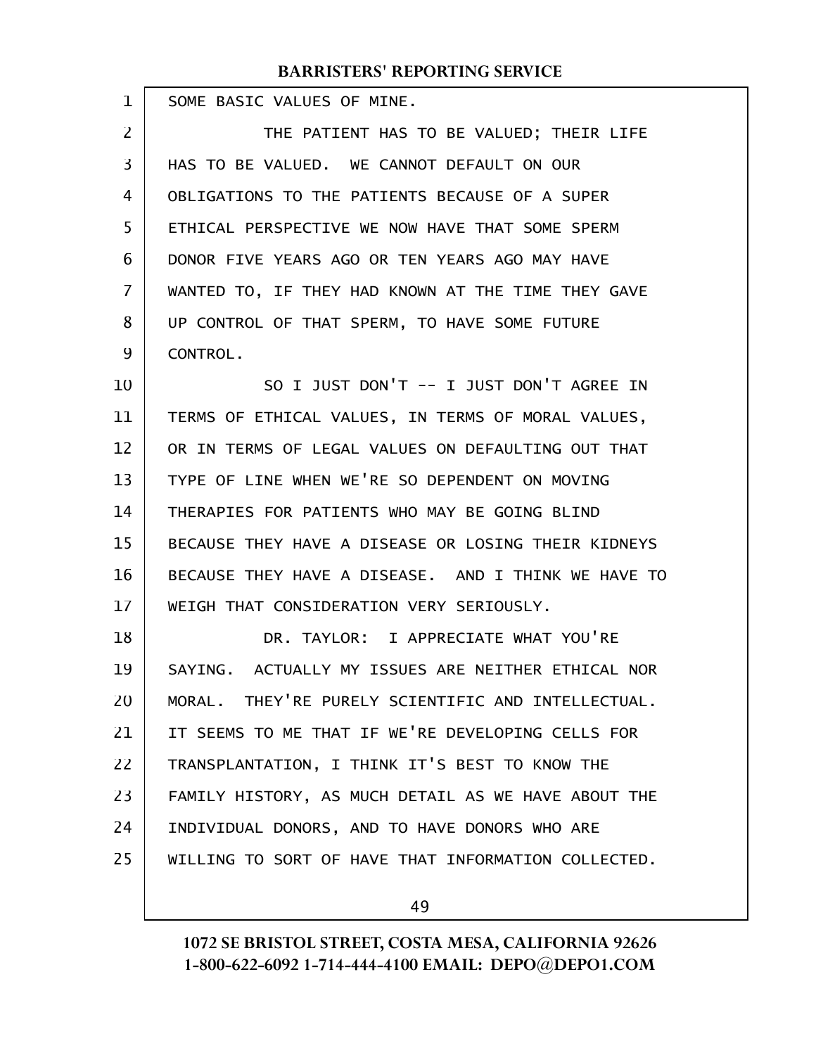SOME BASIC VALUES OF MINE.

THE PATIENT HAS TO BE VALUED; THEIR LIFE HAS TO BE VALUED. WE CANNOT DEFAULT ON OUR OBLIGATIONS TO THE PATIENTS BECAUSE OF A SUPER ETHICAL PERSPECTIVE WE NOW HAVE THAT SOME SPERM DONOR FIVE YEARS AGO OR TEN YEARS AGO MAY HAVE WANTED TO, IF THEY HAD KNOWN AT THE TIME THEY GAVE UP CONTROL OF THAT SPERM, TO HAVE SOME FUTURE CONTROL.

SO I JUST DON'T -- I JUST DON'T AGREE IN TERMS OF ETHICAL VALUES, IN TERMS OF MORAL VALUES, OR IN TERMS OF LEGAL VALUES ON DEFAULTING OUT THAT TYPE OF LINE WHEN WE'RE SO DEPENDENT ON MOVING THERAPIES FOR PATIENTS WHO MAY BE GOING BLIND BECAUSE THEY HAVE A DISEASE OR LOSING THEIR KIDNEYS BECAUSE THEY HAVE A DISEASE. AND I THINK WE HAVE TO WEIGH THAT CONSIDERATION VERY SERIOUSLY.

DR. TAYLOR: I APPRECIATE WHAT YOU'RE SAYING. ACTUALLY MY ISSUES ARE NEITHER ETHICAL NOR MORAL. THEY'RE PURELY SCIENTIFIC AND INTELLECTUAL. IT SEEMS TO ME THAT IF WE'RE DEVELOPING CELLS FOR TRANSPLANTATION, I THINK IT'S BEST TO KNOW THE FAMILY HISTORY, AS MUCH DETAIL AS WE HAVE ABOUT THE INDIVIDUAL DONORS, AND TO HAVE DONORS WHO ARE WILLING TO SORT OF HAVE THAT INFORMATION COLLECTED.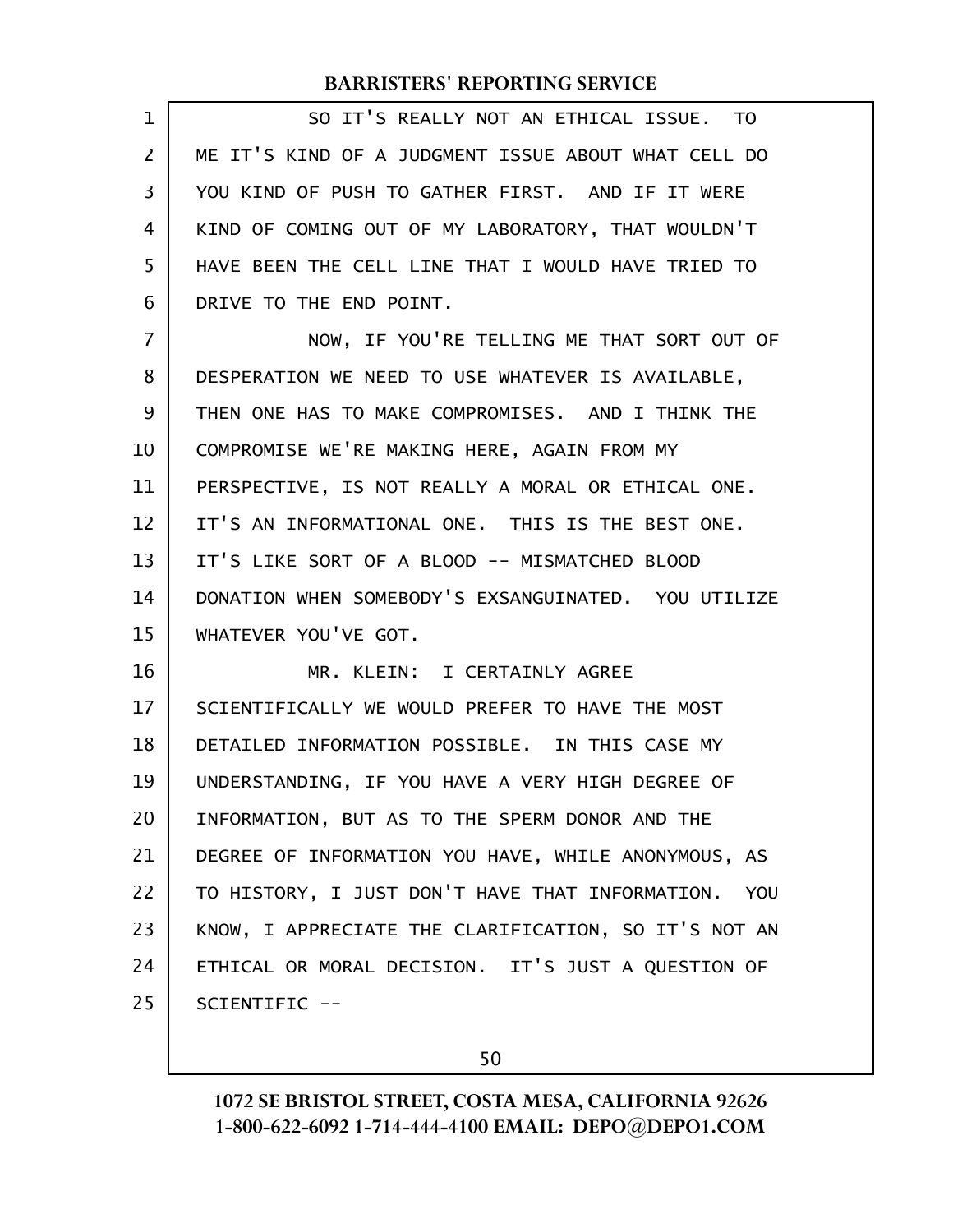SO IT'S REALLY NOT AN ETHICAL ISSUE. TO ME IT'S KIND OF A JUDGMENT ISSUE ABOUT WHAT CELL DO YOU KIND OF PUSH TO GATHER FIRST. AND IF IT WERE KIND OF COMING OUT OF MY LABORATORY, THAT WOULDN'T HAVE BEEN THE CELL LINE THAT I WOULD HAVE TRIED TO DRIVE TO THE END POINT.

NOW, IF YOU'RE TELLING ME THAT SORT OUT OF DESPERATION WE NEED TO USE WHATEVER IS AVAILABLE, THEN ONE HAS TO MAKE COMPROMISES. AND I THINK THE COMPROMISE WE'RE MAKING HERE, AGAIN FROM MY PERSPECTIVE, IS NOT REALLY A MORAL OR ETHICAL ONE. IT'S AN INFORMATIONAL ONE. THIS IS THE BEST ONE. IT'S LIKE SORT OF A BLOOD -- MISMATCHED BLOOD DONATION WHEN SOMEBODY'S EXSANGUINATED. YOU UTILIZE WHATEVER YOU'VE GOT.

MR. KLEIN: I CERTAINLY AGREE SCIENTIFICALLY WE WOULD PREFER TO HAVE THE MOST DETAILED INFORMATION POSSIBLE. IN THIS CASE MY UNDERSTANDING, IF YOU HAVE A VERY HIGH DEGREE OF INFORMATION, BUT AS TO THE SPERM DONOR AND THE DEGREE OF INFORMATION YOU HAVE, WHILE ANONYMOUS, AS TO HISTORY, I JUST DON'T HAVE THAT INFORMATION. YOU KNOW, I APPRECIATE THE CLARIFICATION, SO IT'S NOT AN ETHICAL OR MORAL DECISION. IT'S JUST A QUESTION OF SCIENTIFIC --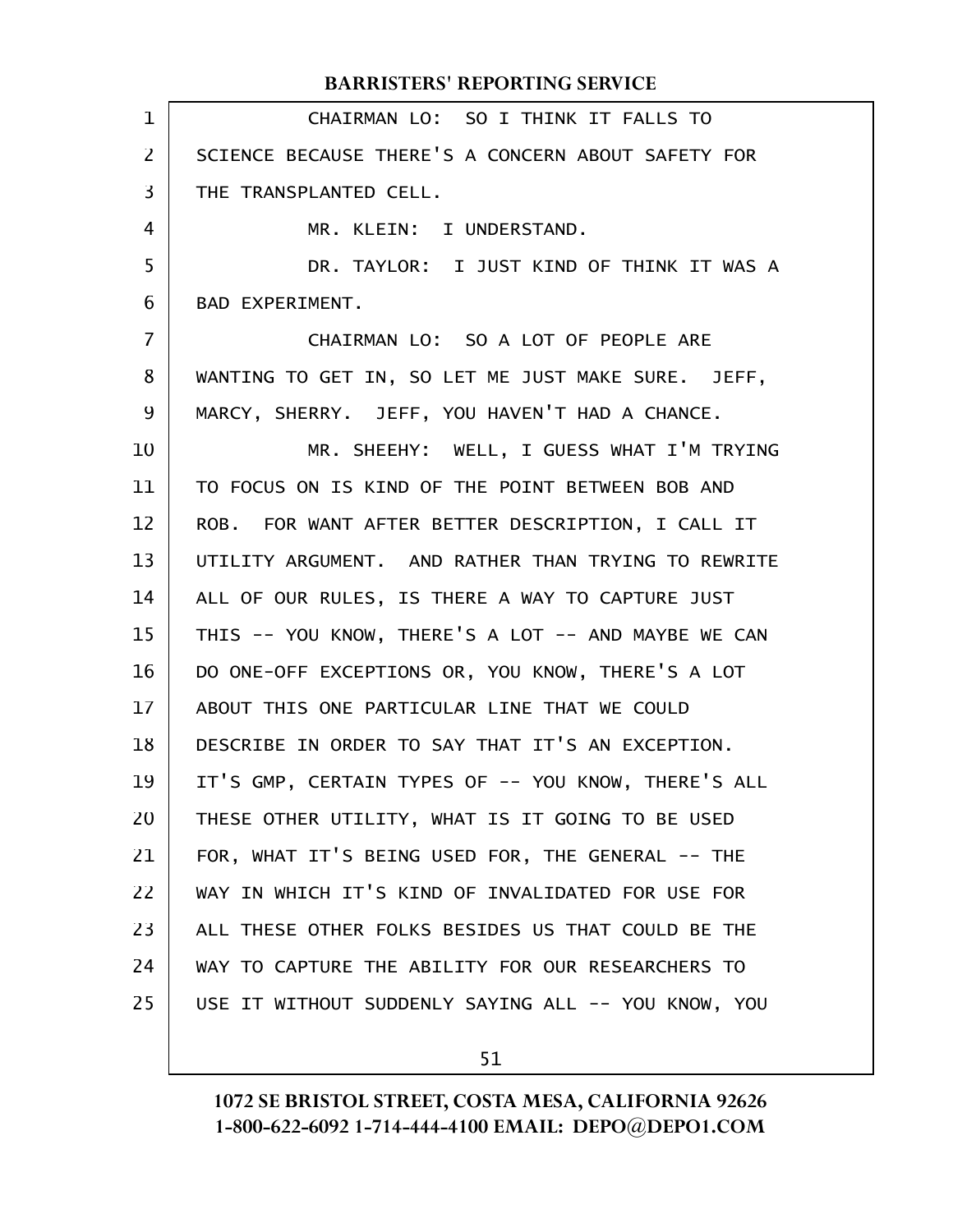CHAIRMAN LO: SO I THINK IT FALLS TO SCIENCE BECAUSE THERE'S A CONCERN ABOUT SAFETY FOR THE TRANSPLANTED CELL.

MR. KLEIN: I UNDERSTAND.

DR. TAYLOR: I JUST KIND OF THINK IT WAS A BAD EXPERIMENT.

CHAIRMAN LO: SO A LOT OF PEOPLE ARE WANTING TO GET IN, SO LET ME JUST MAKE SURE. JEFF, MARCY, SHERRY. JEFF, YOU HAVEN'T HAD A CHANCE.

MR. SHEEHY: WELL, I GUESS WHAT I'M TRYING TO FOCUS ON IS KIND OF THE POINT BETWEEN BOB AND ROB. FOR WANT AFTER BETTER DESCRIPTION, I CALL IT UTILITY ARGUMENT. AND RATHER THAN TRYING TO REWRITE ALL OF OUR RULES, IS THERE A WAY TO CAPTURE JUST THIS -- YOU KNOW, THERE'S A LOT -- AND MAYBE WE CAN DO ONE-OFF EXCEPTIONS OR, YOU KNOW, THERE'S A LOT ABOUT THIS ONE PARTICULAR LINE THAT WE COULD DESCRIBE IN ORDER TO SAY THAT IT'S AN EXCEPTION. IT'S GMP, CERTAIN TYPES OF -- YOU KNOW, THERE'S ALL THESE OTHER UTILITY, WHAT IS IT GOING TO BE USED FOR, WHAT IT'S BEING USED FOR, THE GENERAL -- THE WAY IN WHICH IT'S KIND OF INVALIDATED FOR USE FOR ALL THESE OTHER FOLKS BESIDES US THAT COULD BE THE WAY TO CAPTURE THE ABILITY FOR OUR RESEARCHERS TO USE IT WITHOUT SUDDENLY SAYING ALL -- YOU KNOW, YOU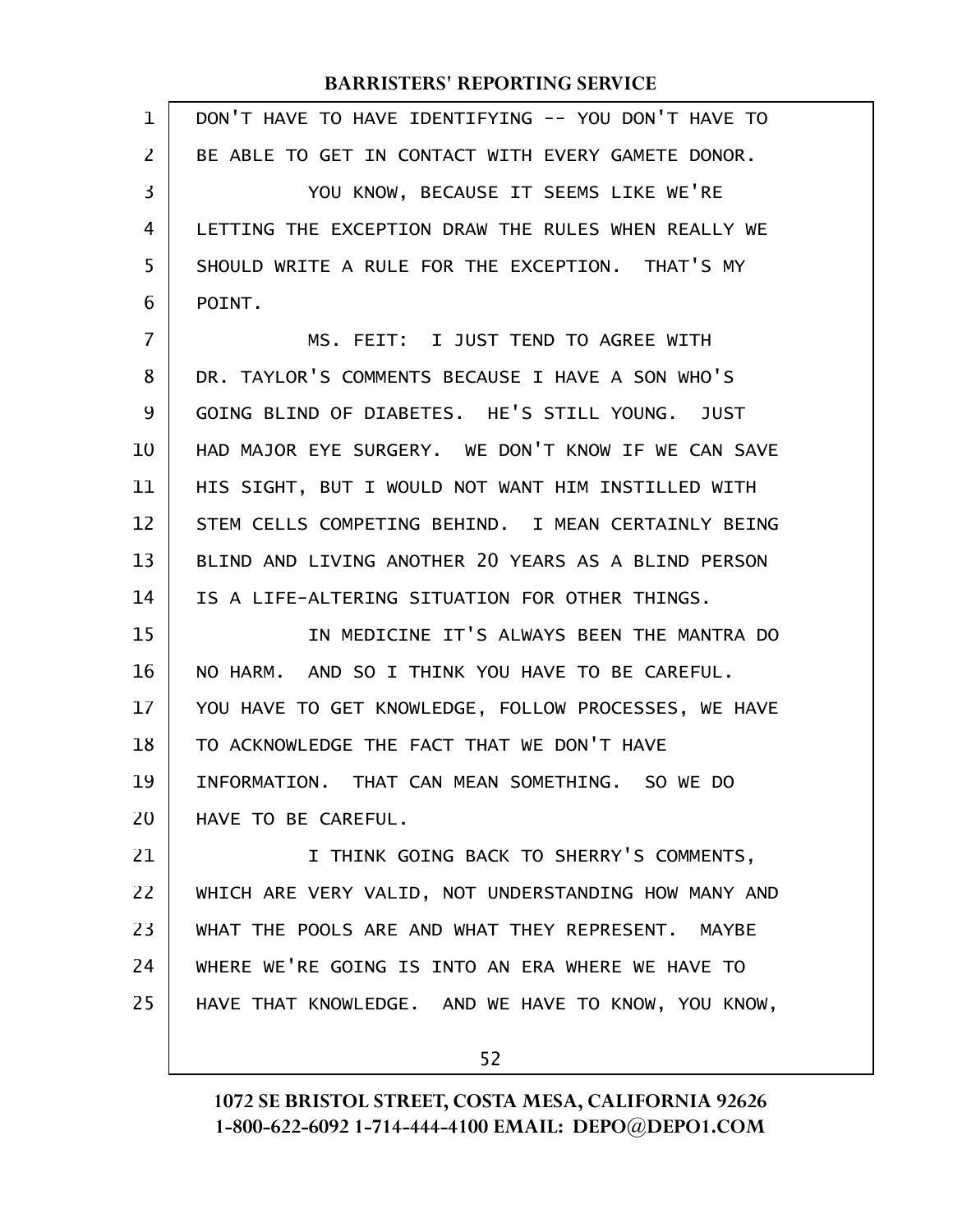DON'T HAVE TO HAVE IDENTIFYING -- YOU DON'T HAVE TO BE ABLE TO GET IN CONTACT WITH EVERY GAMETE DONOR.

YOU KNOW, BECAUSE IT SEEMS LIKE WE'RE LETTING THE EXCEPTION DRAW THE RULES WHEN REALLY WE SHOULD WRITE A RULE FOR THE EXCEPTION. THAT'S MY POINT.

MS. FEIT: I JUST TEND TO AGREE WITH DR. TAYLOR'S COMMENTS BECAUSE I HAVE A SON WHO'S GOING BLIND OF DIABETES. HE'S STILL YOUNG. JUST HAD MAJOR EYE SURGERY. WE DON'T KNOW IF WE CAN SAVE HIS SIGHT, BUT I WOULD NOT WANT HIM INSTILLED WITH STEM CELLS COMPETING BEHIND. I MEAN CERTAINLY BEING BLIND AND LIVING ANOTHER 20 YEARS AS A BLIND PERSON IS A LIFE-ALTERING SITUATION FOR OTHER THINGS.

IN MEDICINE IT'S ALWAYS BEEN THE MANTRA DO NO HARM. AND SO I THINK YOU HAVE TO BE CAREFUL. YOU HAVE TO GET KNOWLEDGE, FOLLOW PROCESSES, WE HAVE TO ACKNOWLEDGE THE FACT THAT WE DON'T HAVE INFORMATION. THAT CAN MEAN SOMETHING. SO WE DO HAVE TO BE CAREFUL.

I THINK GOING BACK TO SHERRY'S COMMENTS, WHICH ARE VERY VALID, NOT UNDERSTANDING HOW MANY AND WHAT THE POOLS ARE AND WHAT THEY REPRESENT. MAYBE WHERE WE'RE GOING IS INTO AN ERA WHERE WE HAVE TO HAVE THAT KNOWLEDGE. AND WE HAVE TO KNOW, YOU KNOW,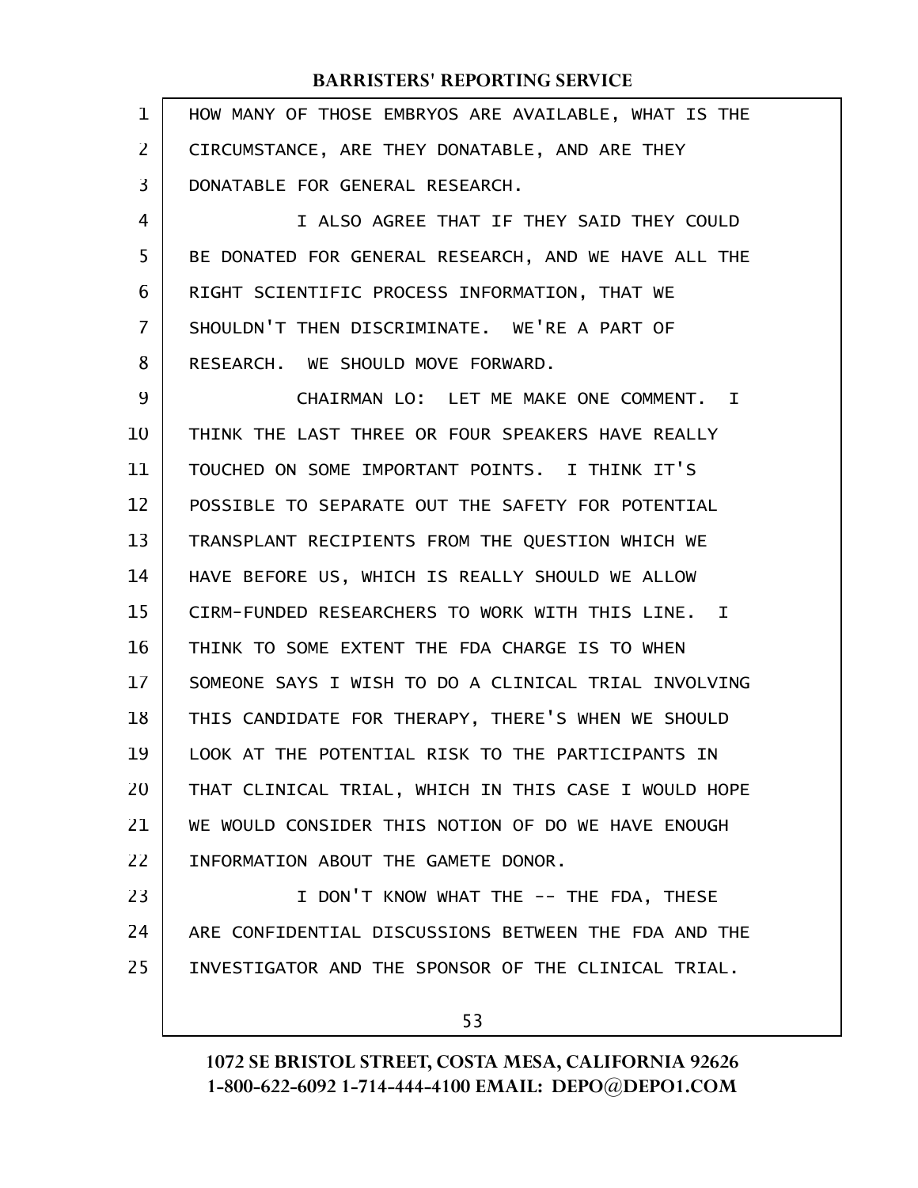HOW MANY OF THOSE EMBRYOS ARE AVAILABLE, WHAT IS THE CIRCUMSTANCE, ARE THEY DONATABLE, AND ARE THEY DONATABLE FOR GENERAL RESEARCH.

I ALSO AGREE THAT IF THEY SAID THEY COULD BE DONATED FOR GENERAL RESEARCH, AND WE HAVE ALL THE RIGHT SCIENTIFIC PROCESS INFORMATION, THAT WE SHOULDN'T THEN DISCRIMINATE. WE'RE A PART OF RESEARCH. WE SHOULD MOVE FORWARD.

CHAIRMAN LO: LET ME MAKE ONE COMMENT. I THINK THE LAST THREE OR FOUR SPEAKERS HAVE REALLY TOUCHED ON SOME IMPORTANT POINTS. I THINK IT'S POSSIBLE TO SEPARATE OUT THE SAFETY FOR POTENTIAL TRANSPLANT RECIPIENTS FROM THE QUESTION WHICH WE HAVE BEFORE US, WHICH IS REALLY SHOULD WE ALLOW CIRM-FUNDED RESEARCHERS TO WORK WITH THIS LINE. I THINK TO SOME EXTENT THE FDA CHARGE IS TO WHEN SOMEONE SAYS I WISH TO DO A CLINICAL TRIAL INVOLVING THIS CANDIDATE FOR THERAPY, THERE'S WHEN WE SHOULD LOOK AT THE POTENTIAL RISK TO THE PARTICIPANTS IN THAT CLINICAL TRIAL, WHICH IN THIS CASE I WOULD HOPE WE WOULD CONSIDER THIS NOTION OF DO WE HAVE ENOUGH INFORMATION ABOUT THE GAMETE DONOR.

I DON'T KNOW WHAT THE -- THE FDA, THESE ARE CONFIDENTIAL DISCUSSIONS BETWEEN THE FDA AND THE INVESTIGATOR AND THE SPONSOR OF THE CLINICAL TRIAL.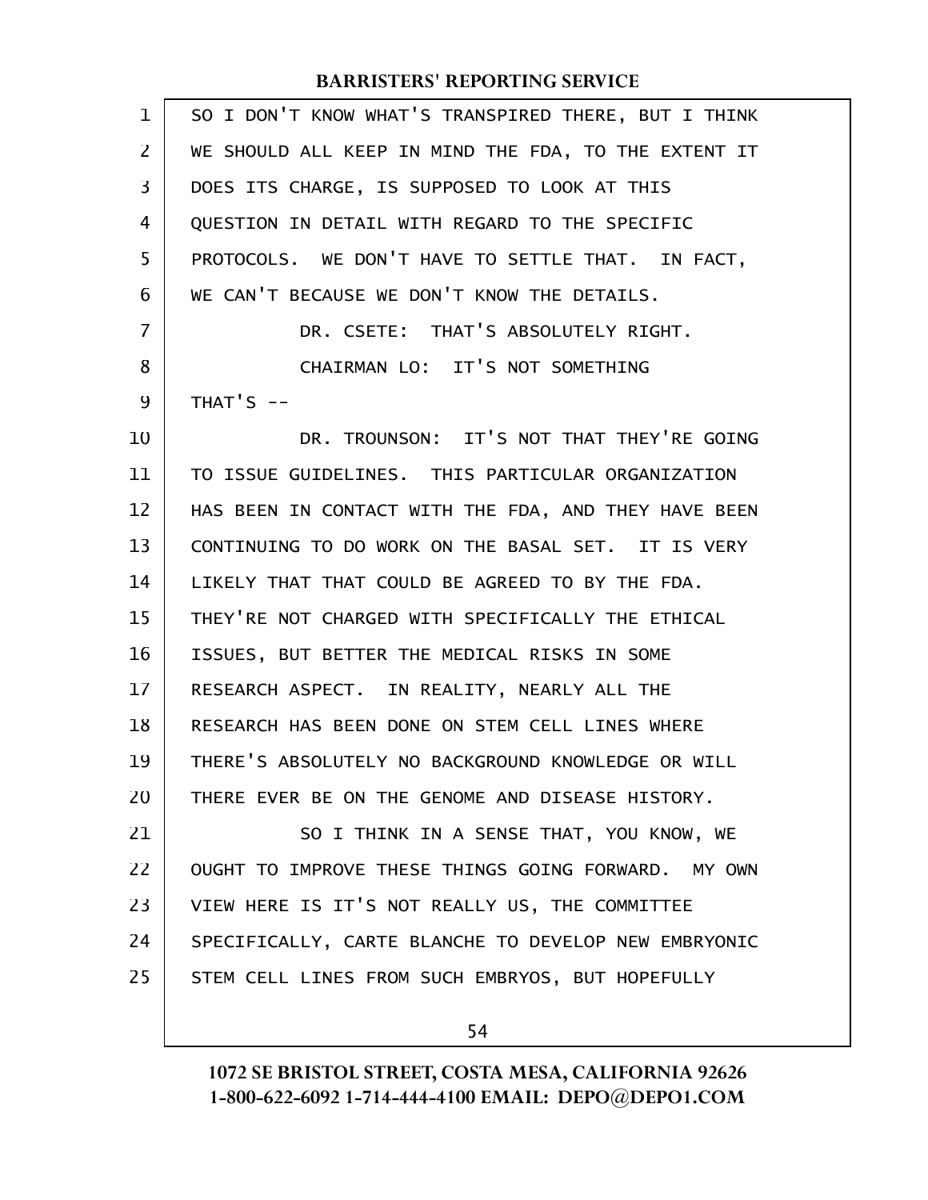SO I DON'T KNOW WHAT'S TRANSPIRED THERE, BUT I THINK WE SHOULD ALL KEEP IN MIND THE FDA, TO THE EXTENT IT DOES ITS CHARGE, IS SUPPOSED TO LOOK AT THIS QUESTION IN DETAIL WITH REGARD TO THE SPECIFIC PROTOCOLS. WE DON'T HAVE TO SETTLE THAT. IN FACT, WE CAN'T BECAUSE WE DON'T KNOW THE DETAILS.

DR. CSETE: THAT'S ABSOLUTELY RIGHT.

CHAIRMAN LO: IT'S NOT SOMETHING THAT'S --

DR. TROUNSON: IT'S NOT THAT THEY'RE GOING TO ISSUE GUIDELINES. THIS PARTICULAR ORGANIZATION HAS BEEN IN CONTACT WITH THE FDA, AND THEY HAVE BEEN CONTINUING TO DO WORK ON THE BASAL SET. IT IS VERY LIKELY THAT THAT COULD BE AGREED TO BY THE FDA. THEY'RE NOT CHARGED WITH SPECIFICALLY THE ETHICAL ISSUES, BUT BETTER THE MEDICAL RISKS IN SOME RESEARCH ASPECT. IN REALITY, NEARLY ALL THE RESEARCH HAS BEEN DONE ON STEM CELL LINES WHERE THERE'S ABSOLUTELY NO BACKGROUND KNOWLEDGE OR WILL THERE EVER BE ON THE GENOME AND DISEASE HISTORY.

SO I THINK IN A SENSE THAT, YOU KNOW, WE OUGHT TO IMPROVE THESE THINGS GOING FORWARD. MY OWN VIEW HERE IS IT'S NOT REALLY US, THE COMMITTEE SPECIFICALLY, CARTE BLANCHE TO DEVELOP NEW EMBRYONIC STEM CELL LINES FROM SUCH EMBRYOS, BUT HOPEFULLY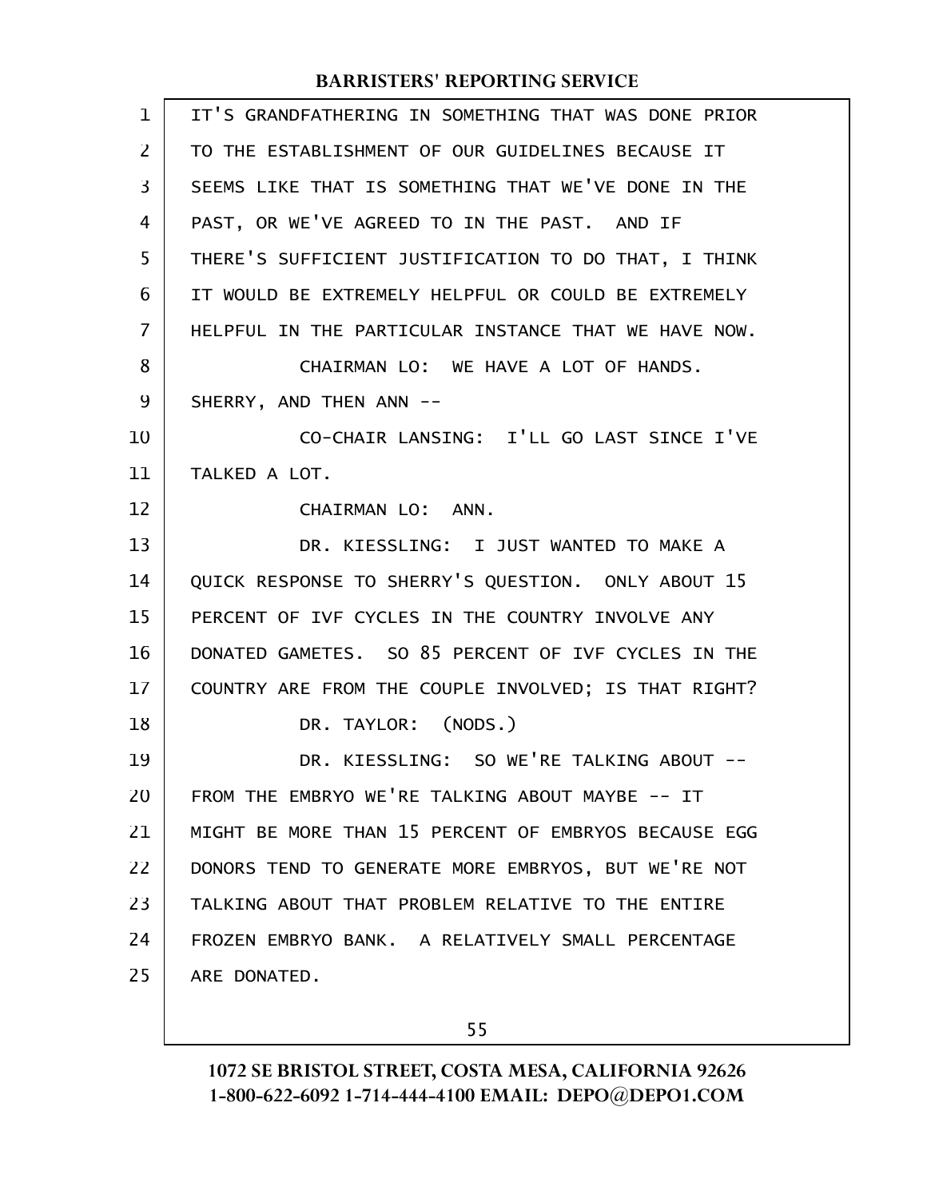IT'S GRANDFATHERING IN SOMETHING THAT WAS DONE PRIOR TO THE ESTABLISHMENT OF OUR GUIDELINES BECAUSE IT SEEMS LIKE THAT IS SOMETHING THAT WE'VE DONE IN THE PAST, OR WE'VE AGREED TO IN THE PAST. AND IF THERE'S SUFFICIENT JUSTIFICATION TO DO THAT, I THINK IT WOULD BE EXTREMELY HELPFUL OR COULD BE EXTREMELY HELPFUL IN THE PARTICULAR INSTANCE THAT WE HAVE NOW.

CHAIRMAN LO: WE HAVE A LOT OF HANDS. SHERRY, AND THEN ANN --

CO-CHAIR LANSING: I'LL GO LAST SINCE I'VE TALKED A LOT.

CHAIRMAN LO: ANN.

DR. KIESSLING: I JUST WANTED TO MAKE A QUICK RESPONSE TO SHERRY'S QUESTION. ONLY ABOUT 15 PERCENT OF IVF CYCLES IN THE COUNTRY INVOLVE ANY DONATED GAMETES. SO 85 PERCENT OF IVF CYCLES IN THE COUNTRY ARE FROM THE COUPLE INVOLVED; IS THAT RIGHT?

DR. TAYLOR: (NODS.)

DR. KIESSLING: SO WE'RE TALKING ABOUT -- FROM THE EMBRYO WE'RE TALKING ABOUT MAYBE -- IT MIGHT BE MORE THAN 15 PERCENT OF EMBRYOS BECAUSE EGG DONORS TEND TO GENERATE MORE EMBRYOS, BUT WE'RE NOT TALKING ABOUT THAT PROBLEM RELATIVE TO THE ENTIRE FROZEN EMBRYO BANK. A RELATIVELY SMALL PERCENTAGE ARE DONATED.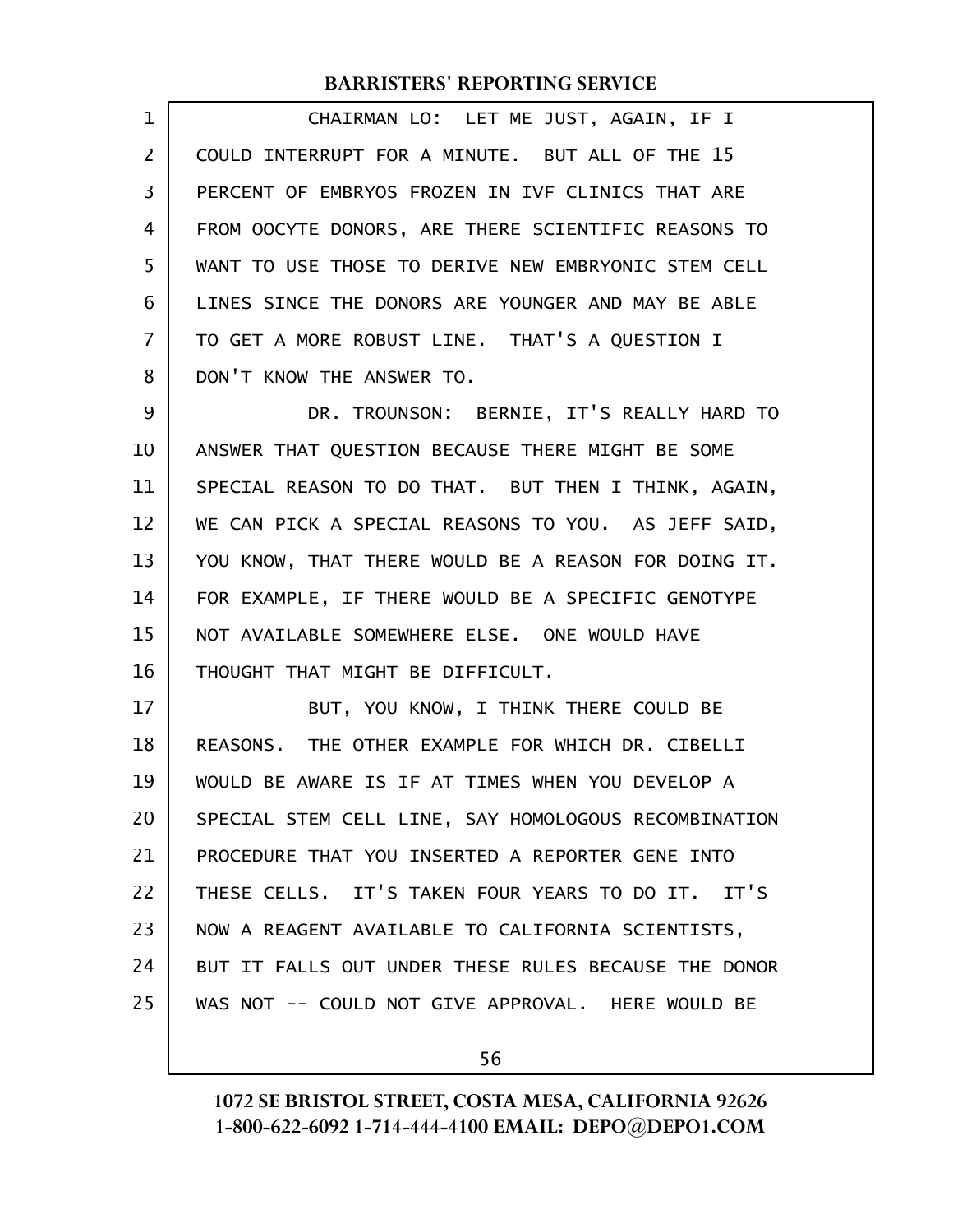CHAIRMAN LO: LET ME JUST, AGAIN, IF I COULD INTERRUPT FOR A MINUTE. BUT ALL OF THE 15 PERCENT OF EMBRYOS FROZEN IN IVF CLINICS THAT ARE FROM OOCYTE DONORS, ARE THERE SCIENTIFIC REASONS TO WANT TO USE THOSE TO DERIVE NEW EMBRYONIC STEM CELL LINES SINCE THE DONORS ARE YOUNGER AND MAY BE ABLE TO GET A MORE ROBUST LINE. THAT'S A QUESTION I DON'T KNOW THE ANSWER TO.

DR. TROUNSON: BERNIE, IT'S REALLY HARD TO ANSWER THAT QUESTION BECAUSE THERE MIGHT BE SOME SPECIAL REASON TO DO THAT. BUT THEN I THINK, AGAIN, WE CAN PICK A SPECIAL REASONS TO YOU. AS JEFF SAID, YOU KNOW, THAT THERE WOULD BE A REASON FOR DOING IT. FOR EXAMPLE, IF THERE WOULD BE A SPECIFIC GENOTYPE NOT AVAILABLE SOMEWHERE ELSE. ONE WOULD HAVE THOUGHT THAT MIGHT BE DIFFICULT.

BUT, YOU KNOW, I THINK THERE COULD BE REASONS. THE OTHER EXAMPLE FOR WHICH DR. CIBELLI WOULD BE AWARE IS IF AT TIMES WHEN YOU DEVELOP A SPECIAL STEM CELL LINE, SAY HOMOLOGOUS RECOMBINATION PROCEDURE THAT YOU INSERTED A REPORTER GENE INTO THESE CELLS. IT'S TAKEN FOUR YEARS TO DO IT. IT'S NOW A REAGENT AVAILABLE TO CALIFORNIA SCIENTISTS, BUT IT FALLS OUT UNDER THESE RULES BECAUSE THE DONOR WAS NOT -- COULD NOT GIVE APPROVAL. HERE WOULD BE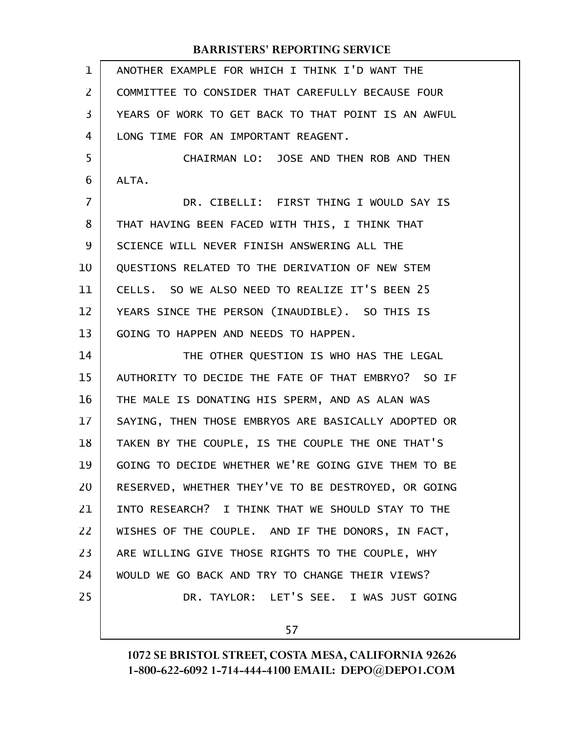ANOTHER EXAMPLE FOR WHICH I THINK I'D WANT THE COMMITTEE TO CONSIDER THAT CAREFULLY BECAUSE FOUR YEARS OF WORK TO GET BACK TO THAT POINT IS AN AWFUL LONG TIME FOR AN IMPORTANT REAGENT.

CHAIRMAN LO: JOSE AND THEN ROB AND THEN ALTA.

DR. CIBELLI: FIRST THING I WOULD SAY IS THAT HAVING BEEN FACED WITH THIS, I THINK THAT SCIENCE WILL NEVER FINISH ANSWERING ALL THE QUESTIONS RELATED TO THE DERIVATION OF NEW STEM CELLS. SO WE ALSO NEED TO REALIZE IT'S BEEN 25 YEARS SINCE THE PERSON (INAUDIBLE). SO THIS IS GOING TO HAPPEN AND NEEDS TO HAPPEN.

THE OTHER QUESTION IS WHO HAS THE LEGAL AUTHORITY TO DECIDE THE FATE OF THAT EMBRYO? SO IF THE MALE IS DONATING HIS SPERM, AND AS ALAN WAS SAYING, THEN THOSE EMBRYOS ARE BASICALLY ADOPTED OR TAKEN BY THE COUPLE, IS THE COUPLE THE ONE THAT'S GOING TO DECIDE WHETHER WE'RE GOING GIVE THEM TO BE RESERVED, WHETHER THEY'VE TO BE DESTROYED, OR GOING INTO RESEARCH? I THINK THAT WE SHOULD STAY TO THE WISHES OF THE COUPLE. AND IF THE DONORS, IN FACT, ARE WILLING GIVE THOSE RIGHTS TO THE COUPLE, WHY WOULD WE GO BACK AND TRY TO CHANGE THEIR VIEWS?

DR. TAYLOR: LET'S SEE. I WAS JUST GOING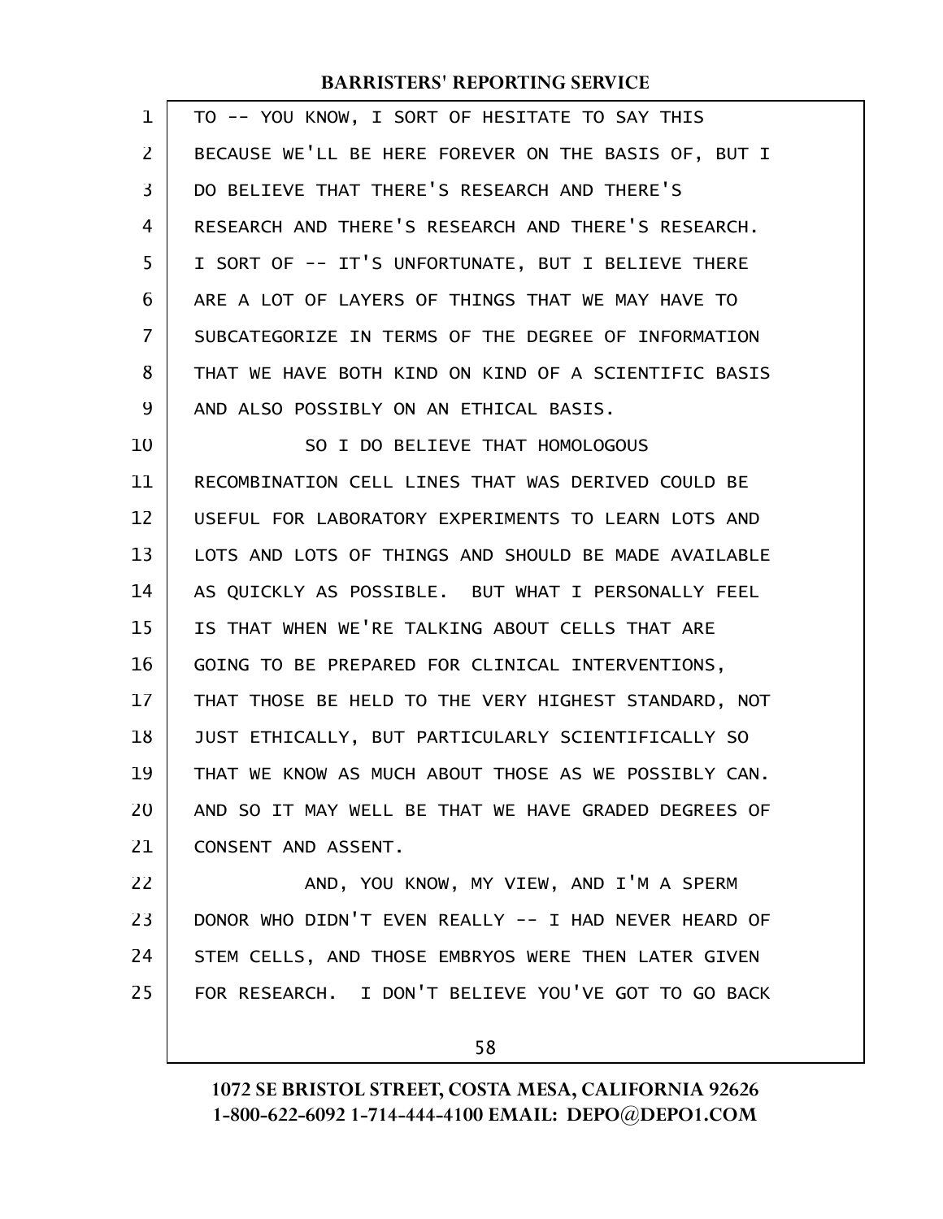TO -- YOU KNOW, I SORT OF HESITATE TO SAY THIS BECAUSE WE'LL BE HERE FOREVER ON THE BASIS OF, BUT I DO BELIEVE THAT THERE'S RESEARCH AND THERE'S RESEARCH AND THERE'S RESEARCH AND THERE'S RESEARCH. I SORT OF -- IT'S UNFORTUNATE, BUT I BELIEVE THERE ARE A LOT OF LAYERS OF THINGS THAT WE MAY HAVE TO SUBCATEGORIZE IN TERMS OF THE DEGREE OF INFORMATION THAT WE HAVE BOTH KIND ON KIND OF A SCIENTIFIC BASIS AND ALSO POSSIBLY ON AN ETHICAL BASIS.

SO I DO BELIEVE THAT HOMOLOGOUS RECOMBINATION CELL LINES THAT WAS DERIVED COULD BE USEFUL FOR LABORATORY EXPERIMENTS TO LEARN LOTS AND LOTS AND LOTS OF THINGS AND SHOULD BE MADE AVAILABLE AS QUICKLY AS POSSIBLE. BUT WHAT I PERSONALLY FEEL IS THAT WHEN WE'RE TALKING ABOUT CELLS THAT ARE GOING TO BE PREPARED FOR CLINICAL INTERVENTIONS, THAT THOSE BE HELD TO THE VERY HIGHEST STANDARD, NOT JUST ETHICALLY, BUT PARTICULARLY SCIENTIFICALLY SO THAT WE KNOW AS MUCH ABOUT THOSE AS WE POSSIBLY CAN. AND SO IT MAY WELL BE THAT WE HAVE GRADED DEGREES OF CONSENT AND ASSENT.

AND, YOU KNOW, MY VIEW, AND I'M A SPERM DONOR WHO DIDN'T EVEN REALLY -- I HAD NEVER HEARD OF STEM CELLS, AND THOSE EMBRYOS WERE THEN LATER GIVEN FOR RESEARCH. I DON'T BELIEVE YOU'VE GOT TO GO BACK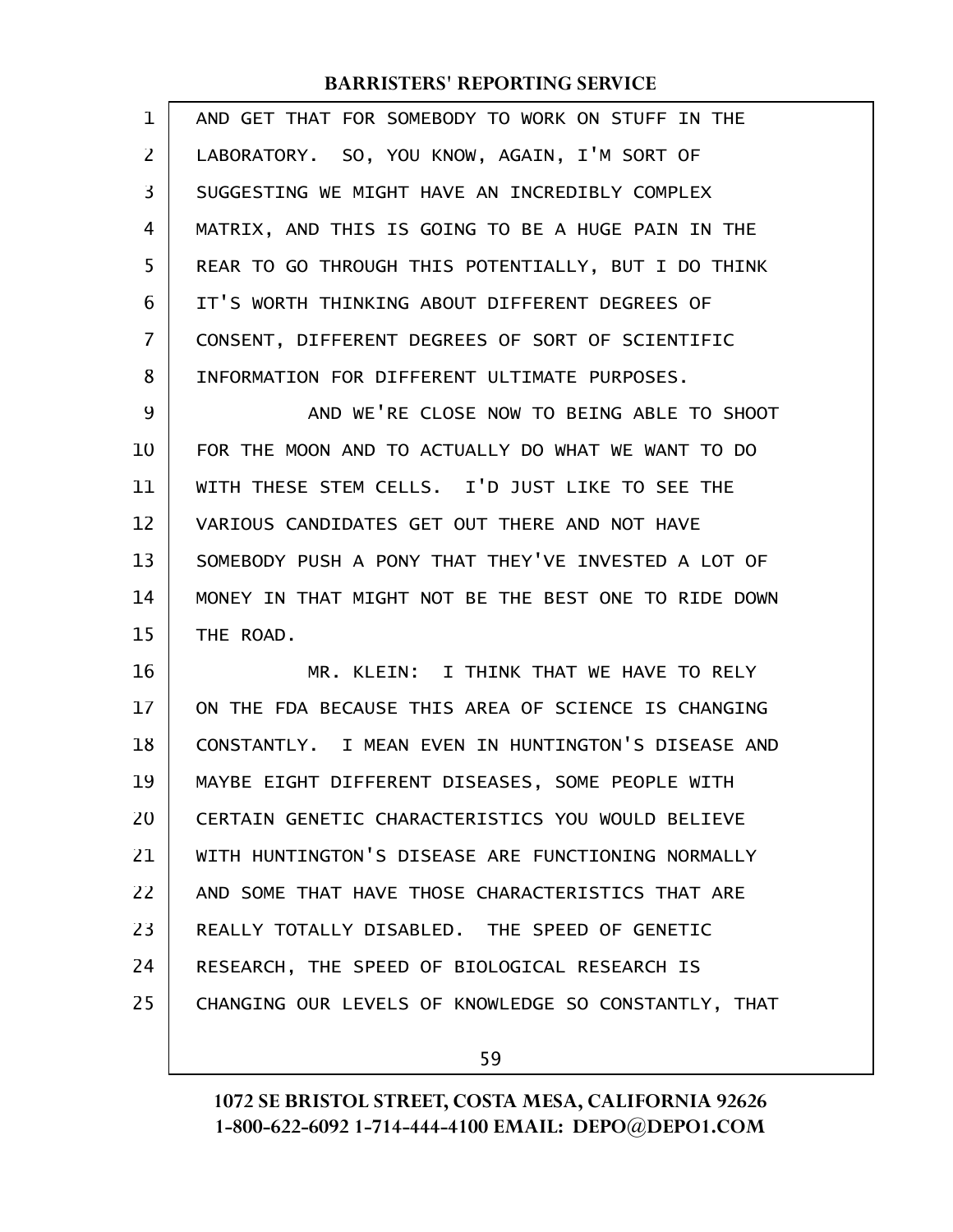AND GET THAT FOR SOMEBODY TO WORK ON STUFF IN THE LABORATORY. SO, YOU KNOW, AGAIN, I'M SORT OF SUGGESTING WE MIGHT HAVE AN INCREDIBLY COMPLEX MATRIX, AND THIS IS GOING TO BE A HUGE PAIN IN THE REAR TO GO THROUGH THIS POTENTIALLY, BUT I DO THINK IT'S WORTH THINKING ABOUT DIFFERENT DEGREES OF CONSENT, DIFFERENT DEGREES OF SORT OF SCIENTIFIC INFORMATION FOR DIFFERENT ULTIMATE PURPOSES.

AND WE'RE CLOSE NOW TO BEING ABLE TO SHOOT FOR THE MOON AND TO ACTUALLY DO WHAT WE WANT TO DO WITH THESE STEM CELLS. I'D JUST LIKE TO SEE THE VARIOUS CANDIDATES GET OUT THERE AND NOT HAVE SOMEBODY PUSH A PONY THAT THEY'VE INVESTED A LOT OF MONEY IN THAT MIGHT NOT BE THE BEST ONE TO RIDE DOWN THE ROAD.

MR. KLEIN: I THINK THAT WE HAVE TO RELY ON THE FDA BECAUSE THIS AREA OF SCIENCE IS CHANGING CONSTANTLY. I MEAN EVEN IN HUNTINGTON'S DISEASE AND MAYBE EIGHT DIFFERENT DISEASES, SOME PEOPLE WITH CERTAIN GENETIC CHARACTERISTICS YOU WOULD BELIEVE WITH HUNTINGTON'S DISEASE ARE FUNCTIONING NORMALLY AND SOME THAT HAVE THOSE CHARACTERISTICS THAT ARE REALLY TOTALLY DISABLED. THE SPEED OF GENETIC RESEARCH, THE SPEED OF BIOLOGICAL RESEARCH IS CHANGING OUR LEVELS OF KNOWLEDGE SO CONSTANTLY, THAT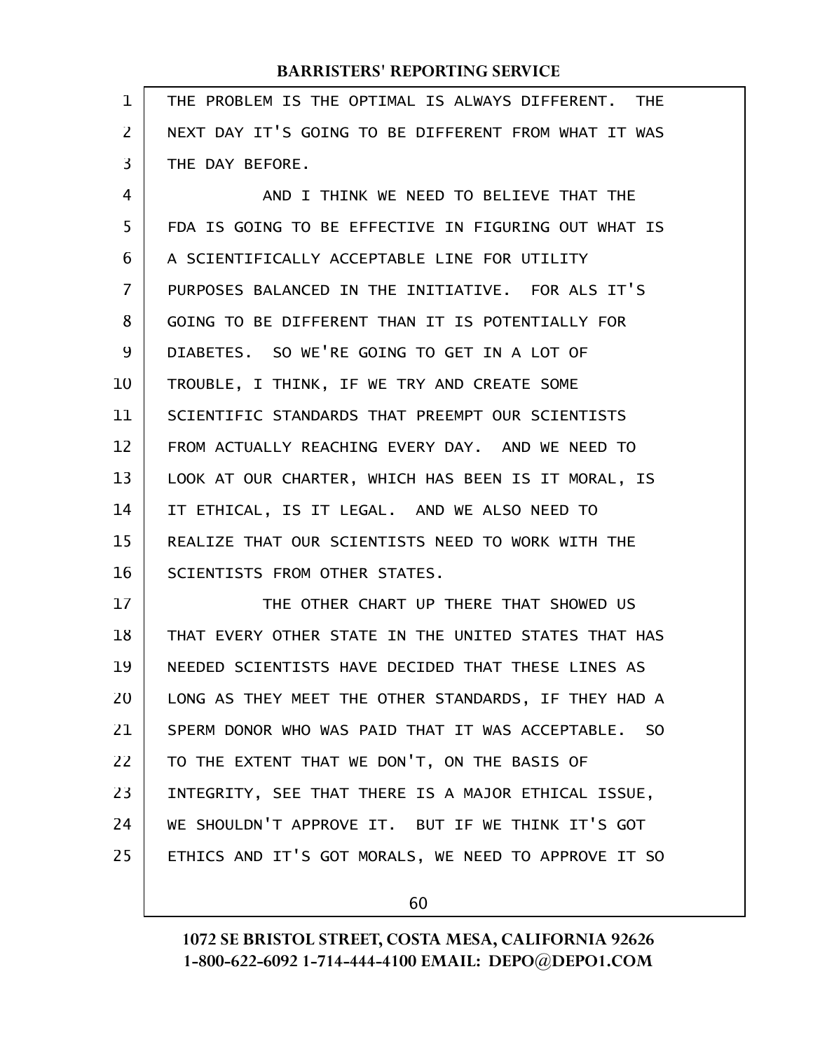THE PROBLEM IS THE OPTIMAL IS ALWAYS DIFFERENT. THE NEXT DAY IT'S GOING TO BE DIFFERENT FROM WHAT IT WAS THE DAY BEFORE.

AND I THINK WE NEED TO BELIEVE THAT THE FDA IS GOING TO BE EFFECTIVE IN FIGURING OUT WHAT IS A SCIENTIFICALLY ACCEPTABLE LINE FOR UTILITY PURPOSES BALANCED IN THE INITIATIVE. FOR ALS IT'S GOING TO BE DIFFERENT THAN IT IS POTENTIALLY FOR DIABETES. SO WE'RE GOING TO GET IN A LOT OF TROUBLE, I THINK, IF WE TRY AND CREATE SOME SCIENTIFIC STANDARDS THAT PREEMPT OUR SCIENTISTS FROM ACTUALLY REACHING EVERY DAY. AND WE NEED TO LOOK AT OUR CHARTER, WHICH HAS BEEN IS IT MORAL, IS IT ETHICAL, IS IT LEGAL. AND WE ALSO NEED TO REALIZE THAT OUR SCIENTISTS NEED TO WORK WITH THE SCIENTISTS FROM OTHER STATES.

THE OTHER CHART UP THERE THAT SHOWED US THAT EVERY OTHER STATE IN THE UNITED STATES THAT HAS NEEDED SCIENTISTS HAVE DECIDED THAT THESE LINES AS LONG AS THEY MEET THE OTHER STANDARDS, IF THEY HAD A SPERM DONOR WHO WAS PAID THAT IT WAS ACCEPTABLE. SO TO THE EXTENT THAT WE DON'T, ON THE BASIS OF INTEGRITY, SEE THAT THERE IS A MAJOR ETHICAL ISSUE, WE SHOULDN'T APPROVE IT. BUT IF WE THINK IT'S GOT ETHICS AND IT'S GOT MORALS, WE NEED TO APPROVE IT SO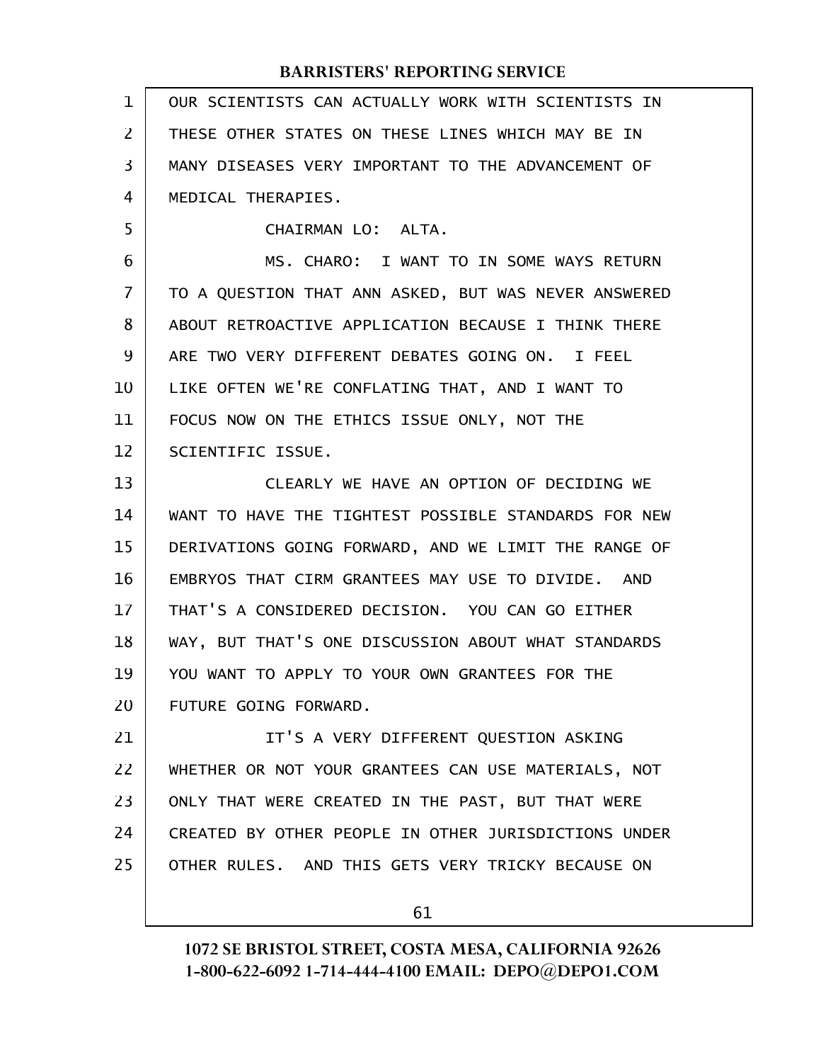OUR SCIENTISTS CAN ACTUALLY WORK WITH SCIENTISTS IN THESE OTHER STATES ON THESE LINES WHICH MAY BE IN MANY DISEASES VERY IMPORTANT TO THE ADVANCEMENT OF MEDICAL THERAPIES.

CHAIRMAN LO: ALTA.

MS. CHARO: I WANT TO IN SOME WAYS RETURN TO A QUESTION THAT ANN ASKED, BUT WAS NEVER ANSWERED ABOUT RETROACTIVE APPLICATION BECAUSE I THINK THERE ARE TWO VERY DIFFERENT DEBATES GOING ON. I FEEL LIKE OFTEN WE'RE CONFLATING THAT, AND I WANT TO FOCUS NOW ON THE ETHICS ISSUE ONLY, NOT THE SCIENTIFIC ISSUE.

CLEARLY WE HAVE AN OPTION OF DECIDING WE WANT TO HAVE THE TIGHTEST POSSIBLE STANDARDS FOR NEW DERIVATIONS GOING FORWARD, AND WE LIMIT THE RANGE OF EMBRYOS THAT CIRM GRANTEES MAY USE TO DIVIDE. AND THAT'S A CONSIDERED DECISION. YOU CAN GO EITHER WAY, BUT THAT'S ONE DISCUSSION ABOUT WHAT STANDARDS YOU WANT TO APPLY TO YOUR OWN GRANTEES FOR THE FUTURE GOING FORWARD.

IT'S A VERY DIFFERENT QUESTION ASKING WHETHER OR NOT YOUR GRANTEES CAN USE MATERIALS, NOT ONLY THAT WERE CREATED IN THE PAST, BUT THAT WERE CREATED BY OTHER PEOPLE IN OTHER JURISDICTIONS UNDER OTHER RULES. AND THIS GETS VERY TRICKY BECAUSE ON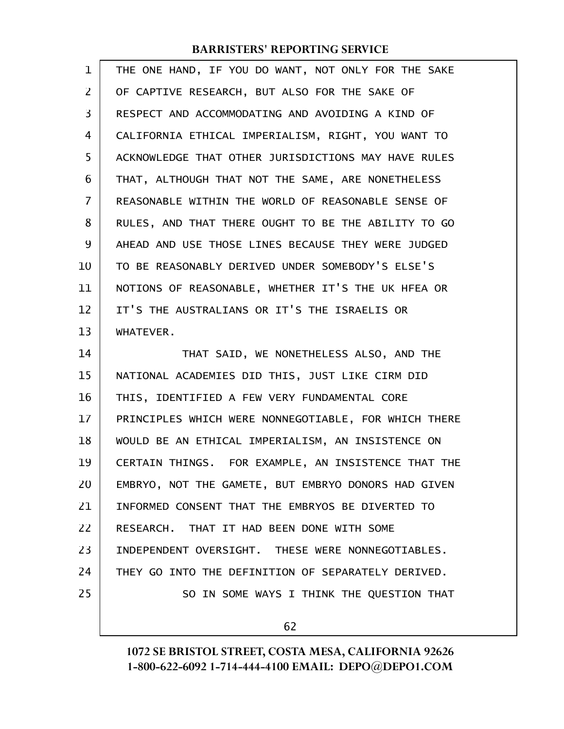THE ONE HAND, IF YOU DO WANT, NOT ONLY FOR THE SAKE OF CAPTIVE RESEARCH, BUT ALSO FOR THE SAKE OF RESPECT AND ACCOMMODATING AND AVOIDING A KIND OF CALIFORNIA ETHICAL IMPERIALISM, RIGHT, YOU WANT TO ACKNOWLEDGE THAT OTHER JURISDICTIONS MAY HAVE RULES THAT, ALTHOUGH THAT NOT THE SAME, ARE NONETHELESS REASONABLE WITHIN THE WORLD OF REASONABLE SENSE OF RULES, AND THAT THERE OUGHT TO BE THE ABILITY TO GO AHEAD AND USE THOSE LINES BECAUSE THEY WERE JUDGED TO BE REASONABLY DERIVED UNDER SOMEBODY'S ELSE'S NOTIONS OF REASONABLE, WHETHER IT'S THE UK HFEA OR IT'S THE AUSTRALIANS OR IT'S THE ISRAELIS OR WHATEVER.

THAT SAID, WE NONETHELESS ALSO, AND THE NATIONAL ACADEMIES DID THIS, JUST LIKE CIRM DID THIS, IDENTIFIED A FEW VERY FUNDAMENTAL CORE PRINCIPLES WHICH WERE NONNEGOTIABLE, FOR WHICH THERE WOULD BE AN ETHICAL IMPERIALISM, AN INSISTENCE ON CERTAIN THINGS. FOR EXAMPLE, AN INSISTENCE THAT THE EMBRYO, NOT THE GAMETE, BUT EMBRYO DONORS HAD GIVEN INFORMED CONSENT THAT THE EMBRYOS BE DIVERTED TO RESEARCH. THAT IT HAD BEEN DONE WITH SOME INDEPENDENT OVERSIGHT. THESE WERE NONNEGOTIABLES. THEY GO INTO THE DEFINITION OF SEPARATELY DERIVED.

SO IN SOME WAYS I THINK THE QUESTION THAT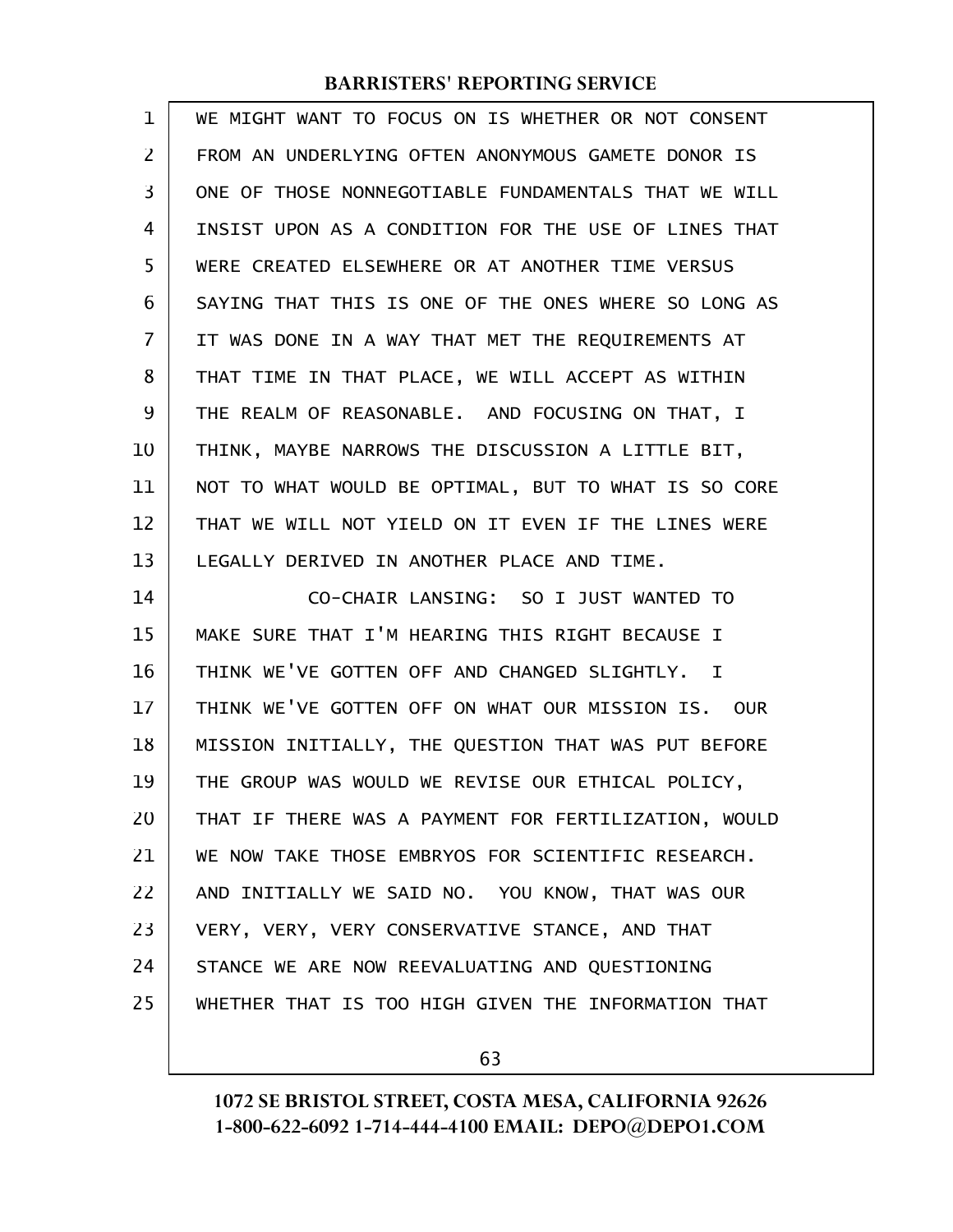WE MIGHT WANT TO FOCUS ON IS WHETHER OR NOT CONSENT FROM AN UNDERLYING OFTEN ANONYMOUS GAMETE DONOR IS ONE OF THOSE NONNEGOTIABLE FUNDAMENTALS THAT WE WILL INSIST UPON AS A CONDITION FOR THE USE OF LINES THAT WERE CREATED ELSEWHERE OR AT ANOTHER TIME VERSUS SAYING THAT THIS IS ONE OF THE ONES WHERE SO LONG AS IT WAS DONE IN A WAY THAT MET THE REQUIREMENTS AT THAT TIME IN THAT PLACE, WE WILL ACCEPT AS WITHIN THE REALM OF REASONABLE. AND FOCUSING ON THAT, I THINK, MAYBE NARROWS THE DISCUSSION A LITTLE BIT, NOT TO WHAT WOULD BE OPTIMAL, BUT TO WHAT IS SO CORE THAT WE WILL NOT YIELD ON IT EVEN IF THE LINES WERE LEGALLY DERIVED IN ANOTHER PLACE AND TIME.

CO-CHAIR LANSING: SO I JUST WANTED TO MAKE SURE THAT I'M HEARING THIS RIGHT BECAUSE I THINK WE'VE GOTTEN OFF AND CHANGED SLIGHTLY. I THINK WE'VE GOTTEN OFF ON WHAT OUR MISSION IS. OUR MISSION INITIALLY, THE QUESTION THAT WAS PUT BEFORE THE GROUP WAS WOULD WE REVISE OUR ETHICAL POLICY, THAT IF THERE WAS A PAYMENT FOR FERTILIZATION, WOULD WE NOW TAKE THOSE EMBRYOS FOR SCIENTIFIC RESEARCH. AND INITIALLY WE SAID NO. YOU KNOW, THAT WAS OUR VERY, VERY, VERY CONSERVATIVE STANCE, AND THAT STANCE WE ARE NOW REEVALUATING AND QUESTIONING WHETHER THAT IS TOO HIGH GIVEN THE INFORMATION THAT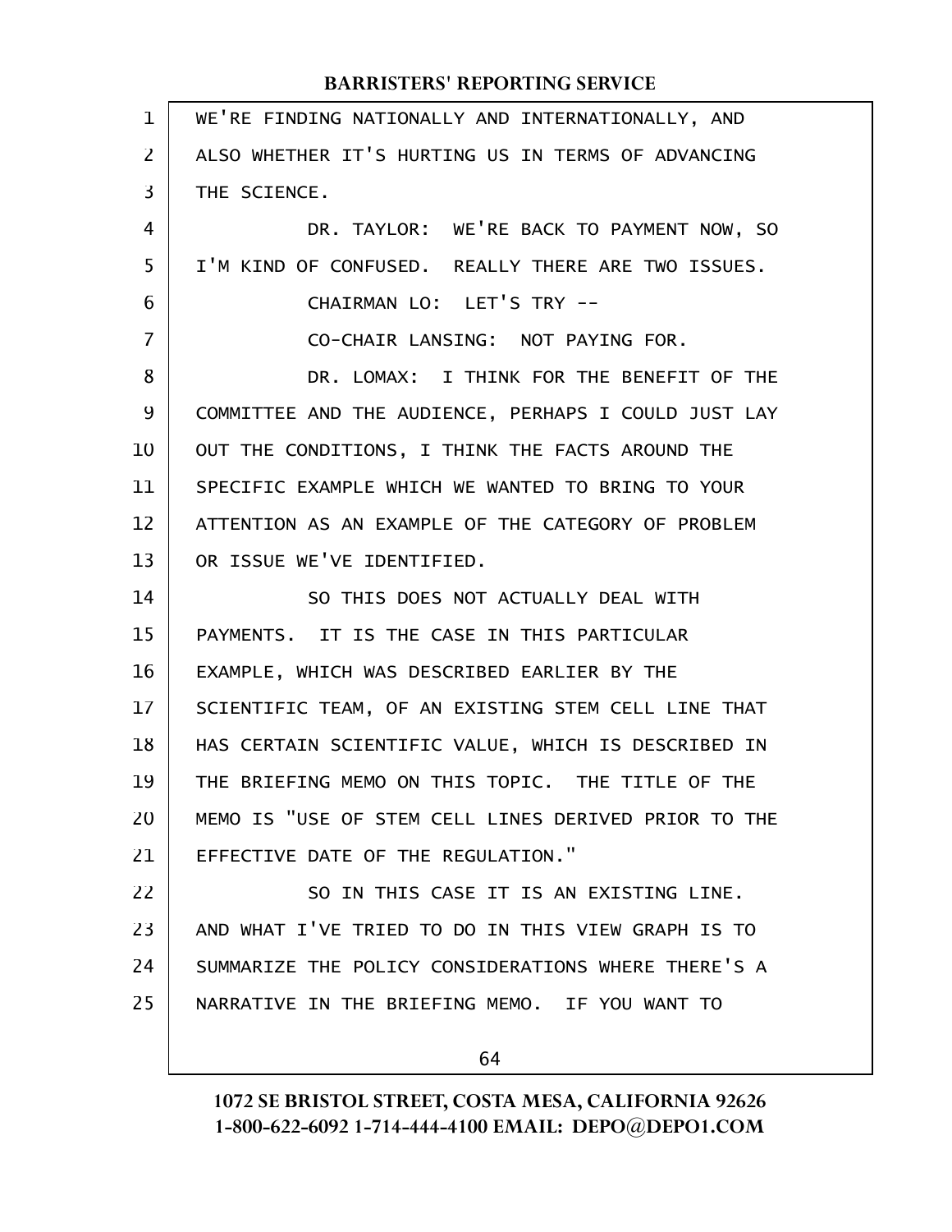WE'RE FINDING NATIONALLY AND INTERNATIONALLY, AND ALSO WHETHER IT'S HURTING US IN TERMS OF ADVANCING THE SCIENCE.

DR. TAYLOR: WE'RE BACK TO PAYMENT NOW, SO I'M KIND OF CONFUSED. REALLY THERE ARE TWO ISSUES.

CHAIRMAN LO: LET'S TRY --

CO-CHAIR LANSING: NOT PAYING FOR.

DR. LOMAX: I THINK FOR THE BENEFIT OF THE COMMITTEE AND THE AUDIENCE, PERHAPS I COULD JUST LAY OUT THE CONDITIONS, I THINK THE FACTS AROUND THE SPECIFIC EXAMPLE WHICH WE WANTED TO BRING TO YOUR ATTENTION AS AN EXAMPLE OF THE CATEGORY OF PROBLEM OR ISSUE WE'VE IDENTIFIED.

SO THIS DOES NOT ACTUALLY DEAL WITH PAYMENTS. IT IS THE CASE IN THIS PARTICULAR EXAMPLE, WHICH WAS DESCRIBED EARLIER BY THE SCIENTIFIC TEAM, OF AN EXISTING STEM CELL LINE THAT HAS CERTAIN SCIENTIFIC VALUE, WHICH IS DESCRIBED IN THE BRIEFING MEMO ON THIS TOPIC. THE TITLE OF THE MEMO IS "USE OF STEM CELL LINES DERIVED PRIOR TO THE EFFECTIVE DATE OF THE REGULATION."

SO IN THIS CASE IT IS AN EXISTING LINE. AND WHAT I'VE TRIED TO DO IN THIS VIEW GRAPH IS TO SUMMARIZE THE POLICY CONSIDERATIONS WHERE THERE'S A NARRATIVE IN THE BRIEFING MEMO. IF YOU WANT TO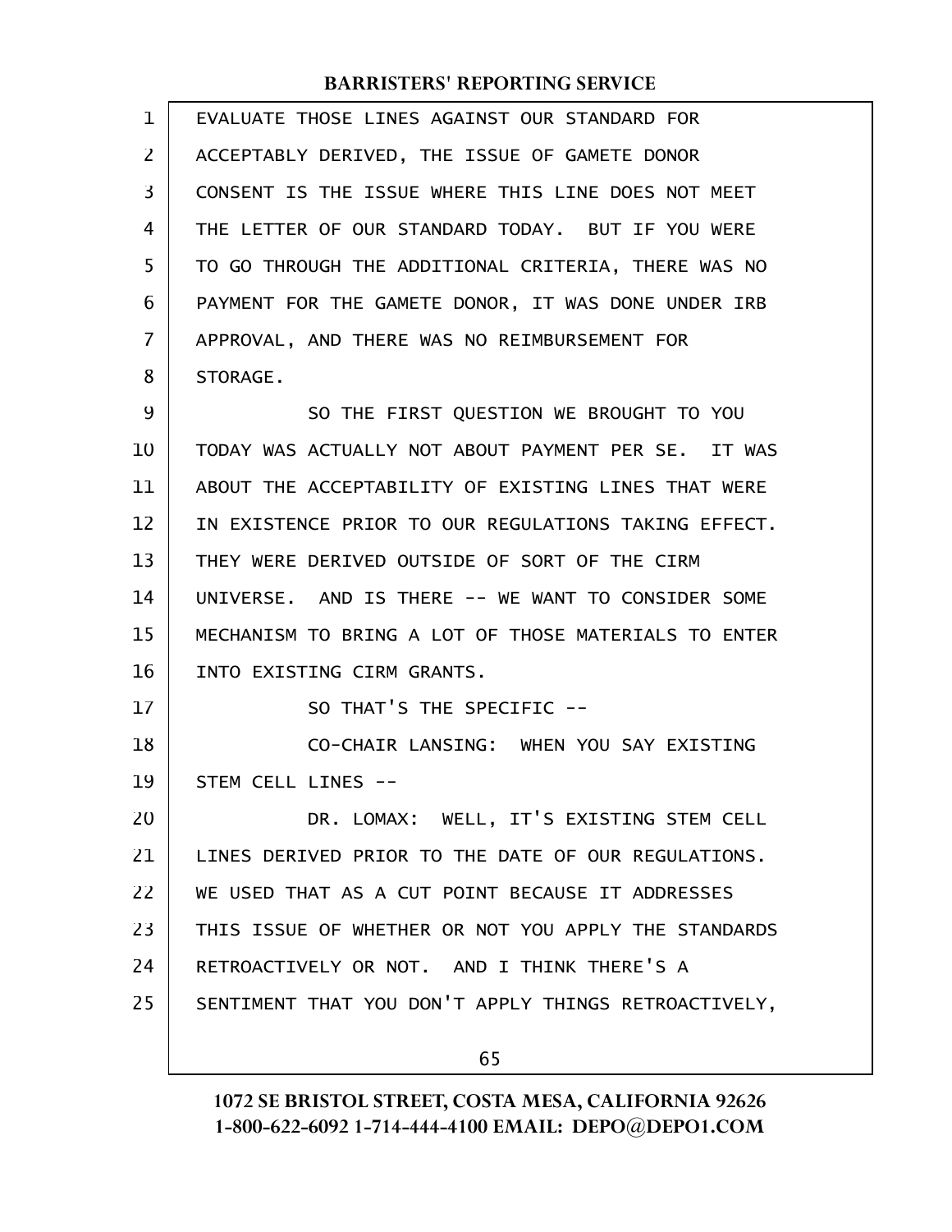EVALUATE THOSE LINES AGAINST OUR STANDARD FOR ACCEPTABLY DERIVED, THE ISSUE OF GAMETE DONOR CONSENT IS THE ISSUE WHERE THIS LINE DOES NOT MEET THE LETTER OF OUR STANDARD TODAY. BUT IF YOU WERE TO GO THROUGH THE ADDITIONAL CRITERIA, THERE WAS NO PAYMENT FOR THE GAMETE DONOR, IT WAS DONE UNDER IRB APPROVAL, AND THERE WAS NO REIMBURSEMENT FOR STORAGE.

SO THE FIRST QUESTION WE BROUGHT TO YOU TODAY WAS ACTUALLY NOT ABOUT PAYMENT PER SE. IT WAS ABOUT THE ACCEPTABILITY OF EXISTING LINES THAT WERE IN EXISTENCE PRIOR TO OUR REGULATIONS TAKING EFFECT. THEY WERE DERIVED OUTSIDE OF SORT OF THE CIRM UNIVERSE. AND IS THERE -- WE WANT TO CONSIDER SOME MECHANISM TO BRING A LOT OF THOSE MATERIALS TO ENTER INTO EXISTING CIRM GRANTS.

SO THAT'S THE SPECIFIC --

CO-CHAIR LANSING: WHEN YOU SAY EXISTING STEM CELL LINES --

DR. LOMAX: WELL, IT'S EXISTING STEM CELL LINES DERIVED PRIOR TO THE DATE OF OUR REGULATIONS. WE USED THAT AS A CUT POINT BECAUSE IT ADDRESSES THIS ISSUE OF WHETHER OR NOT YOU APPLY THE STANDARDS RETROACTIVELY OR NOT. AND I THINK THERE'S A SENTIMENT THAT YOU DON'T APPLY THINGS RETROACTIVELY,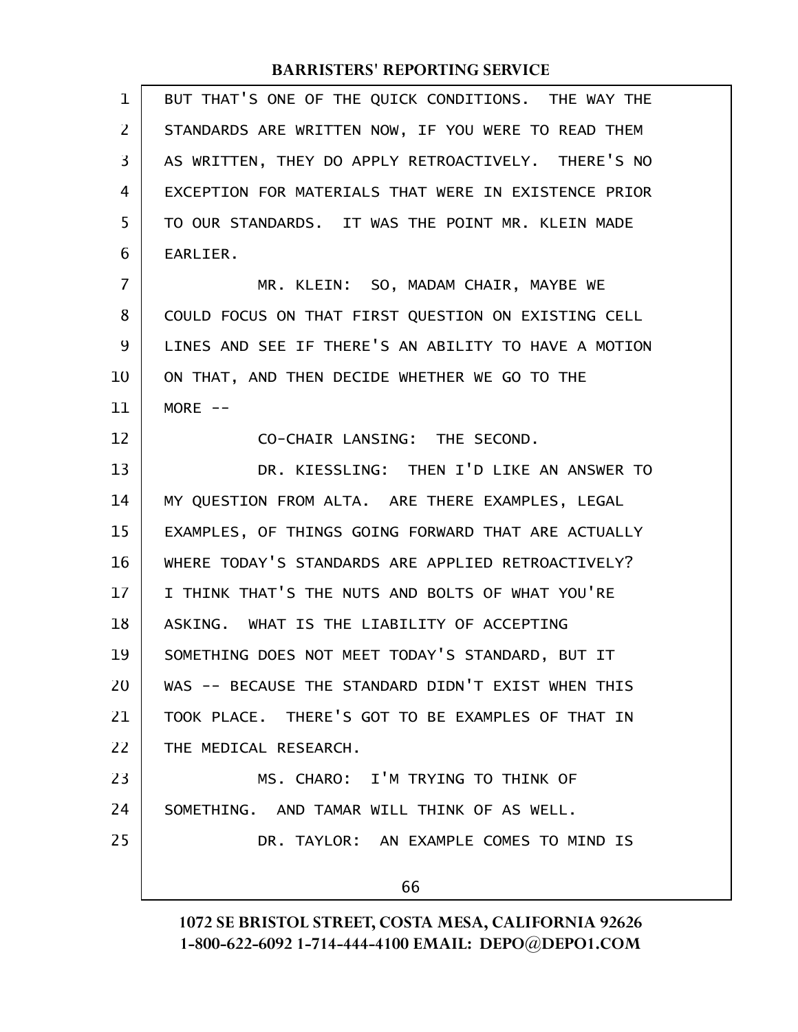BUT THAT'S ONE OF THE QUICK CONDITIONS. THE WAY THE STANDARDS ARE WRITTEN NOW, IF YOU WERE TO READ THEM AS WRITTEN, THEY DO APPLY RETROACTIVELY. THERE'S NO EXCEPTION FOR MATERIALS THAT WERE IN EXISTENCE PRIOR TO OUR STANDARDS. IT WAS THE POINT MR. KLEIN MADE EARLIER.

MR. KLEIN: SO, MADAM CHAIR, MAYBE WE COULD FOCUS ON THAT FIRST QUESTION ON EXISTING CELL LINES AND SEE IF THERE'S AN ABILITY TO HAVE A MOTION ON THAT, AND THEN DECIDE WHETHER WE GO TO THE MORE --

CO-CHAIR LANSING: THE SECOND.

DR. KIESSLING: THEN I'D LIKE AN ANSWER TO MY QUESTION FROM ALTA. ARE THERE EXAMPLES, LEGAL EXAMPLES, OF THINGS GOING FORWARD THAT ARE ACTUALLY WHERE TODAY'S STANDARDS ARE APPLIED RETROACTIVELY? I THINK THAT'S THE NUTS AND BOLTS OF WHAT YOU'RE ASKING. WHAT IS THE LIABILITY OF ACCEPTING SOMETHING DOES NOT MEET TODAY'S STANDARD, BUT IT WAS -- BECAUSE THE STANDARD DIDN'T EXIST WHEN THIS TOOK PLACE. THERE'S GOT TO BE EXAMPLES OF THAT IN THE MEDICAL RESEARCH.

MS. CHARO: I'M TRYING TO THINK OF SOMETHING. AND TAMAR WILL THINK OF AS WELL.

DR. TAYLOR: AN EXAMPLE COMES TO MIND IS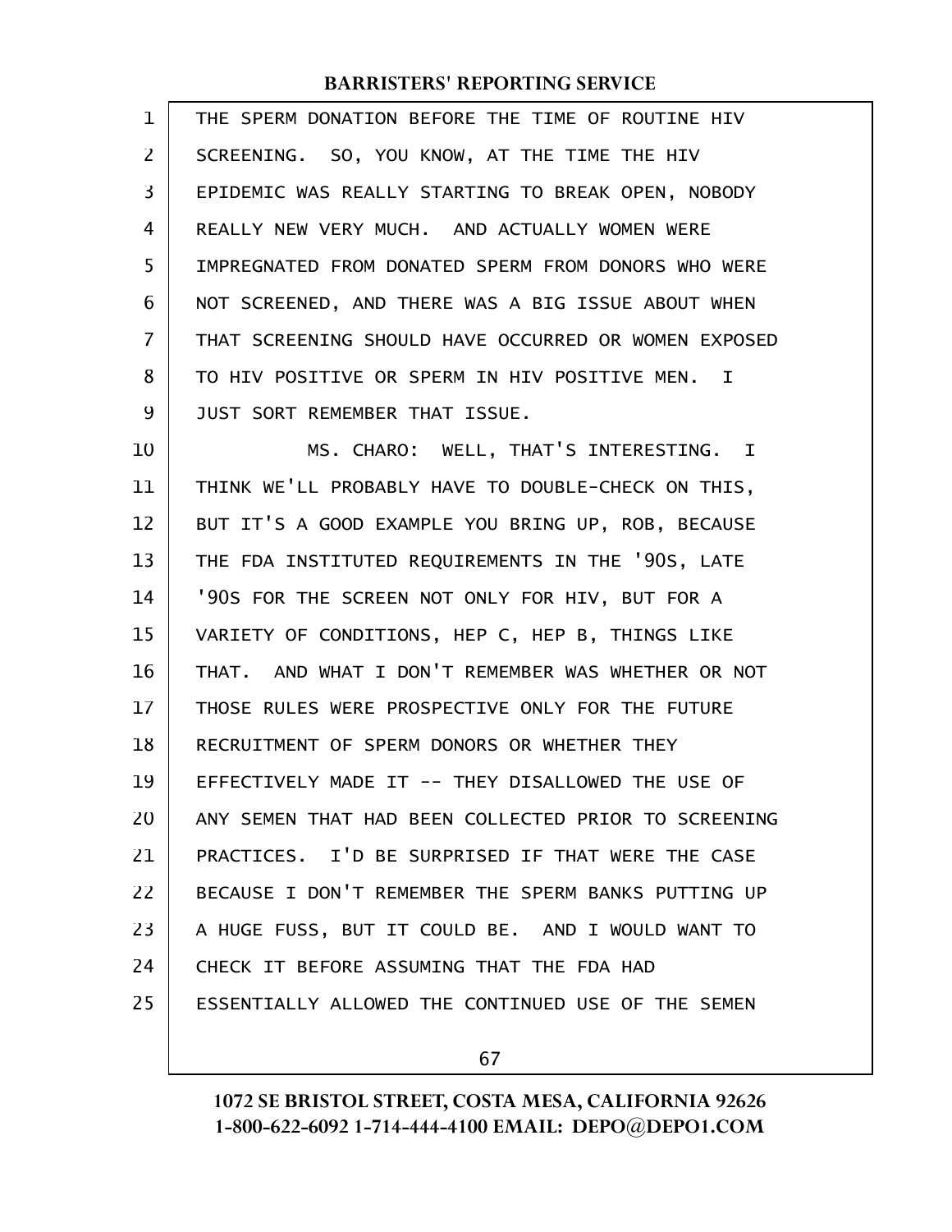THE SPERM DONATION BEFORE THE TIME OF ROUTINE HIV SCREENING. SO, YOU KNOW, AT THE TIME THE HIV EPIDEMIC WAS REALLY STARTING TO BREAK OPEN, NOBODY REALLY NEW VERY MUCH. AND ACTUALLY WOMEN WERE IMPREGNATED FROM DONATED SPERM FROM DONORS WHO WERE NOT SCREENED, AND THERE WAS A BIG ISSUE ABOUT WHEN THAT SCREENING SHOULD HAVE OCCURRED OR WOMEN EXPOSED TO HIV POSITIVE OR SPERM IN HIV POSITIVE MEN. I JUST SORT REMEMBER THAT ISSUE.

MS. CHARO: WELL, THAT'S INTERESTING. I THINK WE'LL PROBABLY HAVE TO DOUBLE-CHECK ON THIS, BUT IT'S A GOOD EXAMPLE YOU BRING UP, ROB, BECAUSE THE FDA INSTITUTED REQUIREMENTS IN THE '90S, LATE '90S FOR THE SCREEN NOT ONLY FOR HIV, BUT FOR A VARIETY OF CONDITIONS, HEP C, HEP B, THINGS LIKE THAT. AND WHAT I DON'T REMEMBER WAS WHETHER OR NOT THOSE RULES WERE PROSPECTIVE ONLY FOR THE FUTURE RECRUITMENT OF SPERM DONORS OR WHETHER THEY EFFECTIVELY MADE IT -- THEY DISALLOWED THE USE OF ANY SEMEN THAT HAD BEEN COLLECTED PRIOR TO SCREENING PRACTICES. I'D BE SURPRISED IF THAT WERE THE CASE BECAUSE I DON'T REMEMBER THE SPERM BANKS PUTTING UP A HUGE FUSS, BUT IT COULD BE. AND I WOULD WANT TO CHECK IT BEFORE ASSUMING THAT THE FDA HAD ESSENTIALLY ALLOWED THE CONTINUED USE OF THE SEMEN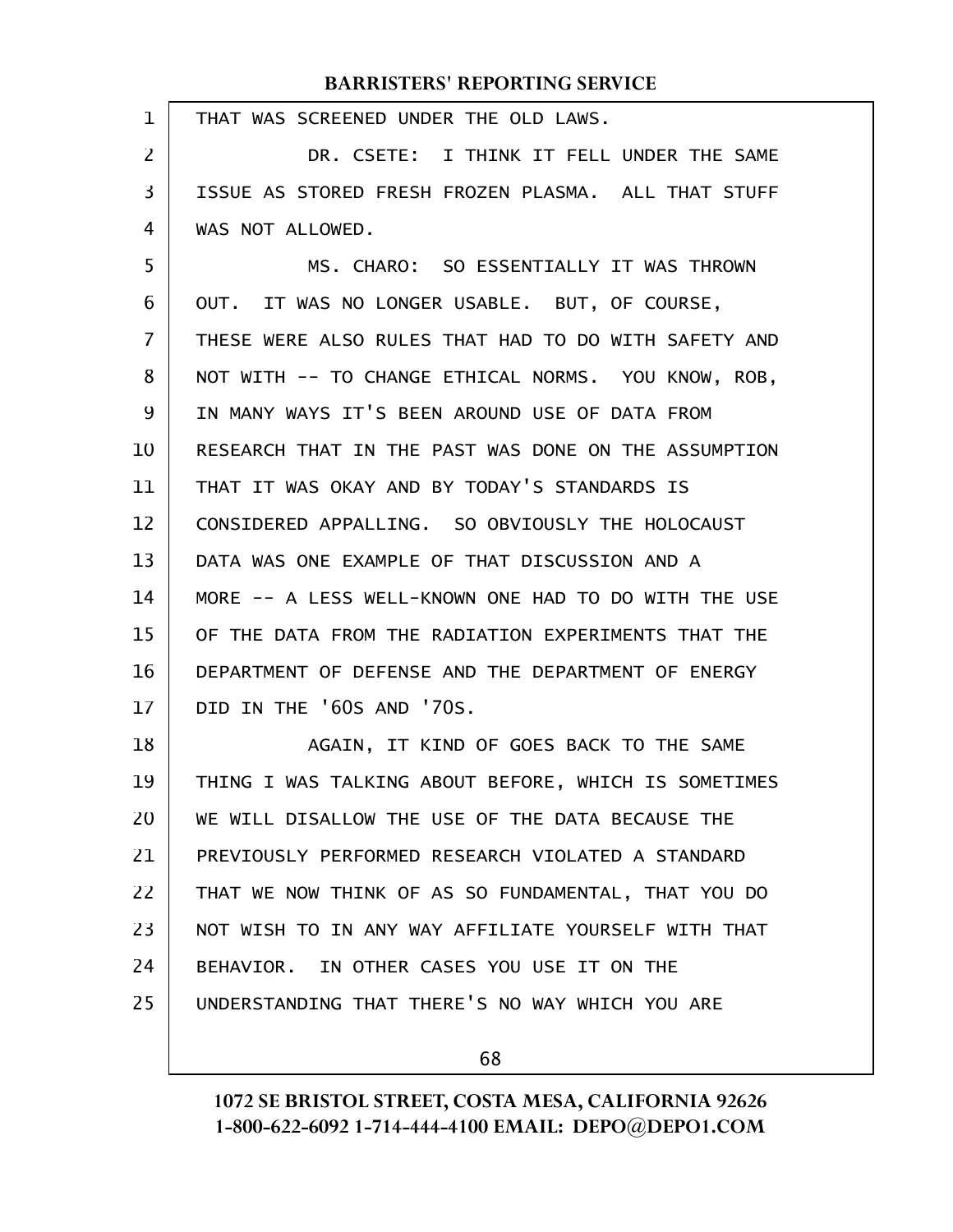THAT WAS SCREENED UNDER THE OLD LAWS.

DR. CSETE: I THINK IT FELL UNDER THE SAME ISSUE AS STORED FRESH FROZEN PLASMA. ALL THAT STUFF WAS NOT ALLOWED.

MS. CHARO: SO ESSENTIALLY IT WAS THROWN OUT. IT WAS NO LONGER USABLE. BUT, OF COURSE, THESE WERE ALSO RULES THAT HAD TO DO WITH SAFETY AND NOT WITH -- TO CHANGE ETHICAL NORMS. YOU KNOW, ROB, IN MANY WAYS IT'S BEEN AROUND USE OF DATA FROM RESEARCH THAT IN THE PAST WAS DONE ON THE ASSUMPTION THAT IT WAS OKAY AND BY TODAY'S STANDARDS IS CONSIDERED APPALLING. SO OBVIOUSLY THE HOLOCAUST DATA WAS ONE EXAMPLE OF THAT DISCUSSION AND A MORE -- A LESS WELL-KNOWN ONE HAD TO DO WITH THE USE OF THE DATA FROM THE RADIATION EXPERIMENTS THAT THE DEPARTMENT OF DEFENSE AND THE DEPARTMENT OF ENERGY DID IN THE '60S AND '70S.

AGAIN, IT KIND OF GOES BACK TO THE SAME THING I WAS TALKING ABOUT BEFORE, WHICH IS SOMETIMES WE WILL DISALLOW THE USE OF THE DATA BECAUSE THE PREVIOUSLY PERFORMED RESEARCH VIOLATED A STANDARD THAT WE NOW THINK OF AS SO FUNDAMENTAL, THAT YOU DO NOT WISH TO IN ANY WAY AFFILIATE YOURSELF WITH THAT BEHAVIOR. IN OTHER CASES YOU USE IT ON THE UNDERSTANDING THAT THERE'S NO WAY WHICH YOU ARE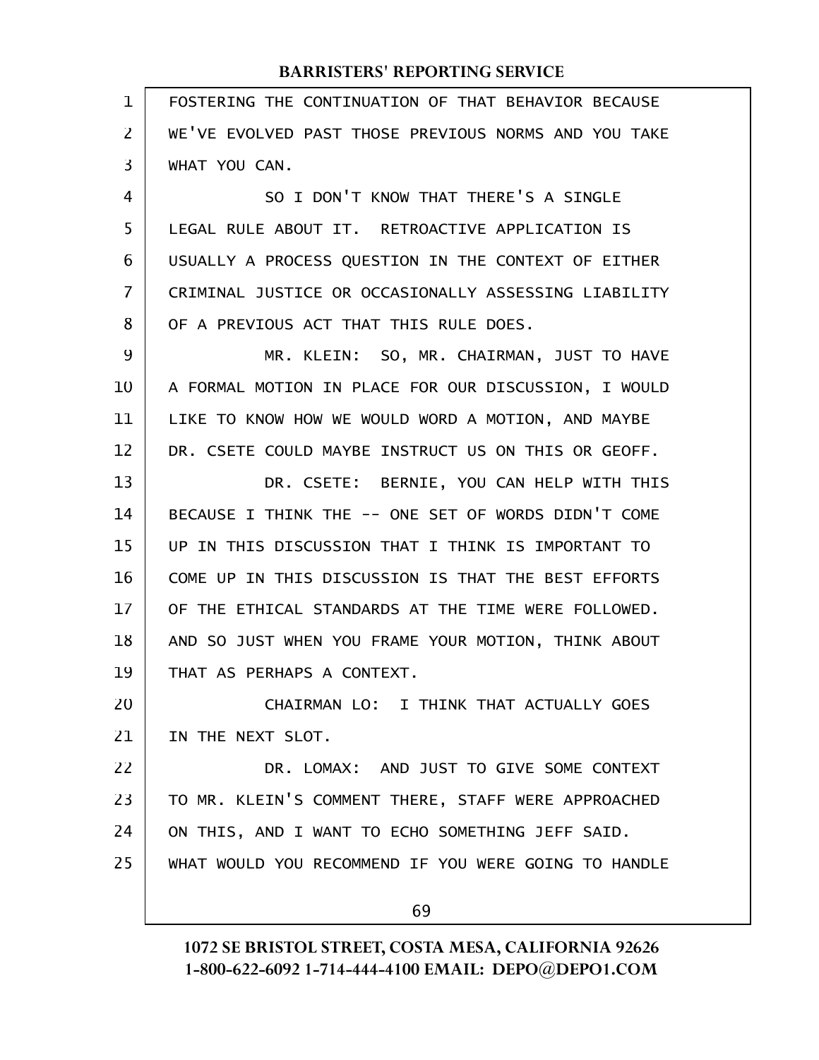FOSTERING THE CONTINUATION OF THAT BEHAVIOR BECAUSE WE'VE EVOLVED PAST THOSE PREVIOUS NORMS AND YOU TAKE WHAT YOU CAN.

SO I DON'T KNOW THAT THERE'S A SINGLE LEGAL RULE ABOUT IT. RETROACTIVE APPLICATION IS USUALLY A PROCESS QUESTION IN THE CONTEXT OF EITHER CRIMINAL JUSTICE OR OCCASIONALLY ASSESSING LIABILITY OF A PREVIOUS ACT THAT THIS RULE DOES.

MR. KLEIN: SO, MR. CHAIRMAN, JUST TO HAVE A FORMAL MOTION IN PLACE FOR OUR DISCUSSION, I WOULD LIKE TO KNOW HOW WE WOULD WORD A MOTION, AND MAYBE DR. CSETE COULD MAYBE INSTRUCT US ON THIS OR GEOFF.

DR. CSETE: BERNIE, YOU CAN HELP WITH THIS BECAUSE I THINK THE -- ONE SET OF WORDS DIDN'T COME UP IN THIS DISCUSSION THAT I THINK IS IMPORTANT TO COME UP IN THIS DISCUSSION IS THAT THE BEST EFFORTS OF THE ETHICAL STANDARDS AT THE TIME WERE FOLLOWED. AND SO JUST WHEN YOU FRAME YOUR MOTION, THINK ABOUT THAT AS PERHAPS A CONTEXT.

CHAIRMAN LO: I THINK THAT ACTUALLY GOES IN THE NEXT SLOT.

DR. LOMAX: AND JUST TO GIVE SOME CONTEXT TO MR. KLEIN'S COMMENT THERE, STAFF WERE APPROACHED ON THIS, AND I WANT TO ECHO SOMETHING JEFF SAID. WHAT WOULD YOU RECOMMEND IF YOU WERE GOING TO HANDLE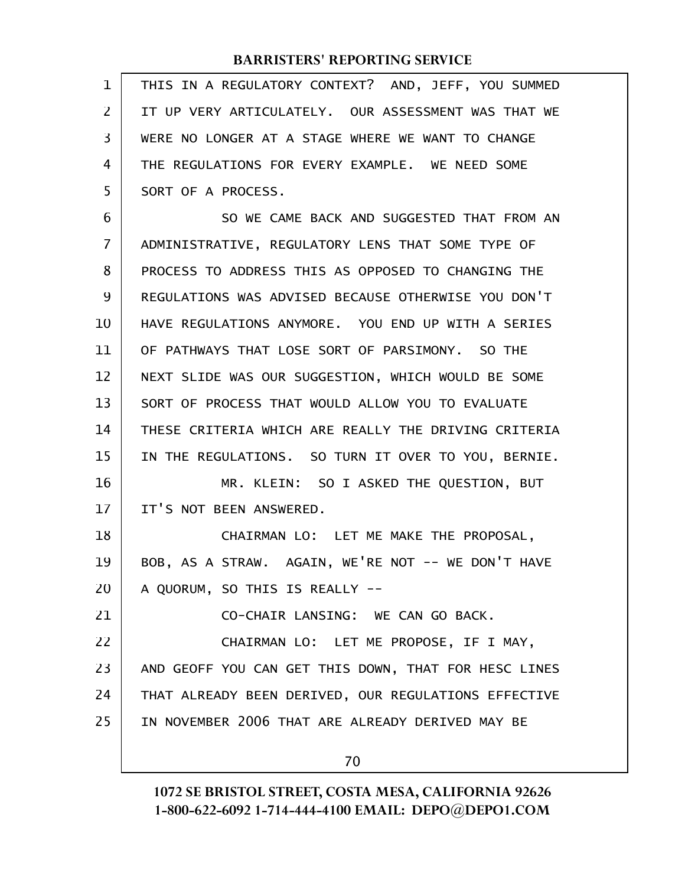THIS IN A REGULATORY CONTEXT? AND, JEFF, YOU SUMMED IT UP VERY ARTICULATELY. OUR ASSESSMENT WAS THAT WE WERE NO LONGER AT A STAGE WHERE WE WANT TO CHANGE THE REGULATIONS FOR EVERY EXAMPLE. WE NEED SOME SORT OF A PROCESS.

SO WE CAME BACK AND SUGGESTED THAT FROM AN ADMINISTRATIVE, REGULATORY LENS THAT SOME TYPE OF PROCESS TO ADDRESS THIS AS OPPOSED TO CHANGING THE REGULATIONS WAS ADVISED BECAUSE OTHERWISE YOU DON'T HAVE REGULATIONS ANYMORE. YOU END UP WITH A SERIES OF PATHWAYS THAT LOSE SORT OF PARSIMONY. SO THE NEXT SLIDE WAS OUR SUGGESTION, WHICH WOULD BE SOME SORT OF PROCESS THAT WOULD ALLOW YOU TO EVALUATE THESE CRITERIA WHICH ARE REALLY THE DRIVING CRITERIA IN THE REGULATIONS. SO TURN IT OVER TO YOU, BERNIE.

MR. KLEIN: SO I ASKED THE QUESTION, BUT IT'S NOT BEEN ANSWERED.

CHAIRMAN LO: LET ME MAKE THE PROPOSAL, BOB, AS A STRAW. AGAIN, WE'RE NOT -- WE DON'T HAVE A QUORUM, SO THIS IS REALLY --

CO-CHAIR LANSING: WE CAN GO BACK.

CHAIRMAN LO: LET ME PROPOSE, IF I MAY, AND GEOFF YOU CAN GET THIS DOWN, THAT FOR HESC LINES THAT ALREADY BEEN DERIVED, OUR REGULATIONS EFFECTIVE IN NOVEMBER 2006 THAT ARE ALREADY DERIVED MAY BE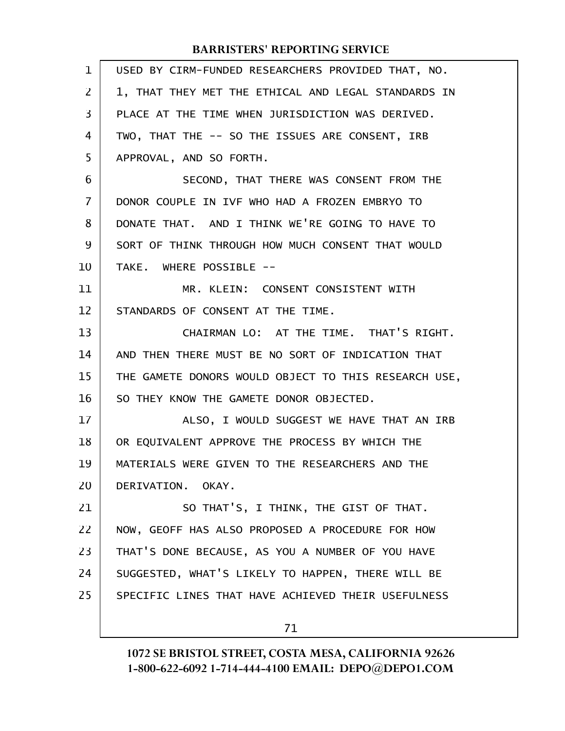USED BY CIRM-FUNDED RESEARCHERS PROVIDED THAT, NO. 1, THAT THEY MET THE ETHICAL AND LEGAL STANDARDS IN PLACE AT THE TIME WHEN JURISDICTION WAS DERIVED. TWO, THAT THE -- SO THE ISSUES ARE CONSENT, IRB APPROVAL, AND SO FORTH.

SECOND, THAT THERE WAS CONSENT FROM THE DONOR COUPLE IN IVF WHO HAD A FROZEN EMBRYO TO DONATE THAT. AND I THINK WE'RE GOING TO HAVE TO SORT OF THINK THROUGH HOW MUCH CONSENT THAT WOULD TAKE. WHERE POSSIBLE --

MR. KLEIN: CONSENT CONSISTENT WITH STANDARDS OF CONSENT AT THE TIME.

CHAIRMAN LO: AT THE TIME. THAT'S RIGHT. AND THEN THERE MUST BE NO SORT OF INDICATION THAT THE GAMETE DONORS WOULD OBJECT TO THIS RESEARCH USE, SO THEY KNOW THE GAMETE DONOR OBJECTED.

ALSO, I WOULD SUGGEST WE HAVE THAT AN IRB OR EQUIVALENT APPROVE THE PROCESS BY WHICH THE MATERIALS WERE GIVEN TO THE RESEARCHERS AND THE DERIVATION. OKAY.

SO THAT'S, I THINK, THE GIST OF THAT. NOW, GEOFF HAS ALSO PROPOSED A PROCEDURE FOR HOW THAT'S DONE BECAUSE, AS YOU A NUMBER OF YOU HAVE SUGGESTED, WHAT'S LIKELY TO HAPPEN, THERE WILL BE SPECIFIC LINES THAT HAVE ACHIEVED THEIR USEFULNESS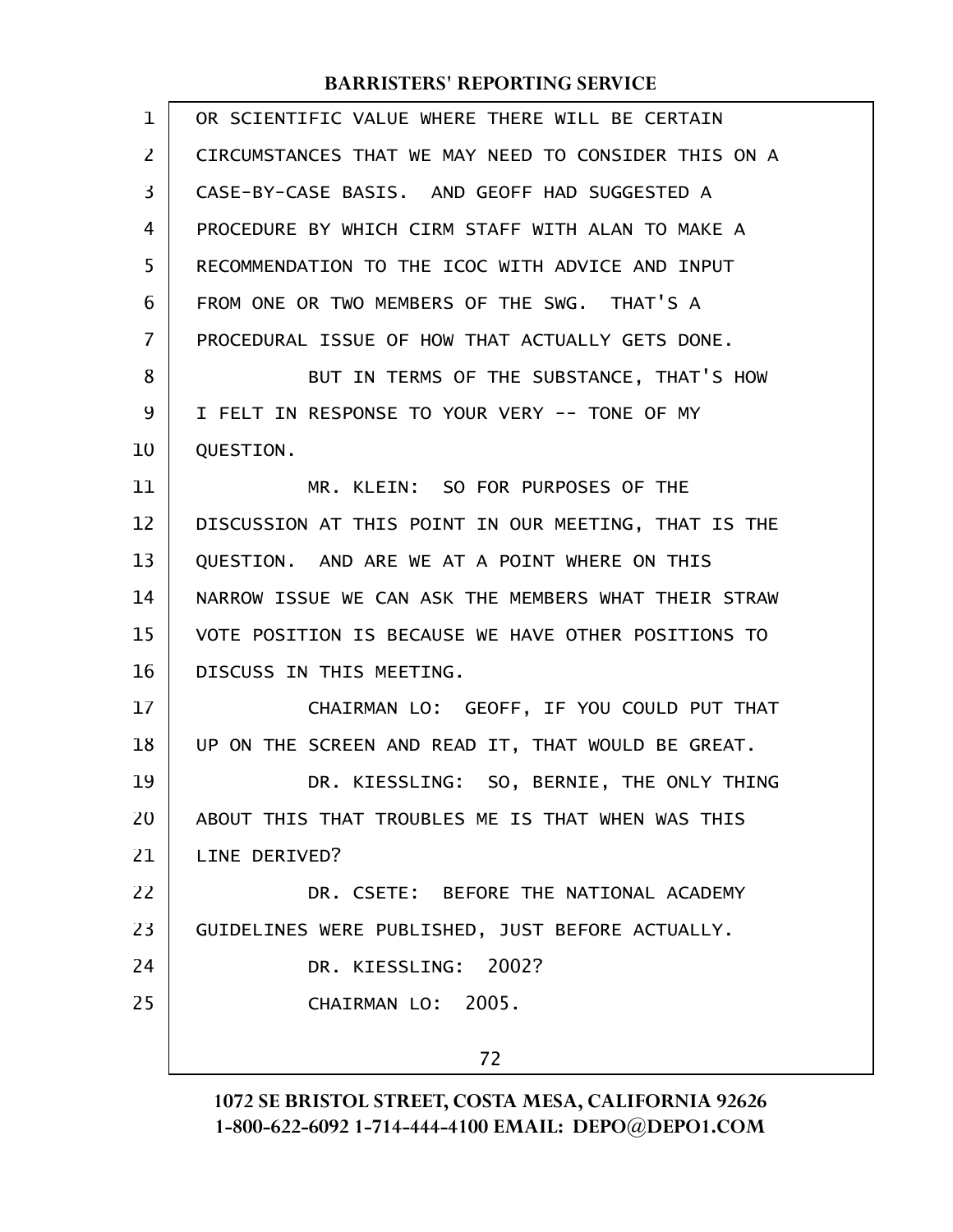OR SCIENTIFIC VALUE WHERE THERE WILL BE CERTAIN CIRCUMSTANCES THAT WE MAY NEED TO CONSIDER THIS ON A CASE-BY-CASE BASIS. AND GEOFF HAD SUGGESTED A PROCEDURE BY WHICH CIRM STAFF WITH ALAN TO MAKE A RECOMMENDATION TO THE ICOC WITH ADVICE AND INPUT FROM ONE OR TWO MEMBERS OF THE SWG. THAT'S A PROCEDURAL ISSUE OF HOW THAT ACTUALLY GETS DONE.

BUT IN TERMS OF THE SUBSTANCE, THAT'S HOW I FELT IN RESPONSE TO YOUR VERY -- TONE OF MY QUESTION.

MR. KLEIN: SO FOR PURPOSES OF THE DISCUSSION AT THIS POINT IN OUR MEETING, THAT IS THE QUESTION. AND ARE WE AT A POINT WHERE ON THIS NARROW ISSUE WE CAN ASK THE MEMBERS WHAT THEIR STRAW VOTE POSITION IS BECAUSE WE HAVE OTHER POSITIONS TO DISCUSS IN THIS MEETING.

CHAIRMAN LO: GEOFF, IF YOU COULD PUT THAT UP ON THE SCREEN AND READ IT, THAT WOULD BE GREAT.

DR. KIESSLING: SO, BERNIE, THE ONLY THING ABOUT THIS THAT TROUBLES ME IS THAT WHEN WAS THIS LINE DERIVED?

DR. CSETE: BEFORE THE NATIONAL ACADEMY GUIDELINES WERE PUBLISHED, JUST BEFORE ACTUALLY.

DR. KIESSLING: 2002?

CHAIRMAN LO: 2005.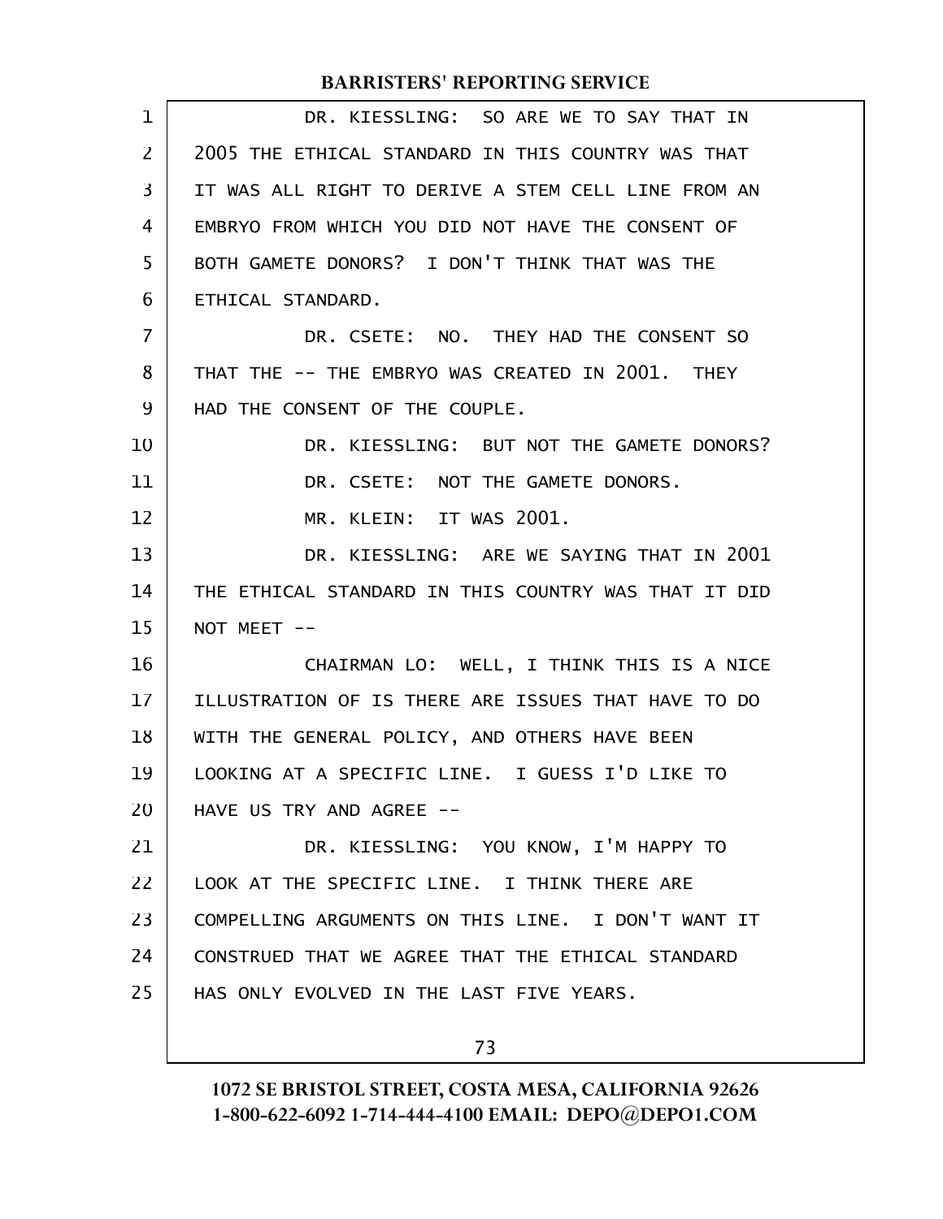DR. KIESSLING: SO ARE WE TO SAY THAT IN 2005 THE ETHICAL STANDARD IN THIS COUNTRY WAS THAT IT WAS ALL RIGHT TO DERIVE A STEM CELL LINE FROM AN EMBRYO FROM WHICH YOU DID NOT HAVE THE CONSENT OF BOTH GAMETE DONORS? I DON'T THINK THAT WAS THE ETHICAL STANDARD.

DR. CSETE: NO. THEY HAD THE CONSENT SO THAT THE -- THE EMBRYO WAS CREATED IN 2001. THEY HAD THE CONSENT OF THE COUPLE.

DR. KIESSLING: BUT NOT THE GAMETE DONORS?

DR. CSETE: NOT THE GAMETE DONORS.

MR. KLEIN: IT WAS 2001.

DR. KIESSLING: ARE WE SAYING THAT IN 2001 THE ETHICAL STANDARD IN THIS COUNTRY WAS THAT IT DID NOT MEET --

CHAIRMAN LO: WELL, I THINK THIS IS A NICE ILLUSTRATION OF IS THERE ARE ISSUES THAT HAVE TO DO WITH THE GENERAL POLICY, AND OTHERS HAVE BEEN LOOKING AT A SPECIFIC LINE. I GUESS I'D LIKE TO HAVE US TRY AND AGREE --

DR. KIESSLING: YOU KNOW, I'M HAPPY TO LOOK AT THE SPECIFIC LINE. I THINK THERE ARE COMPELLING ARGUMENTS ON THIS LINE. I DON'T WANT IT CONSTRUED THAT WE AGREE THAT THE ETHICAL STANDARD HAS ONLY EVOLVED IN THE LAST FIVE YEARS.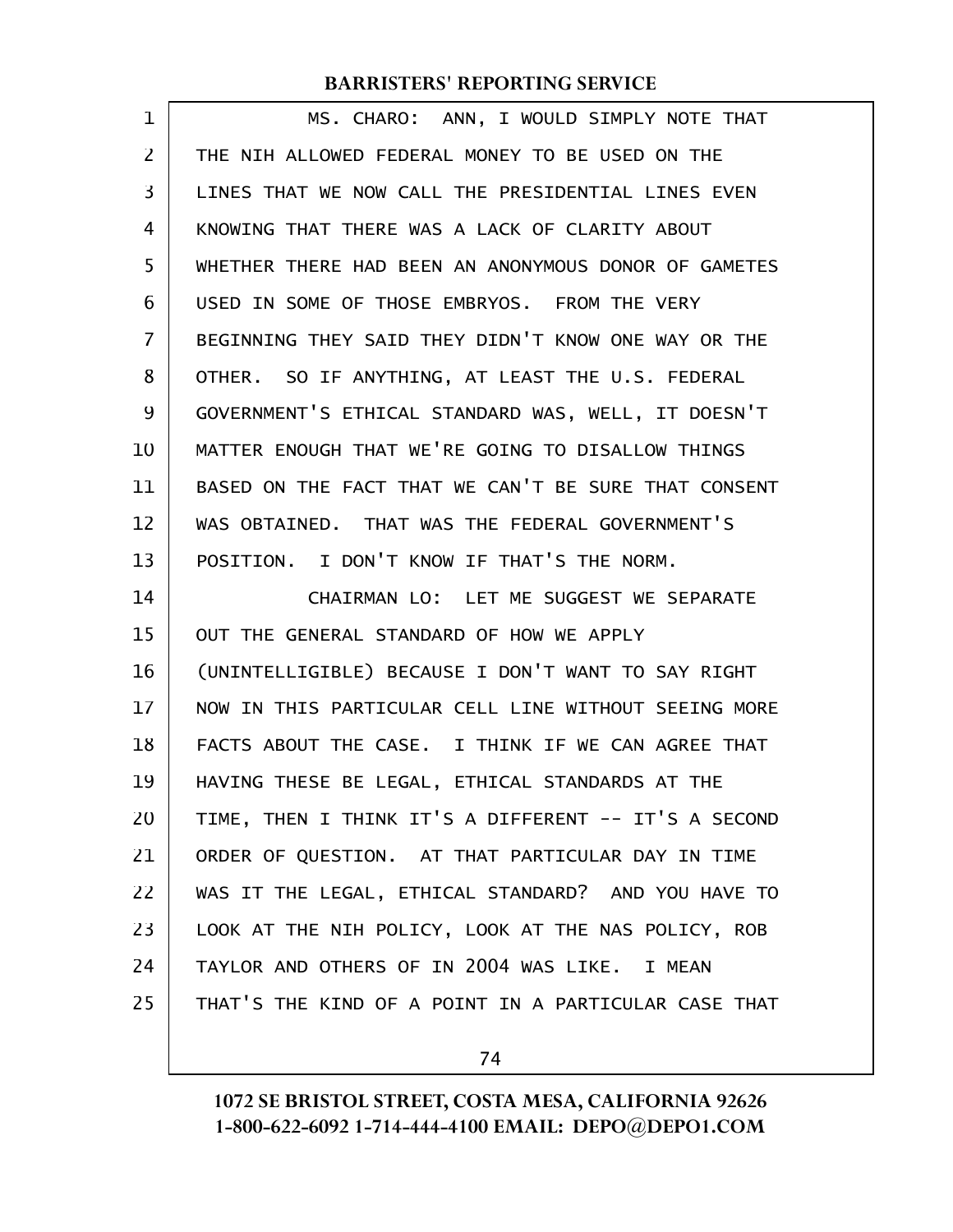MS. CHARO: ANN, I WOULD SIMPLY NOTE THAT THE NIH ALLOWED FEDERAL MONEY TO BE USED ON THE LINES THAT WE NOW CALL THE PRESIDENTIAL LINES EVEN KNOWING THAT THERE WAS A LACK OF CLARITY ABOUT WHETHER THERE HAD BEEN AN ANONYMOUS DONOR OF GAMETES USED IN SOME OF THOSE EMBRYOS. FROM THE VERY BEGINNING THEY SAID THEY DIDN'T KNOW ONE WAY OR THE OTHER. SO IF ANYTHING, AT LEAST THE U.S. FEDERAL GOVERNMENT'S ETHICAL STANDARD WAS, WELL, IT DOESN'T MATTER ENOUGH THAT WE'RE GOING TO DISALLOW THINGS BASED ON THE FACT THAT WE CAN'T BE SURE THAT CONSENT WAS OBTAINED. THAT WAS THE FEDERAL GOVERNMENT'S POSITION. I DON'T KNOW IF THAT'S THE NORM.

CHAIRMAN LO: LET ME SUGGEST WE SEPARATE OUT THE GENERAL STANDARD OF HOW WE APPLY (UNINTELLIGIBLE) BECAUSE I DON'T WANT TO SAY RIGHT NOW IN THIS PARTICULAR CELL LINE WITHOUT SEEING MORE FACTS ABOUT THE CASE. I THINK IF WE CAN AGREE THAT HAVING THESE BE LEGAL, ETHICAL STANDARDS AT THE TIME, THEN I THINK IT'S A DIFFERENT -- IT'S A SECOND ORDER OF QUESTION. AT THAT PARTICULAR DAY IN TIME WAS IT THE LEGAL, ETHICAL STANDARD? AND YOU HAVE TO LOOK AT THE NIH POLICY, LOOK AT THE NAS POLICY, ROB TAYLOR AND OTHERS OF IN 2004 WAS LIKE. I MEAN THAT'S THE KIND OF A POINT IN A PARTICULAR CASE THAT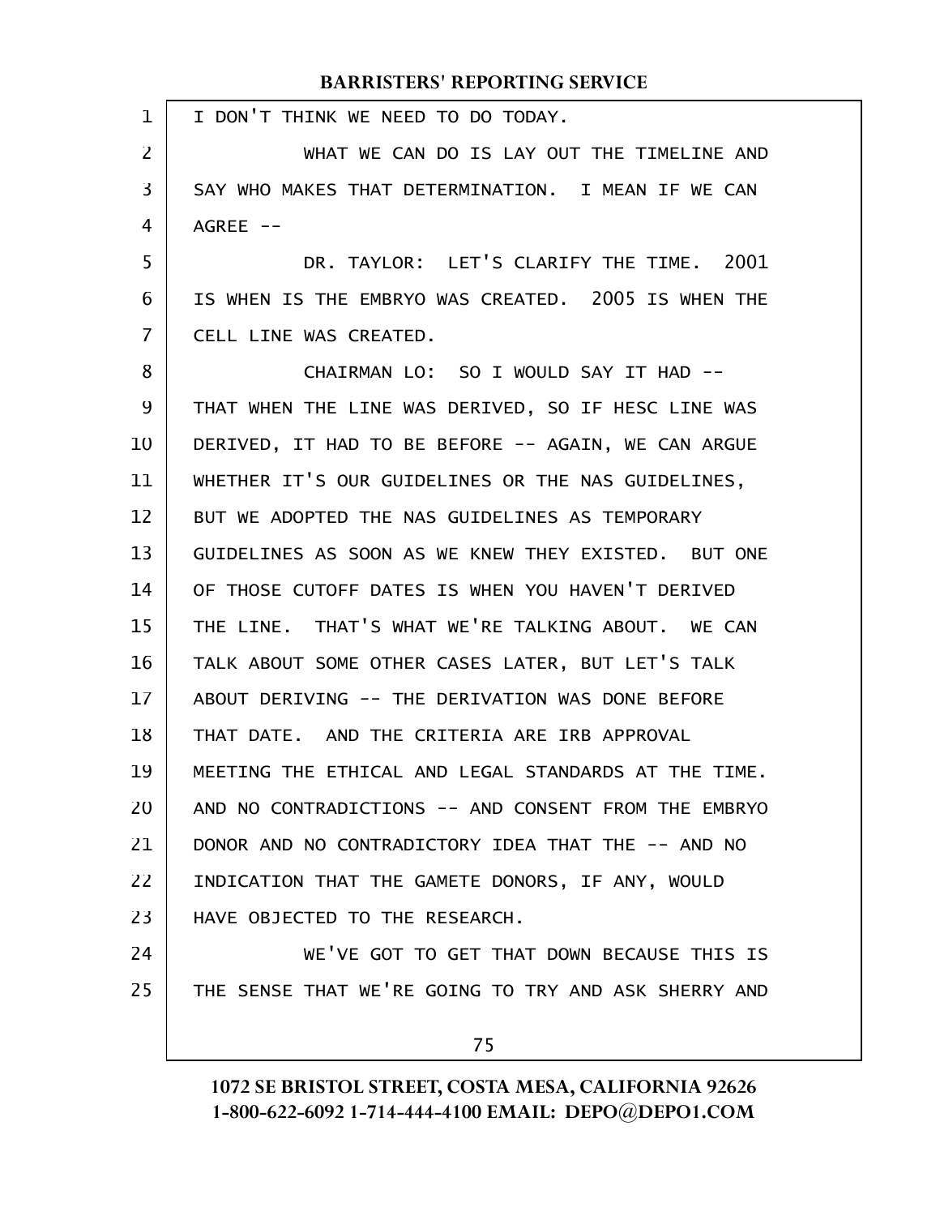I DON'T THINK WE NEED TO DO TODAY.

WHAT WE CAN DO IS LAY OUT THE TIMELINE AND SAY WHO MAKES THAT DETERMINATION. I MEAN IF WE CAN AGREE --

DR. TAYLOR: LET'S CLARIFY THE TIME. 2001 IS WHEN IS THE EMBRYO WAS CREATED. 2005 IS WHEN THE CELL LINE WAS CREATED.

CHAIRMAN LO: SO I WOULD SAY IT HAD -- THAT WHEN THE LINE WAS DERIVED, SO IF HESC LINE WAS DERIVED, IT HAD TO BE BEFORE -- AGAIN, WE CAN ARGUE WHETHER IT'S OUR GUIDELINES OR THE NAS GUIDELINES, BUT WE ADOPTED THE NAS GUIDELINES AS TEMPORARY GUIDELINES AS SOON AS WE KNEW THEY EXISTED. BUT ONE OF THOSE CUTOFF DATES IS WHEN YOU HAVEN'T DERIVED THE LINE. THAT'S WHAT WE'RE TALKING ABOUT. WE CAN TALK ABOUT SOME OTHER CASES LATER, BUT LET'S TALK ABOUT DERIVING -- THE DERIVATION WAS DONE BEFORE THAT DATE. AND THE CRITERIA ARE IRB APPROVAL MEETING THE ETHICAL AND LEGAL STANDARDS AT THE TIME. AND NO CONTRADICTIONS -- AND CONSENT FROM THE EMBRYO DONOR AND NO CONTRADICTORY IDEA THAT THE -- AND NO INDICATION THAT THE GAMETE DONORS, IF ANY, WOULD HAVE OBJECTED TO THE RESEARCH.

WE'VE GOT TO GET THAT DOWN BECAUSE THIS IS THE SENSE THAT WE'RE GOING TO TRY AND ASK SHERRY AND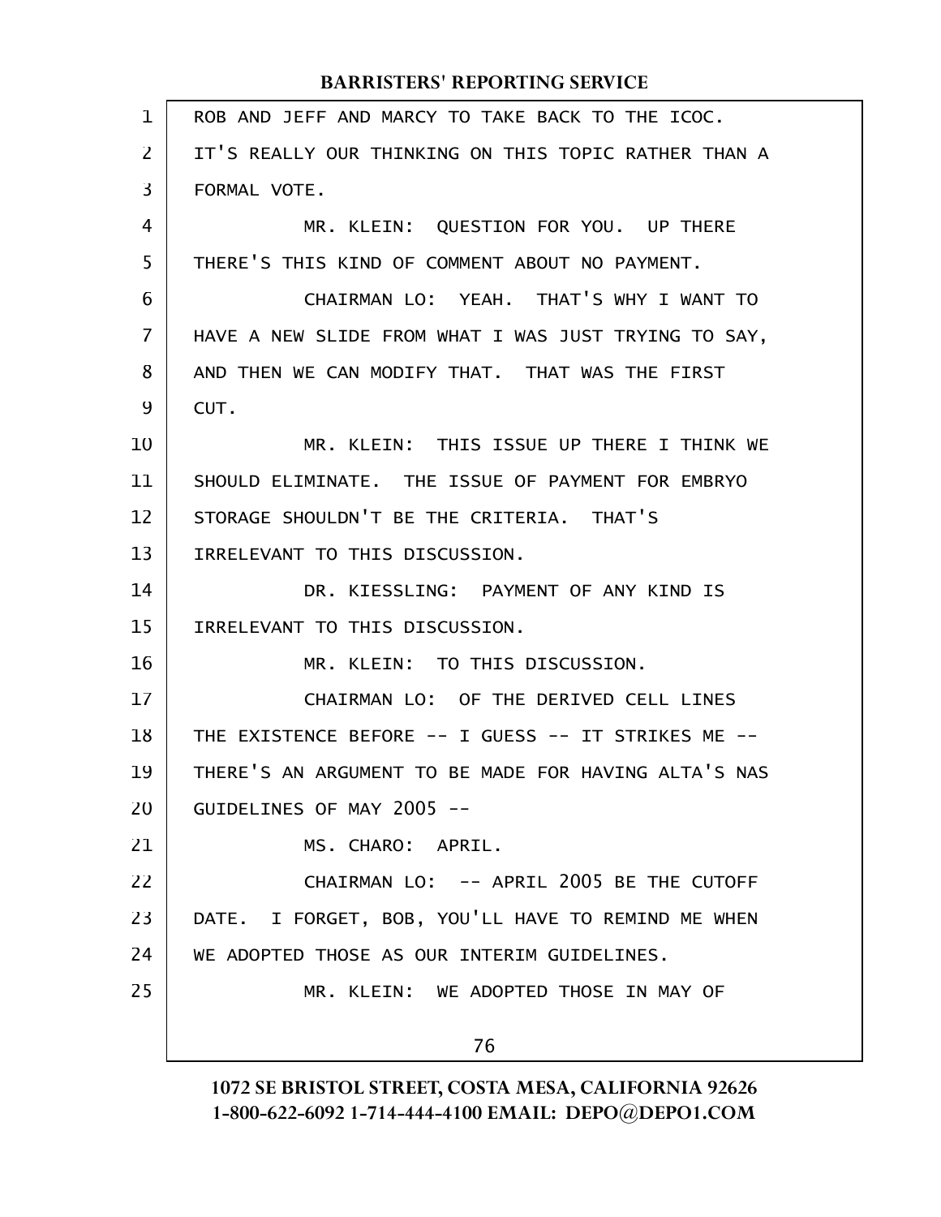ROB AND JEFF AND MARCY TO TAKE BACK TO THE ICOC. IT'S REALLY OUR THINKING ON THIS TOPIC RATHER THAN A FORMAL VOTE.

MR. KLEIN: QUESTION FOR YOU. UP THERE THERE'S THIS KIND OF COMMENT ABOUT NO PAYMENT.

CHAIRMAN LO: YEAH. THAT'S WHY I WANT TO HAVE A NEW SLIDE FROM WHAT I WAS JUST TRYING TO SAY, AND THEN WE CAN MODIFY THAT. THAT WAS THE FIRST CUT.

MR. KLEIN: THIS ISSUE UP THERE I THINK WE SHOULD ELIMINATE. THE ISSUE OF PAYMENT FOR EMBRYO STORAGE SHOULDN'T BE THE CRITERIA. THAT'S IRRELEVANT TO THIS DISCUSSION.

DR. KIESSLING: PAYMENT OF ANY KIND IS IRRELEVANT TO THIS DISCUSSION.

MR. KLEIN: TO THIS DISCUSSION.

CHAIRMAN LO: OF THE DERIVED CELL LINES THE EXISTENCE BEFORE -- I GUESS -- IT STRIKES ME -- THERE'S AN ARGUMENT TO BE MADE FOR HAVING ALTA'S NAS GUIDELINES OF MAY 2005 --

MS. CHARO: APRIL.

CHAIRMAN LO: -- APRIL 2005 BE THE CUTOFF DATE. I FORGET, BOB, YOU'LL HAVE TO REMIND ME WHEN WE ADOPTED THOSE AS OUR INTERIM GUIDELINES.

MR. KLEIN: WE ADOPTED THOSE IN MAY OF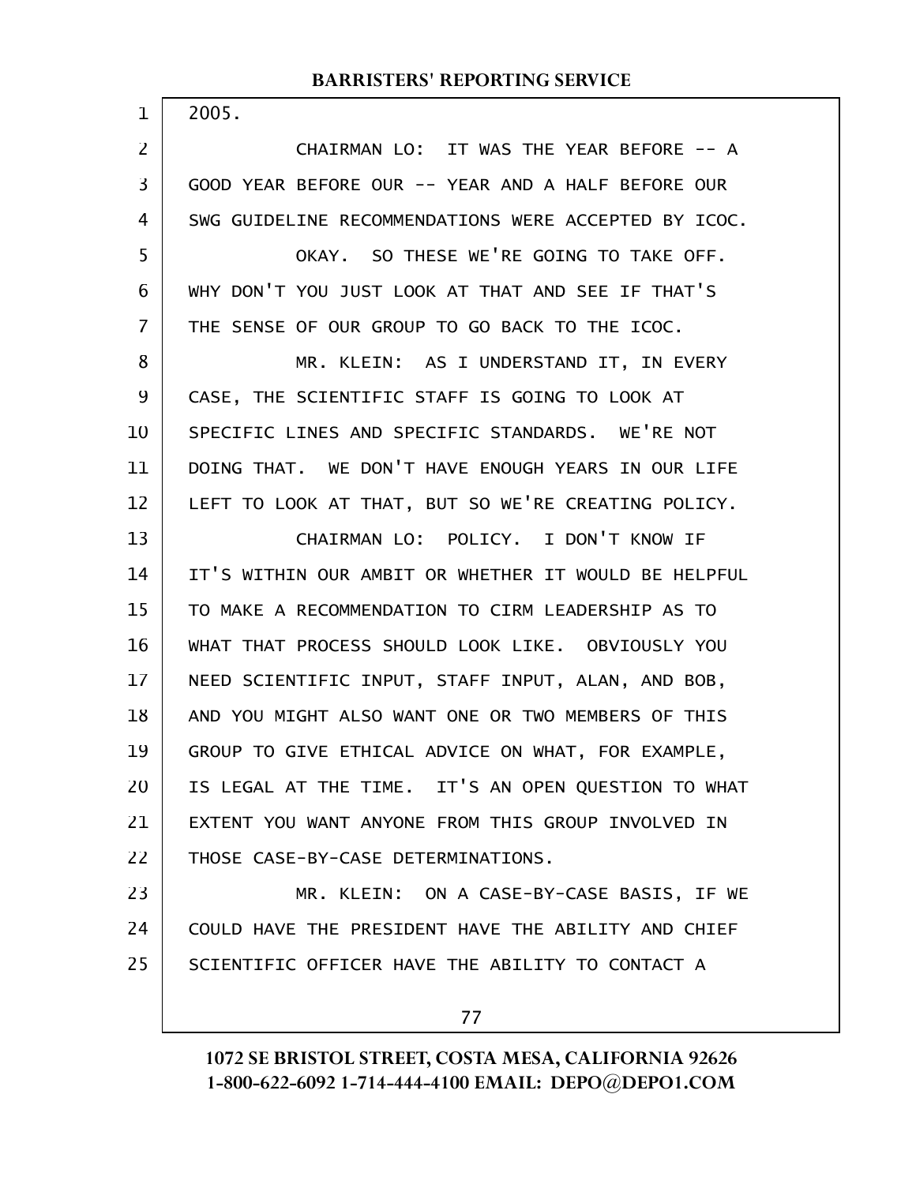2005.

CHAIRMAN LO: IT WAS THE YEAR BEFORE -- A GOOD YEAR BEFORE OUR -- YEAR AND A HALF BEFORE OUR SWG GUIDELINE RECOMMENDATIONS WERE ACCEPTED BY ICOC.

OKAY. SO THESE WE'RE GOING TO TAKE OFF. WHY DON'T YOU JUST LOOK AT THAT AND SEE IF THAT'S THE SENSE OF OUR GROUP TO GO BACK TO THE ICOC.

MR. KLEIN: AS I UNDERSTAND IT, IN EVERY CASE, THE SCIENTIFIC STAFF IS GOING TO LOOK AT SPECIFIC LINES AND SPECIFIC STANDARDS. WE'RE NOT DOING THAT. WE DON'T HAVE ENOUGH YEARS IN OUR LIFE LEFT TO LOOK AT THAT, BUT SO WE'RE CREATING POLICY.

CHAIRMAN LO: POLICY. I DON'T KNOW IF IT'S WITHIN OUR AMBIT OR WHETHER IT WOULD BE HELPFUL TO MAKE A RECOMMENDATION TO CIRM LEADERSHIP AS TO WHAT THAT PROCESS SHOULD LOOK LIKE. OBVIOUSLY YOU NEED SCIENTIFIC INPUT, STAFF INPUT, ALAN, AND BOB, AND YOU MIGHT ALSO WANT ONE OR TWO MEMBERS OF THIS GROUP TO GIVE ETHICAL ADVICE ON WHAT, FOR EXAMPLE, IS LEGAL AT THE TIME. IT'S AN OPEN QUESTION TO WHAT EXTENT YOU WANT ANYONE FROM THIS GROUP INVOLVED IN THOSE CASE-BY-CASE DETERMINATIONS.

MR. KLEIN: ON A CASE-BY-CASE BASIS, IF WE COULD HAVE THE PRESIDENT HAVE THE ABILITY AND CHIEF SCIENTIFIC OFFICER HAVE THE ABILITY TO CONTACT A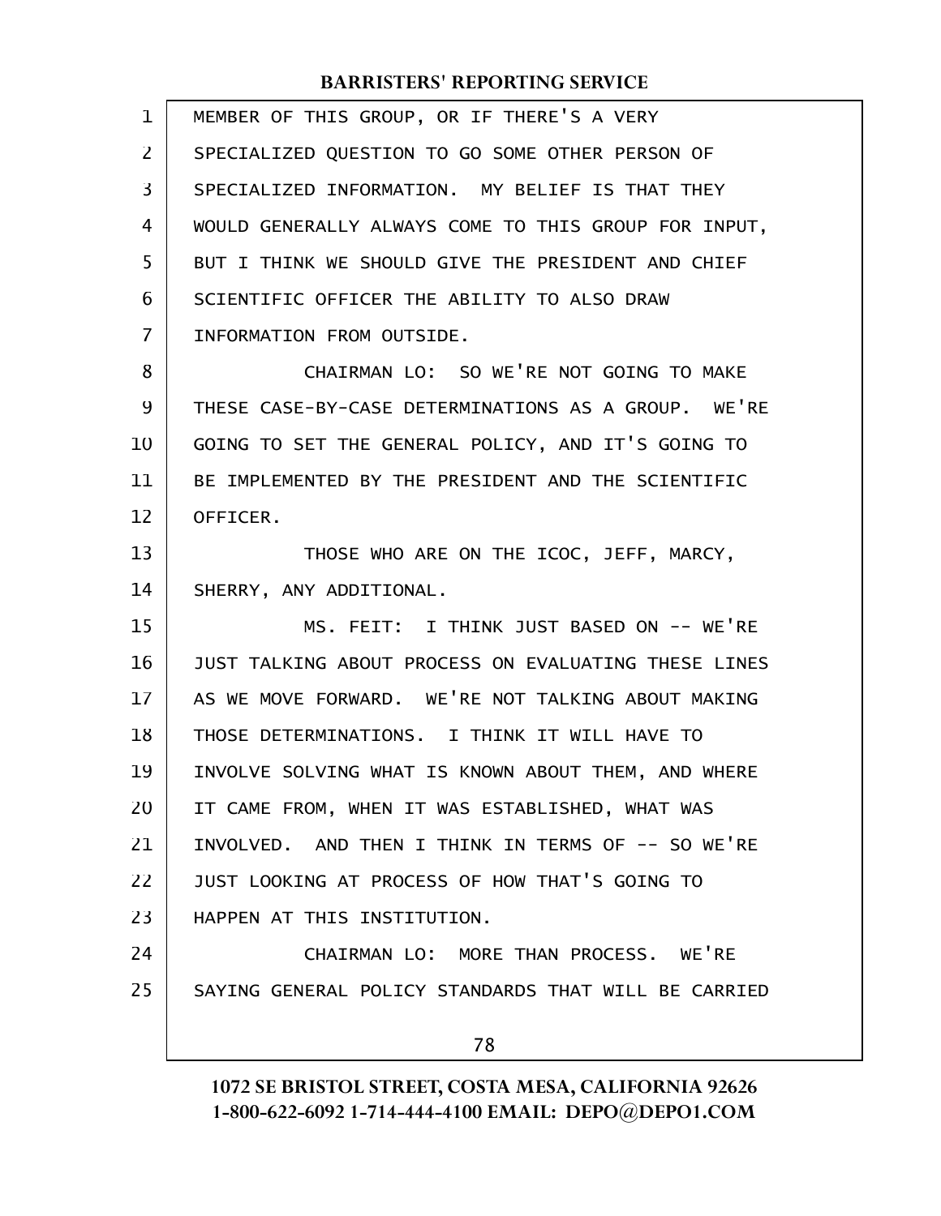MEMBER OF THIS GROUP, OR IF THERE'S A VERY SPECIALIZED QUESTION TO GO SOME OTHER PERSON OF SPECIALIZED INFORMATION. MY BELIEF IS THAT THEY WOULD GENERALLY ALWAYS COME TO THIS GROUP FOR INPUT, BUT I THINK WE SHOULD GIVE THE PRESIDENT AND CHIEF SCIENTIFIC OFFICER THE ABILITY TO ALSO DRAW INFORMATION FROM OUTSIDE.

CHAIRMAN LO: SO WE'RE NOT GOING TO MAKE THESE CASE-BY-CASE DETERMINATIONS AS A GROUP. WE'RE GOING TO SET THE GENERAL POLICY, AND IT'S GOING TO BE IMPLEMENTED BY THE PRESIDENT AND THE SCIENTIFIC OFFICER.

THOSE WHO ARE ON THE ICOC, JEFF, MARCY, SHERRY, ANY ADDITIONAL.

MS. FEIT: I THINK JUST BASED ON -- WE'RE JUST TALKING ABOUT PROCESS ON EVALUATING THESE LINES AS WE MOVE FORWARD. WE'RE NOT TALKING ABOUT MAKING THOSE DETERMINATIONS. I THINK IT WILL HAVE TO INVOLVE SOLVING WHAT IS KNOWN ABOUT THEM, AND WHERE IT CAME FROM, WHEN IT WAS ESTABLISHED, WHAT WAS INVOLVED. AND THEN I THINK IN TERMS OF -- SO WE'RE JUST LOOKING AT PROCESS OF HOW THAT'S GOING TO HAPPEN AT THIS INSTITUTION.

CHAIRMAN LO: MORE THAN PROCESS. WE'RE SAYING GENERAL POLICY STANDARDS THAT WILL BE CARRIED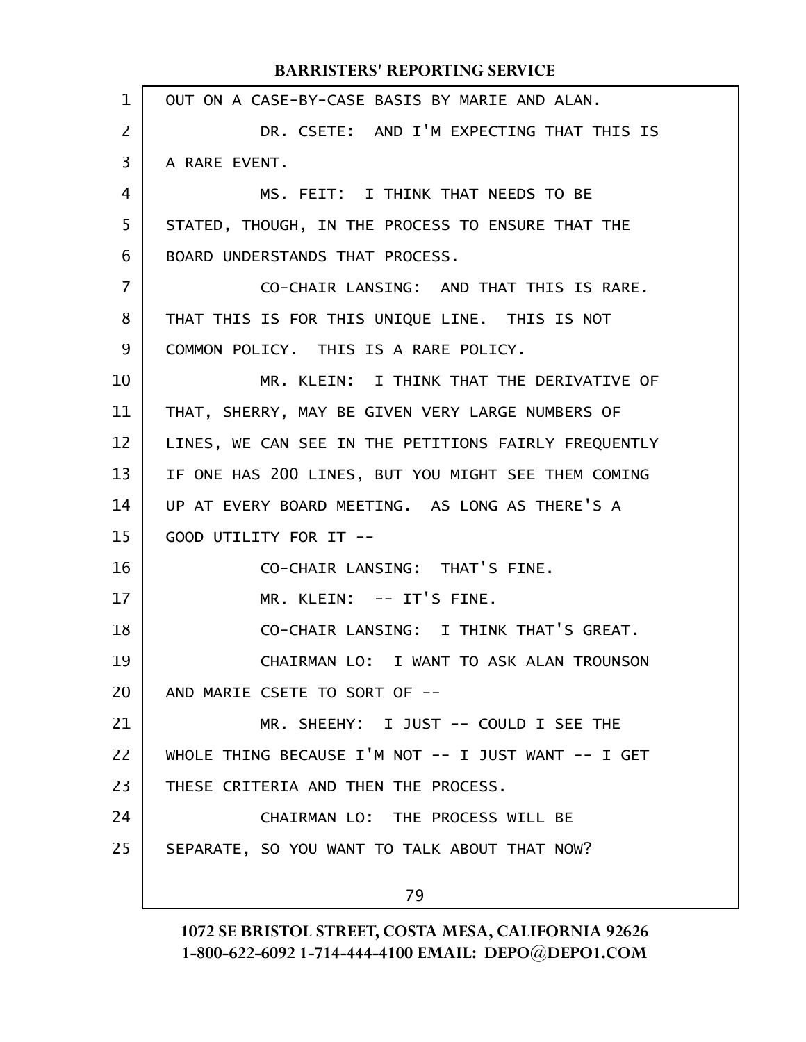OUT ON A CASE-BY-CASE BASIS BY MARIE AND ALAN.

DR. CSETE: AND I'M EXPECTING THAT THIS IS A RARE EVENT.

MS. FEIT: I THINK THAT NEEDS TO BE STATED, THOUGH, IN THE PROCESS TO ENSURE THAT THE BOARD UNDERSTANDS THAT PROCESS.

CO-CHAIR LANSING: AND THAT THIS IS RARE. THAT THIS IS FOR THIS UNIQUE LINE. THIS IS NOT COMMON POLICY. THIS IS A RARE POLICY.

MR. KLEIN: I THINK THAT THE DERIVATIVE OF THAT, SHERRY, MAY BE GIVEN VERY LARGE NUMBERS OF LINES, WE CAN SEE IN THE PETITIONS FAIRLY FREQUENTLY IF ONE HAS 200 LINES, BUT YOU MIGHT SEE THEM COMING UP AT EVERY BOARD MEETING. AS LONG AS THERE'S A GOOD UTILITY FOR IT --

CO-CHAIR LANSING: THAT'S FINE.

MR. KLEIN: -- IT'S FINE.

CO-CHAIR LANSING: I THINK THAT'S GREAT.

CHAIRMAN LO: I WANT TO ASK ALAN TROUNSON AND MARIE CSETE TO SORT OF --

MR. SHEEHY: I JUST -- COULD I SEE THE WHOLE THING BECAUSE I'M NOT -- I JUST WANT -- I GET THESE CRITERIA AND THEN THE PROCESS.

CHAIRMAN LO: THE PROCESS WILL BE SEPARATE, SO YOU WANT TO TALK ABOUT THAT NOW?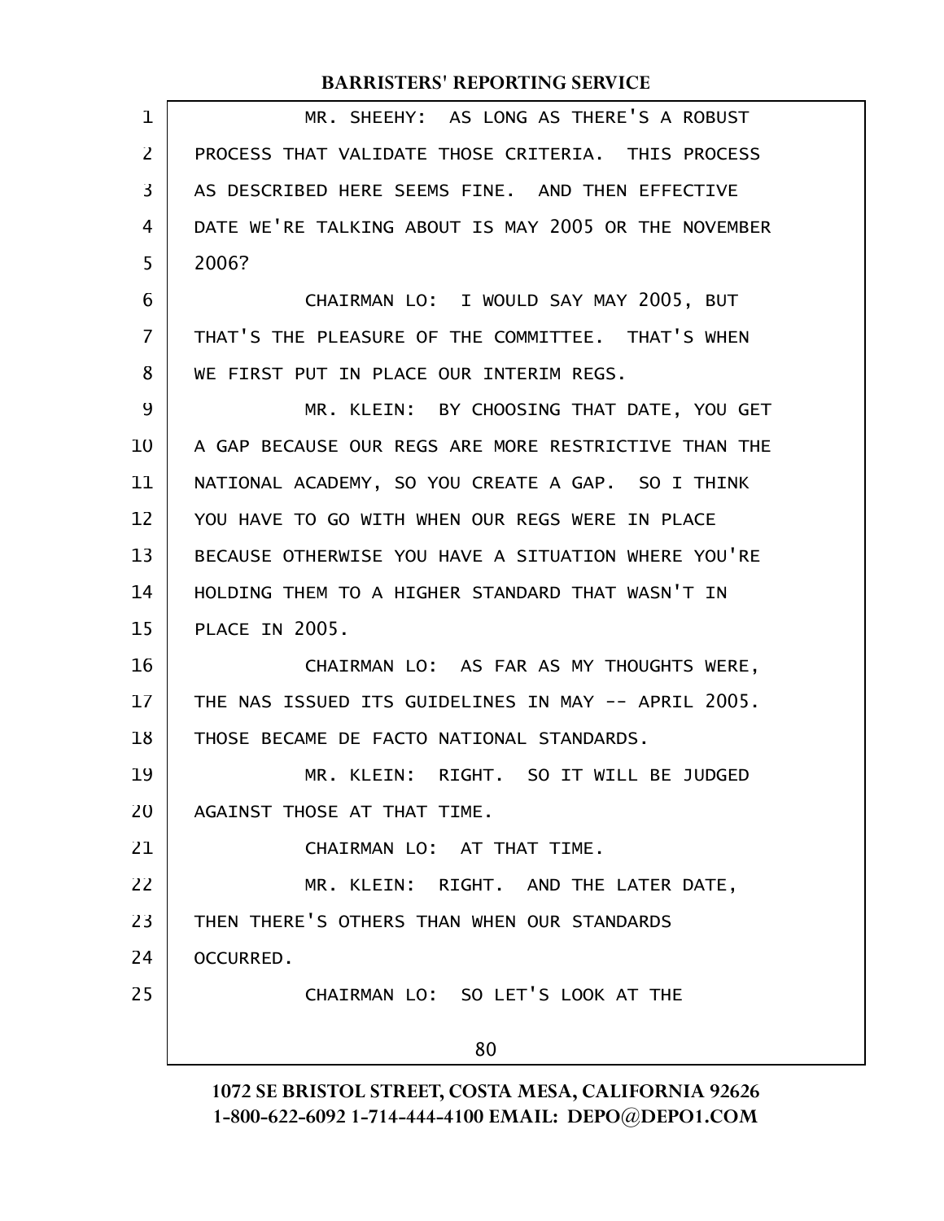MR. SHEEHY: AS LONG AS THERE'S A ROBUST PROCESS THAT VALIDATE THOSE CRITERIA. THIS PROCESS AS DESCRIBED HERE SEEMS FINE. AND THEN EFFECTIVE DATE WE'RE TALKING ABOUT IS MAY 2005 OR THE NOVEMBER 2006?

CHAIRMAN LO: I WOULD SAY MAY 2005, BUT THAT'S THE PLEASURE OF THE COMMITTEE. THAT'S WHEN WE FIRST PUT IN PLACE OUR INTERIM REGS.

MR. KLEIN: BY CHOOSING THAT DATE, YOU GET A GAP BECAUSE OUR REGS ARE MORE RESTRICTIVE THAN THE NATIONAL ACADEMY, SO YOU CREATE A GAP. SO I THINK YOU HAVE TO GO WITH WHEN OUR REGS WERE IN PLACE BECAUSE OTHERWISE YOU HAVE A SITUATION WHERE YOU'RE HOLDING THEM TO A HIGHER STANDARD THAT WASN'T IN PLACE IN 2005.

CHAIRMAN LO: AS FAR AS MY THOUGHTS WERE, THE NAS ISSUED ITS GUIDELINES IN MAY -- APRIL 2005. THOSE BECAME DE FACTO NATIONAL STANDARDS.

MR. KLEIN: RIGHT. SO IT WILL BE JUDGED AGAINST THOSE AT THAT TIME.

CHAIRMAN LO: AT THAT TIME.

MR. KLEIN: RIGHT. AND THE LATER DATE, THEN THERE'S OTHERS THAN WHEN OUR STANDARDS OCCURRED.

CHAIRMAN LO: SO LET'S LOOK AT THE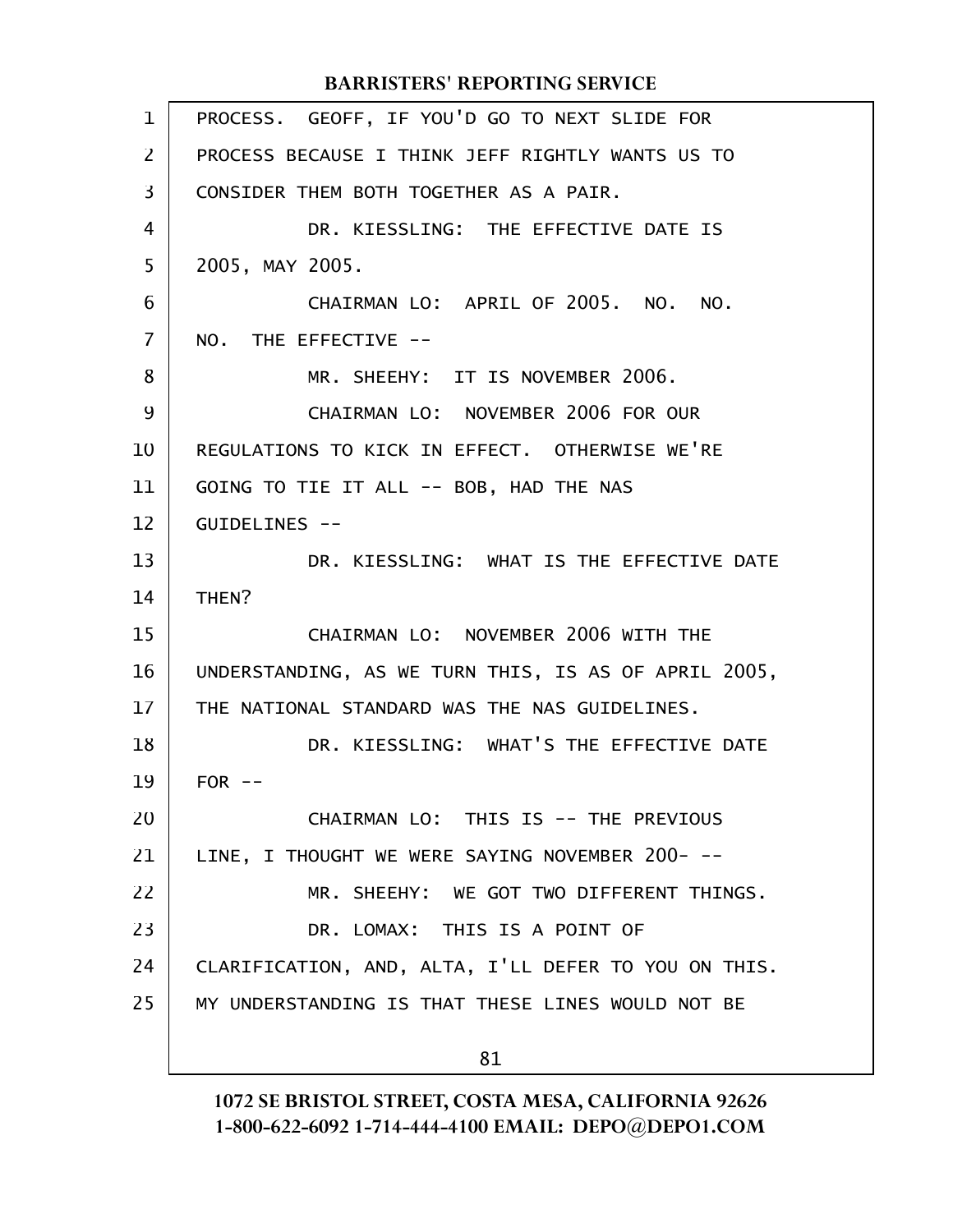PROCESS. GEOFF, IF YOU'D GO TO NEXT SLIDE FOR PROCESS BECAUSE I THINK JEFF RIGHTLY WANTS US TO CONSIDER THEM BOTH TOGETHER AS A PAIR.

DR. KIESSLING: THE EFFECTIVE DATE IS 2005, MAY 2005.

CHAIRMAN LO: APRIL OF 2005. NO. NO. NO. THE EFFECTIVE --

MR. SHEEHY: IT IS NOVEMBER 2006.

CHAIRMAN LO: NOVEMBER 2006 FOR OUR REGULATIONS TO KICK IN EFFECT. OTHERWISE WE'RE GOING TO TIE IT ALL -- BOB, HAD THE NAS GUIDELINES --

DR. KIESSLING: WHAT IS THE EFFECTIVE DATE THEN?

CHAIRMAN LO: NOVEMBER 2006 WITH THE UNDERSTANDING, AS WE TURN THIS, IS AS OF APRIL 2005, THE NATIONAL STANDARD WAS THE NAS GUIDELINES.

DR. KIESSLING: WHAT'S THE EFFECTIVE DATE FOR --

CHAIRMAN LO: THIS IS -- THE PREVIOUS LINE, I THOUGHT WE WERE SAYING NOVEMBER 200- --

MR. SHEEHY: WE GOT TWO DIFFERENT THINGS.

DR. LOMAX: THIS IS A POINT OF CLARIFICATION, AND, ALTA, I'LL DEFER TO YOU ON THIS. MY UNDERSTANDING IS THAT THESE LINES WOULD NOT BE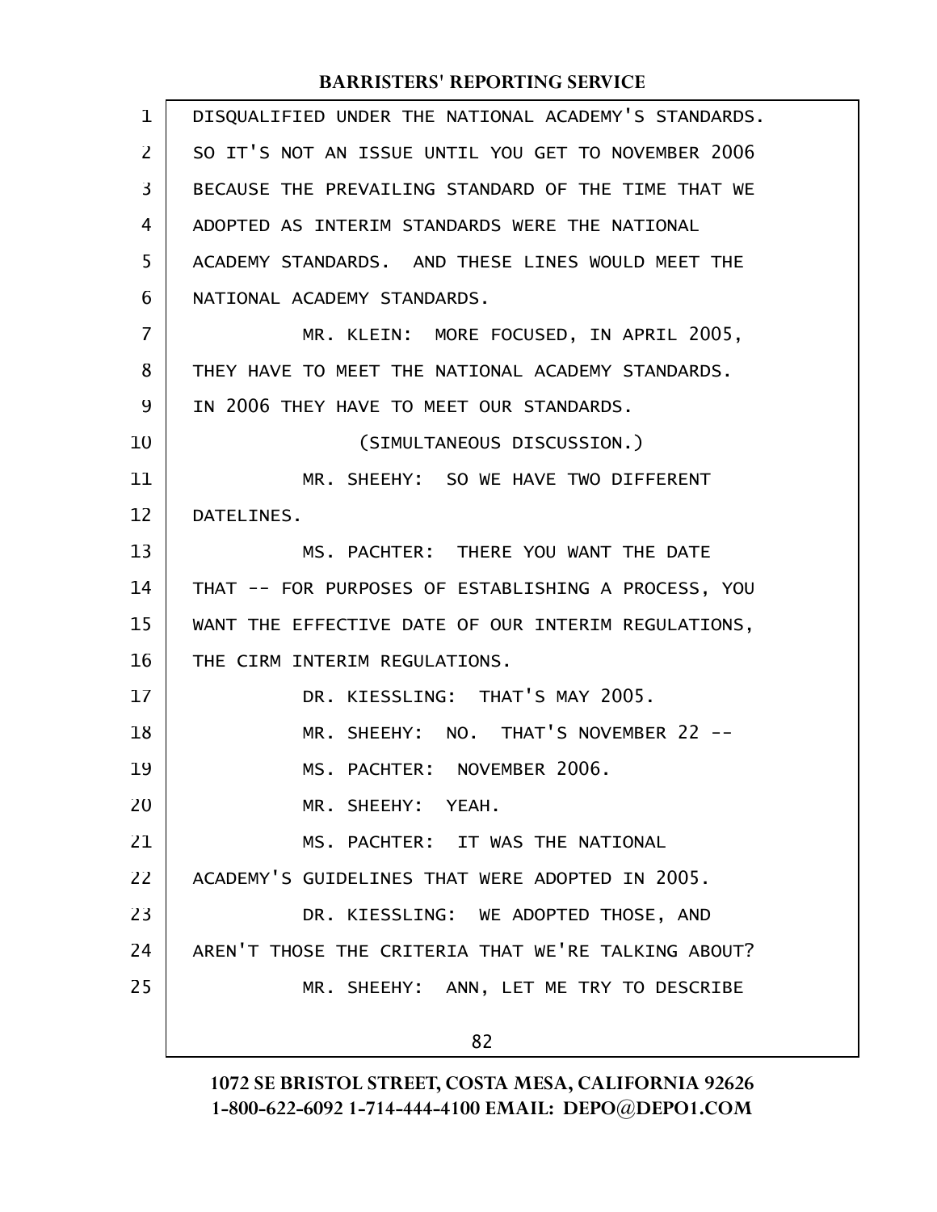DISQUALIFIED UNDER THE NATIONAL ACADEMY'S STANDARDS. SO IT'S NOT AN ISSUE UNTIL YOU GET TO NOVEMBER 2006 BECAUSE THE PREVAILING STANDARD OF THE TIME THAT WE ADOPTED AS INTERIM STANDARDS WERE THE NATIONAL ACADEMY STANDARDS. AND THESE LINES WOULD MEET THE NATIONAL ACADEMY STANDARDS.

MR. KLEIN: MORE FOCUSED, IN APRIL 2005, THEY HAVE TO MEET THE NATIONAL ACADEMY STANDARDS. IN 2006 THEY HAVE TO MEET OUR STANDARDS.

(SIMULTANEOUS DISCUSSION.)

MR. SHEEHY: SO WE HAVE TWO DIFFERENT DATELINES.

MS. PACHTER: THERE YOU WANT THE DATE THAT -- FOR PURPOSES OF ESTABLISHING A PROCESS, YOU WANT THE EFFECTIVE DATE OF OUR INTERIM REGULATIONS, THE CIRM INTERIM REGULATIONS.

DR. KIESSLING: THAT'S MAY 2005.

MR. SHEEHY: NO. THAT'S NOVEMBER 22 --

MS. PACHTER: NOVEMBER 2006.

MR. SHEEHY: YEAH.

MS. PACHTER: IT WAS THE NATIONAL ACADEMY'S GUIDELINES THAT WERE ADOPTED IN 2005.

DR. KIESSLING: WE ADOPTED THOSE, AND AREN'T THOSE THE CRITERIA THAT WE'RE TALKING ABOUT?

MR. SHEEHY: ANN, LET ME TRY TO DESCRIBE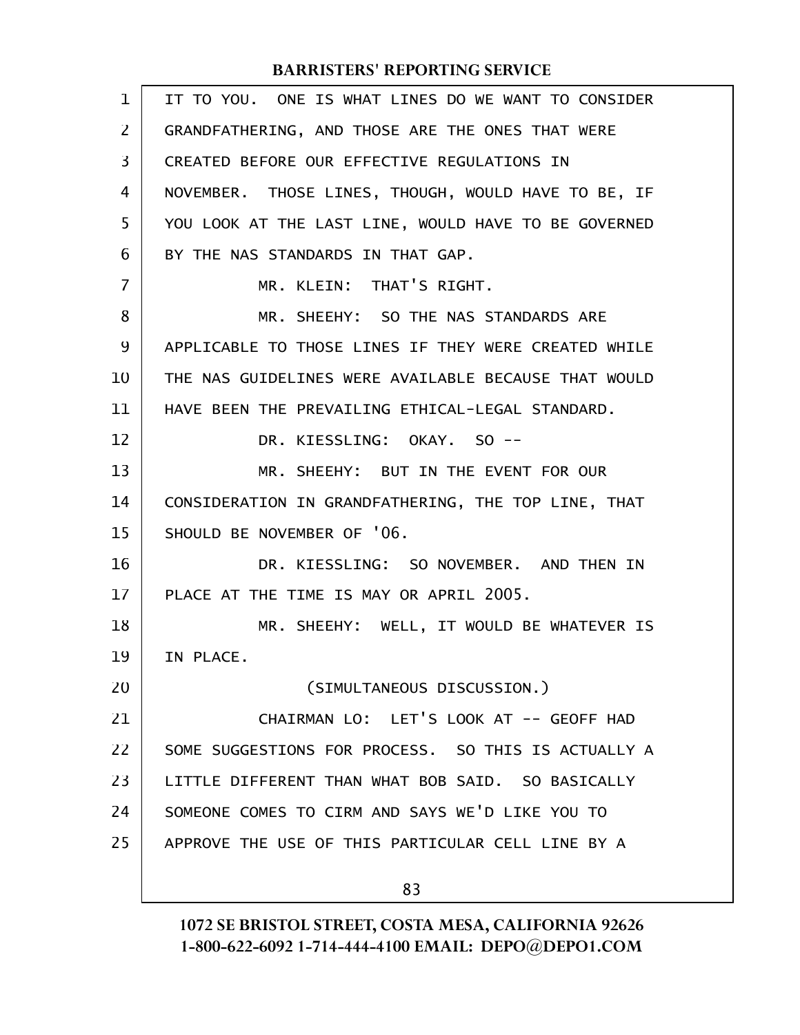IT TO YOU. ONE IS WHAT LINES DO WE WANT TO CONSIDER GRANDFATHERING, AND THOSE ARE THE ONES THAT WERE CREATED BEFORE OUR EFFECTIVE REGULATIONS IN NOVEMBER. THOSE LINES, THOUGH, WOULD HAVE TO BE, IF YOU LOOK AT THE LAST LINE, WOULD HAVE TO BE GOVERNED BY THE NAS STANDARDS IN THAT GAP.

MR. KLEIN: THAT'S RIGHT.

MR. SHEEHY: SO THE NAS STANDARDS ARE APPLICABLE TO THOSE LINES IF THEY WERE CREATED WHILE THE NAS GUIDELINES WERE AVAILABLE BECAUSE THAT WOULD HAVE BEEN THE PREVAILING ETHICAL-LEGAL STANDARD.

DR. KIESSLING: OKAY. SO --

MR. SHEEHY: BUT IN THE EVENT FOR OUR CONSIDERATION IN GRANDFATHERING, THE TOP LINE, THAT SHOULD BE NOVEMBER OF '06.

DR. KIESSLING: SO NOVEMBER. AND THEN IN PLACE AT THE TIME IS MAY OR APRIL 2005.

MR. SHEEHY: WELL, IT WOULD BE WHATEVER IS IN PLACE.

(SIMULTANEOUS DISCUSSION.)

CHAIRMAN LO: LET'S LOOK AT -- GEOFF HAD SOME SUGGESTIONS FOR PROCESS. SO THIS IS ACTUALLY A LITTLE DIFFERENT THAN WHAT BOB SAID. SO BASICALLY SOMEONE COMES TO CIRM AND SAYS WE'D LIKE YOU TO APPROVE THE USE OF THIS PARTICULAR CELL LINE BY A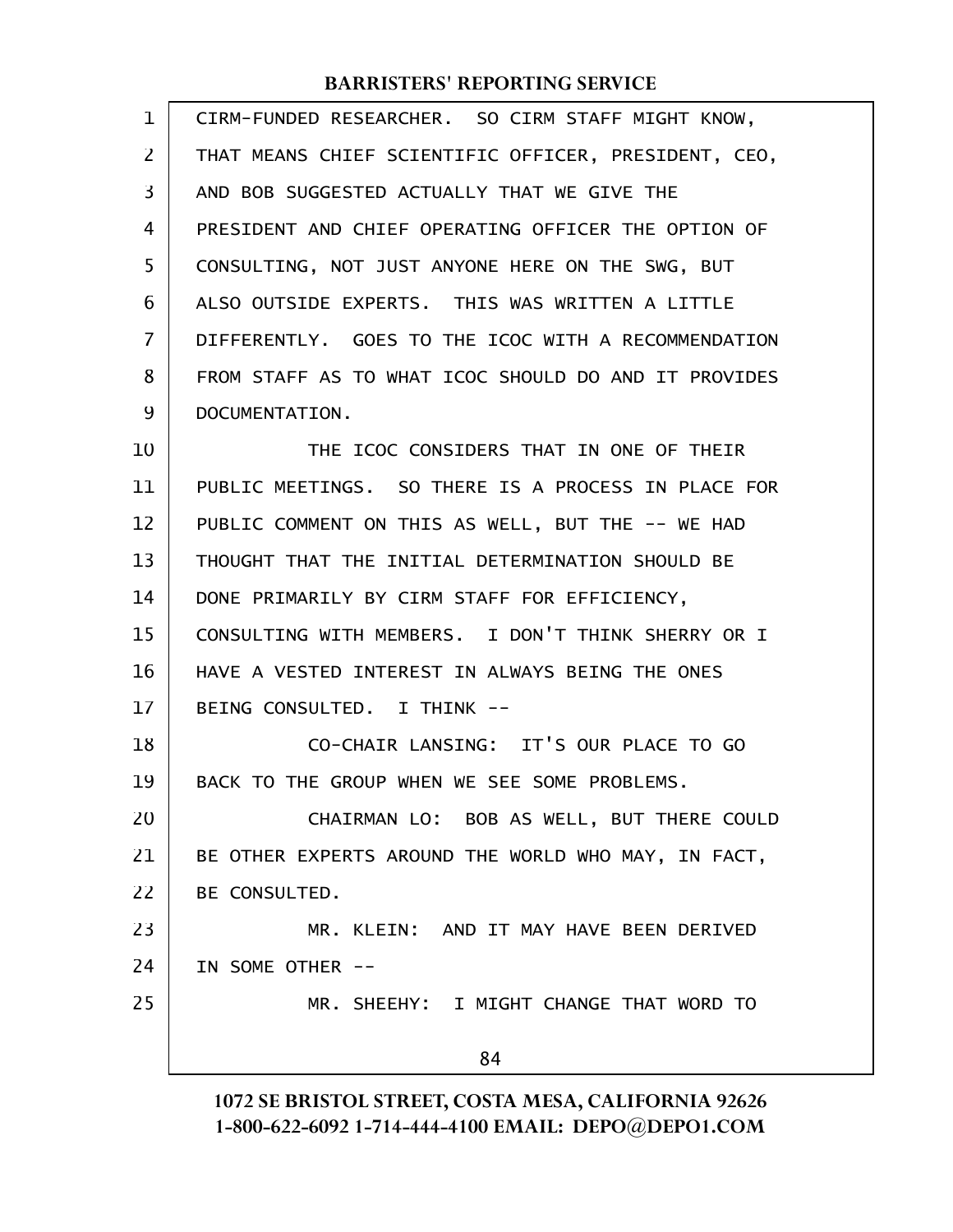CIRM-FUNDED RESEARCHER. SO CIRM STAFF MIGHT KNOW, THAT MEANS CHIEF SCIENTIFIC OFFICER, PRESIDENT, CEO, AND BOB SUGGESTED ACTUALLY THAT WE GIVE THE PRESIDENT AND CHIEF OPERATING OFFICER THE OPTION OF CONSULTING, NOT JUST ANYONE HERE ON THE SWG, BUT ALSO OUTSIDE EXPERTS. THIS WAS WRITTEN A LITTLE DIFFERENTLY. GOES TO THE ICOC WITH A RECOMMENDATION FROM STAFF AS TO WHAT ICOC SHOULD DO AND IT PROVIDES DOCUMENTATION.

THE ICOC CONSIDERS THAT IN ONE OF THEIR PUBLIC MEETINGS. SO THERE IS A PROCESS IN PLACE FOR PUBLIC COMMENT ON THIS AS WELL, BUT THE -- WE HAD THOUGHT THAT THE INITIAL DETERMINATION SHOULD BE DONE PRIMARILY BY CIRM STAFF FOR EFFICIENCY, CONSULTING WITH MEMBERS. I DON'T THINK SHERRY OR I HAVE A VESTED INTEREST IN ALWAYS BEING THE ONES BEING CONSULTED. I THINK --

CO-CHAIR LANSING: IT'S OUR PLACE TO GO BACK TO THE GROUP WHEN WE SEE SOME PROBLEMS.

CHAIRMAN LO: BOB AS WELL, BUT THERE COULD BE OTHER EXPERTS AROUND THE WORLD WHO MAY, IN FACT, BE CONSULTED.

MR. KLEIN: AND IT MAY HAVE BEEN DERIVED IN SOME OTHER --

MR. SHEEHY: I MIGHT CHANGE THAT WORD TO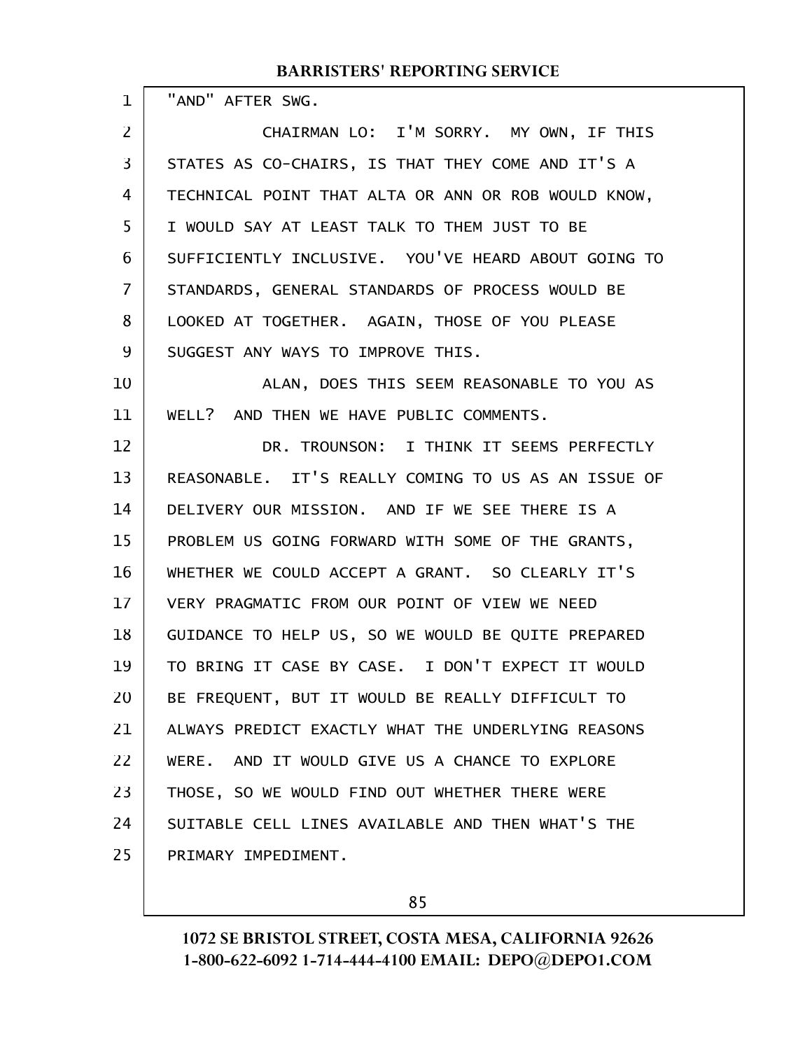"AND" AFTER SWG.

CHAIRMAN LO: I'M SORRY. MY OWN, IF THIS STATES AS CO-CHAIRS, IS THAT THEY COME AND IT'S A TECHNICAL POINT THAT ALTA OR ANN OR ROB WOULD KNOW, I WOULD SAY AT LEAST TALK TO THEM JUST TO BE SUFFICIENTLY INCLUSIVE. YOU'VE HEARD ABOUT GOING TO STANDARDS, GENERAL STANDARDS OF PROCESS WOULD BE LOOKED AT TOGETHER. AGAIN, THOSE OF YOU PLEASE SUGGEST ANY WAYS TO IMPROVE THIS.

ALAN, DOES THIS SEEM REASONABLE TO YOU AS WELL? AND THEN WE HAVE PUBLIC COMMENTS.

DR. TROUNSON: I THINK IT SEEMS PERFECTLY REASONABLE. IT'S REALLY COMING TO US AS AN ISSUE OF DELIVERY OUR MISSION. AND IF WE SEE THERE IS A PROBLEM US GOING FORWARD WITH SOME OF THE GRANTS, WHETHER WE COULD ACCEPT A GRANT. SO CLEARLY IT'S VERY PRAGMATIC FROM OUR POINT OF VIEW WE NEED GUIDANCE TO HELP US, SO WE WOULD BE QUITE PREPARED TO BRING IT CASE BY CASE. I DON'T EXPECT IT WOULD BE FREQUENT, BUT IT WOULD BE REALLY DIFFICULT TO ALWAYS PREDICT EXACTLY WHAT THE UNDERLYING REASONS WERE. AND IT WOULD GIVE US A CHANCE TO EXPLORE THOSE, SO WE WOULD FIND OUT WHETHER THERE WERE SUITABLE CELL LINES AVAILABLE AND THEN WHAT'S THE PRIMARY IMPEDIMENT.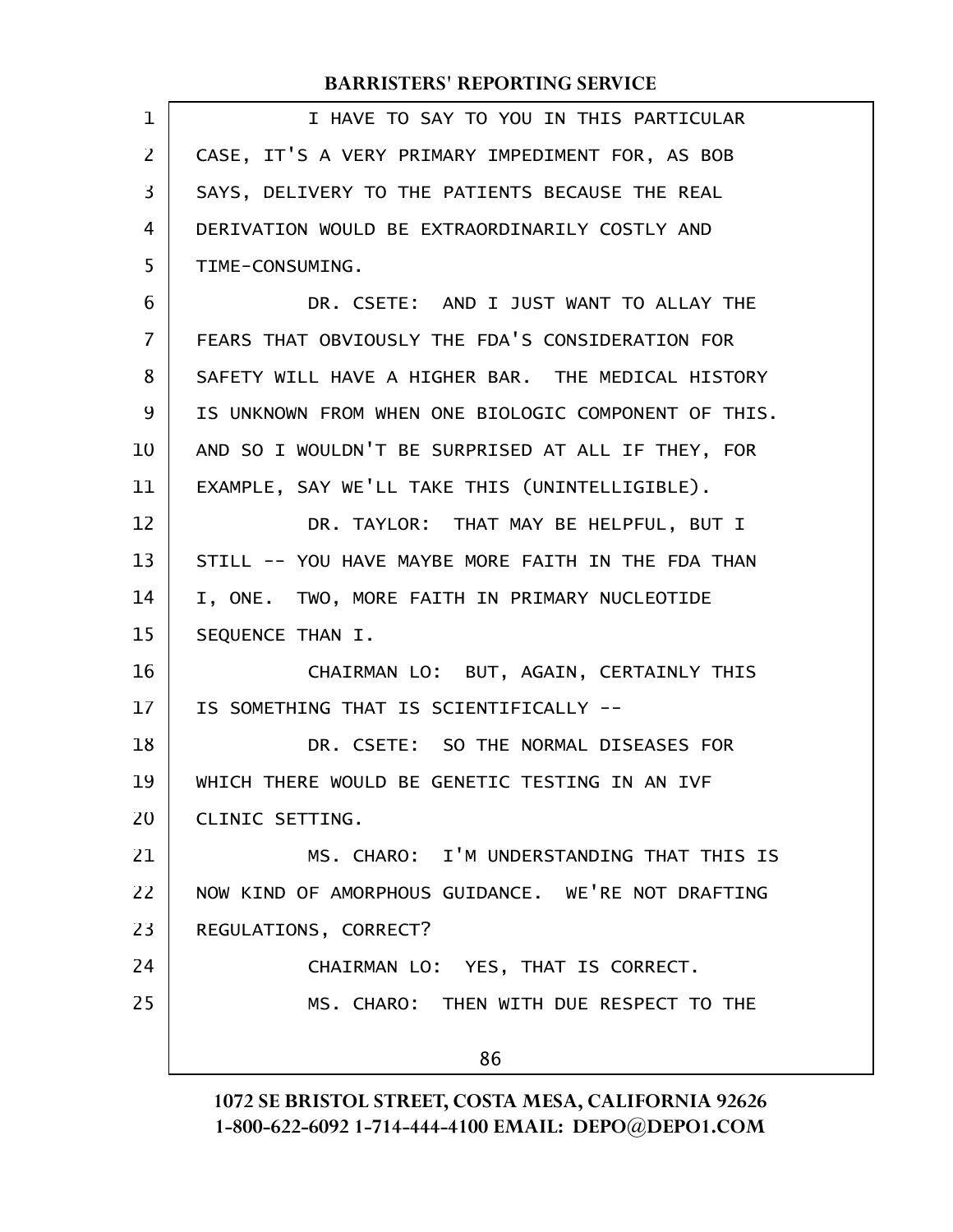I HAVE TO SAY TO YOU IN THIS PARTICULAR CASE, IT'S A VERY PRIMARY IMPEDIMENT FOR, AS BOB SAYS, DELIVERY TO THE PATIENTS BECAUSE THE REAL DERIVATION WOULD BE EXTRAORDINARILY COSTLY AND TIME-CONSUMING.

DR. CSETE: AND I JUST WANT TO ALLAY THE FEARS THAT OBVIOUSLY THE FDA'S CONSIDERATION FOR SAFETY WILL HAVE A HIGHER BAR. THE MEDICAL HISTORY IS UNKNOWN FROM WHEN ONE BIOLOGIC COMPONENT OF THIS. AND SO I WOULDN'T BE SURPRISED AT ALL IF THEY, FOR EXAMPLE, SAY WE'LL TAKE THIS (UNINTELLIGIBLE).

DR. TAYLOR: THAT MAY BE HELPFUL, BUT I STILL -- YOU HAVE MAYBE MORE FAITH IN THE FDA THAN I, ONE. TWO, MORE FAITH IN PRIMARY NUCLEOTIDE SEQUENCE THAN I.

CHAIRMAN LO: BUT, AGAIN, CERTAINLY THIS IS SOMETHING THAT IS SCIENTIFICALLY --

DR. CSETE: SO THE NORMAL DISEASES FOR WHICH THERE WOULD BE GENETIC TESTING IN AN IVF CLINIC SETTING.

MS. CHARO: I'M UNDERSTANDING THAT THIS IS NOW KIND OF AMORPHOUS GUIDANCE. WE'RE NOT DRAFTING REGULATIONS, CORRECT?

CHAIRMAN LO: YES, THAT IS CORRECT.

MS. CHARO: THEN WITH DUE RESPECT TO THE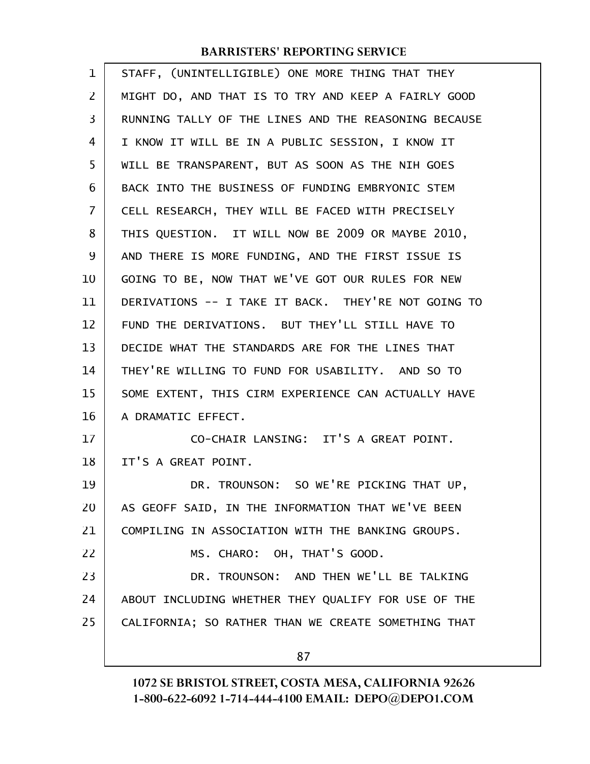STAFF, (UNINTELLIGIBLE) ONE MORE THING THAT THEY MIGHT DO, AND THAT IS TO TRY AND KEEP A FAIRLY GOOD RUNNING TALLY OF THE LINES AND THE REASONING BECAUSE I KNOW IT WILL BE IN A PUBLIC SESSION, I KNOW IT WILL BE TRANSPARENT, BUT AS SOON AS THE NIH GOES BACK INTO THE BUSINESS OF FUNDING EMBRYONIC STEM CELL RESEARCH, THEY WILL BE FACED WITH PRECISELY THIS QUESTION. IT WILL NOW BE 2009 OR MAYBE 2010, AND THERE IS MORE FUNDING, AND THE FIRST ISSUE IS GOING TO BE, NOW THAT WE'VE GOT OUR RULES FOR NEW DERIVATIONS -- I TAKE IT BACK. THEY'RE NOT GOING TO FUND THE DERIVATIONS. BUT THEY'LL STILL HAVE TO DECIDE WHAT THE STANDARDS ARE FOR THE LINES THAT THEY'RE WILLING TO FUND FOR USABILITY. AND SO TO SOME EXTENT, THIS CIRM EXPERIENCE CAN ACTUALLY HAVE A DRAMATIC EFFECT.

CO-CHAIR LANSING: IT'S A GREAT POINT. IT'S A GREAT POINT.

DR. TROUNSON: SO WE'RE PICKING THAT UP, AS GEOFF SAID, IN THE INFORMATION THAT WE'VE BEEN COMPILING IN ASSOCIATION WITH THE BANKING GROUPS.

MS. CHARO: OH, THAT'S GOOD.

DR. TROUNSON: AND THEN WE'LL BE TALKING ABOUT INCLUDING WHETHER THEY QUALIFY FOR USE OF THE CALIFORNIA; SO RATHER THAN WE CREATE SOMETHING THAT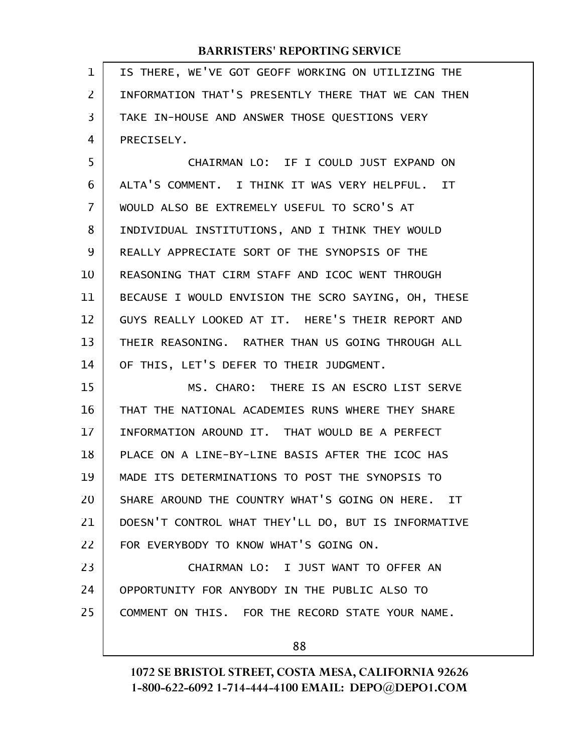IS THERE, WE'VE GOT GEOFF WORKING ON UTILIZING THE INFORMATION THAT'S PRESENTLY THERE THAT WE CAN THEN TAKE IN-HOUSE AND ANSWER THOSE QUESTIONS VERY PRECISELY.

CHAIRMAN LO: IF I COULD JUST EXPAND ON ALTA'S COMMENT. I THINK IT WAS VERY HELPFUL. IT WOULD ALSO BE EXTREMELY USEFUL TO SCRO'S AT INDIVIDUAL INSTITUTIONS, AND I THINK THEY WOULD REALLY APPRECIATE SORT OF THE SYNOPSIS OF THE REASONING THAT CIRM STAFF AND ICOC WENT THROUGH BECAUSE I WOULD ENVISION THE SCRO SAYING, OH, THESE GUYS REALLY LOOKED AT IT. HERE'S THEIR REPORT AND THEIR REASONING. RATHER THAN US GOING THROUGH ALL OF THIS, LET'S DEFER TO THEIR JUDGMENT.

MS. CHARO: THERE IS AN ESCRO LIST SERVE THAT THE NATIONAL ACADEMIES RUNS WHERE THEY SHARE INFORMATION AROUND IT. THAT WOULD BE A PERFECT PLACE ON A LINE-BY-LINE BASIS AFTER THE ICOC HAS MADE ITS DETERMINATIONS TO POST THE SYNOPSIS TO SHARE AROUND THE COUNTRY WHAT'S GOING ON HERE. IT DOESN'T CONTROL WHAT THEY'LL DO, BUT IS INFORMATIVE FOR EVERYBODY TO KNOW WHAT'S GOING ON.

CHAIRMAN LO: I JUST WANT TO OFFER AN OPPORTUNITY FOR ANYBODY IN THE PUBLIC ALSO TO COMMENT ON THIS. FOR THE RECORD STATE YOUR NAME.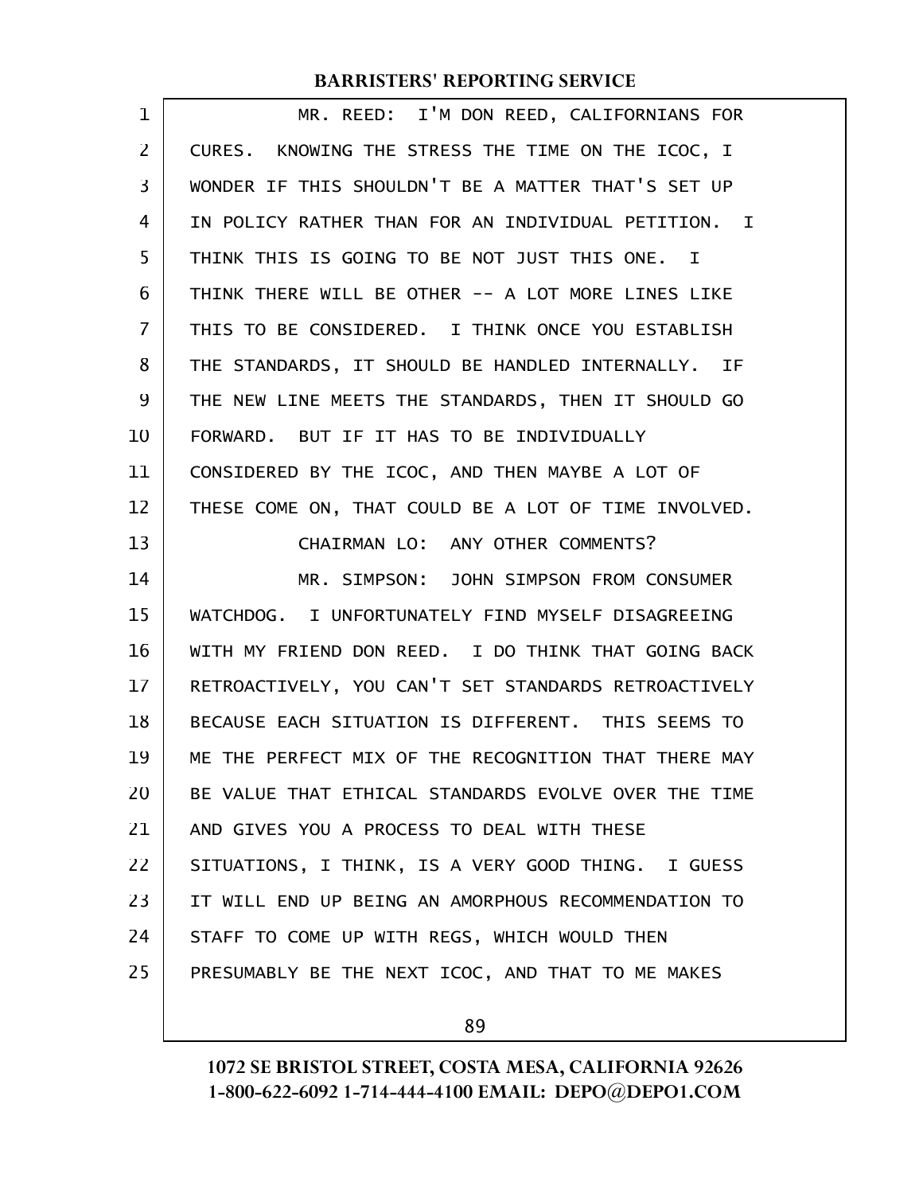MR. REED: I'M DON REED, CALIFORNIANS FOR CURES. KNOWING THE STRESS THE TIME ON THE ICOC, I WONDER IF THIS SHOULDN'T BE A MATTER THAT'S SET UP IN POLICY RATHER THAN FOR AN INDIVIDUAL PETITION. I THINK THIS IS GOING TO BE NOT JUST THIS ONE. I THINK THERE WILL BE OTHER -- A LOT MORE LINES LIKE THIS TO BE CONSIDERED. I THINK ONCE YOU ESTABLISH THE STANDARDS, IT SHOULD BE HANDLED INTERNALLY. IF THE NEW LINE MEETS THE STANDARDS, THEN IT SHOULD GO FORWARD. BUT IF IT HAS TO BE INDIVIDUALLY CONSIDERED BY THE ICOC, AND THEN MAYBE A LOT OF THESE COME ON, THAT COULD BE A LOT OF TIME INVOLVED.

CHAIRMAN LO: ANY OTHER COMMENTS?

MR. SIMPSON: JOHN SIMPSON FROM CONSUMER WATCHDOG. I UNFORTUNATELY FIND MYSELF DISAGREEING WITH MY FRIEND DON REED. I DO THINK THAT GOING BACK RETROACTIVELY, YOU CAN'T SET STANDARDS RETROACTIVELY BECAUSE EACH SITUATION IS DIFFERENT. THIS SEEMS TO ME THE PERFECT MIX OF THE RECOGNITION THAT THERE MAY BE VALUE THAT ETHICAL STANDARDS EVOLVE OVER THE TIME AND GIVES YOU A PROCESS TO DEAL WITH THESE SITUATIONS, I THINK, IS A VERY GOOD THING. I GUESS IT WILL END UP BEING AN AMORPHOUS RECOMMENDATION TO STAFF TO COME UP WITH REGS, WHICH WOULD THEN PRESUMABLY BE THE NEXT ICOC, AND THAT TO ME MAKES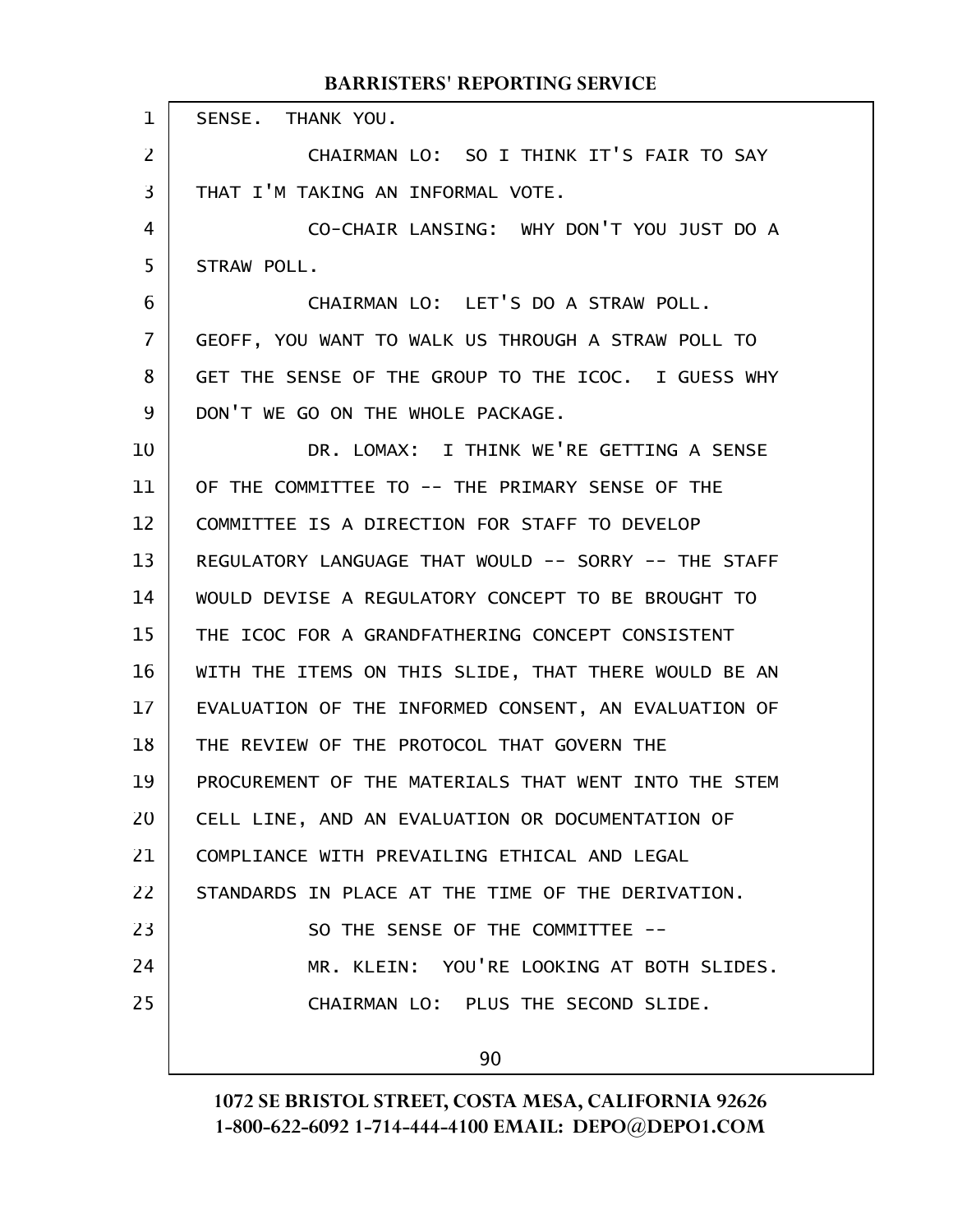SENSE. THANK YOU.

CHAIRMAN LO: SO I THINK IT'S FAIR TO SAY THAT I'M TAKING AN INFORMAL VOTE.

CO-CHAIR LANSING: WHY DON'T YOU JUST DO A STRAW POLL.

CHAIRMAN LO: LET'S DO A STRAW POLL. GEOFF, YOU WANT TO WALK US THROUGH A STRAW POLL TO GET THE SENSE OF THE GROUP TO THE ICOC. I GUESS WHY DON'T WE GO ON THE WHOLE PACKAGE.

DR. LOMAX: I THINK WE'RE GETTING A SENSE OF THE COMMITTEE TO -- THE PRIMARY SENSE OF THE COMMITTEE IS A DIRECTION FOR STAFF TO DEVELOP REGULATORY LANGUAGE THAT WOULD -- SORRY -- THE STAFF WOULD DEVISE A REGULATORY CONCEPT TO BE BROUGHT TO THE ICOC FOR A GRANDFATHERING CONCEPT CONSISTENT WITH THE ITEMS ON THIS SLIDE, THAT THERE WOULD BE AN EVALUATION OF THE INFORMED CONSENT, AN EVALUATION OF THE REVIEW OF THE PROTOCOL THAT GOVERN THE PROCUREMENT OF THE MATERIALS THAT WENT INTO THE STEM CELL LINE, AND AN EVALUATION OR DOCUMENTATION OF COMPLIANCE WITH PREVAILING ETHICAL AND LEGAL STANDARDS IN PLACE AT THE TIME OF THE DERIVATION.

SO THE SENSE OF THE COMMITTEE --

MR. KLEIN: YOU'RE LOOKING AT BOTH SLIDES.

CHAIRMAN LO: PLUS THE SECOND SLIDE.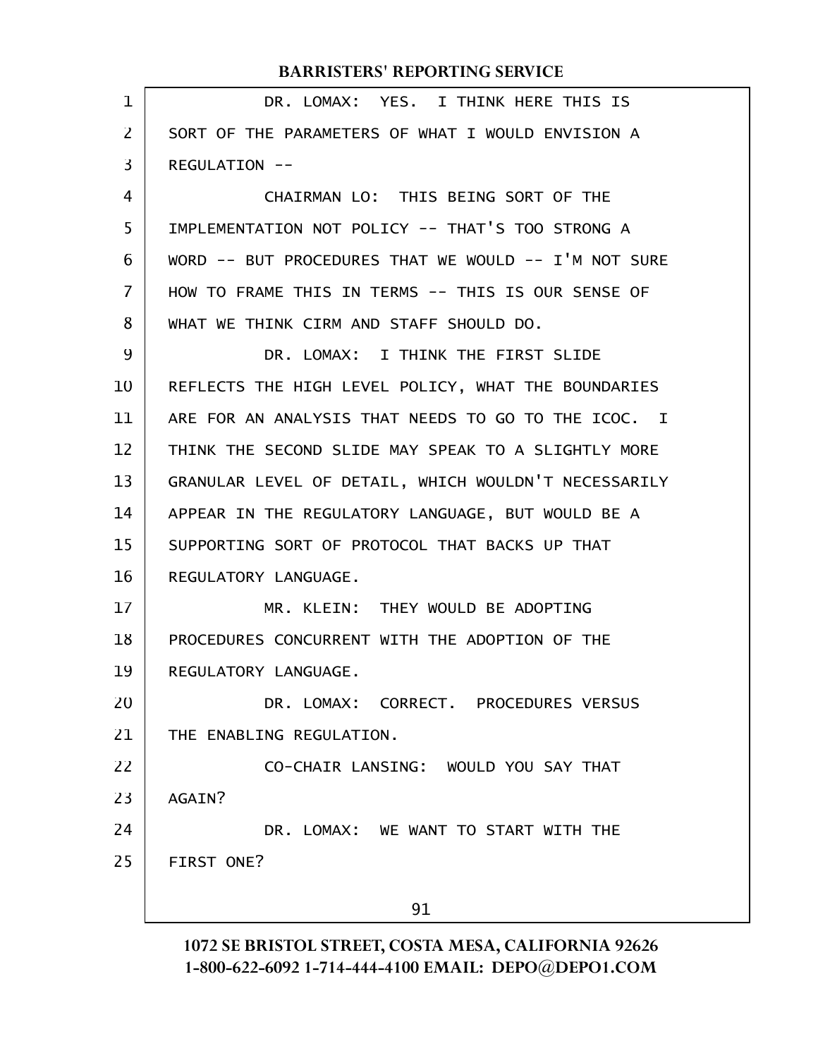DR. LOMAX: YES. I THINK HERE THIS IS SORT OF THE PARAMETERS OF WHAT I WOULD ENVISION A REGULATION --

CHAIRMAN LO: THIS BEING SORT OF THE IMPLEMENTATION NOT POLICY -- THAT'S TOO STRONG A WORD -- BUT PROCEDURES THAT WE WOULD -- I'M NOT SURE HOW TO FRAME THIS IN TERMS -- THIS IS OUR SENSE OF WHAT WE THINK CIRM AND STAFF SHOULD DO.

DR. LOMAX: I THINK THE FIRST SLIDE REFLECTS THE HIGH LEVEL POLICY, WHAT THE BOUNDARIES ARE FOR AN ANALYSIS THAT NEEDS TO GO TO THE ICOC. I THINK THE SECOND SLIDE MAY SPEAK TO A SLIGHTLY MORE GRANULAR LEVEL OF DETAIL, WHICH WOULDN'T NECESSARILY APPEAR IN THE REGULATORY LANGUAGE, BUT WOULD BE A SUPPORTING SORT OF PROTOCOL THAT BACKS UP THAT REGULATORY LANGUAGE.

MR. KLEIN: THEY WOULD BE ADOPTING PROCEDURES CONCURRENT WITH THE ADOPTION OF THE REGULATORY LANGUAGE.

DR. LOMAX: CORRECT. PROCEDURES VERSUS THE ENABLING REGULATION.

CO-CHAIR LANSING: WOULD YOU SAY THAT AGAIN?

DR. LOMAX: WE WANT TO START WITH THE FIRST ONE?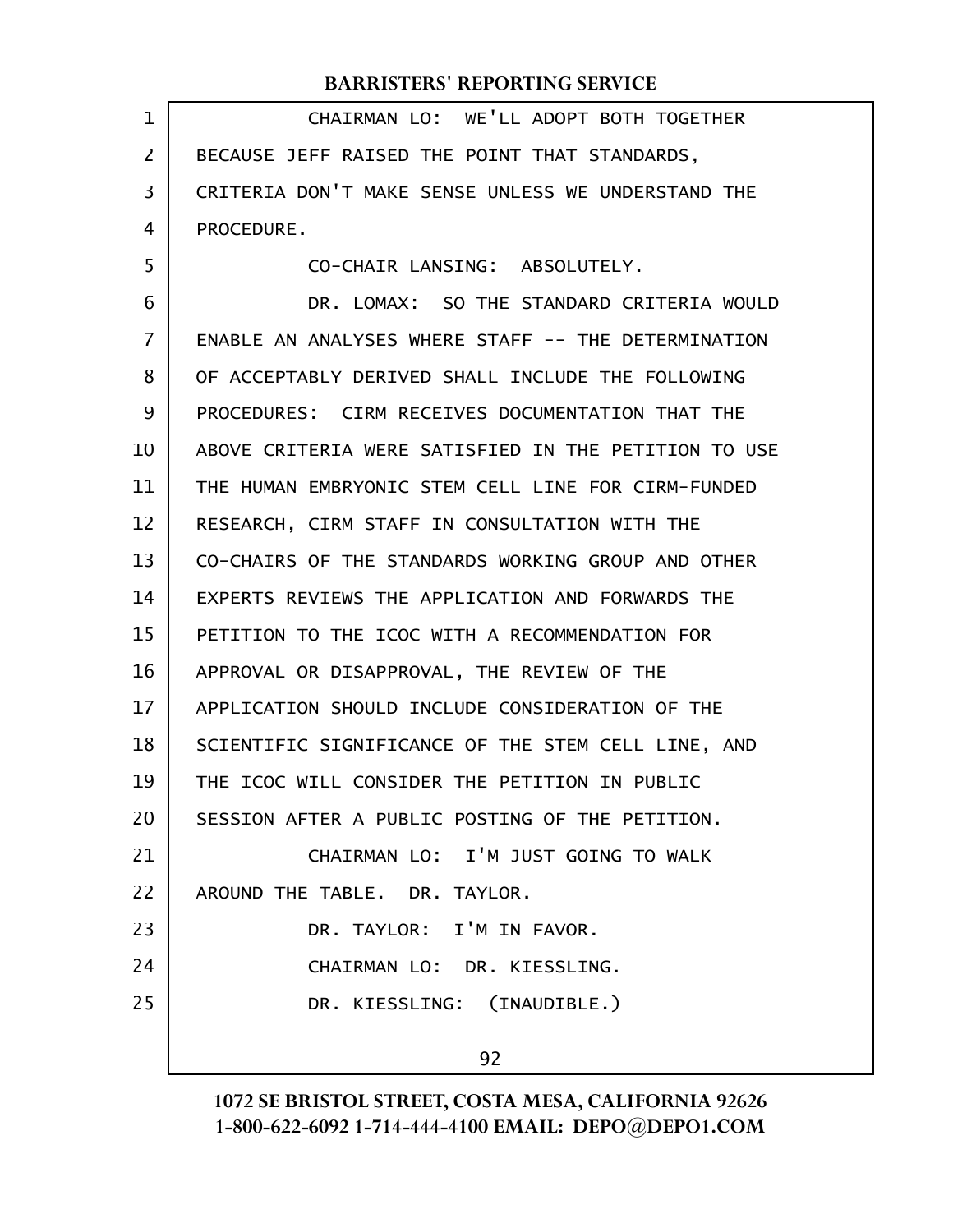CHAIRMAN LO: WE'LL ADOPT BOTH TOGETHER BECAUSE JEFF RAISED THE POINT THAT STANDARDS, CRITERIA DON'T MAKE SENSE UNLESS WE UNDERSTAND THE PROCEDURE.

CO-CHAIR LANSING: ABSOLUTELY.

DR. LOMAX: SO THE STANDARD CRITERIA WOULD ENABLE AN ANALYSES WHERE STAFF -- THE DETERMINATION OF ACCEPTABLY DERIVED SHALL INCLUDE THE FOLLOWING PROCEDURES: CIRM RECEIVES DOCUMENTATION THAT THE ABOVE CRITERIA WERE SATISFIED IN THE PETITION TO USE THE HUMAN EMBRYONIC STEM CELL LINE FOR CIRM-FUNDED RESEARCH, CIRM STAFF IN CONSULTATION WITH THE CO-CHAIRS OF THE STANDARDS WORKING GROUP AND OTHER EXPERTS REVIEWS THE APPLICATION AND FORWARDS THE PETITION TO THE ICOC WITH A RECOMMENDATION FOR APPROVAL OR DISAPPROVAL, THE REVIEW OF THE APPLICATION SHOULD INCLUDE CONSIDERATION OF THE SCIENTIFIC SIGNIFICANCE OF THE STEM CELL LINE, AND THE ICOC WILL CONSIDER THE PETITION IN PUBLIC SESSION AFTER A PUBLIC POSTING OF THE PETITION.

CHAIRMAN LO: I'M JUST GOING TO WALK AROUND THE TABLE. DR. TAYLOR.

DR. TAYLOR: I'M IN FAVOR.

CHAIRMAN LO: DR. KIESSLING.

DR. KIESSLING: (INAUDIBLE.)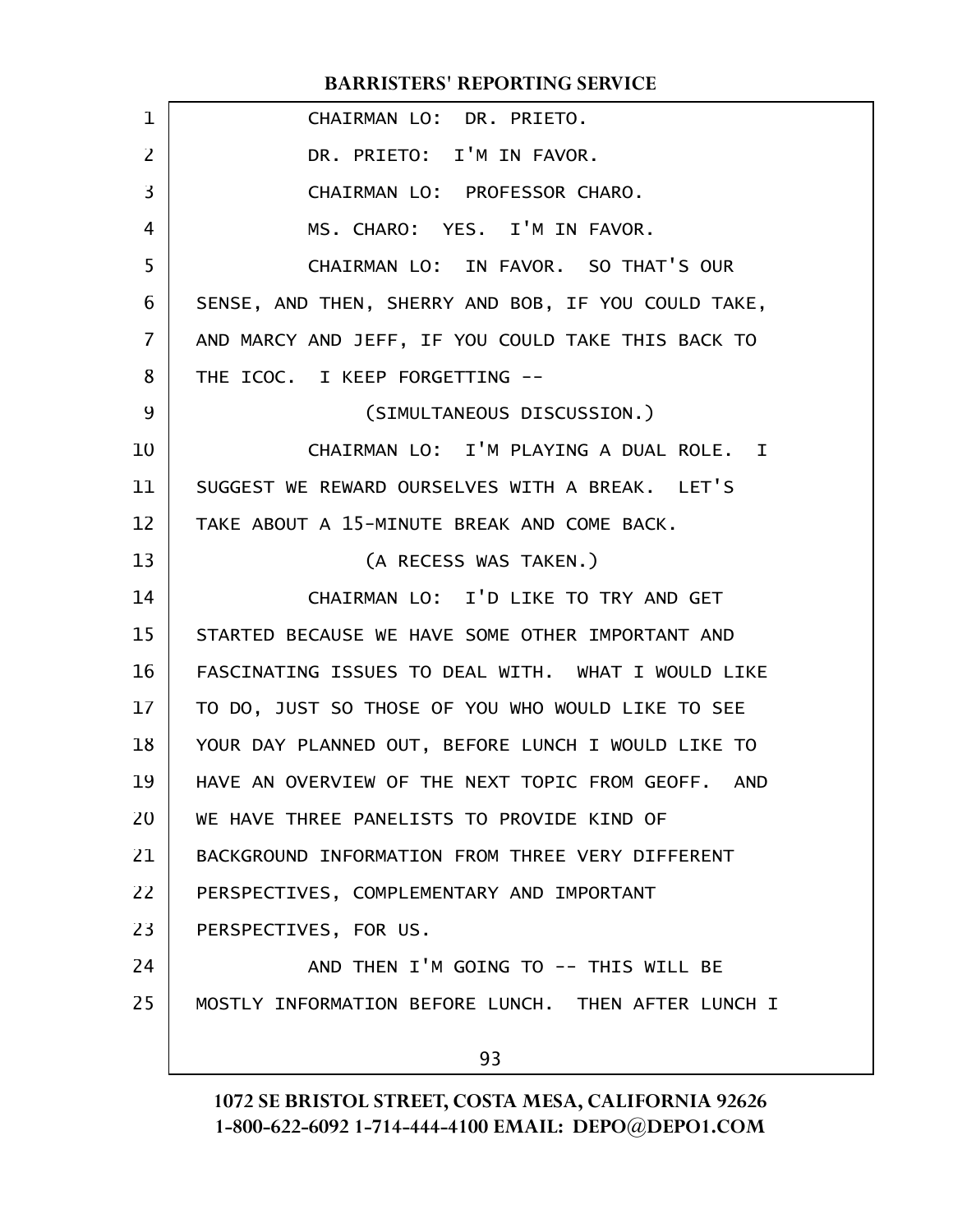CHAIRMAN LO: DR. PRIETO.

DR. PRIETO: I'M IN FAVOR.

CHAIRMAN LO: PROFESSOR CHARO.

MS. CHARO: YES. I'M IN FAVOR.

CHAIRMAN LO: IN FAVOR. SO THAT'S OUR SENSE, AND THEN, SHERRY AND BOB, IF YOU COULD TAKE, AND MARCY AND JEFF, IF YOU COULD TAKE THIS BACK TO THE ICOC. I KEEP FORGETTING --

(SIMULTANEOUS DISCUSSION.)

CHAIRMAN LO: I'M PLAYING A DUAL ROLE. I SUGGEST WE REWARD OURSELVES WITH A BREAK. LET'S TAKE ABOUT A 15-MINUTE BREAK AND COME BACK.

(A RECESS WAS TAKEN.)

CHAIRMAN LO: I'D LIKE TO TRY AND GET STARTED BECAUSE WE HAVE SOME OTHER IMPORTANT AND FASCINATING ISSUES TO DEAL WITH. WHAT I WOULD LIKE TO DO, JUST SO THOSE OF YOU WHO WOULD LIKE TO SEE YOUR DAY PLANNED OUT, BEFORE LUNCH I WOULD LIKE TO HAVE AN OVERVIEW OF THE NEXT TOPIC FROM GEOFF. AND WE HAVE THREE PANELISTS TO PROVIDE KIND OF BACKGROUND INFORMATION FROM THREE VERY DIFFERENT PERSPECTIVES, COMPLEMENTARY AND IMPORTANT PERSPECTIVES, FOR US.

AND THEN I'M GOING TO -- THIS WILL BE MOSTLY INFORMATION BEFORE LUNCH. THEN AFTER LUNCH I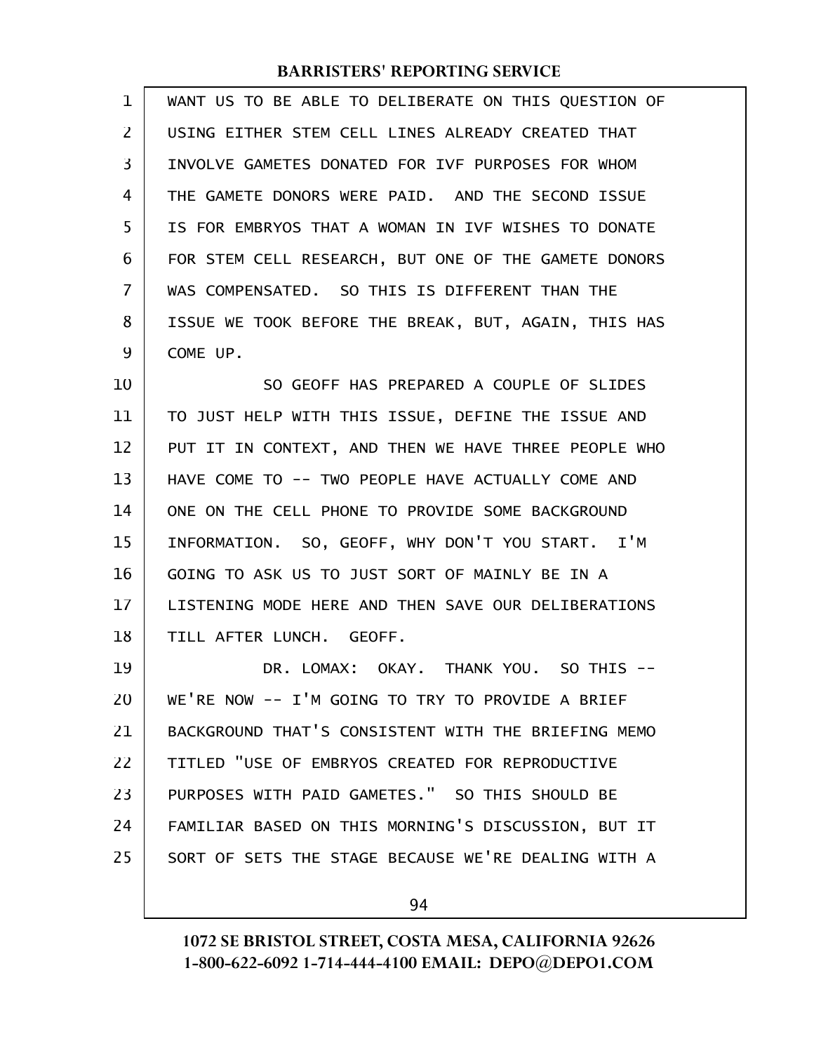WANT US TO BE ABLE TO DELIBERATE ON THIS QUESTION OF USING EITHER STEM CELL LINES ALREADY CREATED THAT INVOLVE GAMETES DONATED FOR IVF PURPOSES FOR WHOM THE GAMETE DONORS WERE PAID. AND THE SECOND ISSUE IS FOR EMBRYOS THAT A WOMAN IN IVF WISHES TO DONATE FOR STEM CELL RESEARCH, BUT ONE OF THE GAMETE DONORS WAS COMPENSATED. SO THIS IS DIFFERENT THAN THE ISSUE WE TOOK BEFORE THE BREAK, BUT, AGAIN, THIS HAS COME UP.

SO GEOFF HAS PREPARED A COUPLE OF SLIDES TO JUST HELP WITH THIS ISSUE, DEFINE THE ISSUE AND PUT IT IN CONTEXT, AND THEN WE HAVE THREE PEOPLE WHO HAVE COME TO -- TWO PEOPLE HAVE ACTUALLY COME AND ONE ON THE CELL PHONE TO PROVIDE SOME BACKGROUND INFORMATION. SO, GEOFF, WHY DON'T YOU START. I'M GOING TO ASK US TO JUST SORT OF MAINLY BE IN A LISTENING MODE HERE AND THEN SAVE OUR DELIBERATIONS TILL AFTER LUNCH. GEOFF.

DR. LOMAX: OKAY. THANK YOU. SO THIS -- WE'RE NOW -- I'M GOING TO TRY TO PROVIDE A BRIEF BACKGROUND THAT'S CONSISTENT WITH THE BRIEFING MEMO TITLED "USE OF EMBRYOS CREATED FOR REPRODUCTIVE PURPOSES WITH PAID GAMETES." SO THIS SHOULD BE FAMILIAR BASED ON THIS MORNING'S DISCUSSION, BUT IT SORT OF SETS THE STAGE BECAUSE WE'RE DEALING WITH A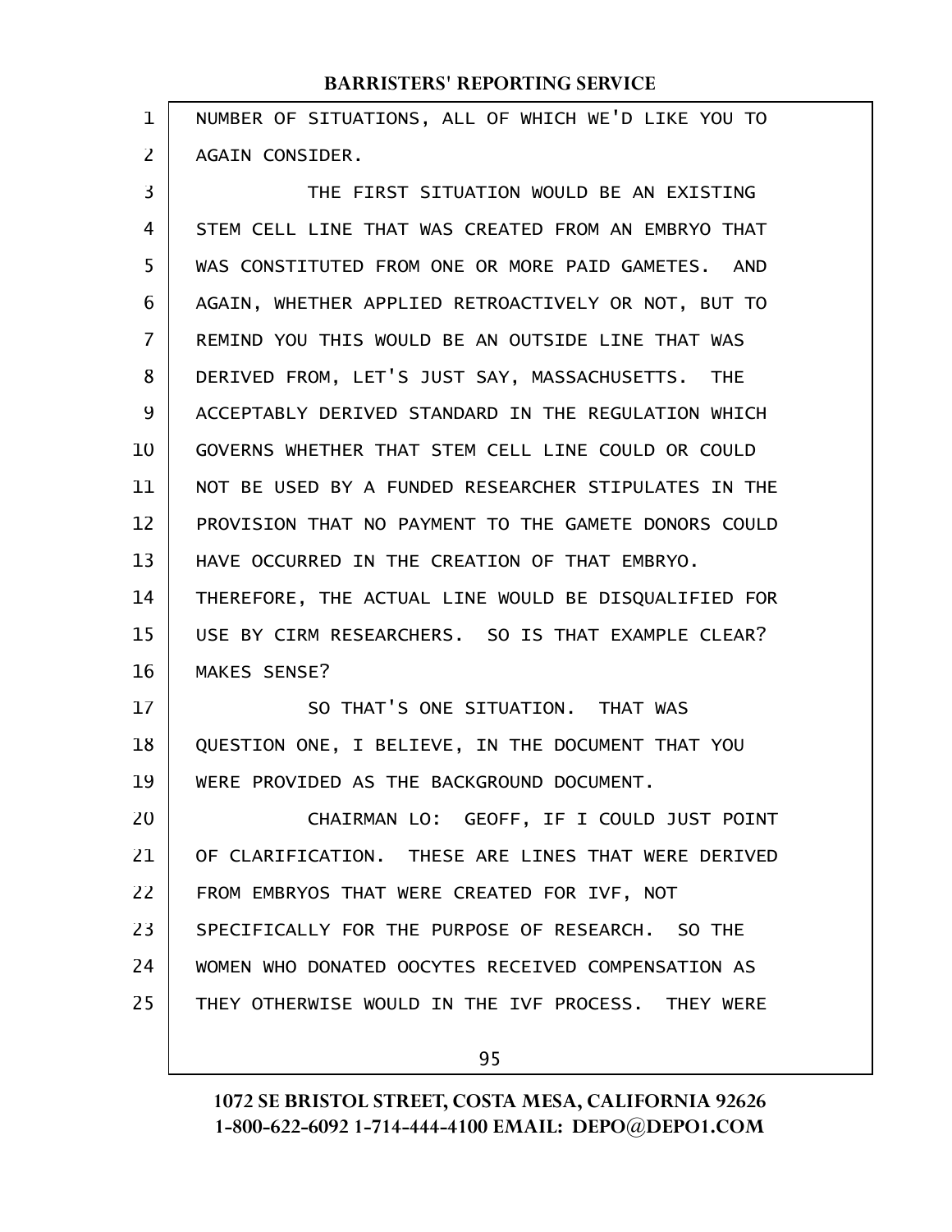NUMBER OF SITUATIONS, ALL OF WHICH WE'D LIKE YOU TO AGAIN CONSIDER.

THE FIRST SITUATION WOULD BE AN EXISTING STEM CELL LINE THAT WAS CREATED FROM AN EMBRYO THAT WAS CONSTITUTED FROM ONE OR MORE PAID GAMETES. AND AGAIN, WHETHER APPLIED RETROACTIVELY OR NOT, BUT TO REMIND YOU THIS WOULD BE AN OUTSIDE LINE THAT WAS DERIVED FROM, LET'S JUST SAY, MASSACHUSETTS. THE ACCEPTABLY DERIVED STANDARD IN THE REGULATION WHICH GOVERNS WHETHER THAT STEM CELL LINE COULD OR COULD NOT BE USED BY A FUNDED RESEARCHER STIPULATES IN THE PROVISION THAT NO PAYMENT TO THE GAMETE DONORS COULD HAVE OCCURRED IN THE CREATION OF THAT EMBRYO. THEREFORE, THE ACTUAL LINE WOULD BE DISQUALIFIED FOR USE BY CIRM RESEARCHERS. SO IS THAT EXAMPLE CLEAR? MAKES SENSE?

SO THAT'S ONE SITUATION. THAT WAS QUESTION ONE, I BELIEVE, IN THE DOCUMENT THAT YOU WERE PROVIDED AS THE BACKGROUND DOCUMENT.

CHAIRMAN LO: GEOFF, IF I COULD JUST POINT OF CLARIFICATION. THESE ARE LINES THAT WERE DERIVED FROM EMBRYOS THAT WERE CREATED FOR IVF, NOT SPECIFICALLY FOR THE PURPOSE OF RESEARCH. SO THE WOMEN WHO DONATED OOCYTES RECEIVED COMPENSATION AS THEY OTHERWISE WOULD IN THE IVF PROCESS. THEY WERE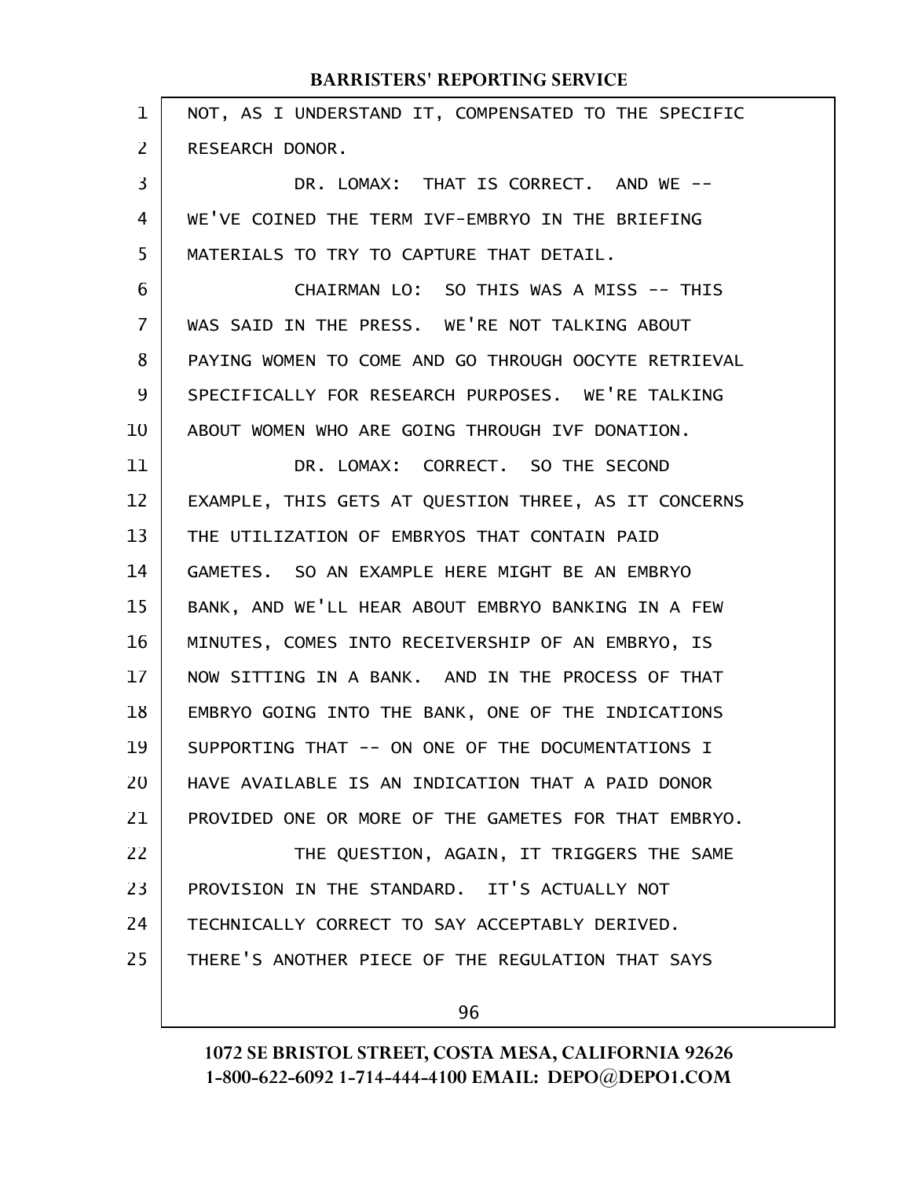NOT, AS I UNDERSTAND IT, COMPENSATED TO THE SPECIFIC RESEARCH DONOR.

DR. LOMAX: THAT IS CORRECT. AND WE -- WE'VE COINED THE TERM IVF-EMBRYO IN THE BRIEFING MATERIALS TO TRY TO CAPTURE THAT DETAIL.

CHAIRMAN LO: SO THIS WAS A MISS -- THIS WAS SAID IN THE PRESS. WE'RE NOT TALKING ABOUT PAYING WOMEN TO COME AND GO THROUGH OOCYTE RETRIEVAL SPECIFICALLY FOR RESEARCH PURPOSES. WE'RE TALKING ABOUT WOMEN WHO ARE GOING THROUGH IVF DONATION.

DR. LOMAX: CORRECT. SO THE SECOND EXAMPLE, THIS GETS AT QUESTION THREE, AS IT CONCERNS THE UTILIZATION OF EMBRYOS THAT CONTAIN PAID GAMETES. SO AN EXAMPLE HERE MIGHT BE AN EMBRYO BANK, AND WE'LL HEAR ABOUT EMBRYO BANKING IN A FEW MINUTES, COMES INTO RECEIVERSHIP OF AN EMBRYO, IS NOW SITTING IN A BANK. AND IN THE PROCESS OF THAT EMBRYO GOING INTO THE BANK, ONE OF THE INDICATIONS SUPPORTING THAT -- ON ONE OF THE DOCUMENTATIONS I HAVE AVAILABLE IS AN INDICATION THAT A PAID DONOR PROVIDED ONE OR MORE OF THE GAMETES FOR THAT EMBRYO.

THE QUESTION, AGAIN, IT TRIGGERS THE SAME PROVISION IN THE STANDARD. IT'S ACTUALLY NOT TECHNICALLY CORRECT TO SAY ACCEPTABLY DERIVED. THERE'S ANOTHER PIECE OF THE REGULATION THAT SAYS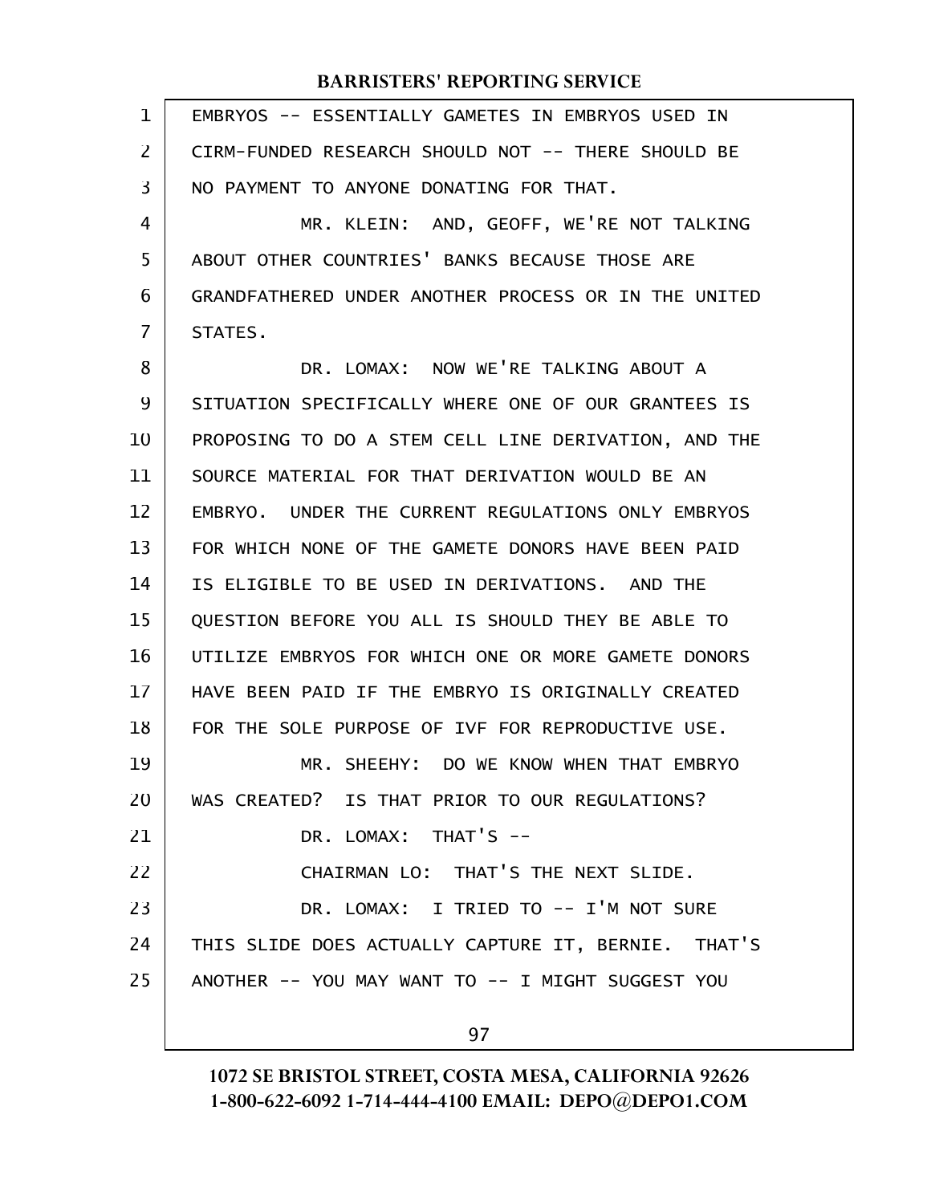EMBRYOS -- ESSENTIALLY GAMETES IN EMBRYOS USED IN CIRM-FUNDED RESEARCH SHOULD NOT -- THERE SHOULD BE NO PAYMENT TO ANYONE DONATING FOR THAT.

MR. KLEIN: AND, GEOFF, WE'RE NOT TALKING ABOUT OTHER COUNTRIES' BANKS BECAUSE THOSE ARE GRANDFATHERED UNDER ANOTHER PROCESS OR IN THE UNITED STATES.

DR. LOMAX: NOW WE'RE TALKING ABOUT A SITUATION SPECIFICALLY WHERE ONE OF OUR GRANTEES IS PROPOSING TO DO A STEM CELL LINE DERIVATION, AND THE SOURCE MATERIAL FOR THAT DERIVATION WOULD BE AN EMBRYO. UNDER THE CURRENT REGULATIONS ONLY EMBRYOS FOR WHICH NONE OF THE GAMETE DONORS HAVE BEEN PAID IS ELIGIBLE TO BE USED IN DERIVATIONS. AND THE QUESTION BEFORE YOU ALL IS SHOULD THEY BE ABLE TO UTILIZE EMBRYOS FOR WHICH ONE OR MORE GAMETE DONORS HAVE BEEN PAID IF THE EMBRYO IS ORIGINALLY CREATED FOR THE SOLE PURPOSE OF IVF FOR REPRODUCTIVE USE.

MR. SHEEHY: DO WE KNOW WHEN THAT EMBRYO WAS CREATED? IS THAT PRIOR TO OUR REGULATIONS?

DR. LOMAX: THAT'S --

CHAIRMAN LO: THAT'S THE NEXT SLIDE.

DR. LOMAX: I TRIED TO -- I'M NOT SURE THIS SLIDE DOES ACTUALLY CAPTURE IT, BERNIE. THAT'S ANOTHER -- YOU MAY WANT TO -- I MIGHT SUGGEST YOU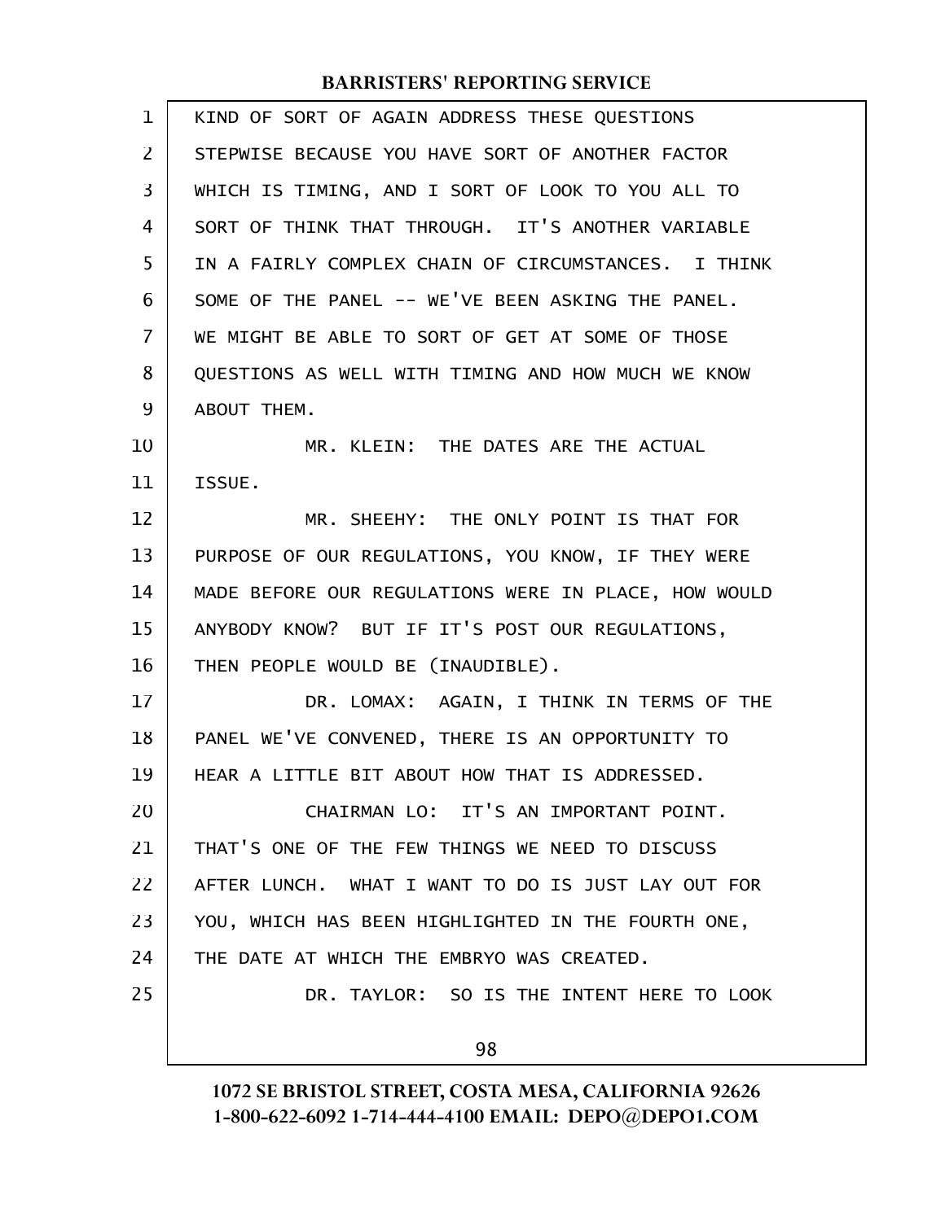KIND OF SORT OF AGAIN ADDRESS THESE QUESTIONS STEPWISE BECAUSE YOU HAVE SORT OF ANOTHER FACTOR WHICH IS TIMING, AND I SORT OF LOOK TO YOU ALL TO SORT OF THINK THAT THROUGH. IT'S ANOTHER VARIABLE IN A FAIRLY COMPLEX CHAIN OF CIRCUMSTANCES. I THINK SOME OF THE PANEL -- WE'VE BEEN ASKING THE PANEL. WE MIGHT BE ABLE TO SORT OF GET AT SOME OF THOSE QUESTIONS AS WELL WITH TIMING AND HOW MUCH WE KNOW ABOUT THEM.

MR. KLEIN: THE DATES ARE THE ACTUAL ISSUE.

MR. SHEEHY: THE ONLY POINT IS THAT FOR PURPOSE OF OUR REGULATIONS, YOU KNOW, IF THEY WERE MADE BEFORE OUR REGULATIONS WERE IN PLACE, HOW WOULD ANYBODY KNOW? BUT IF IT'S POST OUR REGULATIONS, THEN PEOPLE WOULD BE (INAUDIBLE).

DR. LOMAX: AGAIN, I THINK IN TERMS OF THE PANEL WE'VE CONVENED, THERE IS AN OPPORTUNITY TO HEAR A LITTLE BIT ABOUT HOW THAT IS ADDRESSED.

CHAIRMAN LO: IT'S AN IMPORTANT POINT. THAT'S ONE OF THE FEW THINGS WE NEED TO DISCUSS AFTER LUNCH. WHAT I WANT TO DO IS JUST LAY OUT FOR YOU, WHICH HAS BEEN HIGHLIGHTED IN THE FOURTH ONE, THE DATE AT WHICH THE EMBRYO WAS CREATED.

DR. TAYLOR: SO IS THE INTENT HERE TO LOOK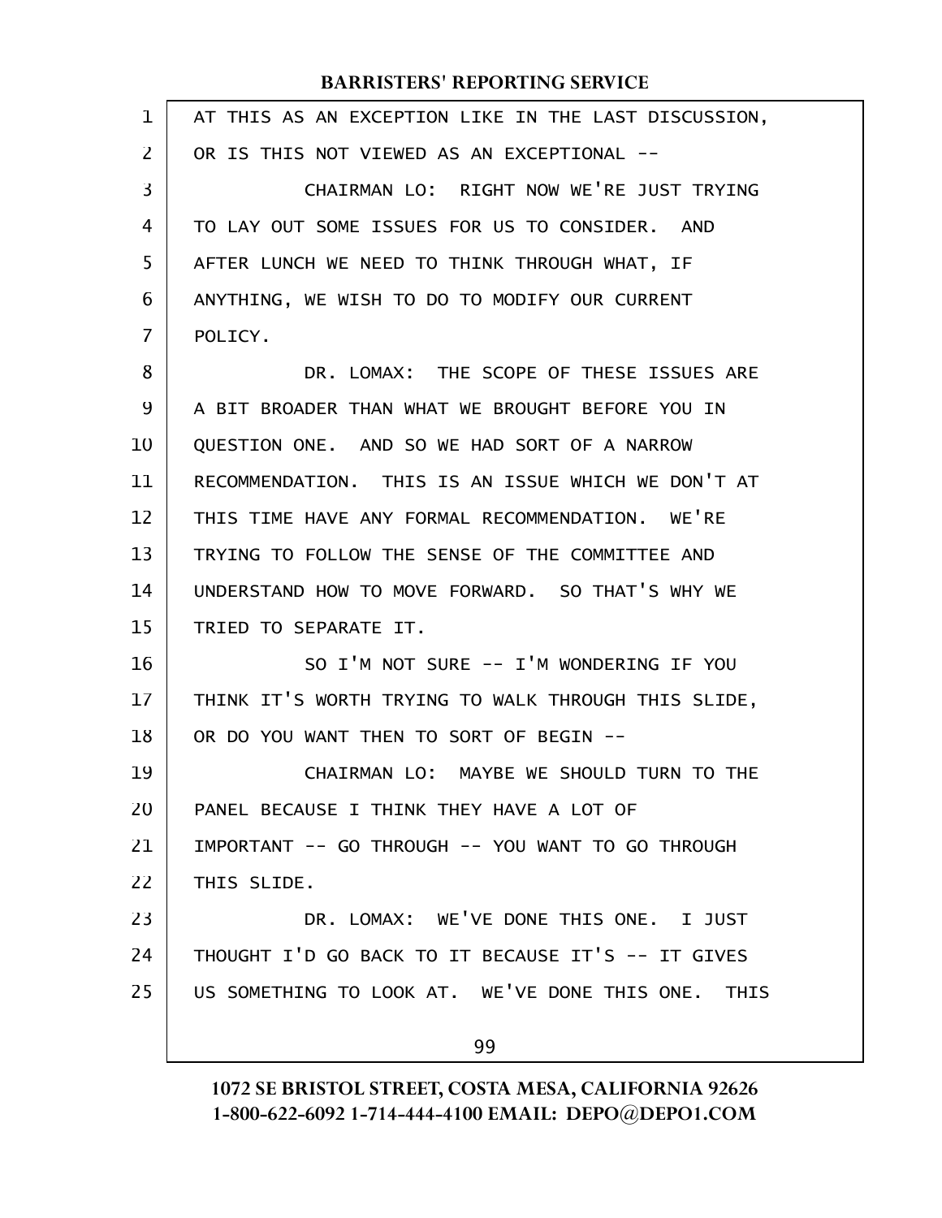AT THIS AS AN EXCEPTION LIKE IN THE LAST DISCUSSION, OR IS THIS NOT VIEWED AS AN EXCEPTIONAL --

CHAIRMAN LO: RIGHT NOW WE'RE JUST TRYING TO LAY OUT SOME ISSUES FOR US TO CONSIDER. AND AFTER LUNCH WE NEED TO THINK THROUGH WHAT, IF ANYTHING, WE WISH TO DO TO MODIFY OUR CURRENT POLICY.

DR. LOMAX: THE SCOPE OF THESE ISSUES ARE A BIT BROADER THAN WHAT WE BROUGHT BEFORE YOU IN QUESTION ONE. AND SO WE HAD SORT OF A NARROW RECOMMENDATION. THIS IS AN ISSUE WHICH WE DON'T AT THIS TIME HAVE ANY FORMAL RECOMMENDATION. WE'RE TRYING TO FOLLOW THE SENSE OF THE COMMITTEE AND UNDERSTAND HOW TO MOVE FORWARD. SO THAT'S WHY WE TRIED TO SEPARATE IT.

SO I'M NOT SURE -- I'M WONDERING IF YOU THINK IT'S WORTH TRYING TO WALK THROUGH THIS SLIDE, OR DO YOU WANT THEN TO SORT OF BEGIN --

CHAIRMAN LO: MAYBE WE SHOULD TURN TO THE PANEL BECAUSE I THINK THEY HAVE A LOT OF IMPORTANT -- GO THROUGH -- YOU WANT TO GO THROUGH THIS SLIDE.

DR. LOMAX: WE'VE DONE THIS ONE. I JUST THOUGHT I'D GO BACK TO IT BECAUSE IT'S -- IT GIVES US SOMETHING TO LOOK AT. WE'VE DONE THIS ONE. THIS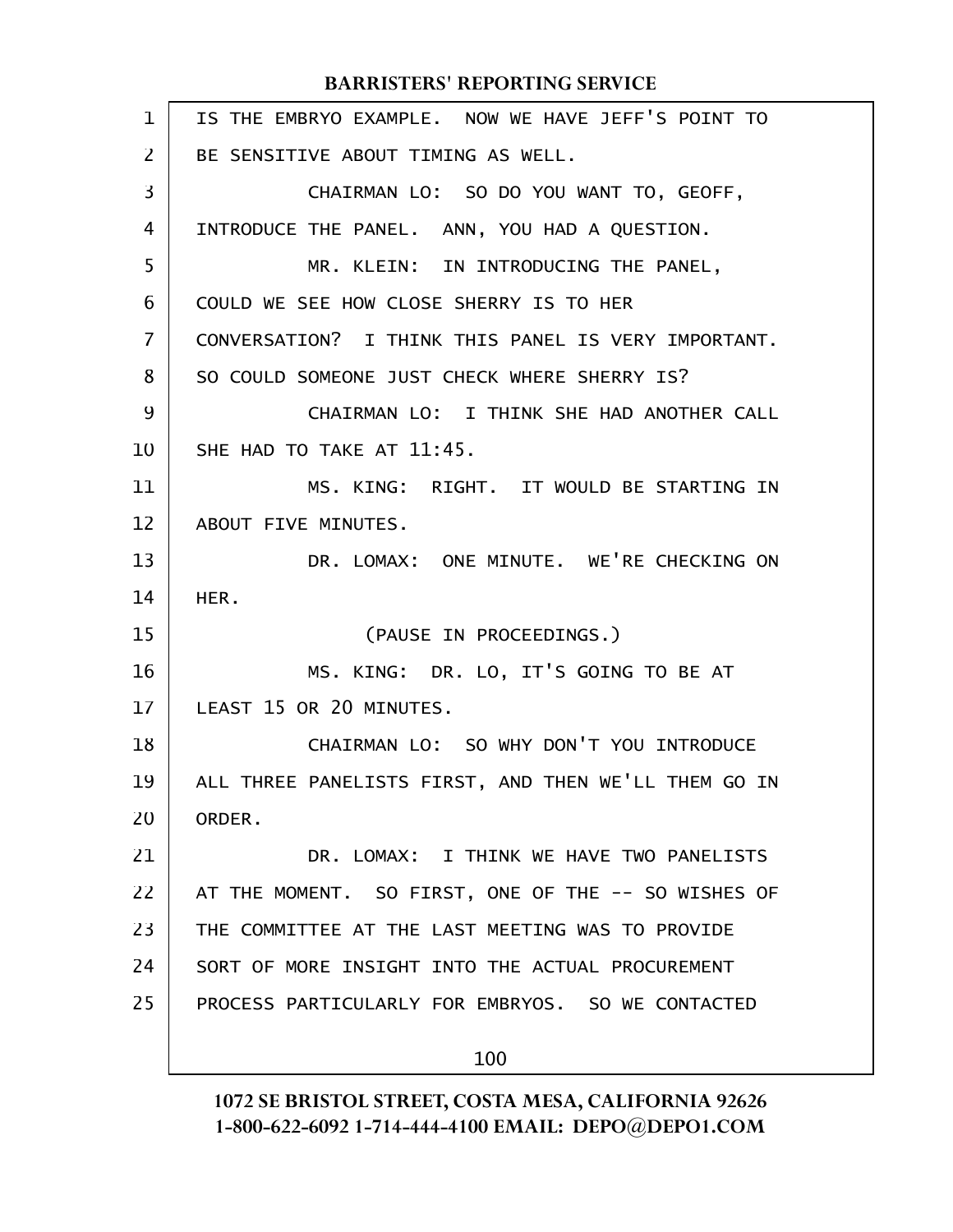IS THE EMBRYO EXAMPLE. NOW WE HAVE JEFF'S POINT TO BE SENSITIVE ABOUT TIMING AS WELL.

CHAIRMAN LO: SO DO YOU WANT TO, GEOFF, INTRODUCE THE PANEL. ANN, YOU HAD A QUESTION.

MR. KLEIN: IN INTRODUCING THE PANEL, COULD WE SEE HOW CLOSE SHERRY IS TO HER CONVERSATION? I THINK THIS PANEL IS VERY IMPORTANT. SO COULD SOMEONE JUST CHECK WHERE SHERRY IS?

CHAIRMAN LO: I THINK SHE HAD ANOTHER CALL SHE HAD TO TAKE AT 11:45.

MS. KING: RIGHT. IT WOULD BE STARTING IN ABOUT FIVE MINUTES.

DR. LOMAX: ONE MINUTE. WE'RE CHECKING ON HER.

(PAUSE IN PROCEEDINGS.)

MS. KING: DR. LO, IT'S GOING TO BE AT LEAST 15 OR 20 MINUTES.

CHAIRMAN LO: SO WHY DON'T YOU INTRODUCE ALL THREE PANELISTS FIRST, AND THEN WE'LL THEM GO IN ORDER.

DR. LOMAX: I THINK WE HAVE TWO PANELISTS AT THE MOMENT. SO FIRST, ONE OF THE -- SO WISHES OF THE COMMITTEE AT THE LAST MEETING WAS TO PROVIDE SORT OF MORE INSIGHT INTO THE ACTUAL PROCUREMENT PROCESS PARTICULARLY FOR EMBRYOS. SO WE CONTACTED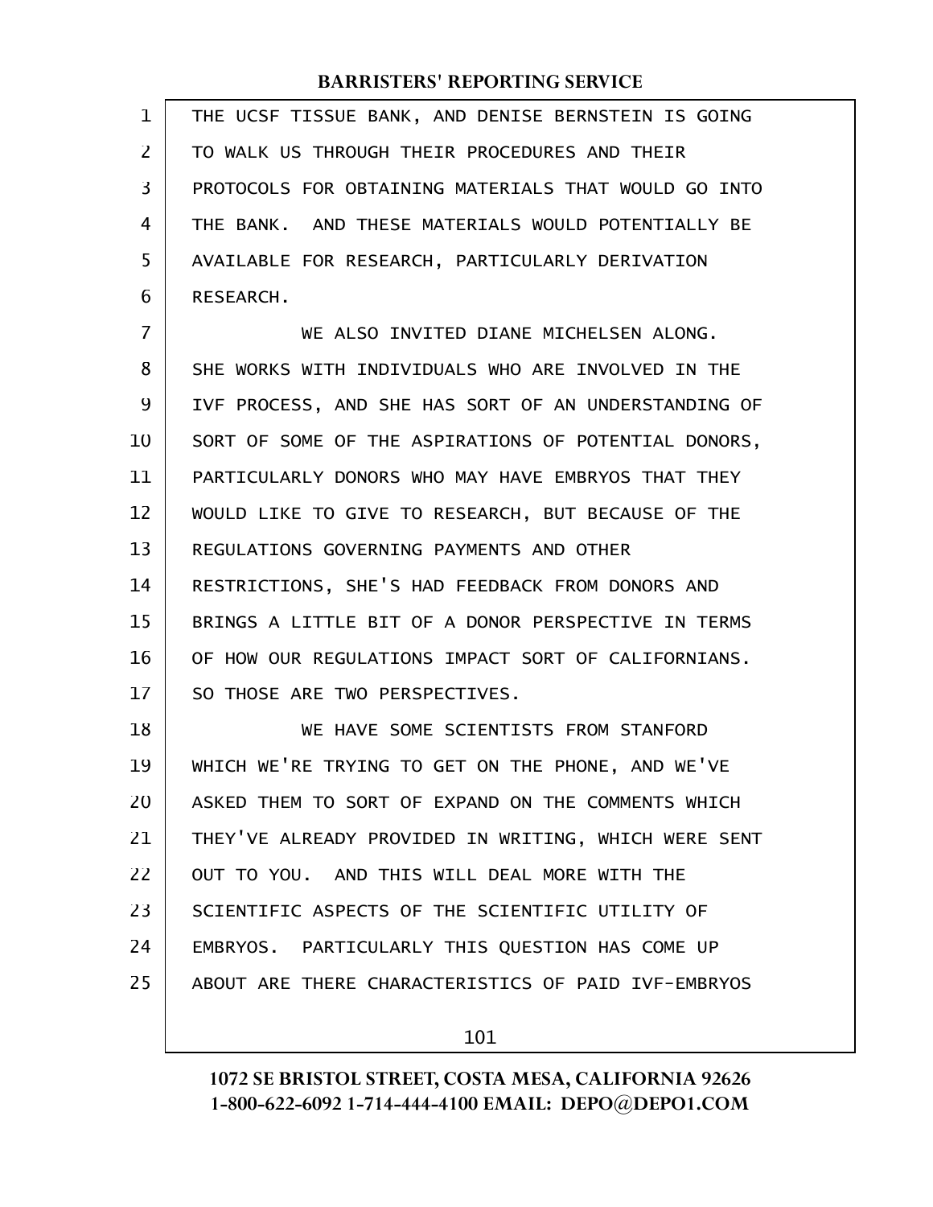THE UCSF TISSUE BANK, AND DENISE BERNSTEIN IS GOING TO WALK US THROUGH THEIR PROCEDURES AND THEIR PROTOCOLS FOR OBTAINING MATERIALS THAT WOULD GO INTO THE BANK. AND THESE MATERIALS WOULD POTENTIALLY BE AVAILABLE FOR RESEARCH, PARTICULARLY DERIVATION RESEARCH.

WE ALSO INVITED DIANE MICHELSEN ALONG. SHE WORKS WITH INDIVIDUALS WHO ARE INVOLVED IN THE IVF PROCESS, AND SHE HAS SORT OF AN UNDERSTANDING OF SORT OF SOME OF THE ASPIRATIONS OF POTENTIAL DONORS, PARTICULARLY DONORS WHO MAY HAVE EMBRYOS THAT THEY WOULD LIKE TO GIVE TO RESEARCH, BUT BECAUSE OF THE REGULATIONS GOVERNING PAYMENTS AND OTHER RESTRICTIONS, SHE'S HAD FEEDBACK FROM DONORS AND BRINGS A LITTLE BIT OF A DONOR PERSPECTIVE IN TERMS OF HOW OUR REGULATIONS IMPACT SORT OF CALIFORNIANS. SO THOSE ARE TWO PERSPECTIVES.

WE HAVE SOME SCIENTISTS FROM STANFORD WHICH WE'RE TRYING TO GET ON THE PHONE, AND WE'VE ASKED THEM TO SORT OF EXPAND ON THE COMMENTS WHICH THEY'VE ALREADY PROVIDED IN WRITING, WHICH WERE SENT OUT TO YOU. AND THIS WILL DEAL MORE WITH THE SCIENTIFIC ASPECTS OF THE SCIENTIFIC UTILITY OF EMBRYOS. PARTICULARLY THIS QUESTION HAS COME UP ABOUT ARE THERE CHARACTERISTICS OF PAID IVF-EMBRYOS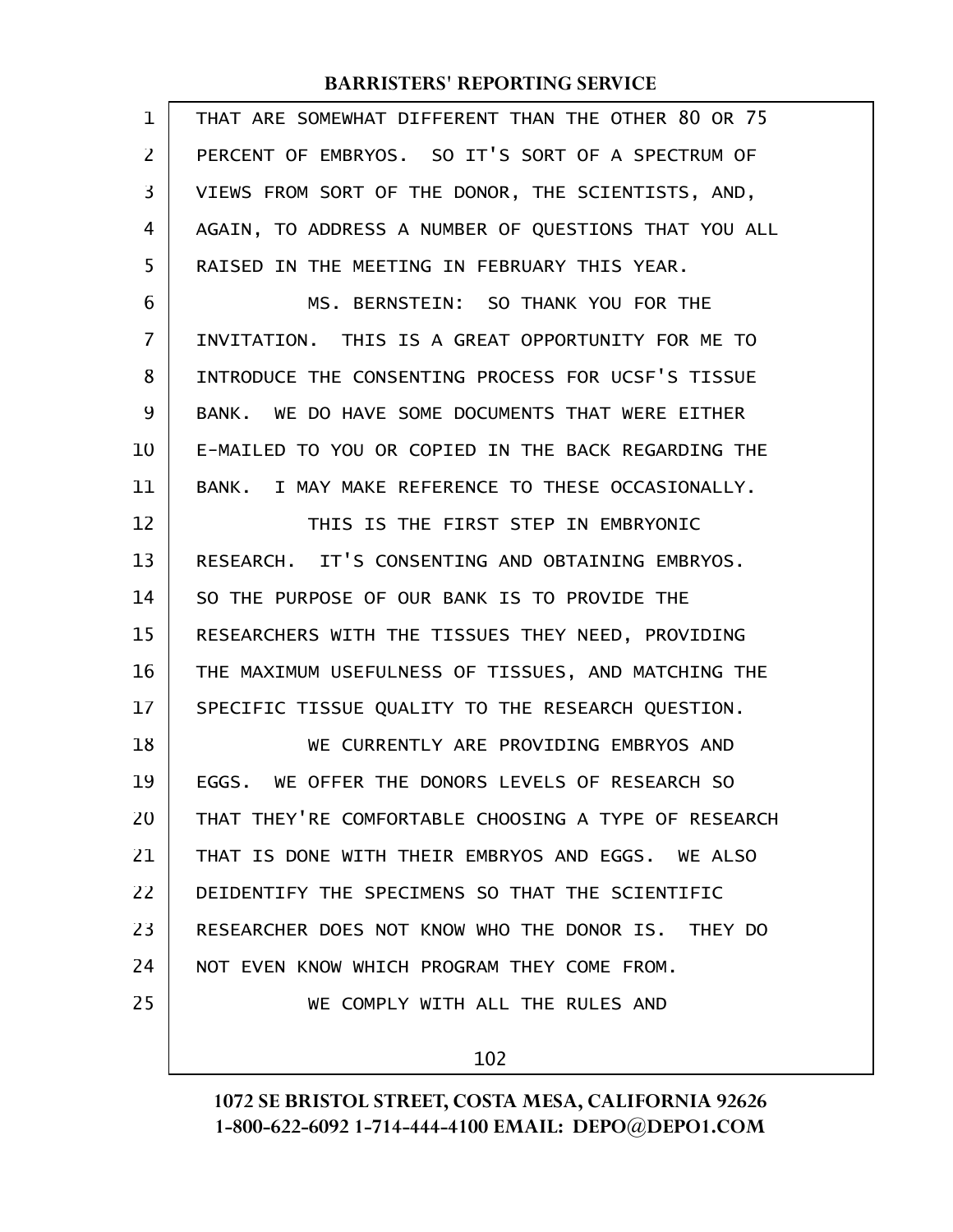THAT ARE SOMEWHAT DIFFERENT THAN THE OTHER 80 OR 75 PERCENT OF EMBRYOS. SO IT'S SORT OF A SPECTRUM OF VIEWS FROM SORT OF THE DONOR, THE SCIENTISTS, AND, AGAIN, TO ADDRESS A NUMBER OF QUESTIONS THAT YOU ALL RAISED IN THE MEETING IN FEBRUARY THIS YEAR.

MS. BERNSTEIN: SO THANK YOU FOR THE INVITATION. THIS IS A GREAT OPPORTUNITY FOR ME TO INTRODUCE THE CONSENTING PROCESS FOR UCSF'S TISSUE BANK. WE DO HAVE SOME DOCUMENTS THAT WERE EITHER E-MAILED TO YOU OR COPIED IN THE BACK REGARDING THE BANK. I MAY MAKE REFERENCE TO THESE OCCASIONALLY.

THIS IS THE FIRST STEP IN EMBRYONIC RESEARCH. IT'S CONSENTING AND OBTAINING EMBRYOS. SO THE PURPOSE OF OUR BANK IS TO PROVIDE THE RESEARCHERS WITH THE TISSUES THEY NEED, PROVIDING THE MAXIMUM USEFULNESS OF TISSUES, AND MATCHING THE SPECIFIC TISSUE QUALITY TO THE RESEARCH QUESTION.

WE CURRENTLY ARE PROVIDING EMBRYOS AND EGGS. WE OFFER THE DONORS LEVELS OF RESEARCH SO THAT THEY'RE COMFORTABLE CHOOSING A TYPE OF RESEARCH THAT IS DONE WITH THEIR EMBRYOS AND EGGS. WE ALSO DEIDENTIFY THE SPECIMENS SO THAT THE SCIENTIFIC RESEARCHER DOES NOT KNOW WHO THE DONOR IS. THEY DO NOT EVEN KNOW WHICH PROGRAM THEY COME FROM.

WE COMPLY WITH ALL THE RULES AND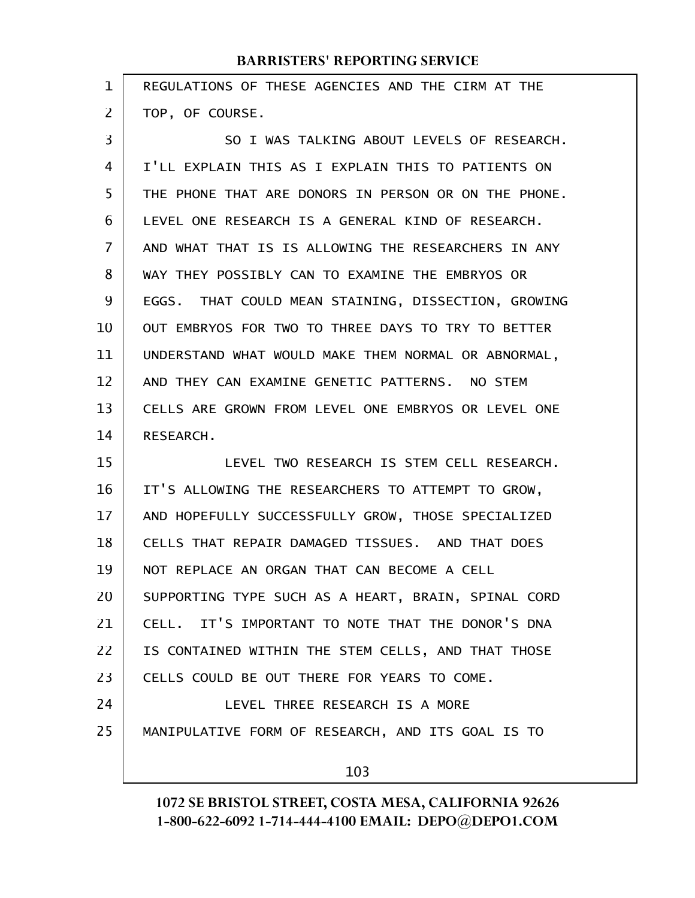REGULATIONS OF THESE AGENCIES AND THE CIRM AT THE TOP, OF COURSE.

SO I WAS TALKING ABOUT LEVELS OF RESEARCH. I'LL EXPLAIN THIS AS I EXPLAIN THIS TO PATIENTS ON THE PHONE THAT ARE DONORS IN PERSON OR ON THE PHONE. LEVEL ONE RESEARCH IS A GENERAL KIND OF RESEARCH. AND WHAT THAT IS IS ALLOWING THE RESEARCHERS IN ANY WAY THEY POSSIBLY CAN TO EXAMINE THE EMBRYOS OR EGGS. THAT COULD MEAN STAINING, DISSECTION, GROWING OUT EMBRYOS FOR TWO TO THREE DAYS TO TRY TO BETTER UNDERSTAND WHAT WOULD MAKE THEM NORMAL OR ABNORMAL, AND THEY CAN EXAMINE GENETIC PATTERNS. NO STEM CELLS ARE GROWN FROM LEVEL ONE EMBRYOS OR LEVEL ONE RESEARCH.

LEVEL TWO RESEARCH IS STEM CELL RESEARCH. IT'S ALLOWING THE RESEARCHERS TO ATTEMPT TO GROW, AND HOPEFULLY SUCCESSFULLY GROW, THOSE SPECIALIZED CELLS THAT REPAIR DAMAGED TISSUES. AND THAT DOES NOT REPLACE AN ORGAN THAT CAN BECOME A CELL SUPPORTING TYPE SUCH AS A HEART, BRAIN, SPINAL CORD CELL. IT'S IMPORTANT TO NOTE THAT THE DONOR'S DNA IS CONTAINED WITHIN THE STEM CELLS, AND THAT THOSE CELLS COULD BE OUT THERE FOR YEARS TO COME.

LEVEL THREE RESEARCH IS A MORE MANIPULATIVE FORM OF RESEARCH, AND ITS GOAL IS TO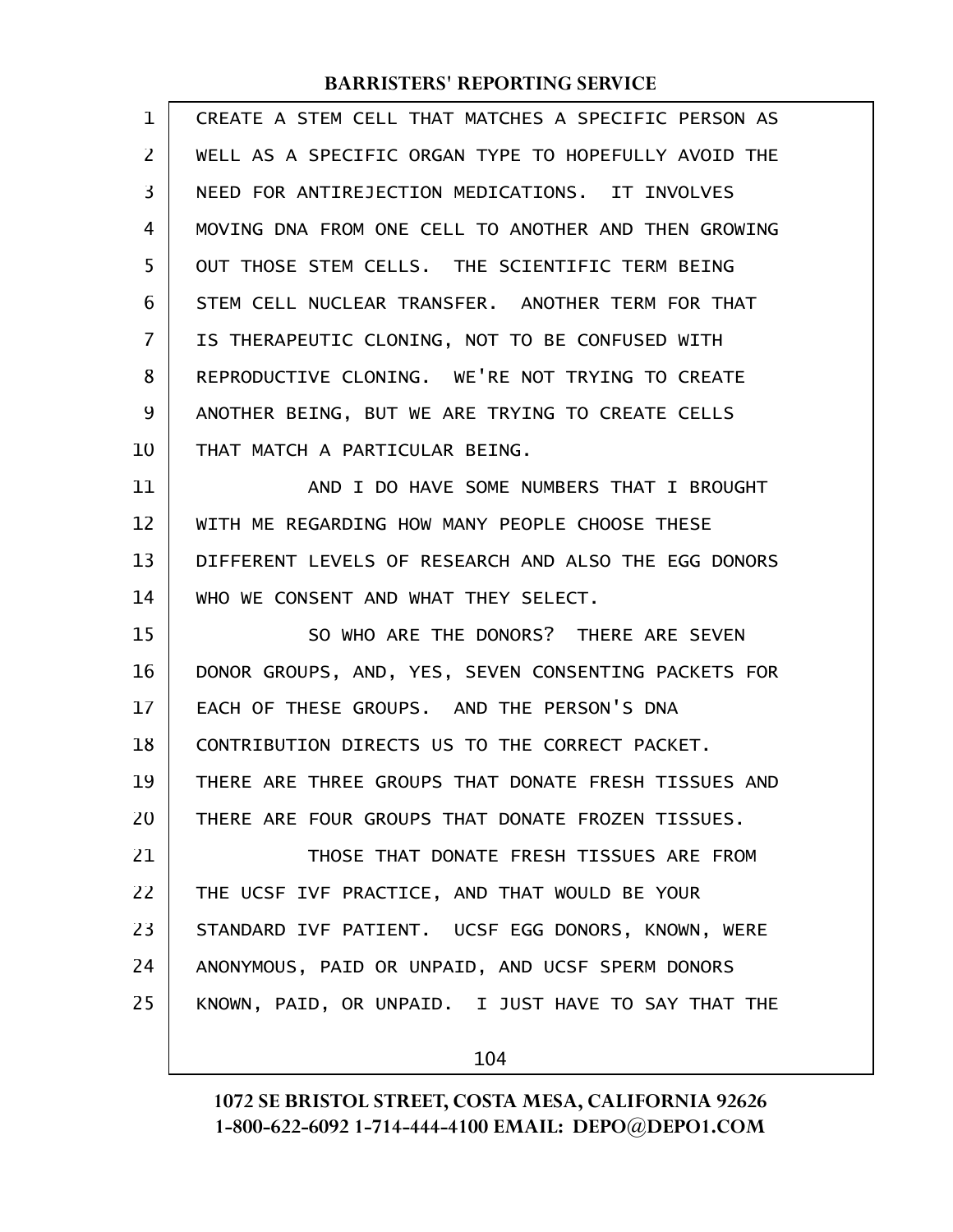CREATE A STEM CELL THAT MATCHES A SPECIFIC PERSON AS WELL AS A SPECIFIC ORGAN TYPE TO HOPEFULLY AVOID THE NEED FOR ANTIREJECTION MEDICATIONS. IT INVOLVES MOVING DNA FROM ONE CELL TO ANOTHER AND THEN GROWING OUT THOSE STEM CELLS. THE SCIENTIFIC TERM BEING STEM CELL NUCLEAR TRANSFER. ANOTHER TERM FOR THAT IS THERAPEUTIC CLONING, NOT TO BE CONFUSED WITH REPRODUCTIVE CLONING. WE'RE NOT TRYING TO CREATE ANOTHER BEING, BUT WE ARE TRYING TO CREATE CELLS THAT MATCH A PARTICULAR BEING.

AND I DO HAVE SOME NUMBERS THAT I BROUGHT WITH ME REGARDING HOW MANY PEOPLE CHOOSE THESE DIFFERENT LEVELS OF RESEARCH AND ALSO THE EGG DONORS WHO WE CONSENT AND WHAT THEY SELECT.

SO WHO ARE THE DONORS? THERE ARE SEVEN DONOR GROUPS, AND, YES, SEVEN CONSENTING PACKETS FOR EACH OF THESE GROUPS. AND THE PERSON'S DNA CONTRIBUTION DIRECTS US TO THE CORRECT PACKET. THERE ARE THREE GROUPS THAT DONATE FRESH TISSUES AND THERE ARE FOUR GROUPS THAT DONATE FROZEN TISSUES.

THOSE THAT DONATE FRESH TISSUES ARE FROM THE UCSF IVF PRACTICE, AND THAT WOULD BE YOUR STANDARD IVF PATIENT. UCSF EGG DONORS, KNOWN, WERE ANONYMOUS, PAID OR UNPAID, AND UCSF SPERM DONORS KNOWN, PAID, OR UNPAID. I JUST HAVE TO SAY THAT THE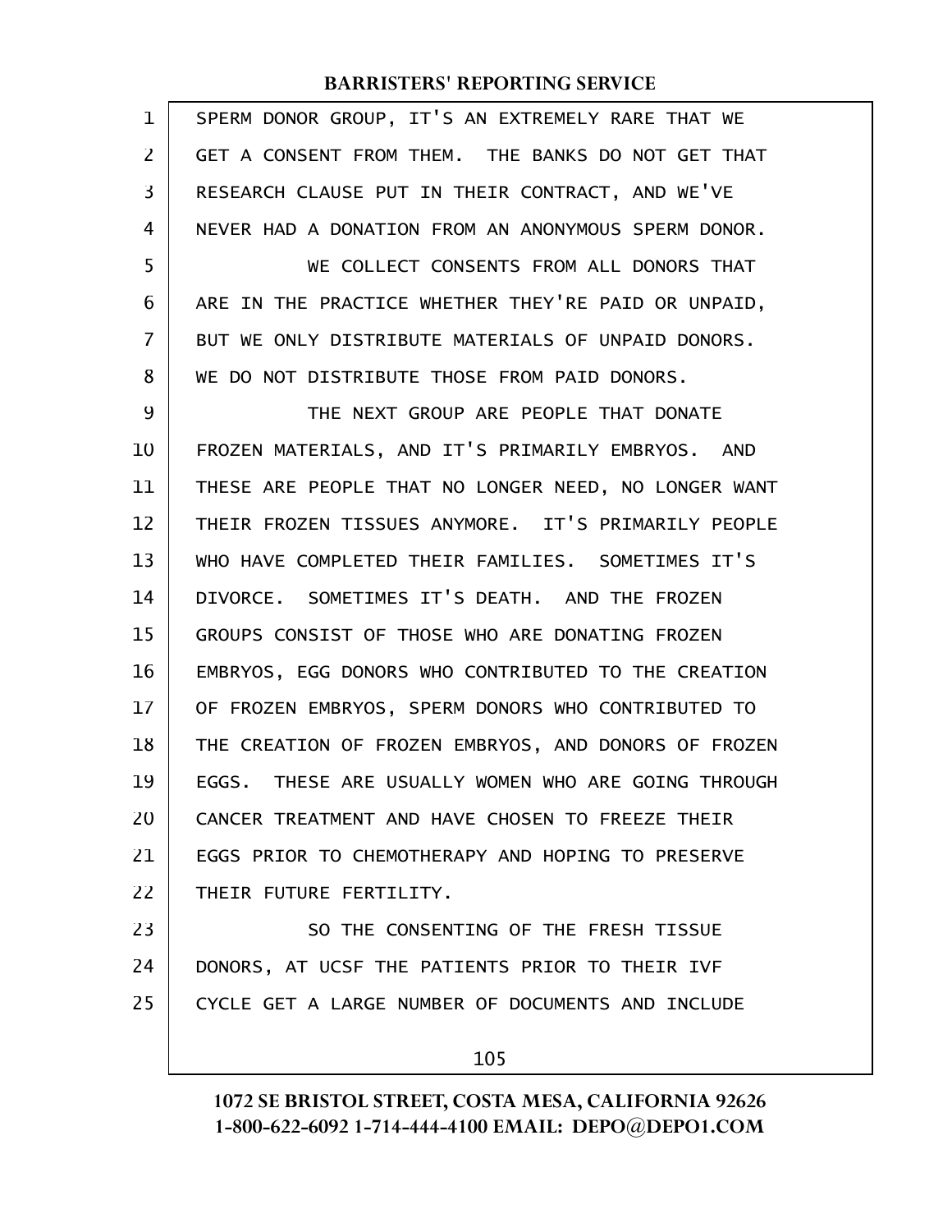SPERM DONOR GROUP, IT'S AN EXTREMELY RARE THAT WE GET A CONSENT FROM THEM. THE BANKS DO NOT GET THAT RESEARCH CLAUSE PUT IN THEIR CONTRACT, AND WE'VE NEVER HAD A DONATION FROM AN ANONYMOUS SPERM DONOR.

WE COLLECT CONSENTS FROM ALL DONORS THAT ARE IN THE PRACTICE WHETHER THEY'RE PAID OR UNPAID, BUT WE ONLY DISTRIBUTE MATERIALS OF UNPAID DONORS. WE DO NOT DISTRIBUTE THOSE FROM PAID DONORS.

THE NEXT GROUP ARE PEOPLE THAT DONATE FROZEN MATERIALS, AND IT'S PRIMARILY EMBRYOS. AND THESE ARE PEOPLE THAT NO LONGER NEED, NO LONGER WANT THEIR FROZEN TISSUES ANYMORE. IT'S PRIMARILY PEOPLE WHO HAVE COMPLETED THEIR FAMILIES. SOMETIMES IT'S DIVORCE. SOMETIMES IT'S DEATH. AND THE FROZEN GROUPS CONSIST OF THOSE WHO ARE DONATING FROZEN EMBRYOS, EGG DONORS WHO CONTRIBUTED TO THE CREATION OF FROZEN EMBRYOS, SPERM DONORS WHO CONTRIBUTED TO THE CREATION OF FROZEN EMBRYOS, AND DONORS OF FROZEN EGGS. THESE ARE USUALLY WOMEN WHO ARE GOING THROUGH CANCER TREATMENT AND HAVE CHOSEN TO FREEZE THEIR EGGS PRIOR TO CHEMOTHERAPY AND HOPING TO PRESERVE THEIR FUTURE FERTILITY.

SO THE CONSENTING OF THE FRESH TISSUE DONORS, AT UCSF THE PATIENTS PRIOR TO THEIR IVF CYCLE GET A LARGE NUMBER OF DOCUMENTS AND INCLUDE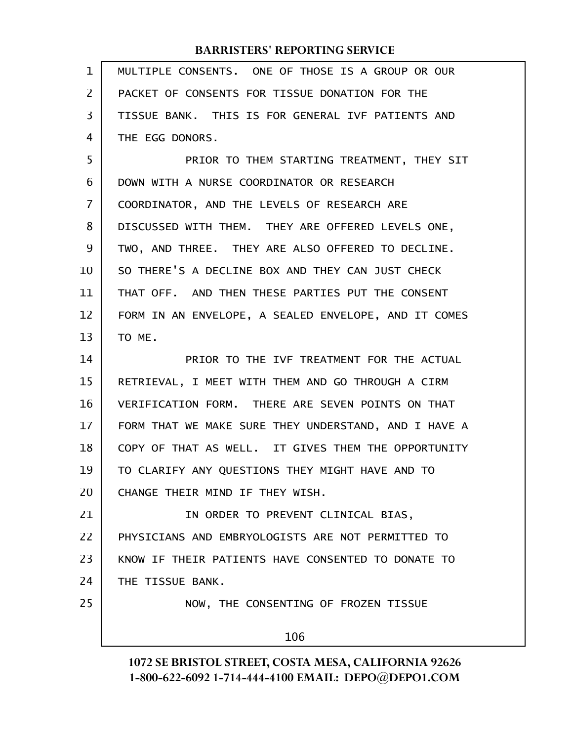MULTIPLE CONSENTS. ONE OF THOSE IS A GROUP OR OUR PACKET OF CONSENTS FOR TISSUE DONATION FOR THE TISSUE BANK. THIS IS FOR GENERAL IVF PATIENTS AND THE EGG DONORS.

PRIOR TO THEM STARTING TREATMENT, THEY SIT DOWN WITH A NURSE COORDINATOR OR RESEARCH COORDINATOR, AND THE LEVELS OF RESEARCH ARE DISCUSSED WITH THEM. THEY ARE OFFERED LEVELS ONE, TWO, AND THREE. THEY ARE ALSO OFFERED TO DECLINE. SO THERE'S A DECLINE BOX AND THEY CAN JUST CHECK THAT OFF. AND THEN THESE PARTIES PUT THE CONSENT FORM IN AN ENVELOPE, A SEALED ENVELOPE, AND IT COMES TO ME.

PRIOR TO THE IVF TREATMENT FOR THE ACTUAL RETRIEVAL, I MEET WITH THEM AND GO THROUGH A CIRM VERIFICATION FORM. THERE ARE SEVEN POINTS ON THAT FORM THAT WE MAKE SURE THEY UNDERSTAND, AND I HAVE A COPY OF THAT AS WELL. IT GIVES THEM THE OPPORTUNITY TO CLARIFY ANY QUESTIONS THEY MIGHT HAVE AND TO CHANGE THEIR MIND IF THEY WISH.

IN ORDER TO PREVENT CLINICAL BIAS, PHYSICIANS AND EMBRYOLOGISTS ARE NOT PERMITTED TO KNOW IF THEIR PATIENTS HAVE CONSENTED TO DONATE TO THE TISSUE BANK.

NOW, THE CONSENTING OF FROZEN TISSUE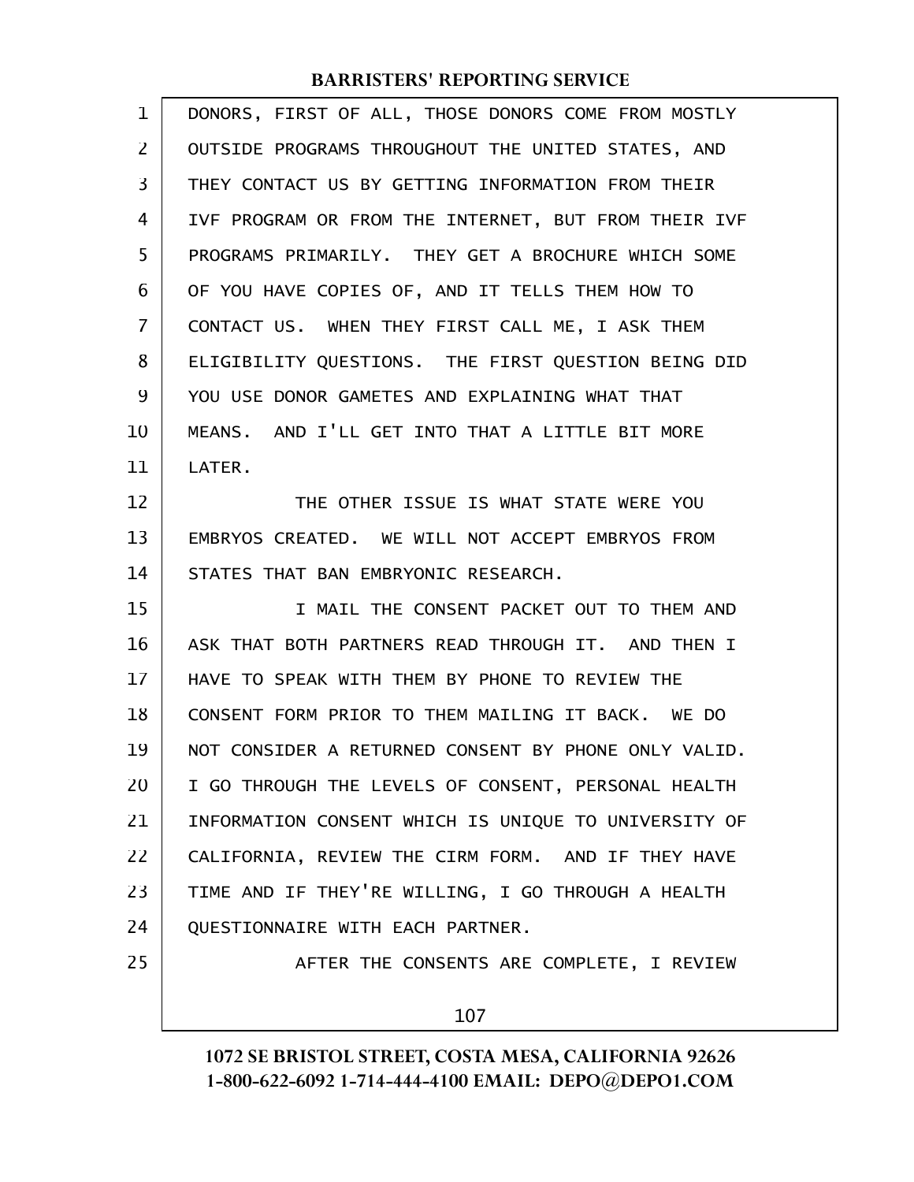DONORS, FIRST OF ALL, THOSE DONORS COME FROM MOSTLY OUTSIDE PROGRAMS THROUGHOUT THE UNITED STATES, AND THEY CONTACT US BY GETTING INFORMATION FROM THEIR IVF PROGRAM OR FROM THE INTERNET, BUT FROM THEIR IVF PROGRAMS PRIMARILY. THEY GET A BROCHURE WHICH SOME OF YOU HAVE COPIES OF, AND IT TELLS THEM HOW TO CONTACT US. WHEN THEY FIRST CALL ME, I ASK THEM ELIGIBILITY QUESTIONS. THE FIRST QUESTION BEING DID YOU USE DONOR GAMETES AND EXPLAINING WHAT THAT MEANS. AND I'LL GET INTO THAT A LITTLE BIT MORE LATER.

THE OTHER ISSUE IS WHAT STATE WERE YOU EMBRYOS CREATED. WE WILL NOT ACCEPT EMBRYOS FROM STATES THAT BAN EMBRYONIC RESEARCH.

I MAIL THE CONSENT PACKET OUT TO THEM AND ASK THAT BOTH PARTNERS READ THROUGH IT. AND THEN I HAVE TO SPEAK WITH THEM BY PHONE TO REVIEW THE CONSENT FORM PRIOR TO THEM MAILING IT BACK. WE DO NOT CONSIDER A RETURNED CONSENT BY PHONE ONLY VALID. I GO THROUGH THE LEVELS OF CONSENT, PERSONAL HEALTH INFORMATION CONSENT WHICH IS UNIQUE TO UNIVERSITY OF CALIFORNIA, REVIEW THE CIRM FORM. AND IF THEY HAVE TIME AND IF THEY'RE WILLING, I GO THROUGH A HEALTH QUESTIONNAIRE WITH EACH PARTNER.

AFTER THE CONSENTS ARE COMPLETE, I REVIEW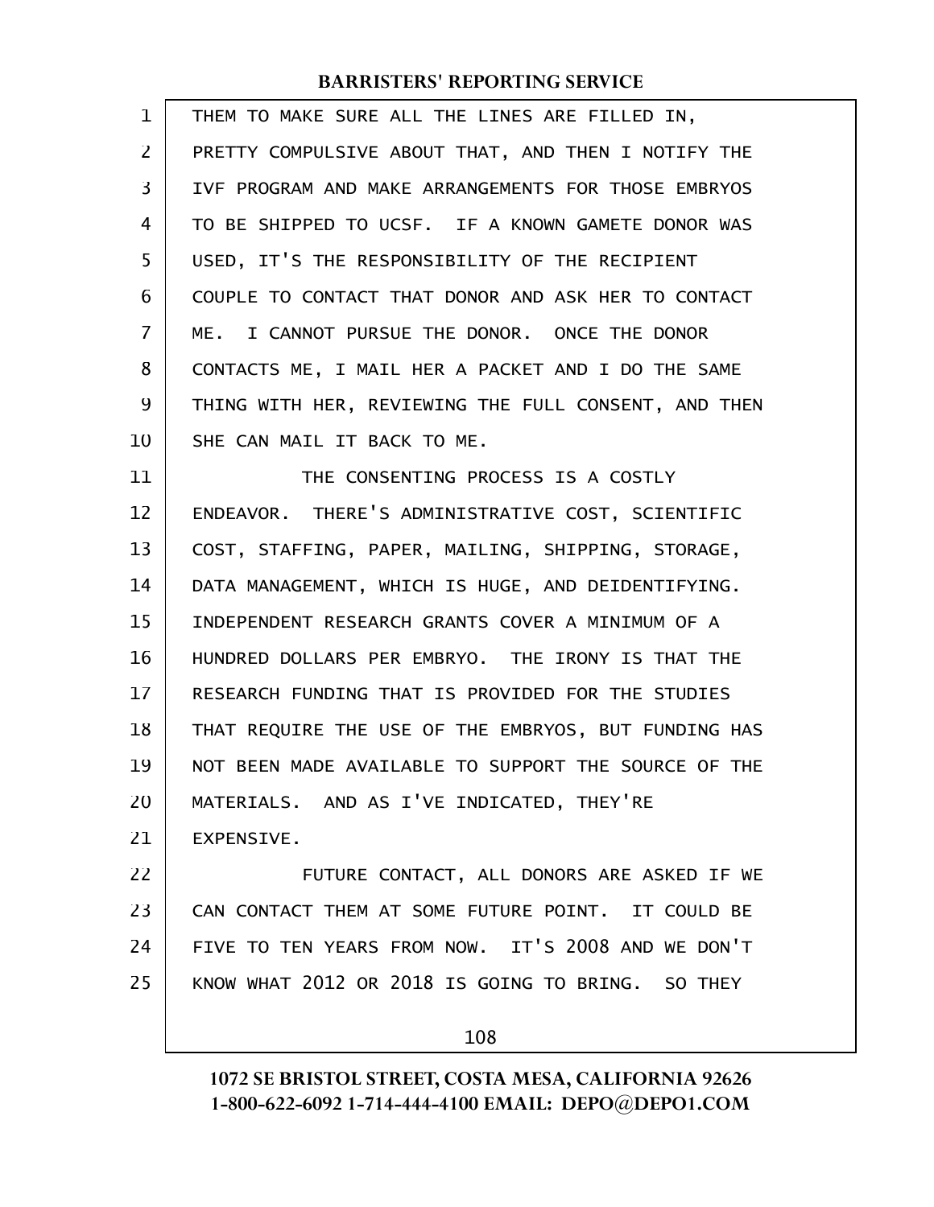THEM TO MAKE SURE ALL THE LINES ARE FILLED IN, PRETTY COMPULSIVE ABOUT THAT, AND THEN I NOTIFY THE IVF PROGRAM AND MAKE ARRANGEMENTS FOR THOSE EMBRYOS TO BE SHIPPED TO UCSF. IF A KNOWN GAMETE DONOR WAS USED, IT'S THE RESPONSIBILITY OF THE RECIPIENT COUPLE TO CONTACT THAT DONOR AND ASK HER TO CONTACT ME. I CANNOT PURSUE THE DONOR. ONCE THE DONOR CONTACTS ME, I MAIL HER A PACKET AND I DO THE SAME THING WITH HER, REVIEWING THE FULL CONSENT, AND THEN SHE CAN MAIL IT BACK TO ME.

THE CONSENTING PROCESS IS A COSTLY ENDEAVOR. THERE'S ADMINISTRATIVE COST, SCIENTIFIC COST, STAFFING, PAPER, MAILING, SHIPPING, STORAGE, DATA MANAGEMENT, WHICH IS HUGE, AND DEIDENTIFYING. INDEPENDENT RESEARCH GRANTS COVER A MINIMUM OF A HUNDRED DOLLARS PER EMBRYO. THE IRONY IS THAT THE RESEARCH FUNDING THAT IS PROVIDED FOR THE STUDIES THAT REQUIRE THE USE OF THE EMBRYOS, BUT FUNDING HAS NOT BEEN MADE AVAILABLE TO SUPPORT THE SOURCE OF THE MATERIALS. AND AS I'VE INDICATED, THEY'RE EXPENSIVE.

FUTURE CONTACT, ALL DONORS ARE ASKED IF WE CAN CONTACT THEM AT SOME FUTURE POINT. IT COULD BE FIVE TO TEN YEARS FROM NOW. IT'S 2008 AND WE DON'T KNOW WHAT 2012 OR 2018 IS GOING TO BRING. SO THEY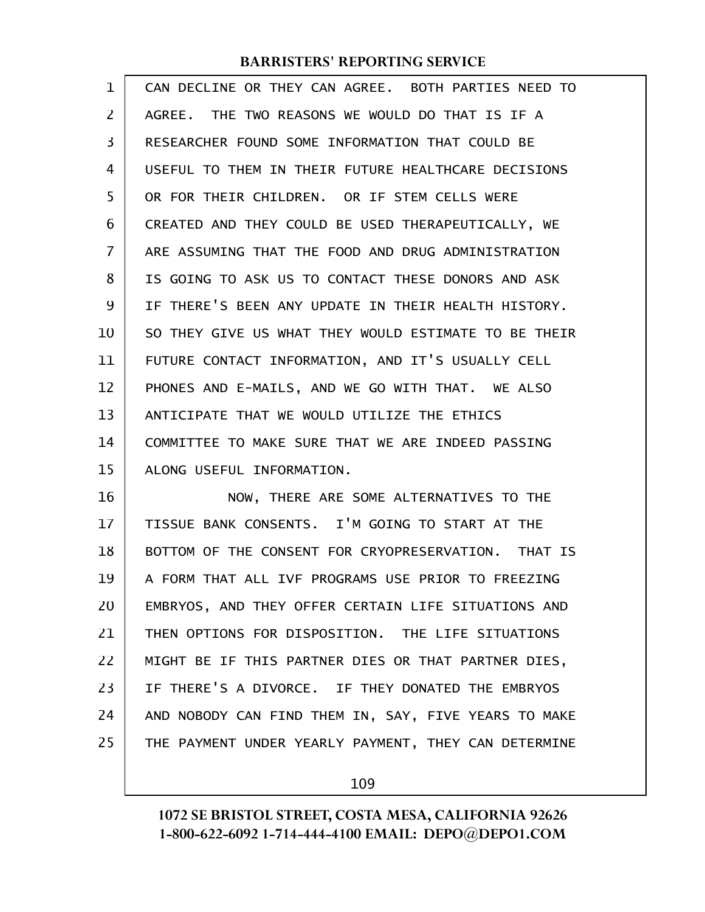CAN DECLINE OR THEY CAN AGREE. BOTH PARTIES NEED TO AGREE. THE TWO REASONS WE WOULD DO THAT IS IF A RESEARCHER FOUND SOME INFORMATION THAT COULD BE USEFUL TO THEM IN THEIR FUTURE HEALTHCARE DECISIONS OR FOR THEIR CHILDREN. OR IF STEM CELLS WERE CREATED AND THEY COULD BE USED THERAPEUTICALLY, WE ARE ASSUMING THAT THE FOOD AND DRUG ADMINISTRATION IS GOING TO ASK US TO CONTACT THESE DONORS AND ASK IF THERE'S BEEN ANY UPDATE IN THEIR HEALTH HISTORY. SO THEY GIVE US WHAT THEY WOULD ESTIMATE TO BE THEIR FUTURE CONTACT INFORMATION, AND IT'S USUALLY CELL PHONES AND E-MAILS, AND WE GO WITH THAT. WE ALSO ANTICIPATE THAT WE WOULD UTILIZE THE ETHICS COMMITTEE TO MAKE SURE THAT WE ARE INDEED PASSING ALONG USEFUL INFORMATION.

NOW, THERE ARE SOME ALTERNATIVES TO THE TISSUE BANK CONSENTS. I'M GOING TO START AT THE BOTTOM OF THE CONSENT FOR CRYOPRESERVATION. THAT IS A FORM THAT ALL IVF PROGRAMS USE PRIOR TO FREEZING EMBRYOS, AND THEY OFFER CERTAIN LIFE SITUATIONS AND THEN OPTIONS FOR DISPOSITION. THE LIFE SITUATIONS MIGHT BE IF THIS PARTNER DIES OR THAT PARTNER DIES, IF THERE'S A DIVORCE. IF THEY DONATED THE EMBRYOS AND NOBODY CAN FIND THEM IN, SAY, FIVE YEARS TO MAKE THE PAYMENT UNDER YEARLY PAYMENT, THEY CAN DETERMINE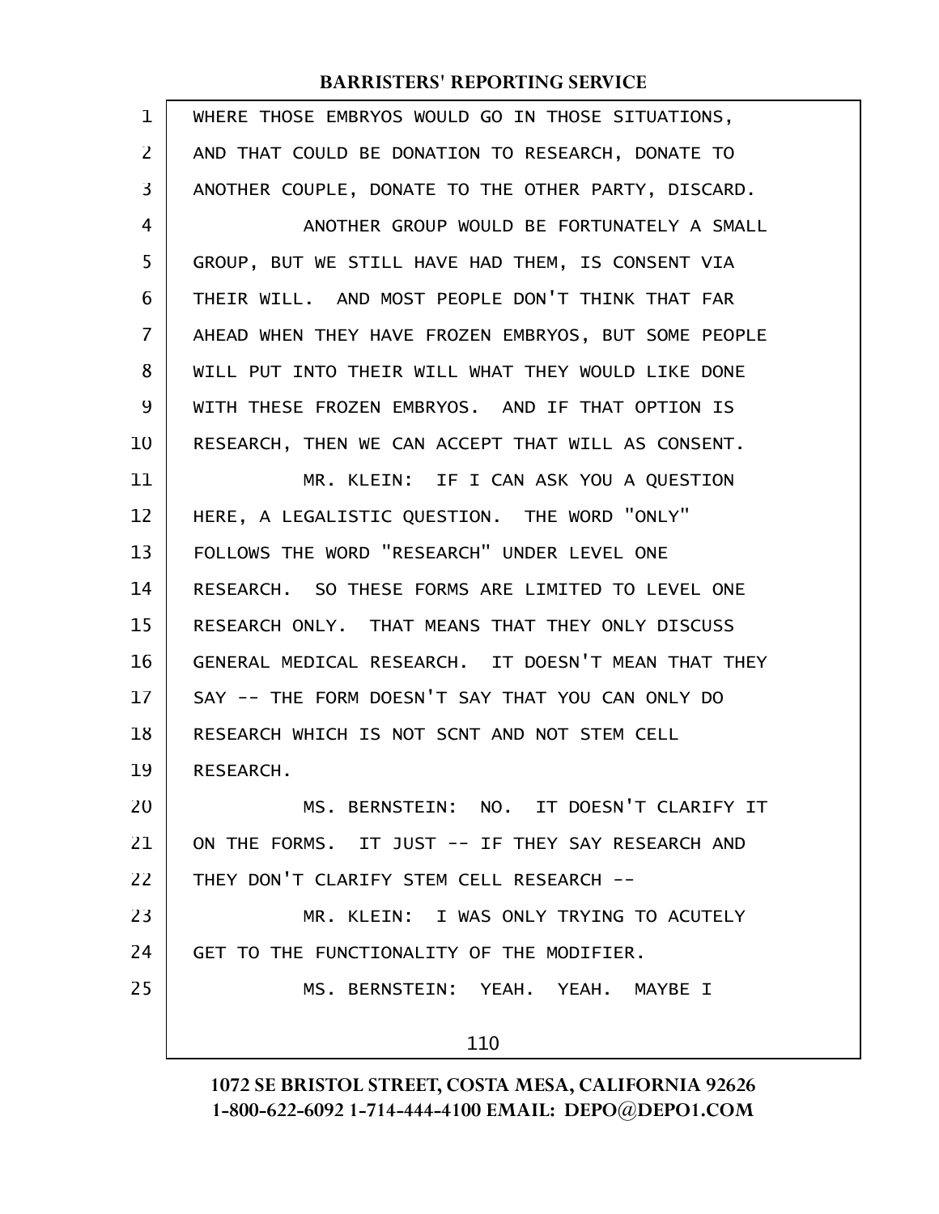WHERE THOSE EMBRYOS WOULD GO IN THOSE SITUATIONS, AND THAT COULD BE DONATION TO RESEARCH, DONATE TO ANOTHER COUPLE, DONATE TO THE OTHER PARTY, DISCARD.

ANOTHER GROUP WOULD BE FORTUNATELY A SMALL GROUP, BUT WE STILL HAVE HAD THEM, IS CONSENT VIA THEIR WILL. AND MOST PEOPLE DON'T THINK THAT FAR AHEAD WHEN THEY HAVE FROZEN EMBRYOS, BUT SOME PEOPLE WILL PUT INTO THEIR WILL WHAT THEY WOULD LIKE DONE WITH THESE FROZEN EMBRYOS. AND IF THAT OPTION IS RESEARCH, THEN WE CAN ACCEPT THAT WILL AS CONSENT.

MR. KLEIN: IF I CAN ASK YOU A QUESTION HERE, A LEGALISTIC QUESTION. THE WORD "ONLY" FOLLOWS THE WORD "RESEARCH" UNDER LEVEL ONE RESEARCH. SO THESE FORMS ARE LIMITED TO LEVEL ONE RESEARCH ONLY. THAT MEANS THAT THEY ONLY DISCUSS GENERAL MEDICAL RESEARCH. IT DOESN'T MEAN THAT THEY SAY -- THE FORM DOESN'T SAY THAT YOU CAN ONLY DO RESEARCH WHICH IS NOT SCNT AND NOT STEM CELL RESEARCH.

MS. BERNSTEIN: NO. IT DOESN'T CLARIFY IT ON THE FORMS. IT JUST -- IF THEY SAY RESEARCH AND THEY DON'T CLARIFY STEM CELL RESEARCH --

MR. KLEIN: I WAS ONLY TRYING TO ACUTELY GET TO THE FUNCTIONALITY OF THE MODIFIER.

MS. BERNSTEIN: YEAH. YEAH. MAYBE I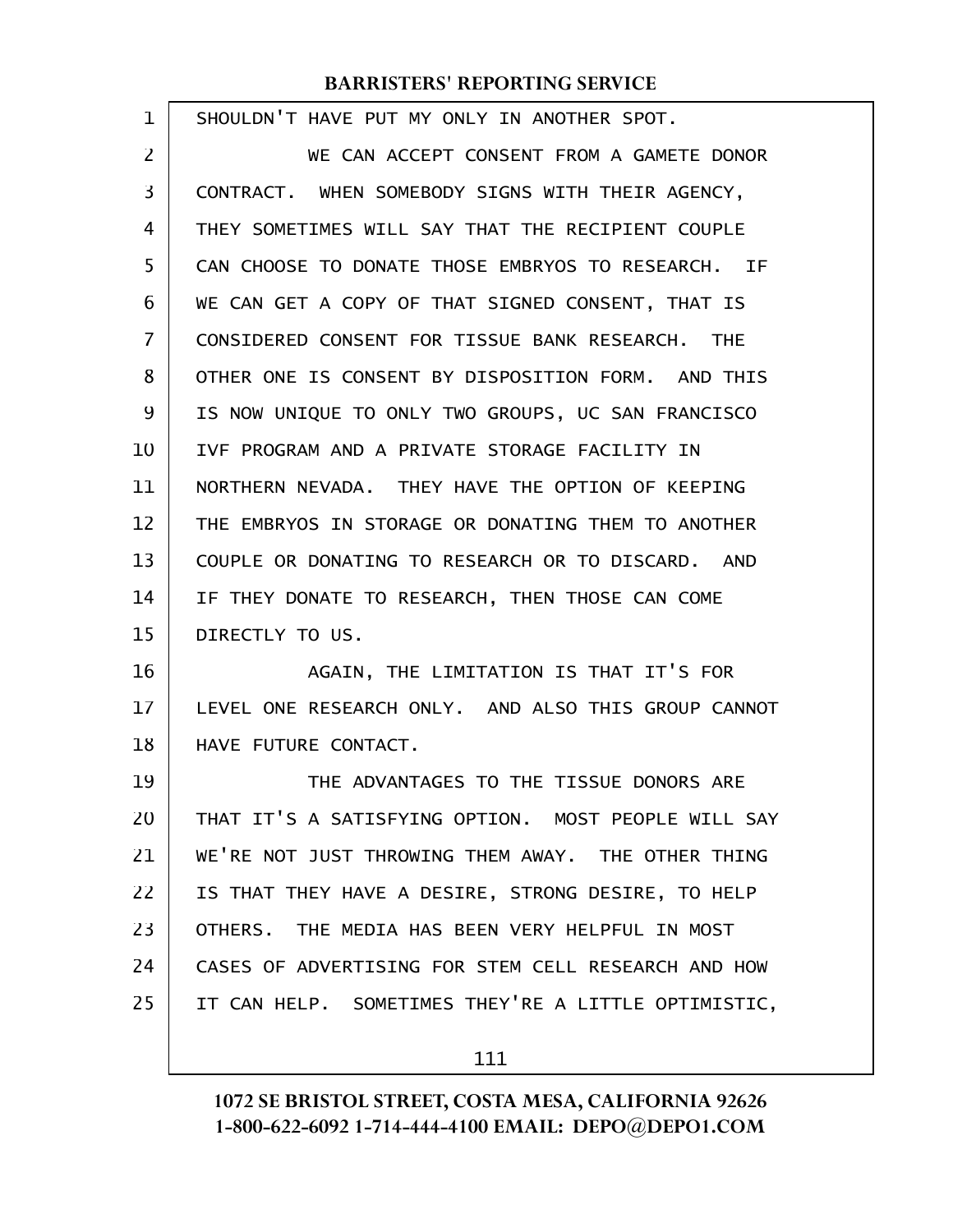SHOULDN'T HAVE PUT MY ONLY IN ANOTHER SPOT.

WE CAN ACCEPT CONSENT FROM A GAMETE DONOR CONTRACT. WHEN SOMEBODY SIGNS WITH THEIR AGENCY, THEY SOMETIMES WILL SAY THAT THE RECIPIENT COUPLE CAN CHOOSE TO DONATE THOSE EMBRYOS TO RESEARCH. IF WE CAN GET A COPY OF THAT SIGNED CONSENT, THAT IS CONSIDERED CONSENT FOR TISSUE BANK RESEARCH. THE OTHER ONE IS CONSENT BY DISPOSITION FORM. AND THIS IS NOW UNIQUE TO ONLY TWO GROUPS, UC SAN FRANCISCO IVF PROGRAM AND A PRIVATE STORAGE FACILITY IN NORTHERN NEVADA. THEY HAVE THE OPTION OF KEEPING THE EMBRYOS IN STORAGE OR DONATING THEM TO ANOTHER COUPLE OR DONATING TO RESEARCH OR TO DISCARD. AND IF THEY DONATE TO RESEARCH, THEN THOSE CAN COME DIRECTLY TO US.

AGAIN, THE LIMITATION IS THAT IT'S FOR LEVEL ONE RESEARCH ONLY. AND ALSO THIS GROUP CANNOT HAVE FUTURE CONTACT.

THE ADVANTAGES TO THE TISSUE DONORS ARE THAT IT'S A SATISFYING OPTION. MOST PEOPLE WILL SAY WE'RE NOT JUST THROWING THEM AWAY. THE OTHER THING IS THAT THEY HAVE A DESIRE, STRONG DESIRE, TO HELP OTHERS. THE MEDIA HAS BEEN VERY HELPFUL IN MOST CASES OF ADVERTISING FOR STEM CELL RESEARCH AND HOW IT CAN HELP. SOMETIMES THEY'RE A LITTLE OPTIMISTIC,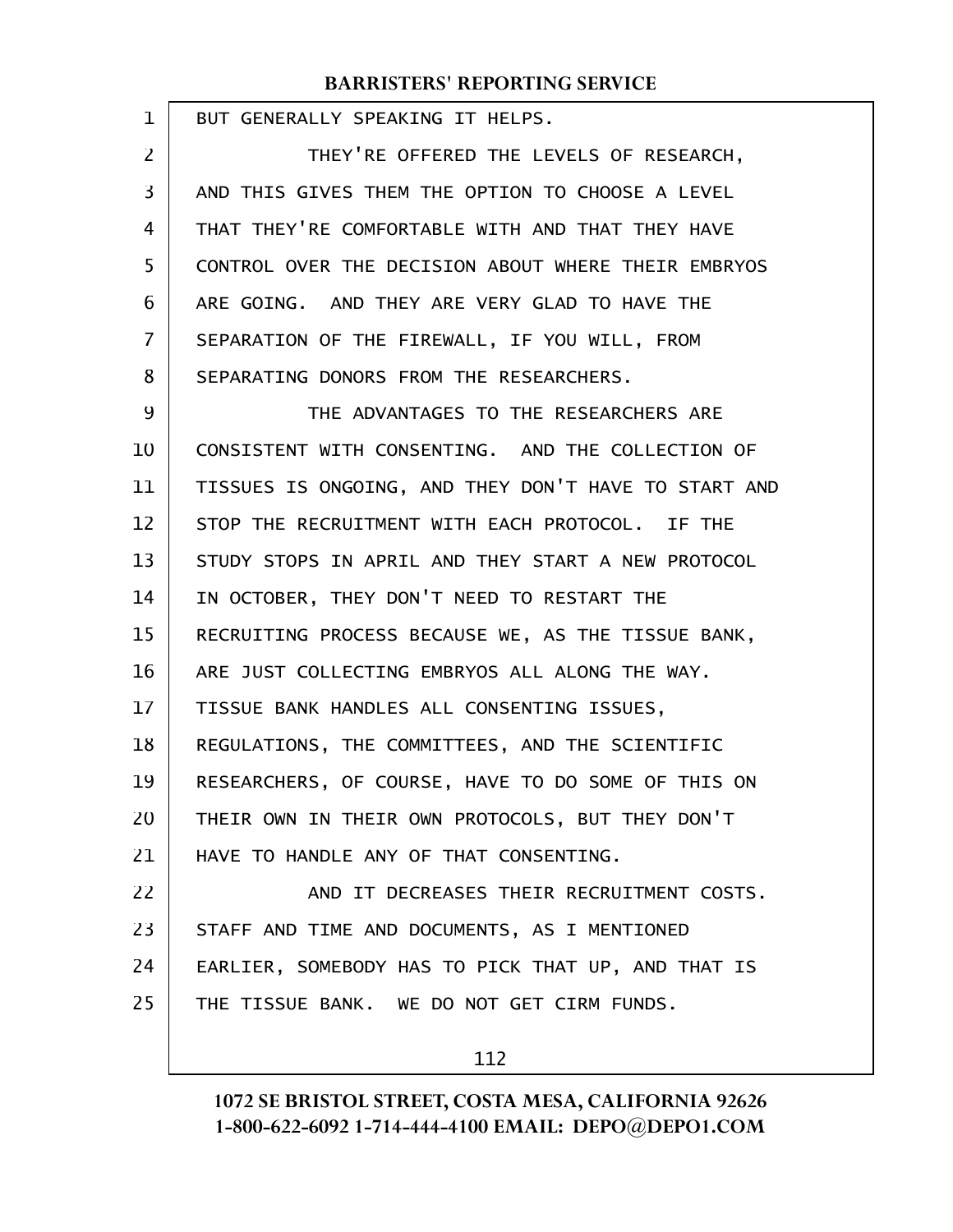BUT GENERALLY SPEAKING IT HELPS.

THEY'RE OFFERED THE LEVELS OF RESEARCH, AND THIS GIVES THEM THE OPTION TO CHOOSE A LEVEL THAT THEY'RE COMFORTABLE WITH AND THAT THEY HAVE CONTROL OVER THE DECISION ABOUT WHERE THEIR EMBRYOS ARE GOING. AND THEY ARE VERY GLAD TO HAVE THE SEPARATION OF THE FIREWALL, IF YOU WILL, FROM SEPARATING DONORS FROM THE RESEARCHERS.

THE ADVANTAGES TO THE RESEARCHERS ARE CONSISTENT WITH CONSENTING. AND THE COLLECTION OF TISSUES IS ONGOING, AND THEY DON'T HAVE TO START AND STOP THE RECRUITMENT WITH EACH PROTOCOL. IF THE STUDY STOPS IN APRIL AND THEY START A NEW PROTOCOL IN OCTOBER, THEY DON'T NEED TO RESTART THE RECRUITING PROCESS BECAUSE WE, AS THE TISSUE BANK, ARE JUST COLLECTING EMBRYOS ALL ALONG THE WAY. TISSUE BANK HANDLES ALL CONSENTING ISSUES, REGULATIONS, THE COMMITTEES, AND THE SCIENTIFIC RESEARCHERS, OF COURSE, HAVE TO DO SOME OF THIS ON THEIR OWN IN THEIR OWN PROTOCOLS, BUT THEY DON'T HAVE TO HANDLE ANY OF THAT CONSENTING.

AND IT DECREASES THEIR RECRUITMENT COSTS. STAFF AND TIME AND DOCUMENTS, AS I MENTIONED EARLIER, SOMEBODY HAS TO PICK THAT UP, AND THAT IS THE TISSUE BANK. WE DO NOT GET CIRM FUNDS.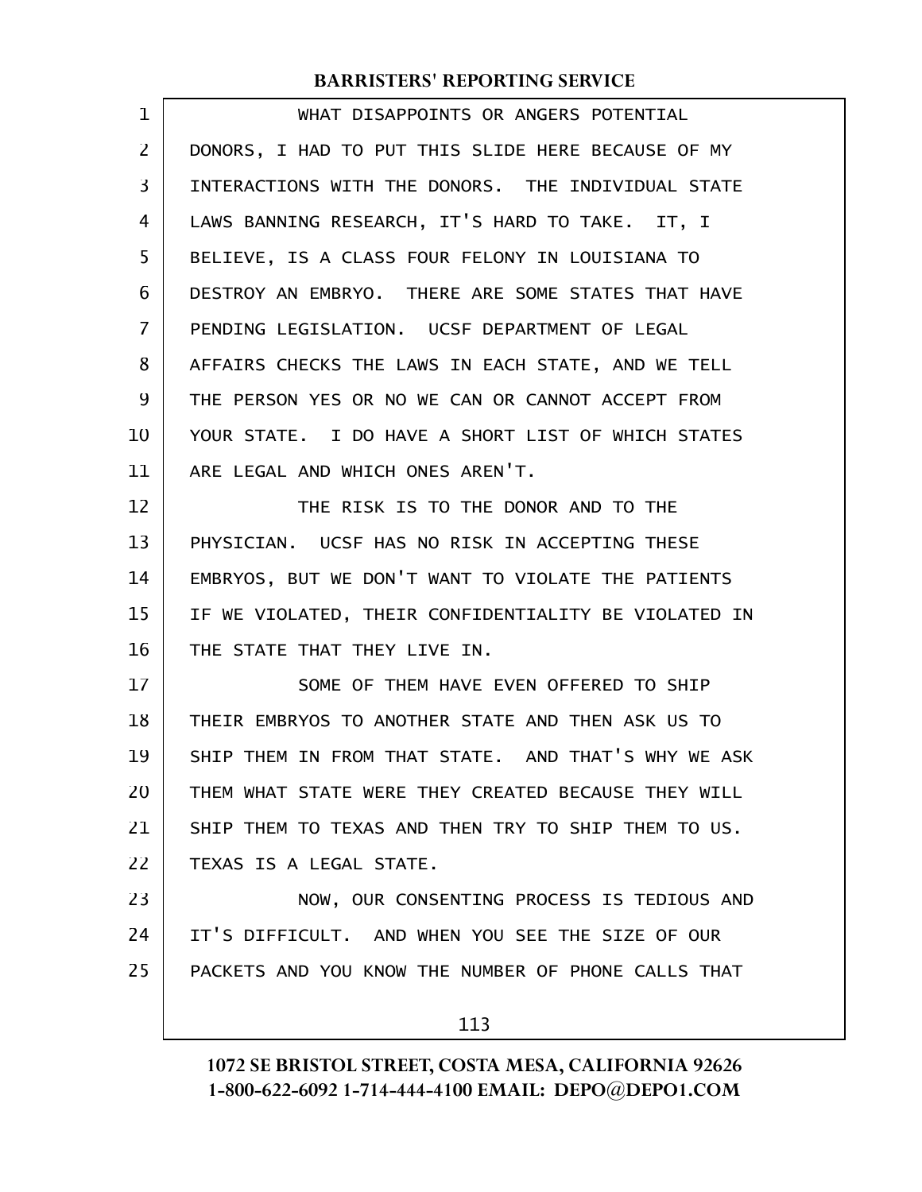WHAT DISAPPOINTS OR ANGERS POTENTIAL DONORS, I HAD TO PUT THIS SLIDE HERE BECAUSE OF MY INTERACTIONS WITH THE DONORS. THE INDIVIDUAL STATE LAWS BANNING RESEARCH, IT'S HARD TO TAKE. IT, I BELIEVE, IS A CLASS FOUR FELONY IN LOUISIANA TO DESTROY AN EMBRYO. THERE ARE SOME STATES THAT HAVE PENDING LEGISLATION. UCSF DEPARTMENT OF LEGAL AFFAIRS CHECKS THE LAWS IN EACH STATE, AND WE TELL THE PERSON YES OR NO WE CAN OR CANNOT ACCEPT FROM YOUR STATE. I DO HAVE A SHORT LIST OF WHICH STATES ARE LEGAL AND WHICH ONES AREN'T.

THE RISK IS TO THE DONOR AND TO THE PHYSICIAN. UCSF HAS NO RISK IN ACCEPTING THESE EMBRYOS, BUT WE DON'T WANT TO VIOLATE THE PATIENTS IF WE VIOLATED, THEIR CONFIDENTIALITY BE VIOLATED IN THE STATE THAT THEY LIVE IN.

SOME OF THEM HAVE EVEN OFFERED TO SHIP THEIR EMBRYOS TO ANOTHER STATE AND THEN ASK US TO SHIP THEM IN FROM THAT STATE. AND THAT'S WHY WE ASK THEM WHAT STATE WERE THEY CREATED BECAUSE THEY WILL SHIP THEM TO TEXAS AND THEN TRY TO SHIP THEM TO US. TEXAS IS A LEGAL STATE.

NOW, OUR CONSENTING PROCESS IS TEDIOUS AND IT'S DIFFICULT. AND WHEN YOU SEE THE SIZE OF OUR PACKETS AND YOU KNOW THE NUMBER OF PHONE CALLS THAT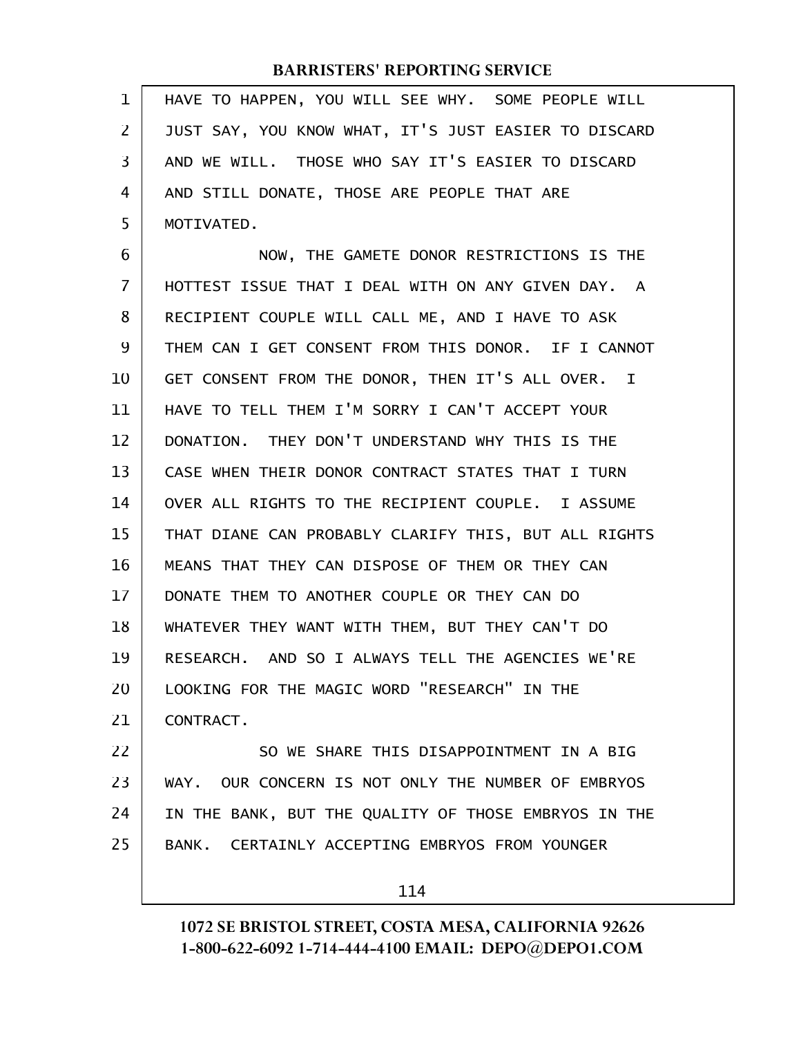HAVE TO HAPPEN, YOU WILL SEE WHY. SOME PEOPLE WILL JUST SAY, YOU KNOW WHAT, IT'S JUST EASIER TO DISCARD AND WE WILL. THOSE WHO SAY IT'S EASIER TO DISCARD AND STILL DONATE, THOSE ARE PEOPLE THAT ARE MOTIVATED.

NOW, THE GAMETE DONOR RESTRICTIONS IS THE HOTTEST ISSUE THAT I DEAL WITH ON ANY GIVEN DAY. A RECIPIENT COUPLE WILL CALL ME, AND I HAVE TO ASK THEM CAN I GET CONSENT FROM THIS DONOR. IF I CANNOT GET CONSENT FROM THE DONOR, THEN IT'S ALL OVER. I HAVE TO TELL THEM I'M SORRY I CAN'T ACCEPT YOUR DONATION. THEY DON'T UNDERSTAND WHY THIS IS THE CASE WHEN THEIR DONOR CONTRACT STATES THAT I TURN OVER ALL RIGHTS TO THE RECIPIENT COUPLE. I ASSUME THAT DIANE CAN PROBABLY CLARIFY THIS, BUT ALL RIGHTS MEANS THAT THEY CAN DISPOSE OF THEM OR THEY CAN DONATE THEM TO ANOTHER COUPLE OR THEY CAN DO WHATEVER THEY WANT WITH THEM, BUT THEY CAN'T DO RESEARCH. AND SO I ALWAYS TELL THE AGENCIES WE'RE LOOKING FOR THE MAGIC WORD "RESEARCH" IN THE CONTRACT.

SO WE SHARE THIS DISAPPOINTMENT IN A BIG WAY. OUR CONCERN IS NOT ONLY THE NUMBER OF EMBRYOS IN THE BANK, BUT THE QUALITY OF THOSE EMBRYOS IN THE BANK. CERTAINLY ACCEPTING EMBRYOS FROM YOUNGER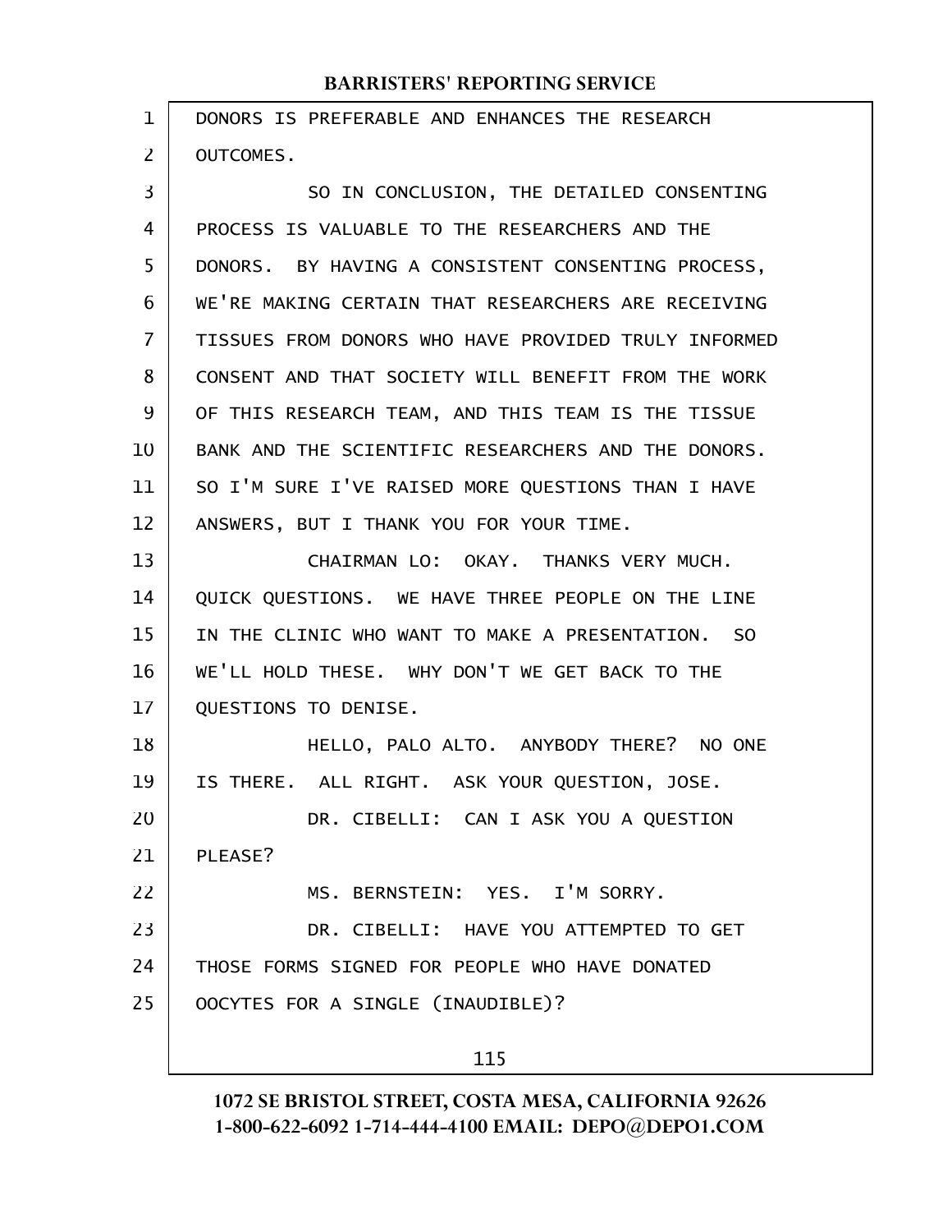DONORS IS PREFERABLE AND ENHANCES THE RESEARCH OUTCOMES.

SO IN CONCLUSION, THE DETAILED CONSENTING PROCESS IS VALUABLE TO THE RESEARCHERS AND THE DONORS. BY HAVING A CONSISTENT CONSENTING PROCESS, WE'RE MAKING CERTAIN THAT RESEARCHERS ARE RECEIVING TISSUES FROM DONORS WHO HAVE PROVIDED TRULY INFORMED CONSENT AND THAT SOCIETY WILL BENEFIT FROM THE WORK OF THIS RESEARCH TEAM, AND THIS TEAM IS THE TISSUE BANK AND THE SCIENTIFIC RESEARCHERS AND THE DONORS. SO I'M SURE I'VE RAISED MORE QUESTIONS THAN I HAVE ANSWERS, BUT I THANK YOU FOR YOUR TIME.

CHAIRMAN LO: OKAY. THANKS VERY MUCH. QUICK QUESTIONS. WE HAVE THREE PEOPLE ON THE LINE IN THE CLINIC WHO WANT TO MAKE A PRESENTATION. SO WE'LL HOLD THESE. WHY DON'T WE GET BACK TO THE QUESTIONS TO DENISE.

HELLO, PALO ALTO. ANYBODY THERE? NO ONE IS THERE. ALL RIGHT. ASK YOUR QUESTION, JOSE.

DR. CIBELLI: CAN I ASK YOU A QUESTION PLEASE?

MS. BERNSTEIN: YES. I'M SORRY.

DR. CIBELLI: HAVE YOU ATTEMPTED TO GET THOSE FORMS SIGNED FOR PEOPLE WHO HAVE DONATED OOCYTES FOR A SINGLE (INAUDIBLE)?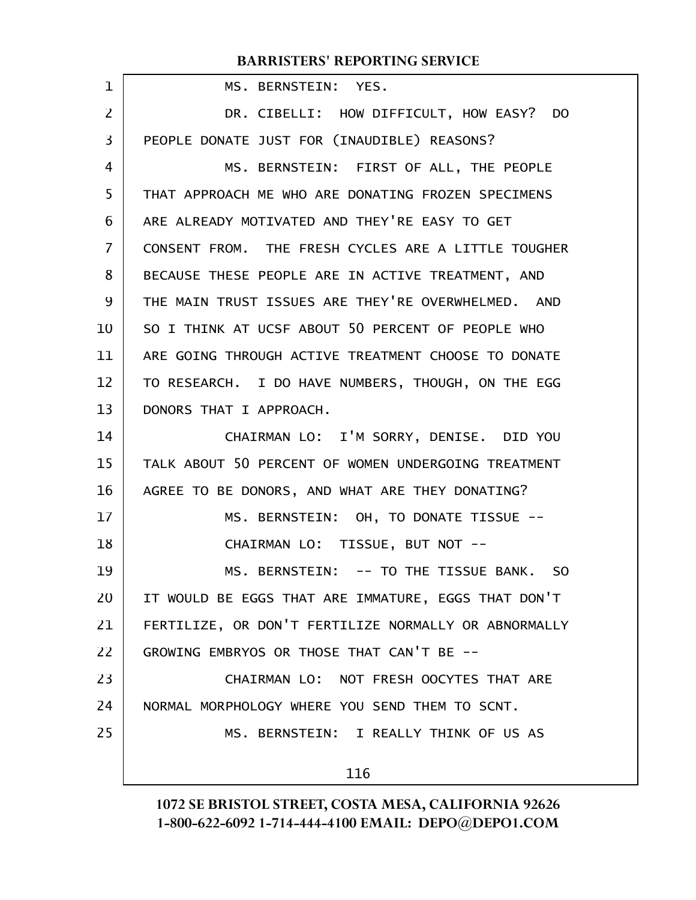MS. BERNSTEIN: YES.

DR. CIBELLI: HOW DIFFICULT, HOW EASY? DO PEOPLE DONATE JUST FOR (INAUDIBLE) REASONS?

MS. BERNSTEIN: FIRST OF ALL, THE PEOPLE THAT APPROACH ME WHO ARE DONATING FROZEN SPECIMENS ARE ALREADY MOTIVATED AND THEY'RE EASY TO GET CONSENT FROM. THE FRESH CYCLES ARE A LITTLE TOUGHER BECAUSE THESE PEOPLE ARE IN ACTIVE TREATMENT, AND THE MAIN TRUST ISSUES ARE THEY'RE OVERWHELMED. AND SO I THINK AT UCSF ABOUT 50 PERCENT OF PEOPLE WHO ARE GOING THROUGH ACTIVE TREATMENT CHOOSE TO DONATE TO RESEARCH. I DO HAVE NUMBERS, THOUGH, ON THE EGG DONORS THAT I APPROACH.

CHAIRMAN LO: I'M SORRY, DENISE. DID YOU TALK ABOUT 50 PERCENT OF WOMEN UNDERGOING TREATMENT AGREE TO BE DONORS, AND WHAT ARE THEY DONATING?

MS. BERNSTEIN: OH, TO DONATE TISSUE --

CHAIRMAN LO: TISSUE, BUT NOT --

MS. BERNSTEIN: -- TO THE TISSUE BANK. SO IT WOULD BE EGGS THAT ARE IMMATURE, EGGS THAT DON'T FERTILIZE, OR DON'T FERTILIZE NORMALLY OR ABNORMALLY GROWING EMBRYOS OR THOSE THAT CAN'T BE --

CHAIRMAN LO: NOT FRESH OOCYTES THAT ARE NORMAL MORPHOLOGY WHERE YOU SEND THEM TO SCNT.

MS. BERNSTEIN: I REALLY THINK OF US AS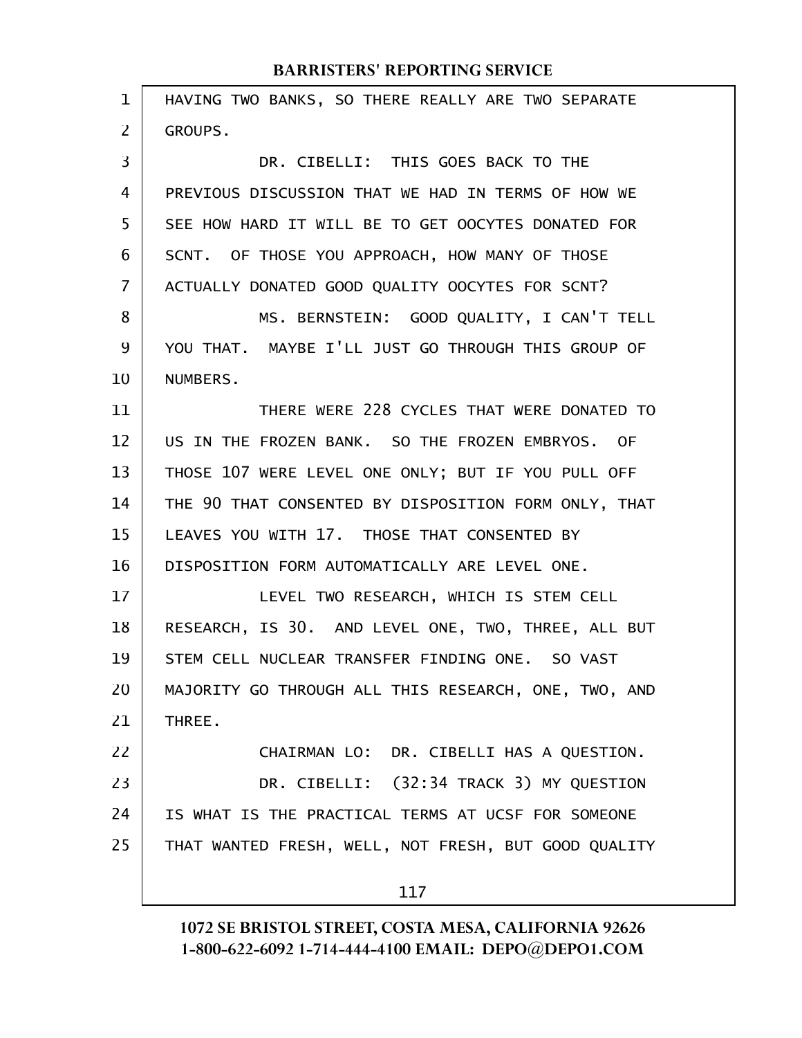HAVING TWO BANKS, SO THERE REALLY ARE TWO SEPARATE GROUPS.

DR. CIBELLI: THIS GOES BACK TO THE PREVIOUS DISCUSSION THAT WE HAD IN TERMS OF HOW WE SEE HOW HARD IT WILL BE TO GET OOCYTES DONATED FOR SCNT. OF THOSE YOU APPROACH, HOW MANY OF THOSE ACTUALLY DONATED GOOD QUALITY OOCYTES FOR SCNT?

MS. BERNSTEIN: GOOD QUALITY, I CAN'T TELL YOU THAT. MAYBE I'LL JUST GO THROUGH THIS GROUP OF NUMBERS.

THERE WERE 228 CYCLES THAT WERE DONATED TO US IN THE FROZEN BANK. SO THE FROZEN EMBRYOS. OF THOSE 107 WERE LEVEL ONE ONLY; BUT IF YOU PULL OFF THE 90 THAT CONSENTED BY DISPOSITION FORM ONLY, THAT LEAVES YOU WITH 17. THOSE THAT CONSENTED BY DISPOSITION FORM AUTOMATICALLY ARE LEVEL ONE.

LEVEL TWO RESEARCH, WHICH IS STEM CELL RESEARCH, IS 30. AND LEVEL ONE, TWO, THREE, ALL BUT STEM CELL NUCLEAR TRANSFER FINDING ONE. SO VAST MAJORITY GO THROUGH ALL THIS RESEARCH, ONE, TWO, AND THREE.

CHAIRMAN LO: DR. CIBELLI HAS A QUESTION.

DR. CIBELLI: (32:34 TRACK 3) MY QUESTION IS WHAT IS THE PRACTICAL TERMS AT UCSF FOR SOMEONE THAT WANTED FRESH, WELL, NOT FRESH, BUT GOOD QUALITY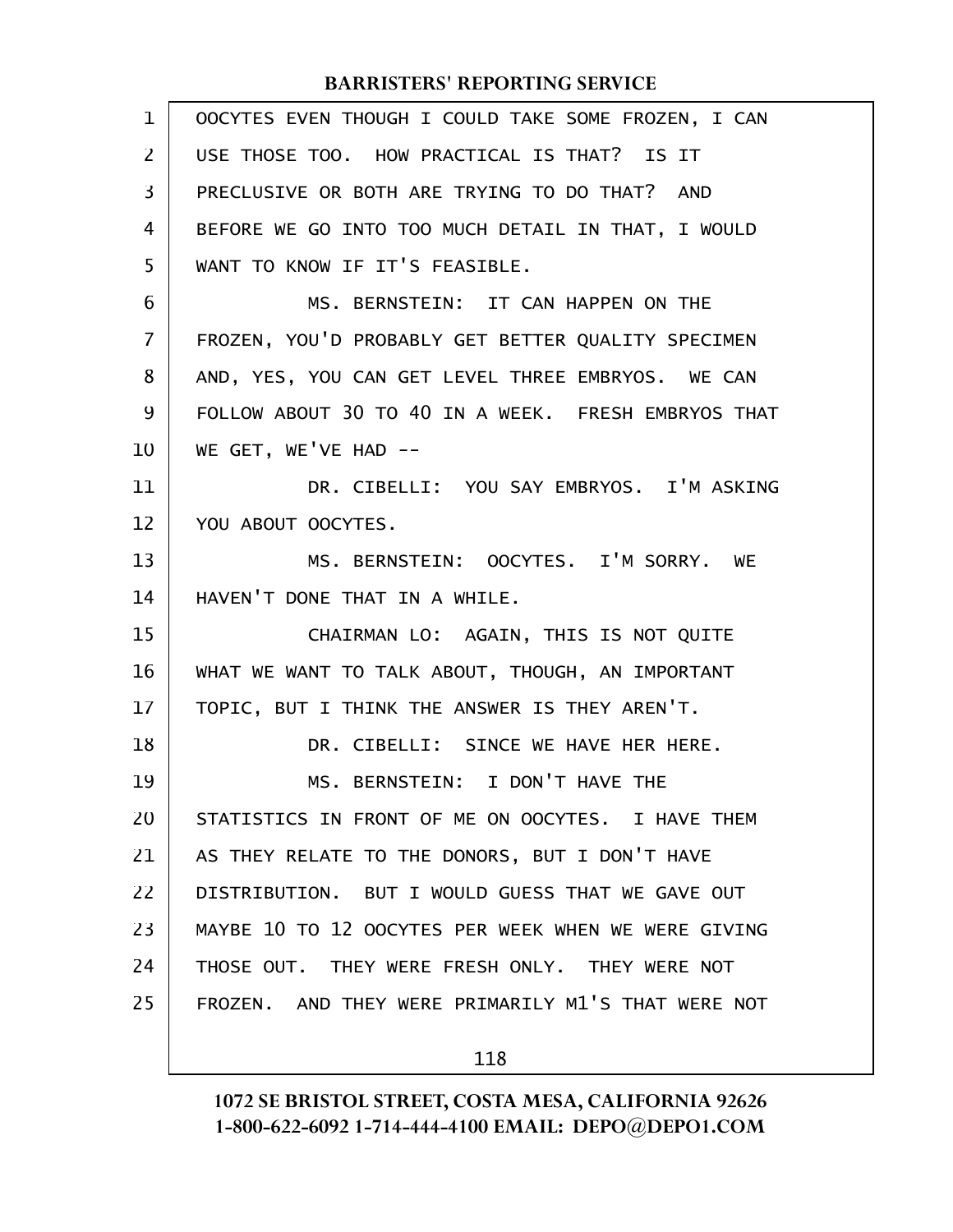OOCYTES EVEN THOUGH I COULD TAKE SOME FROZEN, I CAN USE THOSE TOO. HOW PRACTICAL IS THAT? IS IT PRECLUSIVE OR BOTH ARE TRYING TO DO THAT? AND BEFORE WE GO INTO TOO MUCH DETAIL IN THAT, I WOULD WANT TO KNOW IF IT'S FEASIBLE.

MS. BERNSTEIN: IT CAN HAPPEN ON THE FROZEN, YOU'D PROBABLY GET BETTER QUALITY SPECIMEN AND, YES, YOU CAN GET LEVEL THREE EMBRYOS. WE CAN FOLLOW ABOUT 30 TO 40 IN A WEEK. FRESH EMBRYOS THAT WE GET, WE'VE HAD --

DR. CIBELLI: YOU SAY EMBRYOS. I'M ASKING YOU ABOUT OOCYTES.

MS. BERNSTEIN: OOCYTES. I'M SORRY. WE HAVEN'T DONE THAT IN A WHILE.

CHAIRMAN LO: AGAIN, THIS IS NOT QUITE WHAT WE WANT TO TALK ABOUT, THOUGH, AN IMPORTANT TOPIC, BUT I THINK THE ANSWER IS THEY AREN'T.

DR. CIBELLI: SINCE WE HAVE HER HERE.

MS. BERNSTEIN: I DON'T HAVE THE STATISTICS IN FRONT OF ME ON OOCYTES. I HAVE THEM AS THEY RELATE TO THE DONORS, BUT I DON'T HAVE DISTRIBUTION. BUT I WOULD GUESS THAT WE GAVE OUT MAYBE 10 TO 12 OOCYTES PER WEEK WHEN WE WERE GIVING THOSE OUT. THEY WERE FRESH ONLY. THEY WERE NOT FROZEN. AND THEY WERE PRIMARILY M1'S THAT WERE NOT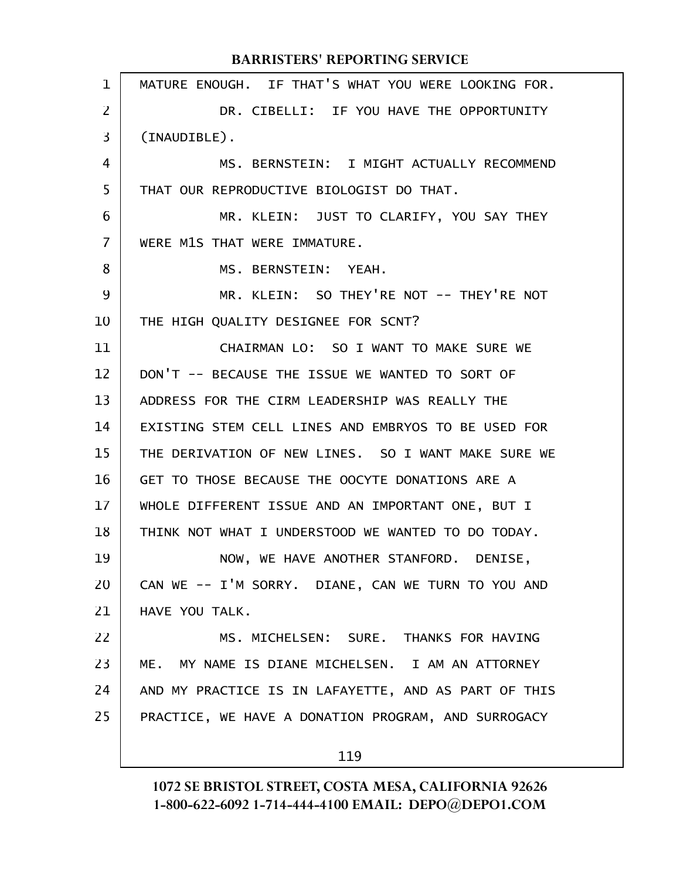MATURE ENOUGH. IF THAT'S WHAT YOU WERE LOOKING FOR.

DR. CIBELLI: IF YOU HAVE THE OPPORTUNITY (INAUDIBLE).

MS. BERNSTEIN: I MIGHT ACTUALLY RECOMMEND THAT OUR REPRODUCTIVE BIOLOGIST DO THAT.

MR. KLEIN: JUST TO CLARIFY, YOU SAY THEY WERE M1S THAT WERE IMMATURE.

MS. BERNSTEIN: YEAH.

MR. KLEIN: SO THEY'RE NOT -- THEY'RE NOT THE HIGH QUALITY DESIGNEE FOR SCNT?

CHAIRMAN LO: SO I WANT TO MAKE SURE WE DON'T -- BECAUSE THE ISSUE WE WANTED TO SORT OF ADDRESS FOR THE CIRM LEADERSHIP WAS REALLY THE EXISTING STEM CELL LINES AND EMBRYOS TO BE USED FOR THE DERIVATION OF NEW LINES. SO I WANT MAKE SURE WE GET TO THOSE BECAUSE THE OOCYTE DONATIONS ARE A WHOLE DIFFERENT ISSUE AND AN IMPORTANT ONE, BUT I THINK NOT WHAT I UNDERSTOOD WE WANTED TO DO TODAY.

NOW, WE HAVE ANOTHER STANFORD. DENISE, CAN WE -- I'M SORRY. DIANE, CAN WE TURN TO YOU AND HAVE YOU TALK.

MS. MICHELSEN: SURE. THANKS FOR HAVING ME. MY NAME IS DIANE MICHELSEN. I AM AN ATTORNEY AND MY PRACTICE IS IN LAFAYETTE, AND AS PART OF THIS PRACTICE, WE HAVE A DONATION PROGRAM, AND SURROGACY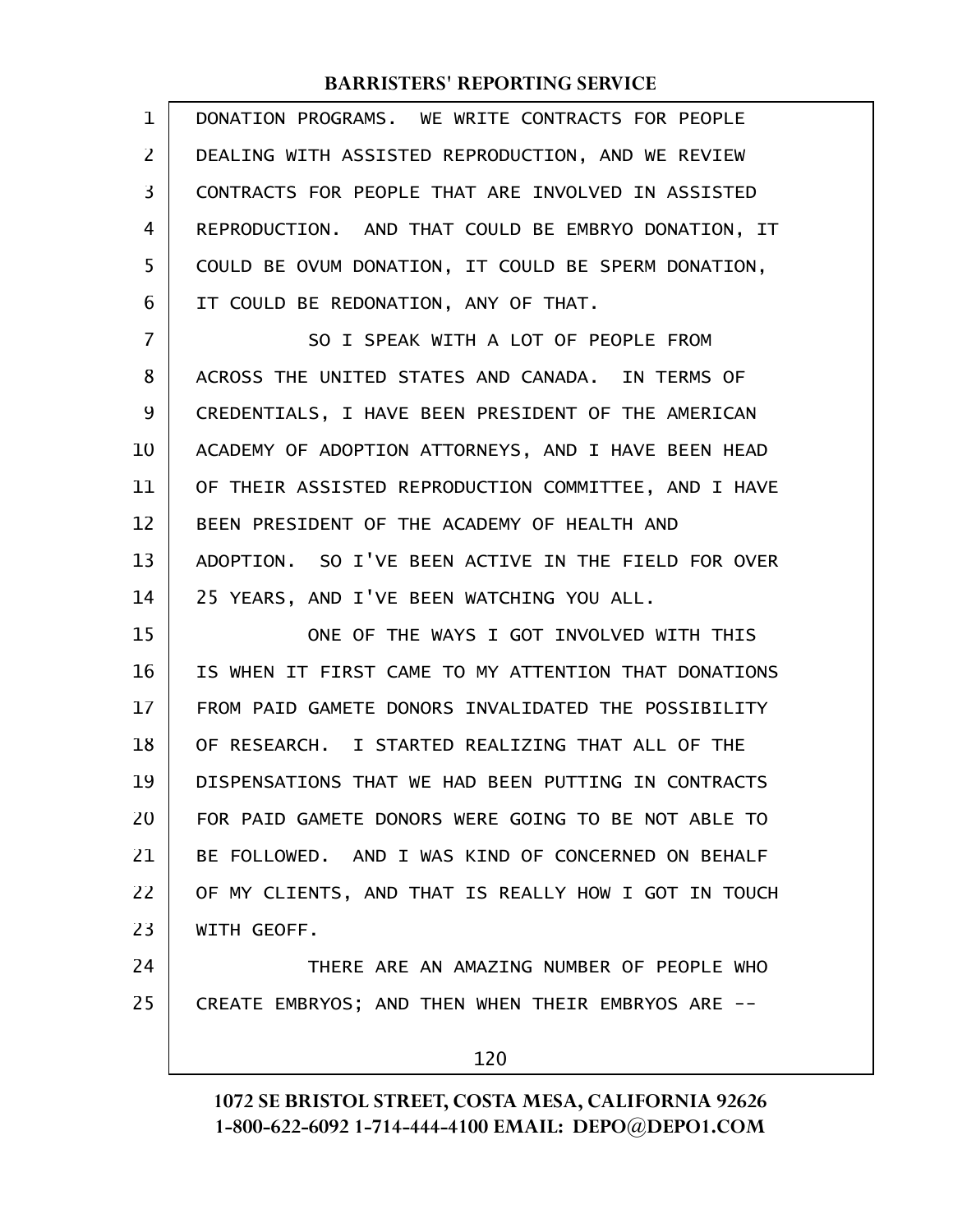DONATION PROGRAMS. WE WRITE CONTRACTS FOR PEOPLE DEALING WITH ASSISTED REPRODUCTION, AND WE REVIEW CONTRACTS FOR PEOPLE THAT ARE INVOLVED IN ASSISTED REPRODUCTION. AND THAT COULD BE EMBRYO DONATION, IT COULD BE OVUM DONATION, IT COULD BE SPERM DONATION, IT COULD BE REDONATION, ANY OF THAT.

SO I SPEAK WITH A LOT OF PEOPLE FROM ACROSS THE UNITED STATES AND CANADA. IN TERMS OF CREDENTIALS, I HAVE BEEN PRESIDENT OF THE AMERICAN ACADEMY OF ADOPTION ATTORNEYS, AND I HAVE BEEN HEAD OF THEIR ASSISTED REPRODUCTION COMMITTEE, AND I HAVE BEEN PRESIDENT OF THE ACADEMY OF HEALTH AND ADOPTION. SO I'VE BEEN ACTIVE IN THE FIELD FOR OVER 25 YEARS, AND I'VE BEEN WATCHING YOU ALL.

ONE OF THE WAYS I GOT INVOLVED WITH THIS IS WHEN IT FIRST CAME TO MY ATTENTION THAT DONATIONS FROM PAID GAMETE DONORS INVALIDATED THE POSSIBILITY OF RESEARCH. I STARTED REALIZING THAT ALL OF THE DISPENSATIONS THAT WE HAD BEEN PUTTING IN CONTRACTS FOR PAID GAMETE DONORS WERE GOING TO BE NOT ABLE TO BE FOLLOWED. AND I WAS KIND OF CONCERNED ON BEHALF OF MY CLIENTS, AND THAT IS REALLY HOW I GOT IN TOUCH WITH GEOFF.

THERE ARE AN AMAZING NUMBER OF PEOPLE WHO CREATE EMBRYOS; AND THEN WHEN THEIR EMBRYOS ARE --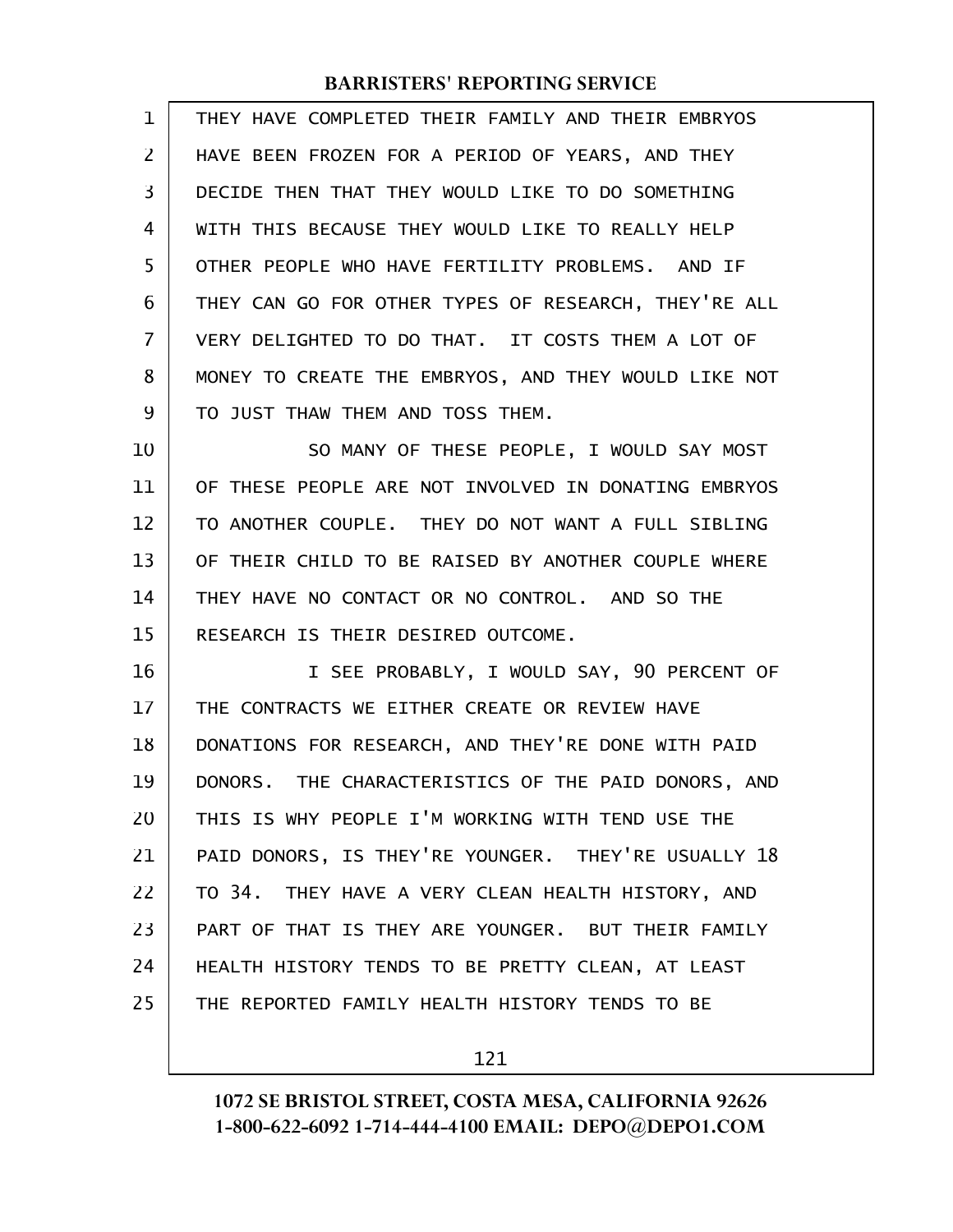THEY HAVE COMPLETED THEIR FAMILY AND THEIR EMBRYOS HAVE BEEN FROZEN FOR A PERIOD OF YEARS, AND THEY DECIDE THEN THAT THEY WOULD LIKE TO DO SOMETHING WITH THIS BECAUSE THEY WOULD LIKE TO REALLY HELP OTHER PEOPLE WHO HAVE FERTILITY PROBLEMS. AND IF THEY CAN GO FOR OTHER TYPES OF RESEARCH, THEY'RE ALL VERY DELIGHTED TO DO THAT. IT COSTS THEM A LOT OF MONEY TO CREATE THE EMBRYOS, AND THEY WOULD LIKE NOT TO JUST THAW THEM AND TOSS THEM.

SO MANY OF THESE PEOPLE, I WOULD SAY MOST OF THESE PEOPLE ARE NOT INVOLVED IN DONATING EMBRYOS TO ANOTHER COUPLE. THEY DO NOT WANT A FULL SIBLING OF THEIR CHILD TO BE RAISED BY ANOTHER COUPLE WHERE THEY HAVE NO CONTACT OR NO CONTROL. AND SO THE RESEARCH IS THEIR DESIRED OUTCOME.

I SEE PROBABLY, I WOULD SAY, 90 PERCENT OF THE CONTRACTS WE EITHER CREATE OR REVIEW HAVE DONATIONS FOR RESEARCH, AND THEY'RE DONE WITH PAID DONORS. THE CHARACTERISTICS OF THE PAID DONORS, AND THIS IS WHY PEOPLE I'M WORKING WITH TEND USE THE PAID DONORS, IS THEY'RE YOUNGER. THEY'RE USUALLY 18 TO 34. THEY HAVE A VERY CLEAN HEALTH HISTORY, AND PART OF THAT IS THEY ARE YOUNGER. BUT THEIR FAMILY HEALTH HISTORY TENDS TO BE PRETTY CLEAN, AT LEAST THE REPORTED FAMILY HEALTH HISTORY TENDS TO BE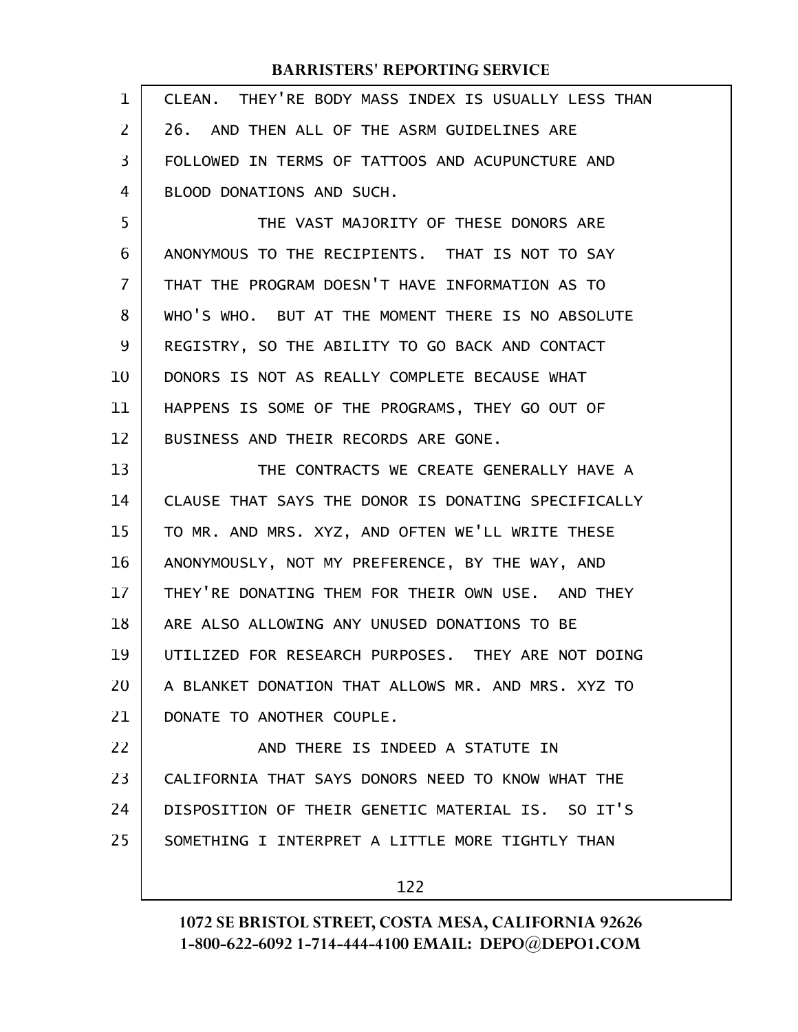CLEAN. THEY'RE BODY MASS INDEX IS USUALLY LESS THAN 26. AND THEN ALL OF THE ASRM GUIDELINES ARE FOLLOWED IN TERMS OF TATTOOS AND ACUPUNCTURE AND BLOOD DONATIONS AND SUCH.

THE VAST MAJORITY OF THESE DONORS ARE ANONYMOUS TO THE RECIPIENTS. THAT IS NOT TO SAY THAT THE PROGRAM DOESN'T HAVE INFORMATION AS TO WHO'S WHO. BUT AT THE MOMENT THERE IS NO ABSOLUTE REGISTRY, SO THE ABILITY TO GO BACK AND CONTACT DONORS IS NOT AS REALLY COMPLETE BECAUSE WHAT HAPPENS IS SOME OF THE PROGRAMS, THEY GO OUT OF BUSINESS AND THEIR RECORDS ARE GONE.

THE CONTRACTS WE CREATE GENERALLY HAVE A CLAUSE THAT SAYS THE DONOR IS DONATING SPECIFICALLY TO MR. AND MRS. XYZ, AND OFTEN WE'LL WRITE THESE ANONYMOUSLY, NOT MY PREFERENCE, BY THE WAY, AND THEY'RE DONATING THEM FOR THEIR OWN USE. AND THEY ARE ALSO ALLOWING ANY UNUSED DONATIONS TO BE UTILIZED FOR RESEARCH PURPOSES. THEY ARE NOT DOING A BLANKET DONATION THAT ALLOWS MR. AND MRS. XYZ TO DONATE TO ANOTHER COUPLE.

AND THERE IS INDEED A STATUTE IN CALIFORNIA THAT SAYS DONORS NEED TO KNOW WHAT THE DISPOSITION OF THEIR GENETIC MATERIAL IS. SO IT'S SOMETHING I INTERPRET A LITTLE MORE TIGHTLY THAN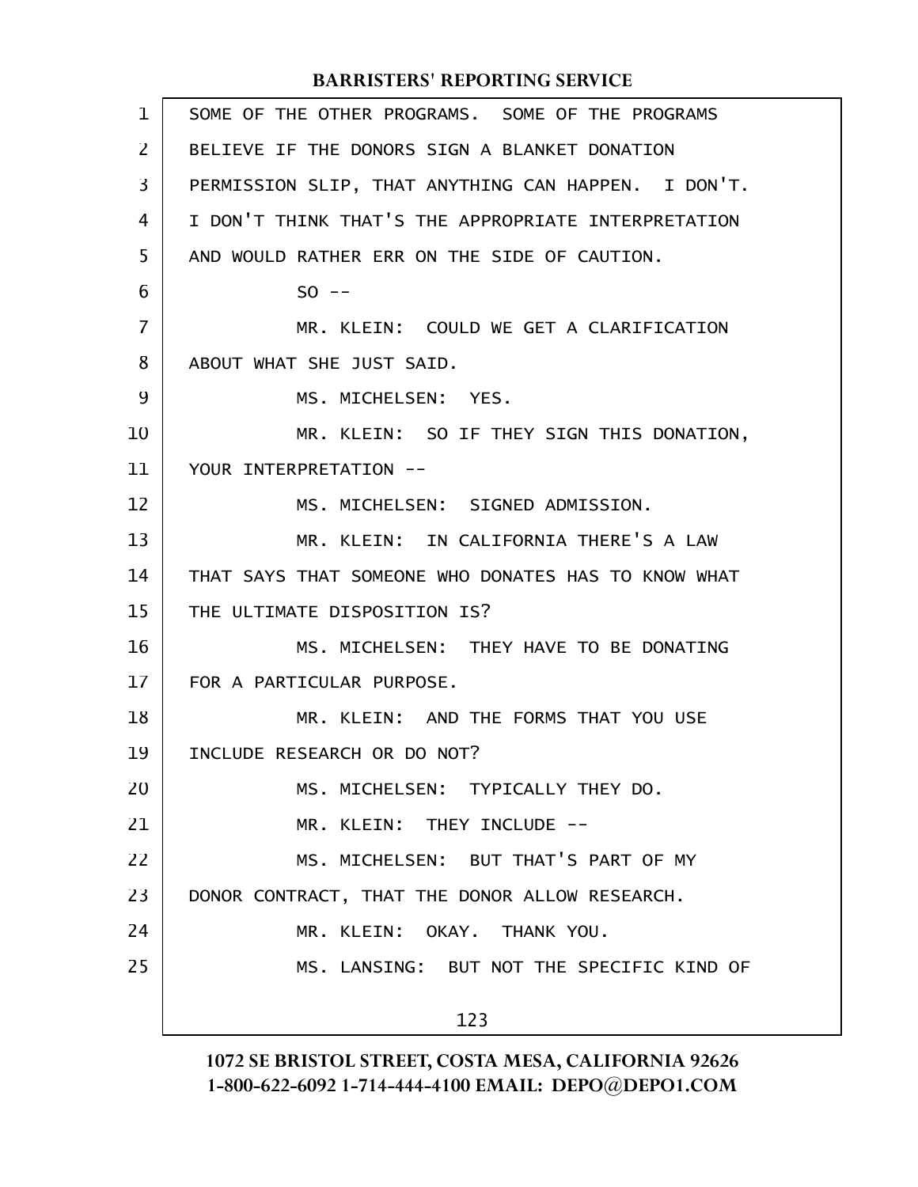SOME OF THE OTHER PROGRAMS. SOME OF THE PROGRAMS BELIEVE IF THE DONORS SIGN A BLANKET DONATION PERMISSION SLIP, THAT ANYTHING CAN HAPPEN. I DON'T. I DON'T THINK THAT'S THE APPROPRIATE INTERPRETATION AND WOULD RATHER ERR ON THE SIDE OF CAUTION.

SO --

MR. KLEIN: COULD WE GET A CLARIFICATION ABOUT WHAT SHE JUST SAID.

MS. MICHELSEN: YES.

MR. KLEIN: SO IF THEY SIGN THIS DONATION, YOUR INTERPRETATION --

MS. MICHELSEN: SIGNED ADMISSION.

MR. KLEIN: IN CALIFORNIA THERE'S A LAW THAT SAYS THAT SOMEONE WHO DONATES HAS TO KNOW WHAT THE ULTIMATE DISPOSITION IS?

MS. MICHELSEN: THEY HAVE TO BE DONATING FOR A PARTICULAR PURPOSE.

MR. KLEIN: AND THE FORMS THAT YOU USE INCLUDE RESEARCH OR DO NOT?

MS. MICHELSEN: TYPICALLY THEY DO.

MR. KLEIN: THEY INCLUDE --

MS. MICHELSEN: BUT THAT'S PART OF MY DONOR CONTRACT, THAT THE DONOR ALLOW RESEARCH.

MR. KLEIN: OKAY. THANK YOU.

MS. LANSING: BUT NOT THE SPECIFIC KIND OF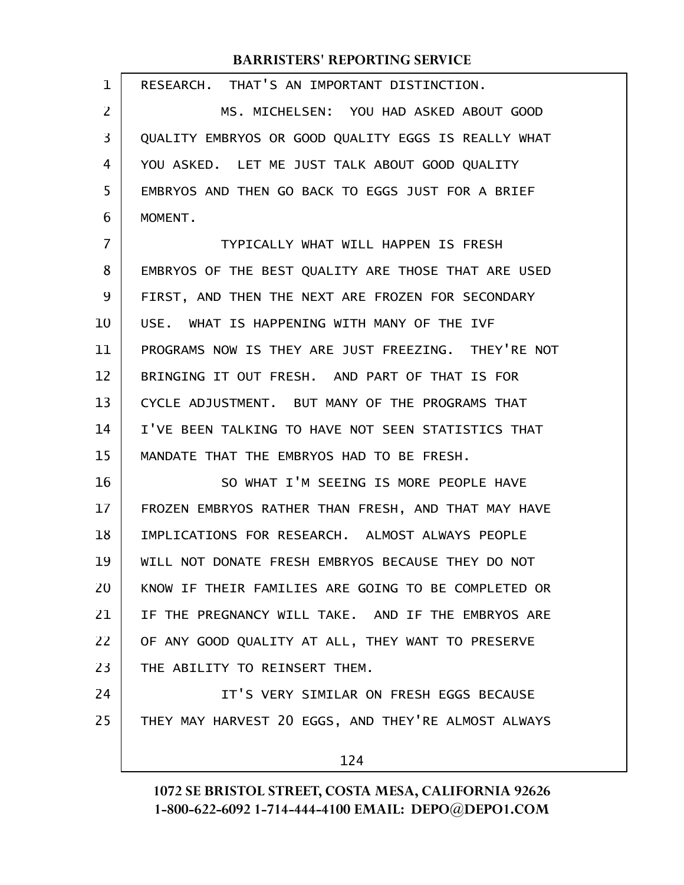RESEARCH. THAT'S AN IMPORTANT DISTINCTION.

MS. MICHELSEN: YOU HAD ASKED ABOUT GOOD QUALITY EMBRYOS OR GOOD QUALITY EGGS IS REALLY WHAT YOU ASKED. LET ME JUST TALK ABOUT GOOD QUALITY EMBRYOS AND THEN GO BACK TO EGGS JUST FOR A BRIEF MOMENT.

TYPICALLY WHAT WILL HAPPEN IS FRESH EMBRYOS OF THE BEST QUALITY ARE THOSE THAT ARE USED FIRST, AND THEN THE NEXT ARE FROZEN FOR SECONDARY USE. WHAT IS HAPPENING WITH MANY OF THE IVF PROGRAMS NOW IS THEY ARE JUST FREEZING. THEY'RE NOT BRINGING IT OUT FRESH. AND PART OF THAT IS FOR CYCLE ADJUSTMENT. BUT MANY OF THE PROGRAMS THAT I'VE BEEN TALKING TO HAVE NOT SEEN STATISTICS THAT MANDATE THAT THE EMBRYOS HAD TO BE FRESH.

SO WHAT I'M SEEING IS MORE PEOPLE HAVE FROZEN EMBRYOS RATHER THAN FRESH, AND THAT MAY HAVE IMPLICATIONS FOR RESEARCH. ALMOST ALWAYS PEOPLE WILL NOT DONATE FRESH EMBRYOS BECAUSE THEY DO NOT KNOW IF THEIR FAMILIES ARE GOING TO BE COMPLETED OR IF THE PREGNANCY WILL TAKE. AND IF THE EMBRYOS ARE OF ANY GOOD QUALITY AT ALL, THEY WANT TO PRESERVE THE ABILITY TO REINSERT THEM.

IT'S VERY SIMILAR ON FRESH EGGS BECAUSE THEY MAY HARVEST 20 EGGS, AND THEY'RE ALMOST ALWAYS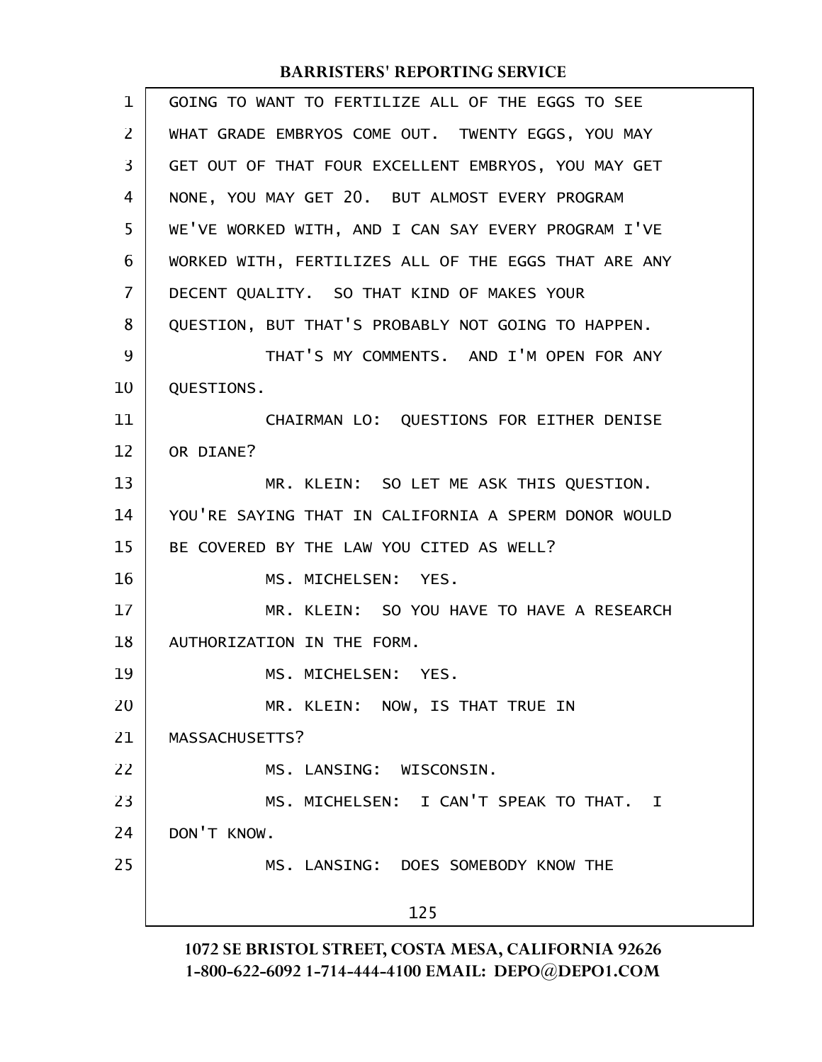GOING TO WANT TO FERTILIZE ALL OF THE EGGS TO SEE WHAT GRADE EMBRYOS COME OUT. TWENTY EGGS, YOU MAY GET OUT OF THAT FOUR EXCELLENT EMBRYOS, YOU MAY GET NONE, YOU MAY GET 20. BUT ALMOST EVERY PROGRAM WE'VE WORKED WITH, AND I CAN SAY EVERY PROGRAM I'VE WORKED WITH, FERTILIZES ALL OF THE EGGS THAT ARE ANY DECENT QUALITY. SO THAT KIND OF MAKES YOUR QUESTION, BUT THAT'S PROBABLY NOT GOING TO HAPPEN.

THAT'S MY COMMENTS. AND I'M OPEN FOR ANY QUESTIONS.

CHAIRMAN LO: QUESTIONS FOR EITHER DENISE OR DIANE?

MR. KLEIN: SO LET ME ASK THIS QUESTION. YOU'RE SAYING THAT IN CALIFORNIA A SPERM DONOR WOULD BE COVERED BY THE LAW YOU CITED AS WELL?

MS. MICHELSEN: YES.

MR. KLEIN: SO YOU HAVE TO HAVE A RESEARCH AUTHORIZATION IN THE FORM.

MS. MICHELSEN: YES.

MR. KLEIN: NOW, IS THAT TRUE IN MASSACHUSETTS?

MS. LANSING: WISCONSIN.

MS. MICHELSEN: I CAN'T SPEAK TO THAT. I DON'T KNOW.

MS. LANSING: DOES SOMEBODY KNOW THE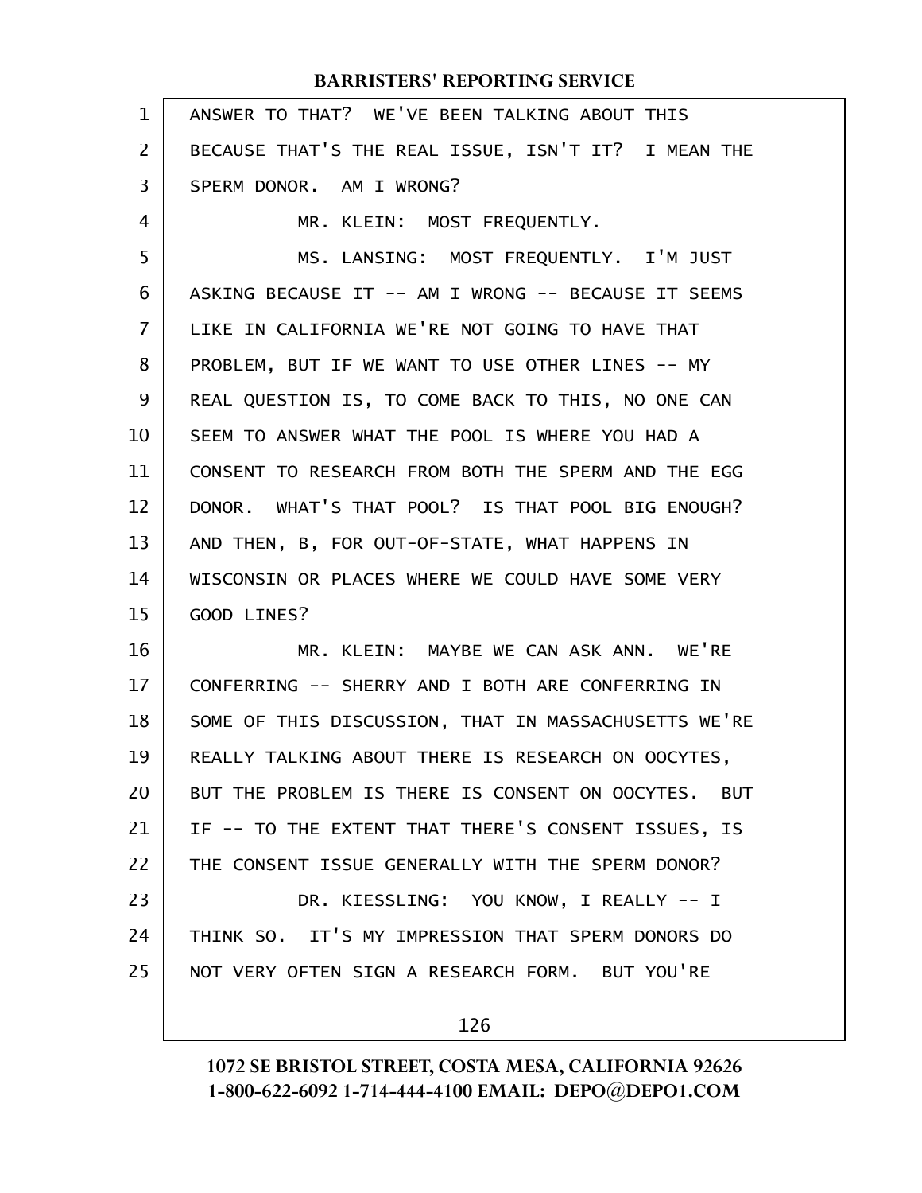ANSWER TO THAT? WE'VE BEEN TALKING ABOUT THIS BECAUSE THAT'S THE REAL ISSUE, ISN'T IT? I MEAN THE SPERM DONOR. AM I WRONG?

MR. KLEIN: MOST FREQUENTLY.

MS. LANSING: MOST FREQUENTLY. I'M JUST ASKING BECAUSE IT -- AM I WRONG -- BECAUSE IT SEEMS LIKE IN CALIFORNIA WE'RE NOT GOING TO HAVE THAT PROBLEM, BUT IF WE WANT TO USE OTHER LINES -- MY REAL QUESTION IS, TO COME BACK TO THIS, NO ONE CAN SEEM TO ANSWER WHAT THE POOL IS WHERE YOU HAD A CONSENT TO RESEARCH FROM BOTH THE SPERM AND THE EGG DONOR. WHAT'S THAT POOL? IS THAT POOL BIG ENOUGH? AND THEN, B, FOR OUT-OF-STATE, WHAT HAPPENS IN WISCONSIN OR PLACES WHERE WE COULD HAVE SOME VERY GOOD LINES?

MR. KLEIN: MAYBE WE CAN ASK ANN. WE'RE CONFERRING -- SHERRY AND I BOTH ARE CONFERRING IN SOME OF THIS DISCUSSION, THAT IN MASSACHUSETTS WE'RE REALLY TALKING ABOUT THERE IS RESEARCH ON OOCYTES, BUT THE PROBLEM IS THERE IS CONSENT ON OOCYTES. BUT IF -- TO THE EXTENT THAT THERE'S CONSENT ISSUES, IS THE CONSENT ISSUE GENERALLY WITH THE SPERM DONOR?

DR. KIESSLING: YOU KNOW, I REALLY -- I THINK SO. IT'S MY IMPRESSION THAT SPERM DONORS DO NOT VERY OFTEN SIGN A RESEARCH FORM. BUT YOU'RE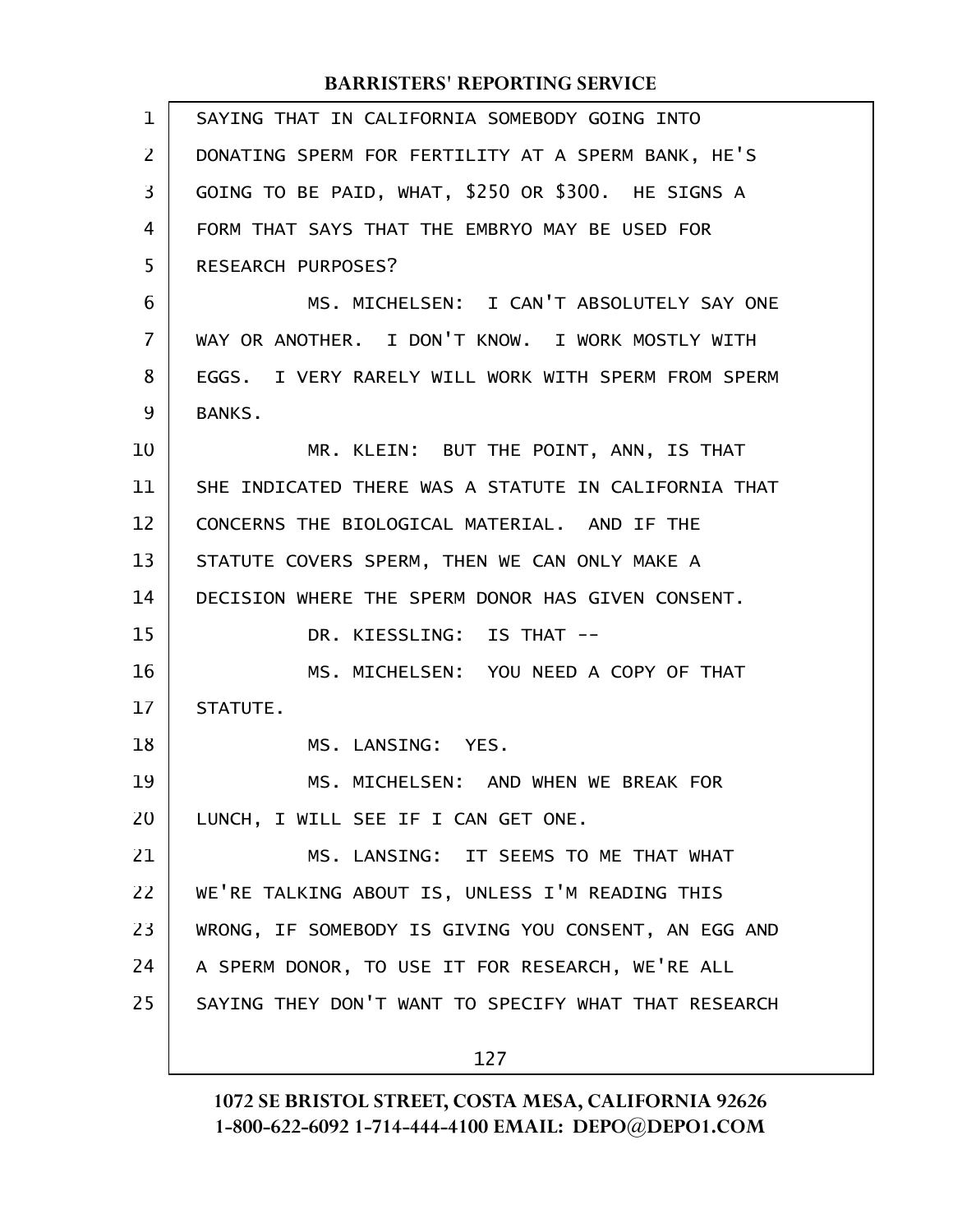SAYING THAT IN CALIFORNIA SOMEBODY GOING INTO DONATING SPERM FOR FERTILITY AT A SPERM BANK, HE'S GOING TO BE PAID, WHAT, $250 OR $300. HE SIGNS A FORM THAT SAYS THAT THE EMBRYO MAY BE USED FOR RESEARCH PURPOSES?

MS. MICHELSEN: I CAN'T ABSOLUTELY SAY ONE WAY OR ANOTHER. I DON'T KNOW. I WORK MOSTLY WITH EGGS. I VERY RARELY WILL WORK WITH SPERM FROM SPERM BANKS.

MR. KLEIN: BUT THE POINT, ANN, IS THAT SHE INDICATED THERE WAS A STATUTE IN CALIFORNIA THAT CONCERNS THE BIOLOGICAL MATERIAL. AND IF THE STATUTE COVERS SPERM, THEN WE CAN ONLY MAKE A DECISION WHERE THE SPERM DONOR HAS GIVEN CONSENT.

DR. KIESSLING: IS THAT --

MS. MICHELSEN: YOU NEED A COPY OF THAT STATUTE.

MS. LANSING: YES.

MS. MICHELSEN: AND WHEN WE BREAK FOR LUNCH, I WILL SEE IF I CAN GET ONE.

MS. LANSING: IT SEEMS TO ME THAT WHAT WE'RE TALKING ABOUT IS, UNLESS I'M READING THIS WRONG, IF SOMEBODY IS GIVING YOU CONSENT, AN EGG AND A SPERM DONOR, TO USE IT FOR RESEARCH, WE'RE ALL SAYING THEY DON'T WANT TO SPECIFY WHAT THAT RESEARCH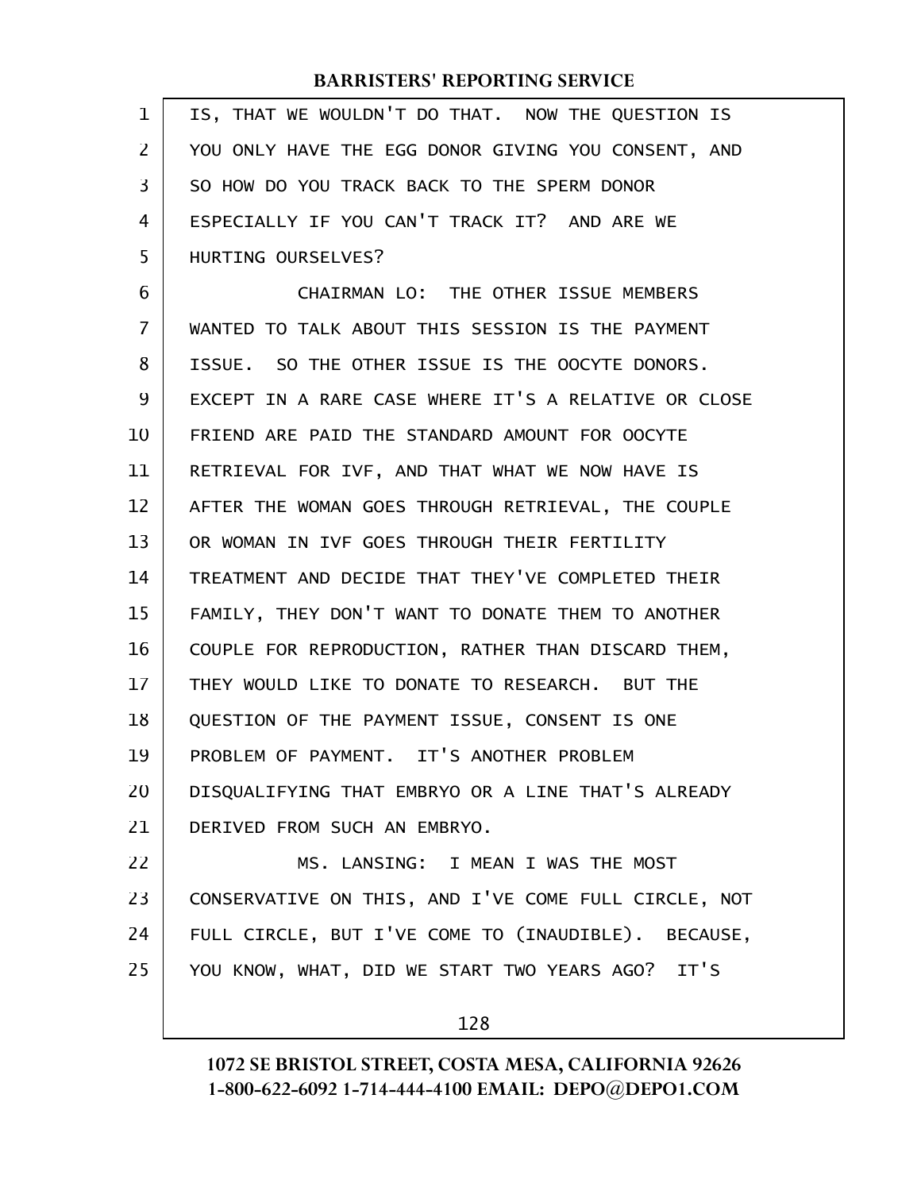IS, THAT WE WOULDN'T DO THAT. NOW THE QUESTION IS YOU ONLY HAVE THE EGG DONOR GIVING YOU CONSENT, AND SO HOW DO YOU TRACK BACK TO THE SPERM DONOR ESPECIALLY IF YOU CAN'T TRACK IT? AND ARE WE HURTING OURSELVES?

CHAIRMAN LO: THE OTHER ISSUE MEMBERS WANTED TO TALK ABOUT THIS SESSION IS THE PAYMENT ISSUE. SO THE OTHER ISSUE IS THE OOCYTE DONORS. EXCEPT IN A RARE CASE WHERE IT'S A RELATIVE OR CLOSE FRIEND ARE PAID THE STANDARD AMOUNT FOR OOCYTE RETRIEVAL FOR IVF, AND THAT WHAT WE NOW HAVE IS AFTER THE WOMAN GOES THROUGH RETRIEVAL, THE COUPLE OR WOMAN IN IVF GOES THROUGH THEIR FERTILITY TREATMENT AND DECIDE THAT THEY'VE COMPLETED THEIR FAMILY, THEY DON'T WANT TO DONATE THEM TO ANOTHER COUPLE FOR REPRODUCTION, RATHER THAN DISCARD THEM, THEY WOULD LIKE TO DONATE TO RESEARCH. BUT THE QUESTION OF THE PAYMENT ISSUE, CONSENT IS ONE PROBLEM OF PAYMENT. IT'S ANOTHER PROBLEM DISQUALIFYING THAT EMBRYO OR A LINE THAT'S ALREADY DERIVED FROM SUCH AN EMBRYO.

MS. LANSING: I MEAN I WAS THE MOST CONSERVATIVE ON THIS, AND I'VE COME FULL CIRCLE, NOT FULL CIRCLE, BUT I'VE COME TO (INAUDIBLE). BECAUSE, YOU KNOW, WHAT, DID WE START TWO YEARS AGO? IT'S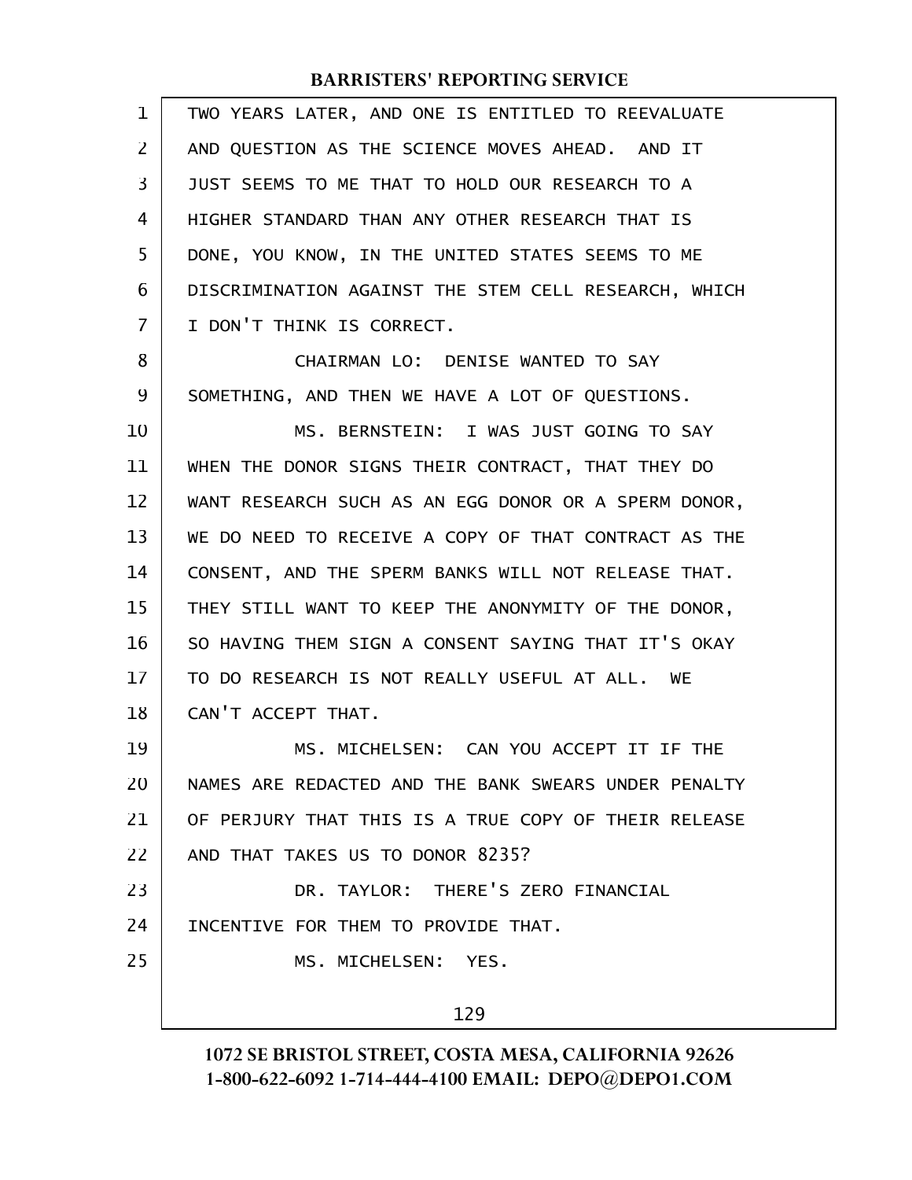TWO YEARS LATER, AND ONE IS ENTITLED TO REEVALUATE AND QUESTION AS THE SCIENCE MOVES AHEAD. AND IT JUST SEEMS TO ME THAT TO HOLD OUR RESEARCH TO A HIGHER STANDARD THAN ANY OTHER RESEARCH THAT IS DONE, YOU KNOW, IN THE UNITED STATES SEEMS TO ME DISCRIMINATION AGAINST THE STEM CELL RESEARCH, WHICH I DON'T THINK IS CORRECT.

CHAIRMAN LO: DENISE WANTED TO SAY SOMETHING, AND THEN WE HAVE A LOT OF QUESTIONS.

MS. BERNSTEIN: I WAS JUST GOING TO SAY WHEN THE DONOR SIGNS THEIR CONTRACT, THAT THEY DO WANT RESEARCH SUCH AS AN EGG DONOR OR A SPERM DONOR, WE DO NEED TO RECEIVE A COPY OF THAT CONTRACT AS THE CONSENT, AND THE SPERM BANKS WILL NOT RELEASE THAT. THEY STILL WANT TO KEEP THE ANONYMITY OF THE DONOR, SO HAVING THEM SIGN A CONSENT SAYING THAT IT'S OKAY TO DO RESEARCH IS NOT REALLY USEFUL AT ALL. WE CAN'T ACCEPT THAT.

MS. MICHELSEN: CAN YOU ACCEPT IT IF THE NAMES ARE REDACTED AND THE BANK SWEARS UNDER PENALTY OF PERJURY THAT THIS IS A TRUE COPY OF THEIR RELEASE AND THAT TAKES US TO DONOR 8235?

DR. TAYLOR: THERE'S ZERO FINANCIAL INCENTIVE FOR THEM TO PROVIDE THAT.

MS. MICHELSEN: YES.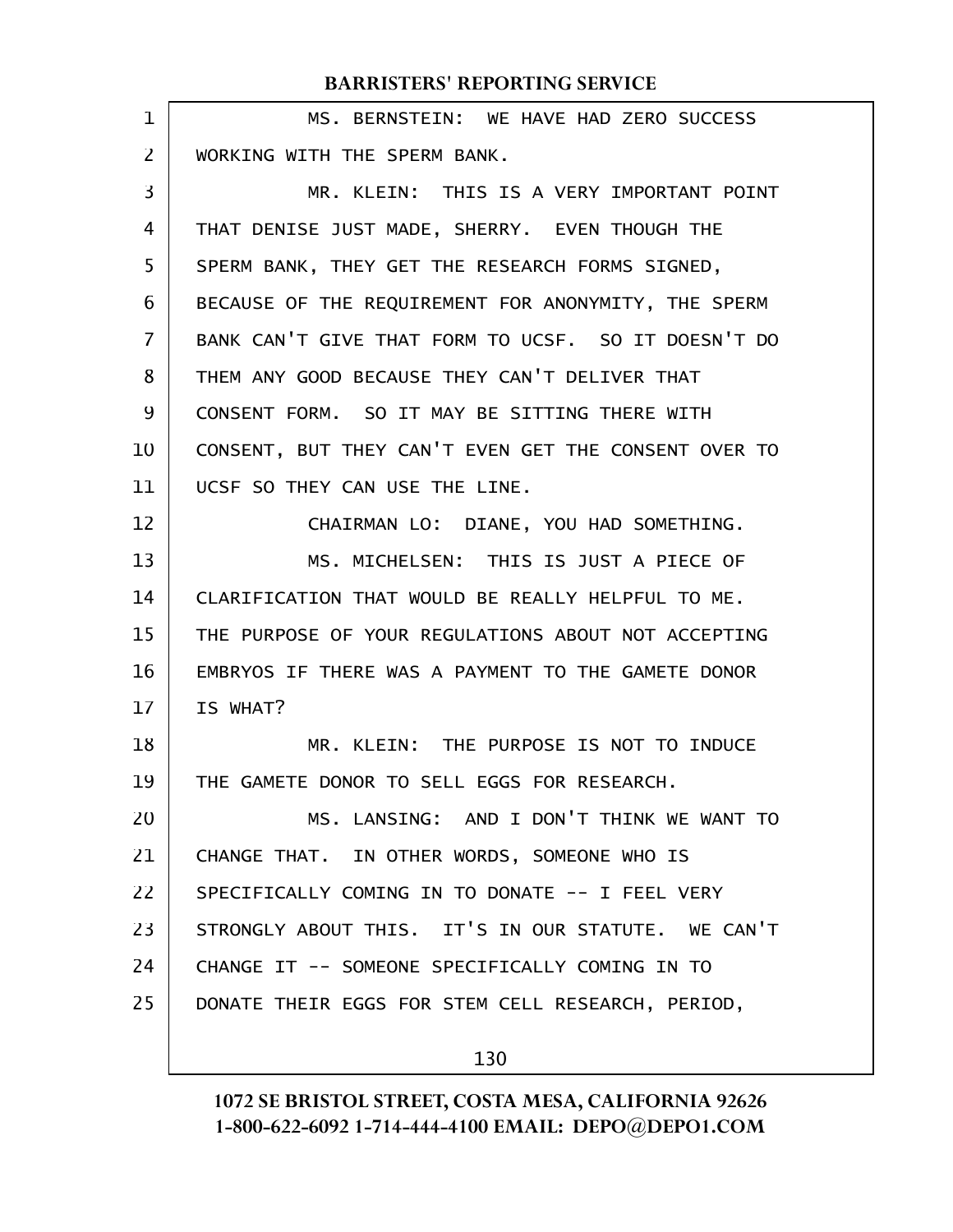MS. BERNSTEIN: WE HAVE HAD ZERO SUCCESS WORKING WITH THE SPERM BANK.

MR. KLEIN: THIS IS A VERY IMPORTANT POINT THAT DENISE JUST MADE, SHERRY. EVEN THOUGH THE SPERM BANK, THEY GET THE RESEARCH FORMS SIGNED, BECAUSE OF THE REQUIREMENT FOR ANONYMITY, THE SPERM BANK CAN'T GIVE THAT FORM TO UCSF. SO IT DOESN'T DO THEM ANY GOOD BECAUSE THEY CAN'T DELIVER THAT CONSENT FORM. SO IT MAY BE SITTING THERE WITH CONSENT, BUT THEY CAN'T EVEN GET THE CONSENT OVER TO UCSF SO THEY CAN USE THE LINE.

CHAIRMAN LO: DIANE, YOU HAD SOMETHING.

MS. MICHELSEN: THIS IS JUST A PIECE OF CLARIFICATION THAT WOULD BE REALLY HELPFUL TO ME. THE PURPOSE OF YOUR REGULATIONS ABOUT NOT ACCEPTING EMBRYOS IF THERE WAS A PAYMENT TO THE GAMETE DONOR IS WHAT?

MR. KLEIN: THE PURPOSE IS NOT TO INDUCE THE GAMETE DONOR TO SELL EGGS FOR RESEARCH.

MS. LANSING: AND I DON'T THINK WE WANT TO CHANGE THAT. IN OTHER WORDS, SOMEONE WHO IS SPECIFICALLY COMING IN TO DONATE -- I FEEL VERY STRONGLY ABOUT THIS. IT'S IN OUR STATUTE. WE CAN'T CHANGE IT -- SOMEONE SPECIFICALLY COMING IN TO DONATE THEIR EGGS FOR STEM CELL RESEARCH, PERIOD,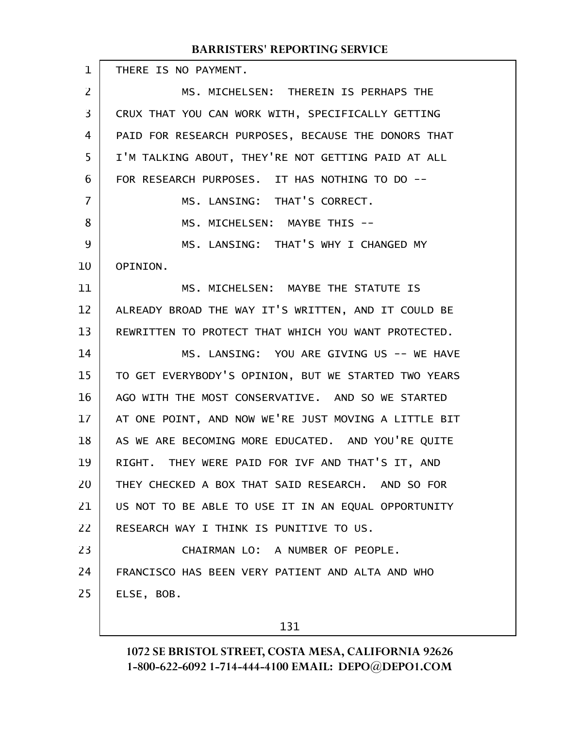THERE IS NO PAYMENT.

MS. MICHELSEN: THEREIN IS PERHAPS THE CRUX THAT YOU CAN WORK WITH, SPECIFICALLY GETTING PAID FOR RESEARCH PURPOSES, BECAUSE THE DONORS THAT I'M TALKING ABOUT, THEY'RE NOT GETTING PAID AT ALL FOR RESEARCH PURPOSES. IT HAS NOTHING TO DO --

MS. LANSING: THAT'S CORRECT.

MS. MICHELSEN: MAYBE THIS --

MS. LANSING: THAT'S WHY I CHANGED MY OPINION.

MS. MICHELSEN: MAYBE THE STATUTE IS ALREADY BROAD THE WAY IT'S WRITTEN, AND IT COULD BE REWRITTEN TO PROTECT THAT WHICH YOU WANT PROTECTED.

MS. LANSING: YOU ARE GIVING US -- WE HAVE TO GET EVERYBODY'S OPINION, BUT WE STARTED TWO YEARS AGO WITH THE MOST CONSERVATIVE. AND SO WE STARTED AT ONE POINT, AND NOW WE'RE JUST MOVING A LITTLE BIT AS WE ARE BECOMING MORE EDUCATED. AND YOU'RE QUITE RIGHT. THEY WERE PAID FOR IVF AND THAT'S IT, AND THEY CHECKED A BOX THAT SAID RESEARCH. AND SO FOR US NOT TO BE ABLE TO USE IT IN AN EQUAL OPPORTUNITY RESEARCH WAY I THINK IS PUNITIVE TO US.

CHAIRMAN LO: A NUMBER OF PEOPLE. FRANCISCO HAS BEEN VERY PATIENT AND ALTA AND WHO ELSE, BOB.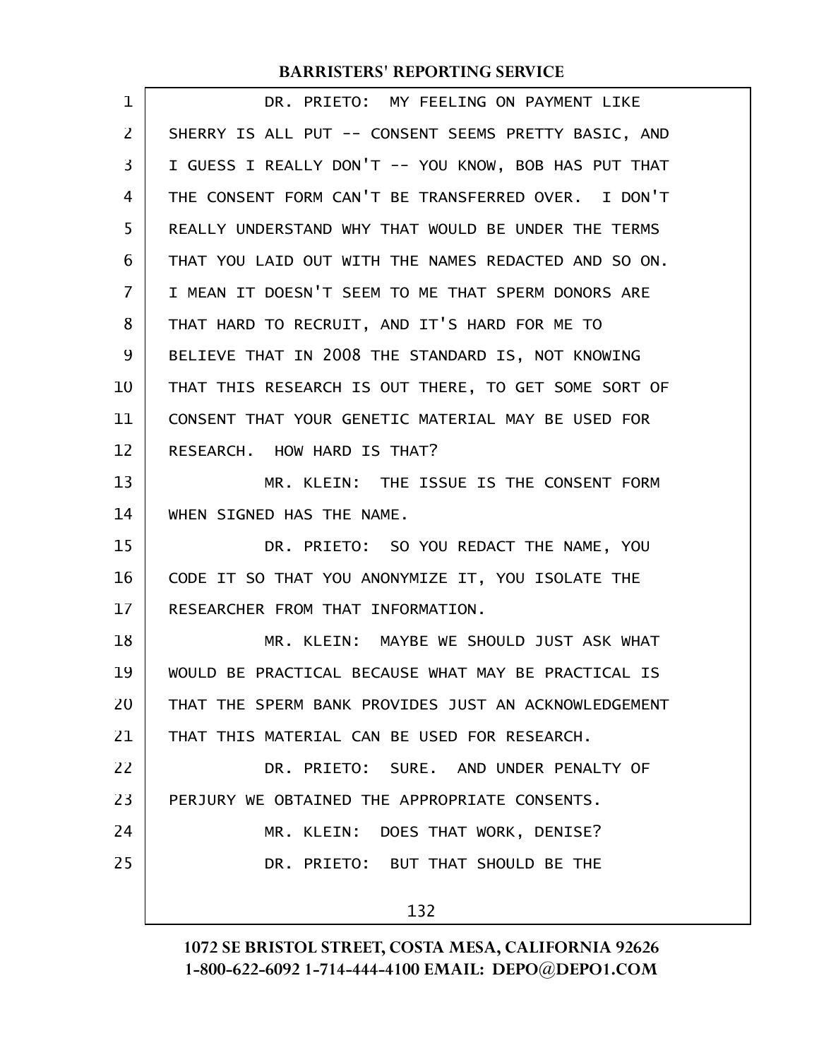DR. PRIETO: MY FEELING ON PAYMENT LIKE SHERRY IS ALL PUT -- CONSENT SEEMS PRETTY BASIC, AND I GUESS I REALLY DON'T -- YOU KNOW, BOB HAS PUT THAT THE CONSENT FORM CAN'T BE TRANSFERRED OVER. I DON'T REALLY UNDERSTAND WHY THAT WOULD BE UNDER THE TERMS THAT YOU LAID OUT WITH THE NAMES REDACTED AND SO ON. I MEAN IT DOESN'T SEEM TO ME THAT SPERM DONORS ARE THAT HARD TO RECRUIT, AND IT'S HARD FOR ME TO BELIEVE THAT IN 2008 THE STANDARD IS, NOT KNOWING THAT THIS RESEARCH IS OUT THERE, TO GET SOME SORT OF CONSENT THAT YOUR GENETIC MATERIAL MAY BE USED FOR RESEARCH. HOW HARD IS THAT?

MR. KLEIN: THE ISSUE IS THE CONSENT FORM WHEN SIGNED HAS THE NAME.

DR. PRIETO: SO YOU REDACT THE NAME, YOU CODE IT SO THAT YOU ANONYMIZE IT, YOU ISOLATE THE RESEARCHER FROM THAT INFORMATION.

MR. KLEIN: MAYBE WE SHOULD JUST ASK WHAT WOULD BE PRACTICAL BECAUSE WHAT MAY BE PRACTICAL IS THAT THE SPERM BANK PROVIDES JUST AN ACKNOWLEDGEMENT THAT THIS MATERIAL CAN BE USED FOR RESEARCH.

DR. PRIETO: SURE. AND UNDER PENALTY OF PERJURY WE OBTAINED THE APPROPRIATE CONSENTS.

MR. KLEIN: DOES THAT WORK, DENISE?

DR. PRIETO: BUT THAT SHOULD BE THE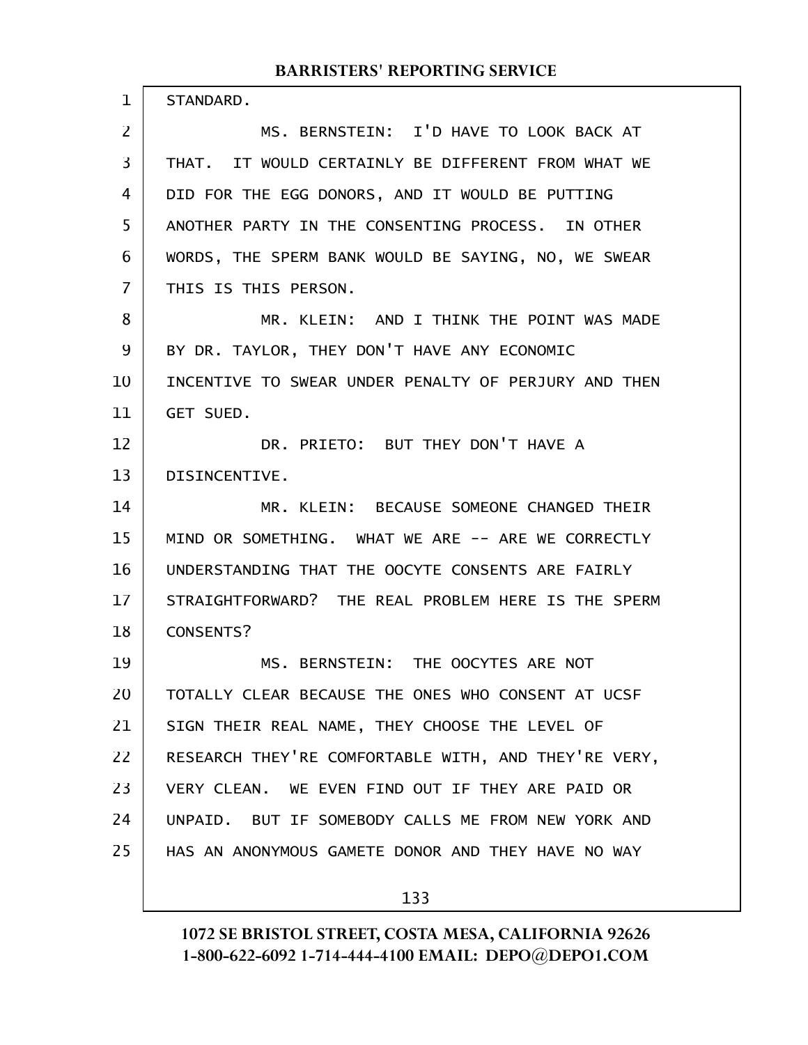STANDARD.

MS. BERNSTEIN: I'D HAVE TO LOOK BACK AT THAT. IT WOULD CERTAINLY BE DIFFERENT FROM WHAT WE DID FOR THE EGG DONORS, AND IT WOULD BE PUTTING ANOTHER PARTY IN THE CONSENTING PROCESS. IN OTHER WORDS, THE SPERM BANK WOULD BE SAYING, NO, WE SWEAR THIS IS THIS PERSON.

MR. KLEIN: AND I THINK THE POINT WAS MADE BY DR. TAYLOR, THEY DON'T HAVE ANY ECONOMIC INCENTIVE TO SWEAR UNDER PENALTY OF PERJURY AND THEN GET SUED.

DR. PRIETO: BUT THEY DON'T HAVE A DISINCENTIVE.

MR. KLEIN: BECAUSE SOMEONE CHANGED THEIR MIND OR SOMETHING. WHAT WE ARE -- ARE WE CORRECTLY UNDERSTANDING THAT THE OOCYTE CONSENTS ARE FAIRLY STRAIGHTFORWARD? THE REAL PROBLEM HERE IS THE SPERM CONSENTS?

MS. BERNSTEIN: THE OOCYTES ARE NOT TOTALLY CLEAR BECAUSE THE ONES WHO CONSENT AT UCSF SIGN THEIR REAL NAME, THEY CHOOSE THE LEVEL OF RESEARCH THEY'RE COMFORTABLE WITH, AND THEY'RE VERY, VERY CLEAN. WE EVEN FIND OUT IF THEY ARE PAID OR UNPAID. BUT IF SOMEBODY CALLS ME FROM NEW YORK AND HAS AN ANONYMOUS GAMETE DONOR AND THEY HAVE NO WAY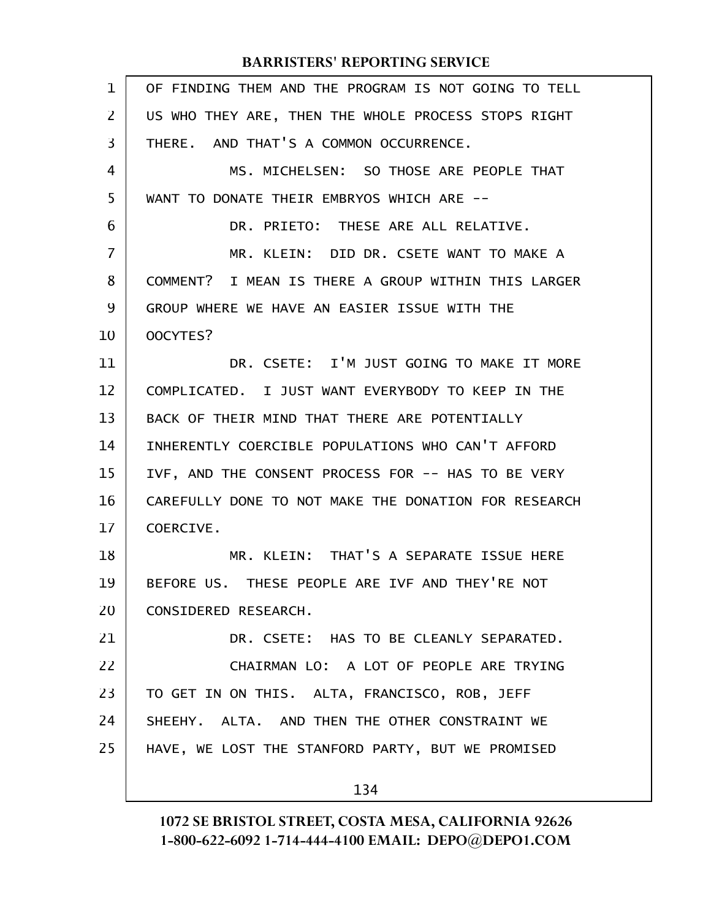OF FINDING THEM AND THE PROGRAM IS NOT GOING TO TELL US WHO THEY ARE, THEN THE WHOLE PROCESS STOPS RIGHT THERE. AND THAT'S A COMMON OCCURRENCE.

MS. MICHELSEN: SO THOSE ARE PEOPLE THAT WANT TO DONATE THEIR EMBRYOS WHICH ARE --

DR. PRIETO: THESE ARE ALL RELATIVE.

MR. KLEIN: DID DR. CSETE WANT TO MAKE A COMMENT? I MEAN IS THERE A GROUP WITHIN THIS LARGER GROUP WHERE WE HAVE AN EASIER ISSUE WITH THE OOCYTES?

DR. CSETE: I'M JUST GOING TO MAKE IT MORE COMPLICATED. I JUST WANT EVERYBODY TO KEEP IN THE BACK OF THEIR MIND THAT THERE ARE POTENTIALLY INHERENTLY COERCIBLE POPULATIONS WHO CAN'T AFFORD IVF, AND THE CONSENT PROCESS FOR -- HAS TO BE VERY CAREFULLY DONE TO NOT MAKE THE DONATION FOR RESEARCH COERCIVE.

MR. KLEIN: THAT'S A SEPARATE ISSUE HERE BEFORE US. THESE PEOPLE ARE IVF AND THEY'RE NOT CONSIDERED RESEARCH.

DR. CSETE: HAS TO BE CLEANLY SEPARATED.

CHAIRMAN LO: A LOT OF PEOPLE ARE TRYING TO GET IN ON THIS. ALTA, FRANCISCO, ROB, JEFF SHEEHY. ALTA. AND THEN THE OTHER CONSTRAINT WE HAVE, WE LOST THE STANFORD PARTY, BUT WE PROMISED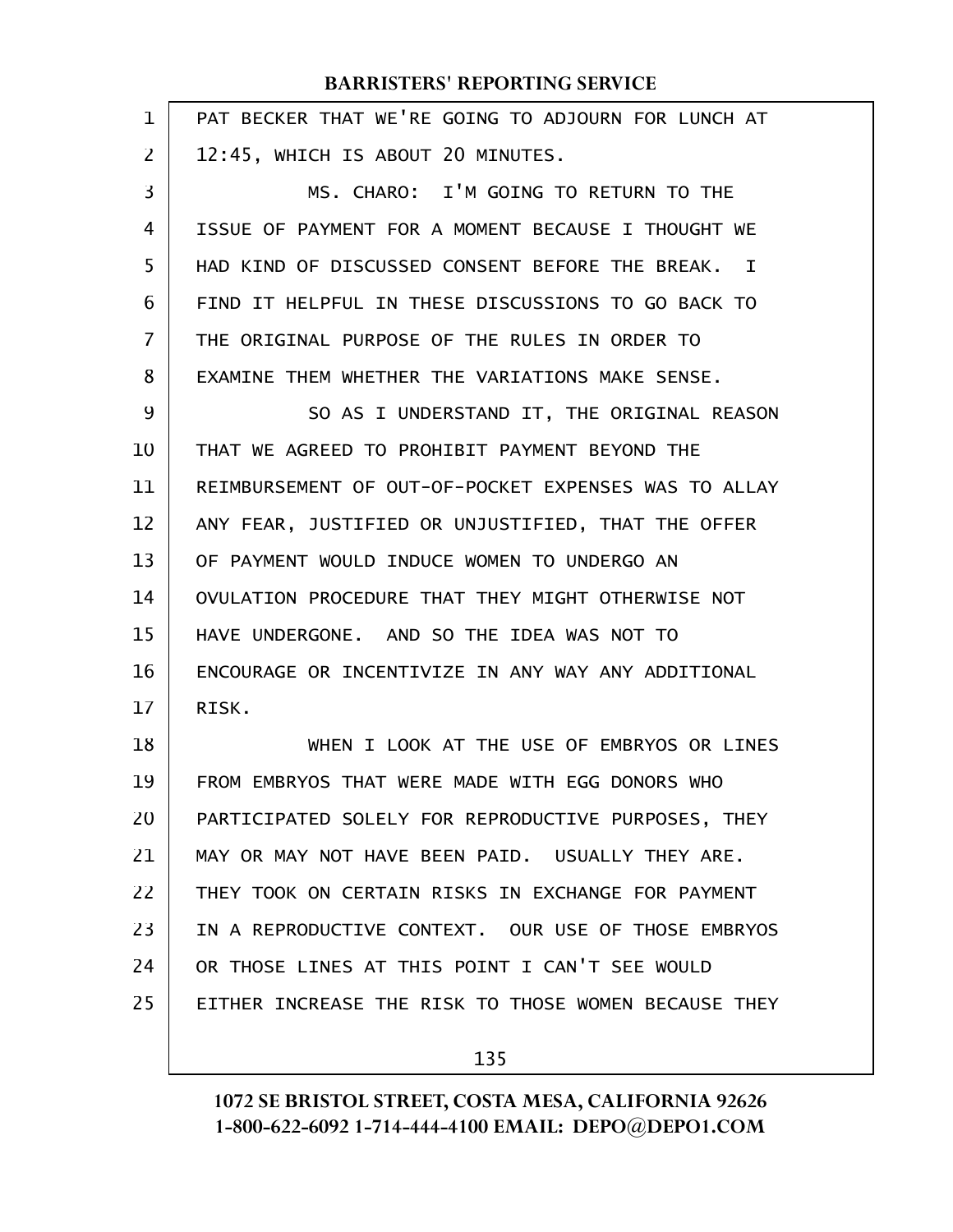PAT BECKER THAT WE'RE GOING TO ADJOURN FOR LUNCH AT 12:45, WHICH IS ABOUT 20 MINUTES.

MS. CHARO: I'M GOING TO RETURN TO THE ISSUE OF PAYMENT FOR A MOMENT BECAUSE I THOUGHT WE HAD KIND OF DISCUSSED CONSENT BEFORE THE BREAK. I FIND IT HELPFUL IN THESE DISCUSSIONS TO GO BACK TO THE ORIGINAL PURPOSE OF THE RULES IN ORDER TO EXAMINE THEM WHETHER THE VARIATIONS MAKE SENSE.

SO AS I UNDERSTAND IT, THE ORIGINAL REASON THAT WE AGREED TO PROHIBIT PAYMENT BEYOND THE REIMBURSEMENT OF OUT-OF-POCKET EXPENSES WAS TO ALLAY ANY FEAR, JUSTIFIED OR UNJUSTIFIED, THAT THE OFFER OF PAYMENT WOULD INDUCE WOMEN TO UNDERGO AN OVULATION PROCEDURE THAT THEY MIGHT OTHERWISE NOT HAVE UNDERGONE. AND SO THE IDEA WAS NOT TO ENCOURAGE OR INCENTIVIZE IN ANY WAY ANY ADDITIONAL RISK.

WHEN I LOOK AT THE USE OF EMBRYOS OR LINES FROM EMBRYOS THAT WERE MADE WITH EGG DONORS WHO PARTICIPATED SOLELY FOR REPRODUCTIVE PURPOSES, THEY MAY OR MAY NOT HAVE BEEN PAID. USUALLY THEY ARE. THEY TOOK ON CERTAIN RISKS IN EXCHANGE FOR PAYMENT IN A REPRODUCTIVE CONTEXT. OUR USE OF THOSE EMBRYOS OR THOSE LINES AT THIS POINT I CAN'T SEE WOULD EITHER INCREASE THE RISK TO THOSE WOMEN BECAUSE THEY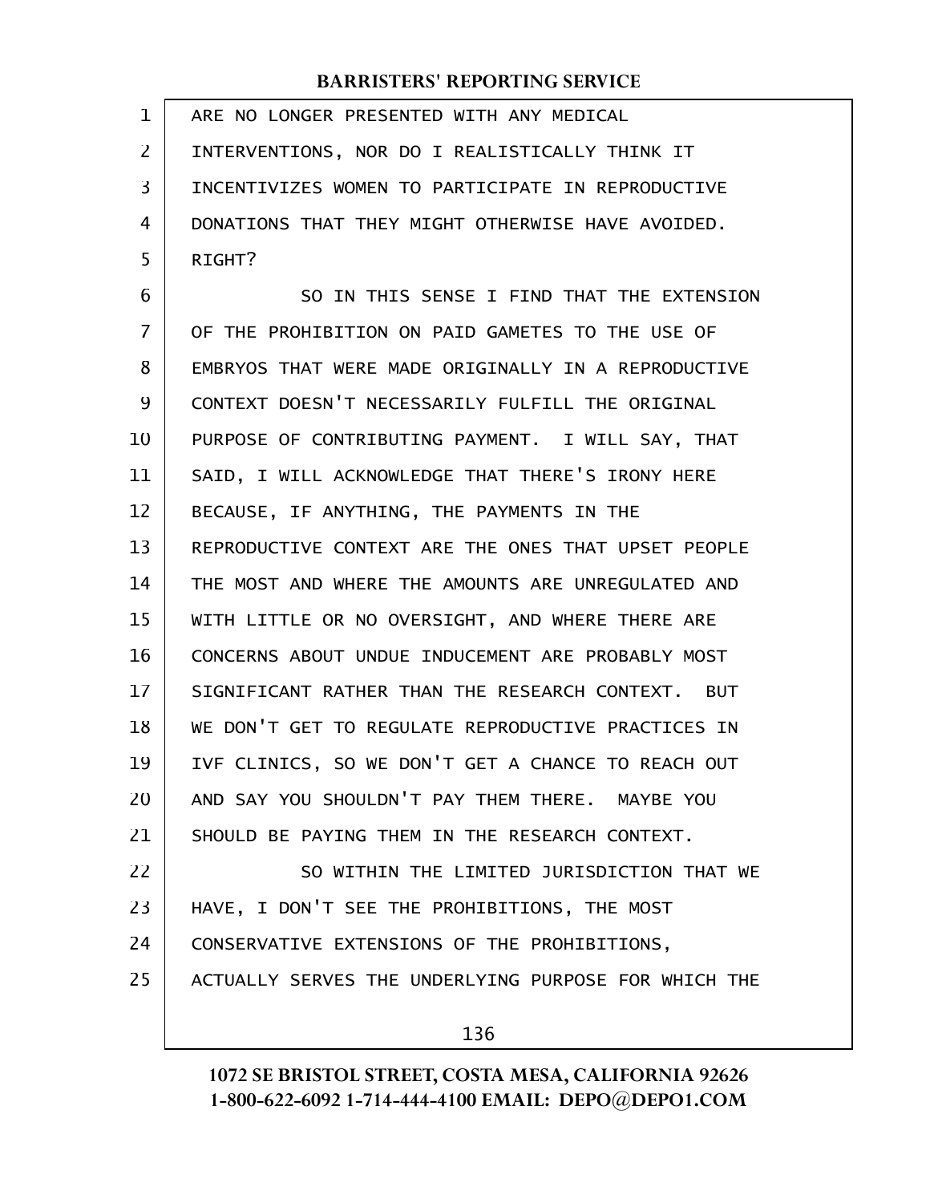ARE NO LONGER PRESENTED WITH ANY MEDICAL INTERVENTIONS, NOR DO I REALISTICALLY THINK IT INCENTIVIZES WOMEN TO PARTICIPATE IN REPRODUCTIVE DONATIONS THAT THEY MIGHT OTHERWISE HAVE AVOIDED. RIGHT?

SO IN THIS SENSE I FIND THAT THE EXTENSION OF THE PROHIBITION ON PAID GAMETES TO THE USE OF EMBRYOS THAT WERE MADE ORIGINALLY IN A REPRODUCTIVE CONTEXT DOESN'T NECESSARILY FULFILL THE ORIGINAL PURPOSE OF CONTRIBUTING PAYMENT. I WILL SAY, THAT SAID, I WILL ACKNOWLEDGE THAT THERE'S IRONY HERE BECAUSE, IF ANYTHING, THE PAYMENTS IN THE REPRODUCTIVE CONTEXT ARE THE ONES THAT UPSET PEOPLE THE MOST AND WHERE THE AMOUNTS ARE UNREGULATED AND WITH LITTLE OR NO OVERSIGHT, AND WHERE THERE ARE CONCERNS ABOUT UNDUE INDUCEMENT ARE PROBABLY MOST SIGNIFICANT RATHER THAN THE RESEARCH CONTEXT. BUT WE DON'T GET TO REGULATE REPRODUCTIVE PRACTICES IN IVF CLINICS, SO WE DON'T GET A CHANCE TO REACH OUT AND SAY YOU SHOULDN'T PAY THEM THERE. MAYBE YOU SHOULD BE PAYING THEM IN THE RESEARCH CONTEXT.

SO WITHIN THE LIMITED JURISDICTION THAT WE HAVE, I DON'T SEE THE PROHIBITIONS, THE MOST CONSERVATIVE EXTENSIONS OF THE PROHIBITIONS, ACTUALLY SERVES THE UNDERLYING PURPOSE FOR WHICH THE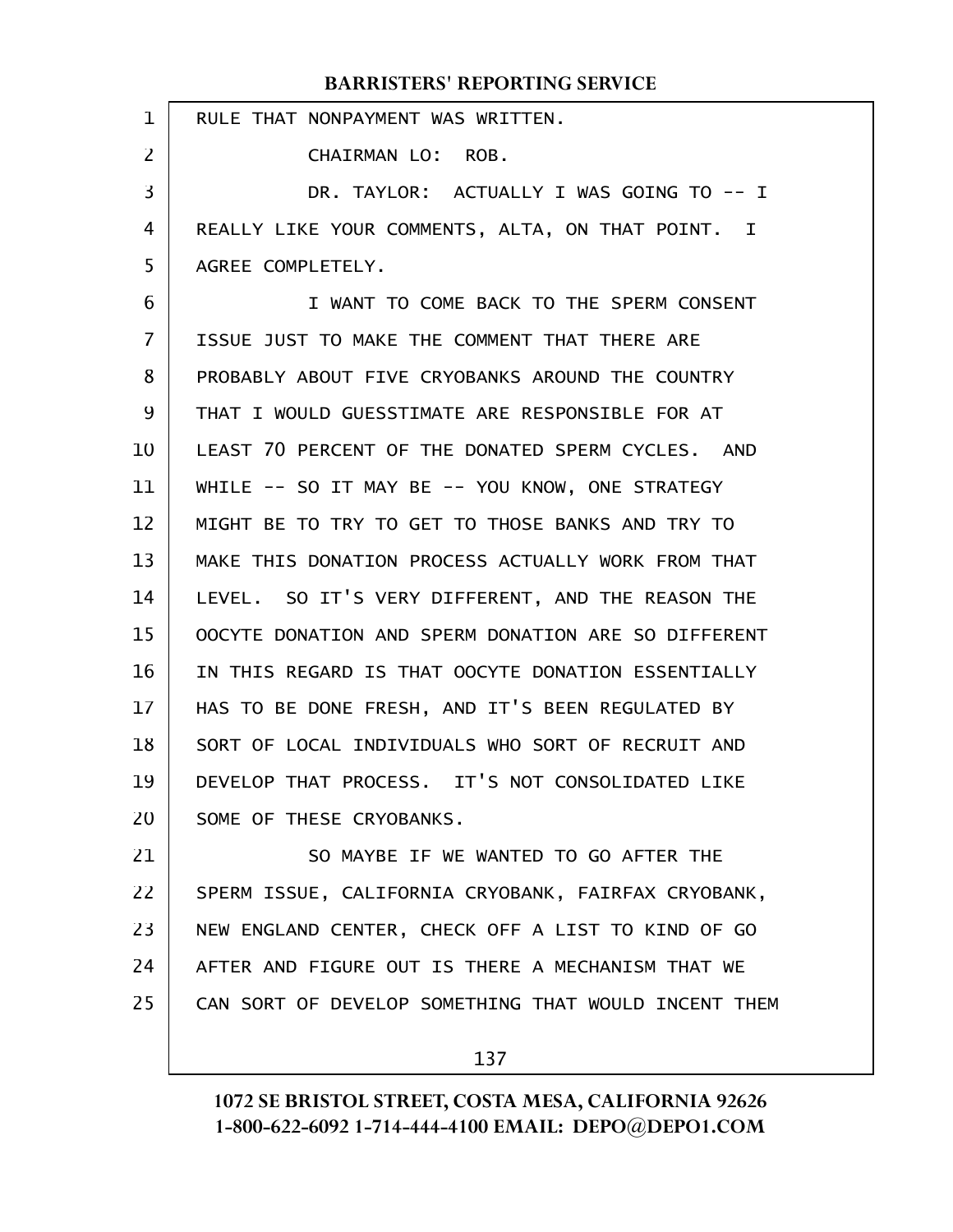RULE THAT NONPAYMENT WAS WRITTEN.

CHAIRMAN LO: ROB.

DR. TAYLOR: ACTUALLY I WAS GOING TO -- I REALLY LIKE YOUR COMMENTS, ALTA, ON THAT POINT. I AGREE COMPLETELY.

I WANT TO COME BACK TO THE SPERM CONSENT ISSUE JUST TO MAKE THE COMMENT THAT THERE ARE PROBABLY ABOUT FIVE CRYOBANKS AROUND THE COUNTRY THAT I WOULD GUESSTIMATE ARE RESPONSIBLE FOR AT LEAST 70 PERCENT OF THE DONATED SPERM CYCLES. AND WHILE -- SO IT MAY BE -- YOU KNOW, ONE STRATEGY MIGHT BE TO TRY TO GET TO THOSE BANKS AND TRY TO MAKE THIS DONATION PROCESS ACTUALLY WORK FROM THAT LEVEL. SO IT'S VERY DIFFERENT, AND THE REASON THE OOCYTE DONATION AND SPERM DONATION ARE SO DIFFERENT IN THIS REGARD IS THAT OOCYTE DONATION ESSENTIALLY HAS TO BE DONE FRESH, AND IT'S BEEN REGULATED BY SORT OF LOCAL INDIVIDUALS WHO SORT OF RECRUIT AND DEVELOP THAT PROCESS. IT'S NOT CONSOLIDATED LIKE SOME OF THESE CRYOBANKS.

SO MAYBE IF WE WANTED TO GO AFTER THE SPERM ISSUE, CALIFORNIA CRYOBANK, FAIRFAX CRYOBANK, NEW ENGLAND CENTER, CHECK OFF A LIST TO KIND OF GO AFTER AND FIGURE OUT IS THERE A MECHANISM THAT WE CAN SORT OF DEVELOP SOMETHING THAT WOULD INCENT THEM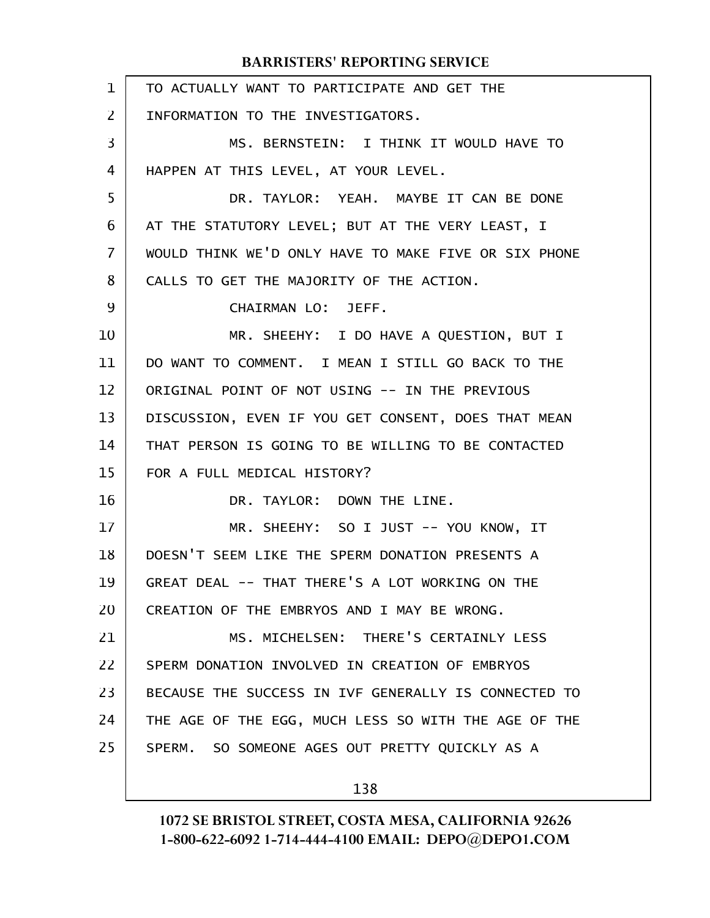TO ACTUALLY WANT TO PARTICIPATE AND GET THE INFORMATION TO THE INVESTIGATORS.

MS. BERNSTEIN: I THINK IT WOULD HAVE TO HAPPEN AT THIS LEVEL, AT YOUR LEVEL.

DR. TAYLOR: YEAH. MAYBE IT CAN BE DONE AT THE STATUTORY LEVEL; BUT AT THE VERY LEAST, I WOULD THINK WE'D ONLY HAVE TO MAKE FIVE OR SIX PHONE CALLS TO GET THE MAJORITY OF THE ACTION.

CHAIRMAN LO: JEFF.

MR. SHEEHY: I DO HAVE A QUESTION, BUT I DO WANT TO COMMENT. I MEAN I STILL GO BACK TO THE ORIGINAL POINT OF NOT USING -- IN THE PREVIOUS DISCUSSION, EVEN IF YOU GET CONSENT, DOES THAT MEAN THAT PERSON IS GOING TO BE WILLING TO BE CONTACTED FOR A FULL MEDICAL HISTORY?

DR. TAYLOR: DOWN THE LINE.

MR. SHEEHY: SO I JUST -- YOU KNOW, IT DOESN'T SEEM LIKE THE SPERM DONATION PRESENTS A GREAT DEAL -- THAT THERE'S A LOT WORKING ON THE CREATION OF THE EMBRYOS AND I MAY BE WRONG.

MS. MICHELSEN: THERE'S CERTAINLY LESS SPERM DONATION INVOLVED IN CREATION OF EMBRYOS BECAUSE THE SUCCESS IN IVF GENERALLY IS CONNECTED TO THE AGE OF THE EGG, MUCH LESS SO WITH THE AGE OF THE SPERM. SO SOMEONE AGES OUT PRETTY QUICKLY AS A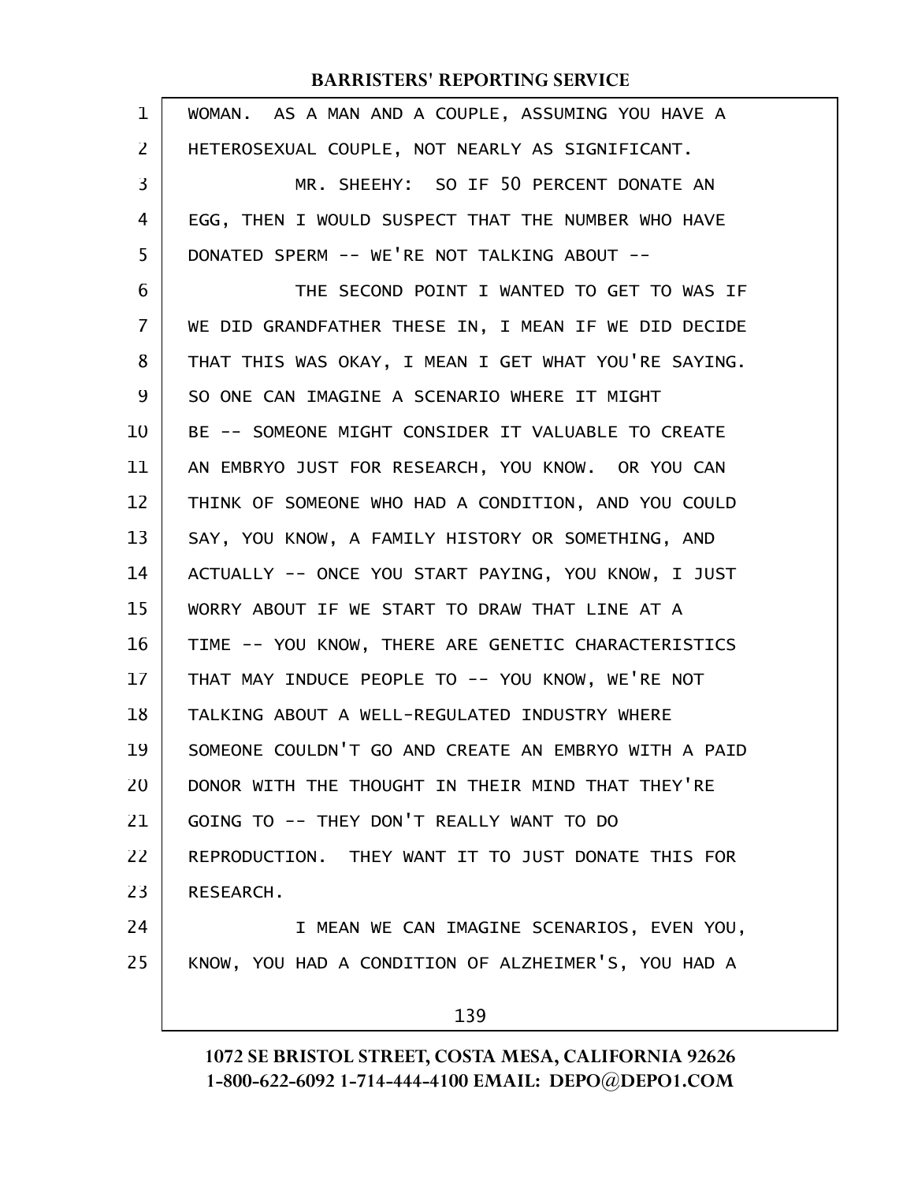WOMAN. AS A MAN AND A COUPLE, ASSUMING YOU HAVE A HETEROSEXUAL COUPLE, NOT NEARLY AS SIGNIFICANT.

MR. SHEEHY: SO IF 50 PERCENT DONATE AN EGG, THEN I WOULD SUSPECT THAT THE NUMBER WHO HAVE DONATED SPERM -- WE'RE NOT TALKING ABOUT --

THE SECOND POINT I WANTED TO GET TO WAS IF WE DID GRANDFATHER THESE IN, I MEAN IF WE DID DECIDE THAT THIS WAS OKAY, I MEAN I GET WHAT YOU'RE SAYING. SO ONE CAN IMAGINE A SCENARIO WHERE IT MIGHT BE -- SOMEONE MIGHT CONSIDER IT VALUABLE TO CREATE AN EMBRYO JUST FOR RESEARCH, YOU KNOW. OR YOU CAN THINK OF SOMEONE WHO HAD A CONDITION, AND YOU COULD SAY, YOU KNOW, A FAMILY HISTORY OR SOMETHING, AND ACTUALLY -- ONCE YOU START PAYING, YOU KNOW, I JUST WORRY ABOUT IF WE START TO DRAW THAT LINE AT A TIME -- YOU KNOW, THERE ARE GENETIC CHARACTERISTICS THAT MAY INDUCE PEOPLE TO -- YOU KNOW, WE'RE NOT TALKING ABOUT A WELL-REGULATED INDUSTRY WHERE SOMEONE COULDN'T GO AND CREATE AN EMBRYO WITH A PAID DONOR WITH THE THOUGHT IN THEIR MIND THAT THEY'RE GOING TO -- THEY DON'T REALLY WANT TO DO REPRODUCTION. THEY WANT IT TO JUST DONATE THIS FOR RESEARCH.

I MEAN WE CAN IMAGINE SCENARIOS, EVEN YOU, KNOW, YOU HAD A CONDITION OF ALZHEIMER'S, YOU HAD A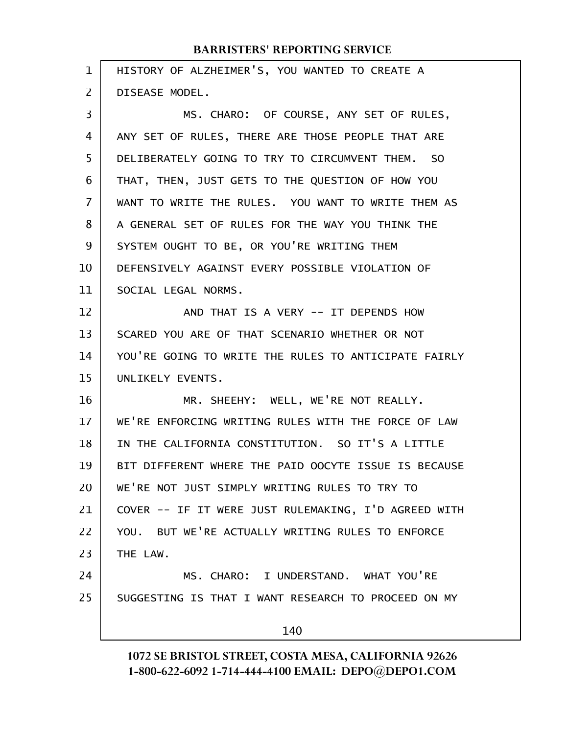HISTORY OF ALZHEIMER'S, YOU WANTED TO CREATE A DISEASE MODEL.

MS. CHARO: OF COURSE, ANY SET OF RULES, ANY SET OF RULES, THERE ARE THOSE PEOPLE THAT ARE DELIBERATELY GOING TO TRY TO CIRCUMVENT THEM. SO THAT, THEN, JUST GETS TO THE QUESTION OF HOW YOU WANT TO WRITE THE RULES. YOU WANT TO WRITE THEM AS A GENERAL SET OF RULES FOR THE WAY YOU THINK THE SYSTEM OUGHT TO BE, OR YOU'RE WRITING THEM DEFENSIVELY AGAINST EVERY POSSIBLE VIOLATION OF SOCIAL LEGAL NORMS.

AND THAT IS A VERY -- IT DEPENDS HOW SCARED YOU ARE OF THAT SCENARIO WHETHER OR NOT YOU'RE GOING TO WRITE THE RULES TO ANTICIPATE FAIRLY UNLIKELY EVENTS.

MR. SHEEHY: WELL, WE'RE NOT REALLY. WE'RE ENFORCING WRITING RULES WITH THE FORCE OF LAW IN THE CALIFORNIA CONSTITUTION. SO IT'S A LITTLE BIT DIFFERENT WHERE THE PAID OOCYTE ISSUE IS BECAUSE WE'RE NOT JUST SIMPLY WRITING RULES TO TRY TO COVER -- IF IT WERE JUST RULEMAKING, I'D AGREED WITH YOU. BUT WE'RE ACTUALLY WRITING RULES TO ENFORCE THE LAW.

MS. CHARO: I UNDERSTAND. WHAT YOU'RE SUGGESTING IS THAT I WANT RESEARCH TO PROCEED ON MY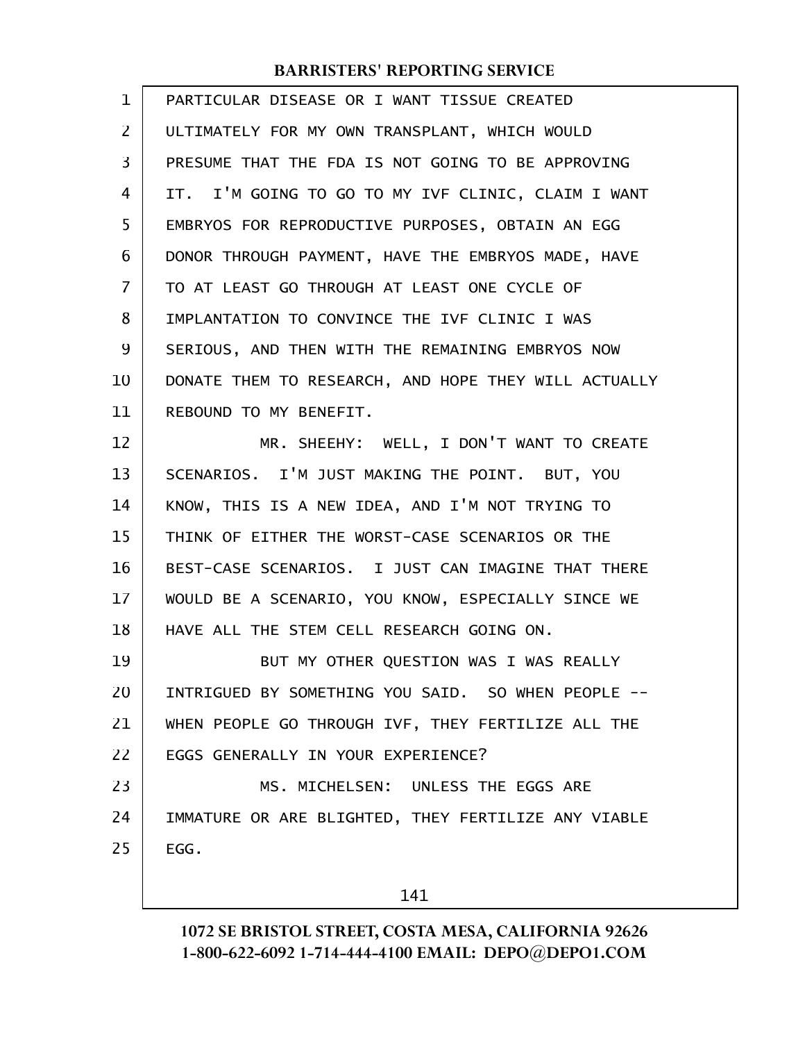PARTICULAR DISEASE OR I WANT TISSUE CREATED ULTIMATELY FOR MY OWN TRANSPLANT, WHICH WOULD PRESUME THAT THE FDA IS NOT GOING TO BE APPROVING IT. I'M GOING TO GO TO MY IVF CLINIC, CLAIM I WANT EMBRYOS FOR REPRODUCTIVE PURPOSES, OBTAIN AN EGG DONOR THROUGH PAYMENT, HAVE THE EMBRYOS MADE, HAVE TO AT LEAST GO THROUGH AT LEAST ONE CYCLE OF IMPLANTATION TO CONVINCE THE IVF CLINIC I WAS SERIOUS, AND THEN WITH THE REMAINING EMBRYOS NOW DONATE THEM TO RESEARCH, AND HOPE THEY WILL ACTUALLY REBOUND TO MY BENEFIT.

MR. SHEEHY: WELL, I DON'T WANT TO CREATE SCENARIOS. I'M JUST MAKING THE POINT. BUT, YOU KNOW, THIS IS A NEW IDEA, AND I'M NOT TRYING TO THINK OF EITHER THE WORST-CASE SCENARIOS OR THE BEST-CASE SCENARIOS. I JUST CAN IMAGINE THAT THERE WOULD BE A SCENARIO, YOU KNOW, ESPECIALLY SINCE WE HAVE ALL THE STEM CELL RESEARCH GOING ON.

BUT MY OTHER QUESTION WAS I WAS REALLY INTRIGUED BY SOMETHING YOU SAID. SO WHEN PEOPLE -- WHEN PEOPLE GO THROUGH IVF, THEY FERTILIZE ALL THE EGGS GENERALLY IN YOUR EXPERIENCE?

MS. MICHELSEN: UNLESS THE EGGS ARE IMMATURE OR ARE BLIGHTED, THEY FERTILIZE ANY VIABLE EGG.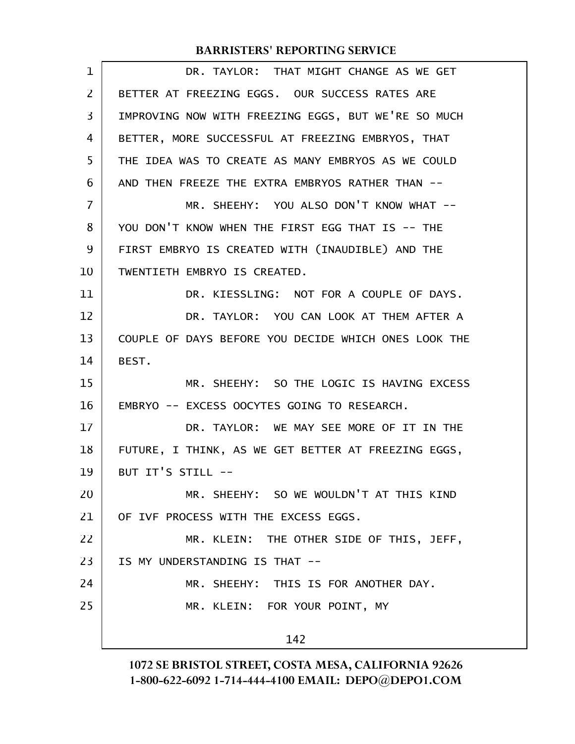DR. TAYLOR: THAT MIGHT CHANGE AS WE GET BETTER AT FREEZING EGGS. OUR SUCCESS RATES ARE IMPROVING NOW WITH FREEZING EGGS, BUT WE'RE SO MUCH BETTER, MORE SUCCESSFUL AT FREEZING EMBRYOS, THAT THE IDEA WAS TO CREATE AS MANY EMBRYOS AS WE COULD AND THEN FREEZE THE EXTRA EMBRYOS RATHER THAN --

MR. SHEEHY: YOU ALSO DON'T KNOW WHAT -- YOU DON'T KNOW WHEN THE FIRST EGG THAT IS -- THE FIRST EMBRYO IS CREATED WITH (INAUDIBLE) AND THE TWENTIETH EMBRYO IS CREATED.

DR. KIESSLING: NOT FOR A COUPLE OF DAYS.

DR. TAYLOR: YOU CAN LOOK AT THEM AFTER A COUPLE OF DAYS BEFORE YOU DECIDE WHICH ONES LOOK THE BEST.

MR. SHEEHY: SO THE LOGIC IS HAVING EXCESS EMBRYO -- EXCESS OOCYTES GOING TO RESEARCH.

DR. TAYLOR: WE MAY SEE MORE OF IT IN THE FUTURE, I THINK, AS WE GET BETTER AT FREEZING EGGS, BUT IT'S STILL --

MR. SHEEHY: SO WE WOULDN'T AT THIS KIND OF IVF PROCESS WITH THE EXCESS EGGS.

MR. KLEIN: THE OTHER SIDE OF THIS, JEFF, IS MY UNDERSTANDING IS THAT --

MR. SHEEHY: THIS IS FOR ANOTHER DAY.

MR. KLEIN: FOR YOUR POINT, MY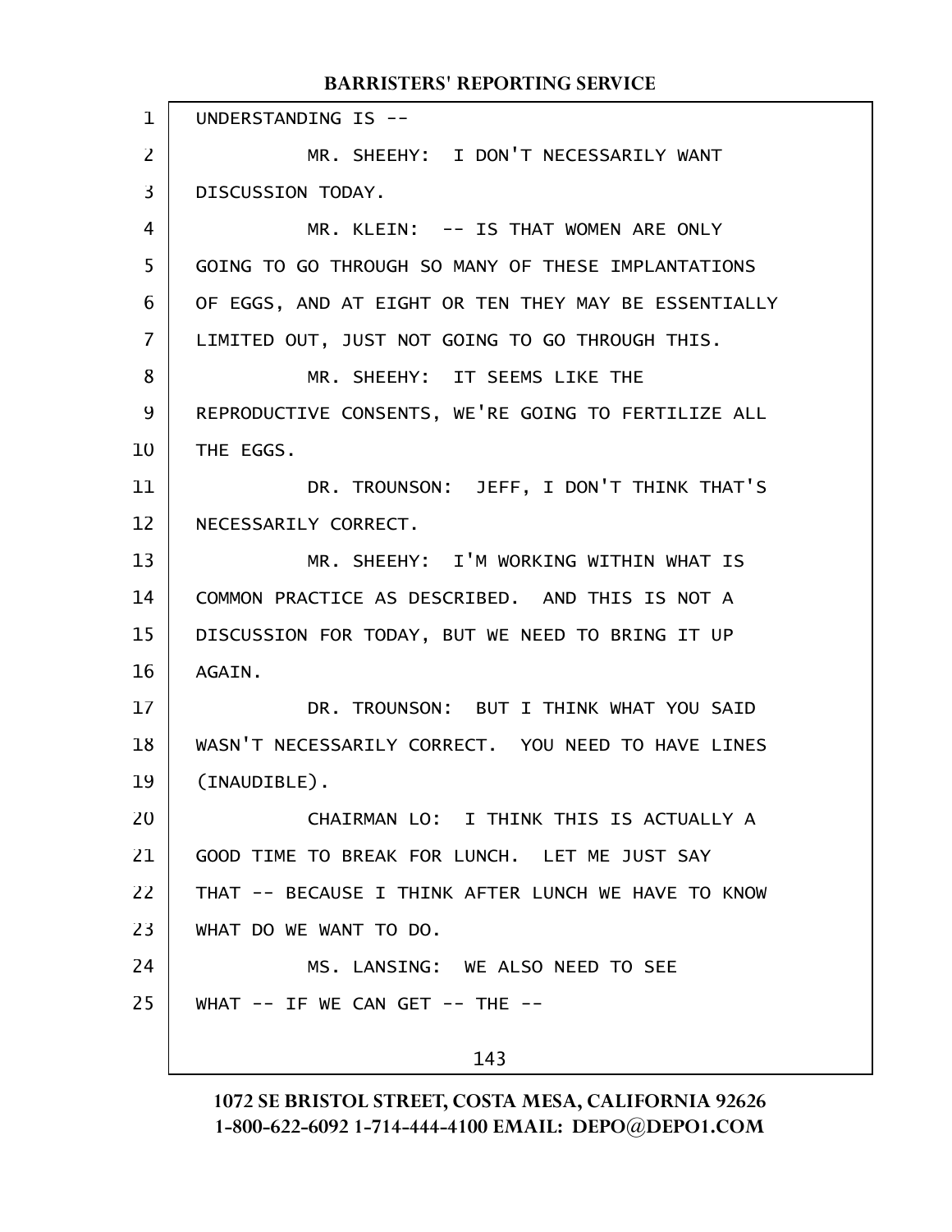UNDERSTANDING IS --

MR. SHEEHY: I DON'T NECESSARILY WANT DISCUSSION TODAY.

MR. KLEIN: -- IS THAT WOMEN ARE ONLY GOING TO GO THROUGH SO MANY OF THESE IMPLANTATIONS OF EGGS, AND AT EIGHT OR TEN THEY MAY BE ESSENTIALLY LIMITED OUT, JUST NOT GOING TO GO THROUGH THIS.

MR. SHEEHY: IT SEEMS LIKE THE REPRODUCTIVE CONSENTS, WE'RE GOING TO FERTILIZE ALL THE EGGS.

DR. TROUNSON: JEFF, I DON'T THINK THAT'S NECESSARILY CORRECT.

MR. SHEEHY: I'M WORKING WITHIN WHAT IS COMMON PRACTICE AS DESCRIBED. AND THIS IS NOT A DISCUSSION FOR TODAY, BUT WE NEED TO BRING IT UP AGAIN.

DR. TROUNSON: BUT I THINK WHAT YOU SAID WASN'T NECESSARILY CORRECT. YOU NEED TO HAVE LINES (INAUDIBLE).

CHAIRMAN LO: I THINK THIS IS ACTUALLY A GOOD TIME TO BREAK FOR LUNCH. LET ME JUST SAY THAT -- BECAUSE I THINK AFTER LUNCH WE HAVE TO KNOW WHAT DO WE WANT TO DO.

MS. LANSING: WE ALSO NEED TO SEE WHAT -- IF WE CAN GET -- THE --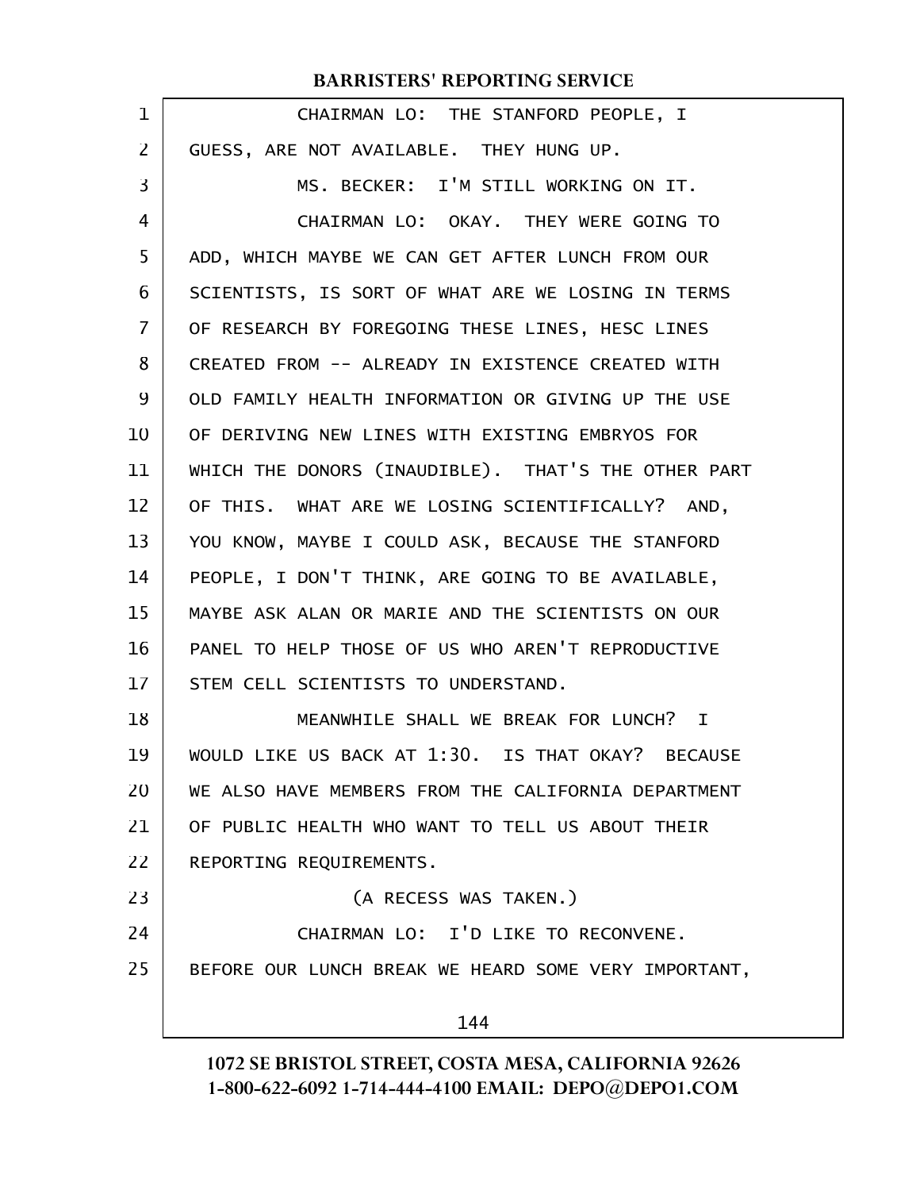CHAIRMAN LO: THE STANFORD PEOPLE, I GUESS, ARE NOT AVAILABLE. THEY HUNG UP.

MS. BECKER: I'M STILL WORKING ON IT.

CHAIRMAN LO: OKAY. THEY WERE GOING TO ADD, WHICH MAYBE WE CAN GET AFTER LUNCH FROM OUR SCIENTISTS, IS SORT OF WHAT ARE WE LOSING IN TERMS OF RESEARCH BY FOREGOING THESE LINES, HESC LINES CREATED FROM -- ALREADY IN EXISTENCE CREATED WITH OLD FAMILY HEALTH INFORMATION OR GIVING UP THE USE OF DERIVING NEW LINES WITH EXISTING EMBRYOS FOR WHICH THE DONORS (INAUDIBLE). THAT'S THE OTHER PART OF THIS. WHAT ARE WE LOSING SCIENTIFICALLY? AND, YOU KNOW, MAYBE I COULD ASK, BECAUSE THE STANFORD PEOPLE, I DON'T THINK, ARE GOING TO BE AVAILABLE, MAYBE ASK ALAN OR MARIE AND THE SCIENTISTS ON OUR PANEL TO HELP THOSE OF US WHO AREN'T REPRODUCTIVE STEM CELL SCIENTISTS TO UNDERSTAND.

MEANWHILE SHALL WE BREAK FOR LUNCH? I WOULD LIKE US BACK AT 1:30. IS THAT OKAY? BECAUSE WE ALSO HAVE MEMBERS FROM THE CALIFORNIA DEPARTMENT OF PUBLIC HEALTH WHO WANT TO TELL US ABOUT THEIR REPORTING REQUIREMENTS.

(A RECESS WAS TAKEN.)

CHAIRMAN LO: I'D LIKE TO RECONVENE. BEFORE OUR LUNCH BREAK WE HEARD SOME VERY IMPORTANT,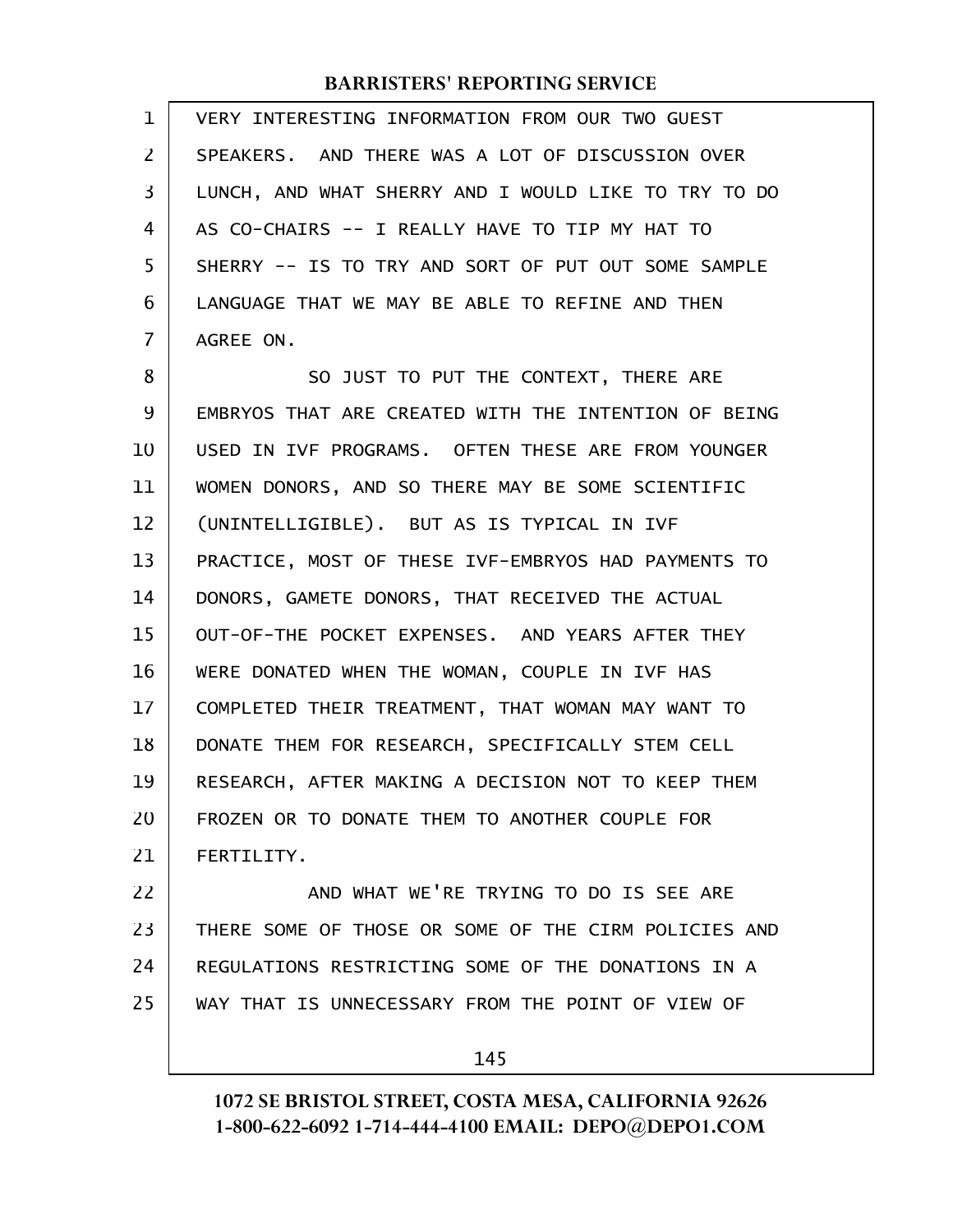VERY INTERESTING INFORMATION FROM OUR TWO GUEST SPEAKERS. AND THERE WAS A LOT OF DISCUSSION OVER LUNCH, AND WHAT SHERRY AND I WOULD LIKE TO TRY TO DO AS CO-CHAIRS -- I REALLY HAVE TO TIP MY HAT TO SHERRY -- IS TO TRY AND SORT OF PUT OUT SOME SAMPLE LANGUAGE THAT WE MAY BE ABLE TO REFINE AND THEN AGREE ON.

SO JUST TO PUT THE CONTEXT, THERE ARE EMBRYOS THAT ARE CREATED WITH THE INTENTION OF BEING USED IN IVF PROGRAMS. OFTEN THESE ARE FROM YOUNGER WOMEN DONORS, AND SO THERE MAY BE SOME SCIENTIFIC (UNINTELLIGIBLE). BUT AS IS TYPICAL IN IVF PRACTICE, MOST OF THESE IVF-EMBRYOS HAD PAYMENTS TO DONORS, GAMETE DONORS, THAT RECEIVED THE ACTUAL OUT-OF-THE POCKET EXPENSES. AND YEARS AFTER THEY WERE DONATED WHEN THE WOMAN, COUPLE IN IVF HAS COMPLETED THEIR TREATMENT, THAT WOMAN MAY WANT TO DONATE THEM FOR RESEARCH, SPECIFICALLY STEM CELL RESEARCH, AFTER MAKING A DECISION NOT TO KEEP THEM FROZEN OR TO DONATE THEM TO ANOTHER COUPLE FOR FERTILITY.

AND WHAT WE'RE TRYING TO DO IS SEE ARE THERE SOME OF THOSE OR SOME OF THE CIRM POLICIES AND REGULATIONS RESTRICTING SOME OF THE DONATIONS IN A WAY THAT IS UNNECESSARY FROM THE POINT OF VIEW OF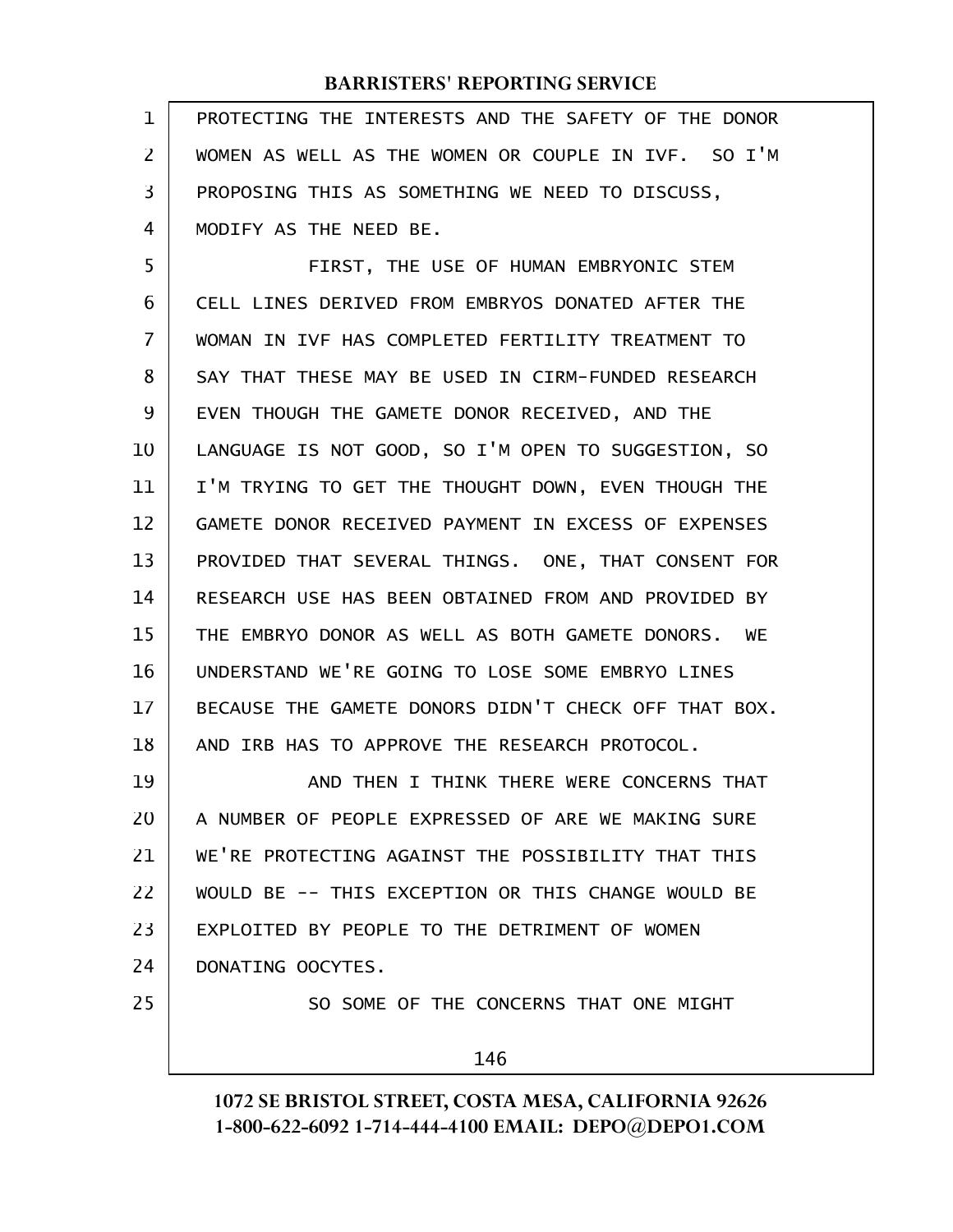PROTECTING THE INTERESTS AND THE SAFETY OF THE DONOR WOMEN AS WELL AS THE WOMEN OR COUPLE IN IVF. SO I'M PROPOSING THIS AS SOMETHING WE NEED TO DISCUSS, MODIFY AS THE NEED BE.

FIRST, THE USE OF HUMAN EMBRYONIC STEM CELL LINES DERIVED FROM EMBRYOS DONATED AFTER THE WOMAN IN IVF HAS COMPLETED FERTILITY TREATMENT TO SAY THAT THESE MAY BE USED IN CIRM-FUNDED RESEARCH EVEN THOUGH THE GAMETE DONOR RECEIVED, AND THE LANGUAGE IS NOT GOOD, SO I'M OPEN TO SUGGESTION, SO I'M TRYING TO GET THE THOUGHT DOWN, EVEN THOUGH THE GAMETE DONOR RECEIVED PAYMENT IN EXCESS OF EXPENSES PROVIDED THAT SEVERAL THINGS. ONE, THAT CONSENT FOR RESEARCH USE HAS BEEN OBTAINED FROM AND PROVIDED BY THE EMBRYO DONOR AS WELL AS BOTH GAMETE DONORS. WE UNDERSTAND WE'RE GOING TO LOSE SOME EMBRYO LINES BECAUSE THE GAMETE DONORS DIDN'T CHECK OFF THAT BOX. AND IRB HAS TO APPROVE THE RESEARCH PROTOCOL.

AND THEN I THINK THERE WERE CONCERNS THAT A NUMBER OF PEOPLE EXPRESSED OF ARE WE MAKING SURE WE'RE PROTECTING AGAINST THE POSSIBILITY THAT THIS WOULD BE -- THIS EXCEPTION OR THIS CHANGE WOULD BE EXPLOITED BY PEOPLE TO THE DETRIMENT OF WOMEN DONATING OOCYTES.

SO SOME OF THE CONCERNS THAT ONE MIGHT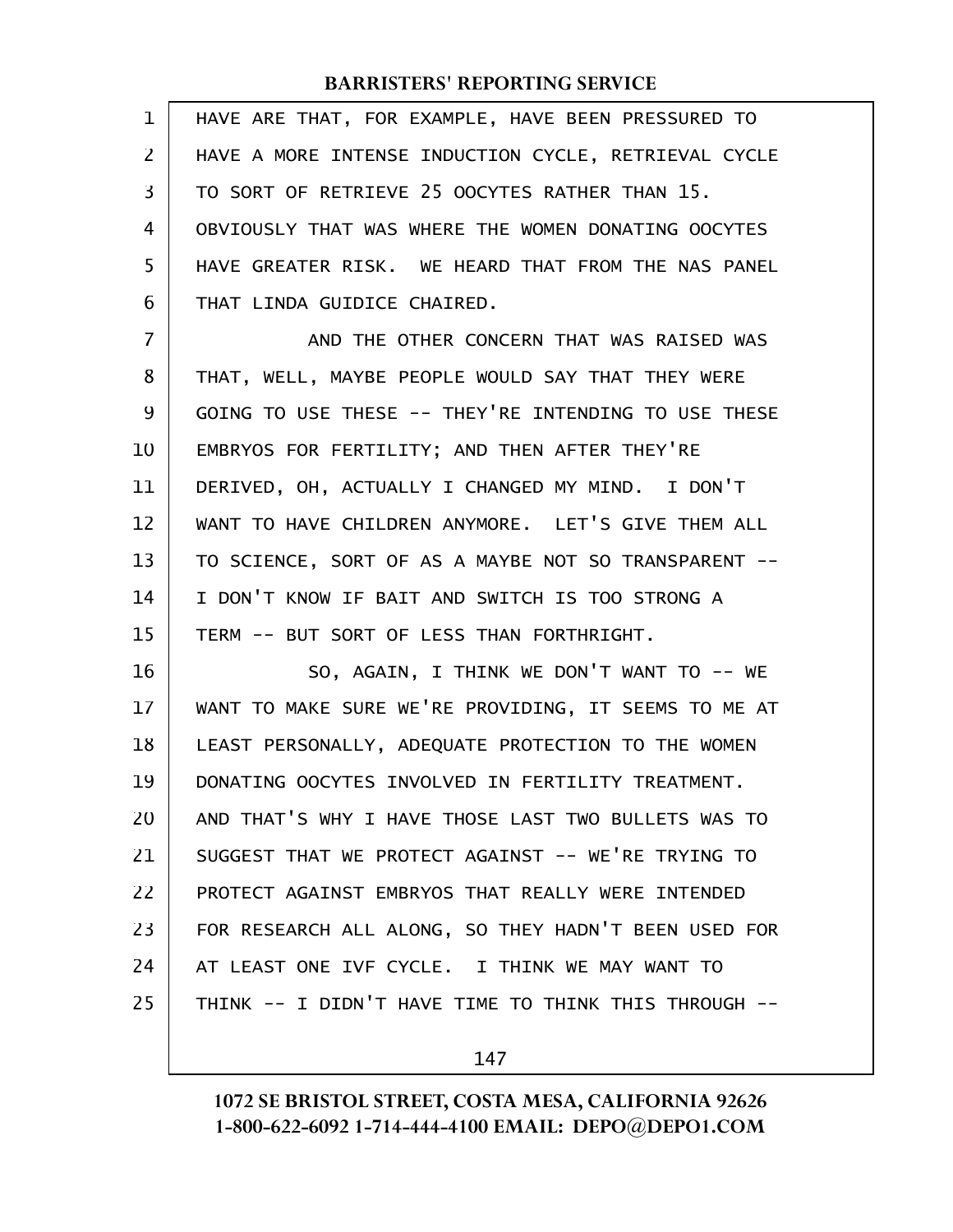HAVE ARE THAT, FOR EXAMPLE, HAVE BEEN PRESSURED TO HAVE A MORE INTENSE INDUCTION CYCLE, RETRIEVAL CYCLE TO SORT OF RETRIEVE 25 OOCYTES RATHER THAN 15. OBVIOUSLY THAT WAS WHERE THE WOMEN DONATING OOCYTES HAVE GREATER RISK. WE HEARD THAT FROM THE NAS PANEL THAT LINDA GUIDICE CHAIRED.

AND THE OTHER CONCERN THAT WAS RAISED WAS THAT, WELL, MAYBE PEOPLE WOULD SAY THAT THEY WERE GOING TO USE THESE -- THEY'RE INTENDING TO USE THESE EMBRYOS FOR FERTILITY; AND THEN AFTER THEY'RE DERIVED, OH, ACTUALLY I CHANGED MY MIND. I DON'T WANT TO HAVE CHILDREN ANYMORE. LET'S GIVE THEM ALL TO SCIENCE, SORT OF AS A MAYBE NOT SO TRANSPARENT -- I DON'T KNOW IF BAIT AND SWITCH IS TOO STRONG A TERM -- BUT SORT OF LESS THAN FORTHRIGHT.

SO, AGAIN, I THINK WE DON'T WANT TO -- WE WANT TO MAKE SURE WE'RE PROVIDING, IT SEEMS TO ME AT LEAST PERSONALLY, ADEQUATE PROTECTION TO THE WOMEN DONATING OOCYTES INVOLVED IN FERTILITY TREATMENT. AND THAT'S WHY I HAVE THOSE LAST TWO BULLETS WAS TO SUGGEST THAT WE PROTECT AGAINST -- WE'RE TRYING TO PROTECT AGAINST EMBRYOS THAT REALLY WERE INTENDED FOR RESEARCH ALL ALONG, SO THEY HADN'T BEEN USED FOR AT LEAST ONE IVF CYCLE. I THINK WE MAY WANT TO THINK -- I DIDN'T HAVE TIME TO THINK THIS THROUGH --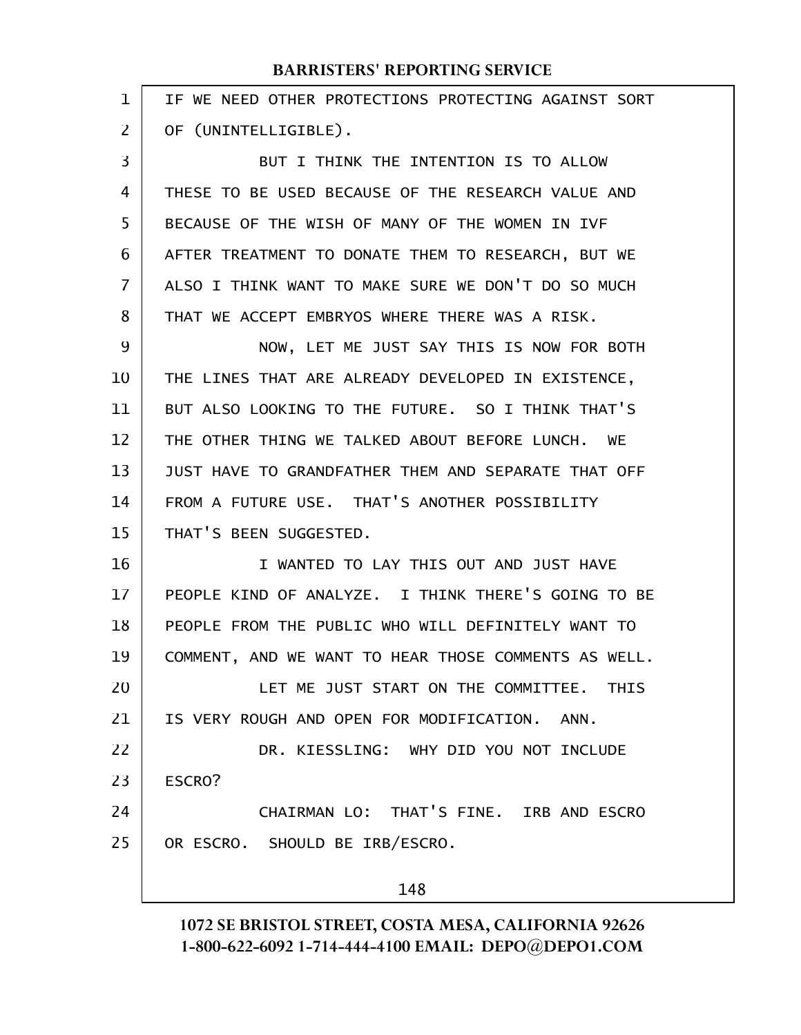IF WE NEED OTHER PROTECTIONS PROTECTING AGAINST SORT OF (UNINTELLIGIBLE).

BUT I THINK THE INTENTION IS TO ALLOW THESE TO BE USED BECAUSE OF THE RESEARCH VALUE AND BECAUSE OF THE WISH OF MANY OF THE WOMEN IN IVF AFTER TREATMENT TO DONATE THEM TO RESEARCH, BUT WE ALSO I THINK WANT TO MAKE SURE WE DON'T DO SO MUCH THAT WE ACCEPT EMBRYOS WHERE THERE WAS A RISK.

NOW, LET ME JUST SAY THIS IS NOW FOR BOTH THE LINES THAT ARE ALREADY DEVELOPED IN EXISTENCE, BUT ALSO LOOKING TO THE FUTURE. SO I THINK THAT'S THE OTHER THING WE TALKED ABOUT BEFORE LUNCH. WE JUST HAVE TO GRANDFATHER THEM AND SEPARATE THAT OFF FROM A FUTURE USE. THAT'S ANOTHER POSSIBILITY THAT'S BEEN SUGGESTED.

I WANTED TO LAY THIS OUT AND JUST HAVE PEOPLE KIND OF ANALYZE. I THINK THERE'S GOING TO BE PEOPLE FROM THE PUBLIC WHO WILL DEFINITELY WANT TO COMMENT, AND WE WANT TO HEAR THOSE COMMENTS AS WELL.

LET ME JUST START ON THE COMMITTEE. THIS IS VERY ROUGH AND OPEN FOR MODIFICATION. ANN.

DR. KIESSLING: WHY DID YOU NOT INCLUDE ESCRO?

CHAIRMAN LO: THAT'S FINE. IRB AND ESCRO OR ESCRO. SHOULD BE IRB/ESCRO.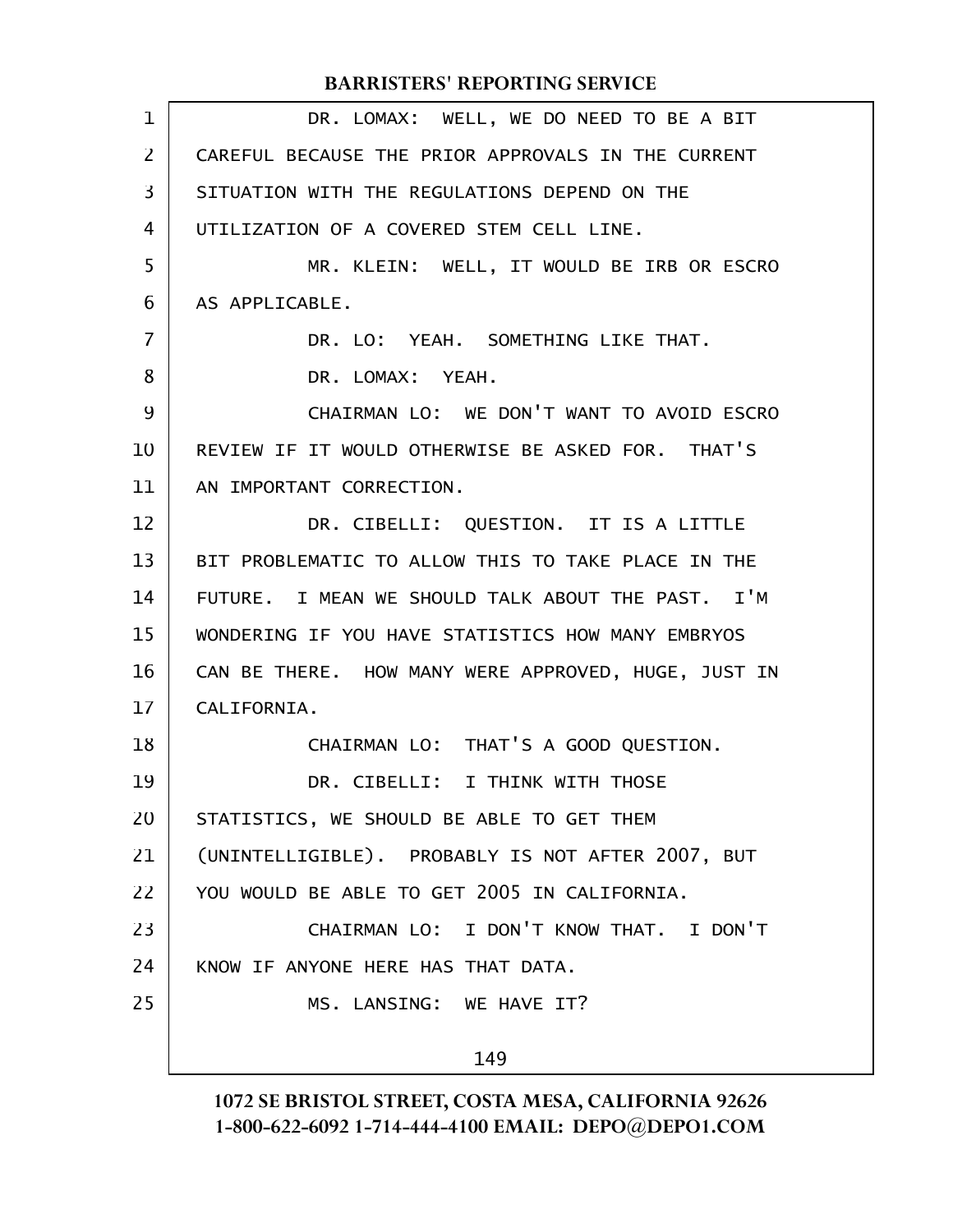DR. LOMAX: WELL, WE DO NEED TO BE A BIT CAREFUL BECAUSE THE PRIOR APPROVALS IN THE CURRENT SITUATION WITH THE REGULATIONS DEPEND ON THE UTILIZATION OF A COVERED STEM CELL LINE.

MR. KLEIN: WELL, IT WOULD BE IRB OR ESCRO AS APPLICABLE.

DR. LO: YEAH. SOMETHING LIKE THAT.

DR. LOMAX: YEAH.

CHAIRMAN LO: WE DON'T WANT TO AVOID ESCRO REVIEW IF IT WOULD OTHERWISE BE ASKED FOR. THAT'S AN IMPORTANT CORRECTION.

DR. CIBELLI: QUESTION. IT IS A LITTLE BIT PROBLEMATIC TO ALLOW THIS TO TAKE PLACE IN THE FUTURE. I MEAN WE SHOULD TALK ABOUT THE PAST. I'M WONDERING IF YOU HAVE STATISTICS HOW MANY EMBRYOS CAN BE THERE. HOW MANY WERE APPROVED, HUGE, JUST IN CALIFORNIA.

CHAIRMAN LO: THAT'S A GOOD QUESTION.

DR. CIBELLI: I THINK WITH THOSE STATISTICS, WE SHOULD BE ABLE TO GET THEM (UNINTELLIGIBLE). PROBABLY IS NOT AFTER 2007, BUT YOU WOULD BE ABLE TO GET 2005 IN CALIFORNIA.

CHAIRMAN LO: I DON'T KNOW THAT. I DON'T KNOW IF ANYONE HERE HAS THAT DATA.

MS. LANSING: WE HAVE IT?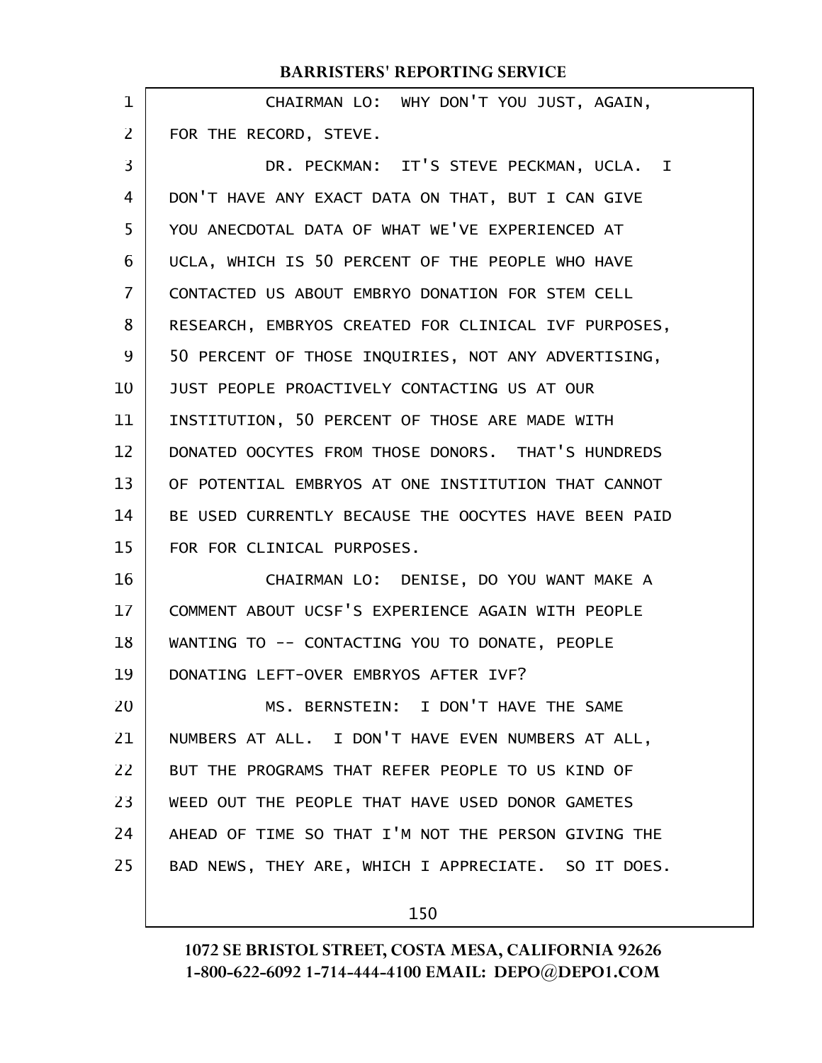CHAIRMAN LO: WHY DON'T YOU JUST, AGAIN, FOR THE RECORD, STEVE.

DR. PECKMAN: IT'S STEVE PECKMAN, UCLA. I DON'T HAVE ANY EXACT DATA ON THAT, BUT I CAN GIVE YOU ANECDOTAL DATA OF WHAT WE'VE EXPERIENCED AT UCLA, WHICH IS 50 PERCENT OF THE PEOPLE WHO HAVE CONTACTED US ABOUT EMBRYO DONATION FOR STEM CELL RESEARCH, EMBRYOS CREATED FOR CLINICAL IVF PURPOSES, 50 PERCENT OF THOSE INQUIRIES, NOT ANY ADVERTISING, JUST PEOPLE PROACTIVELY CONTACTING US AT OUR INSTITUTION, 50 PERCENT OF THOSE ARE MADE WITH DONATED OOCYTES FROM THOSE DONORS. THAT'S HUNDREDS OF POTENTIAL EMBRYOS AT ONE INSTITUTION THAT CANNOT BE USED CURRENTLY BECAUSE THE OOCYTES HAVE BEEN PAID FOR FOR CLINICAL PURPOSES.

CHAIRMAN LO: DENISE, DO YOU WANT MAKE A COMMENT ABOUT UCSF'S EXPERIENCE AGAIN WITH PEOPLE WANTING TO -- CONTACTING YOU TO DONATE, PEOPLE DONATING LEFT-OVER EMBRYOS AFTER IVF?

MS. BERNSTEIN: I DON'T HAVE THE SAME NUMBERS AT ALL. I DON'T HAVE EVEN NUMBERS AT ALL, BUT THE PROGRAMS THAT REFER PEOPLE TO US KIND OF WEED OUT THE PEOPLE THAT HAVE USED DONOR GAMETES AHEAD OF TIME SO THAT I'M NOT THE PERSON GIVING THE BAD NEWS, THEY ARE, WHICH I APPRECIATE. SO IT DOES.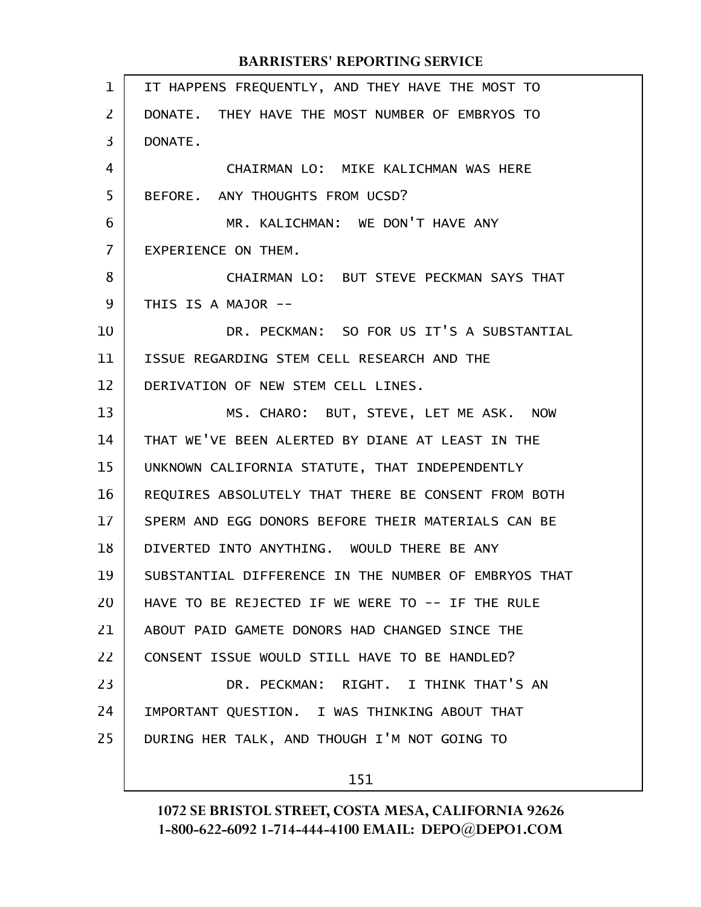IT HAPPENS FREQUENTLY, AND THEY HAVE THE MOST TO DONATE. THEY HAVE THE MOST NUMBER OF EMBRYOS TO DONATE.

CHAIRMAN LO: MIKE KALICHMAN WAS HERE BEFORE. ANY THOUGHTS FROM UCSD?

MR. KALICHMAN: WE DON'T HAVE ANY EXPERIENCE ON THEM.

CHAIRMAN LO: BUT STEVE PECKMAN SAYS THAT THIS IS A MAJOR --

DR. PECKMAN: SO FOR US IT'S A SUBSTANTIAL ISSUE REGARDING STEM CELL RESEARCH AND THE DERIVATION OF NEW STEM CELL LINES.

MS. CHARO: BUT, STEVE, LET ME ASK. NOW THAT WE'VE BEEN ALERTED BY DIANE AT LEAST IN THE UNKNOWN CALIFORNIA STATUTE, THAT INDEPENDENTLY REQUIRES ABSOLUTELY THAT THERE BE CONSENT FROM BOTH SPERM AND EGG DONORS BEFORE THEIR MATERIALS CAN BE DIVERTED INTO ANYTHING. WOULD THERE BE ANY SUBSTANTIAL DIFFERENCE IN THE NUMBER OF EMBRYOS THAT HAVE TO BE REJECTED IF WE WERE TO -- IF THE RULE ABOUT PAID GAMETE DONORS HAD CHANGED SINCE THE CONSENT ISSUE WOULD STILL HAVE TO BE HANDLED?

DR. PECKMAN: RIGHT. I THINK THAT'S AN IMPORTANT QUESTION. I WAS THINKING ABOUT THAT DURING HER TALK, AND THOUGH I'M NOT GOING TO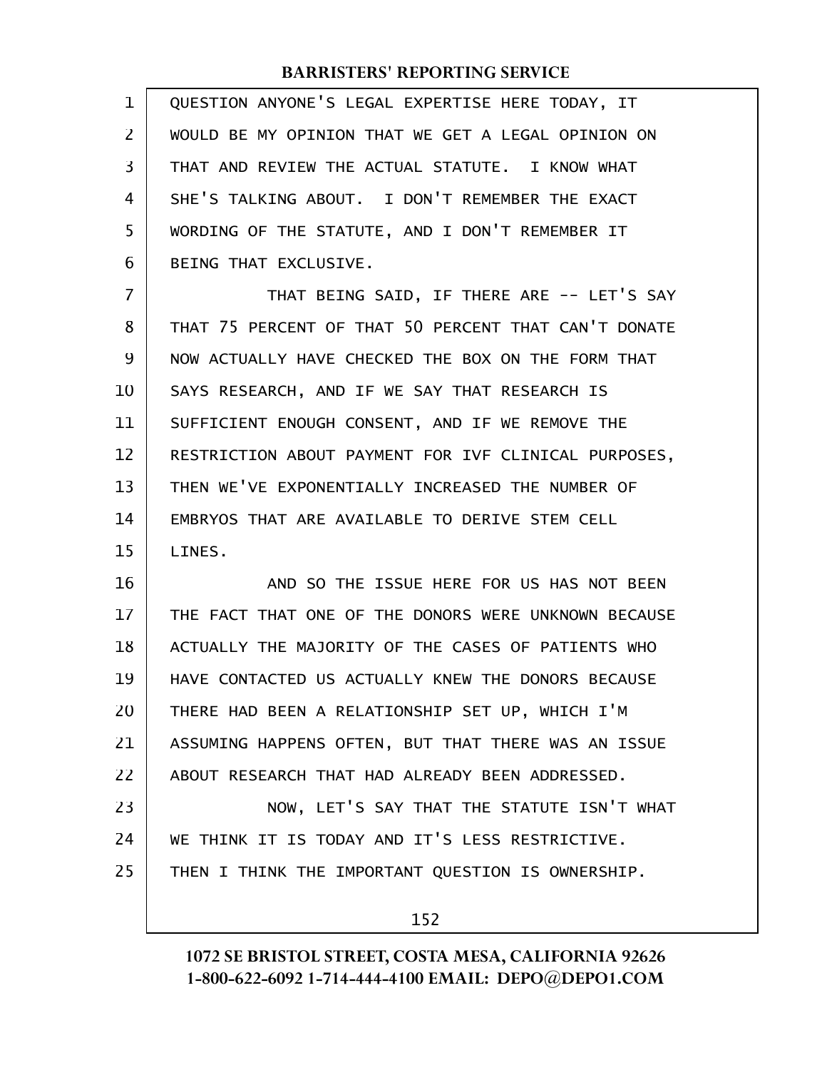QUESTION ANYONE'S LEGAL EXPERTISE HERE TODAY, IT WOULD BE MY OPINION THAT WE GET A LEGAL OPINION ON THAT AND REVIEW THE ACTUAL STATUTE. I KNOW WHAT SHE'S TALKING ABOUT. I DON'T REMEMBER THE EXACT WORDING OF THE STATUTE, AND I DON'T REMEMBER IT BEING THAT EXCLUSIVE.

THAT BEING SAID, IF THERE ARE -- LET'S SAY THAT 75 PERCENT OF THAT 50 PERCENT THAT CAN'T DONATE NOW ACTUALLY HAVE CHECKED THE BOX ON THE FORM THAT SAYS RESEARCH, AND IF WE SAY THAT RESEARCH IS SUFFICIENT ENOUGH CONSENT, AND IF WE REMOVE THE RESTRICTION ABOUT PAYMENT FOR IVF CLINICAL PURPOSES, THEN WE'VE EXPONENTIALLY INCREASED THE NUMBER OF EMBRYOS THAT ARE AVAILABLE TO DERIVE STEM CELL LINES.

AND SO THE ISSUE HERE FOR US HAS NOT BEEN THE FACT THAT ONE OF THE DONORS WERE UNKNOWN BECAUSE ACTUALLY THE MAJORITY OF THE CASES OF PATIENTS WHO HAVE CONTACTED US ACTUALLY KNEW THE DONORS BECAUSE THERE HAD BEEN A RELATIONSHIP SET UP, WHICH I'M ASSUMING HAPPENS OFTEN, BUT THAT THERE WAS AN ISSUE ABOUT RESEARCH THAT HAD ALREADY BEEN ADDRESSED.

NOW, LET'S SAY THAT THE STATUTE ISN'T WHAT WE THINK IT IS TODAY AND IT'S LESS RESTRICTIVE. THEN I THINK THE IMPORTANT QUESTION IS OWNERSHIP.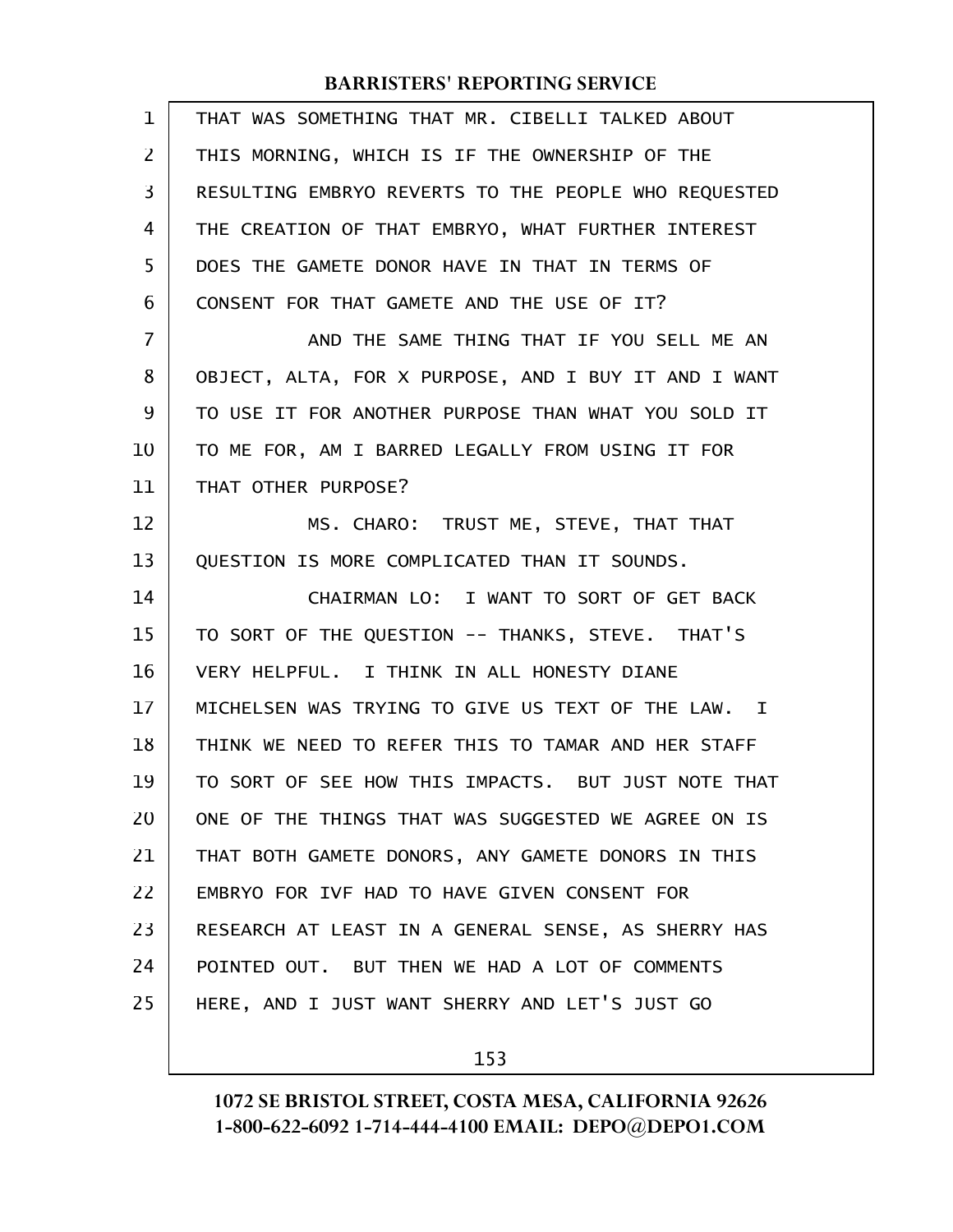THAT WAS SOMETHING THAT MR. CIBELLI TALKED ABOUT THIS MORNING, WHICH IS IF THE OWNERSHIP OF THE RESULTING EMBRYO REVERTS TO THE PEOPLE WHO REQUESTED THE CREATION OF THAT EMBRYO, WHAT FURTHER INTEREST DOES THE GAMETE DONOR HAVE IN THAT IN TERMS OF CONSENT FOR THAT GAMETE AND THE USE OF IT?

AND THE SAME THING THAT IF YOU SELL ME AN OBJECT, ALTA, FOR X PURPOSE, AND I BUY IT AND I WANT TO USE IT FOR ANOTHER PURPOSE THAN WHAT YOU SOLD IT TO ME FOR, AM I BARRED LEGALLY FROM USING IT FOR THAT OTHER PURPOSE?

MS. CHARO: TRUST ME, STEVE, THAT THAT QUESTION IS MORE COMPLICATED THAN IT SOUNDS.

CHAIRMAN LO: I WANT TO SORT OF GET BACK TO SORT OF THE QUESTION -- THANKS, STEVE. THAT'S VERY HELPFUL. I THINK IN ALL HONESTY DIANE MICHELSEN WAS TRYING TO GIVE US TEXT OF THE LAW. I THINK WE NEED TO REFER THIS TO TAMAR AND HER STAFF TO SORT OF SEE HOW THIS IMPACTS. BUT JUST NOTE THAT ONE OF THE THINGS THAT WAS SUGGESTED WE AGREE ON IS THAT BOTH GAMETE DONORS, ANY GAMETE DONORS IN THIS EMBRYO FOR IVF HAD TO HAVE GIVEN CONSENT FOR RESEARCH AT LEAST IN A GENERAL SENSE, AS SHERRY HAS POINTED OUT. BUT THEN WE HAD A LOT OF COMMENTS HERE, AND I JUST WANT SHERRY AND LET'S JUST GO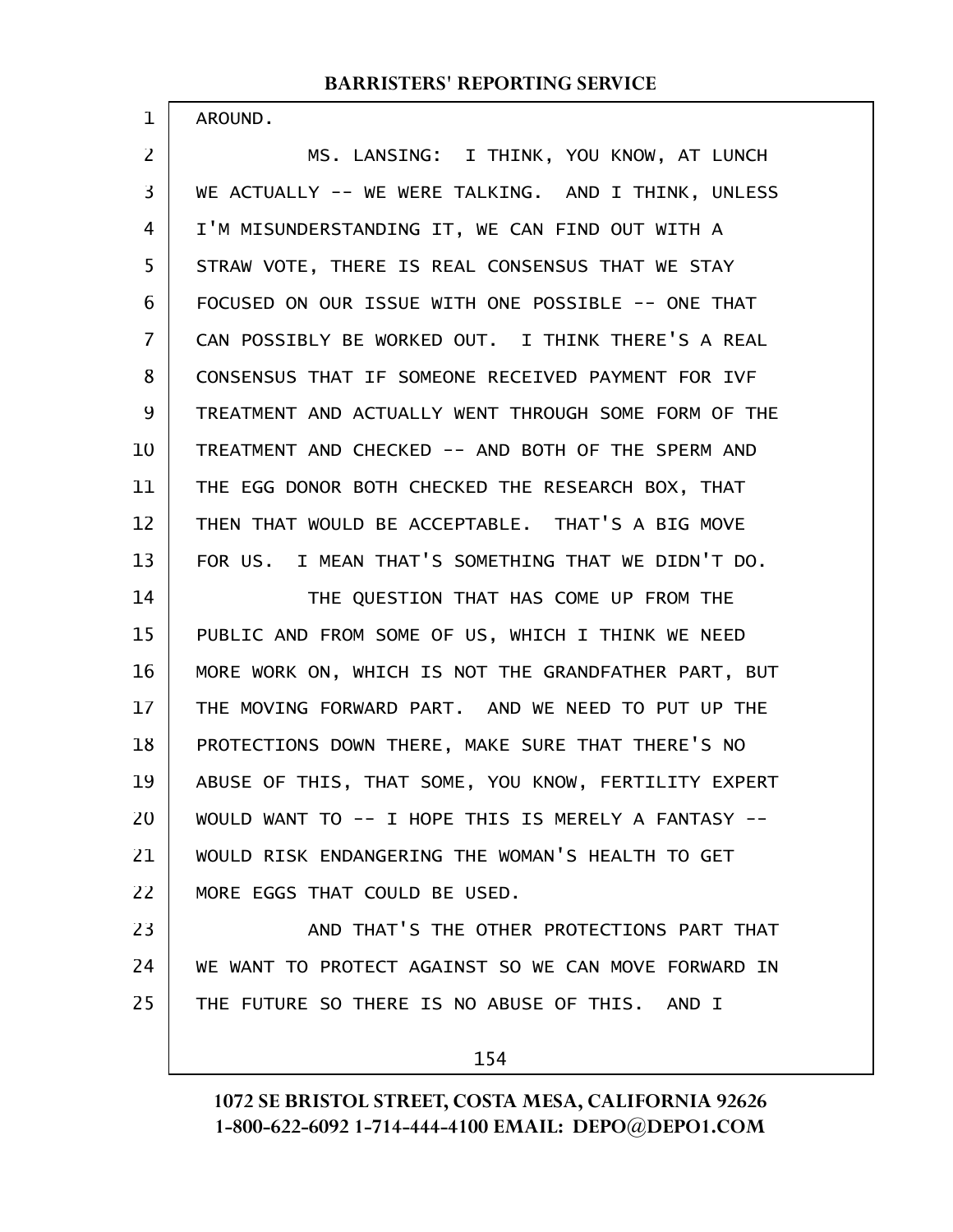AROUND.

MS. LANSING: I THINK, YOU KNOW, AT LUNCH WE ACTUALLY -- WE WERE TALKING. AND I THINK, UNLESS I'M MISUNDERSTANDING IT, WE CAN FIND OUT WITH A STRAW VOTE, THERE IS REAL CONSENSUS THAT WE STAY FOCUSED ON OUR ISSUE WITH ONE POSSIBLE -- ONE THAT CAN POSSIBLY BE WORKED OUT. I THINK THERE'S A REAL CONSENSUS THAT IF SOMEONE RECEIVED PAYMENT FOR IVF TREATMENT AND ACTUALLY WENT THROUGH SOME FORM OF THE TREATMENT AND CHECKED -- AND BOTH OF THE SPERM AND THE EGG DONOR BOTH CHECKED THE RESEARCH BOX, THAT THEN THAT WOULD BE ACCEPTABLE. THAT'S A BIG MOVE FOR US. I MEAN THAT'S SOMETHING THAT WE DIDN'T DO.

THE QUESTION THAT HAS COME UP FROM THE PUBLIC AND FROM SOME OF US, WHICH I THINK WE NEED MORE WORK ON, WHICH IS NOT THE GRANDFATHER PART, BUT THE MOVING FORWARD PART. AND WE NEED TO PUT UP THE PROTECTIONS DOWN THERE, MAKE SURE THAT THERE'S NO ABUSE OF THIS, THAT SOME, YOU KNOW, FERTILITY EXPERT WOULD WANT TO -- I HOPE THIS IS MERELY A FANTASY -- WOULD RISK ENDANGERING THE WOMAN'S HEALTH TO GET MORE EGGS THAT COULD BE USED.

AND THAT'S THE OTHER PROTECTIONS PART THAT WE WANT TO PROTECT AGAINST SO WE CAN MOVE FORWARD IN THE FUTURE SO THERE IS NO ABUSE OF THIS. AND I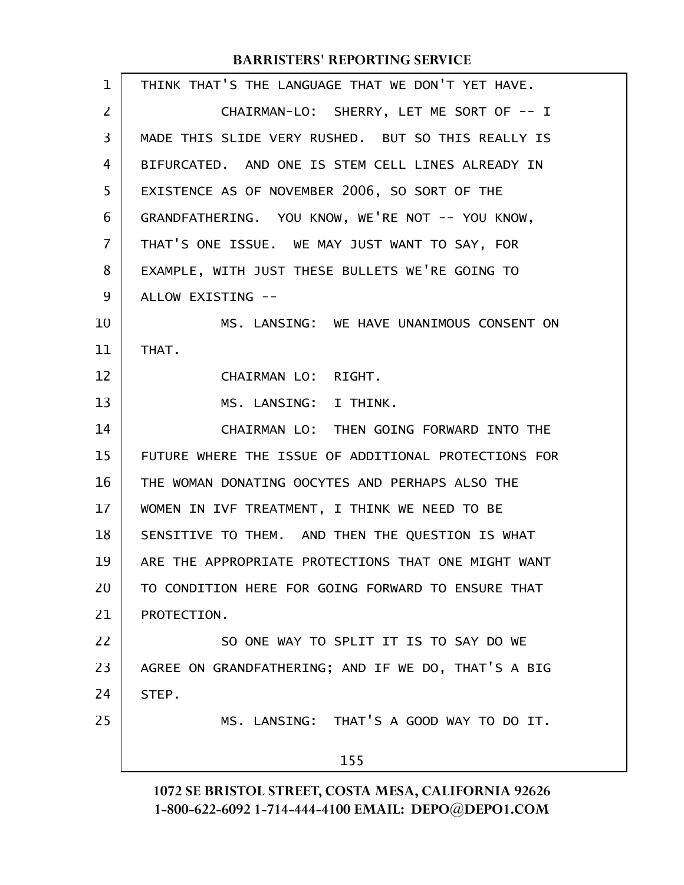THINK THAT'S THE LANGUAGE THAT WE DON'T YET HAVE.

CHAIRMAN-LO: SHERRY, LET ME SORT OF -- I MADE THIS SLIDE VERY RUSHED. BUT SO THIS REALLY IS BIFURCATED. AND ONE IS STEM CELL LINES ALREADY IN EXISTENCE AS OF NOVEMBER 2006, SO SORT OF THE GRANDFATHERING. YOU KNOW, WE'RE NOT -- YOU KNOW, THAT'S ONE ISSUE. WE MAY JUST WANT TO SAY, FOR EXAMPLE, WITH JUST THESE BULLETS WE'RE GOING TO ALLOW EXISTING --

MS. LANSING: WE HAVE UNANIMOUS CONSENT ON THAT.

CHAIRMAN LO: RIGHT.

MS. LANSING: I THINK.

CHAIRMAN LO: THEN GOING FORWARD INTO THE FUTURE WHERE THE ISSUE OF ADDITIONAL PROTECTIONS FOR THE WOMAN DONATING OOCYTES AND PERHAPS ALSO THE WOMEN IN IVF TREATMENT, I THINK WE NEED TO BE SENSITIVE TO THEM. AND THEN THE QUESTION IS WHAT ARE THE APPROPRIATE PROTECTIONS THAT ONE MIGHT WANT TO CONDITION HERE FOR GOING FORWARD TO ENSURE THAT PROTECTION.

SO ONE WAY TO SPLIT IT IS TO SAY DO WE AGREE ON GRANDFATHERING; AND IF WE DO, THAT'S A BIG STEP.

MS. LANSING: THAT'S A GOOD WAY TO DO IT.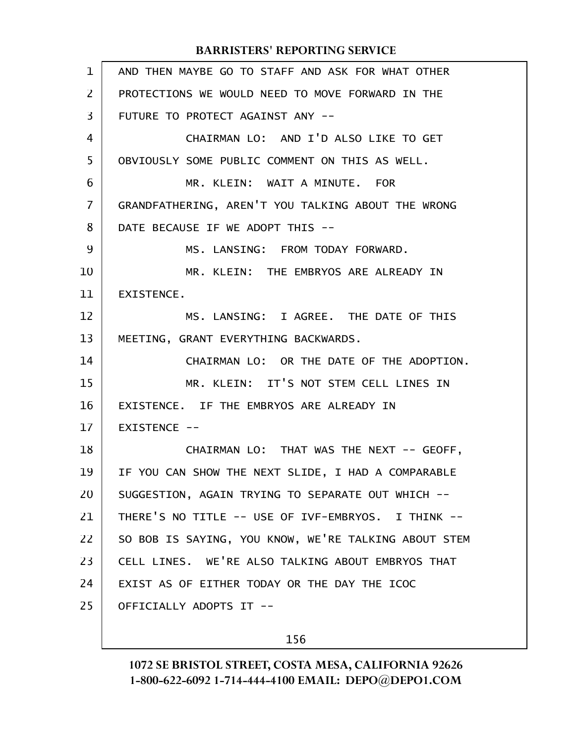AND THEN MAYBE GO TO STAFF AND ASK FOR WHAT OTHER PROTECTIONS WE WOULD NEED TO MOVE FORWARD IN THE FUTURE TO PROTECT AGAINST ANY --

CHAIRMAN LO: AND I'D ALSO LIKE TO GET OBVIOUSLY SOME PUBLIC COMMENT ON THIS AS WELL.

MR. KLEIN: WAIT A MINUTE. FOR GRANDFATHERING, AREN'T YOU TALKING ABOUT THE WRONG DATE BECAUSE IF WE ADOPT THIS --

MS. LANSING: FROM TODAY FORWARD.

MR. KLEIN: THE EMBRYOS ARE ALREADY IN EXISTENCE.

MS. LANSING: I AGREE. THE DATE OF THIS MEETING, GRANT EVERYTHING BACKWARDS.

CHAIRMAN LO: OR THE DATE OF THE ADOPTION.

MR. KLEIN: IT'S NOT STEM CELL LINES IN EXISTENCE. IF THE EMBRYOS ARE ALREADY IN EXISTENCE --

CHAIRMAN LO: THAT WAS THE NEXT -- GEOFF, IF YOU CAN SHOW THE NEXT SLIDE, I HAD A COMPARABLE SUGGESTION, AGAIN TRYING TO SEPARATE OUT WHICH -- THERE'S NO TITLE -- USE OF IVF-EMBRYOS. I THINK -- SO BOB IS SAYING, YOU KNOW, WE'RE TALKING ABOUT STEM CELL LINES. WE'RE ALSO TALKING ABOUT EMBRYOS THAT EXIST AS OF EITHER TODAY OR THE DAY THE ICOC OFFICIALLY ADOPTS IT --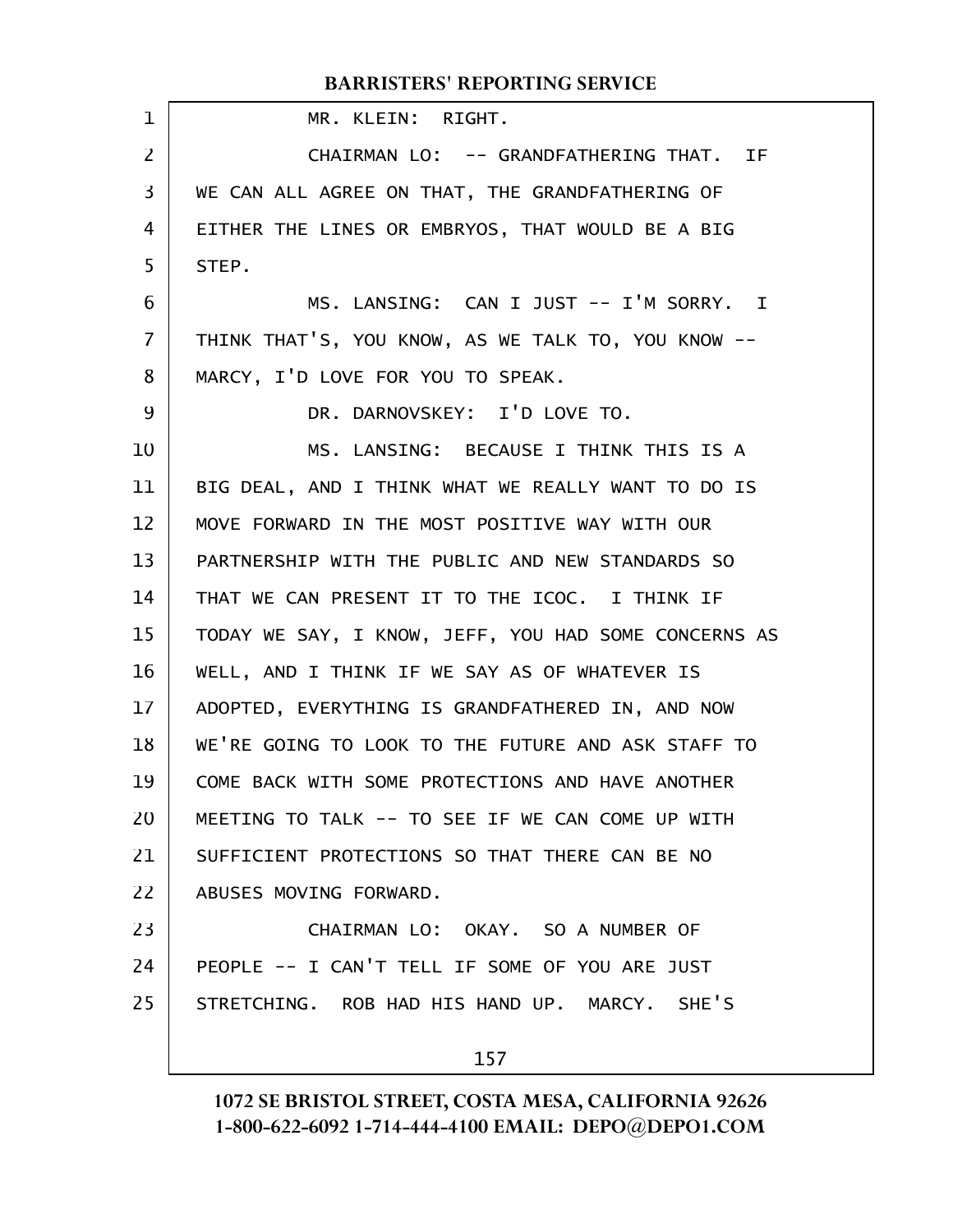MR. KLEIN: RIGHT.

CHAIRMAN LO: -- GRANDFATHERING THAT. IF WE CAN ALL AGREE ON THAT, THE GRANDFATHERING OF EITHER THE LINES OR EMBRYOS, THAT WOULD BE A BIG STEP.

MS. LANSING: CAN I JUST -- I'M SORRY. I THINK THAT'S, YOU KNOW, AS WE TALK TO, YOU KNOW -- MARCY, I'D LOVE FOR YOU TO SPEAK.

DR. DARNOVSKEY: I'D LOVE TO.

MS. LANSING: BECAUSE I THINK THIS IS A BIG DEAL, AND I THINK WHAT WE REALLY WANT TO DO IS MOVE FORWARD IN THE MOST POSITIVE WAY WITH OUR PARTNERSHIP WITH THE PUBLIC AND NEW STANDARDS SO THAT WE CAN PRESENT IT TO THE ICOC. I THINK IF TODAY WE SAY, I KNOW, JEFF, YOU HAD SOME CONCERNS AS WELL, AND I THINK IF WE SAY AS OF WHATEVER IS ADOPTED, EVERYTHING IS GRANDFATHERED IN, AND NOW WE'RE GOING TO LOOK TO THE FUTURE AND ASK STAFF TO COME BACK WITH SOME PROTECTIONS AND HAVE ANOTHER MEETING TO TALK -- TO SEE IF WE CAN COME UP WITH SUFFICIENT PROTECTIONS SO THAT THERE CAN BE NO ABUSES MOVING FORWARD.

CHAIRMAN LO: OKAY. SO A NUMBER OF PEOPLE -- I CAN'T TELL IF SOME OF YOU ARE JUST STRETCHING. ROB HAD HIS HAND UP. MARCY. SHE'S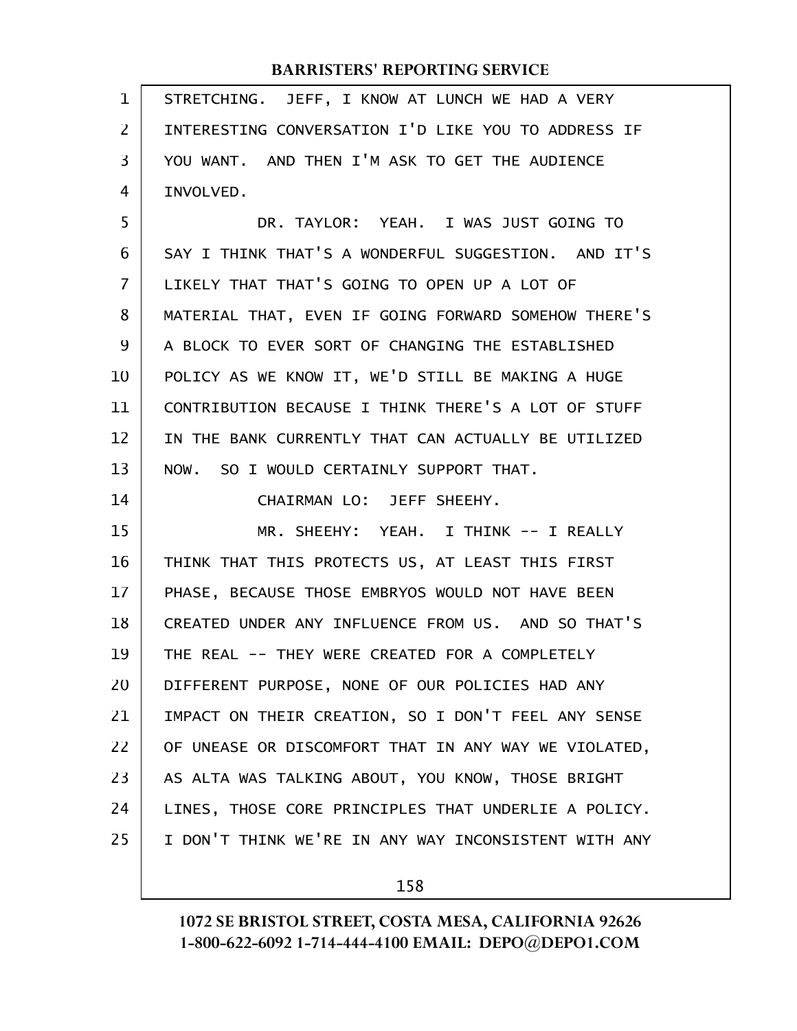STRETCHING. JEFF, I KNOW AT LUNCH WE HAD A VERY INTERESTING CONVERSATION I'D LIKE YOU TO ADDRESS IF YOU WANT. AND THEN I'M ASK TO GET THE AUDIENCE INVOLVED.

DR. TAYLOR: YEAH. I WAS JUST GOING TO SAY I THINK THAT'S A WONDERFUL SUGGESTION. AND IT'S LIKELY THAT THAT'S GOING TO OPEN UP A LOT OF MATERIAL THAT, EVEN IF GOING FORWARD SOMEHOW THERE'S A BLOCK TO EVER SORT OF CHANGING THE ESTABLISHED POLICY AS WE KNOW IT, WE'D STILL BE MAKING A HUGE CONTRIBUTION BECAUSE I THINK THERE'S A LOT OF STUFF IN THE BANK CURRENTLY THAT CAN ACTUALLY BE UTILIZED NOW. SO I WOULD CERTAINLY SUPPORT THAT.

CHAIRMAN LO: JEFF SHEEHY.

MR. SHEEHY: YEAH. I THINK -- I REALLY THINK THAT THIS PROTECTS US, AT LEAST THIS FIRST PHASE, BECAUSE THOSE EMBRYOS WOULD NOT HAVE BEEN CREATED UNDER ANY INFLUENCE FROM US. AND SO THAT'S THE REAL -- THEY WERE CREATED FOR A COMPLETELY DIFFERENT PURPOSE, NONE OF OUR POLICIES HAD ANY IMPACT ON THEIR CREATION, SO I DON'T FEEL ANY SENSE OF UNEASE OR DISCOMFORT THAT IN ANY WAY WE VIOLATED, AS ALTA WAS TALKING ABOUT, YOU KNOW, THOSE BRIGHT LINES, THOSE CORE PRINCIPLES THAT UNDERLIE A POLICY. I DON'T THINK WE'RE IN ANY WAY INCONSISTENT WITH ANY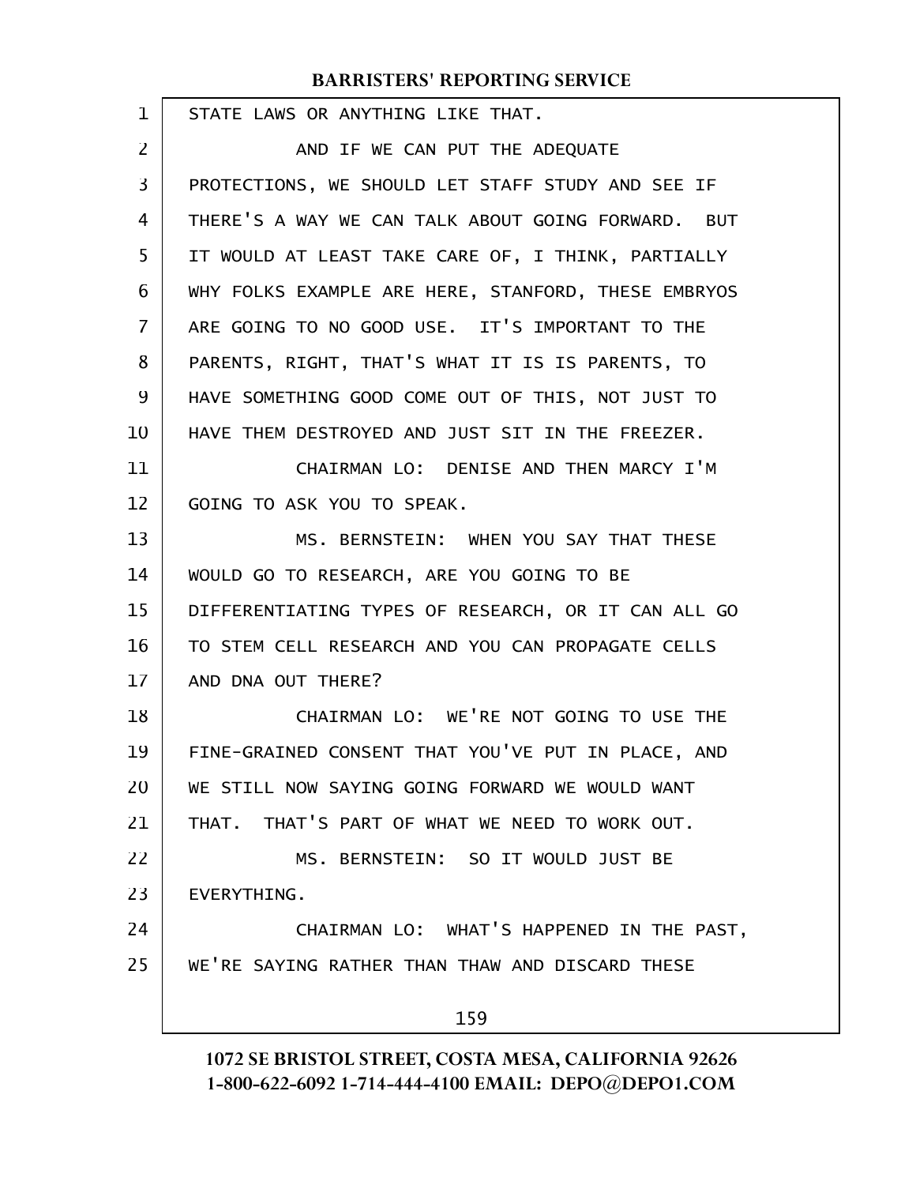STATE LAWS OR ANYTHING LIKE THAT.

AND IF WE CAN PUT THE ADEQUATE PROTECTIONS, WE SHOULD LET STAFF STUDY AND SEE IF THERE'S A WAY WE CAN TALK ABOUT GOING FORWARD. BUT IT WOULD AT LEAST TAKE CARE OF, I THINK, PARTIALLY WHY FOLKS EXAMPLE ARE HERE, STANFORD, THESE EMBRYOS ARE GOING TO NO GOOD USE. IT'S IMPORTANT TO THE PARENTS, RIGHT, THAT'S WHAT IT IS IS PARENTS, TO HAVE SOMETHING GOOD COME OUT OF THIS, NOT JUST TO HAVE THEM DESTROYED AND JUST SIT IN THE FREEZER.

CHAIRMAN LO: DENISE AND THEN MARCY I'M GOING TO ASK YOU TO SPEAK.

MS. BERNSTEIN: WHEN YOU SAY THAT THESE WOULD GO TO RESEARCH, ARE YOU GOING TO BE DIFFERENTIATING TYPES OF RESEARCH, OR IT CAN ALL GO TO STEM CELL RESEARCH AND YOU CAN PROPAGATE CELLS AND DNA OUT THERE?

CHAIRMAN LO: WE'RE NOT GOING TO USE THE FINE-GRAINED CONSENT THAT YOU'VE PUT IN PLACE, AND WE STILL NOW SAYING GOING FORWARD WE WOULD WANT THAT. THAT'S PART OF WHAT WE NEED TO WORK OUT.

MS. BERNSTEIN: SO IT WOULD JUST BE EVERYTHING.

CHAIRMAN LO: WHAT'S HAPPENED IN THE PAST, WE'RE SAYING RATHER THAN THAW AND DISCARD THESE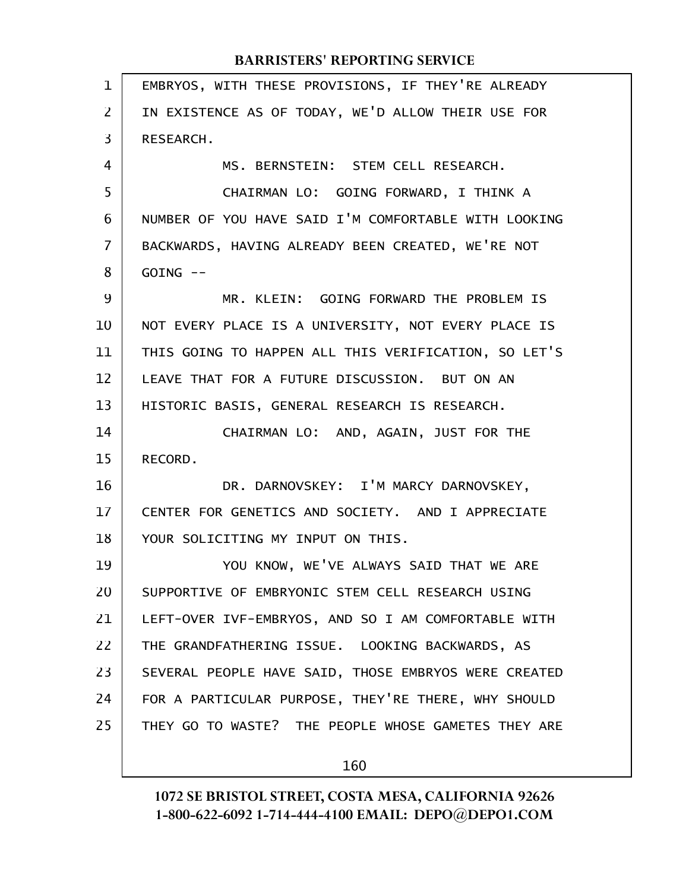EMBRYOS, WITH THESE PROVISIONS, IF THEY'RE ALREADY IN EXISTENCE AS OF TODAY, WE'D ALLOW THEIR USE FOR RESEARCH.

MS. BERNSTEIN: STEM CELL RESEARCH.

CHAIRMAN LO: GOING FORWARD, I THINK A NUMBER OF YOU HAVE SAID I'M COMFORTABLE WITH LOOKING BACKWARDS, HAVING ALREADY BEEN CREATED, WE'RE NOT GOING --

MR. KLEIN: GOING FORWARD THE PROBLEM IS NOT EVERY PLACE IS A UNIVERSITY, NOT EVERY PLACE IS THIS GOING TO HAPPEN ALL THIS VERIFICATION, SO LET'S LEAVE THAT FOR A FUTURE DISCUSSION. BUT ON AN HISTORIC BASIS, GENERAL RESEARCH IS RESEARCH.

CHAIRMAN LO: AND, AGAIN, JUST FOR THE RECORD.

DR. DARNOVSKEY: I'M MARCY DARNOVSKEY, CENTER FOR GENETICS AND SOCIETY. AND I APPRECIATE YOUR SOLICITING MY INPUT ON THIS.

YOU KNOW, WE'VE ALWAYS SAID THAT WE ARE SUPPORTIVE OF EMBRYONIC STEM CELL RESEARCH USING LEFT-OVER IVF-EMBRYOS, AND SO I AM COMFORTABLE WITH THE GRANDFATHERING ISSUE. LOOKING BACKWARDS, AS SEVERAL PEOPLE HAVE SAID, THOSE EMBRYOS WERE CREATED FOR A PARTICULAR PURPOSE, THEY'RE THERE, WHY SHOULD THEY GO TO WASTE? THE PEOPLE WHOSE GAMETES THEY ARE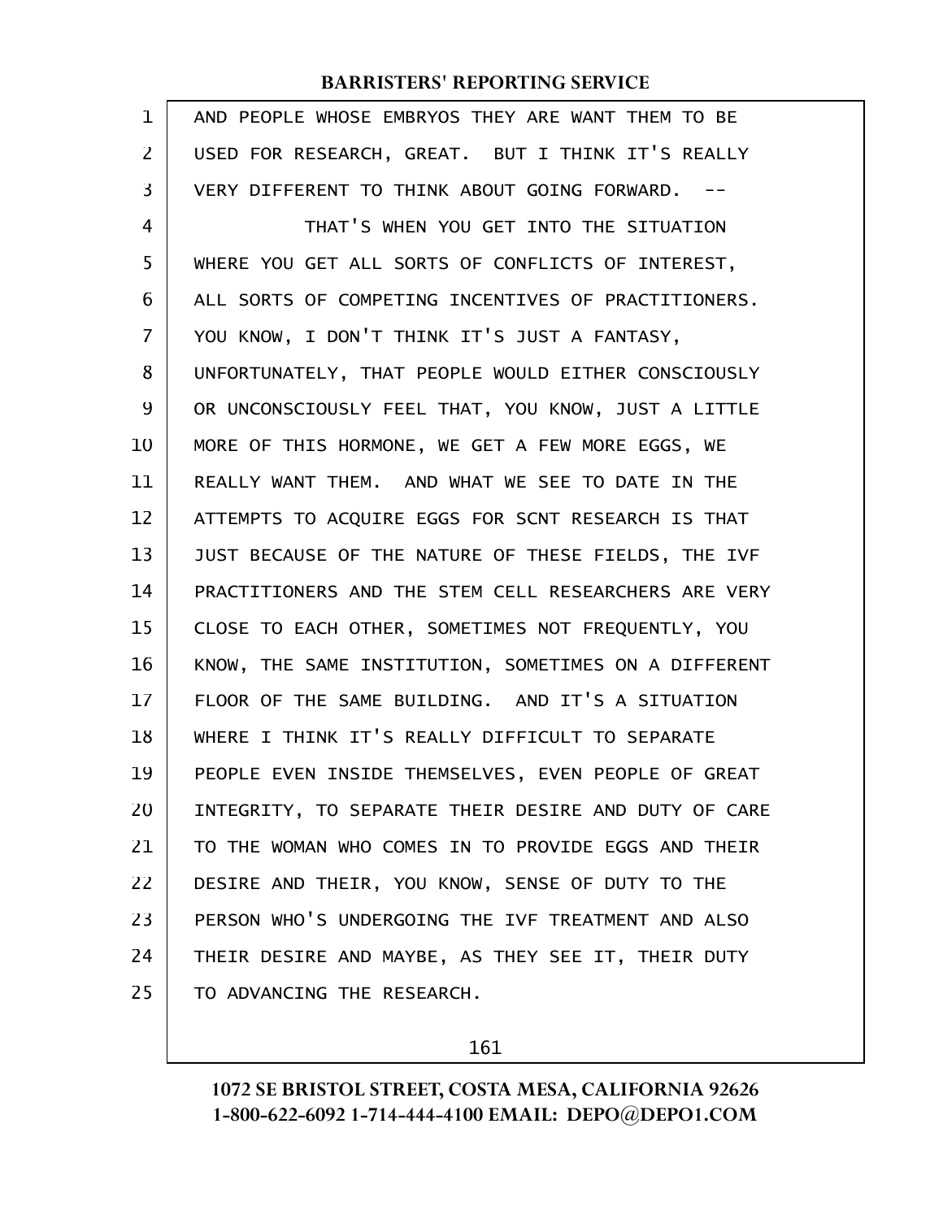AND PEOPLE WHOSE EMBRYOS THEY ARE WANT THEM TO BE USED FOR RESEARCH, GREAT. BUT I THINK IT'S REALLY VERY DIFFERENT TO THINK ABOUT GOING FORWARD. --

THAT'S WHEN YOU GET INTO THE SITUATION WHERE YOU GET ALL SORTS OF CONFLICTS OF INTEREST, ALL SORTS OF COMPETING INCENTIVES OF PRACTITIONERS. YOU KNOW, I DON'T THINK IT'S JUST A FANTASY, UNFORTUNATELY, THAT PEOPLE WOULD EITHER CONSCIOUSLY OR UNCONSCIOUSLY FEEL THAT, YOU KNOW, JUST A LITTLE MORE OF THIS HORMONE, WE GET A FEW MORE EGGS, WE REALLY WANT THEM. AND WHAT WE SEE TO DATE IN THE ATTEMPTS TO ACQUIRE EGGS FOR SCNT RESEARCH IS THAT JUST BECAUSE OF THE NATURE OF THESE FIELDS, THE IVF PRACTITIONERS AND THE STEM CELL RESEARCHERS ARE VERY CLOSE TO EACH OTHER, SOMETIMES NOT FREQUENTLY, YOU KNOW, THE SAME INSTITUTION, SOMETIMES ON A DIFFERENT FLOOR OF THE SAME BUILDING. AND IT'S A SITUATION WHERE I THINK IT'S REALLY DIFFICULT TO SEPARATE PEOPLE EVEN INSIDE THEMSELVES, EVEN PEOPLE OF GREAT INTEGRITY, TO SEPARATE THEIR DESIRE AND DUTY OF CARE TO THE WOMAN WHO COMES IN TO PROVIDE EGGS AND THEIR DESIRE AND THEIR, YOU KNOW, SENSE OF DUTY TO THE PERSON WHO'S UNDERGOING THE IVF TREATMENT AND ALSO THEIR DESIRE AND MAYBE, AS THEY SEE IT, THEIR DUTY TO ADVANCING THE RESEARCH.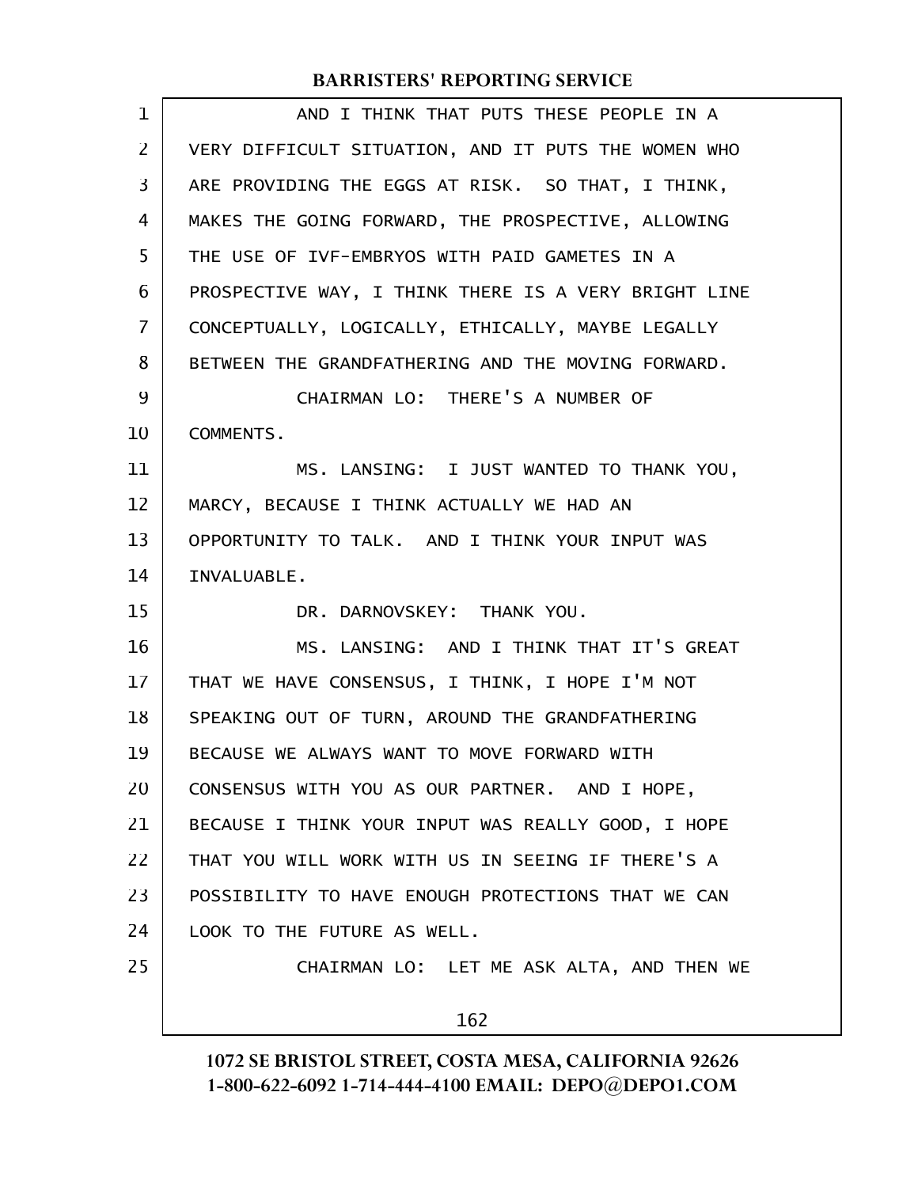AND I THINK THAT PUTS THESE PEOPLE IN A VERY DIFFICULT SITUATION, AND IT PUTS THE WOMEN WHO ARE PROVIDING THE EGGS AT RISK. SO THAT, I THINK, MAKES THE GOING FORWARD, THE PROSPECTIVE, ALLOWING THE USE OF IVF-EMBRYOS WITH PAID GAMETES IN A PROSPECTIVE WAY, I THINK THERE IS A VERY BRIGHT LINE CONCEPTUALLY, LOGICALLY, ETHICALLY, MAYBE LEGALLY BETWEEN THE GRANDFATHERING AND THE MOVING FORWARD.

CHAIRMAN LO: THERE'S A NUMBER OF COMMENTS.

MS. LANSING: I JUST WANTED TO THANK YOU, MARCY, BECAUSE I THINK ACTUALLY WE HAD AN OPPORTUNITY TO TALK. AND I THINK YOUR INPUT WAS INVALUABLE.

DR. DARNOVSKEY: THANK YOU.

MS. LANSING: AND I THINK THAT IT'S GREAT THAT WE HAVE CONSENSUS, I THINK, I HOPE I'M NOT SPEAKING OUT OF TURN, AROUND THE GRANDFATHERING BECAUSE WE ALWAYS WANT TO MOVE FORWARD WITH CONSENSUS WITH YOU AS OUR PARTNER. AND I HOPE, BECAUSE I THINK YOUR INPUT WAS REALLY GOOD, I HOPE THAT YOU WILL WORK WITH US IN SEEING IF THERE'S A POSSIBILITY TO HAVE ENOUGH PROTECTIONS THAT WE CAN LOOK TO THE FUTURE AS WELL.

CHAIRMAN LO: LET ME ASK ALTA, AND THEN WE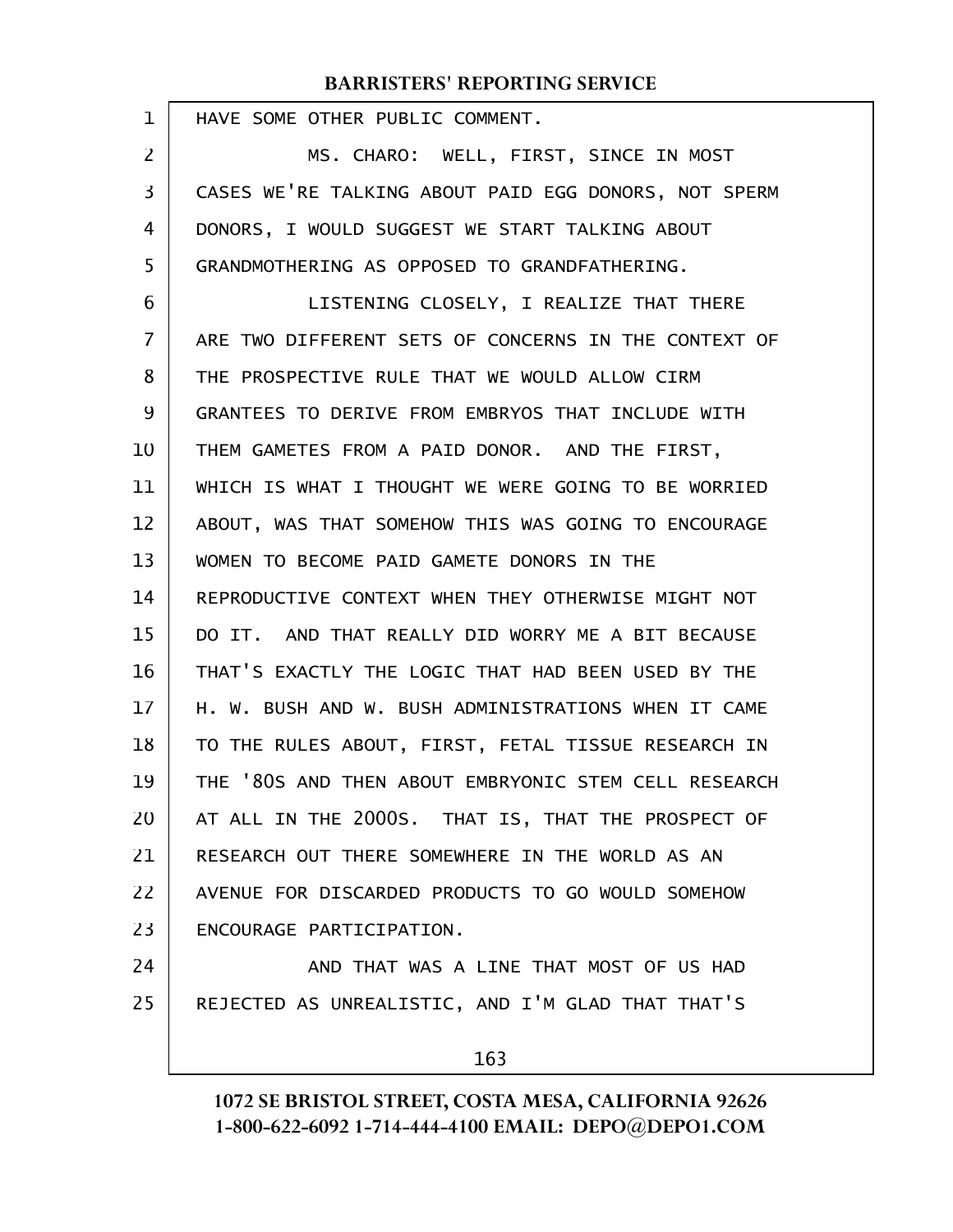HAVE SOME OTHER PUBLIC COMMENT.

MS. CHARO: WELL, FIRST, SINCE IN MOST CASES WE'RE TALKING ABOUT PAID EGG DONORS, NOT SPERM DONORS, I WOULD SUGGEST WE START TALKING ABOUT GRANDMOTHERING AS OPPOSED TO GRANDFATHERING.

LISTENING CLOSELY, I REALIZE THAT THERE ARE TWO DIFFERENT SETS OF CONCERNS IN THE CONTEXT OF THE PROSPECTIVE RULE THAT WE WOULD ALLOW CIRM GRANTEES TO DERIVE FROM EMBRYOS THAT INCLUDE WITH THEM GAMETES FROM A PAID DONOR. AND THE FIRST, WHICH IS WHAT I THOUGHT WE WERE GOING TO BE WORRIED ABOUT, WAS THAT SOMEHOW THIS WAS GOING TO ENCOURAGE WOMEN TO BECOME PAID GAMETE DONORS IN THE REPRODUCTIVE CONTEXT WHEN THEY OTHERWISE MIGHT NOT DO IT. AND THAT REALLY DID WORRY ME A BIT BECAUSE THAT'S EXACTLY THE LOGIC THAT HAD BEEN USED BY THE H. W. BUSH AND W. BUSH ADMINISTRATIONS WHEN IT CAME TO THE RULES ABOUT, FIRST, FETAL TISSUE RESEARCH IN THE '80S AND THEN ABOUT EMBRYONIC STEM CELL RESEARCH AT ALL IN THE 2000S. THAT IS, THAT THE PROSPECT OF RESEARCH OUT THERE SOMEWHERE IN THE WORLD AS AN AVENUE FOR DISCARDED PRODUCTS TO GO WOULD SOMEHOW ENCOURAGE PARTICIPATION.

AND THAT WAS A LINE THAT MOST OF US HAD REJECTED AS UNREALISTIC, AND I'M GLAD THAT THAT'S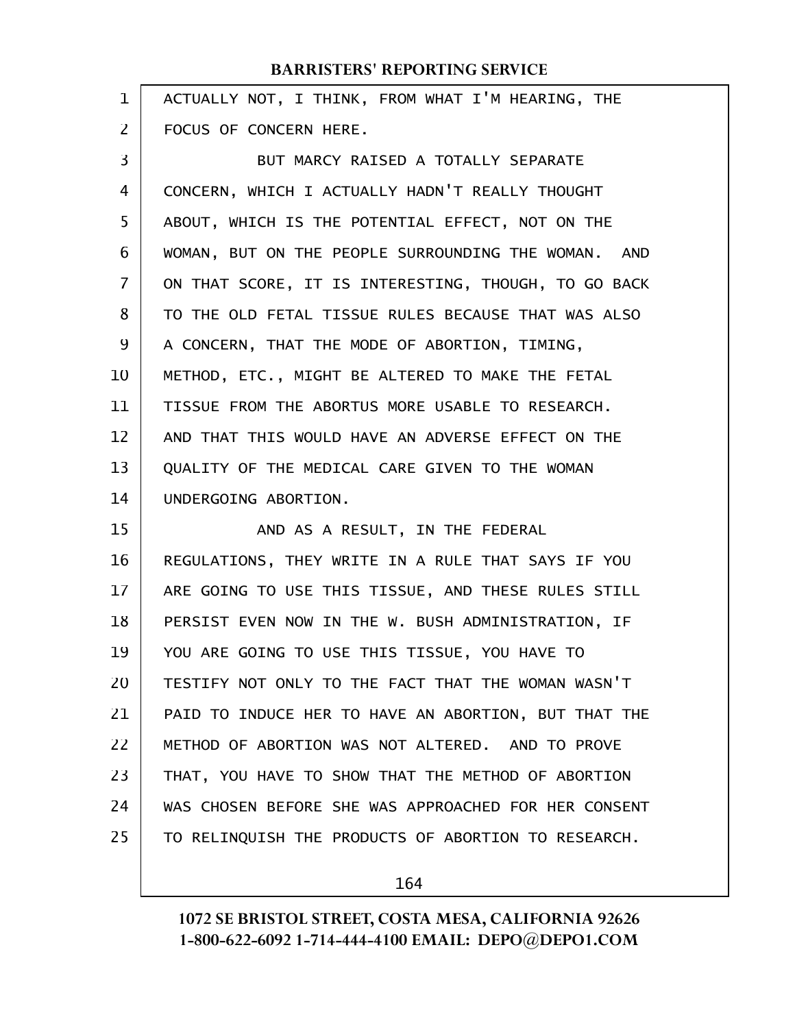ACTUALLY NOT, I THINK, FROM WHAT I'M HEARING, THE FOCUS OF CONCERN HERE.

BUT MARCY RAISED A TOTALLY SEPARATE CONCERN, WHICH I ACTUALLY HADN'T REALLY THOUGHT ABOUT, WHICH IS THE POTENTIAL EFFECT, NOT ON THE WOMAN, BUT ON THE PEOPLE SURROUNDING THE WOMAN. AND ON THAT SCORE, IT IS INTERESTING, THOUGH, TO GO BACK TO THE OLD FETAL TISSUE RULES BECAUSE THAT WAS ALSO A CONCERN, THAT THE MODE OF ABORTION, TIMING, METHOD, ETC., MIGHT BE ALTERED TO MAKE THE FETAL TISSUE FROM THE ABORTUS MORE USABLE TO RESEARCH. AND THAT THIS WOULD HAVE AN ADVERSE EFFECT ON THE QUALITY OF THE MEDICAL CARE GIVEN TO THE WOMAN UNDERGOING ABORTION.

AND AS A RESULT, IN THE FEDERAL REGULATIONS, THEY WRITE IN A RULE THAT SAYS IF YOU ARE GOING TO USE THIS TISSUE, AND THESE RULES STILL PERSIST EVEN NOW IN THE W. BUSH ADMINISTRATION, IF YOU ARE GOING TO USE THIS TISSUE, YOU HAVE TO TESTIFY NOT ONLY TO THE FACT THAT THE WOMAN WASN'T PAID TO INDUCE HER TO HAVE AN ABORTION, BUT THAT THE METHOD OF ABORTION WAS NOT ALTERED. AND TO PROVE THAT, YOU HAVE TO SHOW THAT THE METHOD OF ABORTION WAS CHOSEN BEFORE SHE WAS APPROACHED FOR HER CONSENT TO RELINQUISH THE PRODUCTS OF ABORTION TO RESEARCH.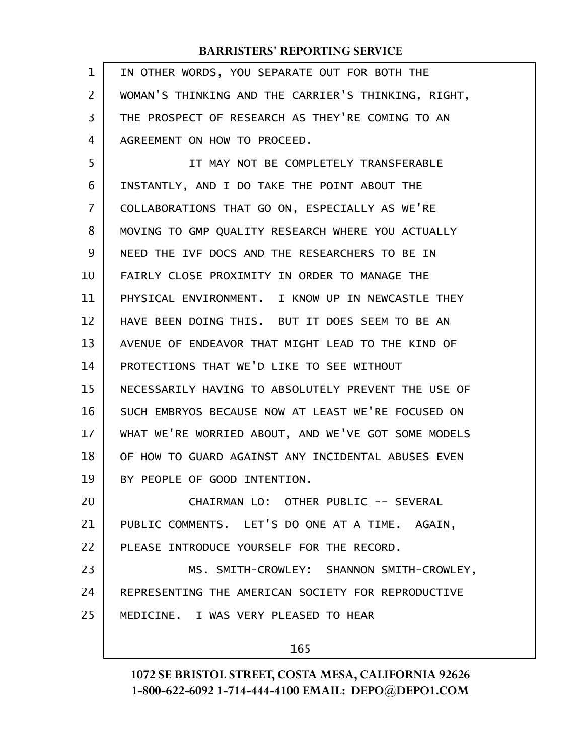IN OTHER WORDS, YOU SEPARATE OUT FOR BOTH THE WOMAN'S THINKING AND THE CARRIER'S THINKING, RIGHT, THE PROSPECT OF RESEARCH AS THEY'RE COMING TO AN AGREEMENT ON HOW TO PROCEED.

IT MAY NOT BE COMPLETELY TRANSFERABLE INSTANTLY, AND I DO TAKE THE POINT ABOUT THE COLLABORATIONS THAT GO ON, ESPECIALLY AS WE'RE MOVING TO GMP QUALITY RESEARCH WHERE YOU ACTUALLY NEED THE IVF DOCS AND THE RESEARCHERS TO BE IN FAIRLY CLOSE PROXIMITY IN ORDER TO MANAGE THE PHYSICAL ENVIRONMENT. I KNOW UP IN NEWCASTLE THEY HAVE BEEN DOING THIS. BUT IT DOES SEEM TO BE AN AVENUE OF ENDEAVOR THAT MIGHT LEAD TO THE KIND OF PROTECTIONS THAT WE'D LIKE TO SEE WITHOUT NECESSARILY HAVING TO ABSOLUTELY PREVENT THE USE OF SUCH EMBRYOS BECAUSE NOW AT LEAST WE'RE FOCUSED ON WHAT WE'RE WORRIED ABOUT, AND WE'VE GOT SOME MODELS OF HOW TO GUARD AGAINST ANY INCIDENTAL ABUSES EVEN BY PEOPLE OF GOOD INTENTION.

CHAIRMAN LO: OTHER PUBLIC -- SEVERAL PUBLIC COMMENTS. LET'S DO ONE AT A TIME. AGAIN, PLEASE INTRODUCE YOURSELF FOR THE RECORD.

MS. SMITH-CROWLEY: SHANNON SMITH-CROWLEY, REPRESENTING THE AMERICAN SOCIETY FOR REPRODUCTIVE MEDICINE. I WAS VERY PLEASED TO HEAR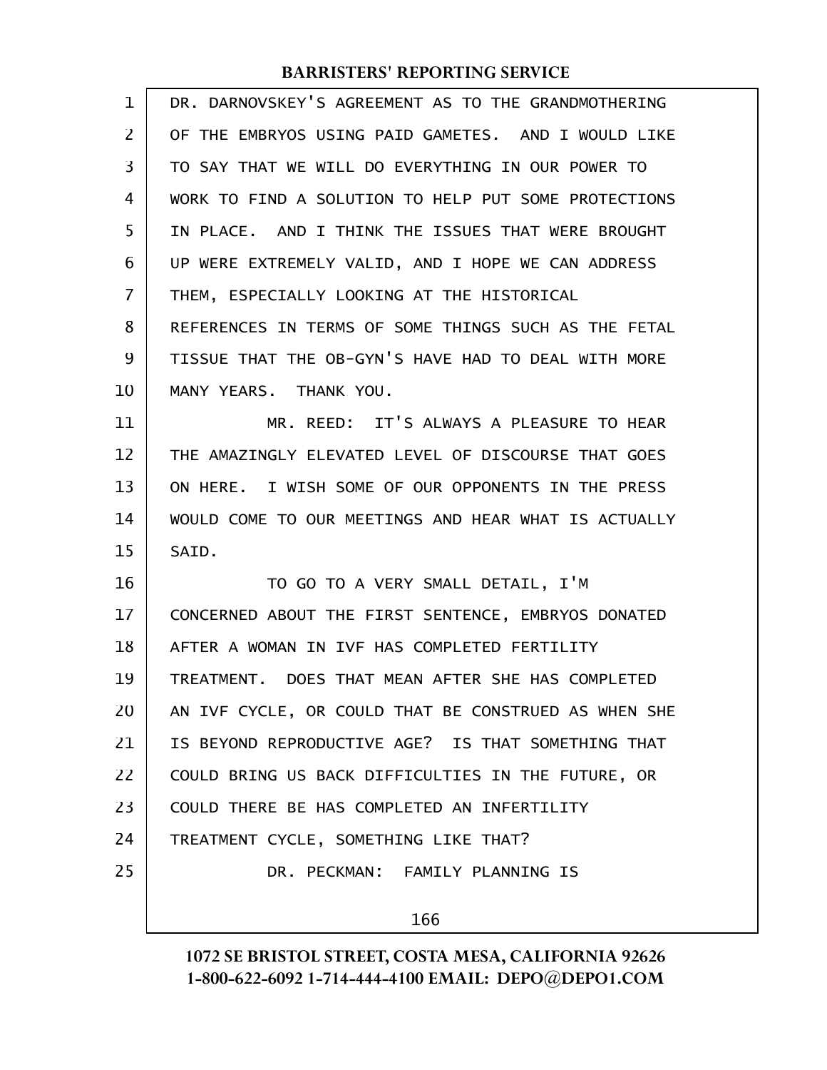DR. DARNOVSKEY'S AGREEMENT AS TO THE GRANDMOTHERING OF THE EMBRYOS USING PAID GAMETES. AND I WOULD LIKE TO SAY THAT WE WILL DO EVERYTHING IN OUR POWER TO WORK TO FIND A SOLUTION TO HELP PUT SOME PROTECTIONS IN PLACE. AND I THINK THE ISSUES THAT WERE BROUGHT UP WERE EXTREMELY VALID, AND I HOPE WE CAN ADDRESS THEM, ESPECIALLY LOOKING AT THE HISTORICAL REFERENCES IN TERMS OF SOME THINGS SUCH AS THE FETAL TISSUE THAT THE OB-GYN'S HAVE HAD TO DEAL WITH MORE MANY YEARS. THANK YOU.

MR. REED: IT'S ALWAYS A PLEASURE TO HEAR THE AMAZINGLY ELEVATED LEVEL OF DISCOURSE THAT GOES ON HERE. I WISH SOME OF OUR OPPONENTS IN THE PRESS WOULD COME TO OUR MEETINGS AND HEAR WHAT IS ACTUALLY SAID.

TO GO TO A VERY SMALL DETAIL, I'M CONCERNED ABOUT THE FIRST SENTENCE, EMBRYOS DONATED AFTER A WOMAN IN IVF HAS COMPLETED FERTILITY TREATMENT. DOES THAT MEAN AFTER SHE HAS COMPLETED AN IVF CYCLE, OR COULD THAT BE CONSTRUED AS WHEN SHE IS BEYOND REPRODUCTIVE AGE? IS THAT SOMETHING THAT COULD BRING US BACK DIFFICULTIES IN THE FUTURE, OR COULD THERE BE HAS COMPLETED AN INFERTILITY TREATMENT CYCLE, SOMETHING LIKE THAT?

DR. PECKMAN: FAMILY PLANNING IS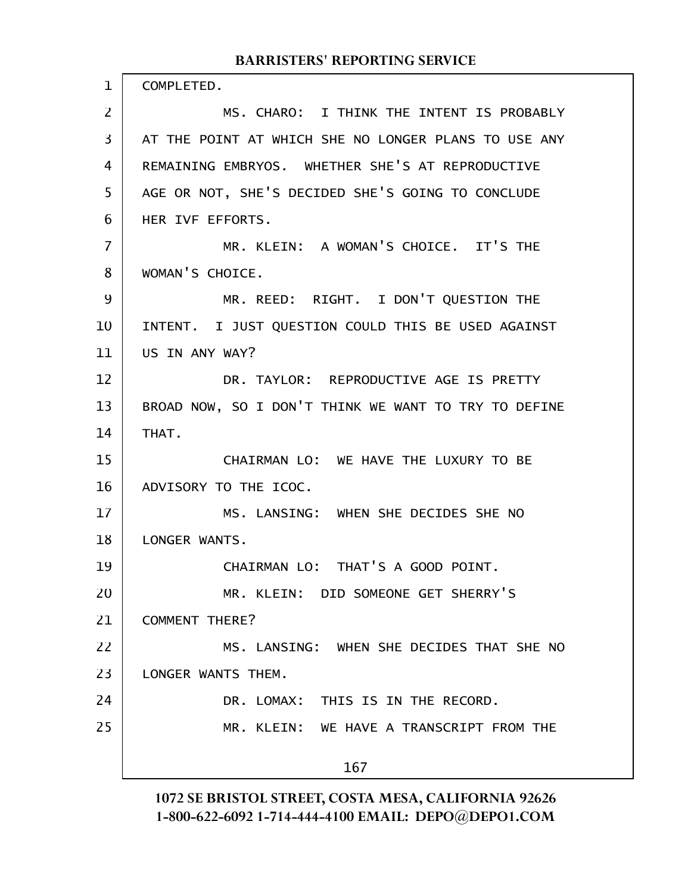COMPLETED.

MS. CHARO: I THINK THE INTENT IS PROBABLY AT THE POINT AT WHICH SHE NO LONGER PLANS TO USE ANY REMAINING EMBRYOS. WHETHER SHE'S AT REPRODUCTIVE AGE OR NOT, SHE'S DECIDED SHE'S GOING TO CONCLUDE HER IVF EFFORTS.

MR. KLEIN: A WOMAN'S CHOICE. IT'S THE WOMAN'S CHOICE.

MR. REED: RIGHT. I DON'T QUESTION THE INTENT. I JUST QUESTION COULD THIS BE USED AGAINST US IN ANY WAY?

DR. TAYLOR: REPRODUCTIVE AGE IS PRETTY BROAD NOW, SO I DON'T THINK WE WANT TO TRY TO DEFINE THAT.

CHAIRMAN LO: WE HAVE THE LUXURY TO BE ADVISORY TO THE ICOC.

MS. LANSING: WHEN SHE DECIDES SHE NO LONGER WANTS.

CHAIRMAN LO: THAT'S A GOOD POINT.

MR. KLEIN: DID SOMEONE GET SHERRY'S COMMENT THERE?

MS. LANSING: WHEN SHE DECIDES THAT SHE NO LONGER WANTS THEM.

DR. LOMAX: THIS IS IN THE RECORD.

MR. KLEIN: WE HAVE A TRANSCRIPT FROM THE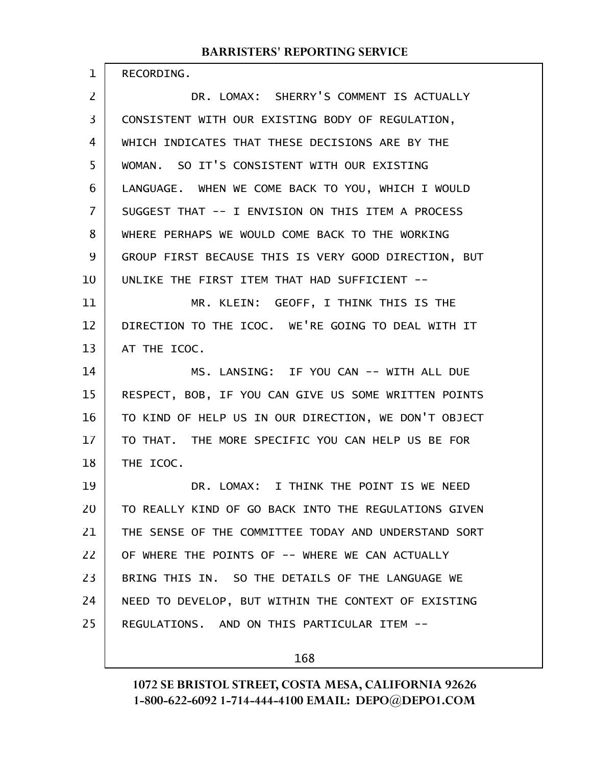RECORDING.

DR. LOMAX: SHERRY'S COMMENT IS ACTUALLY CONSISTENT WITH OUR EXISTING BODY OF REGULATION, WHICH INDICATES THAT THESE DECISIONS ARE BY THE WOMAN. SO IT'S CONSISTENT WITH OUR EXISTING LANGUAGE. WHEN WE COME BACK TO YOU, WHICH I WOULD SUGGEST THAT -- I ENVISION ON THIS ITEM A PROCESS WHERE PERHAPS WE WOULD COME BACK TO THE WORKING GROUP FIRST BECAUSE THIS IS VERY GOOD DIRECTION, BUT UNLIKE THE FIRST ITEM THAT HAD SUFFICIENT --

MR. KLEIN: GEOFF, I THINK THIS IS THE DIRECTION TO THE ICOC. WE'RE GOING TO DEAL WITH IT AT THE ICOC.

MS. LANSING: IF YOU CAN -- WITH ALL DUE RESPECT, BOB, IF YOU CAN GIVE US SOME WRITTEN POINTS TO KIND OF HELP US IN OUR DIRECTION, WE DON'T OBJECT TO THAT. THE MORE SPECIFIC YOU CAN HELP US BE FOR THE ICOC.

DR. LOMAX: I THINK THE POINT IS WE NEED TO REALLY KIND OF GO BACK INTO THE REGULATIONS GIVEN THE SENSE OF THE COMMITTEE TODAY AND UNDERSTAND SORT OF WHERE THE POINTS OF -- WHERE WE CAN ACTUALLY BRING THIS IN. SO THE DETAILS OF THE LANGUAGE WE NEED TO DEVELOP, BUT WITHIN THE CONTEXT OF EXISTING REGULATIONS. AND ON THIS PARTICULAR ITEM --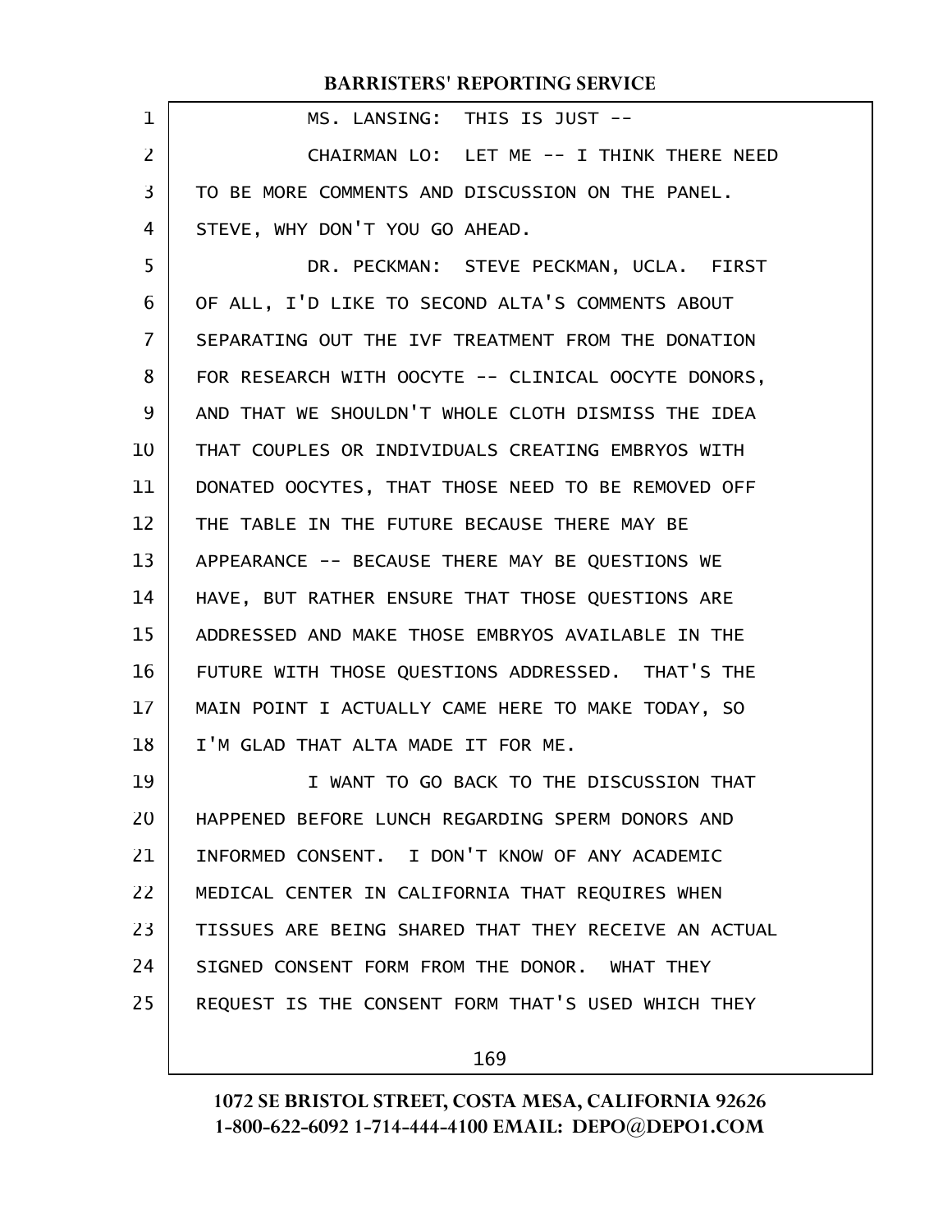MS. LANSING: THIS IS JUST --

CHAIRMAN LO: LET ME -- I THINK THERE NEED TO BE MORE COMMENTS AND DISCUSSION ON THE PANEL. STEVE, WHY DON'T YOU GO AHEAD.

DR. PECKMAN: STEVE PECKMAN, UCLA. FIRST OF ALL, I'D LIKE TO SECOND ALTA'S COMMENTS ABOUT SEPARATING OUT THE IVF TREATMENT FROM THE DONATION FOR RESEARCH WITH OOCYTE -- CLINICAL OOCYTE DONORS, AND THAT WE SHOULDN'T WHOLE CLOTH DISMISS THE IDEA THAT COUPLES OR INDIVIDUALS CREATING EMBRYOS WITH DONATED OOCYTES, THAT THOSE NEED TO BE REMOVED OFF THE TABLE IN THE FUTURE BECAUSE THERE MAY BE APPEARANCE -- BECAUSE THERE MAY BE QUESTIONS WE HAVE, BUT RATHER ENSURE THAT THOSE QUESTIONS ARE ADDRESSED AND MAKE THOSE EMBRYOS AVAILABLE IN THE FUTURE WITH THOSE QUESTIONS ADDRESSED. THAT'S THE MAIN POINT I ACTUALLY CAME HERE TO MAKE TODAY, SO I'M GLAD THAT ALTA MADE IT FOR ME.

I WANT TO GO BACK TO THE DISCUSSION THAT HAPPENED BEFORE LUNCH REGARDING SPERM DONORS AND INFORMED CONSENT. I DON'T KNOW OF ANY ACADEMIC MEDICAL CENTER IN CALIFORNIA THAT REQUIRES WHEN TISSUES ARE BEING SHARED THAT THEY RECEIVE AN ACTUAL SIGNED CONSENT FORM FROM THE DONOR. WHAT THEY REQUEST IS THE CONSENT FORM THAT'S USED WHICH THEY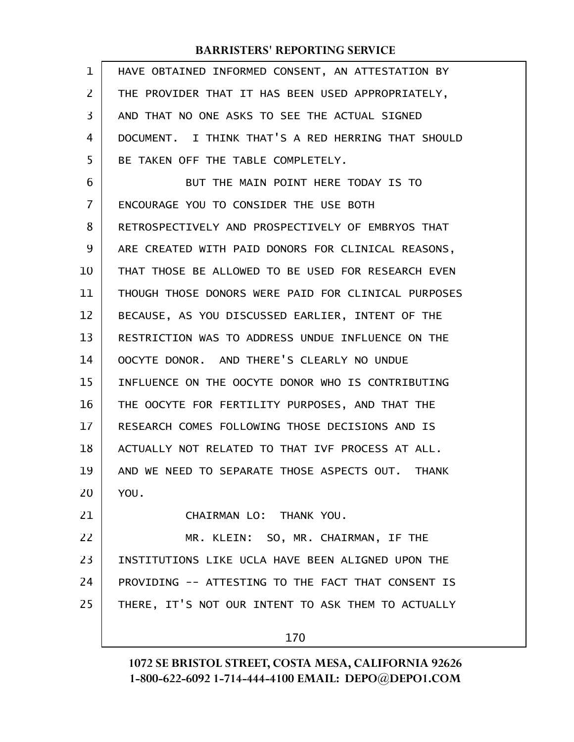HAVE OBTAINED INFORMED CONSENT, AN ATTESTATION BY THE PROVIDER THAT IT HAS BEEN USED APPROPRIATELY, AND THAT NO ONE ASKS TO SEE THE ACTUAL SIGNED DOCUMENT. I THINK THAT'S A RED HERRING THAT SHOULD BE TAKEN OFF THE TABLE COMPLETELY.

BUT THE MAIN POINT HERE TODAY IS TO ENCOURAGE YOU TO CONSIDER THE USE BOTH RETROSPECTIVELY AND PROSPECTIVELY OF EMBRYOS THAT ARE CREATED WITH PAID DONORS FOR CLINICAL REASONS, THAT THOSE BE ALLOWED TO BE USED FOR RESEARCH EVEN THOUGH THOSE DONORS WERE PAID FOR CLINICAL PURPOSES BECAUSE, AS YOU DISCUSSED EARLIER, INTENT OF THE RESTRICTION WAS TO ADDRESS UNDUE INFLUENCE ON THE OOCYTE DONOR. AND THERE'S CLEARLY NO UNDUE INFLUENCE ON THE OOCYTE DONOR WHO IS CONTRIBUTING THE OOCYTE FOR FERTILITY PURPOSES, AND THAT THE RESEARCH COMES FOLLOWING THOSE DECISIONS AND IS ACTUALLY NOT RELATED TO THAT IVF PROCESS AT ALL. AND WE NEED TO SEPARATE THOSE ASPECTS OUT. THANK YOU.

CHAIRMAN LO: THANK YOU.

MR. KLEIN: SO, MR. CHAIRMAN, IF THE INSTITUTIONS LIKE UCLA HAVE BEEN ALIGNED UPON THE PROVIDING -- ATTESTING TO THE FACT THAT CONSENT IS THERE, IT'S NOT OUR INTENT TO ASK THEM TO ACTUALLY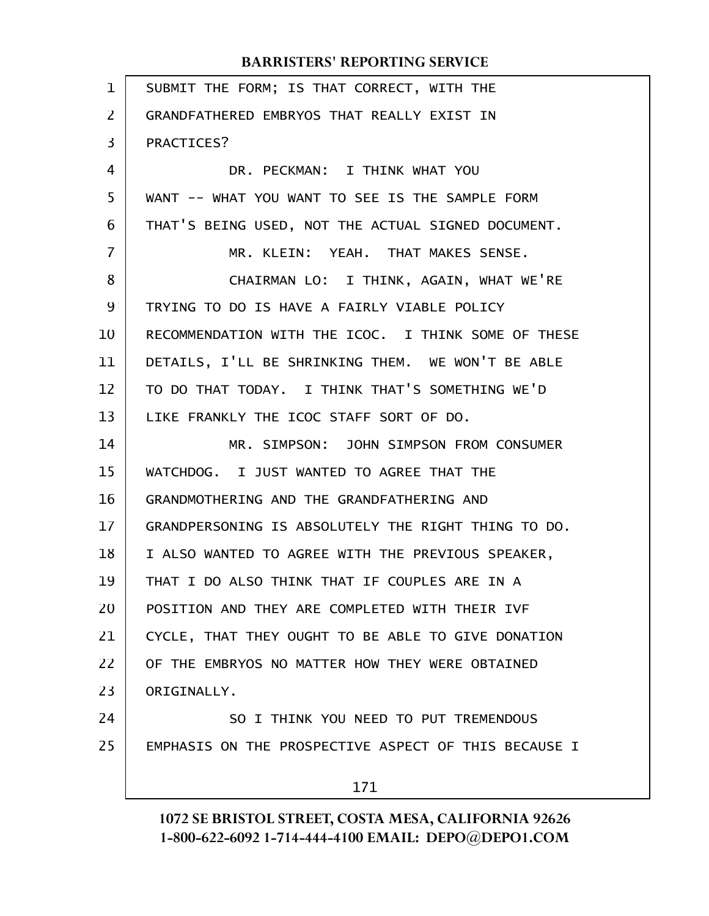SUBMIT THE FORM; IS THAT CORRECT, WITH THE GRANDFATHERED EMBRYOS THAT REALLY EXIST IN PRACTICES?

DR. PECKMAN: I THINK WHAT YOU WANT -- WHAT YOU WANT TO SEE IS THE SAMPLE FORM THAT'S BEING USED, NOT THE ACTUAL SIGNED DOCUMENT.

MR. KLEIN: YEAH. THAT MAKES SENSE.

CHAIRMAN LO: I THINK, AGAIN, WHAT WE'RE TRYING TO DO IS HAVE A FAIRLY VIABLE POLICY RECOMMENDATION WITH THE ICOC. I THINK SOME OF THESE DETAILS, I'LL BE SHRINKING THEM. WE WON'T BE ABLE TO DO THAT TODAY. I THINK THAT'S SOMETHING WE'D LIKE FRANKLY THE ICOC STAFF SORT OF DO.

MR. SIMPSON: JOHN SIMPSON FROM CONSUMER WATCHDOG. I JUST WANTED TO AGREE THAT THE GRANDMOTHERING AND THE GRANDFATHERING AND GRANDPERSONING IS ABSOLUTELY THE RIGHT THING TO DO. I ALSO WANTED TO AGREE WITH THE PREVIOUS SPEAKER, THAT I DO ALSO THINK THAT IF COUPLES ARE IN A POSITION AND THEY ARE COMPLETED WITH THEIR IVF CYCLE, THAT THEY OUGHT TO BE ABLE TO GIVE DONATION OF THE EMBRYOS NO MATTER HOW THEY WERE OBTAINED ORIGINALLY.

SO I THINK YOU NEED TO PUT TREMENDOUS EMPHASIS ON THE PROSPECTIVE ASPECT OF THIS BECAUSE I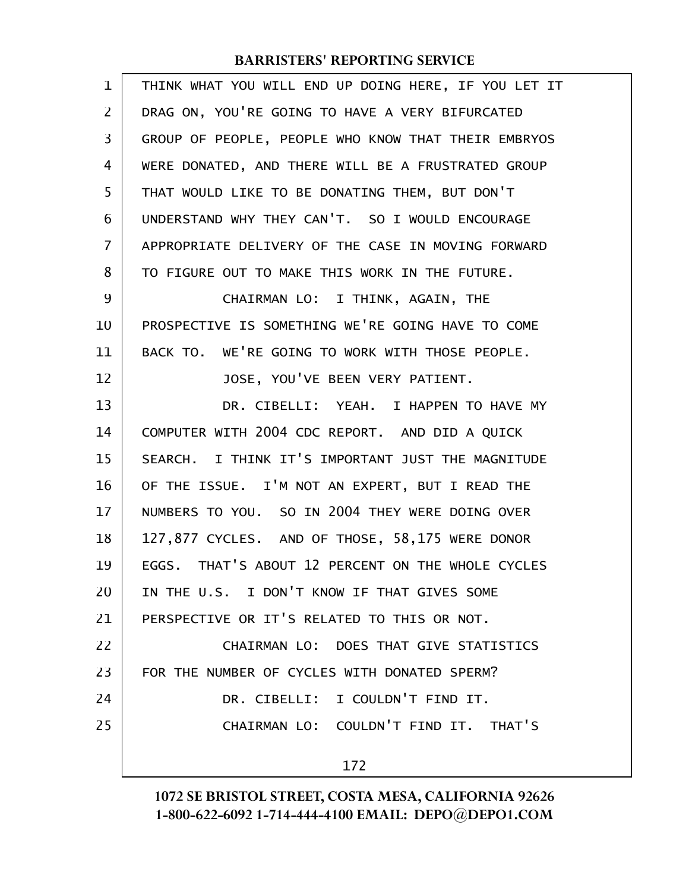THINK WHAT YOU WILL END UP DOING HERE, IF YOU LET IT DRAG ON, YOU'RE GOING TO HAVE A VERY BIFURCATED GROUP OF PEOPLE, PEOPLE WHO KNOW THAT THEIR EMBRYOS WERE DONATED, AND THERE WILL BE A FRUSTRATED GROUP THAT WOULD LIKE TO BE DONATING THEM, BUT DON'T UNDERSTAND WHY THEY CAN'T. SO I WOULD ENCOURAGE APPROPRIATE DELIVERY OF THE CASE IN MOVING FORWARD TO FIGURE OUT TO MAKE THIS WORK IN THE FUTURE.

CHAIRMAN LO: I THINK, AGAIN, THE PROSPECTIVE IS SOMETHING WE'RE GOING HAVE TO COME BACK TO. WE'RE GOING TO WORK WITH THOSE PEOPLE.

JOSE, YOU'VE BEEN VERY PATIENT.

DR. CIBELLI: YEAH. I HAPPEN TO HAVE MY COMPUTER WITH 2004 CDC REPORT. AND DID A QUICK SEARCH. I THINK IT'S IMPORTANT JUST THE MAGNITUDE OF THE ISSUE. I'M NOT AN EXPERT, BUT I READ THE NUMBERS TO YOU. SO IN 2004 THEY WERE DOING OVER 127,877 CYCLES. AND OF THOSE, 58,175 WERE DONOR EGGS. THAT'S ABOUT 12 PERCENT ON THE WHOLE CYCLES IN THE U.S. I DON'T KNOW IF THAT GIVES SOME PERSPECTIVE OR IT'S RELATED TO THIS OR NOT.

CHAIRMAN LO: DOES THAT GIVE STATISTICS FOR THE NUMBER OF CYCLES WITH DONATED SPERM?

DR. CIBELLI: I COULDN'T FIND IT.

CHAIRMAN LO: COULDN'T FIND IT. THAT'S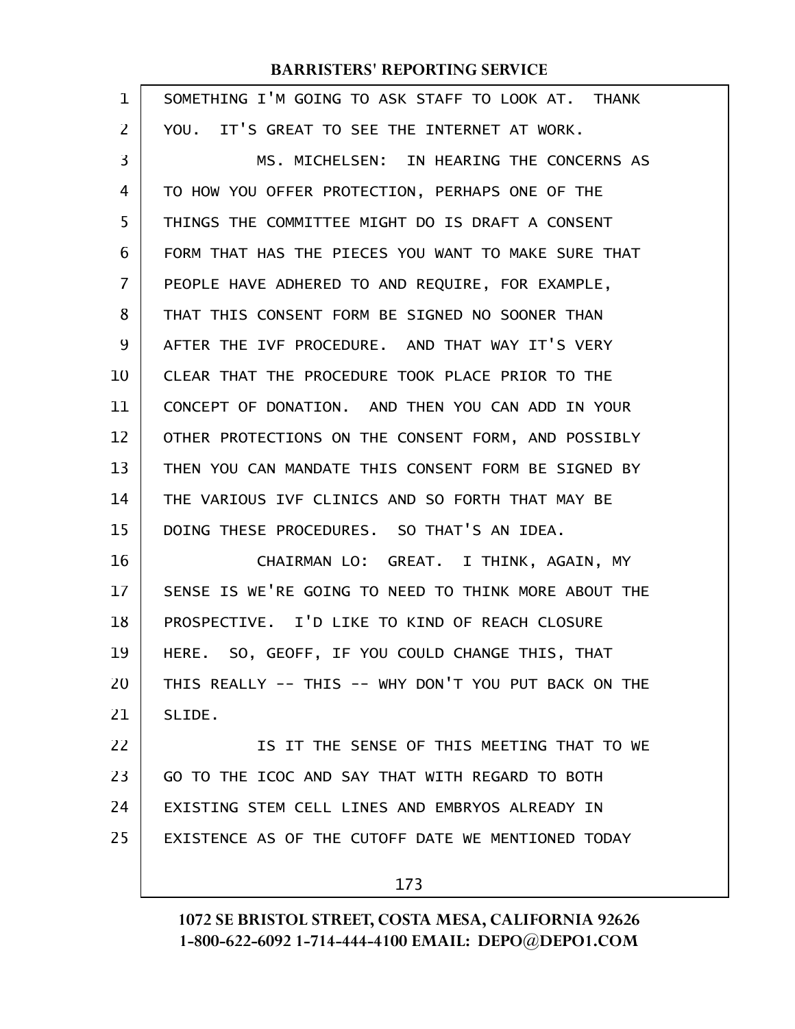SOMETHING I'M GOING TO ASK STAFF TO LOOK AT. THANK YOU. IT'S GREAT TO SEE THE INTERNET AT WORK.

MS. MICHELSEN: IN HEARING THE CONCERNS AS TO HOW YOU OFFER PROTECTION, PERHAPS ONE OF THE THINGS THE COMMITTEE MIGHT DO IS DRAFT A CONSENT FORM THAT HAS THE PIECES YOU WANT TO MAKE SURE THAT PEOPLE HAVE ADHERED TO AND REQUIRE, FOR EXAMPLE, THAT THIS CONSENT FORM BE SIGNED NO SOONER THAN AFTER THE IVF PROCEDURE. AND THAT WAY IT'S VERY CLEAR THAT THE PROCEDURE TOOK PLACE PRIOR TO THE CONCEPT OF DONATION. AND THEN YOU CAN ADD IN YOUR OTHER PROTECTIONS ON THE CONSENT FORM, AND POSSIBLY THEN YOU CAN MANDATE THIS CONSENT FORM BE SIGNED BY THE VARIOUS IVF CLINICS AND SO FORTH THAT MAY BE DOING THESE PROCEDURES. SO THAT'S AN IDEA.

CHAIRMAN LO: GREAT. I THINK, AGAIN, MY SENSE IS WE'RE GOING TO NEED TO THINK MORE ABOUT THE PROSPECTIVE. I'D LIKE TO KIND OF REACH CLOSURE HERE. SO, GEOFF, IF YOU COULD CHANGE THIS, THAT THIS REALLY -- THIS -- WHY DON'T YOU PUT BACK ON THE SLIDE.

IS IT THE SENSE OF THIS MEETING THAT TO WE GO TO THE ICOC AND SAY THAT WITH REGARD TO BOTH EXISTING STEM CELL LINES AND EMBRYOS ALREADY IN EXISTENCE AS OF THE CUTOFF DATE WE MENTIONED TODAY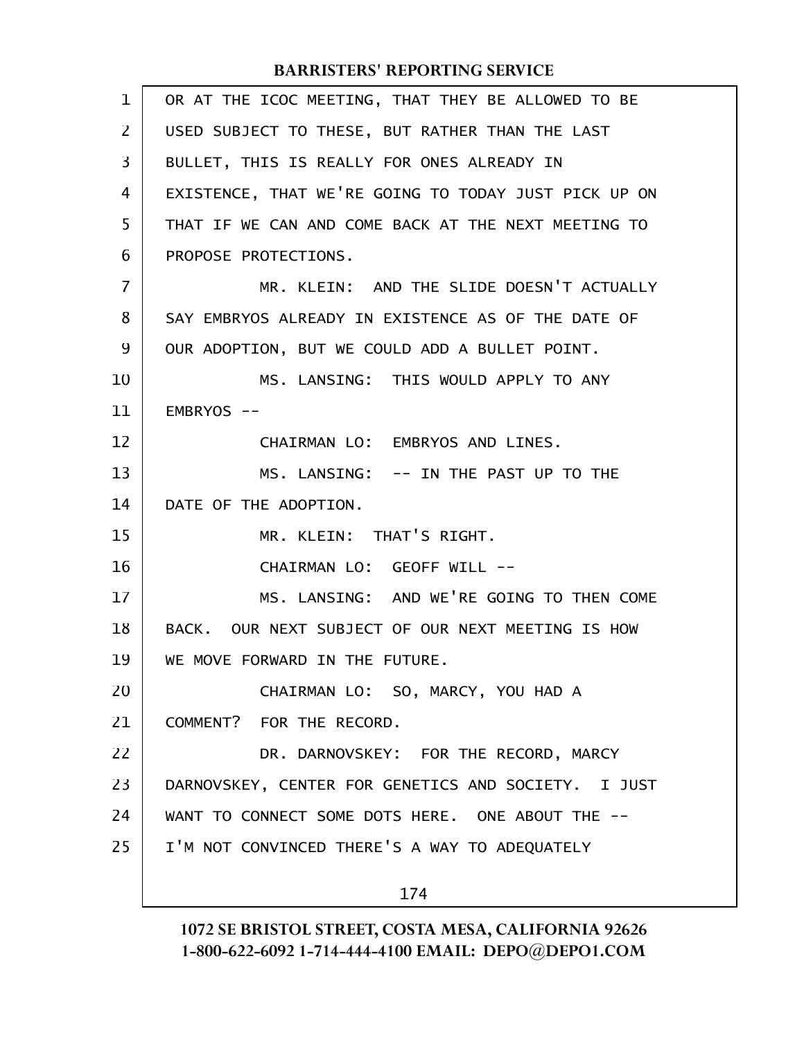OR AT THE ICOC MEETING, THAT THEY BE ALLOWED TO BE USED SUBJECT TO THESE, BUT RATHER THAN THE LAST BULLET, THIS IS REALLY FOR ONES ALREADY IN EXISTENCE, THAT WE'RE GOING TO TODAY JUST PICK UP ON THAT IF WE CAN AND COME BACK AT THE NEXT MEETING TO PROPOSE PROTECTIONS.

MR. KLEIN: AND THE SLIDE DOESN'T ACTUALLY SAY EMBRYOS ALREADY IN EXISTENCE AS OF THE DATE OF OUR ADOPTION, BUT WE COULD ADD A BULLET POINT.

MS. LANSING: THIS WOULD APPLY TO ANY EMBRYOS --

CHAIRMAN LO: EMBRYOS AND LINES.

MS. LANSING: -- IN THE PAST UP TO THE DATE OF THE ADOPTION.

MR. KLEIN: THAT'S RIGHT.

CHAIRMAN LO: GEOFF WILL --

MS. LANSING: AND WE'RE GOING TO THEN COME BACK. OUR NEXT SUBJECT OF OUR NEXT MEETING IS HOW WE MOVE FORWARD IN THE FUTURE.

CHAIRMAN LO: SO, MARCY, YOU HAD A COMMENT? FOR THE RECORD.

DR. DARNOVSKEY: FOR THE RECORD, MARCY DARNOVSKEY, CENTER FOR GENETICS AND SOCIETY. I JUST WANT TO CONNECT SOME DOTS HERE. ONE ABOUT THE -- I'M NOT CONVINCED THERE'S A WAY TO ADEQUATELY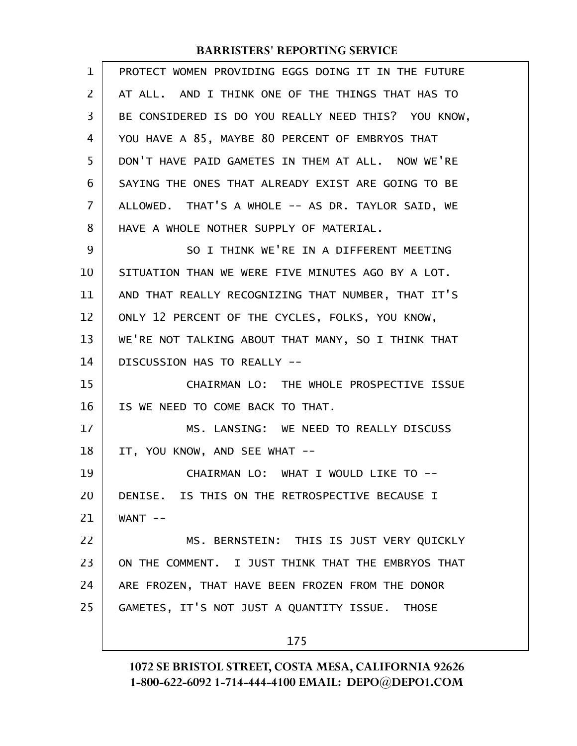PROTECT WOMEN PROVIDING EGGS DOING IT IN THE FUTURE AT ALL. AND I THINK ONE OF THE THINGS THAT HAS TO BE CONSIDERED IS DO YOU REALLY NEED THIS? YOU KNOW, YOU HAVE A 85, MAYBE 80 PERCENT OF EMBRYOS THAT DON'T HAVE PAID GAMETES IN THEM AT ALL. NOW WE'RE SAYING THE ONES THAT ALREADY EXIST ARE GOING TO BE ALLOWED. THAT'S A WHOLE -- AS DR. TAYLOR SAID, WE HAVE A WHOLE NOTHER SUPPLY OF MATERIAL.

SO I THINK WE'RE IN A DIFFERENT MEETING SITUATION THAN WE WERE FIVE MINUTES AGO BY A LOT. AND THAT REALLY RECOGNIZING THAT NUMBER, THAT IT'S ONLY 12 PERCENT OF THE CYCLES, FOLKS, YOU KNOW, WE'RE NOT TALKING ABOUT THAT MANY, SO I THINK THAT DISCUSSION HAS TO REALLY --

CHAIRMAN LO: THE WHOLE PROSPECTIVE ISSUE IS WE NEED TO COME BACK TO THAT.

MS. LANSING: WE NEED TO REALLY DISCUSS IT, YOU KNOW, AND SEE WHAT --

CHAIRMAN LO: WHAT I WOULD LIKE TO -- DENISE. IS THIS ON THE RETROSPECTIVE BECAUSE I WANT --

MS. BERNSTEIN: THIS IS JUST VERY QUICKLY ON THE COMMENT. I JUST THINK THAT THE EMBRYOS THAT ARE FROZEN, THAT HAVE BEEN FROZEN FROM THE DONOR GAMETES, IT'S NOT JUST A QUANTITY ISSUE. THOSE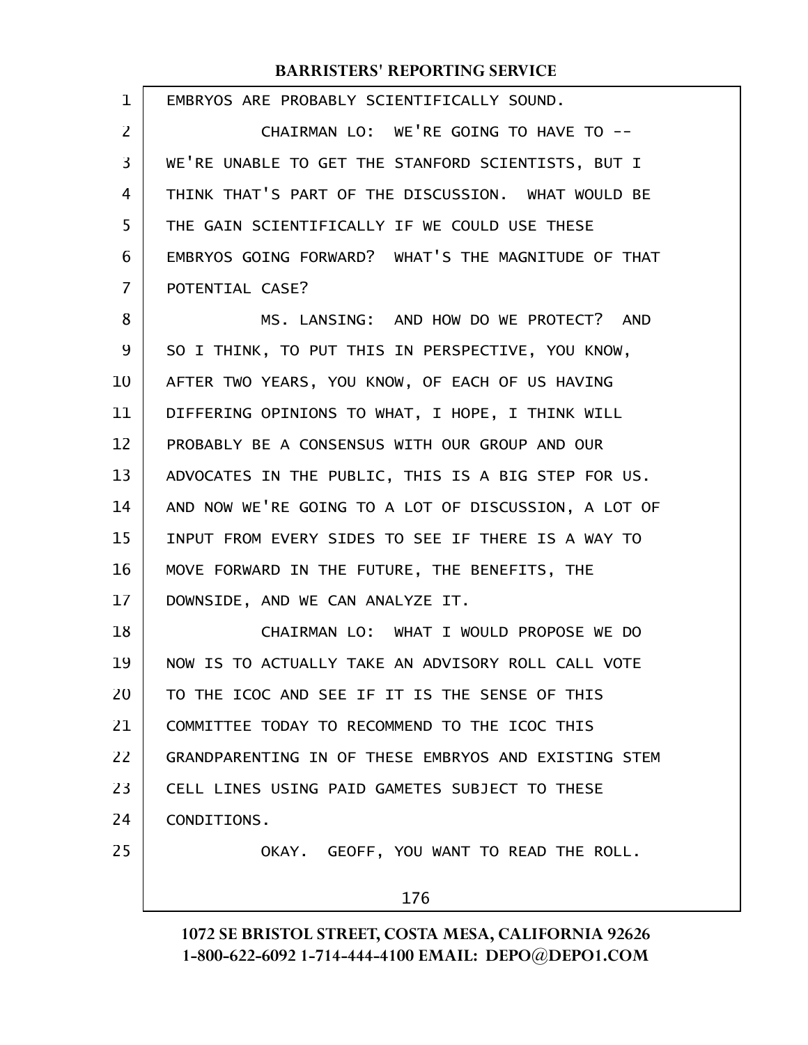EMBRYOS ARE PROBABLY SCIENTIFICALLY SOUND.

CHAIRMAN LO: WE'RE GOING TO HAVE TO -- WE'RE UNABLE TO GET THE STANFORD SCIENTISTS, BUT I THINK THAT'S PART OF THE DISCUSSION. WHAT WOULD BE THE GAIN SCIENTIFICALLY IF WE COULD USE THESE EMBRYOS GOING FORWARD? WHAT'S THE MAGNITUDE OF THAT POTENTIAL CASE?

MS. LANSING: AND HOW DO WE PROTECT? AND SO I THINK, TO PUT THIS IN PERSPECTIVE, YOU KNOW, AFTER TWO YEARS, YOU KNOW, OF EACH OF US HAVING DIFFERING OPINIONS TO WHAT, I HOPE, I THINK WILL PROBABLY BE A CONSENSUS WITH OUR GROUP AND OUR ADVOCATES IN THE PUBLIC, THIS IS A BIG STEP FOR US. AND NOW WE'RE GOING TO A LOT OF DISCUSSION, A LOT OF INPUT FROM EVERY SIDES TO SEE IF THERE IS A WAY TO MOVE FORWARD IN THE FUTURE, THE BENEFITS, THE DOWNSIDE, AND WE CAN ANALYZE IT.

CHAIRMAN LO: WHAT I WOULD PROPOSE WE DO NOW IS TO ACTUALLY TAKE AN ADVISORY ROLL CALL VOTE TO THE ICOC AND SEE IF IT IS THE SENSE OF THIS COMMITTEE TODAY TO RECOMMEND TO THE ICOC THIS GRANDPARENTING IN OF THESE EMBRYOS AND EXISTING STEM CELL LINES USING PAID GAMETES SUBJECT TO THESE CONDITIONS.

OKAY. GEOFF, YOU WANT TO READ THE ROLL.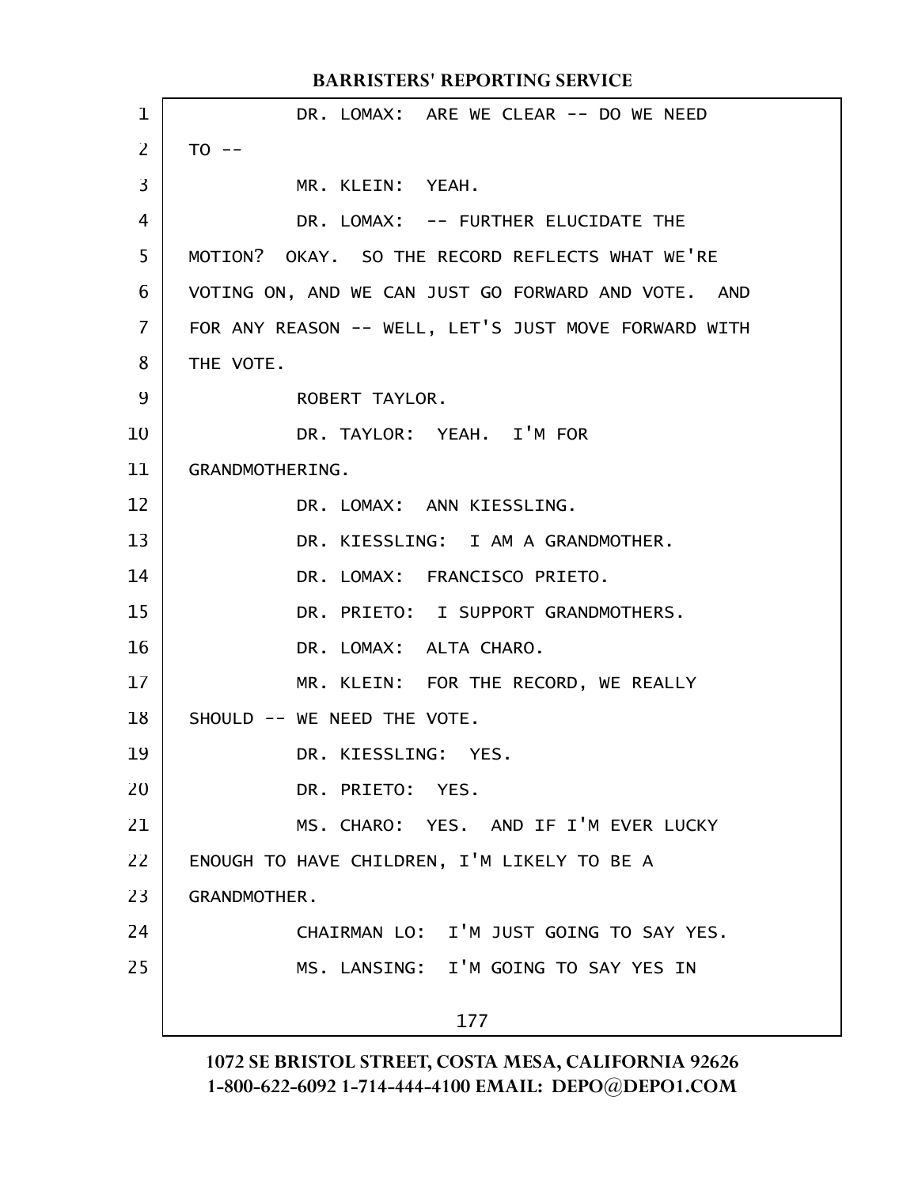DR. LOMAX: ARE WE CLEAR -- DO WE NEED TO --

MR. KLEIN: YEAH.

DR. LOMAX: -- FURTHER ELUCIDATE THE MOTION? OKAY. SO THE RECORD REFLECTS WHAT WE'RE VOTING ON, AND WE CAN JUST GO FORWARD AND VOTE. AND FOR ANY REASON -- WELL, LET'S JUST MOVE FORWARD WITH THE VOTE.

ROBERT TAYLOR.

DR. TAYLOR: YEAH. I'M FOR GRANDMOTHERING.

DR. LOMAX: ANN KIESSLING.

DR. KIESSLING: I AM A GRANDMOTHER.

DR. LOMAX: FRANCISCO PRIETO.

DR. PRIETO: I SUPPORT GRANDMOTHERS.

DR. LOMAX: ALTA CHARO.

MR. KLEIN: FOR THE RECORD, WE REALLY SHOULD -- WE NEED THE VOTE.

DR. KIESSLING: YES.

DR. PRIETO: YES.

MS. CHARO: YES. AND IF I'M EVER LUCKY ENOUGH TO HAVE CHILDREN, I'M LIKELY TO BE A GRANDMOTHER.

CHAIRMAN LO: I'M JUST GOING TO SAY YES.

MS. LANSING: I'M GOING TO SAY YES IN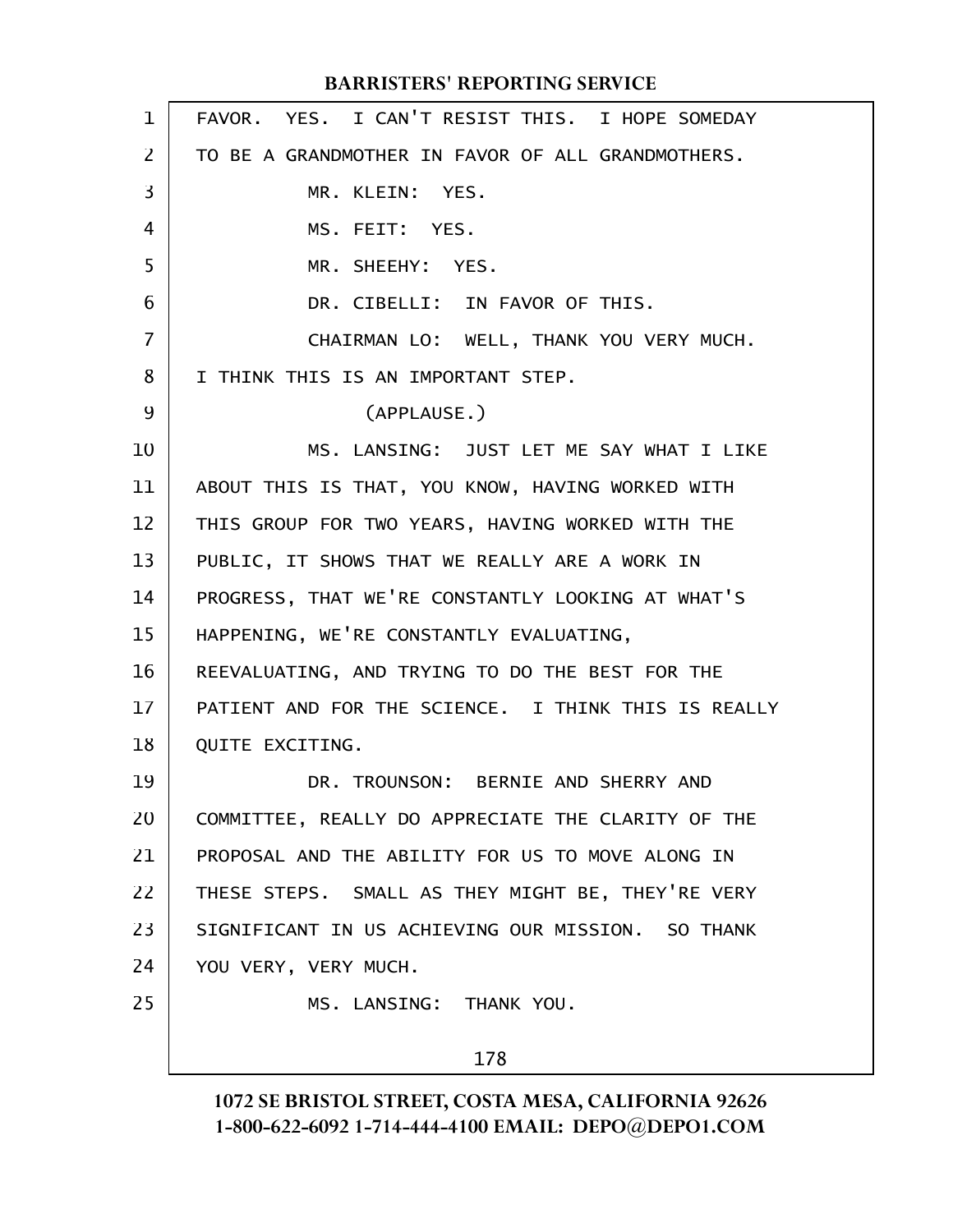FAVOR. YES. I CAN'T RESIST THIS. I HOPE SOMEDAY TO BE A GRANDMOTHER IN FAVOR OF ALL GRANDMOTHERS.

MR. KLEIN: YES.

MS. FEIT: YES.

MR. SHEEHY: YES.

DR. CIBELLI: IN FAVOR OF THIS.

CHAIRMAN LO: WELL, THANK YOU VERY MUCH. I THINK THIS IS AN IMPORTANT STEP.

(APPLAUSE.)

MS. LANSING: JUST LET ME SAY WHAT I LIKE ABOUT THIS IS THAT, YOU KNOW, HAVING WORKED WITH THIS GROUP FOR TWO YEARS, HAVING WORKED WITH THE PUBLIC, IT SHOWS THAT WE REALLY ARE A WORK IN PROGRESS, THAT WE'RE CONSTANTLY LOOKING AT WHAT'S HAPPENING, WE'RE CONSTANTLY EVALUATING, REEVALUATING, AND TRYING TO DO THE BEST FOR THE PATIENT AND FOR THE SCIENCE. I THINK THIS IS REALLY QUITE EXCITING.

DR. TROUNSON: BERNIE AND SHERRY AND COMMITTEE, REALLY DO APPRECIATE THE CLARITY OF THE PROPOSAL AND THE ABILITY FOR US TO MOVE ALONG IN THESE STEPS. SMALL AS THEY MIGHT BE, THEY'RE VERY SIGNIFICANT IN US ACHIEVING OUR MISSION. SO THANK YOU VERY, VERY MUCH.

MS. LANSING: THANK YOU.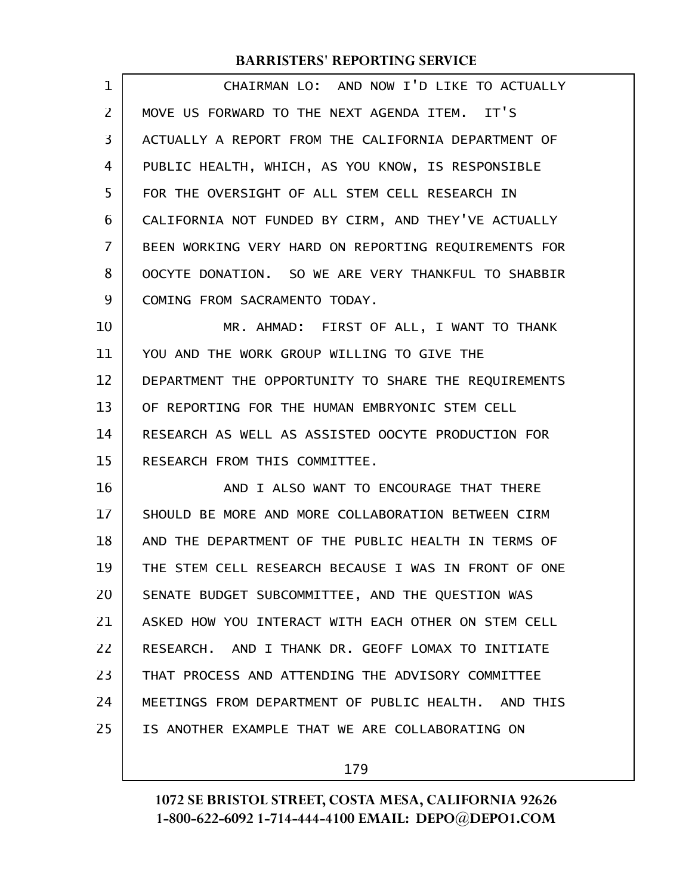CHAIRMAN LO: AND NOW I'D LIKE TO ACTUALLY MOVE US FORWARD TO THE NEXT AGENDA ITEM. IT'S ACTUALLY A REPORT FROM THE CALIFORNIA DEPARTMENT OF PUBLIC HEALTH, WHICH, AS YOU KNOW, IS RESPONSIBLE FOR THE OVERSIGHT OF ALL STEM CELL RESEARCH IN CALIFORNIA NOT FUNDED BY CIRM, AND THEY'VE ACTUALLY BEEN WORKING VERY HARD ON REPORTING REQUIREMENTS FOR OOCYTE DONATION. SO WE ARE VERY THANKFUL TO SHABBIR COMING FROM SACRAMENTO TODAY.

MR. AHMAD: FIRST OF ALL, I WANT TO THANK YOU AND THE WORK GROUP WILLING TO GIVE THE DEPARTMENT THE OPPORTUNITY TO SHARE THE REQUIREMENTS OF REPORTING FOR THE HUMAN EMBRYONIC STEM CELL RESEARCH AS WELL AS ASSISTED OOCYTE PRODUCTION FOR RESEARCH FROM THIS COMMITTEE.

AND I ALSO WANT TO ENCOURAGE THAT THERE SHOULD BE MORE AND MORE COLLABORATION BETWEEN CIRM AND THE DEPARTMENT OF THE PUBLIC HEALTH IN TERMS OF THE STEM CELL RESEARCH BECAUSE I WAS IN FRONT OF ONE SENATE BUDGET SUBCOMMITTEE, AND THE QUESTION WAS ASKED HOW YOU INTERACT WITH EACH OTHER ON STEM CELL RESEARCH. AND I THANK DR. GEOFF LOMAX TO INITIATE THAT PROCESS AND ATTENDING THE ADVISORY COMMITTEE MEETINGS FROM DEPARTMENT OF PUBLIC HEALTH. AND THIS IS ANOTHER EXAMPLE THAT WE ARE COLLABORATING ON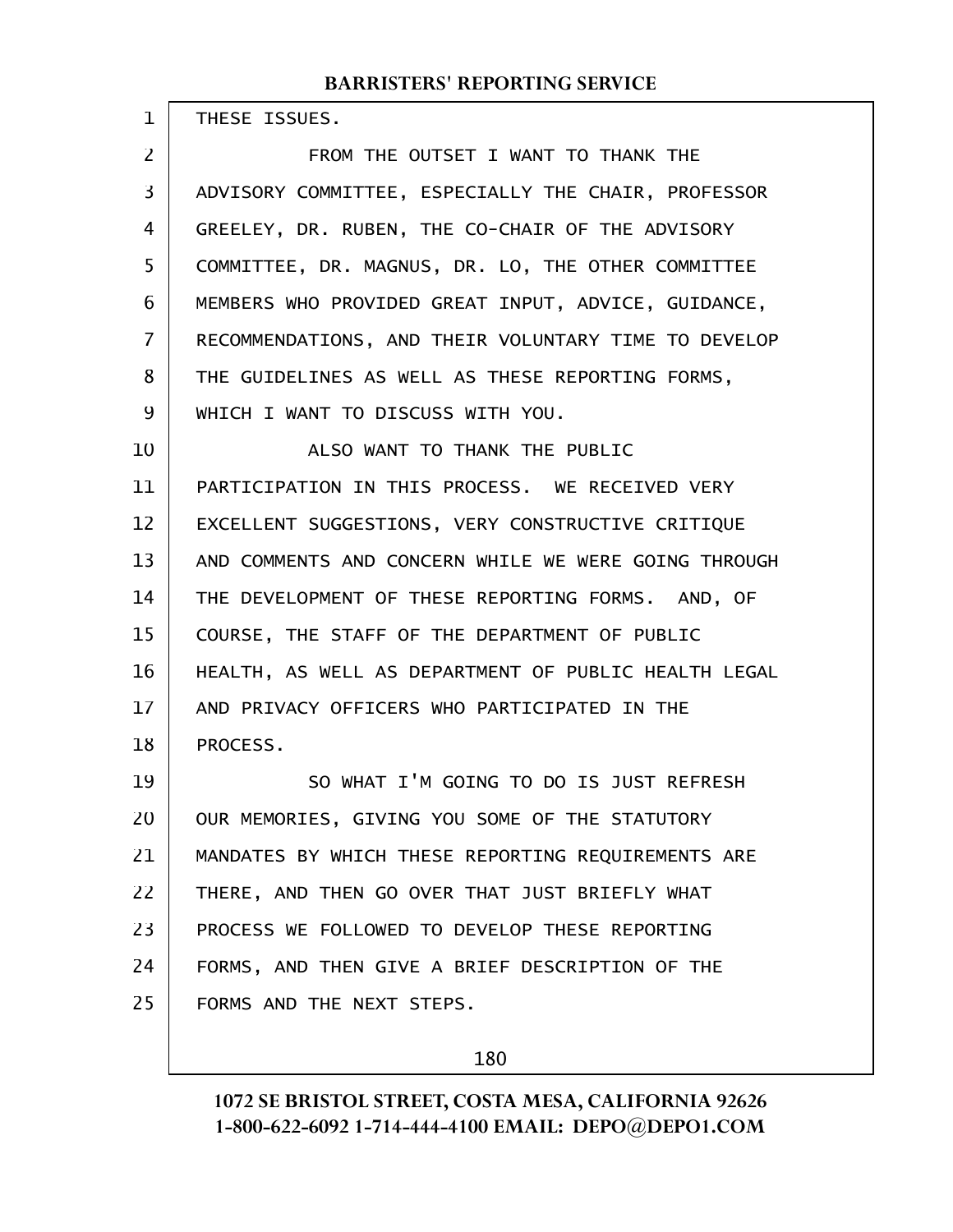THESE ISSUES.

FROM THE OUTSET I WANT TO THANK THE ADVISORY COMMITTEE, ESPECIALLY THE CHAIR, PROFESSOR GREELEY, DR. RUBEN, THE CO-CHAIR OF THE ADVISORY COMMITTEE, DR. MAGNUS, DR. LO, THE OTHER COMMITTEE MEMBERS WHO PROVIDED GREAT INPUT, ADVICE, GUIDANCE, RECOMMENDATIONS, AND THEIR VOLUNTARY TIME TO DEVELOP THE GUIDELINES AS WELL AS THESE REPORTING FORMS, WHICH I WANT TO DISCUSS WITH YOU.

ALSO WANT TO THANK THE PUBLIC PARTICIPATION IN THIS PROCESS. WE RECEIVED VERY EXCELLENT SUGGESTIONS, VERY CONSTRUCTIVE CRITIQUE AND COMMENTS AND CONCERN WHILE WE WERE GOING THROUGH THE DEVELOPMENT OF THESE REPORTING FORMS. AND, OF COURSE, THE STAFF OF THE DEPARTMENT OF PUBLIC HEALTH, AS WELL AS DEPARTMENT OF PUBLIC HEALTH LEGAL AND PRIVACY OFFICERS WHO PARTICIPATED IN THE PROCESS.

SO WHAT I'M GOING TO DO IS JUST REFRESH OUR MEMORIES, GIVING YOU SOME OF THE STATUTORY MANDATES BY WHICH THESE REPORTING REQUIREMENTS ARE THERE, AND THEN GO OVER THAT JUST BRIEFLY WHAT PROCESS WE FOLLOWED TO DEVELOP THESE REPORTING FORMS, AND THEN GIVE A BRIEF DESCRIPTION OF THE FORMS AND THE NEXT STEPS.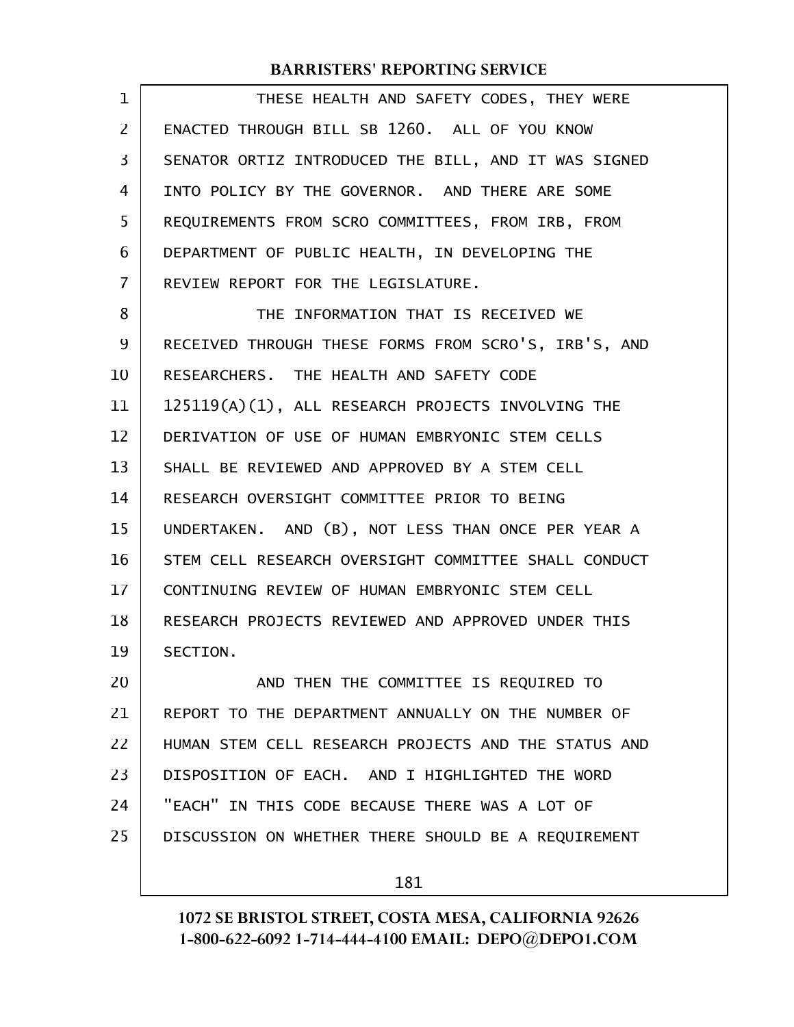THESE HEALTH AND SAFETY CODES, THEY WERE ENACTED THROUGH BILL SB 1260. ALL OF YOU KNOW SENATOR ORTIZ INTRODUCED THE BILL, AND IT WAS SIGNED INTO POLICY BY THE GOVERNOR. AND THERE ARE SOME REQUIREMENTS FROM SCRO COMMITTEES, FROM IRB, FROM DEPARTMENT OF PUBLIC HEALTH, IN DEVELOPING THE REVIEW REPORT FOR THE LEGISLATURE.

THE INFORMATION THAT IS RECEIVED WE RECEIVED THROUGH THESE FORMS FROM SCRO'S, IRB'S, AND RESEARCHERS. THE HEALTH AND SAFETY CODE 125119(A)(1), ALL RESEARCH PROJECTS INVOLVING THE DERIVATION OF USE OF HUMAN EMBRYONIC STEM CELLS SHALL BE REVIEWED AND APPROVED BY A STEM CELL RESEARCH OVERSIGHT COMMITTEE PRIOR TO BEING UNDERTAKEN. AND (B), NOT LESS THAN ONCE PER YEAR A STEM CELL RESEARCH OVERSIGHT COMMITTEE SHALL CONDUCT CONTINUING REVIEW OF HUMAN EMBRYONIC STEM CELL RESEARCH PROJECTS REVIEWED AND APPROVED UNDER THIS SECTION.

AND THEN THE COMMITTEE IS REQUIRED TO REPORT TO THE DEPARTMENT ANNUALLY ON THE NUMBER OF HUMAN STEM CELL RESEARCH PROJECTS AND THE STATUS AND DISPOSITION OF EACH. AND I HIGHLIGHTED THE WORD "EACH" IN THIS CODE BECAUSE THERE WAS A LOT OF DISCUSSION ON WHETHER THERE SHOULD BE A REQUIREMENT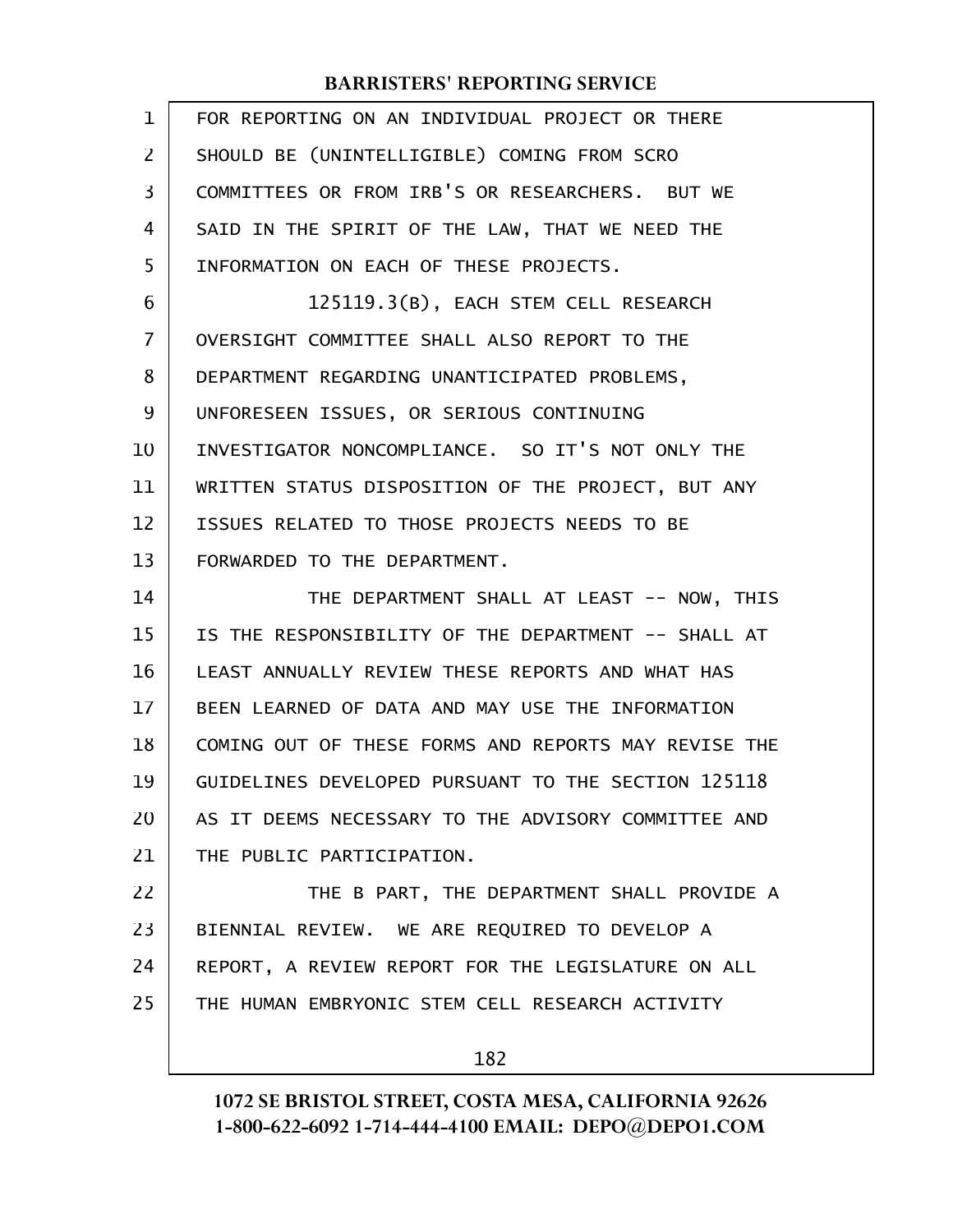FOR REPORTING ON AN INDIVIDUAL PROJECT OR THERE SHOULD BE (UNINTELLIGIBLE) COMING FROM SCRO COMMITTEES OR FROM IRB'S OR RESEARCHERS. BUT WE SAID IN THE SPIRIT OF THE LAW, THAT WE NEED THE INFORMATION ON EACH OF THESE PROJECTS.

125119.3(B), EACH STEM CELL RESEARCH OVERSIGHT COMMITTEE SHALL ALSO REPORT TO THE DEPARTMENT REGARDING UNANTICIPATED PROBLEMS, UNFORESEEN ISSUES, OR SERIOUS CONTINUING INVESTIGATOR NONCOMPLIANCE. SO IT'S NOT ONLY THE WRITTEN STATUS DISPOSITION OF THE PROJECT, BUT ANY ISSUES RELATED TO THOSE PROJECTS NEEDS TO BE FORWARDED TO THE DEPARTMENT.

THE DEPARTMENT SHALL AT LEAST -- NOW, THIS IS THE RESPONSIBILITY OF THE DEPARTMENT -- SHALL AT LEAST ANNUALLY REVIEW THESE REPORTS AND WHAT HAS BEEN LEARNED OF DATA AND MAY USE THE INFORMATION COMING OUT OF THESE FORMS AND REPORTS MAY REVISE THE GUIDELINES DEVELOPED PURSUANT TO THE SECTION 125118 AS IT DEEMS NECESSARY TO THE ADVISORY COMMITTEE AND THE PUBLIC PARTICIPATION.

THE B PART, THE DEPARTMENT SHALL PROVIDE A BIENNIAL REVIEW. WE ARE REQUIRED TO DEVELOP A REPORT, A REVIEW REPORT FOR THE LEGISLATURE ON ALL THE HUMAN EMBRYONIC STEM CELL RESEARCH ACTIVITY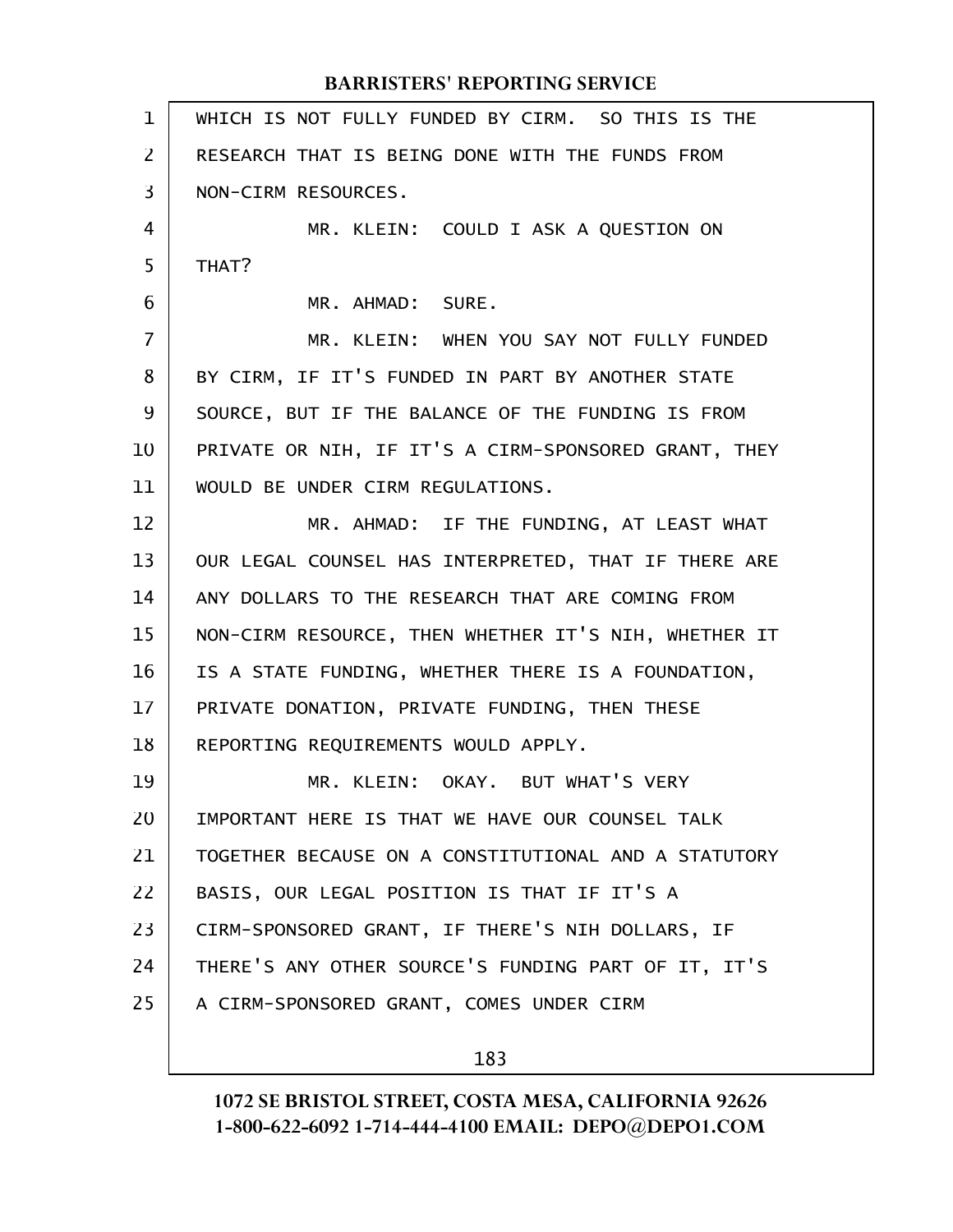WHICH IS NOT FULLY FUNDED BY CIRM. SO THIS IS THE RESEARCH THAT IS BEING DONE WITH THE FUNDS FROM NON-CIRM RESOURCES.

MR. KLEIN: COULD I ASK A QUESTION ON THAT?

MR. AHMAD: SURE.

MR. KLEIN: WHEN YOU SAY NOT FULLY FUNDED BY CIRM, IF IT'S FUNDED IN PART BY ANOTHER STATE SOURCE, BUT IF THE BALANCE OF THE FUNDING IS FROM PRIVATE OR NIH, IF IT'S A CIRM-SPONSORED GRANT, THEY WOULD BE UNDER CIRM REGULATIONS.

MR. AHMAD: IF THE FUNDING, AT LEAST WHAT OUR LEGAL COUNSEL HAS INTERPRETED, THAT IF THERE ARE ANY DOLLARS TO THE RESEARCH THAT ARE COMING FROM NON-CIRM RESOURCE, THEN WHETHER IT'S NIH, WHETHER IT IS A STATE FUNDING, WHETHER THERE IS A FOUNDATION, PRIVATE DONATION, PRIVATE FUNDING, THEN THESE REPORTING REQUIREMENTS WOULD APPLY.

MR. KLEIN: OKAY. BUT WHAT'S VERY IMPORTANT HERE IS THAT WE HAVE OUR COUNSEL TALK TOGETHER BECAUSE ON A CONSTITUTIONAL AND A STATUTORY BASIS, OUR LEGAL POSITION IS THAT IF IT'S A CIRM-SPONSORED GRANT, IF THERE'S NIH DOLLARS, IF THERE'S ANY OTHER SOURCE'S FUNDING PART OF IT, IT'S A CIRM-SPONSORED GRANT, COMES UNDER CIRM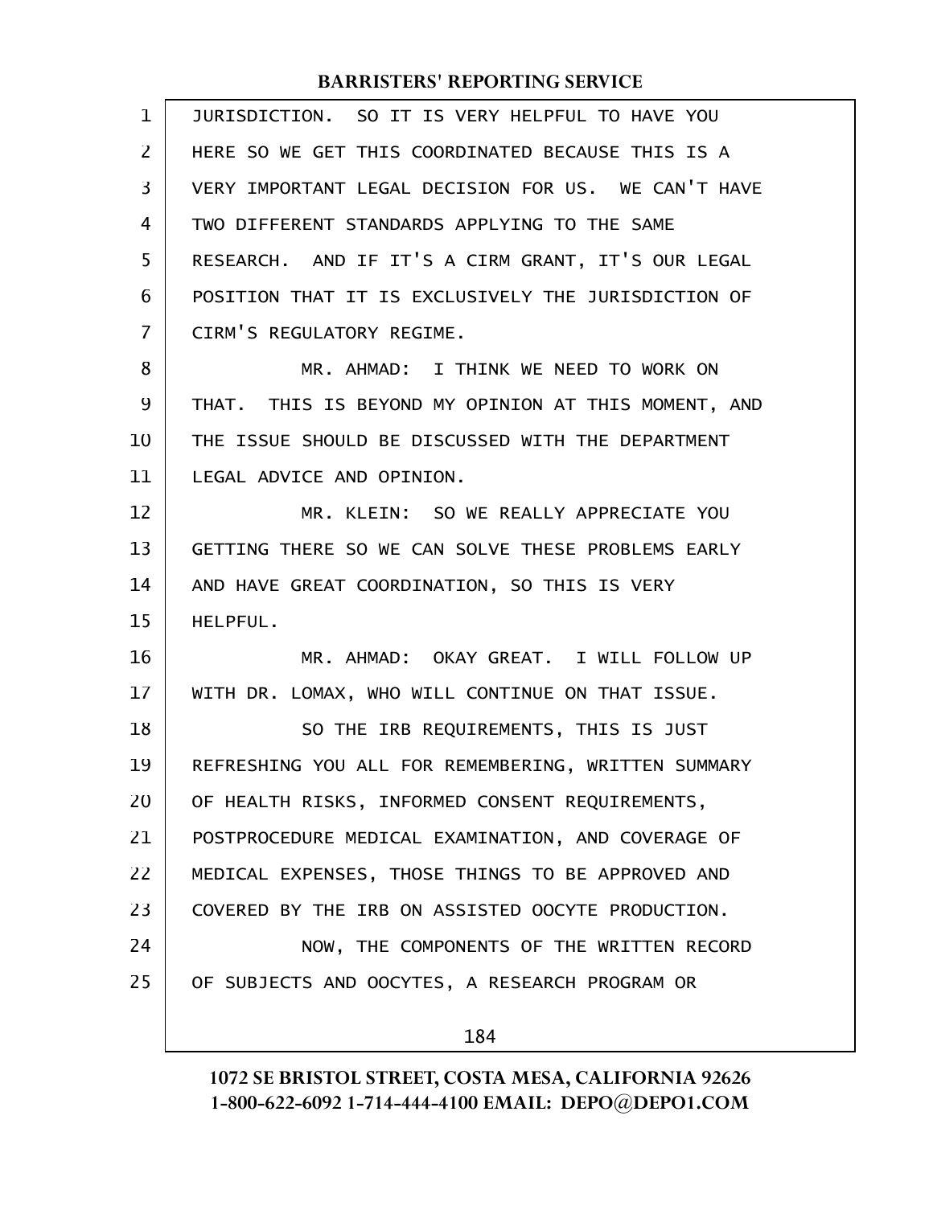JURISDICTION. SO IT IS VERY HELPFUL TO HAVE YOU HERE SO WE GET THIS COORDINATED BECAUSE THIS IS A VERY IMPORTANT LEGAL DECISION FOR US. WE CAN'T HAVE TWO DIFFERENT STANDARDS APPLYING TO THE SAME RESEARCH. AND IF IT'S A CIRM GRANT, IT'S OUR LEGAL POSITION THAT IT IS EXCLUSIVELY THE JURISDICTION OF CIRM'S REGULATORY REGIME.

MR. AHMAD: I THINK WE NEED TO WORK ON THAT. THIS IS BEYOND MY OPINION AT THIS MOMENT, AND THE ISSUE SHOULD BE DISCUSSED WITH THE DEPARTMENT LEGAL ADVICE AND OPINION.

MR. KLEIN: SO WE REALLY APPRECIATE YOU GETTING THERE SO WE CAN SOLVE THESE PROBLEMS EARLY AND HAVE GREAT COORDINATION, SO THIS IS VERY HELPFUL.

MR. AHMAD: OKAY GREAT. I WILL FOLLOW UP WITH DR. LOMAX, WHO WILL CONTINUE ON THAT ISSUE.

SO THE IRB REQUIREMENTS, THIS IS JUST REFRESHING YOU ALL FOR REMEMBERING, WRITTEN SUMMARY OF HEALTH RISKS, INFORMED CONSENT REQUIREMENTS, POSTPROCEDURE MEDICAL EXAMINATION, AND COVERAGE OF MEDICAL EXPENSES, THOSE THINGS TO BE APPROVED AND COVERED BY THE IRB ON ASSISTED OOCYTE PRODUCTION.

NOW, THE COMPONENTS OF THE WRITTEN RECORD OF SUBJECTS AND OOCYTES, A RESEARCH PROGRAM OR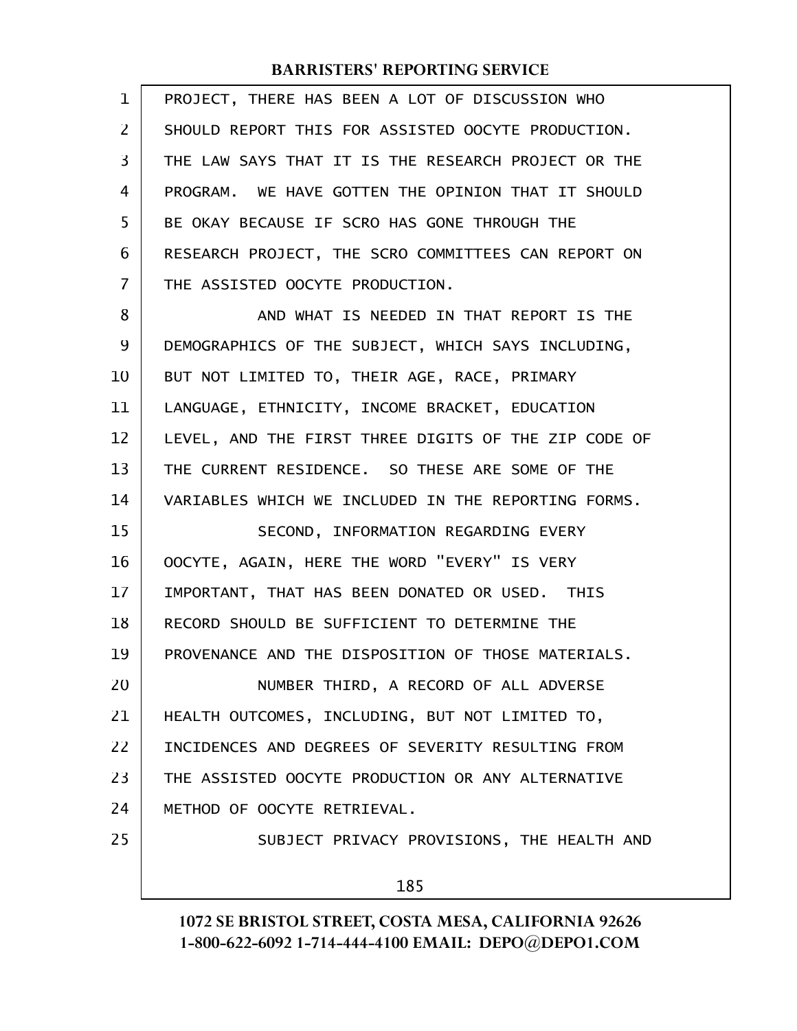PROJECT, THERE HAS BEEN A LOT OF DISCUSSION WHO SHOULD REPORT THIS FOR ASSISTED OOCYTE PRODUCTION. THE LAW SAYS THAT IT IS THE RESEARCH PROJECT OR THE PROGRAM. WE HAVE GOTTEN THE OPINION THAT IT SHOULD BE OKAY BECAUSE IF SCRO HAS GONE THROUGH THE RESEARCH PROJECT, THE SCRO COMMITTEES CAN REPORT ON THE ASSISTED OOCYTE PRODUCTION.

AND WHAT IS NEEDED IN THAT REPORT IS THE DEMOGRAPHICS OF THE SUBJECT, WHICH SAYS INCLUDING, BUT NOT LIMITED TO, THEIR AGE, RACE, PRIMARY LANGUAGE, ETHNICITY, INCOME BRACKET, EDUCATION LEVEL, AND THE FIRST THREE DIGITS OF THE ZIP CODE OF THE CURRENT RESIDENCE. SO THESE ARE SOME OF THE VARIABLES WHICH WE INCLUDED IN THE REPORTING FORMS.

SECOND, INFORMATION REGARDING EVERY OOCYTE, AGAIN, HERE THE WORD "EVERY" IS VERY IMPORTANT, THAT HAS BEEN DONATED OR USED. THIS RECORD SHOULD BE SUFFICIENT TO DETERMINE THE PROVENANCE AND THE DISPOSITION OF THOSE MATERIALS.

NUMBER THIRD, A RECORD OF ALL ADVERSE HEALTH OUTCOMES, INCLUDING, BUT NOT LIMITED TO, INCIDENCES AND DEGREES OF SEVERITY RESULTING FROM THE ASSISTED OOCYTE PRODUCTION OR ANY ALTERNATIVE METHOD OF OOCYTE RETRIEVAL.

SUBJECT PRIVACY PROVISIONS, THE HEALTH AND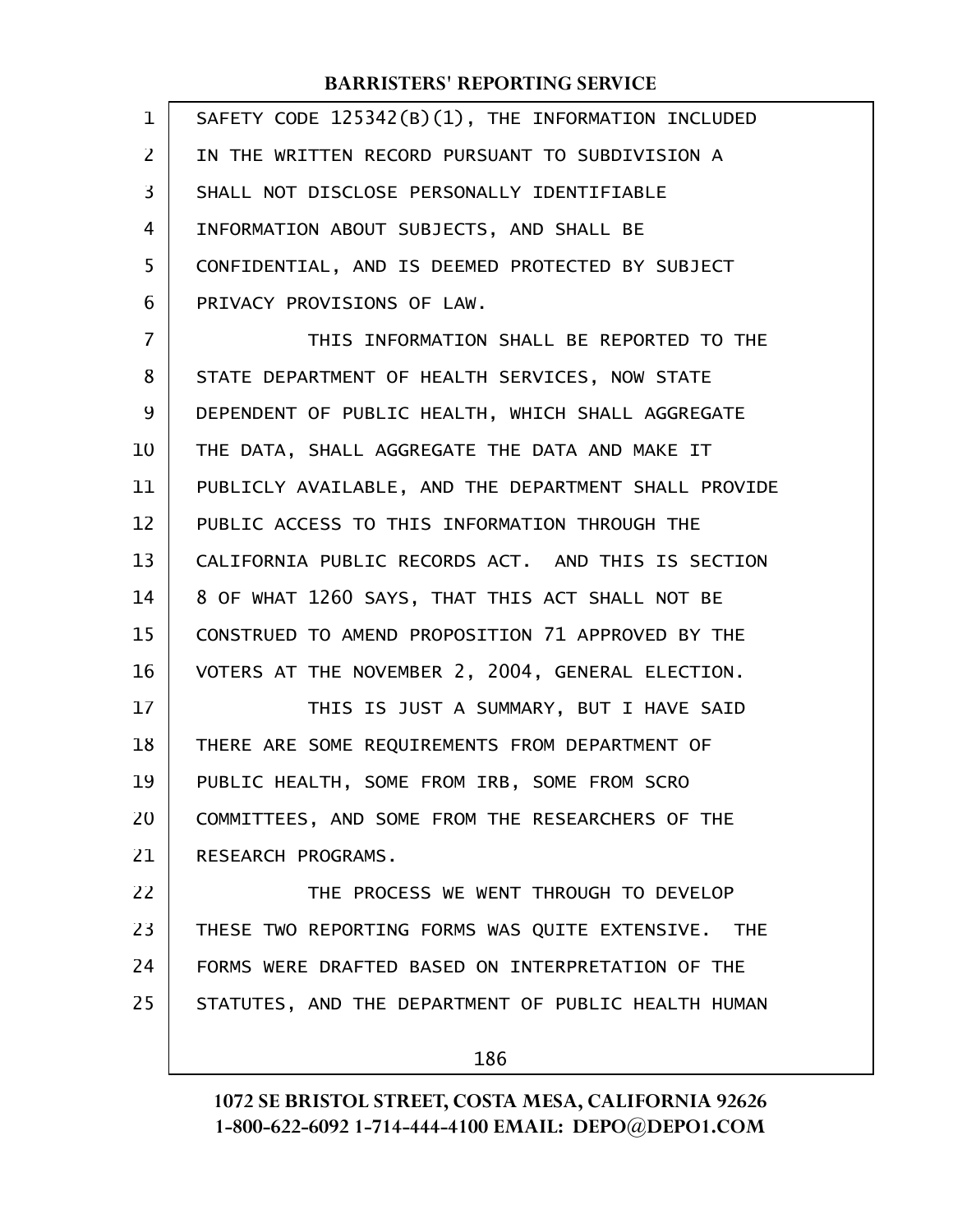SAFETY CODE 125342(B)(1), THE INFORMATION INCLUDED IN THE WRITTEN RECORD PURSUANT TO SUBDIVISION A SHALL NOT DISCLOSE PERSONALLY IDENTIFIABLE INFORMATION ABOUT SUBJECTS, AND SHALL BE CONFIDENTIAL, AND IS DEEMED PROTECTED BY SUBJECT PRIVACY PROVISIONS OF LAW.

THIS INFORMATION SHALL BE REPORTED TO THE STATE DEPARTMENT OF HEALTH SERVICES, NOW STATE DEPENDENT OF PUBLIC HEALTH, WHICH SHALL AGGREGATE THE DATA, SHALL AGGREGATE THE DATA AND MAKE IT PUBLICLY AVAILABLE, AND THE DEPARTMENT SHALL PROVIDE PUBLIC ACCESS TO THIS INFORMATION THROUGH THE CALIFORNIA PUBLIC RECORDS ACT. AND THIS IS SECTION 8 OF WHAT 1260 SAYS, THAT THIS ACT SHALL NOT BE CONSTRUED TO AMEND PROPOSITION 71 APPROVED BY THE VOTERS AT THE NOVEMBER 2, 2004, GENERAL ELECTION.

THIS IS JUST A SUMMARY, BUT I HAVE SAID THERE ARE SOME REQUIREMENTS FROM DEPARTMENT OF PUBLIC HEALTH, SOME FROM IRB, SOME FROM SCRO COMMITTEES, AND SOME FROM THE RESEARCHERS OF THE RESEARCH PROGRAMS.

THE PROCESS WE WENT THROUGH TO DEVELOP THESE TWO REPORTING FORMS WAS QUITE EXTENSIVE. THE FORMS WERE DRAFTED BASED ON INTERPRETATION OF THE STATUTES, AND THE DEPARTMENT OF PUBLIC HEALTH HUMAN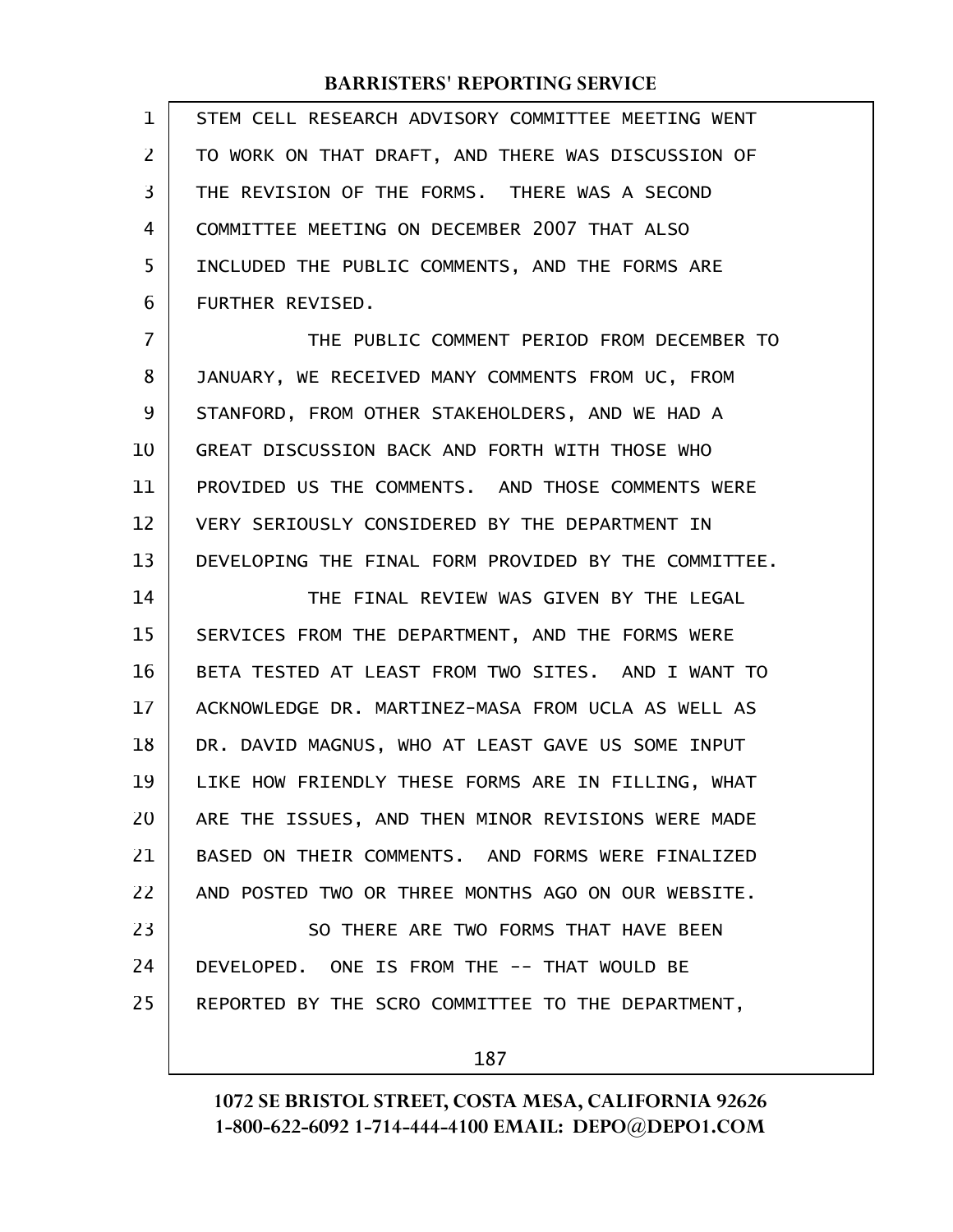STEM CELL RESEARCH ADVISORY COMMITTEE MEETING WENT TO WORK ON THAT DRAFT, AND THERE WAS DISCUSSION OF THE REVISION OF THE FORMS. THERE WAS A SECOND COMMITTEE MEETING ON DECEMBER 2007 THAT ALSO INCLUDED THE PUBLIC COMMENTS, AND THE FORMS ARE FURTHER REVISED.

THE PUBLIC COMMENT PERIOD FROM DECEMBER TO JANUARY, WE RECEIVED MANY COMMENTS FROM UC, FROM STANFORD, FROM OTHER STAKEHOLDERS, AND WE HAD A GREAT DISCUSSION BACK AND FORTH WITH THOSE WHO PROVIDED US THE COMMENTS. AND THOSE COMMENTS WERE VERY SERIOUSLY CONSIDERED BY THE DEPARTMENT IN DEVELOPING THE FINAL FORM PROVIDED BY THE COMMITTEE.

THE FINAL REVIEW WAS GIVEN BY THE LEGAL SERVICES FROM THE DEPARTMENT, AND THE FORMS WERE BETA TESTED AT LEAST FROM TWO SITES. AND I WANT TO ACKNOWLEDGE DR. MARTINEZ-MASA FROM UCLA AS WELL AS DR. DAVID MAGNUS, WHO AT LEAST GAVE US SOME INPUT LIKE HOW FRIENDLY THESE FORMS ARE IN FILLING, WHAT ARE THE ISSUES, AND THEN MINOR REVISIONS WERE MADE BASED ON THEIR COMMENTS. AND FORMS WERE FINALIZED AND POSTED TWO OR THREE MONTHS AGO ON OUR WEBSITE.

SO THERE ARE TWO FORMS THAT HAVE BEEN DEVELOPED. ONE IS FROM THE -- THAT WOULD BE REPORTED BY THE SCRO COMMITTEE TO THE DEPARTMENT,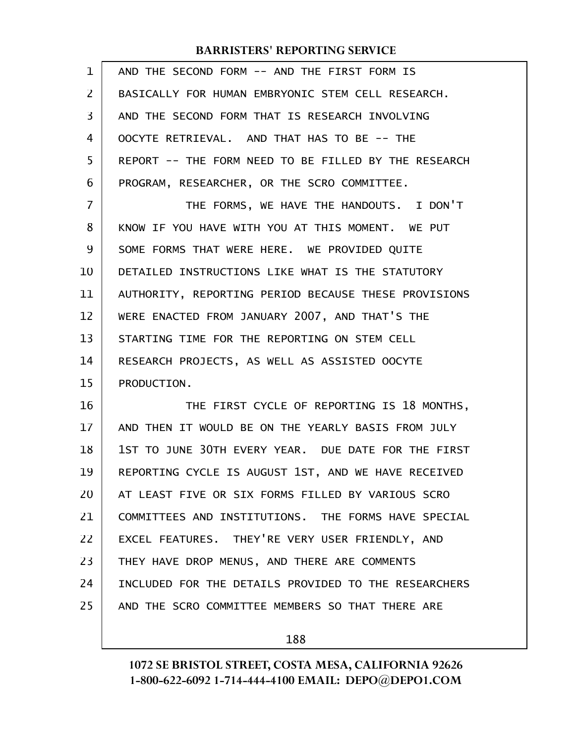AND THE SECOND FORM -- AND THE FIRST FORM IS BASICALLY FOR HUMAN EMBRYONIC STEM CELL RESEARCH. AND THE SECOND FORM THAT IS RESEARCH INVOLVING OOCYTE RETRIEVAL. AND THAT HAS TO BE -- THE REPORT -- THE FORM NEED TO BE FILLED BY THE RESEARCH PROGRAM, RESEARCHER, OR THE SCRO COMMITTEE.

THE FORMS, WE HAVE THE HANDOUTS. I DON'T KNOW IF YOU HAVE WITH YOU AT THIS MOMENT. WE PUT SOME FORMS THAT WERE HERE. WE PROVIDED QUITE DETAILED INSTRUCTIONS LIKE WHAT IS THE STATUTORY AUTHORITY, REPORTING PERIOD BECAUSE THESE PROVISIONS WERE ENACTED FROM JANUARY 2007, AND THAT'S THE STARTING TIME FOR THE REPORTING ON STEM CELL RESEARCH PROJECTS, AS WELL AS ASSISTED OOCYTE PRODUCTION.

THE FIRST CYCLE OF REPORTING IS 18 MONTHS, AND THEN IT WOULD BE ON THE YEARLY BASIS FROM JULY 1ST TO JUNE 30TH EVERY YEAR. DUE DATE FOR THE FIRST REPORTING CYCLE IS AUGUST 1ST, AND WE HAVE RECEIVED AT LEAST FIVE OR SIX FORMS FILLED BY VARIOUS SCRO COMMITTEES AND INSTITUTIONS. THE FORMS HAVE SPECIAL EXCEL FEATURES. THEY'RE VERY USER FRIENDLY, AND THEY HAVE DROP MENUS, AND THERE ARE COMMENTS INCLUDED FOR THE DETAILS PROVIDED TO THE RESEARCHERS AND THE SCRO COMMITTEE MEMBERS SO THAT THERE ARE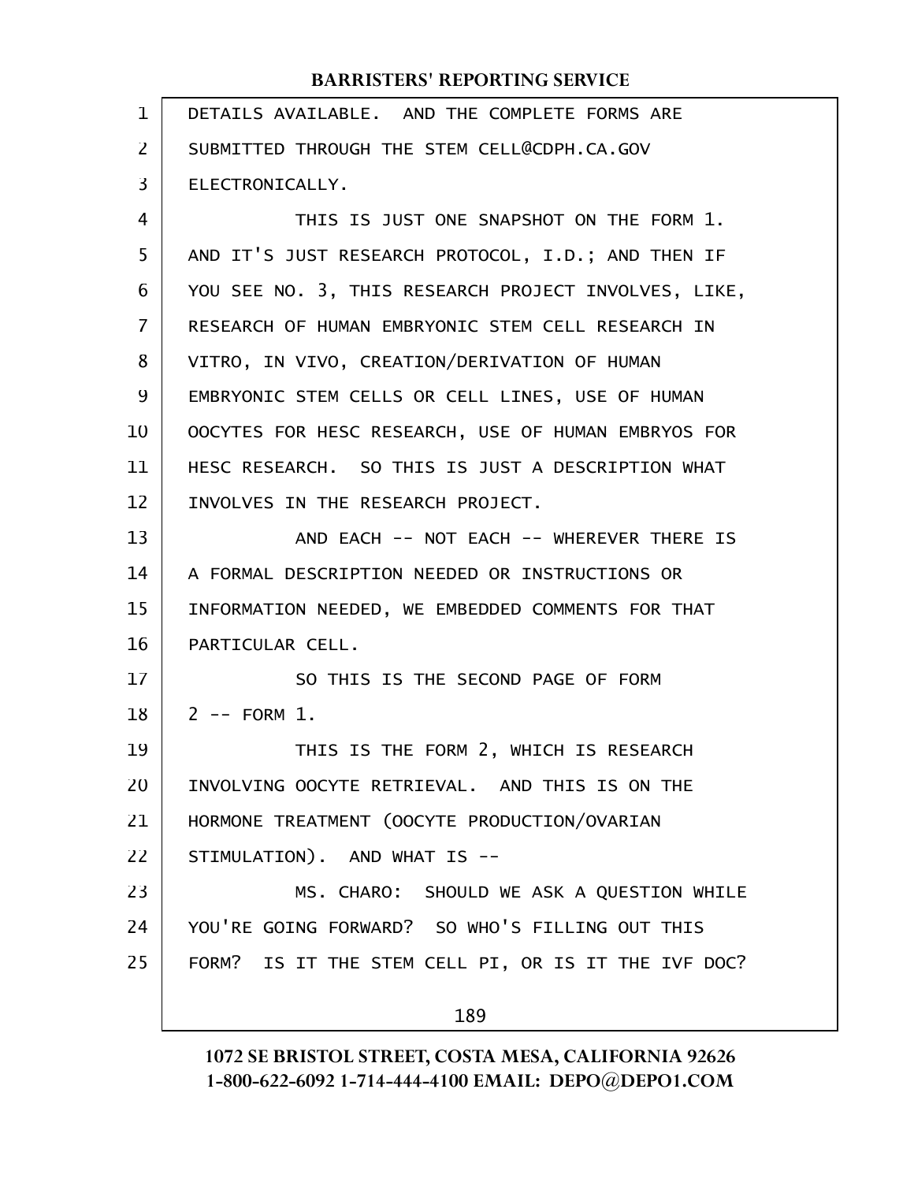DETAILS AVAILABLE. AND THE COMPLETE FORMS ARE SUBMITTED THROUGH THE STEM CELL@CDPH.CA.GOV ELECTRONICALLY.

THIS IS JUST ONE SNAPSHOT ON THE FORM 1. AND IT'S JUST RESEARCH PROTOCOL, I.D.; AND THEN IF YOU SEE NO. 3, THIS RESEARCH PROJECT INVOLVES, LIKE, RESEARCH OF HUMAN EMBRYONIC STEM CELL RESEARCH IN VITRO, IN VIVO, CREATION/DERIVATION OF HUMAN EMBRYONIC STEM CELLS OR CELL LINES, USE OF HUMAN OOCYTES FOR HESC RESEARCH, USE OF HUMAN EMBRYOS FOR HESC RESEARCH. SO THIS IS JUST A DESCRIPTION WHAT INVOLVES IN THE RESEARCH PROJECT.

AND EACH -- NOT EACH -- WHEREVER THERE IS A FORMAL DESCRIPTION NEEDED OR INSTRUCTIONS OR INFORMATION NEEDED, WE EMBEDDED COMMENTS FOR THAT PARTICULAR CELL.

SO THIS IS THE SECOND PAGE OF FORM 2 -- FORM 1.

THIS IS THE FORM 2, WHICH IS RESEARCH INVOLVING OOCYTE RETRIEVAL. AND THIS IS ON THE HORMONE TREATMENT (OOCYTE PRODUCTION/OVARIAN STIMULATION). AND WHAT IS --

MS. CHARO: SHOULD WE ASK A QUESTION WHILE YOU'RE GOING FORWARD? SO WHO'S FILLING OUT THIS FORM? IS IT THE STEM CELL PI, OR IS IT THE IVF DOC?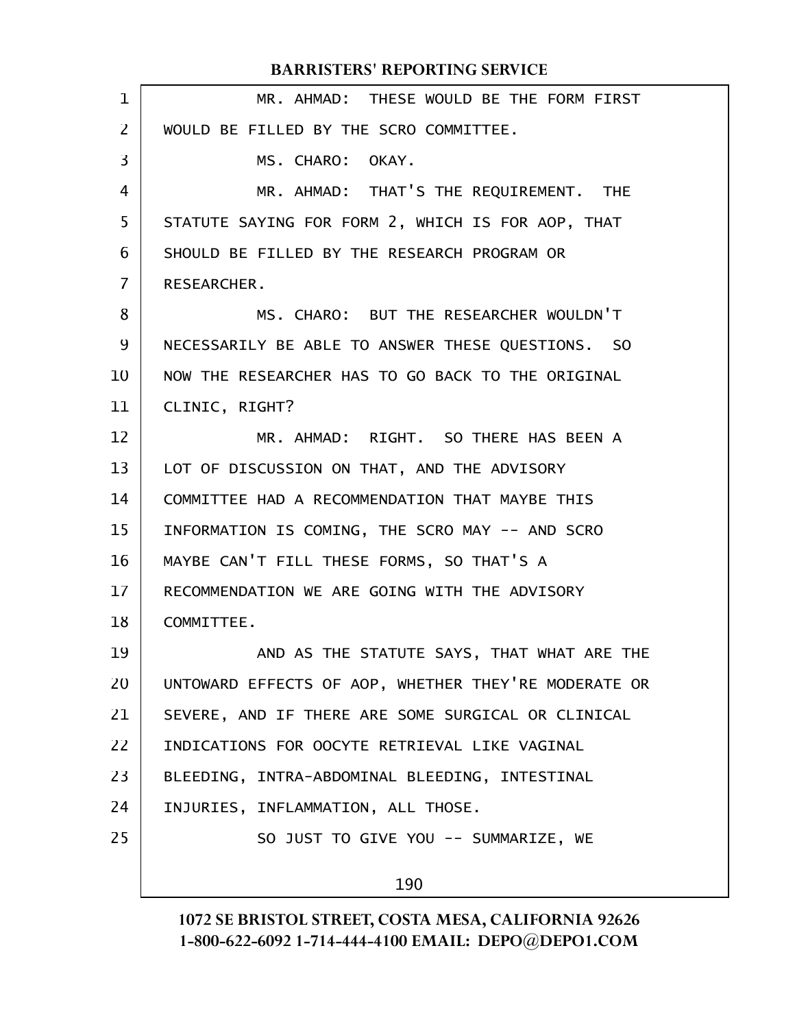MR. AHMAD: THESE WOULD BE THE FORM FIRST WOULD BE FILLED BY THE SCRO COMMITTEE.

MS. CHARO: OKAY.

MR. AHMAD: THAT'S THE REQUIREMENT. THE STATUTE SAYING FOR FORM 2, WHICH IS FOR AOP, THAT SHOULD BE FILLED BY THE RESEARCH PROGRAM OR RESEARCHER.

MS. CHARO: BUT THE RESEARCHER WOULDN'T NECESSARILY BE ABLE TO ANSWER THESE QUESTIONS. SO NOW THE RESEARCHER HAS TO GO BACK TO THE ORIGINAL CLINIC, RIGHT?

MR. AHMAD: RIGHT. SO THERE HAS BEEN A LOT OF DISCUSSION ON THAT, AND THE ADVISORY COMMITTEE HAD A RECOMMENDATION THAT MAYBE THIS INFORMATION IS COMING, THE SCRO MAY -- AND SCRO MAYBE CAN'T FILL THESE FORMS, SO THAT'S A RECOMMENDATION WE ARE GOING WITH THE ADVISORY COMMITTEE.

AND AS THE STATUTE SAYS, THAT WHAT ARE THE UNTOWARD EFFECTS OF AOP, WHETHER THEY'RE MODERATE OR SEVERE, AND IF THERE ARE SOME SURGICAL OR CLINICAL INDICATIONS FOR OOCYTE RETRIEVAL LIKE VAGINAL BLEEDING, INTRA-ABDOMINAL BLEEDING, INTESTINAL INJURIES, INFLAMMATION, ALL THOSE.

SO JUST TO GIVE YOU -- SUMMARIZE, WE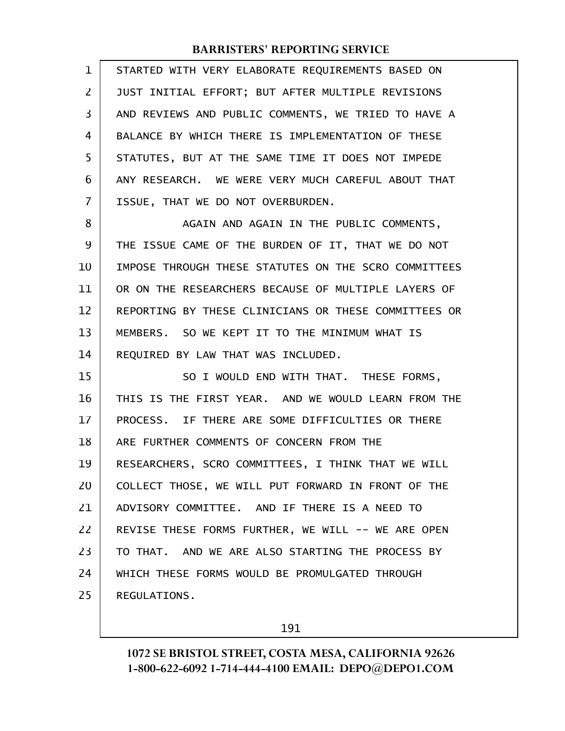STARTED WITH VERY ELABORATE REQUIREMENTS BASED ON JUST INITIAL EFFORT; BUT AFTER MULTIPLE REVISIONS AND REVIEWS AND PUBLIC COMMENTS, WE TRIED TO HAVE A BALANCE BY WHICH THERE IS IMPLEMENTATION OF THESE STATUTES, BUT AT THE SAME TIME IT DOES NOT IMPEDE ANY RESEARCH. WE WERE VERY MUCH CAREFUL ABOUT THAT ISSUE, THAT WE DO NOT OVERBURDEN.

AGAIN AND AGAIN IN THE PUBLIC COMMENTS, THE ISSUE CAME OF THE BURDEN OF IT, THAT WE DO NOT IMPOSE THROUGH THESE STATUTES ON THE SCRO COMMITTEES OR ON THE RESEARCHERS BECAUSE OF MULTIPLE LAYERS OF REPORTING BY THESE CLINICIANS OR THESE COMMITTEES OR MEMBERS. SO WE KEPT IT TO THE MINIMUM WHAT IS REQUIRED BY LAW THAT WAS INCLUDED.

SO I WOULD END WITH THAT. THESE FORMS, THIS IS THE FIRST YEAR. AND WE WOULD LEARN FROM THE PROCESS. IF THERE ARE SOME DIFFICULTIES OR THERE ARE FURTHER COMMENTS OF CONCERN FROM THE RESEARCHERS, SCRO COMMITTEES, I THINK THAT WE WILL COLLECT THOSE, WE WILL PUT FORWARD IN FRONT OF THE ADVISORY COMMITTEE. AND IF THERE IS A NEED TO REVISE THESE FORMS FURTHER, WE WILL -- WE ARE OPEN TO THAT. AND WE ARE ALSO STARTING THE PROCESS BY WHICH THESE FORMS WOULD BE PROMULGATED THROUGH REGULATIONS.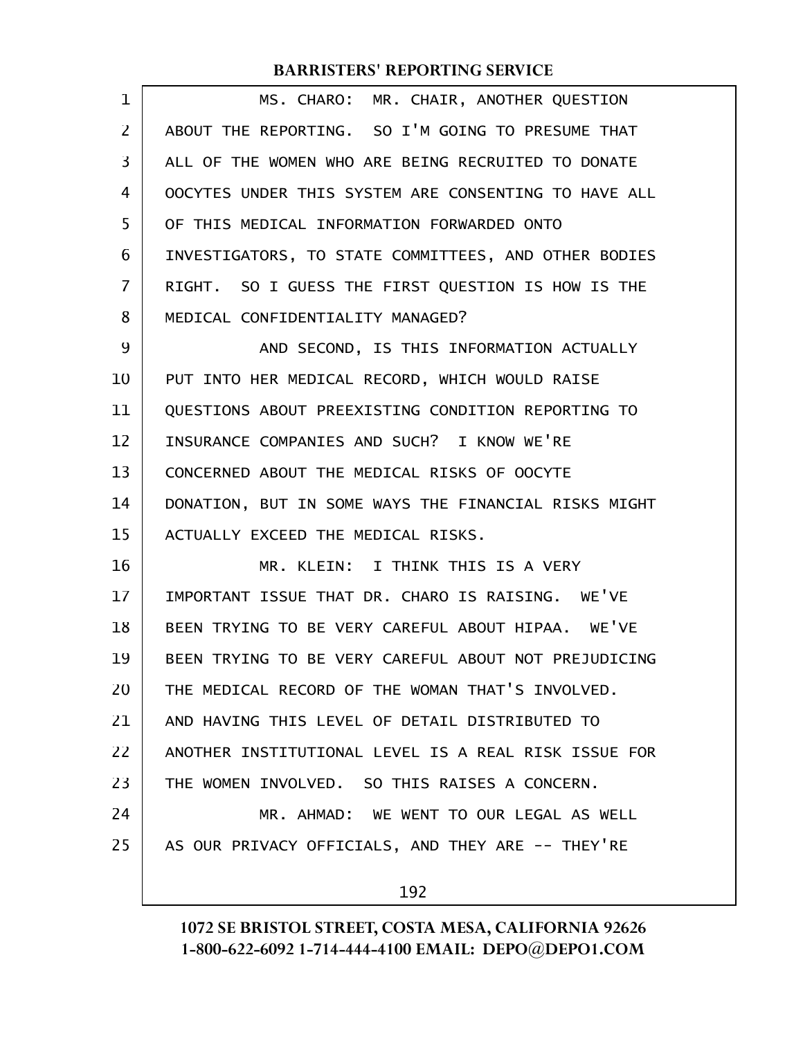MS. CHARO: MR. CHAIR, ANOTHER QUESTION ABOUT THE REPORTING. SO I'M GOING TO PRESUME THAT ALL OF THE WOMEN WHO ARE BEING RECRUITED TO DONATE OOCYTES UNDER THIS SYSTEM ARE CONSENTING TO HAVE ALL OF THIS MEDICAL INFORMATION FORWARDED ONTO INVESTIGATORS, TO STATE COMMITTEES, AND OTHER BODIES RIGHT. SO I GUESS THE FIRST QUESTION IS HOW IS THE MEDICAL CONFIDENTIALITY MANAGED?

AND SECOND, IS THIS INFORMATION ACTUALLY PUT INTO HER MEDICAL RECORD, WHICH WOULD RAISE QUESTIONS ABOUT PREEXISTING CONDITION REPORTING TO INSURANCE COMPANIES AND SUCH? I KNOW WE'RE CONCERNED ABOUT THE MEDICAL RISKS OF OOCYTE DONATION, BUT IN SOME WAYS THE FINANCIAL RISKS MIGHT ACTUALLY EXCEED THE MEDICAL RISKS.

MR. KLEIN: I THINK THIS IS A VERY IMPORTANT ISSUE THAT DR. CHARO IS RAISING. WE'VE BEEN TRYING TO BE VERY CAREFUL ABOUT HIPAA. WE'VE BEEN TRYING TO BE VERY CAREFUL ABOUT NOT PREJUDICING THE MEDICAL RECORD OF THE WOMAN THAT'S INVOLVED. AND HAVING THIS LEVEL OF DETAIL DISTRIBUTED TO ANOTHER INSTITUTIONAL LEVEL IS A REAL RISK ISSUE FOR THE WOMEN INVOLVED. SO THIS RAISES A CONCERN.

MR. AHMAD: WE WENT TO OUR LEGAL AS WELL AS OUR PRIVACY OFFICIALS, AND THEY ARE -- THEY'RE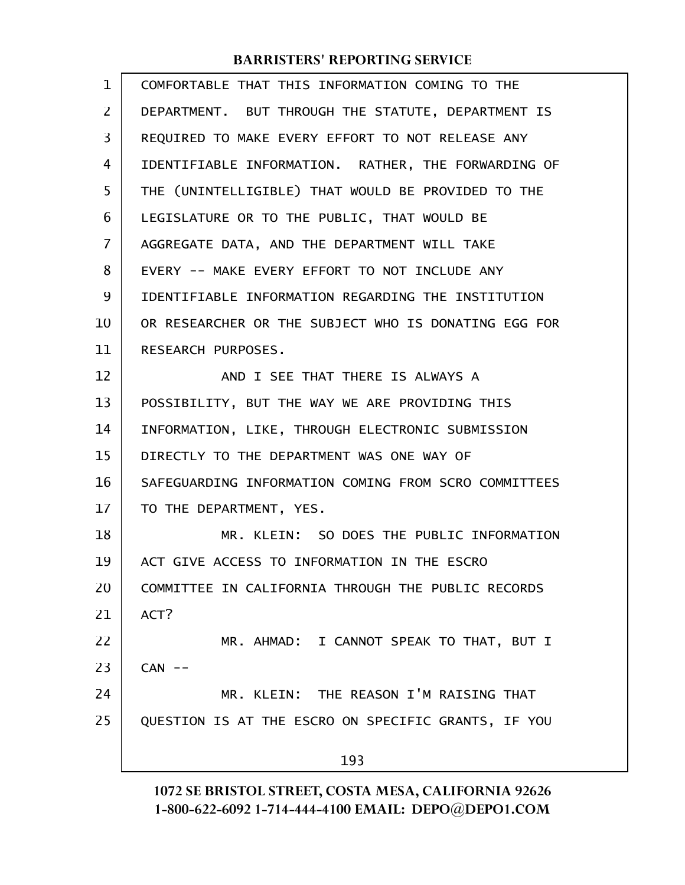COMFORTABLE THAT THIS INFORMATION COMING TO THE DEPARTMENT. BUT THROUGH THE STATUTE, DEPARTMENT IS REQUIRED TO MAKE EVERY EFFORT TO NOT RELEASE ANY IDENTIFIABLE INFORMATION. RATHER, THE FORWARDING OF THE (UNINTELLIGIBLE) THAT WOULD BE PROVIDED TO THE LEGISLATURE OR TO THE PUBLIC, THAT WOULD BE AGGREGATE DATA, AND THE DEPARTMENT WILL TAKE EVERY -- MAKE EVERY EFFORT TO NOT INCLUDE ANY IDENTIFIABLE INFORMATION REGARDING THE INSTITUTION OR RESEARCHER OR THE SUBJECT WHO IS DONATING EGG FOR RESEARCH PURPOSES.

AND I SEE THAT THERE IS ALWAYS A POSSIBILITY, BUT THE WAY WE ARE PROVIDING THIS INFORMATION, LIKE, THROUGH ELECTRONIC SUBMISSION DIRECTLY TO THE DEPARTMENT WAS ONE WAY OF SAFEGUARDING INFORMATION COMING FROM SCRO COMMITTEES TO THE DEPARTMENT, YES.

MR. KLEIN: SO DOES THE PUBLIC INFORMATION ACT GIVE ACCESS TO INFORMATION IN THE ESCRO COMMITTEE IN CALIFORNIA THROUGH THE PUBLIC RECORDS ACT?

MR. AHMAD: I CANNOT SPEAK TO THAT, BUT I CAN --

MR. KLEIN: THE REASON I'M RAISING THAT QUESTION IS AT THE ESCRO ON SPECIFIC GRANTS, IF YOU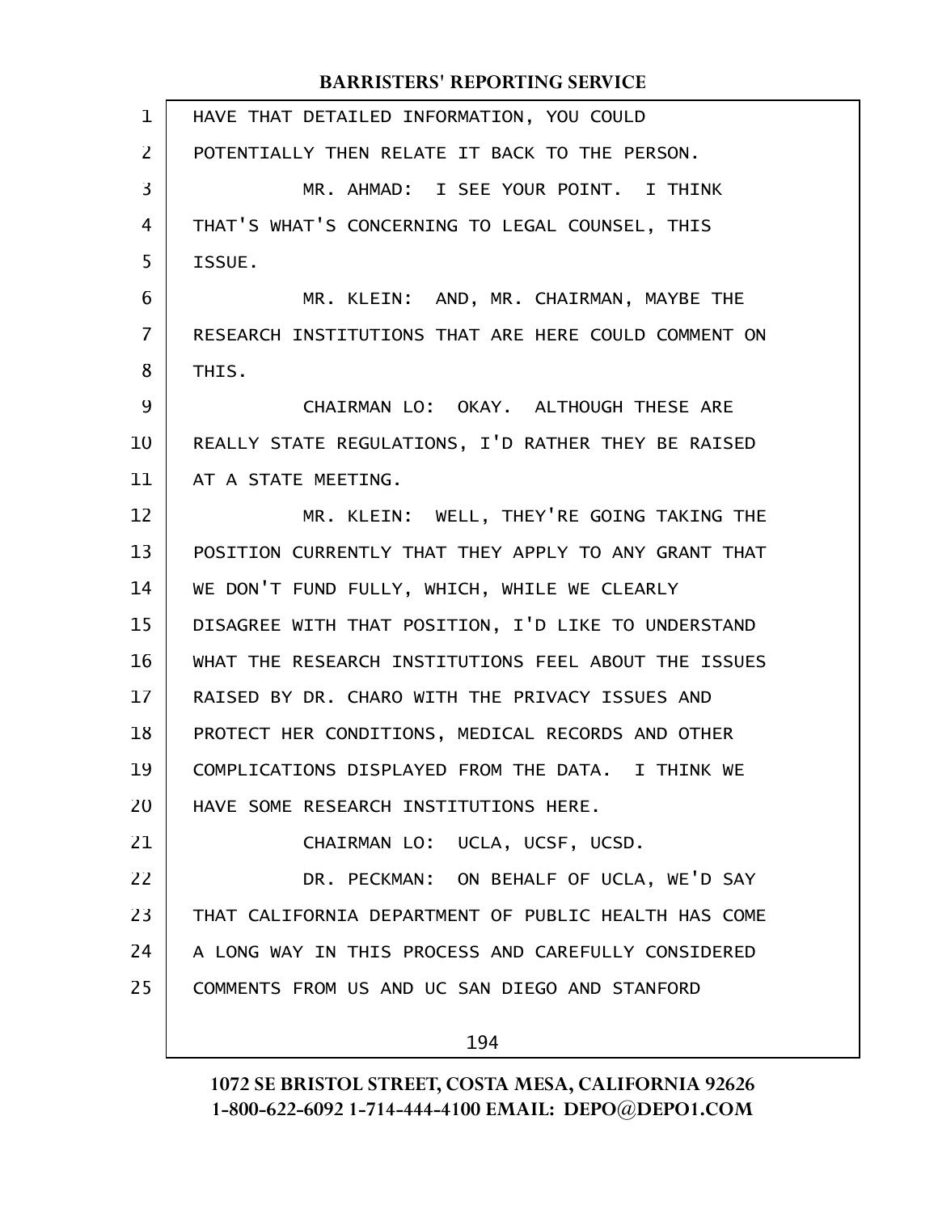HAVE THAT DETAILED INFORMATION, YOU COULD POTENTIALLY THEN RELATE IT BACK TO THE PERSON.

MR. AHMAD: I SEE YOUR POINT. I THINK THAT'S WHAT'S CONCERNING TO LEGAL COUNSEL, THIS ISSUE.

MR. KLEIN: AND, MR. CHAIRMAN, MAYBE THE RESEARCH INSTITUTIONS THAT ARE HERE COULD COMMENT ON THIS.

CHAIRMAN LO: OKAY. ALTHOUGH THESE ARE REALLY STATE REGULATIONS, I'D RATHER THEY BE RAISED AT A STATE MEETING.

MR. KLEIN: WELL, THEY'RE GOING TAKING THE POSITION CURRENTLY THAT THEY APPLY TO ANY GRANT THAT WE DON'T FUND FULLY, WHICH, WHILE WE CLEARLY DISAGREE WITH THAT POSITION, I'D LIKE TO UNDERSTAND WHAT THE RESEARCH INSTITUTIONS FEEL ABOUT THE ISSUES RAISED BY DR. CHARO WITH THE PRIVACY ISSUES AND PROTECT HER CONDITIONS, MEDICAL RECORDS AND OTHER COMPLICATIONS DISPLAYED FROM THE DATA. I THINK WE HAVE SOME RESEARCH INSTITUTIONS HERE.

CHAIRMAN LO: UCLA, UCSF, UCSD.

DR. PECKMAN: ON BEHALF OF UCLA, WE'D SAY THAT CALIFORNIA DEPARTMENT OF PUBLIC HEALTH HAS COME A LONG WAY IN THIS PROCESS AND CAREFULLY CONSIDERED COMMENTS FROM US AND UC SAN DIEGO AND STANFORD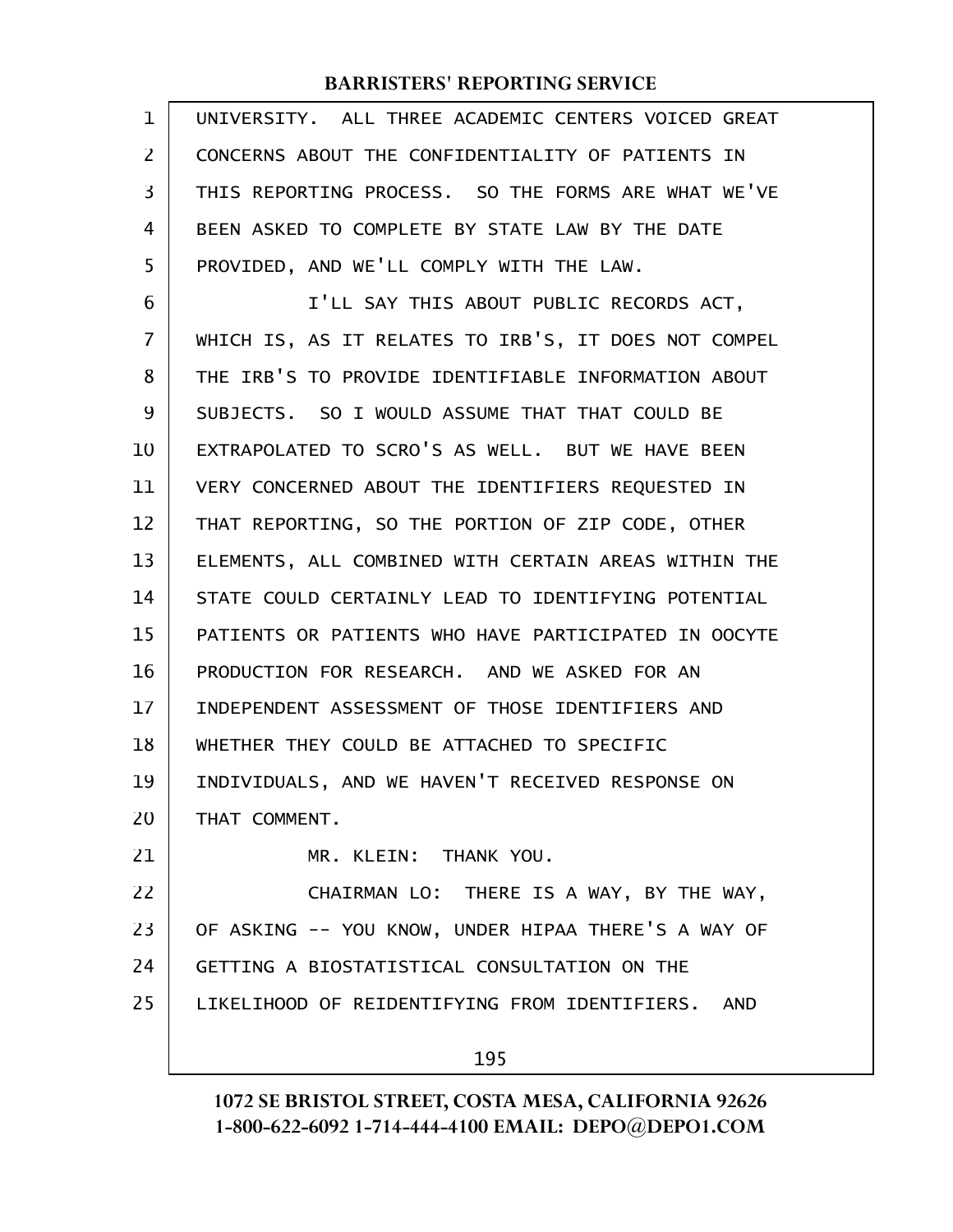UNIVERSITY. ALL THREE ACADEMIC CENTERS VOICED GREAT CONCERNS ABOUT THE CONFIDENTIALITY OF PATIENTS IN THIS REPORTING PROCESS. SO THE FORMS ARE WHAT WE'VE BEEN ASKED TO COMPLETE BY STATE LAW BY THE DATE PROVIDED, AND WE'LL COMPLY WITH THE LAW.

I'LL SAY THIS ABOUT PUBLIC RECORDS ACT, WHICH IS, AS IT RELATES TO IRB'S, IT DOES NOT COMPEL THE IRB'S TO PROVIDE IDENTIFIABLE INFORMATION ABOUT SUBJECTS. SO I WOULD ASSUME THAT THAT COULD BE EXTRAPOLATED TO SCRO'S AS WELL. BUT WE HAVE BEEN VERY CONCERNED ABOUT THE IDENTIFIERS REQUESTED IN THAT REPORTING, SO THE PORTION OF ZIP CODE, OTHER ELEMENTS, ALL COMBINED WITH CERTAIN AREAS WITHIN THE STATE COULD CERTAINLY LEAD TO IDENTIFYING POTENTIAL PATIENTS OR PATIENTS WHO HAVE PARTICIPATED IN OOCYTE PRODUCTION FOR RESEARCH. AND WE ASKED FOR AN INDEPENDENT ASSESSMENT OF THOSE IDENTIFIERS AND WHETHER THEY COULD BE ATTACHED TO SPECIFIC INDIVIDUALS, AND WE HAVEN'T RECEIVED RESPONSE ON THAT COMMENT.

MR. KLEIN: THANK YOU.

CHAIRMAN LO: THERE IS A WAY, BY THE WAY, OF ASKING -- YOU KNOW, UNDER HIPAA THERE'S A WAY OF GETTING A BIOSTATISTICAL CONSULTATION ON THE LIKELIHOOD OF REIDENTIFYING FROM IDENTIFIERS. AND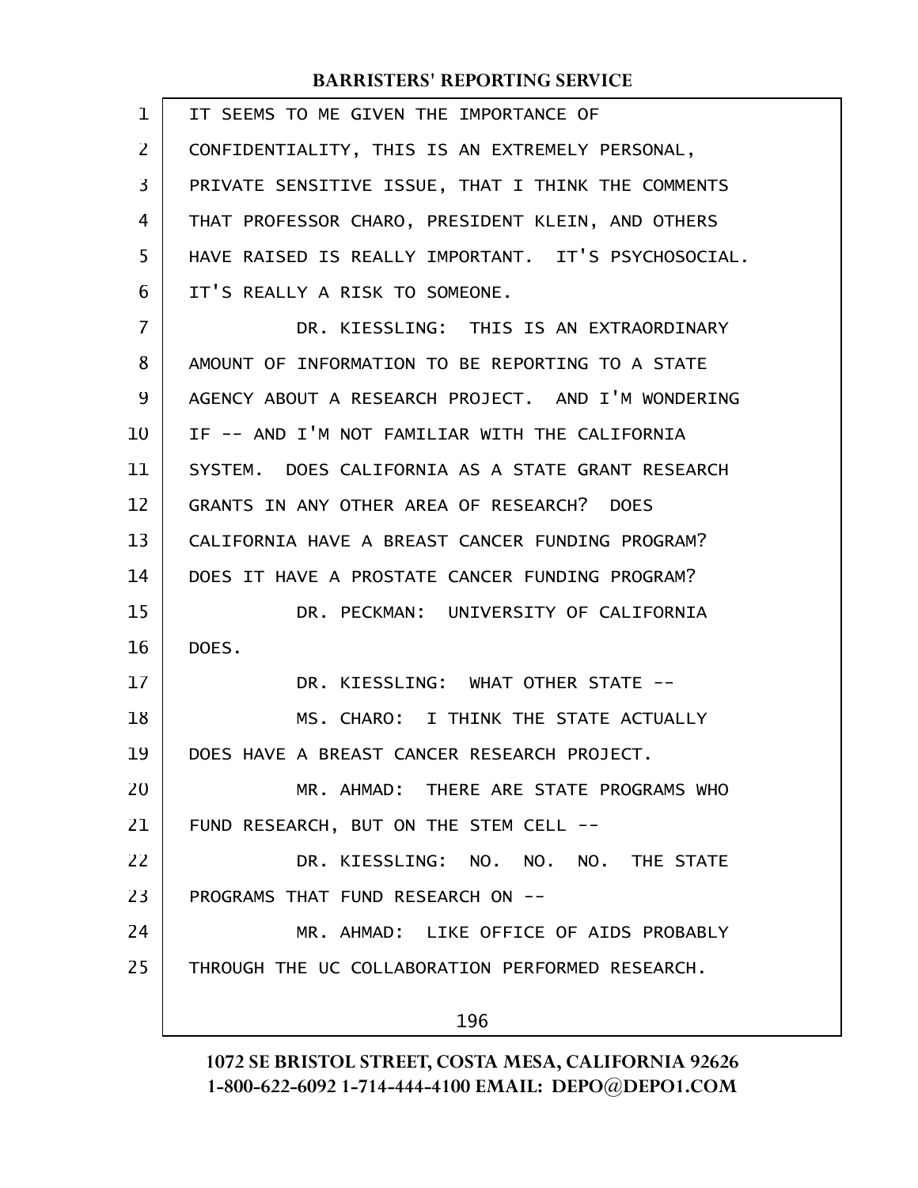IT SEEMS TO ME GIVEN THE IMPORTANCE OF CONFIDENTIALITY, THIS IS AN EXTREMELY PERSONAL, PRIVATE SENSITIVE ISSUE, THAT I THINK THE COMMENTS THAT PROFESSOR CHARO, PRESIDENT KLEIN, AND OTHERS HAVE RAISED IS REALLY IMPORTANT. IT'S PSYCHOSOCIAL. IT'S REALLY A RISK TO SOMEONE.

DR. KIESSLING: THIS IS AN EXTRAORDINARY AMOUNT OF INFORMATION TO BE REPORTING TO A STATE AGENCY ABOUT A RESEARCH PROJECT. AND I'M WONDERING IF -- AND I'M NOT FAMILIAR WITH THE CALIFORNIA SYSTEM. DOES CALIFORNIA AS A STATE GRANT RESEARCH GRANTS IN ANY OTHER AREA OF RESEARCH? DOES CALIFORNIA HAVE A BREAST CANCER FUNDING PROGRAM? DOES IT HAVE A PROSTATE CANCER FUNDING PROGRAM?

DR. PECKMAN: UNIVERSITY OF CALIFORNIA DOES.

DR. KIESSLING: WHAT OTHER STATE --

MS. CHARO: I THINK THE STATE ACTUALLY DOES HAVE A BREAST CANCER RESEARCH PROJECT.

MR. AHMAD: THERE ARE STATE PROGRAMS WHO FUND RESEARCH, BUT ON THE STEM CELL --

DR. KIESSLING: NO. NO. NO. THE STATE PROGRAMS THAT FUND RESEARCH ON --

MR. AHMAD: LIKE OFFICE OF AIDS PROBABLY THROUGH THE UC COLLABORATION PERFORMED RESEARCH.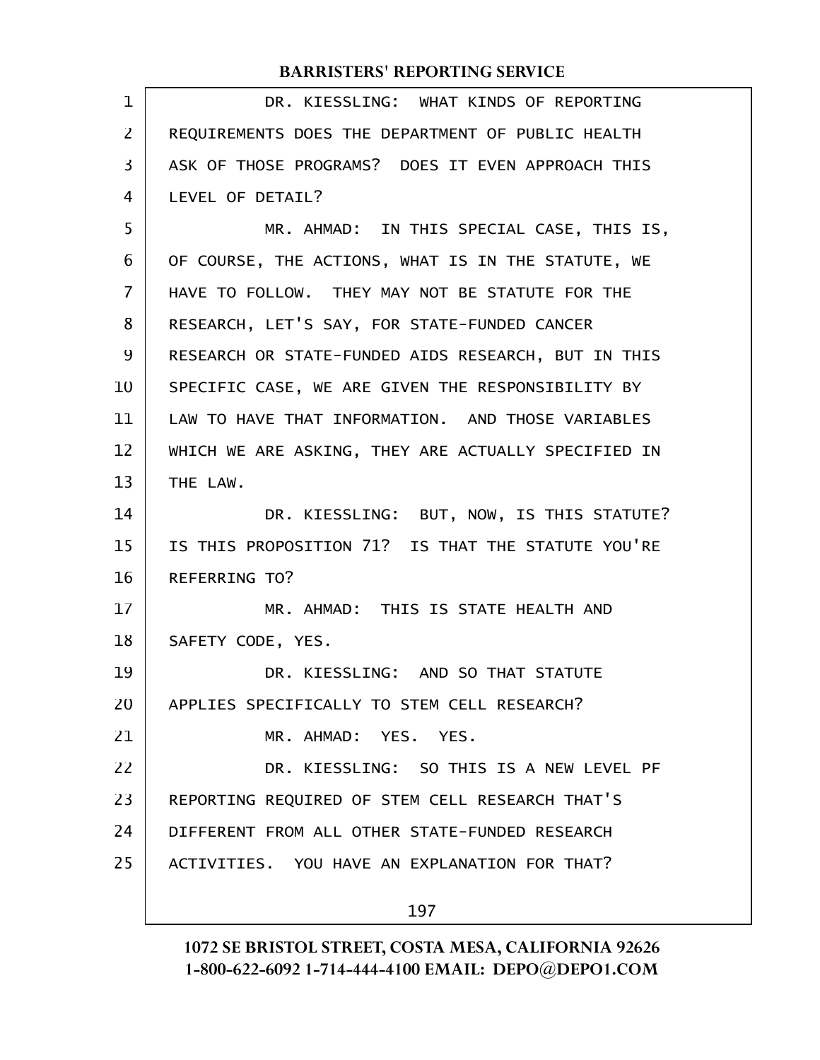DR. KIESSLING: WHAT KINDS OF REPORTING REQUIREMENTS DOES THE DEPARTMENT OF PUBLIC HEALTH ASK OF THOSE PROGRAMS? DOES IT EVEN APPROACH THIS LEVEL OF DETAIL?

MR. AHMAD: IN THIS SPECIAL CASE, THIS IS, OF COURSE, THE ACTIONS, WHAT IS IN THE STATUTE, WE HAVE TO FOLLOW. THEY MAY NOT BE STATUTE FOR THE RESEARCH, LET'S SAY, FOR STATE-FUNDED CANCER RESEARCH OR STATE-FUNDED AIDS RESEARCH, BUT IN THIS SPECIFIC CASE, WE ARE GIVEN THE RESPONSIBILITY BY LAW TO HAVE THAT INFORMATION. AND THOSE VARIABLES WHICH WE ARE ASKING, THEY ARE ACTUALLY SPECIFIED IN THE LAW.

DR. KIESSLING: BUT, NOW, IS THIS STATUTE? IS THIS PROPOSITION 71? IS THAT THE STATUTE YOU'RE REFERRING TO?

MR. AHMAD: THIS IS STATE HEALTH AND SAFETY CODE, YES.

DR. KIESSLING: AND SO THAT STATUTE APPLIES SPECIFICALLY TO STEM CELL RESEARCH?

MR. AHMAD: YES. YES.

DR. KIESSLING: SO THIS IS A NEW LEVEL PF REPORTING REQUIRED OF STEM CELL RESEARCH THAT'S DIFFERENT FROM ALL OTHER STATE-FUNDED RESEARCH ACTIVITIES. YOU HAVE AN EXPLANATION FOR THAT?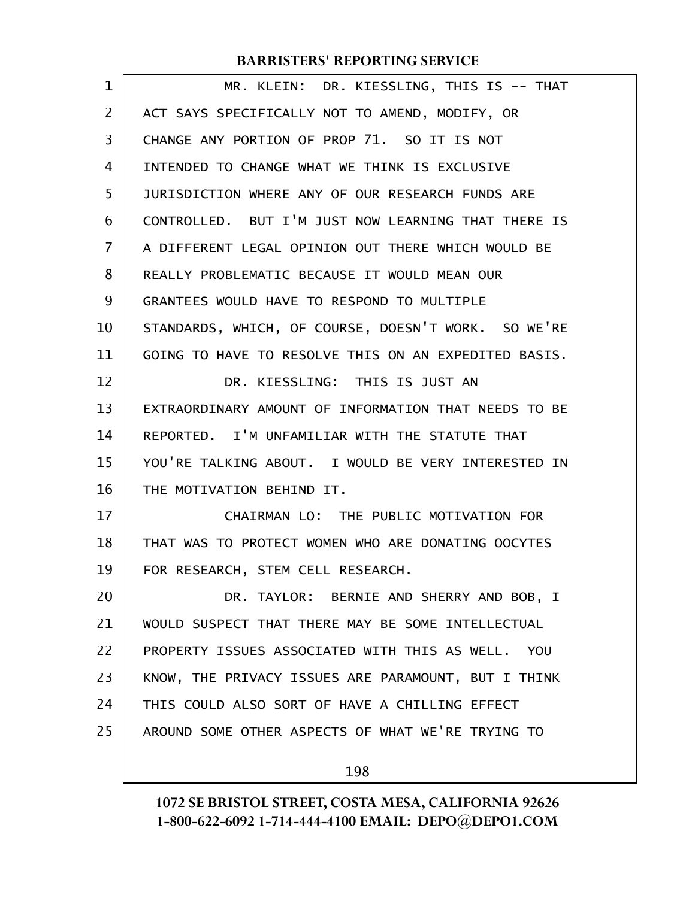MR. KLEIN: DR. KIESSLING, THIS IS -- THAT ACT SAYS SPECIFICALLY NOT TO AMEND, MODIFY, OR CHANGE ANY PORTION OF PROP 71. SO IT IS NOT INTENDED TO CHANGE WHAT WE THINK IS EXCLUSIVE JURISDICTION WHERE ANY OF OUR RESEARCH FUNDS ARE CONTROLLED. BUT I'M JUST NOW LEARNING THAT THERE IS A DIFFERENT LEGAL OPINION OUT THERE WHICH WOULD BE REALLY PROBLEMATIC BECAUSE IT WOULD MEAN OUR GRANTEES WOULD HAVE TO RESPOND TO MULTIPLE STANDARDS, WHICH, OF COURSE, DOESN'T WORK. SO WE'RE GOING TO HAVE TO RESOLVE THIS ON AN EXPEDITED BASIS.

DR. KIESSLING: THIS IS JUST AN EXTRAORDINARY AMOUNT OF INFORMATION THAT NEEDS TO BE REPORTED. I'M UNFAMILIAR WITH THE STATUTE THAT YOU'RE TALKING ABOUT. I WOULD BE VERY INTERESTED IN THE MOTIVATION BEHIND IT.

CHAIRMAN LO: THE PUBLIC MOTIVATION FOR THAT WAS TO PROTECT WOMEN WHO ARE DONATING OOCYTES FOR RESEARCH, STEM CELL RESEARCH.

DR. TAYLOR: BERNIE AND SHERRY AND BOB, I WOULD SUSPECT THAT THERE MAY BE SOME INTELLECTUAL PROPERTY ISSUES ASSOCIATED WITH THIS AS WELL. YOU KNOW, THE PRIVACY ISSUES ARE PARAMOUNT, BUT I THINK THIS COULD ALSO SORT OF HAVE A CHILLING EFFECT AROUND SOME OTHER ASPECTS OF WHAT WE'RE TRYING TO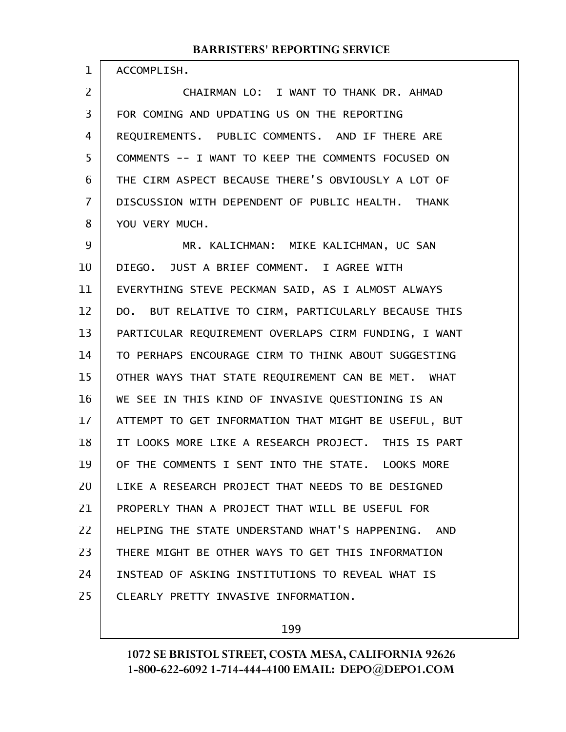ACCOMPLISH.

CHAIRMAN LO: I WANT TO THANK DR. AHMAD FOR COMING AND UPDATING US ON THE REPORTING REQUIREMENTS. PUBLIC COMMENTS. AND IF THERE ARE COMMENTS -- I WANT TO KEEP THE COMMENTS FOCUSED ON THE CIRM ASPECT BECAUSE THERE'S OBVIOUSLY A LOT OF DISCUSSION WITH DEPENDENT OF PUBLIC HEALTH. THANK YOU VERY MUCH.

MR. KALICHMAN: MIKE KALICHMAN, UC SAN DIEGO. JUST A BRIEF COMMENT. I AGREE WITH EVERYTHING STEVE PECKMAN SAID, AS I ALMOST ALWAYS DO. BUT RELATIVE TO CIRM, PARTICULARLY BECAUSE THIS PARTICULAR REQUIREMENT OVERLAPS CIRM FUNDING, I WANT TO PERHAPS ENCOURAGE CIRM TO THINK ABOUT SUGGESTING OTHER WAYS THAT STATE REQUIREMENT CAN BE MET. WHAT WE SEE IN THIS KIND OF INVASIVE QUESTIONING IS AN ATTEMPT TO GET INFORMATION THAT MIGHT BE USEFUL, BUT IT LOOKS MORE LIKE A RESEARCH PROJECT. THIS IS PART OF THE COMMENTS I SENT INTO THE STATE. LOOKS MORE LIKE A RESEARCH PROJECT THAT NEEDS TO BE DESIGNED PROPERLY THAN A PROJECT THAT WILL BE USEFUL FOR HELPING THE STATE UNDERSTAND WHAT'S HAPPENING. AND THERE MIGHT BE OTHER WAYS TO GET THIS INFORMATION INSTEAD OF ASKING INSTITUTIONS TO REVEAL WHAT IS CLEARLY PRETTY INVASIVE INFORMATION.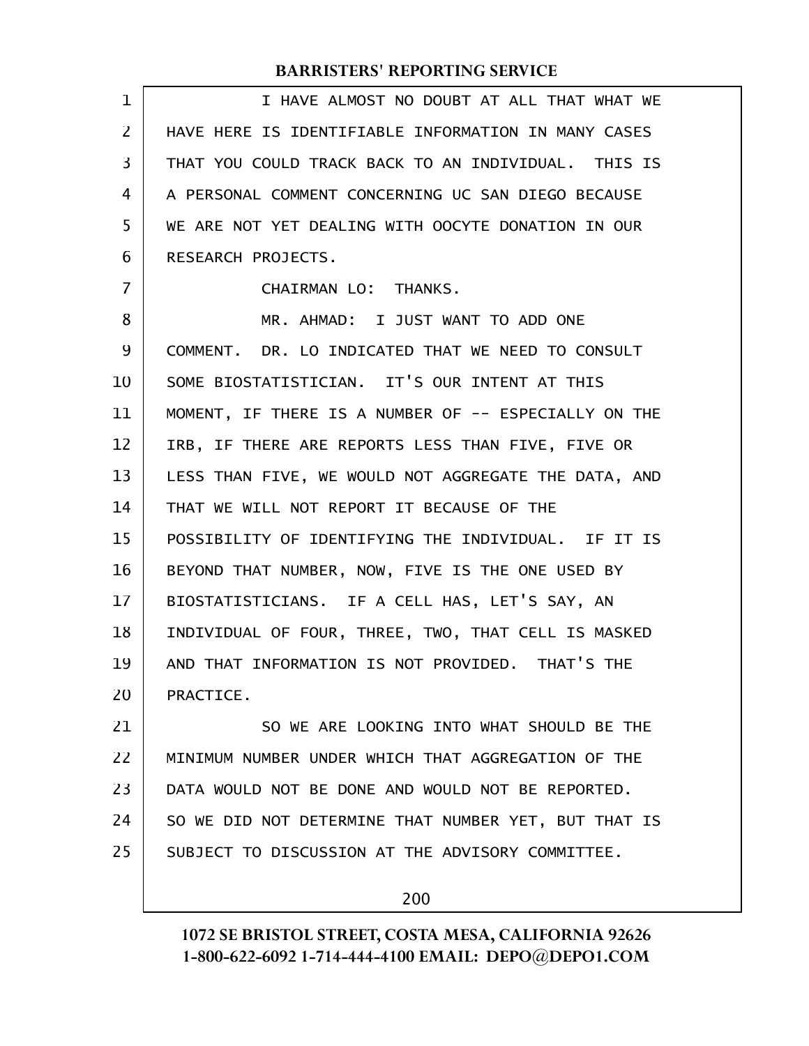I HAVE ALMOST NO DOUBT AT ALL THAT WHAT WE HAVE HERE IS IDENTIFIABLE INFORMATION IN MANY CASES THAT YOU COULD TRACK BACK TO AN INDIVIDUAL. THIS IS A PERSONAL COMMENT CONCERNING UC SAN DIEGO BECAUSE WE ARE NOT YET DEALING WITH OOCYTE DONATION IN OUR RESEARCH PROJECTS.

CHAIRMAN LO: THANKS.

MR. AHMAD: I JUST WANT TO ADD ONE COMMENT. DR. LO INDICATED THAT WE NEED TO CONSULT SOME BIOSTATISTICIAN. IT'S OUR INTENT AT THIS MOMENT, IF THERE IS A NUMBER OF -- ESPECIALLY ON THE IRB, IF THERE ARE REPORTS LESS THAN FIVE, FIVE OR LESS THAN FIVE, WE WOULD NOT AGGREGATE THE DATA, AND THAT WE WILL NOT REPORT IT BECAUSE OF THE POSSIBILITY OF IDENTIFYING THE INDIVIDUAL. IF IT IS BEYOND THAT NUMBER, NOW, FIVE IS THE ONE USED BY BIOSTATISTICIANS. IF A CELL HAS, LET'S SAY, AN INDIVIDUAL OF FOUR, THREE, TWO, THAT CELL IS MASKED AND THAT INFORMATION IS NOT PROVIDED. THAT'S THE PRACTICE.

SO WE ARE LOOKING INTO WHAT SHOULD BE THE MINIMUM NUMBER UNDER WHICH THAT AGGREGATION OF THE DATA WOULD NOT BE DONE AND WOULD NOT BE REPORTED. SO WE DID NOT DETERMINE THAT NUMBER YET, BUT THAT IS SUBJECT TO DISCUSSION AT THE ADVISORY COMMITTEE.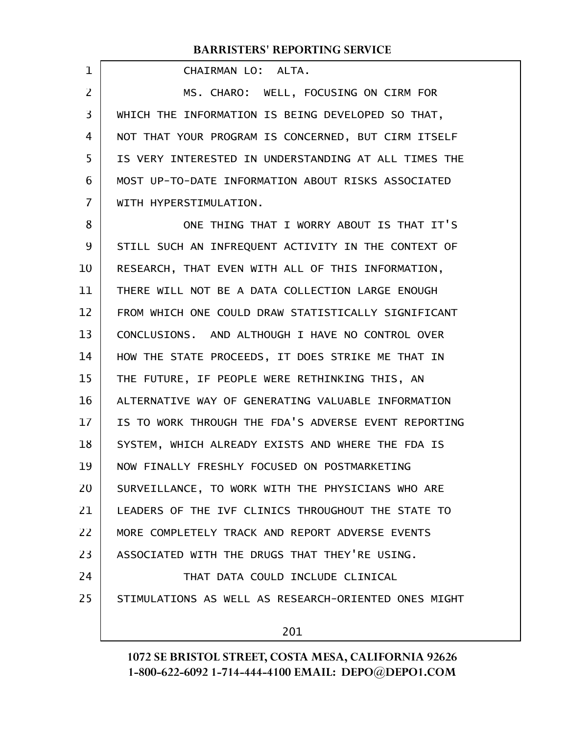CHAIRMAN LO: ALTA.

MS. CHARO: WELL, FOCUSING ON CIRM FOR WHICH THE INFORMATION IS BEING DEVELOPED SO THAT, NOT THAT YOUR PROGRAM IS CONCERNED, BUT CIRM ITSELF IS VERY INTERESTED IN UNDERSTANDING AT ALL TIMES THE MOST UP-TO-DATE INFORMATION ABOUT RISKS ASSOCIATED WITH HYPERSTIMULATION.

ONE THING THAT I WORRY ABOUT IS THAT IT'S STILL SUCH AN INFREQUENT ACTIVITY IN THE CONTEXT OF RESEARCH, THAT EVEN WITH ALL OF THIS INFORMATION, THERE WILL NOT BE A DATA COLLECTION LARGE ENOUGH FROM WHICH ONE COULD DRAW STATISTICALLY SIGNIFICANT CONCLUSIONS. AND ALTHOUGH I HAVE NO CONTROL OVER HOW THE STATE PROCEEDS, IT DOES STRIKE ME THAT IN THE FUTURE, IF PEOPLE WERE RETHINKING THIS, AN ALTERNATIVE WAY OF GENERATING VALUABLE INFORMATION IS TO WORK THROUGH THE FDA'S ADVERSE EVENT REPORTING SYSTEM, WHICH ALREADY EXISTS AND WHERE THE FDA IS NOW FINALLY FRESHLY FOCUSED ON POSTMARKETING SURVEILLANCE, TO WORK WITH THE PHYSICIANS WHO ARE LEADERS OF THE IVF CLINICS THROUGHOUT THE STATE TO MORE COMPLETELY TRACK AND REPORT ADVERSE EVENTS ASSOCIATED WITH THE DRUGS THAT THEY'RE USING.

THAT DATA COULD INCLUDE CLINICAL STIMULATIONS AS WELL AS RESEARCH-ORIENTED ONES MIGHT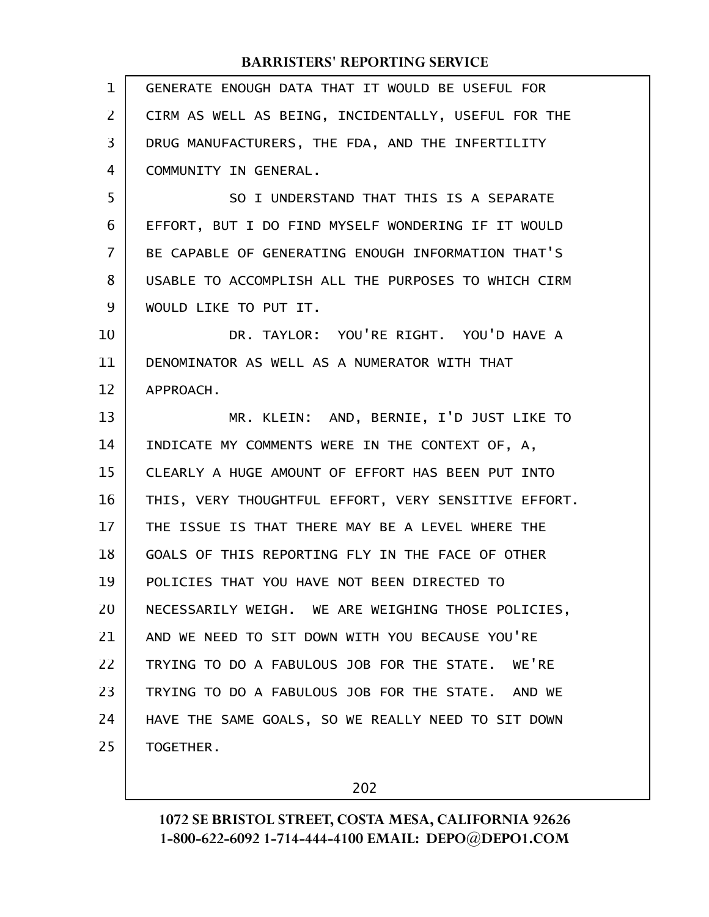GENERATE ENOUGH DATA THAT IT WOULD BE USEFUL FOR CIRM AS WELL AS BEING, INCIDENTALLY, USEFUL FOR THE DRUG MANUFACTURERS, THE FDA, AND THE INFERTILITY COMMUNITY IN GENERAL.

SO I UNDERSTAND THAT THIS IS A SEPARATE EFFORT, BUT I DO FIND MYSELF WONDERING IF IT WOULD BE CAPABLE OF GENERATING ENOUGH INFORMATION THAT'S USABLE TO ACCOMPLISH ALL THE PURPOSES TO WHICH CIRM WOULD LIKE TO PUT IT.

DR. TAYLOR: YOU'RE RIGHT. YOU'D HAVE A DENOMINATOR AS WELL AS A NUMERATOR WITH THAT APPROACH.

MR. KLEIN: AND, BERNIE, I'D JUST LIKE TO INDICATE MY COMMENTS WERE IN THE CONTEXT OF, A, CLEARLY A HUGE AMOUNT OF EFFORT HAS BEEN PUT INTO THIS, VERY THOUGHTFUL EFFORT, VERY SENSITIVE EFFORT. THE ISSUE IS THAT THERE MAY BE A LEVEL WHERE THE GOALS OF THIS REPORTING FLY IN THE FACE OF OTHER POLICIES THAT YOU HAVE NOT BEEN DIRECTED TO NECESSARILY WEIGH. WE ARE WEIGHING THOSE POLICIES, AND WE NEED TO SIT DOWN WITH YOU BECAUSE YOU'RE TRYING TO DO A FABULOUS JOB FOR THE STATE. WE'RE TRYING TO DO A FABULOUS JOB FOR THE STATE. AND WE HAVE THE SAME GOALS, SO WE REALLY NEED TO SIT DOWN TOGETHER.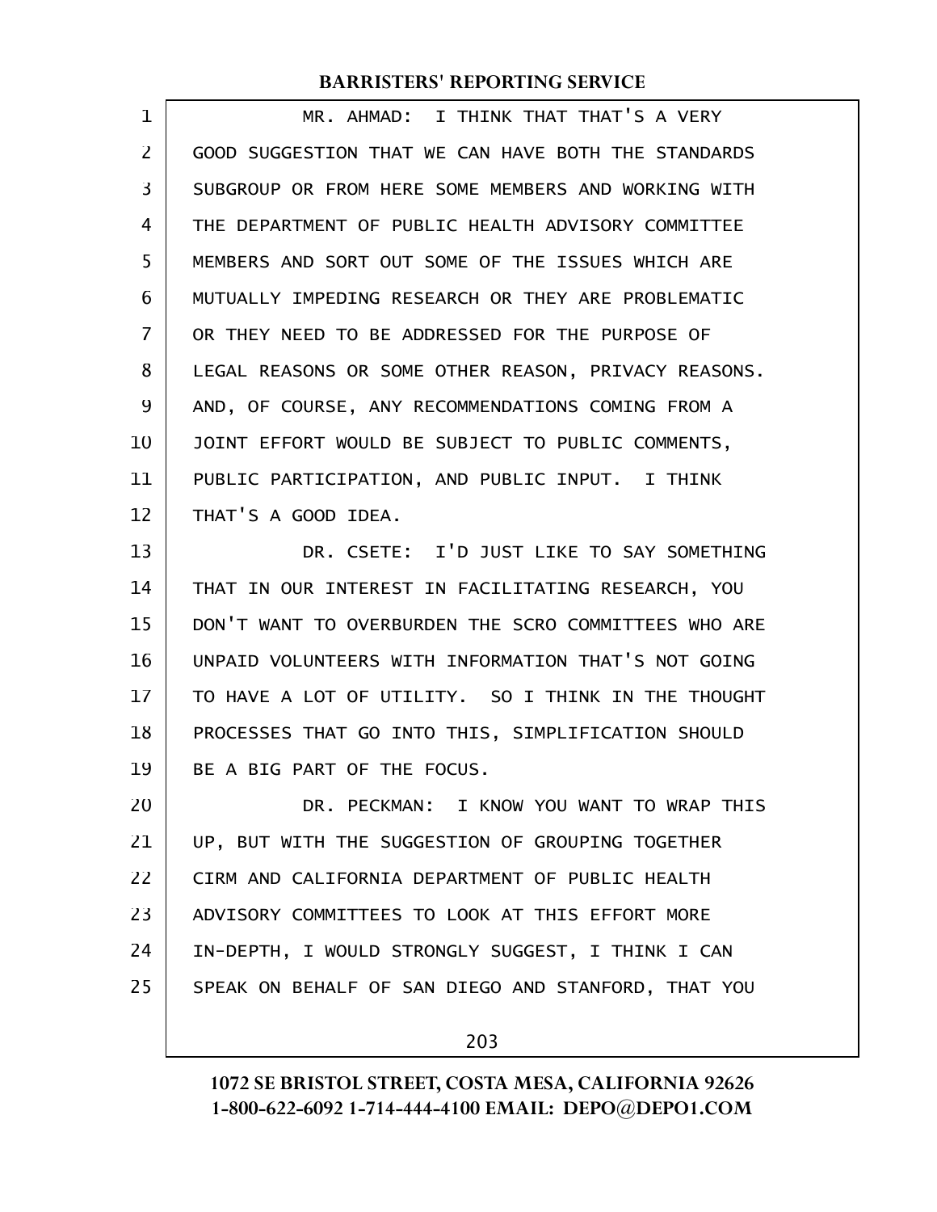MR. AHMAD: I THINK THAT THAT'S A VERY GOOD SUGGESTION THAT WE CAN HAVE BOTH THE STANDARDS SUBGROUP OR FROM HERE SOME MEMBERS AND WORKING WITH THE DEPARTMENT OF PUBLIC HEALTH ADVISORY COMMITTEE MEMBERS AND SORT OUT SOME OF THE ISSUES WHICH ARE MUTUALLY IMPEDING RESEARCH OR THEY ARE PROBLEMATIC OR THEY NEED TO BE ADDRESSED FOR THE PURPOSE OF LEGAL REASONS OR SOME OTHER REASON, PRIVACY REASONS. AND, OF COURSE, ANY RECOMMENDATIONS COMING FROM A JOINT EFFORT WOULD BE SUBJECT TO PUBLIC COMMENTS, PUBLIC PARTICIPATION, AND PUBLIC INPUT. I THINK THAT'S A GOOD IDEA.

DR. CSETE: I'D JUST LIKE TO SAY SOMETHING THAT IN OUR INTEREST IN FACILITATING RESEARCH, YOU DON'T WANT TO OVERBURDEN THE SCRO COMMITTEES WHO ARE UNPAID VOLUNTEERS WITH INFORMATION THAT'S NOT GOING TO HAVE A LOT OF UTILITY. SO I THINK IN THE THOUGHT PROCESSES THAT GO INTO THIS, SIMPLIFICATION SHOULD BE A BIG PART OF THE FOCUS.

DR. PECKMAN: I KNOW YOU WANT TO WRAP THIS UP, BUT WITH THE SUGGESTION OF GROUPING TOGETHER CIRM AND CALIFORNIA DEPARTMENT OF PUBLIC HEALTH ADVISORY COMMITTEES TO LOOK AT THIS EFFORT MORE IN-DEPTH, I WOULD STRONGLY SUGGEST, I THINK I CAN SPEAK ON BEHALF OF SAN DIEGO AND STANFORD, THAT YOU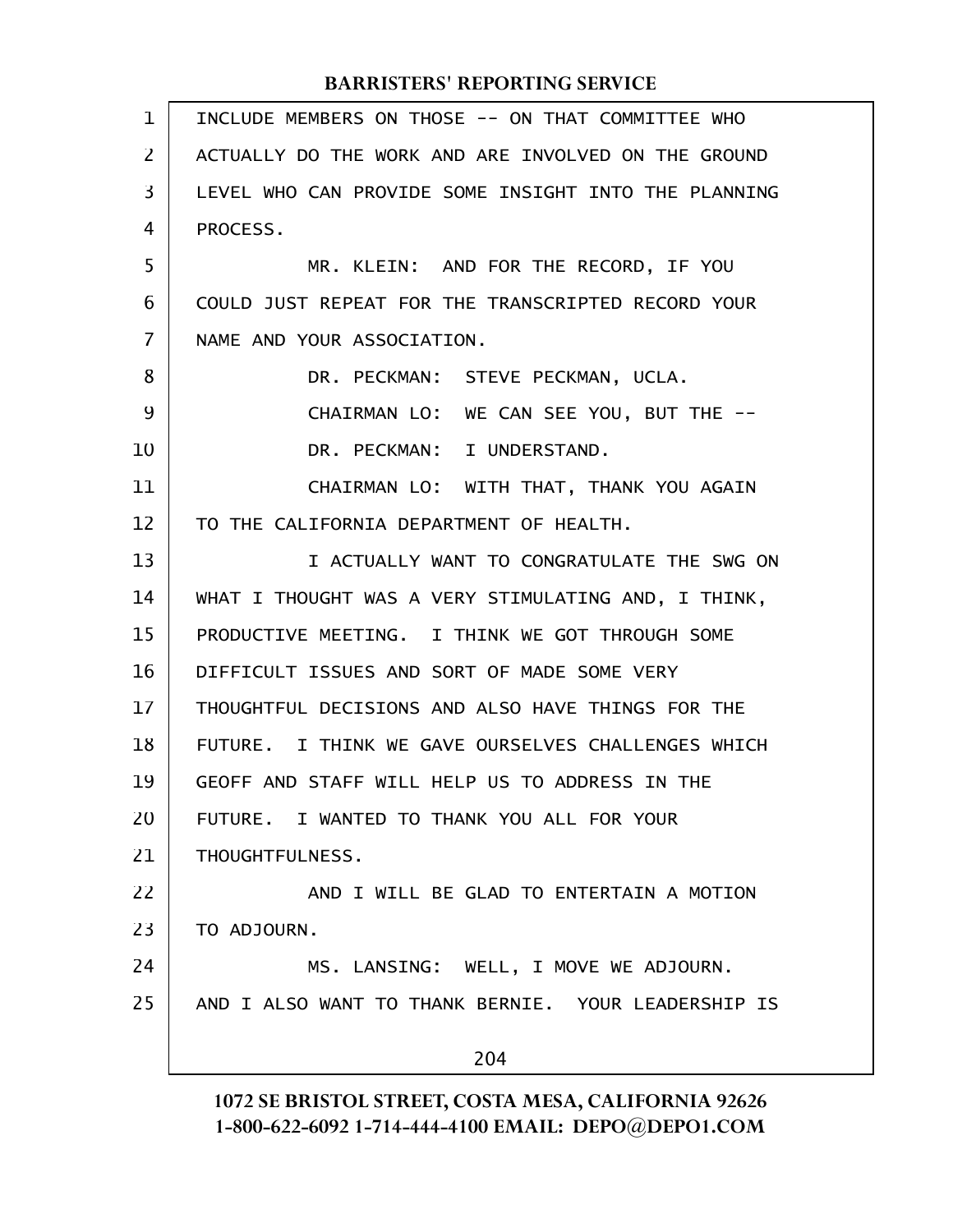INCLUDE MEMBERS ON THOSE -- ON THAT COMMITTEE WHO ACTUALLY DO THE WORK AND ARE INVOLVED ON THE GROUND LEVEL WHO CAN PROVIDE SOME INSIGHT INTO THE PLANNING PROCESS.

MR. KLEIN: AND FOR THE RECORD, IF YOU COULD JUST REPEAT FOR THE TRANSCRIPTED RECORD YOUR NAME AND YOUR ASSOCIATION.

DR. PECKMAN: STEVE PECKMAN, UCLA.

CHAIRMAN LO: WE CAN SEE YOU, BUT THE --

DR. PECKMAN: I UNDERSTAND.

CHAIRMAN LO: WITH THAT, THANK YOU AGAIN TO THE CALIFORNIA DEPARTMENT OF HEALTH.

I ACTUALLY WANT TO CONGRATULATE THE SWG ON WHAT I THOUGHT WAS A VERY STIMULATING AND, I THINK, PRODUCTIVE MEETING. I THINK WE GOT THROUGH SOME DIFFICULT ISSUES AND SORT OF MADE SOME VERY THOUGHTFUL DECISIONS AND ALSO HAVE THINGS FOR THE FUTURE. I THINK WE GAVE OURSELVES CHALLENGES WHICH GEOFF AND STAFF WILL HELP US TO ADDRESS IN THE FUTURE. I WANTED TO THANK YOU ALL FOR YOUR THOUGHTFULNESS.

AND I WILL BE GLAD TO ENTERTAIN A MOTION TO ADJOURN.

MS. LANSING: WELL, I MOVE WE ADJOURN. AND I ALSO WANT TO THANK BERNIE. YOUR LEADERSHIP IS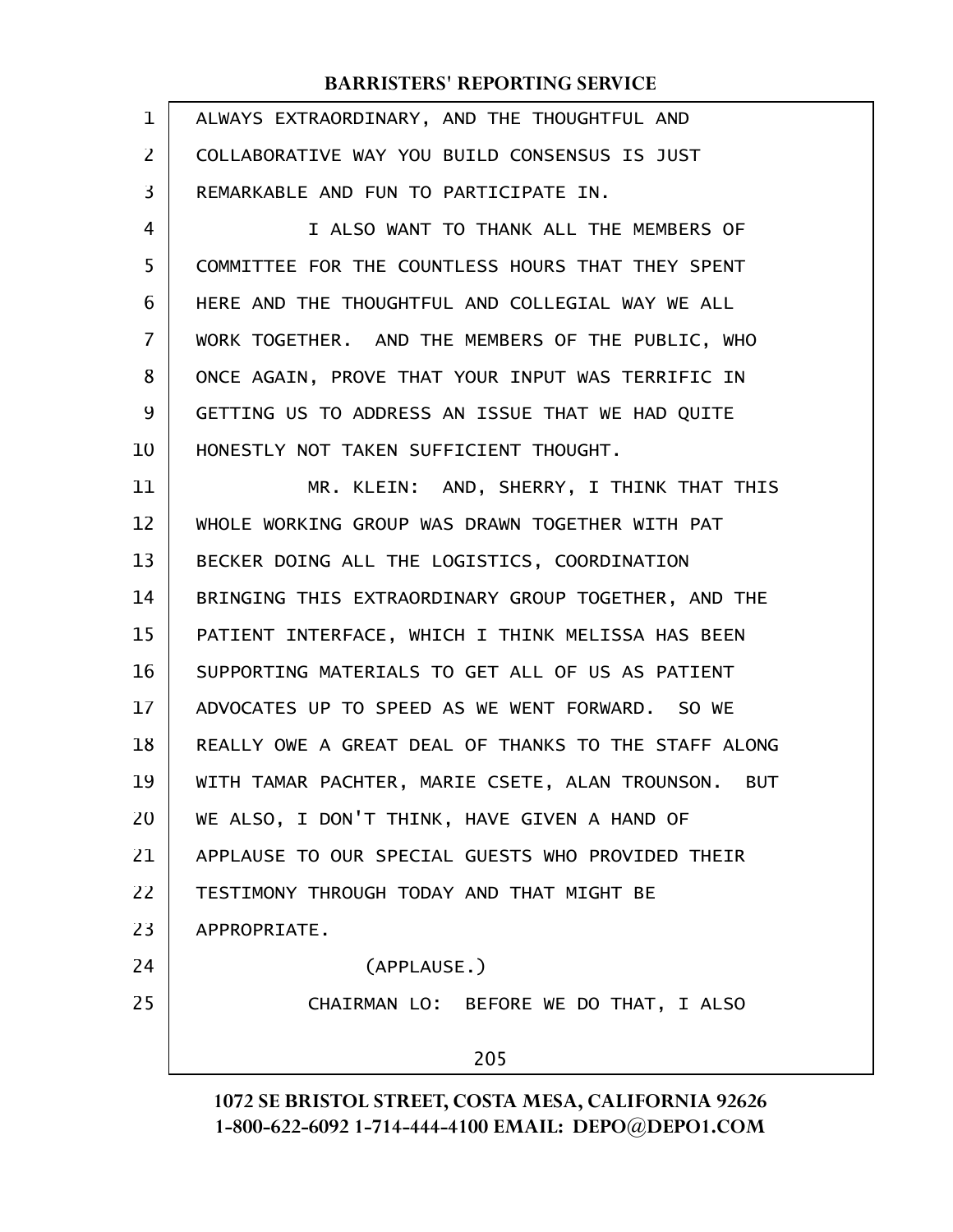ALWAYS EXTRAORDINARY, AND THE THOUGHTFUL AND COLLABORATIVE WAY YOU BUILD CONSENSUS IS JUST REMARKABLE AND FUN TO PARTICIPATE IN.

I ALSO WANT TO THANK ALL THE MEMBERS OF COMMITTEE FOR THE COUNTLESS HOURS THAT THEY SPENT HERE AND THE THOUGHTFUL AND COLLEGIAL WAY WE ALL WORK TOGETHER. AND THE MEMBERS OF THE PUBLIC, WHO ONCE AGAIN, PROVE THAT YOUR INPUT WAS TERRIFIC IN GETTING US TO ADDRESS AN ISSUE THAT WE HAD QUITE HONESTLY NOT TAKEN SUFFICIENT THOUGHT.

MR. KLEIN: AND, SHERRY, I THINK THAT THIS WHOLE WORKING GROUP WAS DRAWN TOGETHER WITH PAT BECKER DOING ALL THE LOGISTICS, COORDINATION BRINGING THIS EXTRAORDINARY GROUP TOGETHER, AND THE PATIENT INTERFACE, WHICH I THINK MELISSA HAS BEEN SUPPORTING MATERIALS TO GET ALL OF US AS PATIENT ADVOCATES UP TO SPEED AS WE WENT FORWARD. SO WE REALLY OWE A GREAT DEAL OF THANKS TO THE STAFF ALONG WITH TAMAR PACHTER, MARIE CSETE, ALAN TROUNSON. BUT WE ALSO, I DON'T THINK, HAVE GIVEN A HAND OF APPLAUSE TO OUR SPECIAL GUESTS WHO PROVIDED THEIR TESTIMONY THROUGH TODAY AND THAT MIGHT BE APPROPRIATE.

(APPLAUSE.)

CHAIRMAN LO: BEFORE WE DO THAT, I ALSO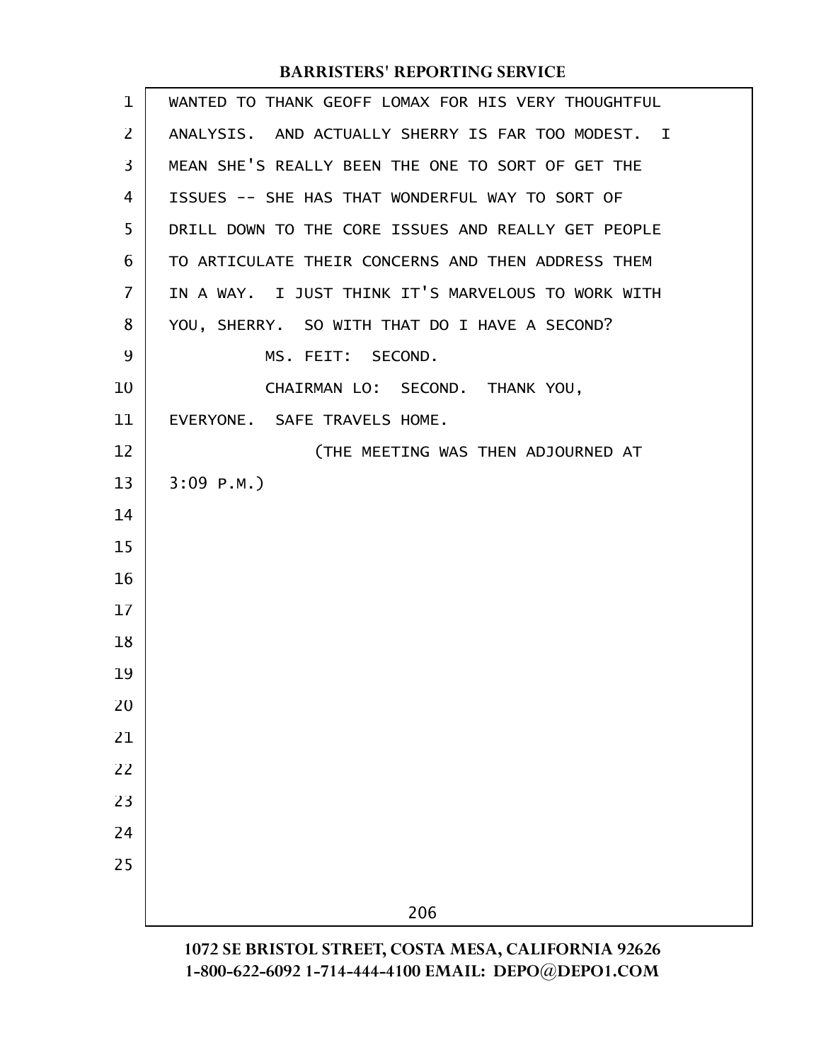WANTED TO THANK GEOFF LOMAX FOR HIS VERY THOUGHTFUL ANALYSIS. AND ACTUALLY SHERRY IS FAR TOO MODEST. I MEAN SHE'S REALLY BEEN THE ONE TO SORT OF GET THE ISSUES -- SHE HAS THAT WONDERFUL WAY TO SORT OF DRILL DOWN TO THE CORE ISSUES AND REALLY GET PEOPLE TO ARTICULATE THEIR CONCERNS AND THEN ADDRESS THEM IN A WAY. I JUST THINK IT'S MARVELOUS TO WORK WITH YOU, SHERRY. SO WITH THAT DO I HAVE A SECOND?

MS. FEIT: SECOND.

CHAIRMAN LO: SECOND. THANK YOU, EVERYONE. SAFE TRAVELS HOME.

(THE MEETING WAS THEN ADJOURNED AT 3:09 P.M.)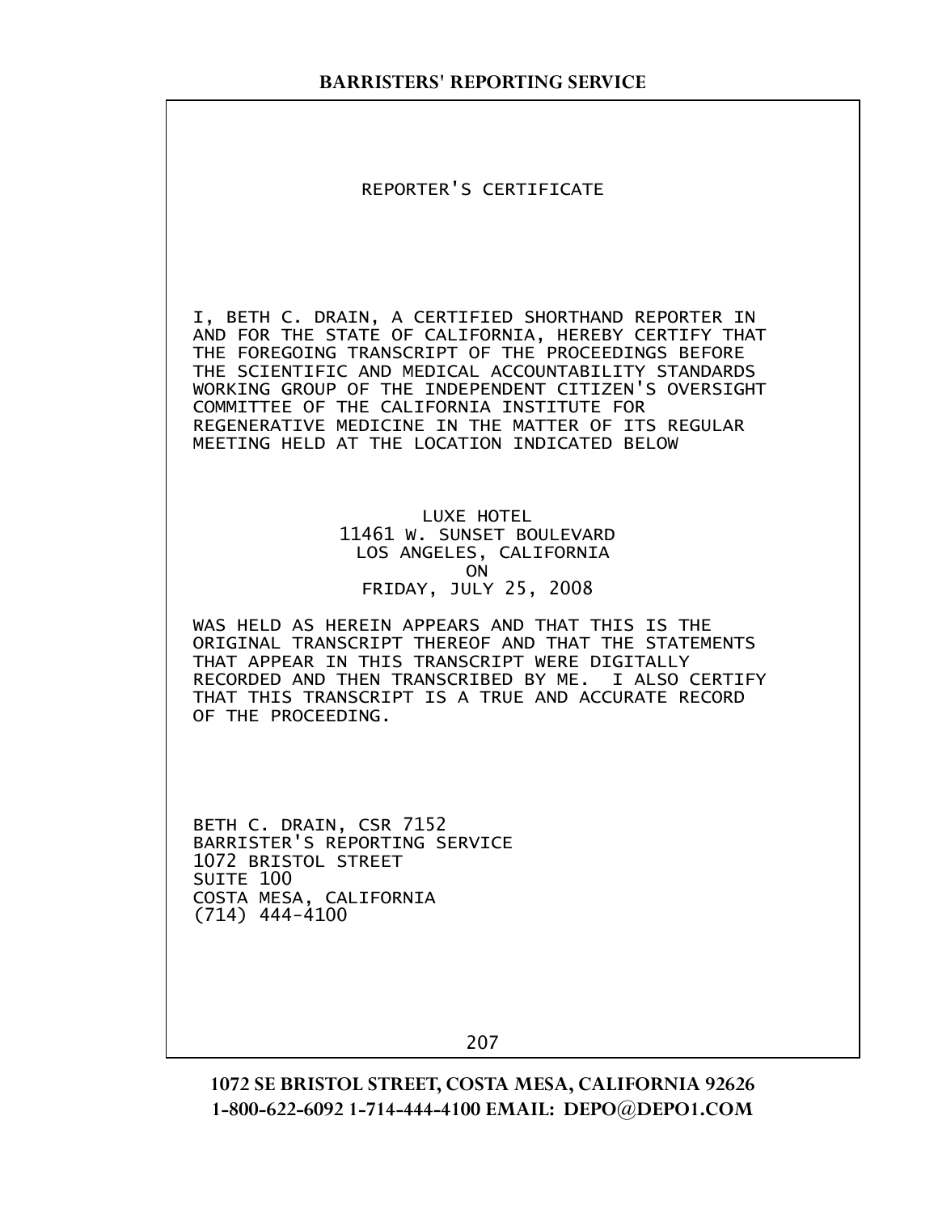# REPORTER'S CERTIFICATE

I, BETH C. DRAIN, A CERTIFIED SHORTHAND REPORTER IN AND FOR THE STATE OF CALIFORNIA, HEREBY CERTIFY THAT THE FOREGOING TRANSCRIPT OF THE PROCEEDINGS BEFORE THE SCIENTIFIC AND MEDICAL ACCOUNTABILITY STANDARDS WORKING GROUP OF THE INDEPENDENT CITIZEN'S OVERSIGHT COMMITTEE OF THE CALIFORNIA INSTITUTE FOR REGENERATIVE MEDICINE IN THE MATTER OF ITS REGULAR MEETING HELD AT THE LOCATION INDICATED BELOW

LUXE HOTEL
11461 W. SUNSET BOULEVARD
LOS ANGELES, CALIFORNIA
ON
FRIDAY, JULY 25, 2008

WAS HELD AS HEREIN APPEARS AND THAT THIS IS THE ORIGINAL TRANSCRIPT THEREOF AND THAT THE STATEMENTS THAT APPEAR IN THIS TRANSCRIPT WERE DIGITALLY RECORDED AND THEN TRANSCRIBED BY ME. I ALSO CERTIFY THAT THIS TRANSCRIPT IS A TRUE AND ACCURATE RECORD OF THE PROCEEDING.

BETH C. DRAIN, CSR 7152
BARRISTER'S REPORTING SERVICE
1072 BRISTOL STREET
SUITE 100
COSTA MESA, CALIFORNIA
(714) 444-4100